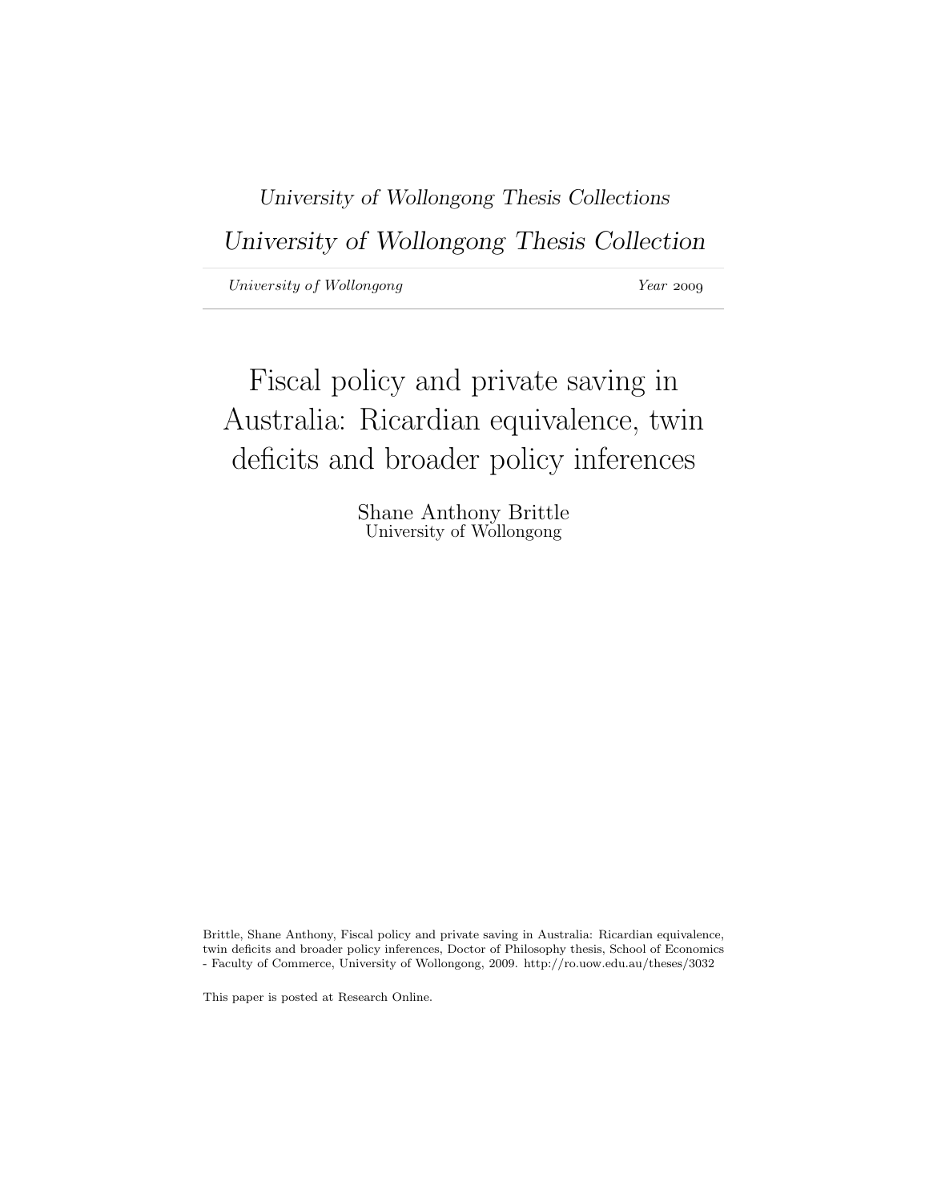*University of Wollongong Thesis Collections*

## *University of Wollongong Thesis Collection*

*University of Wollongong* *Year* 2009

# Fiscal policy and private saving in Australia: Ricardian equivalence, twin deficits and broader policy inferences

Shane Anthony Brittle
University of Wollongong

Brittle, Shane Anthony, Fiscal policy and private saving in Australia: Ricardian equivalence, twin deficits and broader policy inferences, Doctor of Philosophy thesis, School of Economics - Faculty of Commerce, University of Wollongong, 2009. http://ro.uow.edu.au/theses/3032

This paper is posted at Research Online.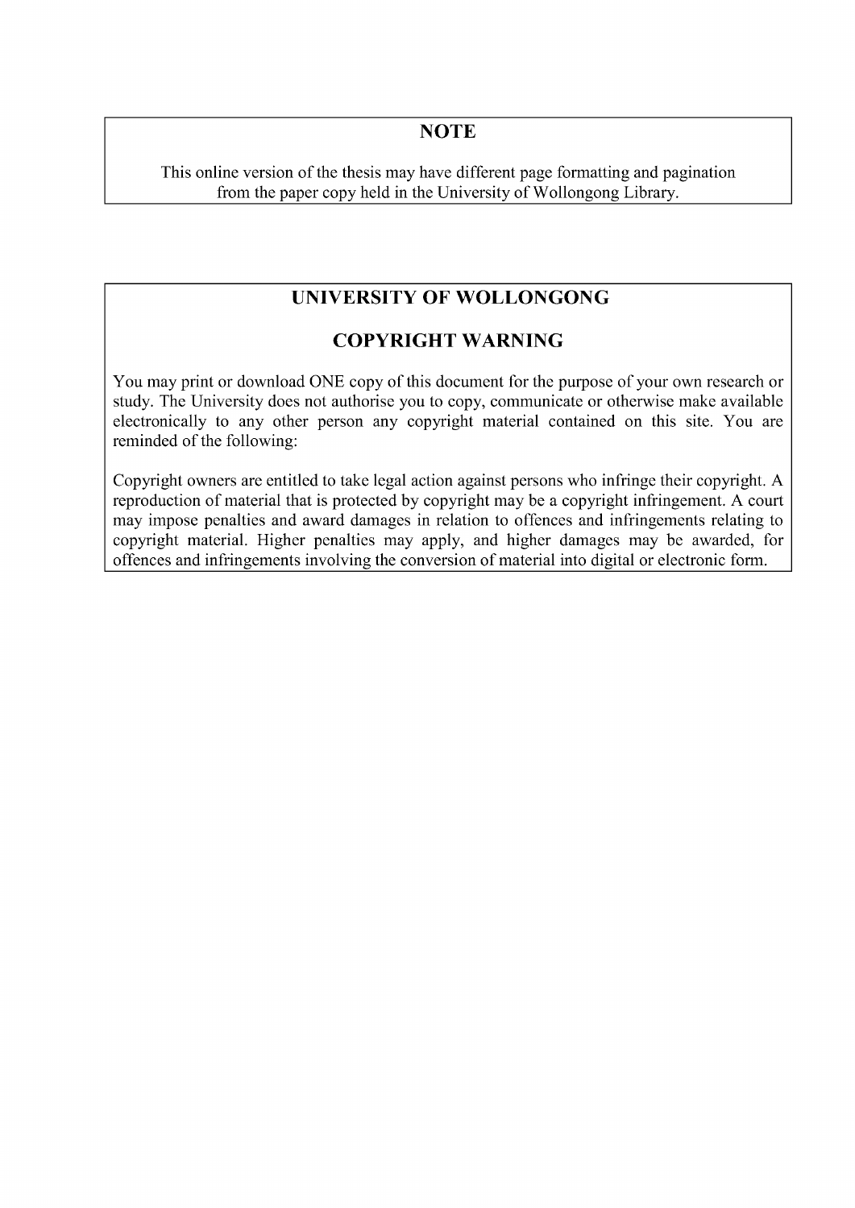## NOTE

This online version of the thesis may have different page formatting and pagination from the paper copy held in the University of Wollongong Library.

## UNIVERSITY OF WOLLONGONG

## COPYRIGHT WARNING

You may print or download ONE copy of this document for the purpose of your own research or study. The University does not authorise you to copy, communicate or otherwise make available electronically to any other person any copyright material contained on this site. You are reminded of the following:

Copyright owners are entitled to take legal action against persons who infringe their copyright. A reproduction of material that is protected by copyright may be a copyright infringement. A court may impose penalties and award damages in relation to offences and infringements relating to copyright material. Higher penalties may apply, and higher damages may be awarded, for offences and infringements involving the conversion of material into digital or electronic form.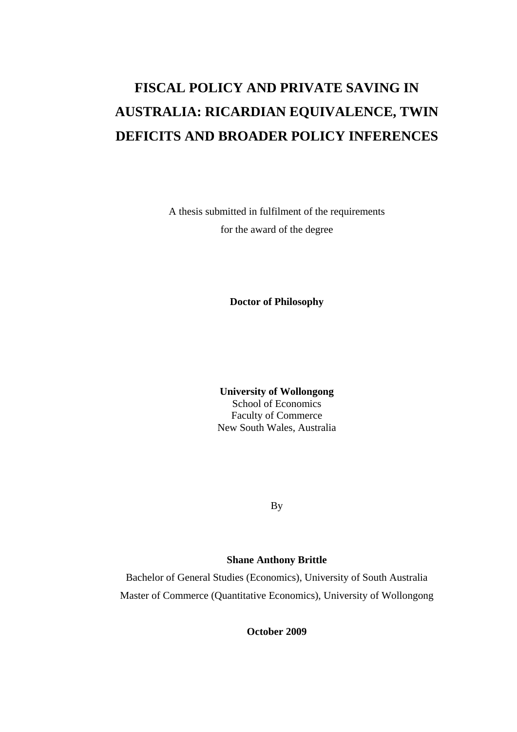# FISCAL POLICY AND PRIVATE SAVING IN AUSTRALIA: RICARDIAN EQUIVALENCE, TWIN DEFICITS AND BROADER POLICY INFERENCES

A thesis submitted in fulfilment of the requirements
for the award of the degree

**Doctor of Philosophy**

**University of Wollongong**
School of Economics
Faculty of Commerce
New South Wales, Australia

By

**Shane Anthony Brittle**

Bachelor of General Studies (Economics), University of South Australia
Master of Commerce (Quantitative Economics), University of Wollongong

**October 2009**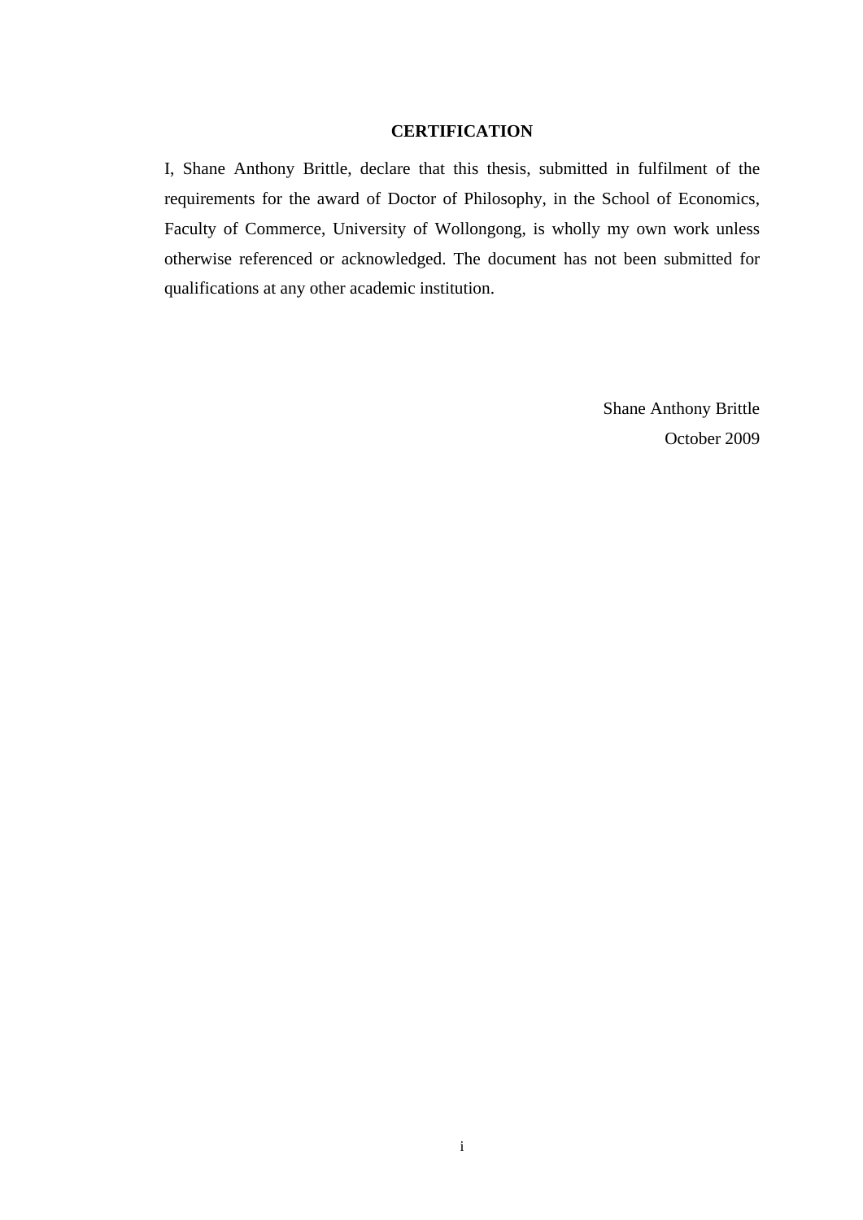# CERTIFICATION

I, Shane Anthony Brittle, declare that this thesis, submitted in fulfilment of the requirements for the award of Doctor of Philosophy, in the School of Economics, Faculty of Commerce, University of Wollongong, is wholly my own work unless otherwise referenced or acknowledged. The document has not been submitted for qualifications at any other academic institution.

Shane Anthony Brittle
October 2009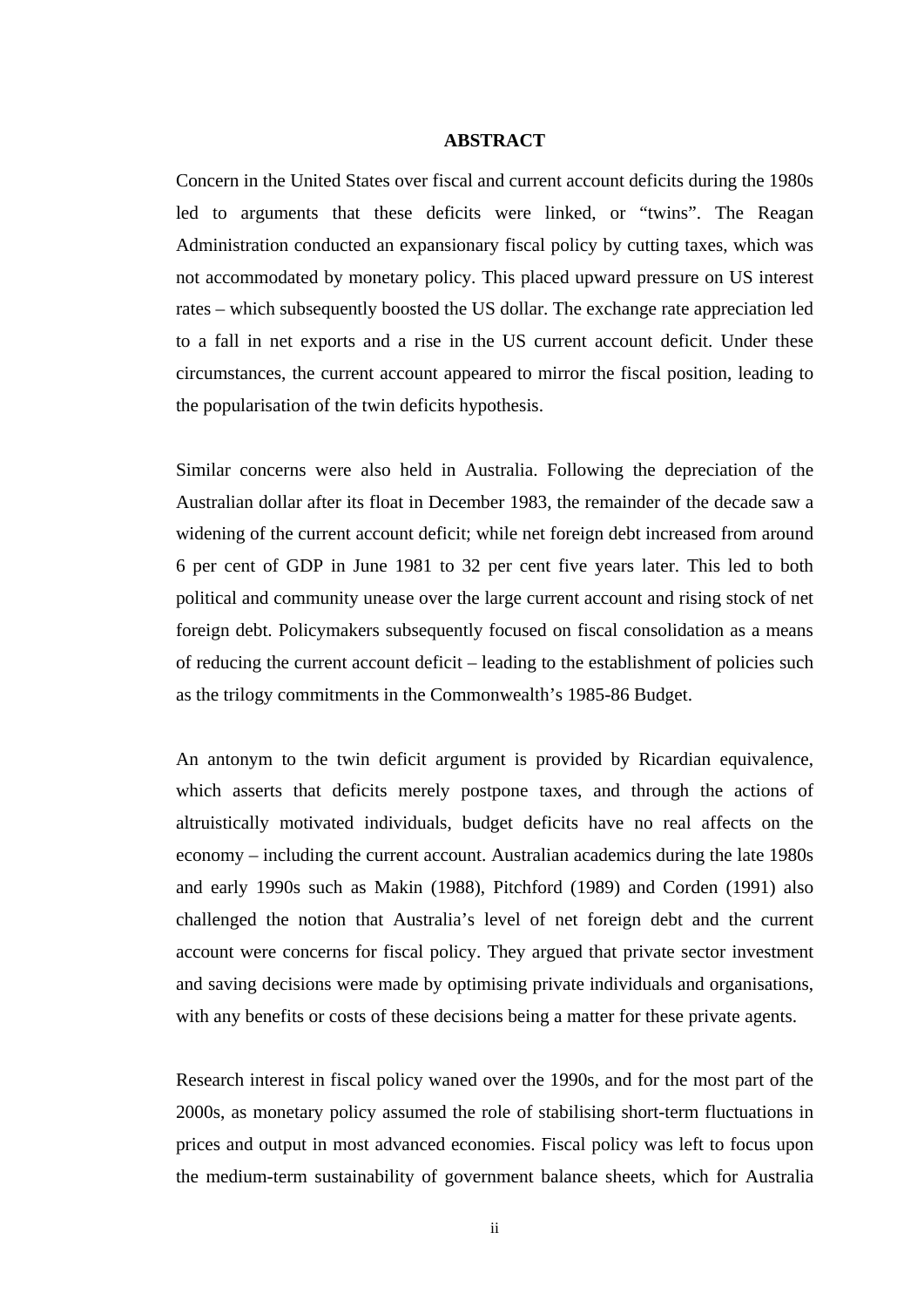# ABSTRACT

Concern in the United States over fiscal and current account deficits during the 1980s led to arguments that these deficits were linked, or "twins". The Reagan Administration conducted an expansionary fiscal policy by cutting taxes, which was not accommodated by monetary policy. This placed upward pressure on US interest rates – which subsequently boosted the US dollar. The exchange rate appreciation led to a fall in net exports and a rise in the US current account deficit. Under these circumstances, the current account appeared to mirror the fiscal position, leading to the popularisation of the twin deficits hypothesis.

Similar concerns were also held in Australia. Following the depreciation of the Australian dollar after its float in December 1983, the remainder of the decade saw a widening of the current account deficit; while net foreign debt increased from around 6 per cent of GDP in June 1981 to 32 per cent five years later. This led to both political and community unease over the large current account and rising stock of net foreign debt. Policymakers subsequently focused on fiscal consolidation as a means of reducing the current account deficit – leading to the establishment of policies such as the trilogy commitments in the Commonwealth's 1985-86 Budget.

An antonym to the twin deficit argument is provided by Ricardian equivalence, which asserts that deficits merely postpone taxes, and through the actions of altruistically motivated individuals, budget deficits have no real affects on the economy – including the current account. Australian academics during the late 1980s and early 1990s such as Makin (1988), Pitchford (1989) and Corden (1991) also challenged the notion that Australia's level of net foreign debt and the current account were concerns for fiscal policy. They argued that private sector investment and saving decisions were made by optimising private individuals and organisations, with any benefits or costs of these decisions being a matter for these private agents.

Research interest in fiscal policy waned over the 1990s, and for the most part of the 2000s, as monetary policy assumed the role of stabilising short-term fluctuations in prices and output in most advanced economies. Fiscal policy was left to focus upon the medium-term sustainability of government balance sheets, which for Australia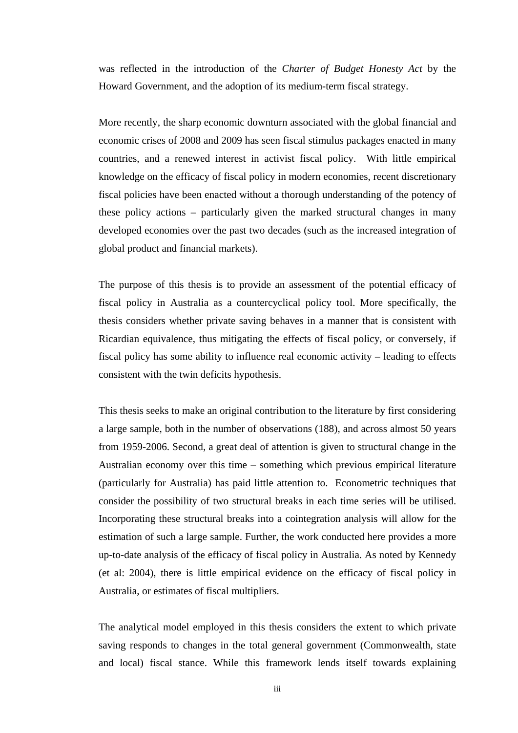was reflected in the introduction of the *Charter of Budget Honesty Act* by the Howard Government, and the adoption of its medium-term fiscal strategy.

More recently, the sharp economic downturn associated with the global financial and economic crises of 2008 and 2009 has seen fiscal stimulus packages enacted in many countries, and a renewed interest in activist fiscal policy. With little empirical knowledge on the efficacy of fiscal policy in modern economies, recent discretionary fiscal policies have been enacted without a thorough understanding of the potency of these policy actions – particularly given the marked structural changes in many developed economies over the past two decades (such as the increased integration of global product and financial markets).

The purpose of this thesis is to provide an assessment of the potential efficacy of fiscal policy in Australia as a countercyclical policy tool. More specifically, the thesis considers whether private saving behaves in a manner that is consistent with Ricardian equivalence, thus mitigating the effects of fiscal policy, or conversely, if fiscal policy has some ability to influence real economic activity – leading to effects consistent with the twin deficits hypothesis.

This thesis seeks to make an original contribution to the literature by first considering a large sample, both in the number of observations (188), and across almost 50 years from 1959-2006. Second, a great deal of attention is given to structural change in the Australian economy over this time – something which previous empirical literature (particularly for Australia) has paid little attention to. Econometric techniques that consider the possibility of two structural breaks in each time series will be utilised. Incorporating these structural breaks into a cointegration analysis will allow for the estimation of such a large sample. Further, the work conducted here provides a more up-to-date analysis of the efficacy of fiscal policy in Australia. As noted by Kennedy (et al: 2004), there is little empirical evidence on the efficacy of fiscal policy in Australia, or estimates of fiscal multipliers.

The analytical model employed in this thesis considers the extent to which private saving responds to changes in the total general government (Commonwealth, state and local) fiscal stance. While this framework lends itself towards explaining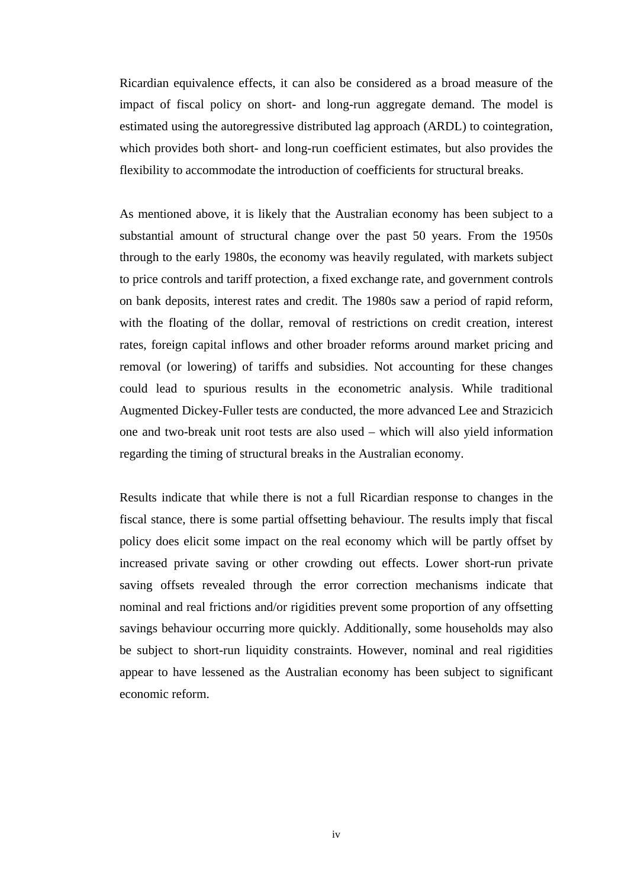Ricardian equivalence effects, it can also be considered as a broad measure of the impact of fiscal policy on short- and long-run aggregate demand. The model is estimated using the autoregressive distributed lag approach (ARDL) to cointegration, which provides both short- and long-run coefficient estimates, but also provides the flexibility to accommodate the introduction of coefficients for structural breaks.

As mentioned above, it is likely that the Australian economy has been subject to a substantial amount of structural change over the past 50 years. From the 1950s through to the early 1980s, the economy was heavily regulated, with markets subject to price controls and tariff protection, a fixed exchange rate, and government controls on bank deposits, interest rates and credit. The 1980s saw a period of rapid reform, with the floating of the dollar, removal of restrictions on credit creation, interest rates, foreign capital inflows and other broader reforms around market pricing and removal (or lowering) of tariffs and subsidies. Not accounting for these changes could lead to spurious results in the econometric analysis. While traditional Augmented Dickey-Fuller tests are conducted, the more advanced Lee and Strazicich one and two-break unit root tests are also used – which will also yield information regarding the timing of structural breaks in the Australian economy.

Results indicate that while there is not a full Ricardian response to changes in the fiscal stance, there is some partial offsetting behaviour. The results imply that fiscal policy does elicit some impact on the real economy which will be partly offset by increased private saving or other crowding out effects. Lower short-run private saving offsets revealed through the error correction mechanisms indicate that nominal and real frictions and/or rigidities prevent some proportion of any offsetting savings behaviour occurring more quickly. Additionally, some households may also be subject to short-run liquidity constraints. However, nominal and real rigidities appear to have lessened as the Australian economy has been subject to significant economic reform.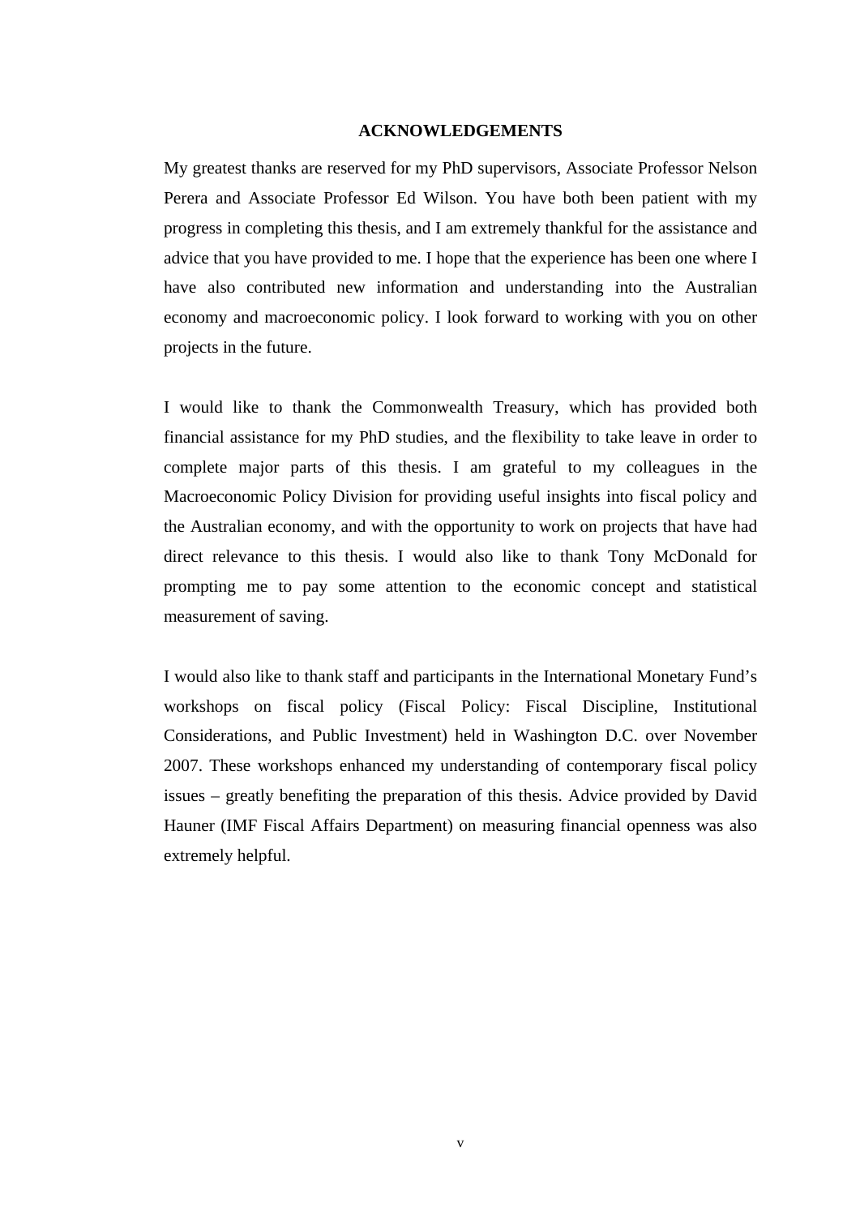# ACKNOWLEDGEMENTS

My greatest thanks are reserved for my PhD supervisors, Associate Professor Nelson Perera and Associate Professor Ed Wilson. You have both been patient with my progress in completing this thesis, and I am extremely thankful for the assistance and advice that you have provided to me. I hope that the experience has been one where I have also contributed new information and understanding into the Australian economy and macroeconomic policy. I look forward to working with you on other projects in the future.

I would like to thank the Commonwealth Treasury, which has provided both financial assistance for my PhD studies, and the flexibility to take leave in order to complete major parts of this thesis. I am grateful to my colleagues in the Macroeconomic Policy Division for providing useful insights into fiscal policy and the Australian economy, and with the opportunity to work on projects that have had direct relevance to this thesis. I would also like to thank Tony McDonald for prompting me to pay some attention to the economic concept and statistical measurement of saving.

I would also like to thank staff and participants in the International Monetary Fund's workshops on fiscal policy (Fiscal Policy: Fiscal Discipline, Institutional Considerations, and Public Investment) held in Washington D.C. over November 2007. These workshops enhanced my understanding of contemporary fiscal policy issues – greatly benefiting the preparation of this thesis. Advice provided by David Hauner (IMF Fiscal Affairs Department) on measuring financial openness was also extremely helpful.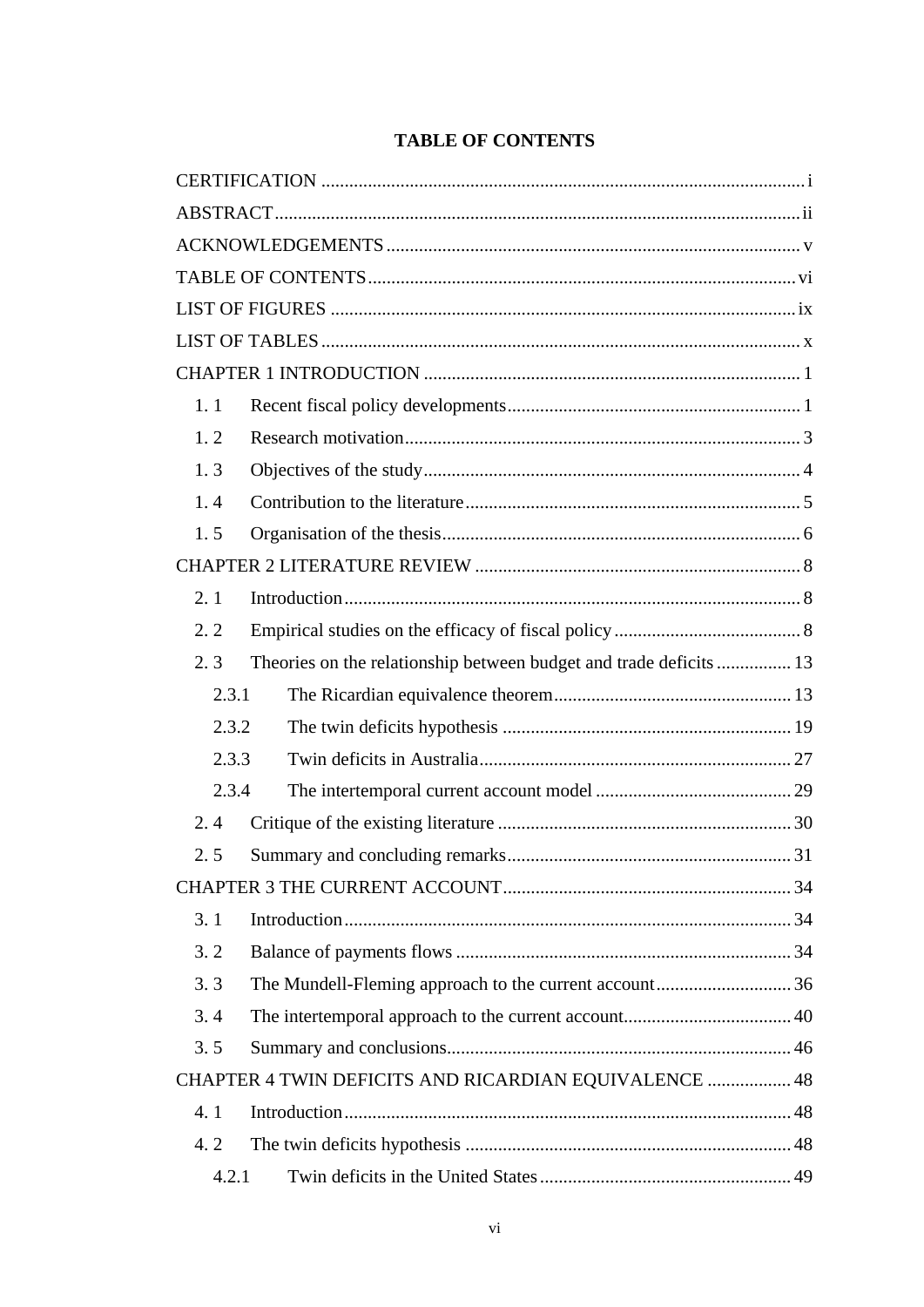# TABLE OF CONTENTS

CERTIFICATION ....... i

ABSTRACT ....... ii

ACKNOWLEDGEMENTS ....... v

TABLE OF CONTENTS ....... vi

LIST OF FIGURES ....... ix

LIST OF TABLES ....... x

CHAPTER 1 INTRODUCTION ....... 1

- 1. 1 Recent fiscal policy developments ....... 1
- 1. 2 Research motivation ....... 3
- 1. 3 Objectives of the study ....... 4
- 1. 4 Contribution to the literature ....... 5
- 1. 5 Organisation of the thesis ....... 6

CHAPTER 2 LITERATURE REVIEW ....... 8

- 2. 1 Introduction ....... 8
- 2. 2 Empirical studies on the efficacy of fiscal policy ....... 8
- 2. 3 Theories on the relationship between budget and trade deficits ....... 13
  - 2.3.1 The Ricardian equivalence theorem ....... 13
  - 2.3.2 The twin deficits hypothesis ....... 19
  - 2.3.3 Twin deficits in Australia ....... 27
  - 2.3.4 The intertemporal current account model ....... 29
- 2. 4 Critique of the existing literature ....... 30
- 2. 5 Summary and concluding remarks ....... 31

CHAPTER 3 THE CURRENT ACCOUNT ....... 34

- 3. 1 Introduction ....... 34
- 3. 2 Balance of payments flows ....... 34
- 3. 3 The Mundell-Fleming approach to the current account ....... 36
- 3. 4 The intertemporal approach to the current account. ....... 40
- 3. 5 Summary and conclusions ....... 46

CHAPTER 4 TWIN DEFICITS AND RICARDIAN EQUIVALENCE ....... 48

- 4. 1 Introduction ....... 48
- 4. 2 The twin deficits hypothesis ....... 48
  - 4.2.1 Twin deficits in the United States ....... 49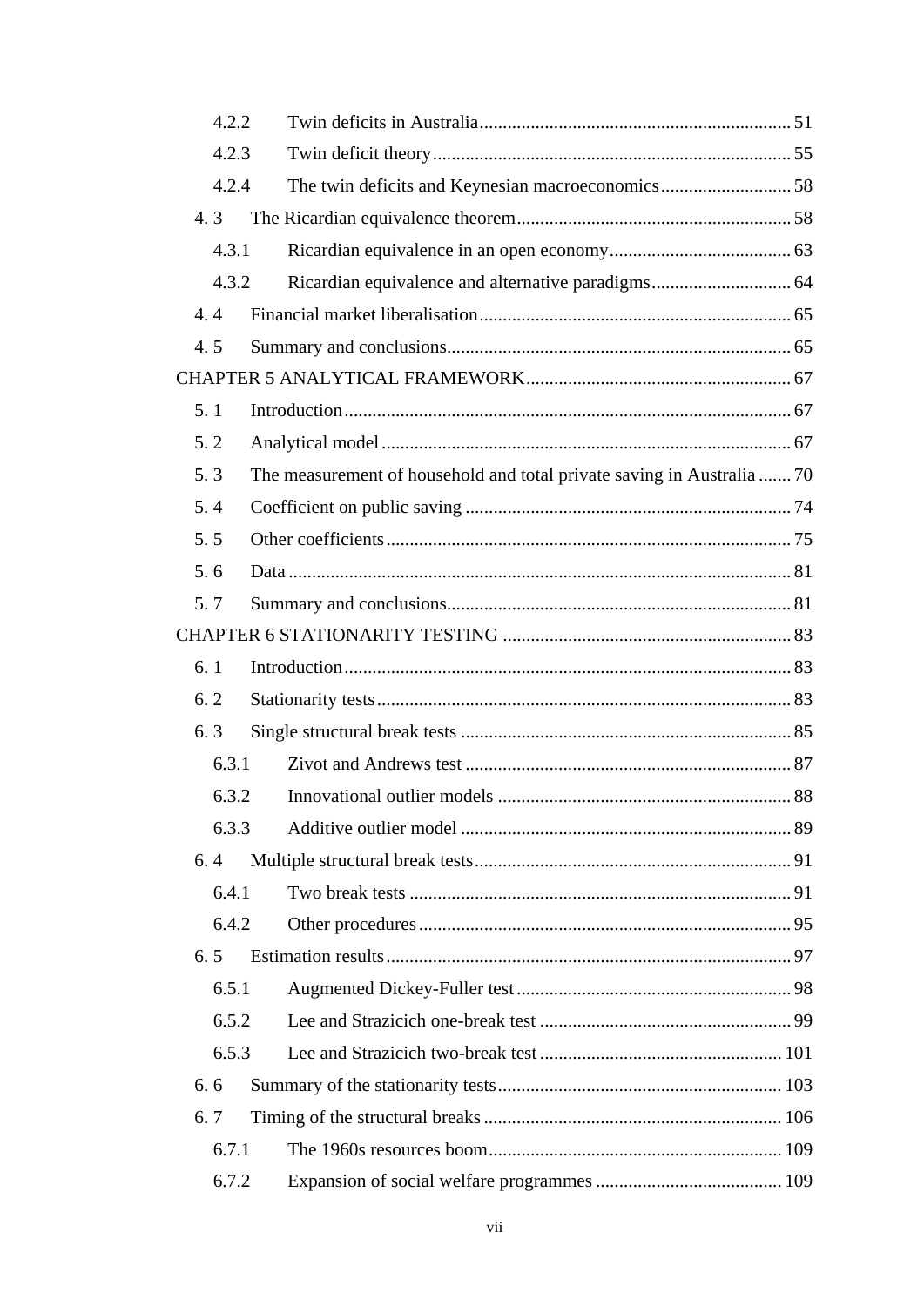- 4.2.2 Twin deficits in Australia .......... 51
- 4.2.3 Twin deficit theory .......... 55
- 4.2.4 The twin deficits and Keynesian macroeconomics .......... 58
- 4. 3 The Ricardian equivalence theorem .......... 58
  - 4.3.1 Ricardian equivalence in an open economy .......... 63
  - 4.3.2 Ricardian equivalence and alternative paradigms .......... 64
- 4. 4 Financial market liberalisation .......... 65
- 4. 5 Summary and conclusions .......... 65

CHAPTER 5 ANALYTICAL FRAMEWORK .......... 67

- 5. 1 Introduction .......... 67
- 5. 2 Analytical model .......... 67
- 5. 3 The measurement of household and total private saving in Australia .......... 70
- 5. 4 Coefficient on public saving .......... 74
- 5. 5 Other coefficients .......... 75
- 5. 6 Data .......... 81
- 5. 7 Summary and conclusions .......... 81

CHAPTER 6 STATIONARITY TESTING .......... 83

- 6. 1 Introduction .......... 83
- 6. 2 Stationarity tests .......... 83
- 6. 3 Single structural break tests .......... 85
  - 6.3.1 Zivot and Andrews test .......... 87
  - 6.3.2 Innovational outlier models .......... 88
  - 6.3.3 Additive outlier model .......... 89
- 6. 4 Multiple structural break tests .......... 91
  - 6.4.1 Two break tests .......... 91
  - 6.4.2 Other procedures .......... 95
- 6. 5 Estimation results .......... 97
  - 6.5.1 Augmented Dickey-Fuller test .......... 98
  - 6.5.2 Lee and Strazicich one-break test .......... 99
  - 6.5.3 Lee and Strazicich two-break test .......... 101
- 6. 6 Summary of the stationarity tests .......... 103
- 6. 7 Timing of the structural breaks .......... 106
  - 6.7.1 The 1960s resources boom .......... 109
  - 6.7.2 Expansion of social welfare programmes .......... 109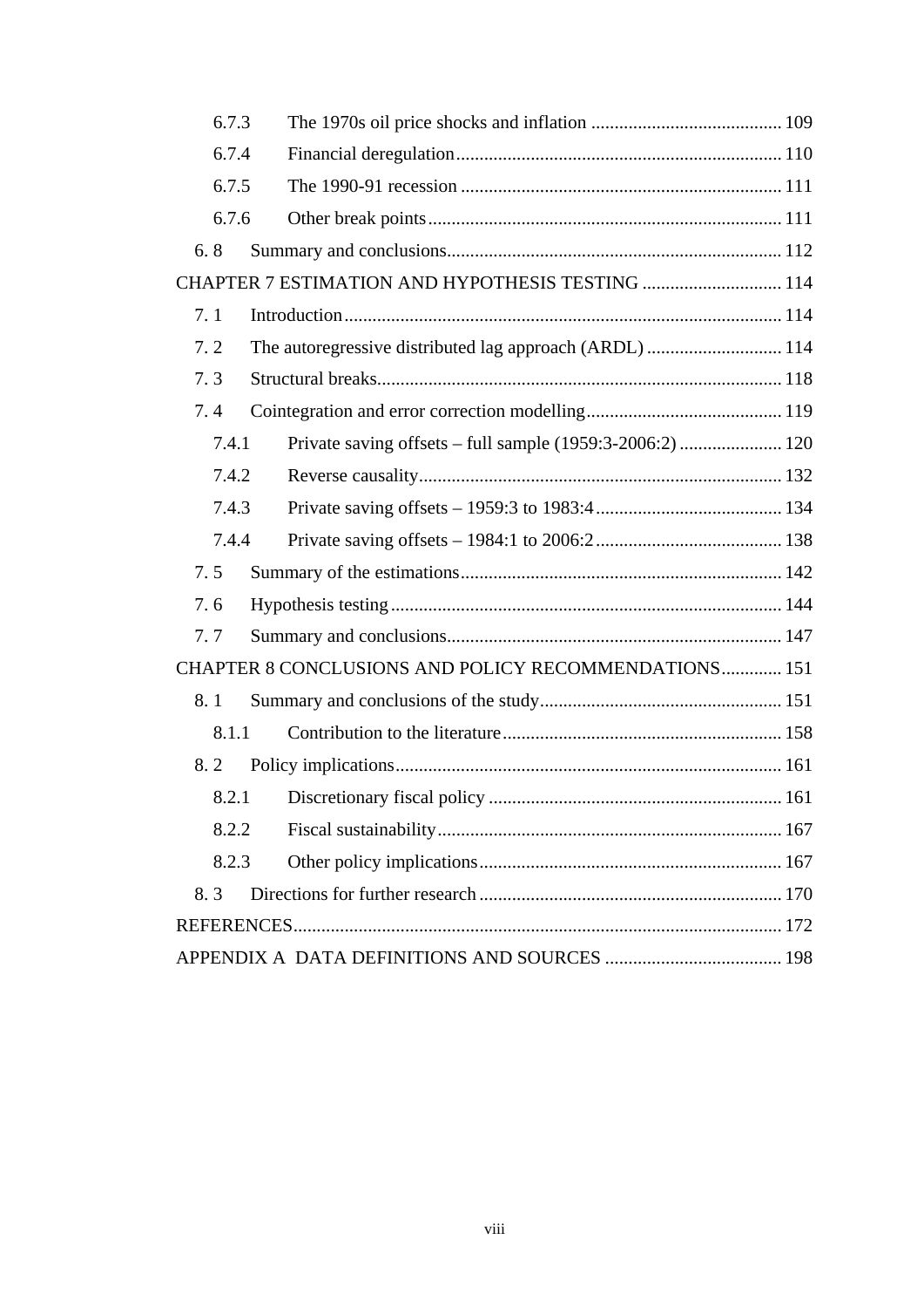6.7.3 The 1970s oil price shocks and inflation ........................................ 109

6.7.4 Financial deregulation ..................................................................... 110

6.7.5 The 1990-91 recession .................................................................... 111

6.7.6 Other break points .......................................................................... 111

6. 8 Summary and conclusions ....................................................................... 112

CHAPTER 7 ESTIMATION AND HYPOTHESIS TESTING ............................. 114

7. 1 Introduction ............................................................................................ 114

7. 2 The autoregressive distributed lag approach (ARDL) ............................ 114

7. 3 Structural breaks ..................................................................................... 118

7. 4 Cointegration and error correction modelling ......................................... 119

7.4.1 Private saving offsets – full sample (1959:3-2006:2) ..................... 120

7.4.2 Reverse causality ............................................................................ 132

7.4.3 Private saving offsets – 1959:3 to 1983:4 ....................................... 134

7.4.4 Private saving offsets – 1984:1 to 2006:2 ....................................... 138

7. 5 Summary of the estimations ................................................................... 142

7. 6 Hypothesis testing ................................................................................... 144

7. 7 Summary and conclusions ....................................................................... 147

CHAPTER 8 CONCLUSIONS AND POLICY RECOMMENDATIONS ............ 151

8. 1 Summary and conclusions of the study ................................................... 151

8.1.1 Contribution to the literature ........................................................... 158

8. 2 Policy implications .................................................................................. 161

8.2.1 Discretionary fiscal policy .............................................................. 161

8.2.2 Fiscal sustainability ......................................................................... 167

8.2.3 Other policy implications ................................................................ 167

8. 3 Directions for further research ................................................................ 170

REFERENCES ....................................................................................................... 172

APPENDIX A DATA DEFINITIONS AND SOURCES ..................................... 198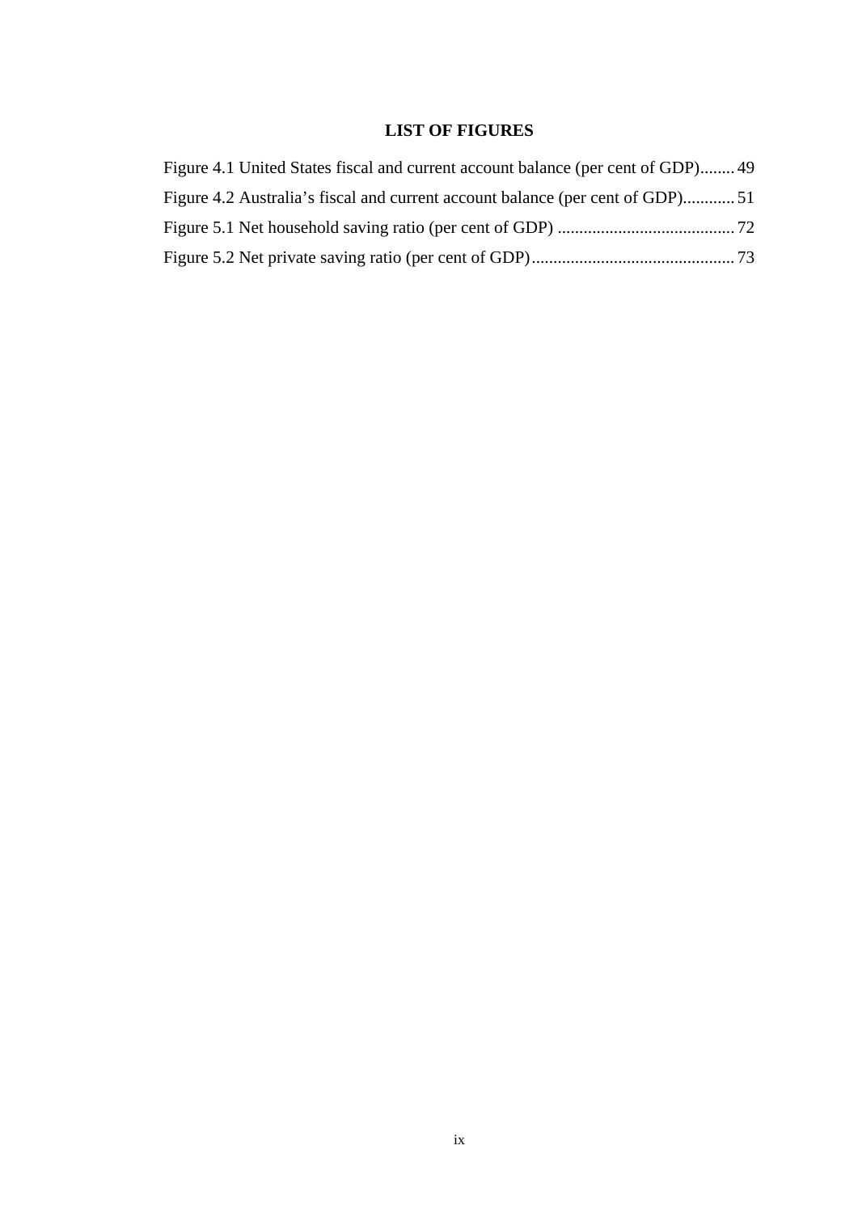## LIST OF FIGURES

Figure 4.1 United States fiscal and current account balance (per cent of GDP)........49

Figure 4.2 Australia's fiscal and current account balance (per cent of GDP)............51

Figure 5.1 Net household saving ratio (per cent of GDP) .........................................72

Figure 5.2 Net private saving ratio (per cent of GDP)...............................................73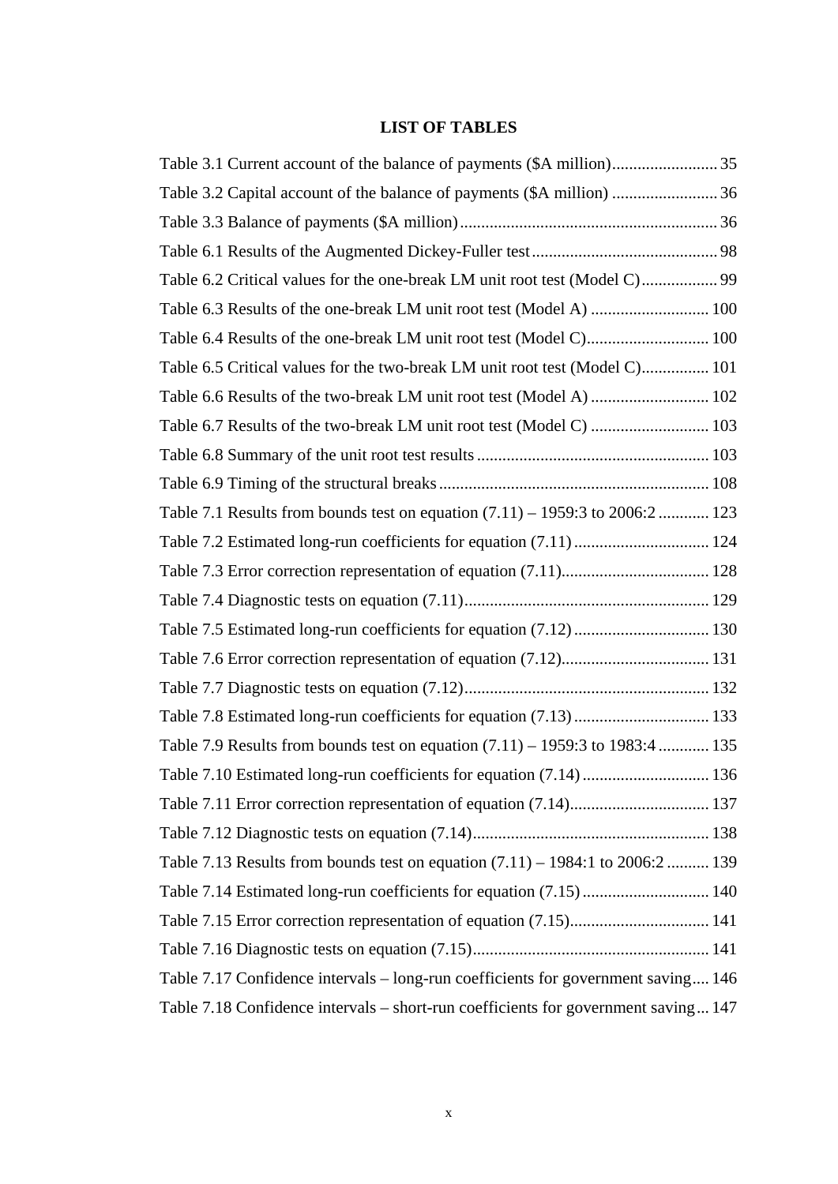# LIST OF TABLES

Table 3.1 Current account of the balance of payments ($A million) ......................... 35

Table 3.2 Capital account of the balance of payments ($A million) ......................... 36

Table 3.3 Balance of payments ($A million) ............................................................ 36

Table 6.1 Results of the Augmented Dickey-Fuller test ............................................ 98

Table 6.2 Critical values for the one-break LM unit root test (Model C) .................. 99

Table 6.3 Results of the one-break LM unit root test (Model A) ............................ 100

Table 6.4 Results of the one-break LM unit root test (Model C) ............................. 100

Table 6.5 Critical values for the two-break LM unit root test (Model C) ................ 101

Table 6.6 Results of the two-break LM unit root test (Model A) ............................ 102

Table 6.7 Results of the two-break LM unit root test (Model C) ............................ 103

Table 6.8 Summary of the unit root test results ...................................................... 103

Table 6.9 Timing of the structural breaks ............................................................... 108

Table 7.1 Results from bounds test on equation (7.11) – 1959:3 to 2006:2 ............ 123

Table 7.2 Estimated long-run coefficients for equation (7.11) ................................ 124

Table 7.3 Error correction representation of equation (7.11) .................................. 128

Table 7.4 Diagnostic tests on equation (7.11) ......................................................... 129

Table 7.5 Estimated long-run coefficients for equation (7.12) ................................ 130

Table 7.6 Error correction representation of equation (7.12) .................................. 131

Table 7.7 Diagnostic tests on equation (7.12) ......................................................... 132

Table 7.8 Estimated long-run coefficients for equation (7.13) ................................ 133

Table 7.9 Results from bounds test on equation (7.11) – 1959:3 to 1983:4 ............ 135

Table 7.10 Estimated long-run coefficients for equation (7.14) .............................. 136

Table 7.11 Error correction representation of equation (7.14) ................................ 137

Table 7.12 Diagnostic tests on equation (7.14) ....................................................... 138

Table 7.13 Results from bounds test on equation (7.11) – 1984:1 to 2006:2 .......... 139

Table 7.14 Estimated long-run coefficients for equation (7.15) .............................. 140

Table 7.15 Error correction representation of equation (7.15) ................................ 141

Table 7.16 Diagnostic tests on equation (7.15) ....................................................... 141

Table 7.17 Confidence intervals – long-run coefficients for government saving .... 146

Table 7.18 Confidence intervals – short-run coefficients for government saving ... 147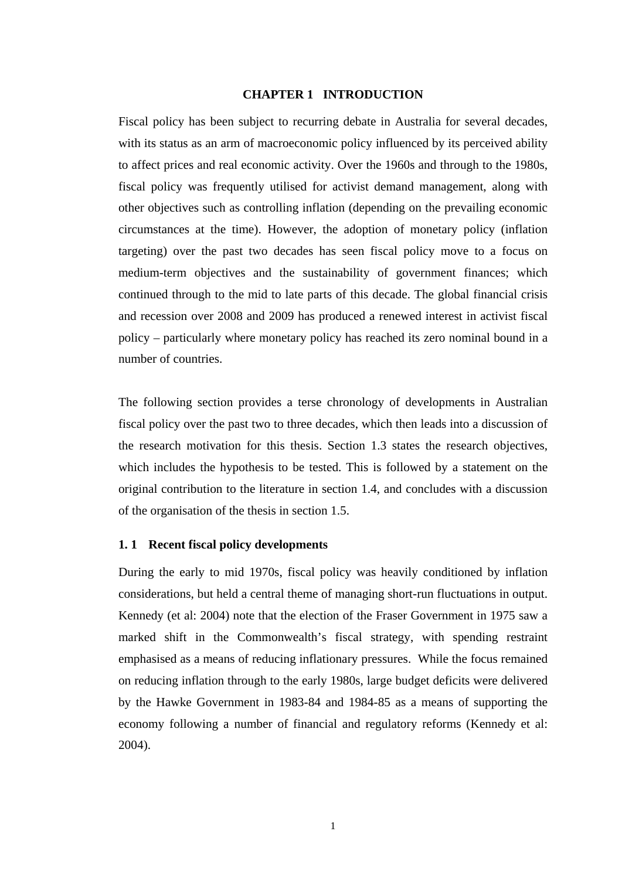# CHAPTER 1 INTRODUCTION

Fiscal policy has been subject to recurring debate in Australia for several decades, with its status as an arm of macroeconomic policy influenced by its perceived ability to affect prices and real economic activity. Over the 1960s and through to the 1980s, fiscal policy was frequently utilised for activist demand management, along with other objectives such as controlling inflation (depending on the prevailing economic circumstances at the time). However, the adoption of monetary policy (inflation targeting) over the past two decades has seen fiscal policy move to a focus on medium-term objectives and the sustainability of government finances; which continued through to the mid to late parts of this decade. The global financial crisis and recession over 2008 and 2009 has produced a renewed interest in activist fiscal policy – particularly where monetary policy has reached its zero nominal bound in a number of countries.

The following section provides a terse chronology of developments in Australian fiscal policy over the past two to three decades, which then leads into a discussion of the research motivation for this thesis. Section 1.3 states the research objectives, which includes the hypothesis to be tested. This is followed by a statement on the original contribution to the literature in section 1.4, and concludes with a discussion of the organisation of the thesis in section 1.5.

## 1. 1 Recent fiscal policy developments

During the early to mid 1970s, fiscal policy was heavily conditioned by inflation considerations, but held a central theme of managing short-run fluctuations in output. Kennedy (et al: 2004) note that the election of the Fraser Government in 1975 saw a marked shift in the Commonwealth's fiscal strategy, with spending restraint emphasised as a means of reducing inflationary pressures. While the focus remained on reducing inflation through to the early 1980s, large budget deficits were delivered by the Hawke Government in 1983-84 and 1984-85 as a means of supporting the economy following a number of financial and regulatory reforms (Kennedy et al: 2004).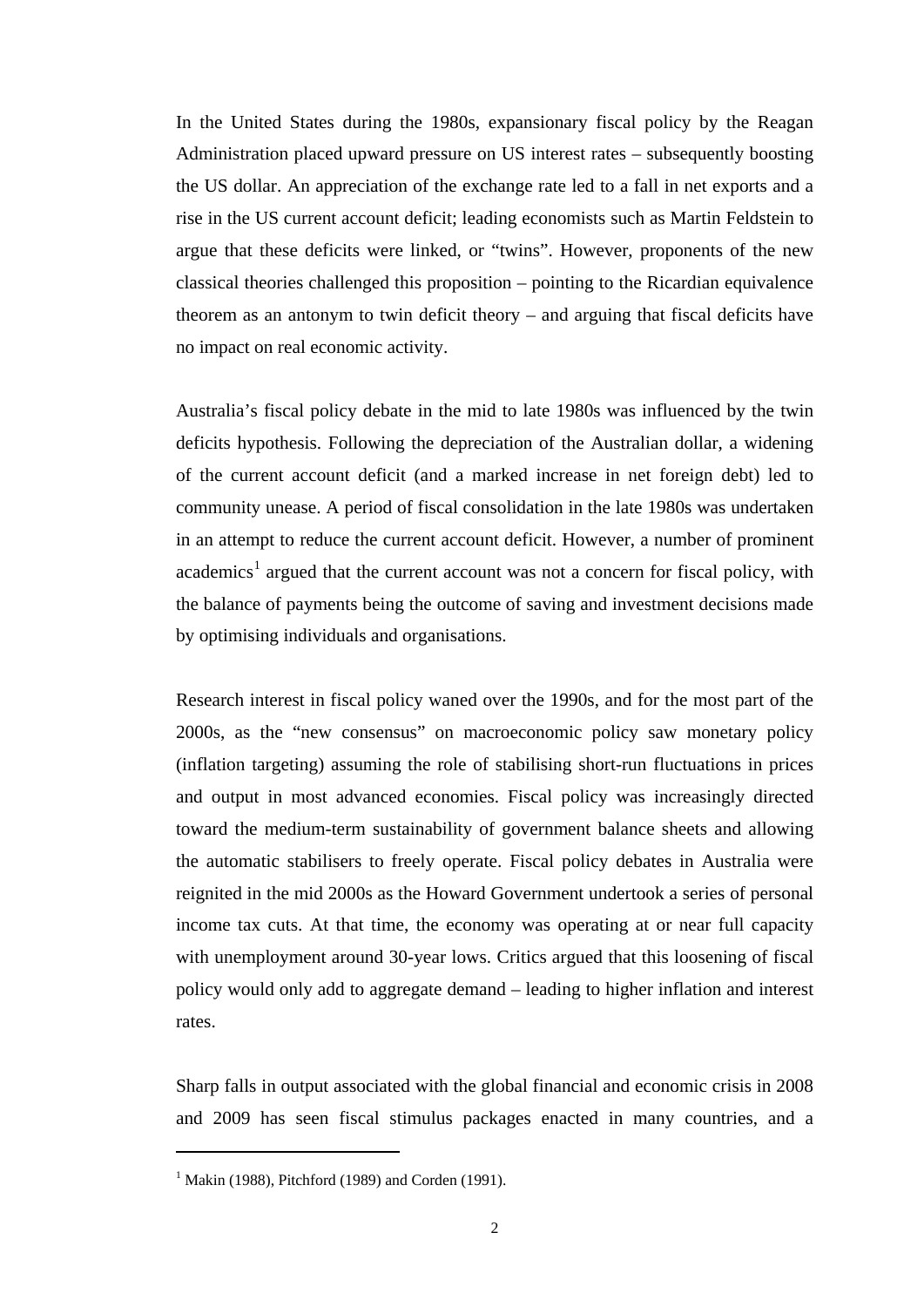In the United States during the 1980s, expansionary fiscal policy by the Reagan Administration placed upward pressure on US interest rates – subsequently boosting the US dollar. An appreciation of the exchange rate led to a fall in net exports and a rise in the US current account deficit; leading economists such as Martin Feldstein to argue that these deficits were linked, or "twins". However, proponents of the new classical theories challenged this proposition – pointing to the Ricardian equivalence theorem as an antonym to twin deficit theory – and arguing that fiscal deficits have no impact on real economic activity.

Australia's fiscal policy debate in the mid to late 1980s was influenced by the twin deficits hypothesis. Following the depreciation of the Australian dollar, a widening of the current account deficit (and a marked increase in net foreign debt) led to community unease. A period of fiscal consolidation in the late 1980s was undertaken in an attempt to reduce the current account deficit. However, a number of prominent academics[1] argued that the current account was not a concern for fiscal policy, with the balance of payments being the outcome of saving and investment decisions made by optimising individuals and organisations.

Research interest in fiscal policy waned over the 1990s, and for the most part of the 2000s, as the "new consensus" on macroeconomic policy saw monetary policy (inflation targeting) assuming the role of stabilising short-run fluctuations in prices and output in most advanced economies. Fiscal policy was increasingly directed toward the medium-term sustainability of government balance sheets and allowing the automatic stabilisers to freely operate. Fiscal policy debates in Australia were reignited in the mid 2000s as the Howard Government undertook a series of personal income tax cuts. At that time, the economy was operating at or near full capacity with unemployment around 30-year lows. Critics argued that this loosening of fiscal policy would only add to aggregate demand – leading to higher inflation and interest rates.

Sharp falls in output associated with the global financial and economic crisis in 2008 and 2009 has seen fiscal stimulus packages enacted in many countries, and a

[1] Makin (1988), Pitchford (1989) and Corden (1991).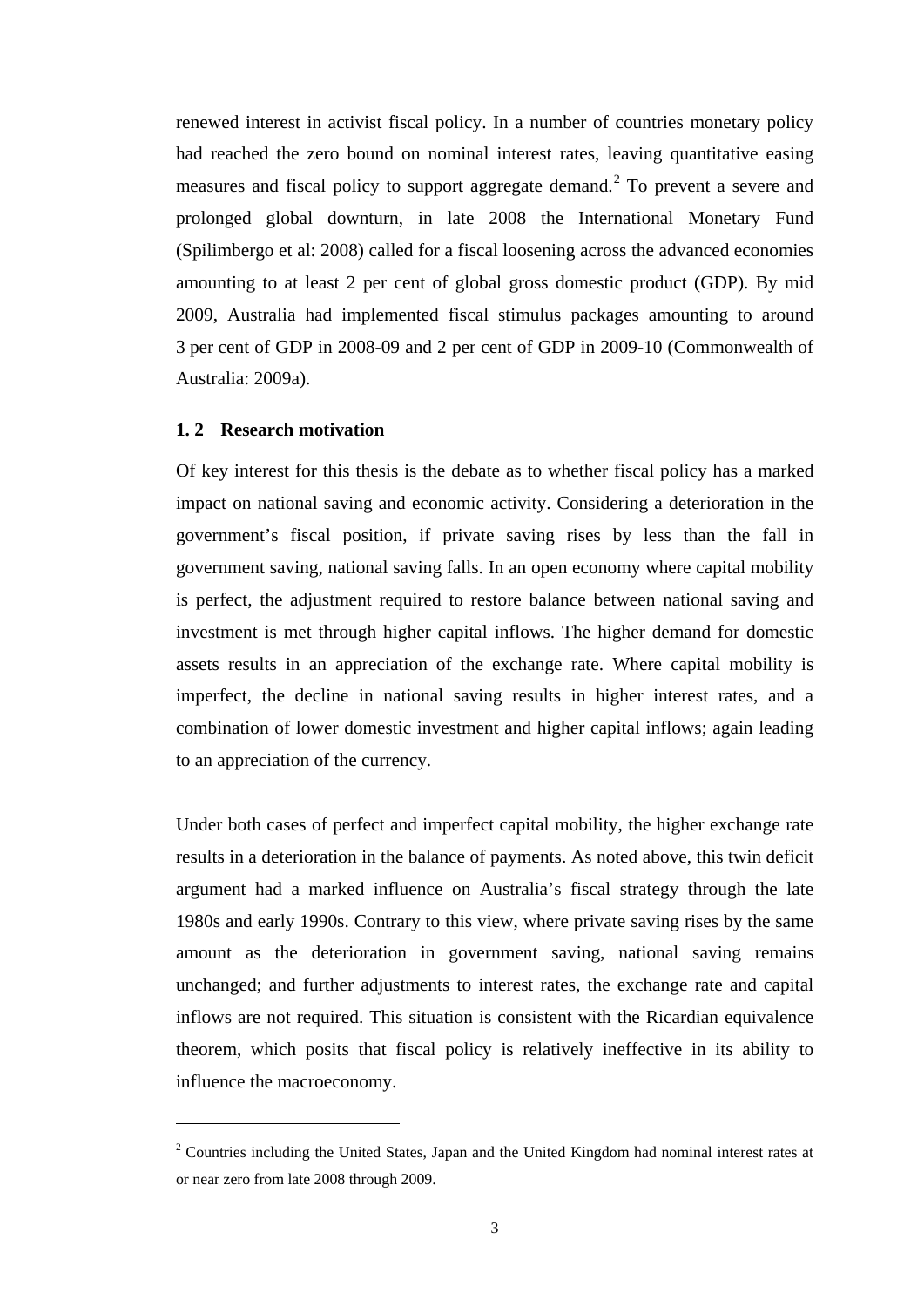renewed interest in activist fiscal policy. In a number of countries monetary policy had reached the zero bound on nominal interest rates, leaving quantitative easing measures and fiscal policy to support aggregate demand.[2] To prevent a severe and prolonged global downturn, in late 2008 the International Monetary Fund (Spilimbergo et al: 2008) called for a fiscal loosening across the advanced economies amounting to at least 2 per cent of global gross domestic product (GDP). By mid 2009, Australia had implemented fiscal stimulus packages amounting to around 3 per cent of GDP in 2008-09 and 2 per cent of GDP in 2009-10 (Commonwealth of Australia: 2009a).

### 1. 2 Research motivation

Of key interest for this thesis is the debate as to whether fiscal policy has a marked impact on national saving and economic activity. Considering a deterioration in the government's fiscal position, if private saving rises by less than the fall in government saving, national saving falls. In an open economy where capital mobility is perfect, the adjustment required to restore balance between national saving and investment is met through higher capital inflows. The higher demand for domestic assets results in an appreciation of the exchange rate. Where capital mobility is imperfect, the decline in national saving results in higher interest rates, and a combination of lower domestic investment and higher capital inflows; again leading to an appreciation of the currency.

Under both cases of perfect and imperfect capital mobility, the higher exchange rate results in a deterioration in the balance of payments. As noted above, this twin deficit argument had a marked influence on Australia's fiscal strategy through the late 1980s and early 1990s. Contrary to this view, where private saving rises by the same amount as the deterioration in government saving, national saving remains unchanged; and further adjustments to interest rates, the exchange rate and capital inflows are not required. This situation is consistent with the Ricardian equivalence theorem, which posits that fiscal policy is relatively ineffective in its ability to influence the macroeconomy.

---

[2] Countries including the United States, Japan and the United Kingdom had nominal interest rates at or near zero from late 2008 through 2009.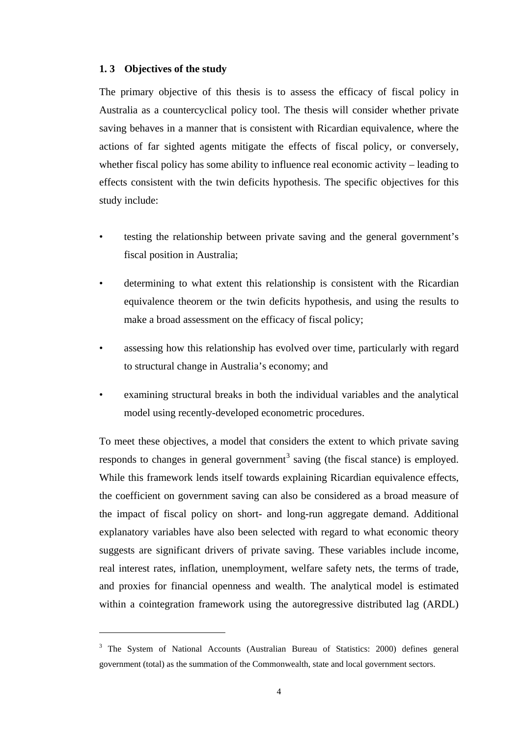## 1. 3 Objectives of the study

The primary objective of this thesis is to assess the efficacy of fiscal policy in Australia as a countercyclical policy tool. The thesis will consider whether private saving behaves in a manner that is consistent with Ricardian equivalence, where the actions of far sighted agents mitigate the effects of fiscal policy, or conversely, whether fiscal policy has some ability to influence real economic activity – leading to effects consistent with the twin deficits hypothesis. The specific objectives for this study include:

- testing the relationship between private saving and the general government's fiscal position in Australia;
- determining to what extent this relationship is consistent with the Ricardian equivalence theorem or the twin deficits hypothesis, and using the results to make a broad assessment on the efficacy of fiscal policy;
- assessing how this relationship has evolved over time, particularly with regard to structural change in Australia's economy; and
- examining structural breaks in both the individual variables and the analytical model using recently-developed econometric procedures.

To meet these objectives, a model that considers the extent to which private saving responds to changes in general government[3] saving (the fiscal stance) is employed. While this framework lends itself towards explaining Ricardian equivalence effects, the coefficient on government saving can also be considered as a broad measure of the impact of fiscal policy on short- and long-run aggregate demand. Additional explanatory variables have also been selected with regard to what economic theory suggests are significant drivers of private saving. These variables include income, real interest rates, inflation, unemployment, welfare safety nets, the terms of trade, and proxies for financial openness and wealth. The analytical model is estimated within a cointegration framework using the autoregressive distributed lag (ARDL)

---

[3] The System of National Accounts (Australian Bureau of Statistics: 2000) defines general government (total) as the summation of the Commonwealth, state and local government sectors.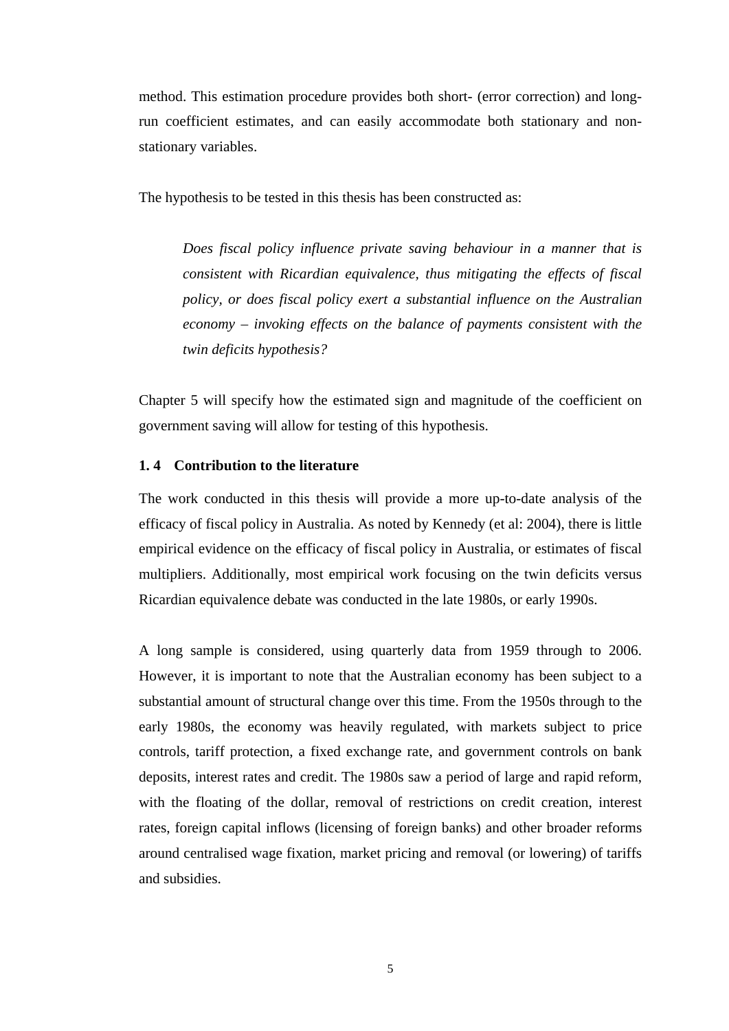method. This estimation procedure provides both short- (error correction) and long-run coefficient estimates, and can easily accommodate both stationary and non-stationary variables.

The hypothesis to be tested in this thesis has been constructed as:

> *Does fiscal policy influence private saving behaviour in a manner that is consistent with Ricardian equivalence, thus mitigating the effects of fiscal policy, or does fiscal policy exert a substantial influence on the Australian economy – invoking effects on the balance of payments consistent with the twin deficits hypothesis?*

Chapter 5 will specify how the estimated sign and magnitude of the coefficient on government saving will allow for testing of this hypothesis.

### 1. 4 Contribution to the literature

The work conducted in this thesis will provide a more up-to-date analysis of the efficacy of fiscal policy in Australia. As noted by Kennedy (et al: 2004), there is little empirical evidence on the efficacy of fiscal policy in Australia, or estimates of fiscal multipliers. Additionally, most empirical work focusing on the twin deficits versus Ricardian equivalence debate was conducted in the late 1980s, or early 1990s.

A long sample is considered, using quarterly data from 1959 through to 2006. However, it is important to note that the Australian economy has been subject to a substantial amount of structural change over this time. From the 1950s through to the early 1980s, the economy was heavily regulated, with markets subject to price controls, tariff protection, a fixed exchange rate, and government controls on bank deposits, interest rates and credit. The 1980s saw a period of large and rapid reform, with the floating of the dollar, removal of restrictions on credit creation, interest rates, foreign capital inflows (licensing of foreign banks) and other broader reforms around centralised wage fixation, market pricing and removal (or lowering) of tariffs and subsidies.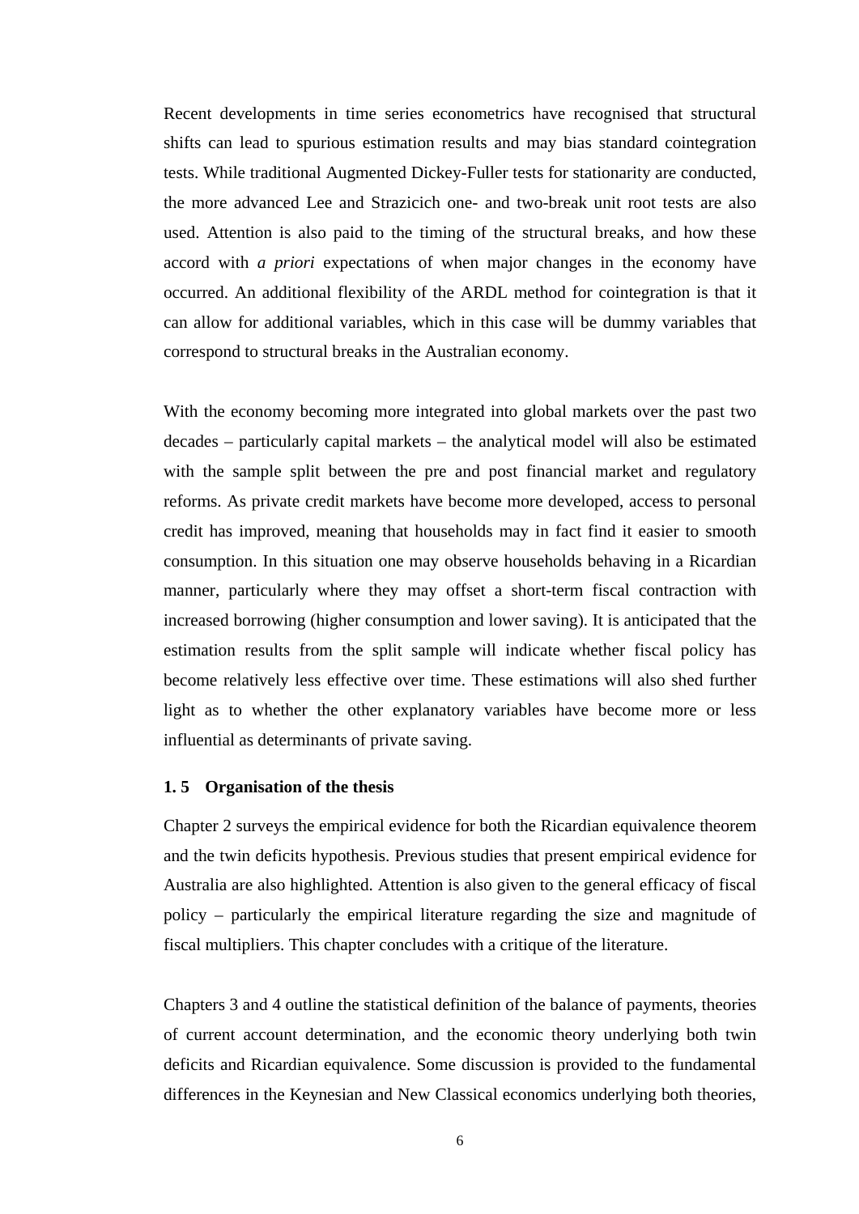Recent developments in time series econometrics have recognised that structural shifts can lead to spurious estimation results and may bias standard cointegration tests. While traditional Augmented Dickey-Fuller tests for stationarity are conducted, the more advanced Lee and Strazicich one- and two-break unit root tests are also used. Attention is also paid to the timing of the structural breaks, and how these accord with *a priori* expectations of when major changes in the economy have occurred. An additional flexibility of the ARDL method for cointegration is that it can allow for additional variables, which in this case will be dummy variables that correspond to structural breaks in the Australian economy.

With the economy becoming more integrated into global markets over the past two decades – particularly capital markets – the analytical model will also be estimated with the sample split between the pre and post financial market and regulatory reforms. As private credit markets have become more developed, access to personal credit has improved, meaning that households may in fact find it easier to smooth consumption. In this situation one may observe households behaving in a Ricardian manner, particularly where they may offset a short-term fiscal contraction with increased borrowing (higher consumption and lower saving). It is anticipated that the estimation results from the split sample will indicate whether fiscal policy has become relatively less effective over time. These estimations will also shed further light as to whether the other explanatory variables have become more or less influential as determinants of private saving.

### 1. 5 Organisation of the thesis

Chapter 2 surveys the empirical evidence for both the Ricardian equivalence theorem and the twin deficits hypothesis. Previous studies that present empirical evidence for Australia are also highlighted. Attention is also given to the general efficacy of fiscal policy – particularly the empirical literature regarding the size and magnitude of fiscal multipliers. This chapter concludes with a critique of the literature.

Chapters 3 and 4 outline the statistical definition of the balance of payments, theories of current account determination, and the economic theory underlying both twin deficits and Ricardian equivalence. Some discussion is provided to the fundamental differences in the Keynesian and New Classical economics underlying both theories,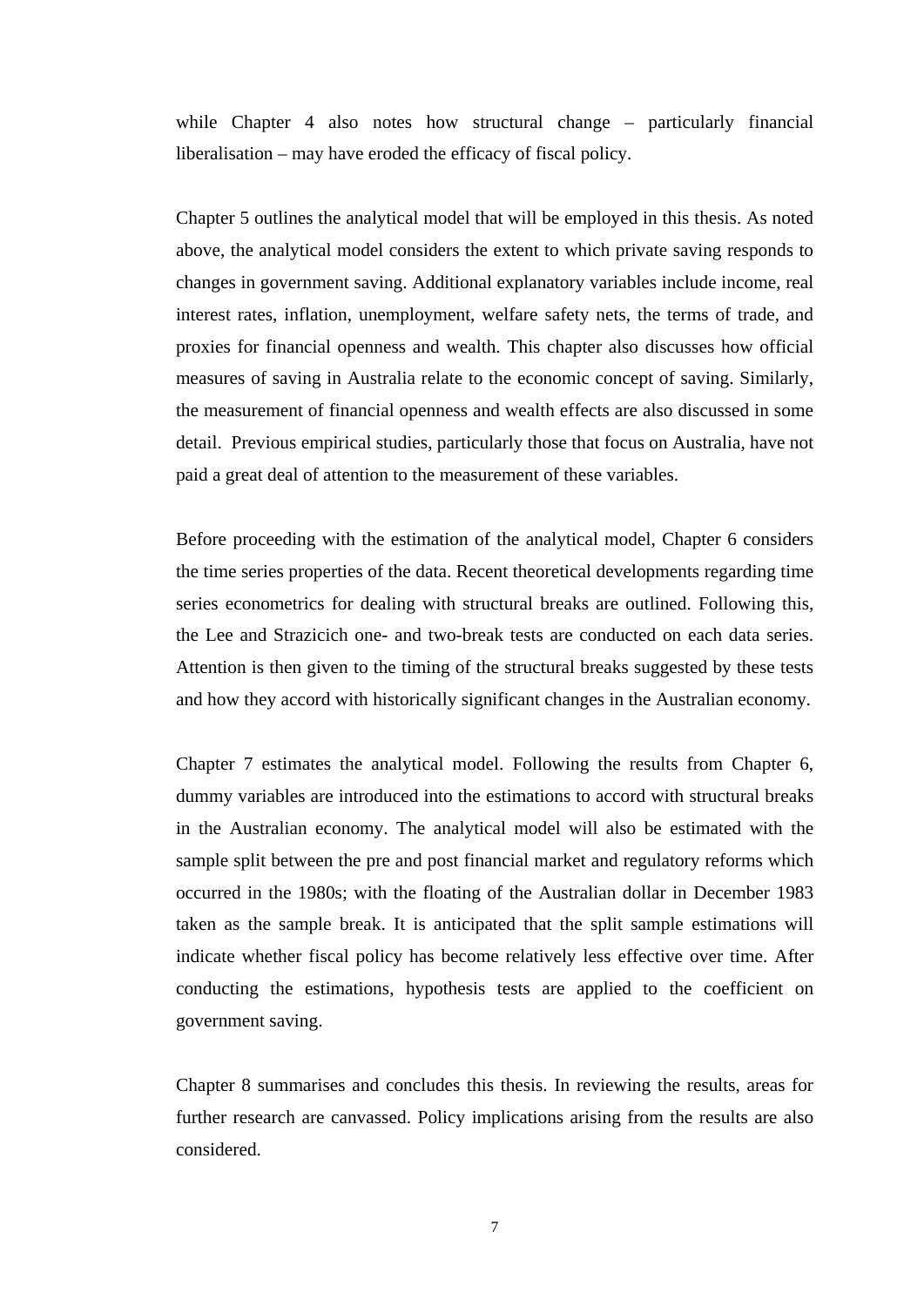while Chapter 4 also notes how structural change – particularly financial liberalisation – may have eroded the efficacy of fiscal policy.

Chapter 5 outlines the analytical model that will be employed in this thesis. As noted above, the analytical model considers the extent to which private saving responds to changes in government saving. Additional explanatory variables include income, real interest rates, inflation, unemployment, welfare safety nets, the terms of trade, and proxies for financial openness and wealth. This chapter also discusses how official measures of saving in Australia relate to the economic concept of saving. Similarly, the measurement of financial openness and wealth effects are also discussed in some detail. Previous empirical studies, particularly those that focus on Australia, have not paid a great deal of attention to the measurement of these variables.

Before proceeding with the estimation of the analytical model, Chapter 6 considers the time series properties of the data. Recent theoretical developments regarding time series econometrics for dealing with structural breaks are outlined. Following this, the Lee and Strazicich one- and two-break tests are conducted on each data series. Attention is then given to the timing of the structural breaks suggested by these tests and how they accord with historically significant changes in the Australian economy.

Chapter 7 estimates the analytical model. Following the results from Chapter 6, dummy variables are introduced into the estimations to accord with structural breaks in the Australian economy. The analytical model will also be estimated with the sample split between the pre and post financial market and regulatory reforms which occurred in the 1980s; with the floating of the Australian dollar in December 1983 taken as the sample break. It is anticipated that the split sample estimations will indicate whether fiscal policy has become relatively less effective over time. After conducting the estimations, hypothesis tests are applied to the coefficient on government saving.

Chapter 8 summarises and concludes this thesis. In reviewing the results, areas for further research are canvassed. Policy implications arising from the results are also considered.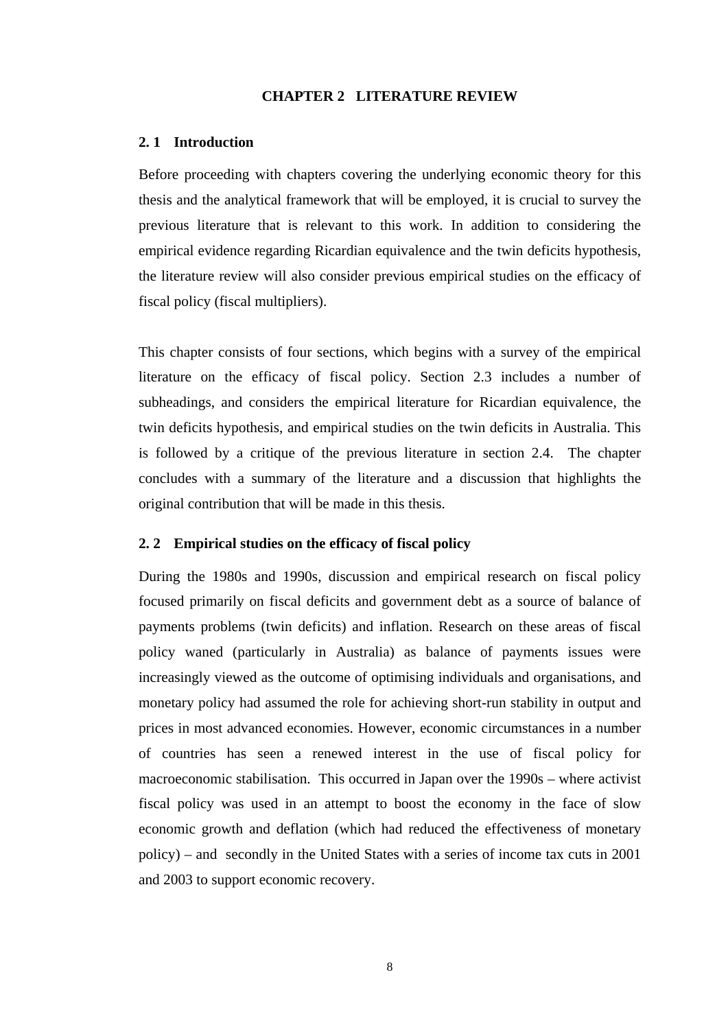# CHAPTER 2 LITERATURE REVIEW

## 2. 1 Introduction

Before proceeding with chapters covering the underlying economic theory for this thesis and the analytical framework that will be employed, it is crucial to survey the previous literature that is relevant to this work. In addition to considering the empirical evidence regarding Ricardian equivalence and the twin deficits hypothesis, the literature review will also consider previous empirical studies on the efficacy of fiscal policy (fiscal multipliers).

This chapter consists of four sections, which begins with a survey of the empirical literature on the efficacy of fiscal policy. Section 2.3 includes a number of subheadings, and considers the empirical literature for Ricardian equivalence, the twin deficits hypothesis, and empirical studies on the twin deficits in Australia. This is followed by a critique of the previous literature in section 2.4. The chapter concludes with a summary of the literature and a discussion that highlights the original contribution that will be made in this thesis.

## 2. 2 Empirical studies on the efficacy of fiscal policy

During the 1980s and 1990s, discussion and empirical research on fiscal policy focused primarily on fiscal deficits and government debt as a source of balance of payments problems (twin deficits) and inflation. Research on these areas of fiscal policy waned (particularly in Australia) as balance of payments issues were increasingly viewed as the outcome of optimising individuals and organisations, and monetary policy had assumed the role for achieving short-run stability in output and prices in most advanced economies. However, economic circumstances in a number of countries has seen a renewed interest in the use of fiscal policy for macroeconomic stabilisation. This occurred in Japan over the 1990s – where activist fiscal policy was used in an attempt to boost the economy in the face of slow economic growth and deflation (which had reduced the effectiveness of monetary policy) – and secondly in the United States with a series of income tax cuts in 2001 and 2003 to support economic recovery.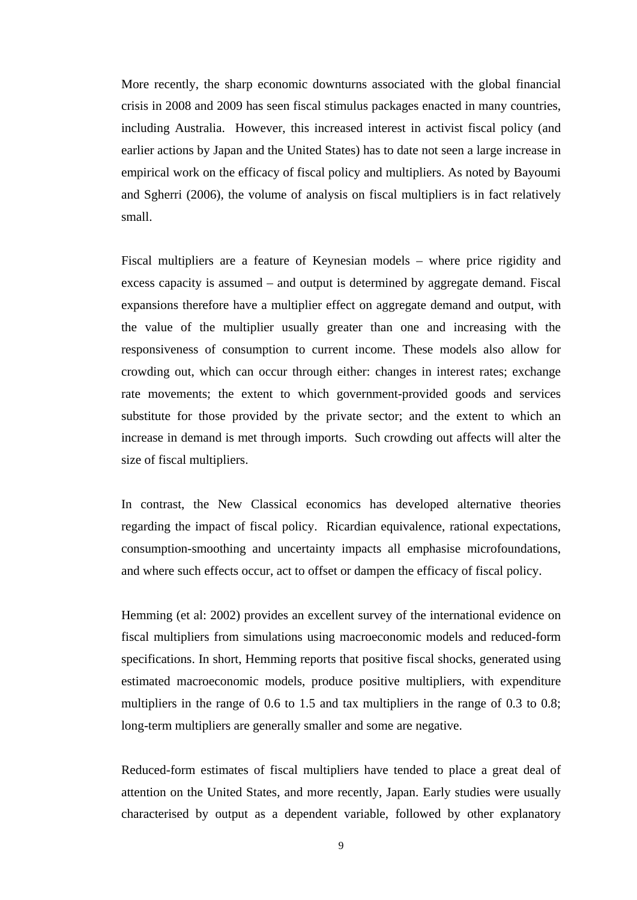More recently, the sharp economic downturns associated with the global financial crisis in 2008 and 2009 has seen fiscal stimulus packages enacted in many countries, including Australia.  However, this increased interest in activist fiscal policy (and earlier actions by Japan and the United States) has to date not seen a large increase in empirical work on the efficacy of fiscal policy and multipliers. As noted by Bayoumi and Sgherri (2006), the volume of analysis on fiscal multipliers is in fact relatively small.

Fiscal multipliers are a feature of Keynesian models – where price rigidity and excess capacity is assumed – and output is determined by aggregate demand. Fiscal expansions therefore have a multiplier effect on aggregate demand and output, with the value of the multiplier usually greater than one and increasing with the responsiveness of consumption to current income. These models also allow for crowding out, which can occur through either: changes in interest rates; exchange rate movements; the extent to which government-provided goods and services substitute for those provided by the private sector; and the extent to which an increase in demand is met through imports.  Such crowding out affects will alter the size of fiscal multipliers.

In contrast, the New Classical economics has developed alternative theories regarding the impact of fiscal policy.  Ricardian equivalence, rational expectations, consumption-smoothing and uncertainty impacts all emphasise microfoundations, and where such effects occur, act to offset or dampen the efficacy of fiscal policy.

Hemming (et al: 2002) provides an excellent survey of the international evidence on fiscal multipliers from simulations using macroeconomic models and reduced-form specifications. In short, Hemming reports that positive fiscal shocks, generated using estimated macroeconomic models, produce positive multipliers, with expenditure multipliers in the range of 0.6 to 1.5 and tax multipliers in the range of 0.3 to 0.8; long-term multipliers are generally smaller and some are negative.

Reduced-form estimates of fiscal multipliers have tended to place a great deal of attention on the United States, and more recently, Japan. Early studies were usually characterised by output as a dependent variable, followed by other explanatory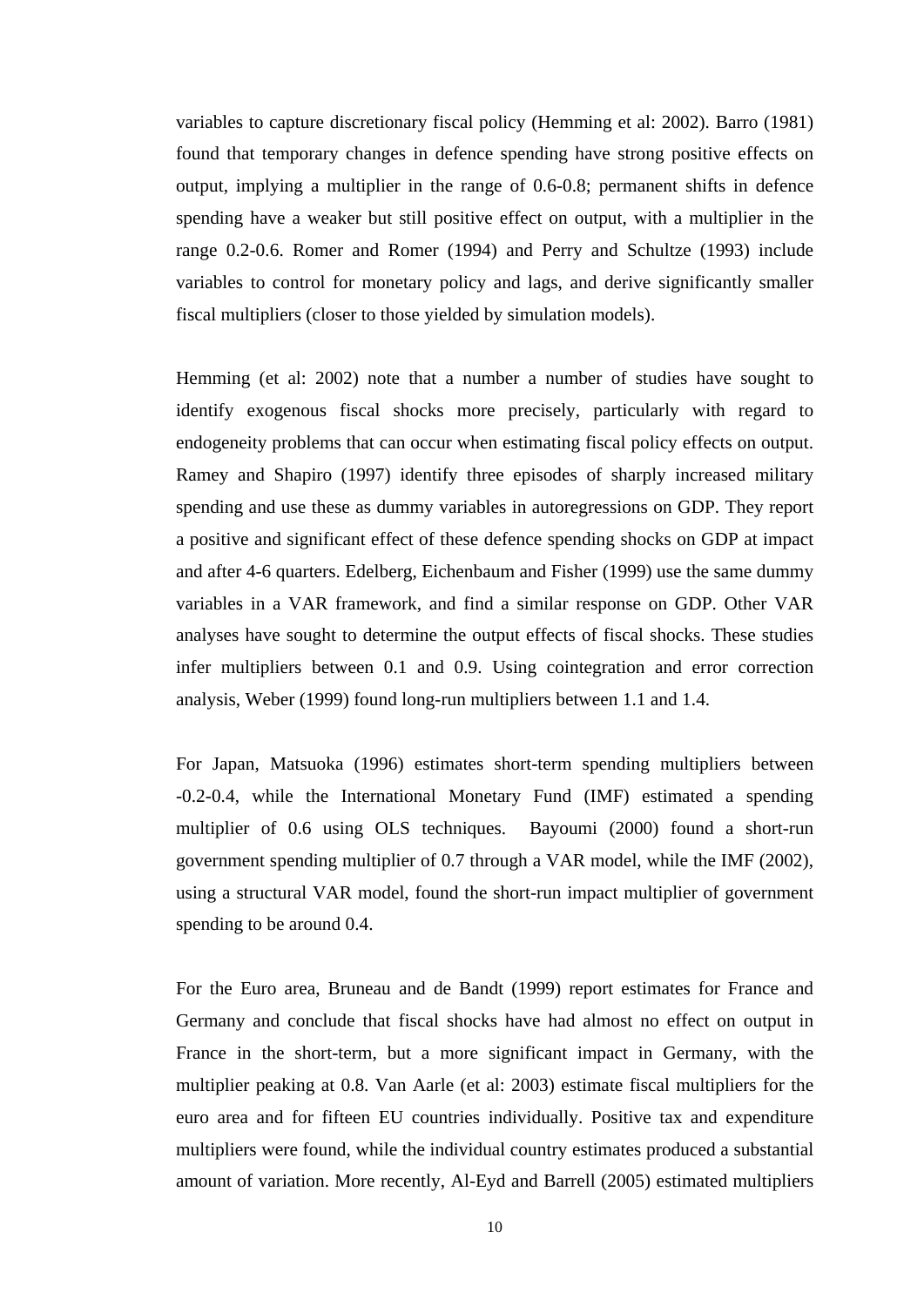variables to capture discretionary fiscal policy (Hemming et al: 2002). Barro (1981) found that temporary changes in defence spending have strong positive effects on output, implying a multiplier in the range of 0.6-0.8; permanent shifts in defence spending have a weaker but still positive effect on output, with a multiplier in the range 0.2-0.6. Romer and Romer (1994) and Perry and Schultze (1993) include variables to control for monetary policy and lags, and derive significantly smaller fiscal multipliers (closer to those yielded by simulation models).

Hemming (et al: 2002) note that a number a number of studies have sought to identify exogenous fiscal shocks more precisely, particularly with regard to endogeneity problems that can occur when estimating fiscal policy effects on output. Ramey and Shapiro (1997) identify three episodes of sharply increased military spending and use these as dummy variables in autoregressions on GDP. They report a positive and significant effect of these defence spending shocks on GDP at impact and after 4-6 quarters. Edelberg, Eichenbaum and Fisher (1999) use the same dummy variables in a VAR framework, and find a similar response on GDP. Other VAR analyses have sought to determine the output effects of fiscal shocks. These studies infer multipliers between 0.1 and 0.9. Using cointegration and error correction analysis, Weber (1999) found long-run multipliers between 1.1 and 1.4.

For Japan, Matsuoka (1996) estimates short-term spending multipliers between -0.2-0.4, while the International Monetary Fund (IMF) estimated a spending multiplier of 0.6 using OLS techniques. Bayoumi (2000) found a short-run government spending multiplier of 0.7 through a VAR model, while the IMF (2002), using a structural VAR model, found the short-run impact multiplier of government spending to be around 0.4.

For the Euro area, Bruneau and de Bandt (1999) report estimates for France and Germany and conclude that fiscal shocks have had almost no effect on output in France in the short-term, but a more significant impact in Germany, with the multiplier peaking at 0.8. Van Aarle (et al: 2003) estimate fiscal multipliers for the euro area and for fifteen EU countries individually. Positive tax and expenditure multipliers were found, while the individual country estimates produced a substantial amount of variation. More recently, Al-Eyd and Barrell (2005) estimated multipliers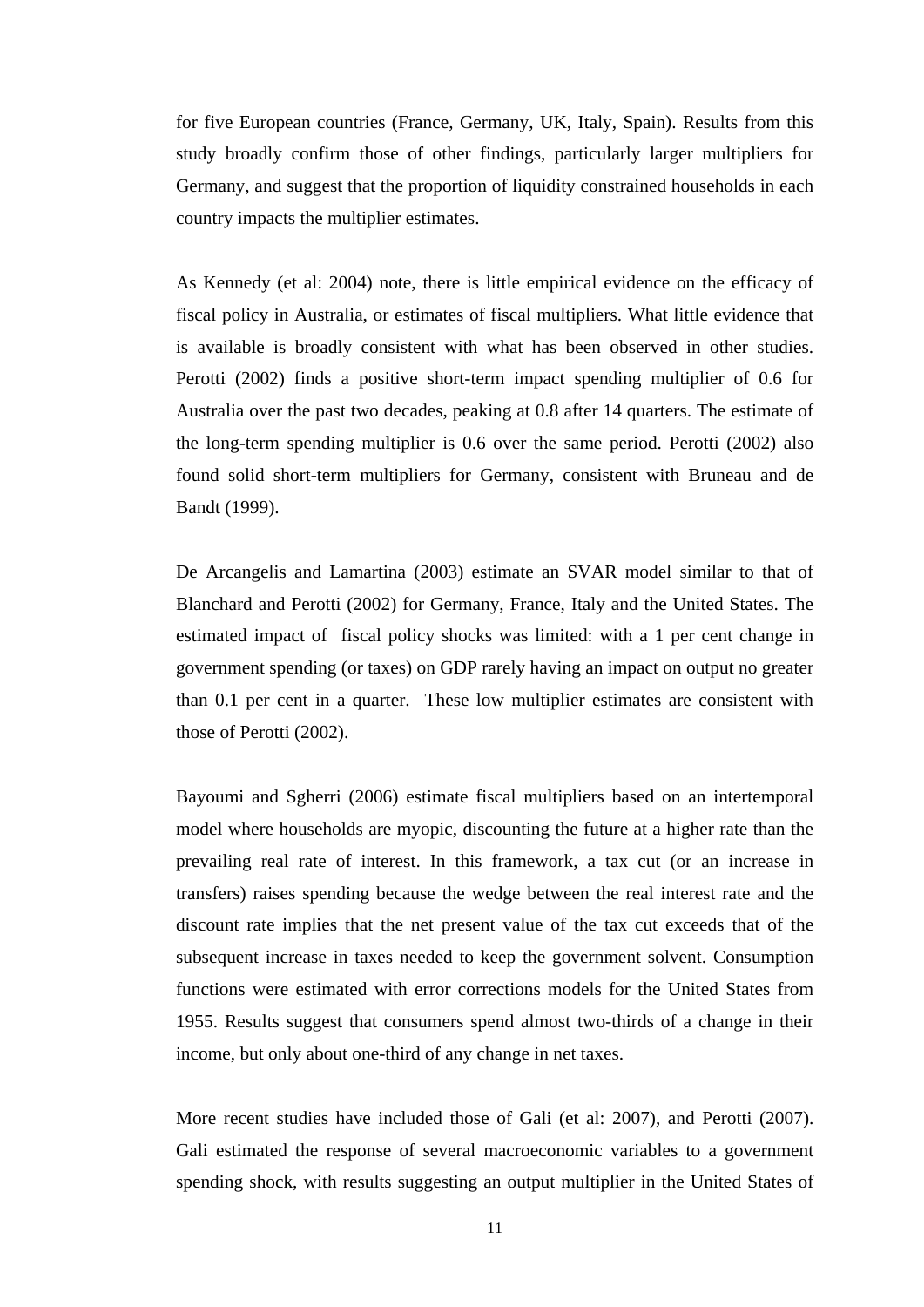for five European countries (France, Germany, UK, Italy, Spain). Results from this study broadly confirm those of other findings, particularly larger multipliers for Germany, and suggest that the proportion of liquidity constrained households in each country impacts the multiplier estimates.

As Kennedy (et al: 2004) note, there is little empirical evidence on the efficacy of fiscal policy in Australia, or estimates of fiscal multipliers. What little evidence that is available is broadly consistent with what has been observed in other studies. Perotti (2002) finds a positive short-term impact spending multiplier of 0.6 for Australia over the past two decades, peaking at 0.8 after 14 quarters. The estimate of the long-term spending multiplier is 0.6 over the same period. Perotti (2002) also found solid short-term multipliers for Germany, consistent with Bruneau and de Bandt (1999).

De Arcangelis and Lamartina (2003) estimate an SVAR model similar to that of Blanchard and Perotti (2002) for Germany, France, Italy and the United States. The estimated impact of fiscal policy shocks was limited: with a 1 per cent change in government spending (or taxes) on GDP rarely having an impact on output no greater than 0.1 per cent in a quarter. These low multiplier estimates are consistent with those of Perotti (2002).

Bayoumi and Sgherri (2006) estimate fiscal multipliers based on an intertemporal model where households are myopic, discounting the future at a higher rate than the prevailing real rate of interest. In this framework, a tax cut (or an increase in transfers) raises spending because the wedge between the real interest rate and the discount rate implies that the net present value of the tax cut exceeds that of the subsequent increase in taxes needed to keep the government solvent. Consumption functions were estimated with error corrections models for the United States from 1955. Results suggest that consumers spend almost two-thirds of a change in their income, but only about one-third of any change in net taxes.

More recent studies have included those of Gali (et al: 2007), and Perotti (2007). Gali estimated the response of several macroeconomic variables to a government spending shock, with results suggesting an output multiplier in the United States of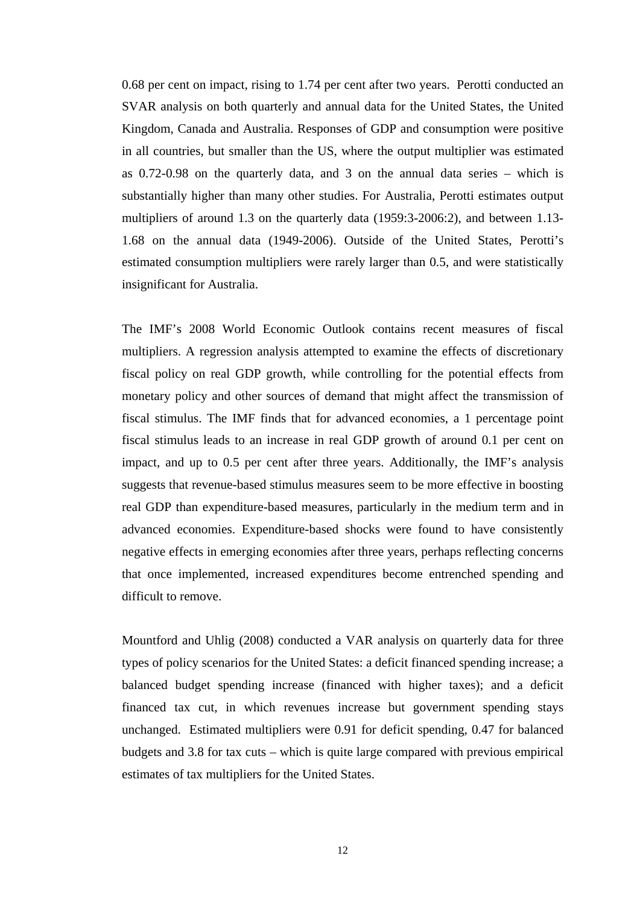0.68 per cent on impact, rising to 1.74 per cent after two years. Perotti conducted an SVAR analysis on both quarterly and annual data for the United States, the United Kingdom, Canada and Australia. Responses of GDP and consumption were positive in all countries, but smaller than the US, where the output multiplier was estimated as 0.72-0.98 on the quarterly data, and 3 on the annual data series – which is substantially higher than many other studies. For Australia, Perotti estimates output multipliers of around 1.3 on the quarterly data (1959:3-2006:2), and between 1.13-1.68 on the annual data (1949-2006). Outside of the United States, Perotti's estimated consumption multipliers were rarely larger than 0.5, and were statistically insignificant for Australia.

The IMF's 2008 World Economic Outlook contains recent measures of fiscal multipliers. A regression analysis attempted to examine the effects of discretionary fiscal policy on real GDP growth, while controlling for the potential effects from monetary policy and other sources of demand that might affect the transmission of fiscal stimulus. The IMF finds that for advanced economies, a 1 percentage point fiscal stimulus leads to an increase in real GDP growth of around 0.1 per cent on impact, and up to 0.5 per cent after three years. Additionally, the IMF's analysis suggests that revenue-based stimulus measures seem to be more effective in boosting real GDP than expenditure-based measures, particularly in the medium term and in advanced economies. Expenditure-based shocks were found to have consistently negative effects in emerging economies after three years, perhaps reflecting concerns that once implemented, increased expenditures become entrenched spending and difficult to remove.

Mountford and Uhlig (2008) conducted a VAR analysis on quarterly data for three types of policy scenarios for the United States: a deficit financed spending increase; a balanced budget spending increase (financed with higher taxes); and a deficit financed tax cut, in which revenues increase but government spending stays unchanged. Estimated multipliers were 0.91 for deficit spending, 0.47 for balanced budgets and 3.8 for tax cuts – which is quite large compared with previous empirical estimates of tax multipliers for the United States.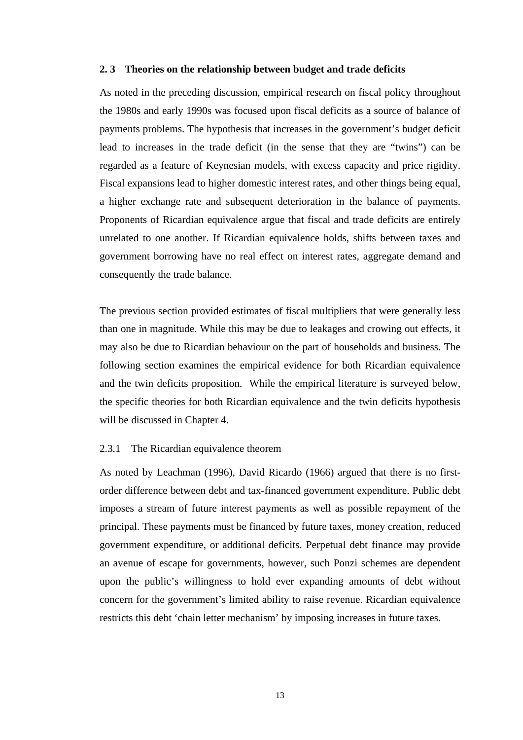## 2. 3 Theories on the relationship between budget and trade deficits

As noted in the preceding discussion, empirical research on fiscal policy throughout the 1980s and early 1990s was focused upon fiscal deficits as a source of balance of payments problems. The hypothesis that increases in the government's budget deficit lead to increases in the trade deficit (in the sense that they are "twins") can be regarded as a feature of Keynesian models, with excess capacity and price rigidity. Fiscal expansions lead to higher domestic interest rates, and other things being equal, a higher exchange rate and subsequent deterioration in the balance of payments. Proponents of Ricardian equivalence argue that fiscal and trade deficits are entirely unrelated to one another. If Ricardian equivalence holds, shifts between taxes and government borrowing have no real effect on interest rates, aggregate demand and consequently the trade balance.

The previous section provided estimates of fiscal multipliers that were generally less than one in magnitude. While this may be due to leakages and crowing out effects, it may also be due to Ricardian behaviour on the part of households and business. The following section examines the empirical evidence for both Ricardian equivalence and the twin deficits proposition. While the empirical literature is surveyed below, the specific theories for both Ricardian equivalence and the twin deficits hypothesis will be discussed in Chapter 4.

### 2.3.1 The Ricardian equivalence theorem

As noted by Leachman (1996), David Ricardo (1966) argued that there is no first-order difference between debt and tax-financed government expenditure. Public debt imposes a stream of future interest payments as well as possible repayment of the principal. These payments must be financed by future taxes, money creation, reduced government expenditure, or additional deficits. Perpetual debt finance may provide an avenue of escape for governments, however, such Ponzi schemes are dependent upon the public's willingness to hold ever expanding amounts of debt without concern for the government's limited ability to raise revenue. Ricardian equivalence restricts this debt 'chain letter mechanism' by imposing increases in future taxes.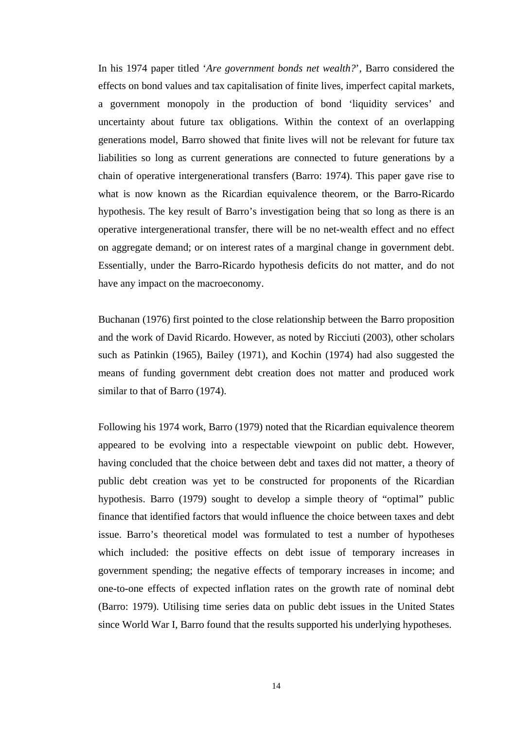In his 1974 paper titled '*Are government bonds net wealth?*', Barro considered the effects on bond values and tax capitalisation of finite lives, imperfect capital markets, a government monopoly in the production of bond 'liquidity services' and uncertainty about future tax obligations. Within the context of an overlapping generations model, Barro showed that finite lives will not be relevant for future tax liabilities so long as current generations are connected to future generations by a chain of operative intergenerational transfers (Barro: 1974). This paper gave rise to what is now known as the Ricardian equivalence theorem, or the Barro-Ricardo hypothesis. The key result of Barro's investigation being that so long as there is an operative intergenerational transfer, there will be no net-wealth effect and no effect on aggregate demand; or on interest rates of a marginal change in government debt. Essentially, under the Barro-Ricardo hypothesis deficits do not matter, and do not have any impact on the macroeconomy.

Buchanan (1976) first pointed to the close relationship between the Barro proposition and the work of David Ricardo. However, as noted by Ricciuti (2003), other scholars such as Patinkin (1965), Bailey (1971), and Kochin (1974) had also suggested the means of funding government debt creation does not matter and produced work similar to that of Barro (1974).

Following his 1974 work, Barro (1979) noted that the Ricardian equivalence theorem appeared to be evolving into a respectable viewpoint on public debt. However, having concluded that the choice between debt and taxes did not matter, a theory of public debt creation was yet to be constructed for proponents of the Ricardian hypothesis. Barro (1979) sought to develop a simple theory of "optimal" public finance that identified factors that would influence the choice between taxes and debt issue. Barro's theoretical model was formulated to test a number of hypotheses which included: the positive effects on debt issue of temporary increases in government spending; the negative effects of temporary increases in income; and one-to-one effects of expected inflation rates on the growth rate of nominal debt (Barro: 1979). Utilising time series data on public debt issues in the United States since World War I, Barro found that the results supported his underlying hypotheses.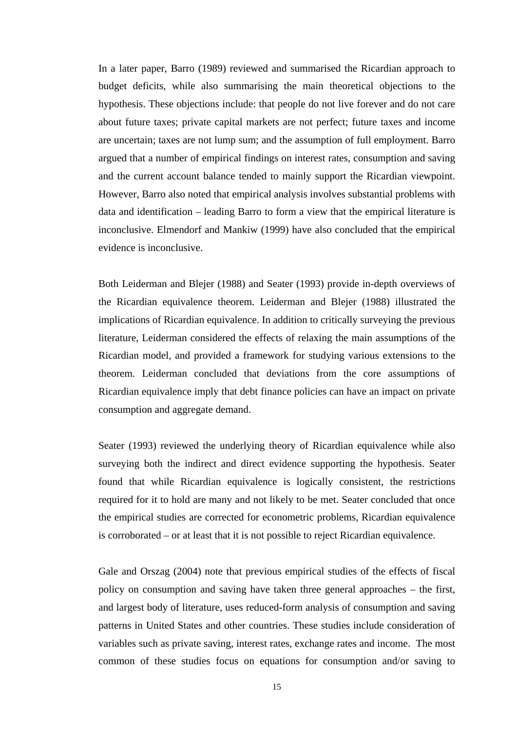In a later paper, Barro (1989) reviewed and summarised the Ricardian approach to budget deficits, while also summarising the main theoretical objections to the hypothesis. These objections include: that people do not live forever and do not care about future taxes; private capital markets are not perfect; future taxes and income are uncertain; taxes are not lump sum; and the assumption of full employment. Barro argued that a number of empirical findings on interest rates, consumption and saving and the current account balance tended to mainly support the Ricardian viewpoint. However, Barro also noted that empirical analysis involves substantial problems with data and identification – leading Barro to form a view that the empirical literature is inconclusive. Elmendorf and Mankiw (1999) have also concluded that the empirical evidence is inconclusive.

Both Leiderman and Blejer (1988) and Seater (1993) provide in-depth overviews of the Ricardian equivalence theorem. Leiderman and Blejer (1988) illustrated the implications of Ricardian equivalence. In addition to critically surveying the previous literature, Leiderman considered the effects of relaxing the main assumptions of the Ricardian model, and provided a framework for studying various extensions to the theorem. Leiderman concluded that deviations from the core assumptions of Ricardian equivalence imply that debt finance policies can have an impact on private consumption and aggregate demand.

Seater (1993) reviewed the underlying theory of Ricardian equivalence while also surveying both the indirect and direct evidence supporting the hypothesis. Seater found that while Ricardian equivalence is logically consistent, the restrictions required for it to hold are many and not likely to be met. Seater concluded that once the empirical studies are corrected for econometric problems, Ricardian equivalence is corroborated – or at least that it is not possible to reject Ricardian equivalence.

Gale and Orszag (2004) note that previous empirical studies of the effects of fiscal policy on consumption and saving have taken three general approaches – the first, and largest body of literature, uses reduced-form analysis of consumption and saving patterns in United States and other countries. These studies include consideration of variables such as private saving, interest rates, exchange rates and income. The most common of these studies focus on equations for consumption and/or saving to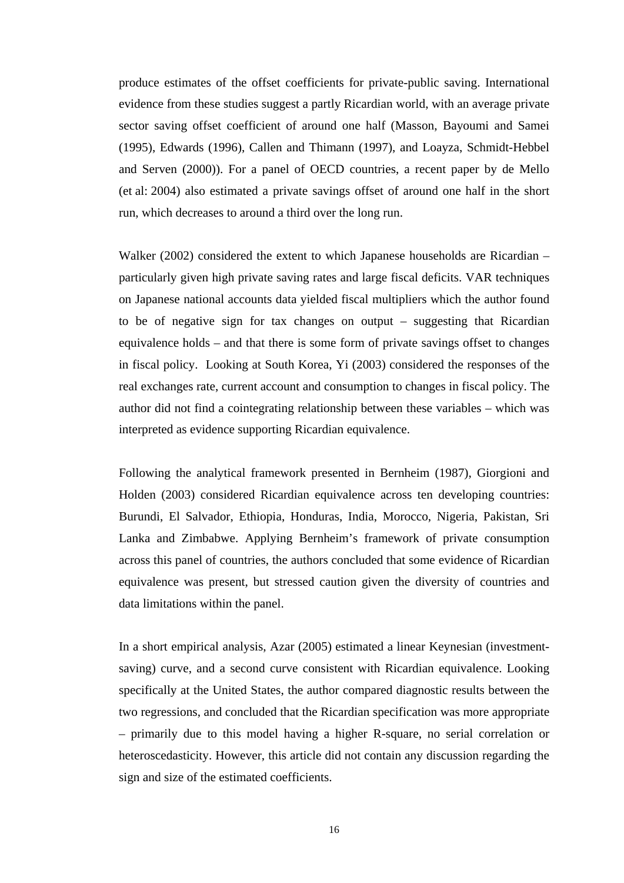produce estimates of the offset coefficients for private-public saving. International evidence from these studies suggest a partly Ricardian world, with an average private sector saving offset coefficient of around one half (Masson, Bayoumi and Samei (1995), Edwards (1996), Callen and Thimann (1997), and Loayza, Schmidt-Hebbel and Serven (2000)). For a panel of OECD countries, a recent paper by de Mello (et al: 2004) also estimated a private savings offset of around one half in the short run, which decreases to around a third over the long run.

Walker (2002) considered the extent to which Japanese households are Ricardian – particularly given high private saving rates and large fiscal deficits. VAR techniques on Japanese national accounts data yielded fiscal multipliers which the author found to be of negative sign for tax changes on output – suggesting that Ricardian equivalence holds – and that there is some form of private savings offset to changes in fiscal policy. Looking at South Korea, Yi (2003) considered the responses of the real exchanges rate, current account and consumption to changes in fiscal policy. The author did not find a cointegrating relationship between these variables – which was interpreted as evidence supporting Ricardian equivalence.

Following the analytical framework presented in Bernheim (1987), Giorgioni and Holden (2003) considered Ricardian equivalence across ten developing countries: Burundi, El Salvador, Ethiopia, Honduras, India, Morocco, Nigeria, Pakistan, Sri Lanka and Zimbabwe. Applying Bernheim's framework of private consumption across this panel of countries, the authors concluded that some evidence of Ricardian equivalence was present, but stressed caution given the diversity of countries and data limitations within the panel.

In a short empirical analysis, Azar (2005) estimated a linear Keynesian (investment-saving) curve, and a second curve consistent with Ricardian equivalence. Looking specifically at the United States, the author compared diagnostic results between the two regressions, and concluded that the Ricardian specification was more appropriate – primarily due to this model having a higher R-square, no serial correlation or heteroscedasticity. However, this article did not contain any discussion regarding the sign and size of the estimated coefficients.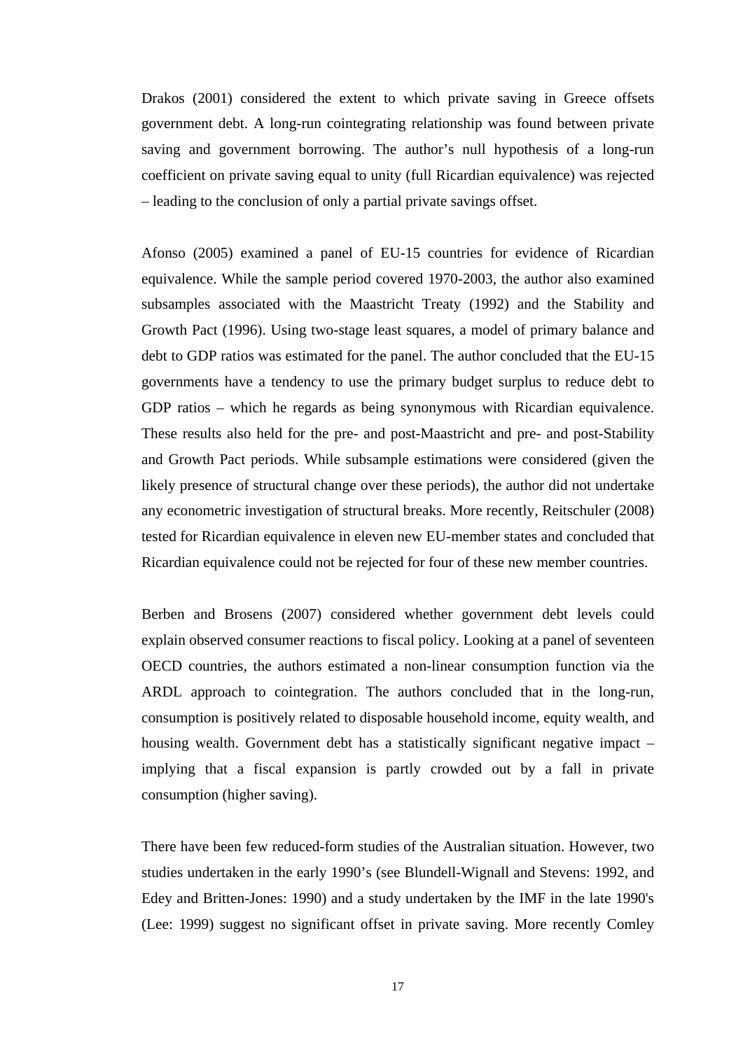Drakos (2001) considered the extent to which private saving in Greece offsets government debt. A long-run cointegrating relationship was found between private saving and government borrowing. The author's null hypothesis of a long-run coefficient on private saving equal to unity (full Ricardian equivalence) was rejected – leading to the conclusion of only a partial private savings offset.

Afonso (2005) examined a panel of EU-15 countries for evidence of Ricardian equivalence. While the sample period covered 1970-2003, the author also examined subsamples associated with the Maastricht Treaty (1992) and the Stability and Growth Pact (1996). Using two-stage least squares, a model of primary balance and debt to GDP ratios was estimated for the panel. The author concluded that the EU-15 governments have a tendency to use the primary budget surplus to reduce debt to GDP ratios – which he regards as being synonymous with Ricardian equivalence. These results also held for the pre- and post-Maastricht and pre- and post-Stability and Growth Pact periods. While subsample estimations were considered (given the likely presence of structural change over these periods), the author did not undertake any econometric investigation of structural breaks. More recently, Reitschuler (2008) tested for Ricardian equivalence in eleven new EU-member states and concluded that Ricardian equivalence could not be rejected for four of these new member countries.

Berben and Brosens (2007) considered whether government debt levels could explain observed consumer reactions to fiscal policy. Looking at a panel of seventeen OECD countries, the authors estimated a non-linear consumption function via the ARDL approach to cointegration. The authors concluded that in the long-run, consumption is positively related to disposable household income, equity wealth, and housing wealth. Government debt has a statistically significant negative impact – implying that a fiscal expansion is partly crowded out by a fall in private consumption (higher saving).

There have been few reduced-form studies of the Australian situation. However, two studies undertaken in the early 1990's (see Blundell-Wignall and Stevens: 1992, and Edey and Britten-Jones: 1990) and a study undertaken by the IMF in the late 1990's (Lee: 1999) suggest no significant offset in private saving. More recently Comley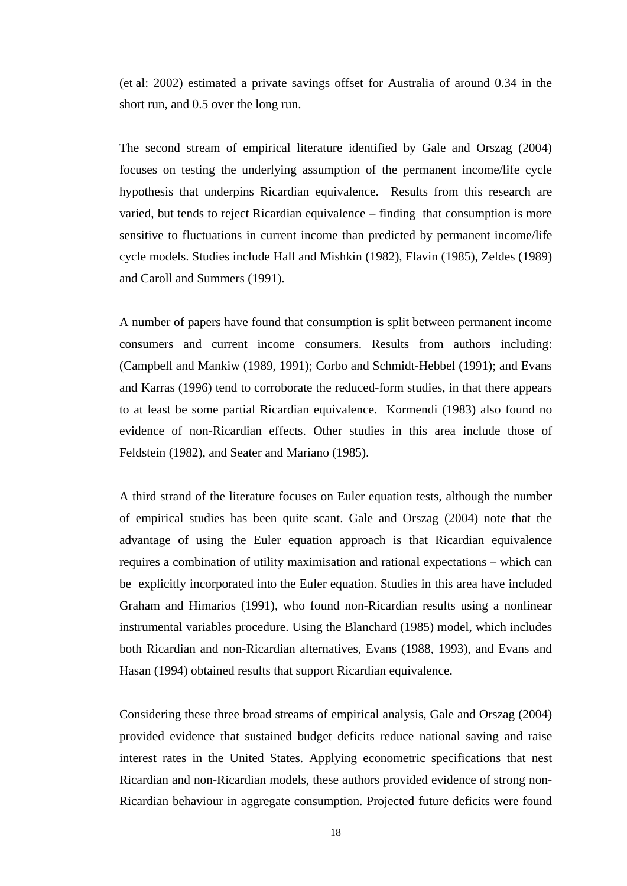(et al: 2002) estimated a private savings offset for Australia of around 0.34 in the short run, and 0.5 over the long run.

The second stream of empirical literature identified by Gale and Orszag (2004) focuses on testing the underlying assumption of the permanent income/life cycle hypothesis that underpins Ricardian equivalence. Results from this research are varied, but tends to reject Ricardian equivalence – finding that consumption is more sensitive to fluctuations in current income than predicted by permanent income/life cycle models. Studies include Hall and Mishkin (1982), Flavin (1985), Zeldes (1989) and Caroll and Summers (1991).

A number of papers have found that consumption is split between permanent income consumers and current income consumers. Results from authors including: (Campbell and Mankiw (1989, 1991); Corbo and Schmidt-Hebbel (1991); and Evans and Karras (1996) tend to corroborate the reduced-form studies, in that there appears to at least be some partial Ricardian equivalence. Kormendi (1983) also found no evidence of non-Ricardian effects. Other studies in this area include those of Feldstein (1982), and Seater and Mariano (1985).

A third strand of the literature focuses on Euler equation tests, although the number of empirical studies has been quite scant. Gale and Orszag (2004) note that the advantage of using the Euler equation approach is that Ricardian equivalence requires a combination of utility maximisation and rational expectations – which can be explicitly incorporated into the Euler equation. Studies in this area have included Graham and Himarios (1991), who found non-Ricardian results using a nonlinear instrumental variables procedure. Using the Blanchard (1985) model, which includes both Ricardian and non-Ricardian alternatives, Evans (1988, 1993), and Evans and Hasan (1994) obtained results that support Ricardian equivalence.

Considering these three broad streams of empirical analysis, Gale and Orszag (2004) provided evidence that sustained budget deficits reduce national saving and raise interest rates in the United States. Applying econometric specifications that nest Ricardian and non-Ricardian models, these authors provided evidence of strong non-Ricardian behaviour in aggregate consumption. Projected future deficits were found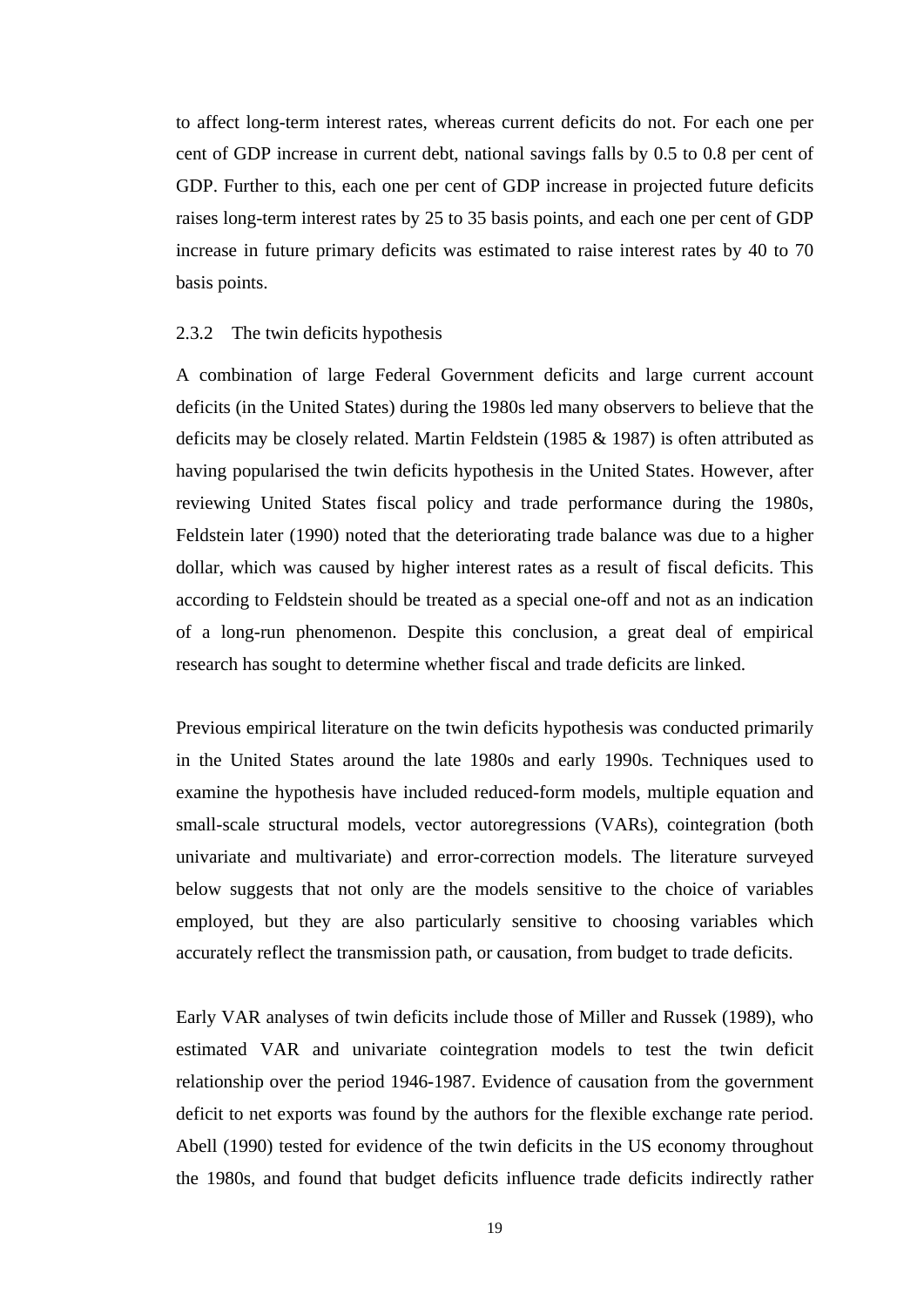to affect long-term interest rates, whereas current deficits do not. For each one per cent of GDP increase in current debt, national savings falls by 0.5 to 0.8 per cent of GDP. Further to this, each one per cent of GDP increase in projected future deficits raises long-term interest rates by 25 to 35 basis points, and each one per cent of GDP increase in future primary deficits was estimated to raise interest rates by 40 to 70 basis points.

### 2.3.2 The twin deficits hypothesis

A combination of large Federal Government deficits and large current account deficits (in the United States) during the 1980s led many observers to believe that the deficits may be closely related. Martin Feldstein (1985 & 1987) is often attributed as having popularised the twin deficits hypothesis in the United States. However, after reviewing United States fiscal policy and trade performance during the 1980s, Feldstein later (1990) noted that the deteriorating trade balance was due to a higher dollar, which was caused by higher interest rates as a result of fiscal deficits. This according to Feldstein should be treated as a special one-off and not as an indication of a long-run phenomenon. Despite this conclusion, a great deal of empirical research has sought to determine whether fiscal and trade deficits are linked.

Previous empirical literature on the twin deficits hypothesis was conducted primarily in the United States around the late 1980s and early 1990s. Techniques used to examine the hypothesis have included reduced-form models, multiple equation and small-scale structural models, vector autoregressions (VARs), cointegration (both univariate and multivariate) and error-correction models. The literature surveyed below suggests that not only are the models sensitive to the choice of variables employed, but they are also particularly sensitive to choosing variables which accurately reflect the transmission path, or causation, from budget to trade deficits.

Early VAR analyses of twin deficits include those of Miller and Russek (1989), who estimated VAR and univariate cointegration models to test the twin deficit relationship over the period 1946-1987. Evidence of causation from the government deficit to net exports was found by the authors for the flexible exchange rate period. Abell (1990) tested for evidence of the twin deficits in the US economy throughout the 1980s, and found that budget deficits influence trade deficits indirectly rather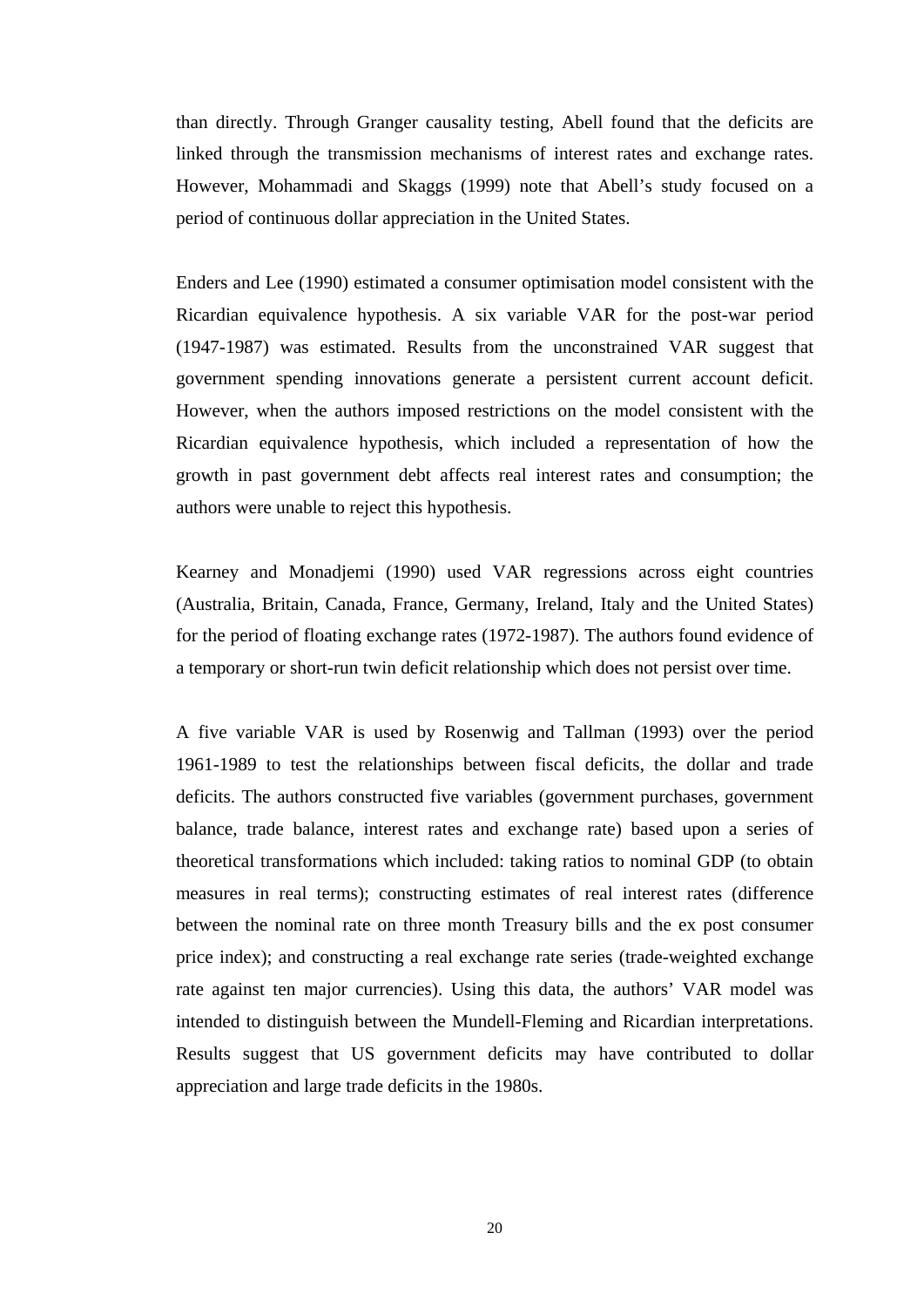than directly. Through Granger causality testing, Abell found that the deficits are linked through the transmission mechanisms of interest rates and exchange rates. However, Mohammadi and Skaggs (1999) note that Abell's study focused on a period of continuous dollar appreciation in the United States.

Enders and Lee (1990) estimated a consumer optimisation model consistent with the Ricardian equivalence hypothesis. A six variable VAR for the post-war period (1947-1987) was estimated. Results from the unconstrained VAR suggest that government spending innovations generate a persistent current account deficit. However, when the authors imposed restrictions on the model consistent with the Ricardian equivalence hypothesis, which included a representation of how the growth in past government debt affects real interest rates and consumption; the authors were unable to reject this hypothesis.

Kearney and Monadjemi (1990) used VAR regressions across eight countries (Australia, Britain, Canada, France, Germany, Ireland, Italy and the United States) for the period of floating exchange rates (1972-1987). The authors found evidence of a temporary or short-run twin deficit relationship which does not persist over time.

A five variable VAR is used by Rosenwig and Tallman (1993) over the period 1961-1989 to test the relationships between fiscal deficits, the dollar and trade deficits. The authors constructed five variables (government purchases, government balance, trade balance, interest rates and exchange rate) based upon a series of theoretical transformations which included: taking ratios to nominal GDP (to obtain measures in real terms); constructing estimates of real interest rates (difference between the nominal rate on three month Treasury bills and the ex post consumer price index); and constructing a real exchange rate series (trade-weighted exchange rate against ten major currencies). Using this data, the authors' VAR model was intended to distinguish between the Mundell-Fleming and Ricardian interpretations. Results suggest that US government deficits may have contributed to dollar appreciation and large trade deficits in the 1980s.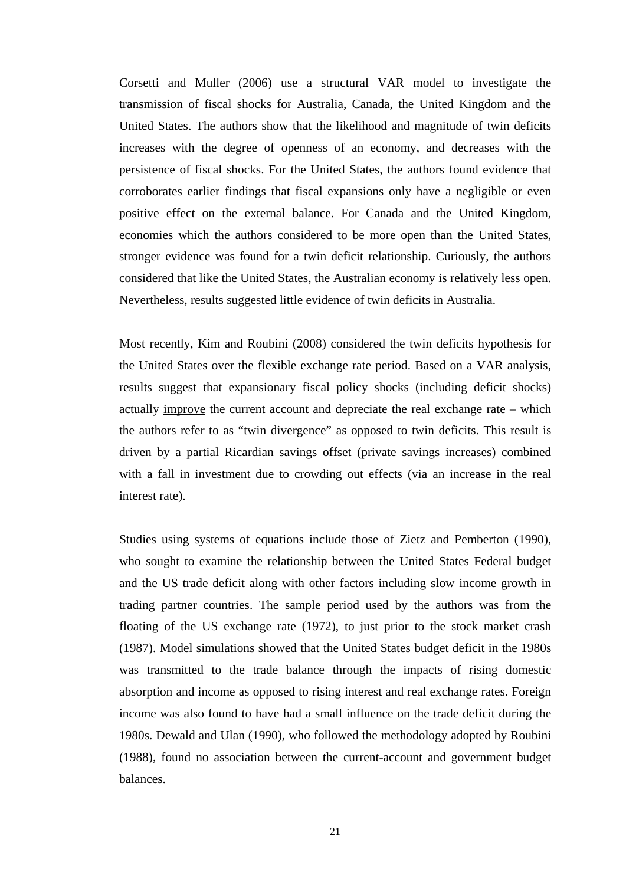Corsetti and Muller (2006) use a structural VAR model to investigate the transmission of fiscal shocks for Australia, Canada, the United Kingdom and the United States. The authors show that the likelihood and magnitude of twin deficits increases with the degree of openness of an economy, and decreases with the persistence of fiscal shocks. For the United States, the authors found evidence that corroborates earlier findings that fiscal expansions only have a negligible or even positive effect on the external balance. For Canada and the United Kingdom, economies which the authors considered to be more open than the United States, stronger evidence was found for a twin deficit relationship. Curiously, the authors considered that like the United States, the Australian economy is relatively less open. Nevertheless, results suggested little evidence of twin deficits in Australia.

Most recently, Kim and Roubini (2008) considered the twin deficits hypothesis for the United States over the flexible exchange rate period. Based on a VAR analysis, results suggest that expansionary fiscal policy shocks (including deficit shocks) actually <u>improve</u> the current account and depreciate the real exchange rate – which the authors refer to as "twin divergence" as opposed to twin deficits. This result is driven by a partial Ricardian savings offset (private savings increases) combined with a fall in investment due to crowding out effects (via an increase in the real interest rate).

Studies using systems of equations include those of Zietz and Pemberton (1990), who sought to examine the relationship between the United States Federal budget and the US trade deficit along with other factors including slow income growth in trading partner countries. The sample period used by the authors was from the floating of the US exchange rate (1972), to just prior to the stock market crash (1987). Model simulations showed that the United States budget deficit in the 1980s was transmitted to the trade balance through the impacts of rising domestic absorption and income as opposed to rising interest and real exchange rates. Foreign income was also found to have had a small influence on the trade deficit during the 1980s. Dewald and Ulan (1990), who followed the methodology adopted by Roubini (1988), found no association between the current-account and government budget balances.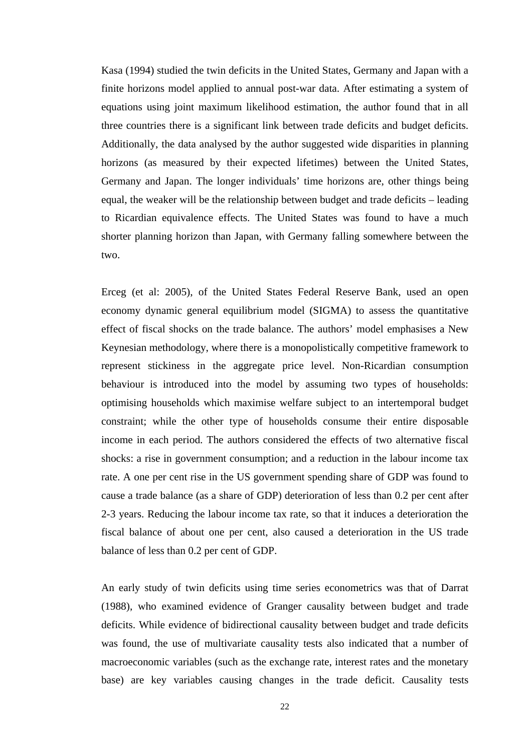Kasa (1994) studied the twin deficits in the United States, Germany and Japan with a finite horizons model applied to annual post-war data. After estimating a system of equations using joint maximum likelihood estimation, the author found that in all three countries there is a significant link between trade deficits and budget deficits. Additionally, the data analysed by the author suggested wide disparities in planning horizons (as measured by their expected lifetimes) between the United States, Germany and Japan. The longer individuals' time horizons are, other things being equal, the weaker will be the relationship between budget and trade deficits – leading to Ricardian equivalence effects. The United States was found to have a much shorter planning horizon than Japan, with Germany falling somewhere between the two.

Erceg (et al: 2005), of the United States Federal Reserve Bank, used an open economy dynamic general equilibrium model (SIGMA) to assess the quantitative effect of fiscal shocks on the trade balance. The authors' model emphasises a New Keynesian methodology, where there is a monopolistically competitive framework to represent stickiness in the aggregate price level. Non-Ricardian consumption behaviour is introduced into the model by assuming two types of households: optimising households which maximise welfare subject to an intertemporal budget constraint; while the other type of households consume their entire disposable income in each period. The authors considered the effects of two alternative fiscal shocks: a rise in government consumption; and a reduction in the labour income tax rate. A one per cent rise in the US government spending share of GDP was found to cause a trade balance (as a share of GDP) deterioration of less than 0.2 per cent after 2-3 years. Reducing the labour income tax rate, so that it induces a deterioration the fiscal balance of about one per cent, also caused a deterioration in the US trade balance of less than 0.2 per cent of GDP.

An early study of twin deficits using time series econometrics was that of Darrat (1988), who examined evidence of Granger causality between budget and trade deficits. While evidence of bidirectional causality between budget and trade deficits was found, the use of multivariate causality tests also indicated that a number of macroeconomic variables (such as the exchange rate, interest rates and the monetary base) are key variables causing changes in the trade deficit. Causality tests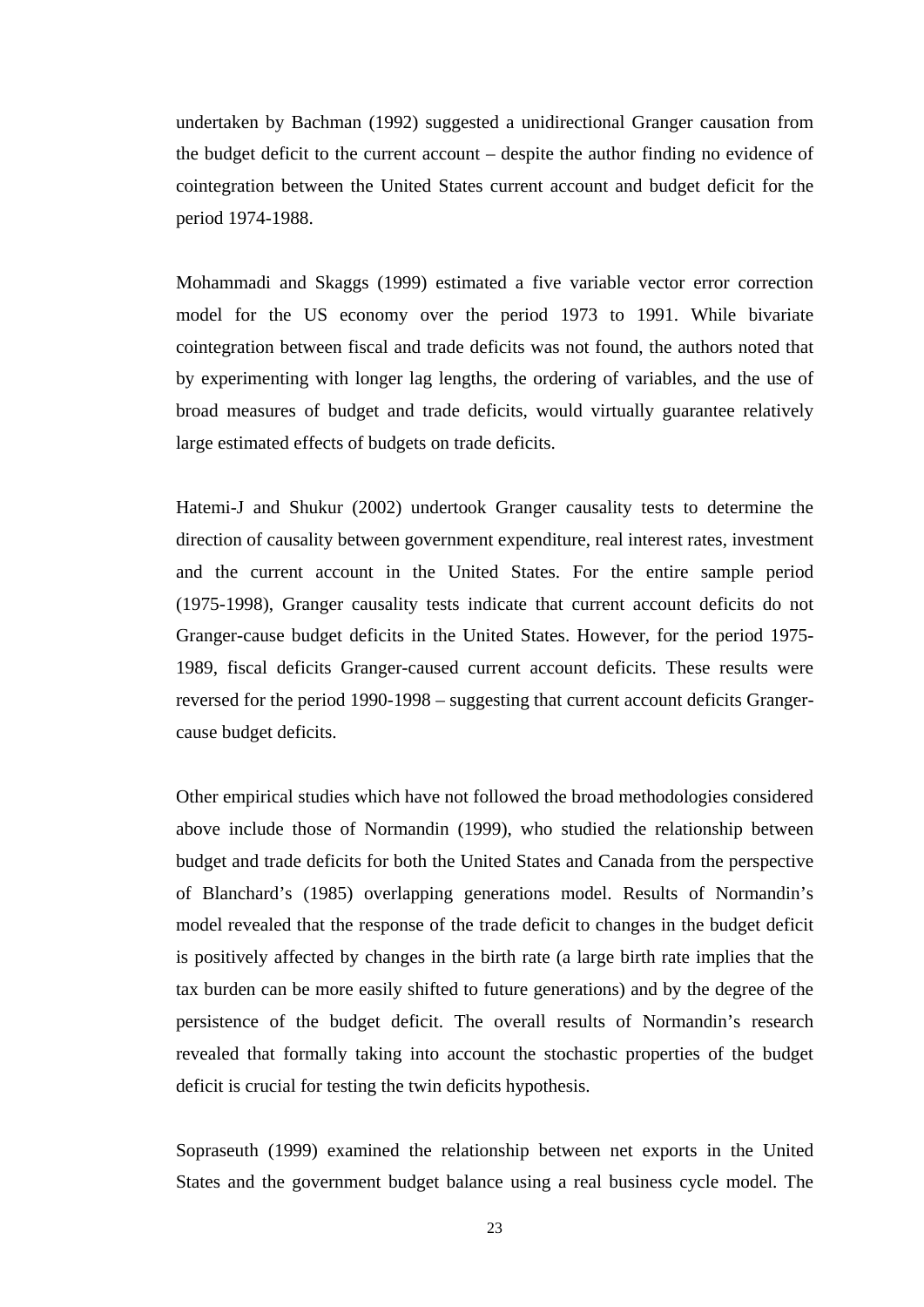undertaken by Bachman (1992) suggested a unidirectional Granger causation from the budget deficit to the current account – despite the author finding no evidence of cointegration between the United States current account and budget deficit for the period 1974-1988.

Mohammadi and Skaggs (1999) estimated a five variable vector error correction model for the US economy over the period 1973 to 1991. While bivariate cointegration between fiscal and trade deficits was not found, the authors noted that by experimenting with longer lag lengths, the ordering of variables, and the use of broad measures of budget and trade deficits, would virtually guarantee relatively large estimated effects of budgets on trade deficits.

Hatemi-J and Shukur (2002) undertook Granger causality tests to determine the direction of causality between government expenditure, real interest rates, investment and the current account in the United States. For the entire sample period (1975-1998), Granger causality tests indicate that current account deficits do not Granger-cause budget deficits in the United States. However, for the period 1975-1989, fiscal deficits Granger-caused current account deficits. These results were reversed for the period 1990-1998 – suggesting that current account deficits Granger-cause budget deficits.

Other empirical studies which have not followed the broad methodologies considered above include those of Normandin (1999), who studied the relationship between budget and trade deficits for both the United States and Canada from the perspective of Blanchard's (1985) overlapping generations model. Results of Normandin's model revealed that the response of the trade deficit to changes in the budget deficit is positively affected by changes in the birth rate (a large birth rate implies that the tax burden can be more easily shifted to future generations) and by the degree of the persistence of the budget deficit. The overall results of Normandin's research revealed that formally taking into account the stochastic properties of the budget deficit is crucial for testing the twin deficits hypothesis.

Sopraseuth (1999) examined the relationship between net exports in the United States and the government budget balance using a real business cycle model. The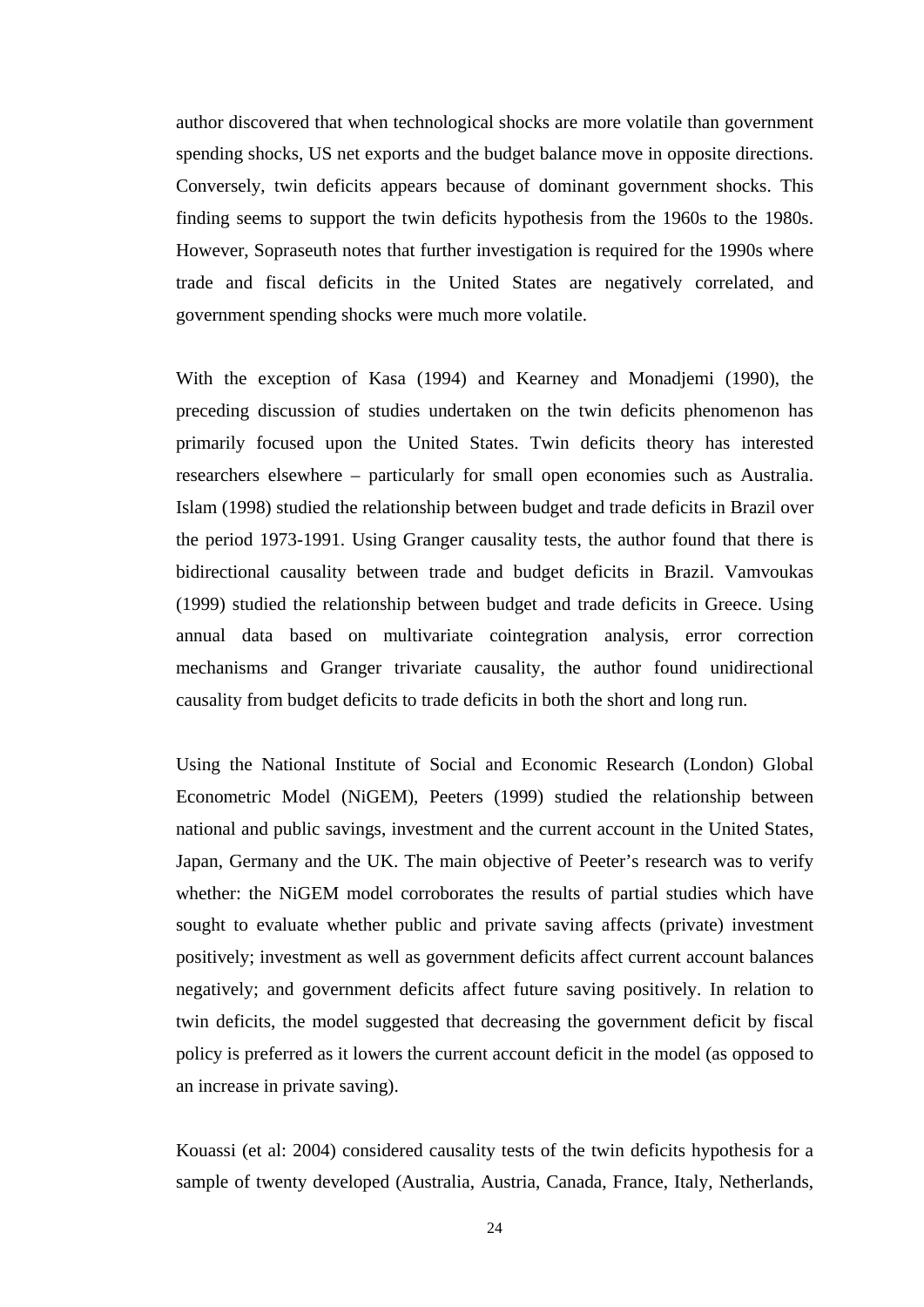author discovered that when technological shocks are more volatile than government spending shocks, US net exports and the budget balance move in opposite directions. Conversely, twin deficits appears because of dominant government shocks. This finding seems to support the twin deficits hypothesis from the 1960s to the 1980s. However, Sopraseuth notes that further investigation is required for the 1990s where trade and fiscal deficits in the United States are negatively correlated, and government spending shocks were much more volatile.

With the exception of Kasa (1994) and Kearney and Monadjemi (1990), the preceding discussion of studies undertaken on the twin deficits phenomenon has primarily focused upon the United States. Twin deficits theory has interested researchers elsewhere – particularly for small open economies such as Australia. Islam (1998) studied the relationship between budget and trade deficits in Brazil over the period 1973-1991. Using Granger causality tests, the author found that there is bidirectional causality between trade and budget deficits in Brazil. Vamvoukas (1999) studied the relationship between budget and trade deficits in Greece. Using annual data based on multivariate cointegration analysis, error correction mechanisms and Granger trivariate causality, the author found unidirectional causality from budget deficits to trade deficits in both the short and long run.

Using the National Institute of Social and Economic Research (London) Global Econometric Model (NiGEM), Peeters (1999) studied the relationship between national and public savings, investment and the current account in the United States, Japan, Germany and the UK. The main objective of Peeter's research was to verify whether: the NiGEM model corroborates the results of partial studies which have sought to evaluate whether public and private saving affects (private) investment positively; investment as well as government deficits affect current account balances negatively; and government deficits affect future saving positively. In relation to twin deficits, the model suggested that decreasing the government deficit by fiscal policy is preferred as it lowers the current account deficit in the model (as opposed to an increase in private saving).

Kouassi (et al: 2004) considered causality tests of the twin deficits hypothesis for a sample of twenty developed (Australia, Austria, Canada, France, Italy, Netherlands,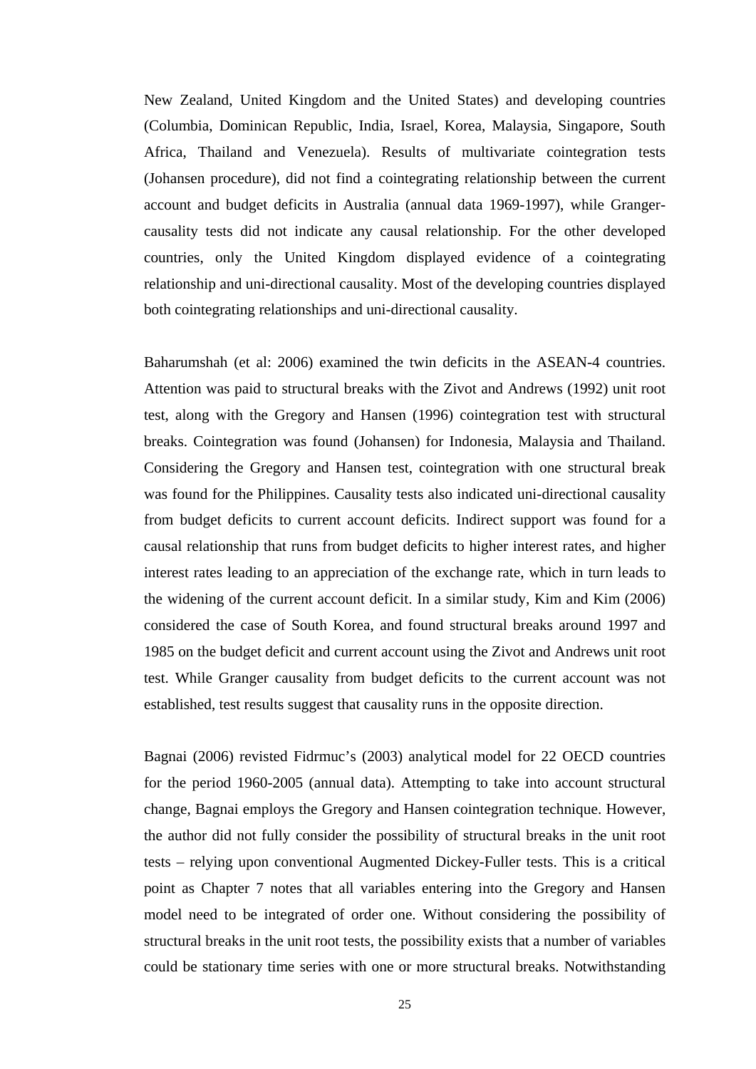New Zealand, United Kingdom and the United States) and developing countries (Columbia, Dominican Republic, India, Israel, Korea, Malaysia, Singapore, South Africa, Thailand and Venezuela). Results of multivariate cointegration tests (Johansen procedure), did not find a cointegrating relationship between the current account and budget deficits in Australia (annual data 1969-1997), while Granger-causality tests did not indicate any causal relationship. For the other developed countries, only the United Kingdom displayed evidence of a cointegrating relationship and uni-directional causality. Most of the developing countries displayed both cointegrating relationships and uni-directional causality.

Baharumshah (et al: 2006) examined the twin deficits in the ASEAN-4 countries. Attention was paid to structural breaks with the Zivot and Andrews (1992) unit root test, along with the Gregory and Hansen (1996) cointegration test with structural breaks. Cointegration was found (Johansen) for Indonesia, Malaysia and Thailand. Considering the Gregory and Hansen test, cointegration with one structural break was found for the Philippines. Causality tests also indicated uni-directional causality from budget deficits to current account deficits. Indirect support was found for a causal relationship that runs from budget deficits to higher interest rates, and higher interest rates leading to an appreciation of the exchange rate, which in turn leads to the widening of the current account deficit. In a similar study, Kim and Kim (2006) considered the case of South Korea, and found structural breaks around 1997 and 1985 on the budget deficit and current account using the Zivot and Andrews unit root test. While Granger causality from budget deficits to the current account was not established, test results suggest that causality runs in the opposite direction.

Bagnai (2006) revisted Fidrmuc's (2003) analytical model for 22 OECD countries for the period 1960-2005 (annual data). Attempting to take into account structural change, Bagnai employs the Gregory and Hansen cointegration technique. However, the author did not fully consider the possibility of structural breaks in the unit root tests – relying upon conventional Augmented Dickey-Fuller tests. This is a critical point as Chapter 7 notes that all variables entering into the Gregory and Hansen model need to be integrated of order one. Without considering the possibility of structural breaks in the unit root tests, the possibility exists that a number of variables could be stationary time series with one or more structural breaks. Notwithstanding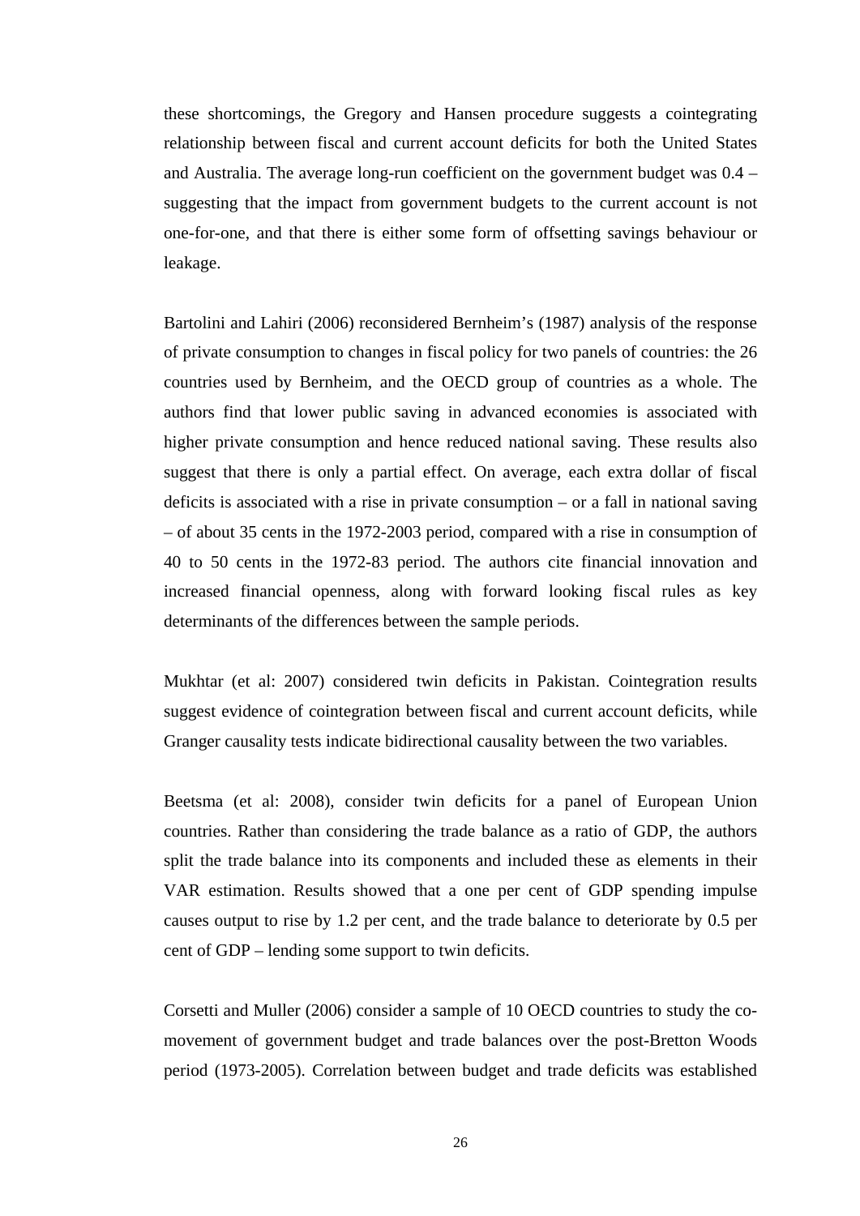these shortcomings, the Gregory and Hansen procedure suggests a cointegrating relationship between fiscal and current account deficits for both the United States and Australia. The average long-run coefficient on the government budget was 0.4 – suggesting that the impact from government budgets to the current account is not one-for-one, and that there is either some form of offsetting savings behaviour or leakage.

Bartolini and Lahiri (2006) reconsidered Bernheim's (1987) analysis of the response of private consumption to changes in fiscal policy for two panels of countries: the 26 countries used by Bernheim, and the OECD group of countries as a whole. The authors find that lower public saving in advanced economies is associated with higher private consumption and hence reduced national saving. These results also suggest that there is only a partial effect. On average, each extra dollar of fiscal deficits is associated with a rise in private consumption – or a fall in national saving – of about 35 cents in the 1972-2003 period, compared with a rise in consumption of 40 to 50 cents in the 1972-83 period. The authors cite financial innovation and increased financial openness, along with forward looking fiscal rules as key determinants of the differences between the sample periods.

Mukhtar (et al: 2007) considered twin deficits in Pakistan. Cointegration results suggest evidence of cointegration between fiscal and current account deficits, while Granger causality tests indicate bidirectional causality between the two variables.

Beetsma (et al: 2008), consider twin deficits for a panel of European Union countries. Rather than considering the trade balance as a ratio of GDP, the authors split the trade balance into its components and included these as elements in their VAR estimation. Results showed that a one per cent of GDP spending impulse causes output to rise by 1.2 per cent, and the trade balance to deteriorate by 0.5 per cent of GDP – lending some support to twin deficits.

Corsetti and Muller (2006) consider a sample of 10 OECD countries to study the co-movement of government budget and trade balances over the post-Bretton Woods period (1973-2005). Correlation between budget and trade deficits was established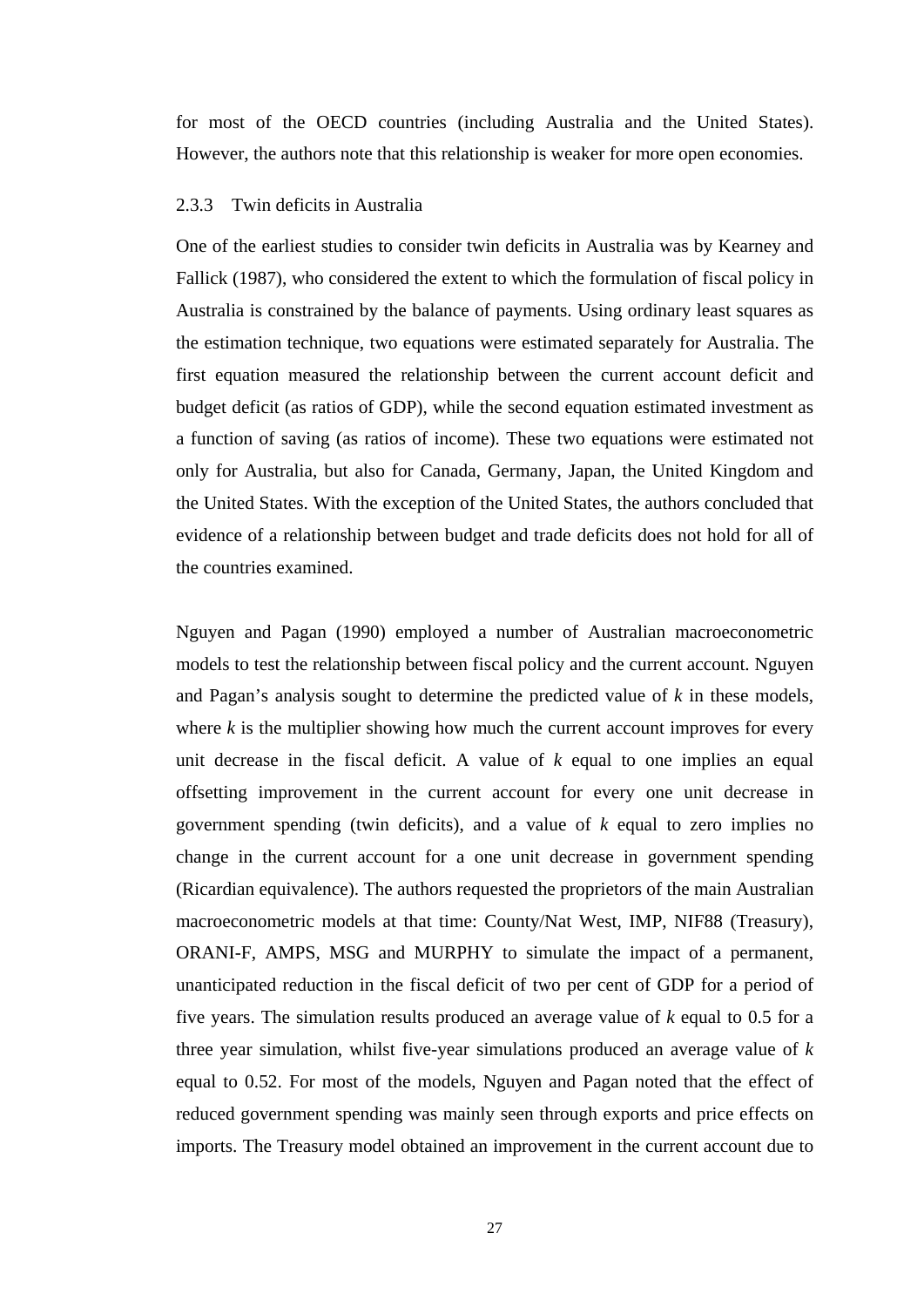for most of the OECD countries (including Australia and the United States). However, the authors note that this relationship is weaker for more open economies.

### 2.3.3 Twin deficits in Australia

One of the earliest studies to consider twin deficits in Australia was by Kearney and Fallick (1987), who considered the extent to which the formulation of fiscal policy in Australia is constrained by the balance of payments. Using ordinary least squares as the estimation technique, two equations were estimated separately for Australia. The first equation measured the relationship between the current account deficit and budget deficit (as ratios of GDP), while the second equation estimated investment as a function of saving (as ratios of income). These two equations were estimated not only for Australia, but also for Canada, Germany, Japan, the United Kingdom and the United States. With the exception of the United States, the authors concluded that evidence of a relationship between budget and trade deficits does not hold for all of the countries examined.

Nguyen and Pagan (1990) employed a number of Australian macroeconometric models to test the relationship between fiscal policy and the current account. Nguyen and Pagan's analysis sought to determine the predicted value of $k$ in these models, where $k$ is the multiplier showing how much the current account improves for every unit decrease in the fiscal deficit. A value of $k$ equal to one implies an equal offsetting improvement in the current account for every one unit decrease in government spending (twin deficits), and a value of $k$ equal to zero implies no change in the current account for a one unit decrease in government spending (Ricardian equivalence). The authors requested the proprietors of the main Australian macroeconometric models at that time: County/Nat West, IMP, NIF88 (Treasury), ORANI-F, AMPS, MSG and MURPHY to simulate the impact of a permanent, unanticipated reduction in the fiscal deficit of two per cent of GDP for a period of five years. The simulation results produced an average value of $k$ equal to 0.5 for a three year simulation, whilst five-year simulations produced an average value of $k$ equal to 0.52. For most of the models, Nguyen and Pagan noted that the effect of reduced government spending was mainly seen through exports and price effects on imports. The Treasury model obtained an improvement in the current account due to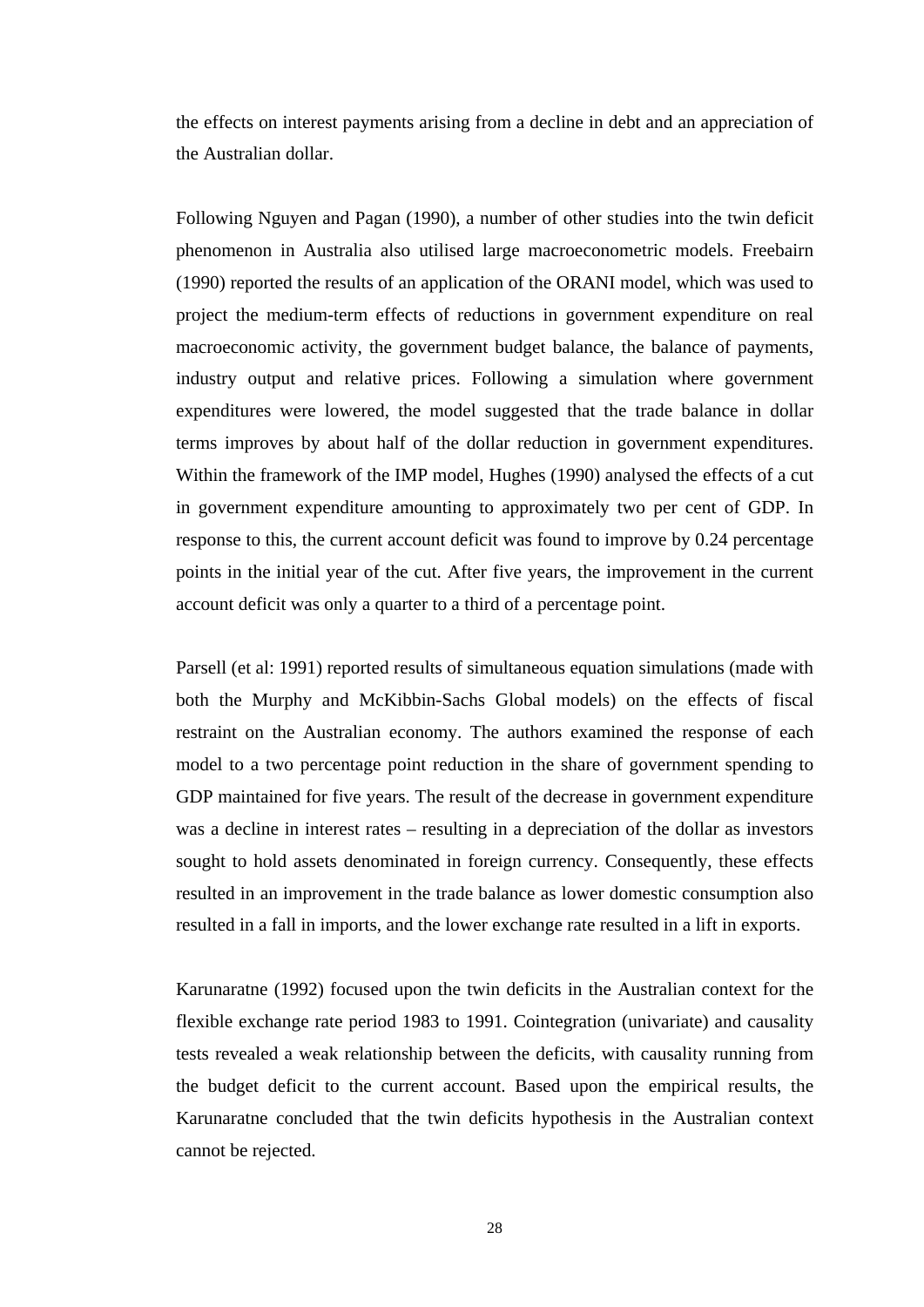the effects on interest payments arising from a decline in debt and an appreciation of the Australian dollar.

Following Nguyen and Pagan (1990), a number of other studies into the twin deficit phenomenon in Australia also utilised large macroeconometric models. Freebairn (1990) reported the results of an application of the ORANI model, which was used to project the medium-term effects of reductions in government expenditure on real macroeconomic activity, the government budget balance, the balance of payments, industry output and relative prices. Following a simulation where government expenditures were lowered, the model suggested that the trade balance in dollar terms improves by about half of the dollar reduction in government expenditures. Within the framework of the IMP model, Hughes (1990) analysed the effects of a cut in government expenditure amounting to approximately two per cent of GDP. In response to this, the current account deficit was found to improve by 0.24 percentage points in the initial year of the cut. After five years, the improvement in the current account deficit was only a quarter to a third of a percentage point.

Parsell (et al: 1991) reported results of simultaneous equation simulations (made with both the Murphy and McKibbin-Sachs Global models) on the effects of fiscal restraint on the Australian economy. The authors examined the response of each model to a two percentage point reduction in the share of government spending to GDP maintained for five years. The result of the decrease in government expenditure was a decline in interest rates – resulting in a depreciation of the dollar as investors sought to hold assets denominated in foreign currency. Consequently, these effects resulted in an improvement in the trade balance as lower domestic consumption also resulted in a fall in imports, and the lower exchange rate resulted in a lift in exports.

Karunaratne (1992) focused upon the twin deficits in the Australian context for the flexible exchange rate period 1983 to 1991. Cointegration (univariate) and causality tests revealed a weak relationship between the deficits, with causality running from the budget deficit to the current account. Based upon the empirical results, the Karunaratne concluded that the twin deficits hypothesis in the Australian context cannot be rejected.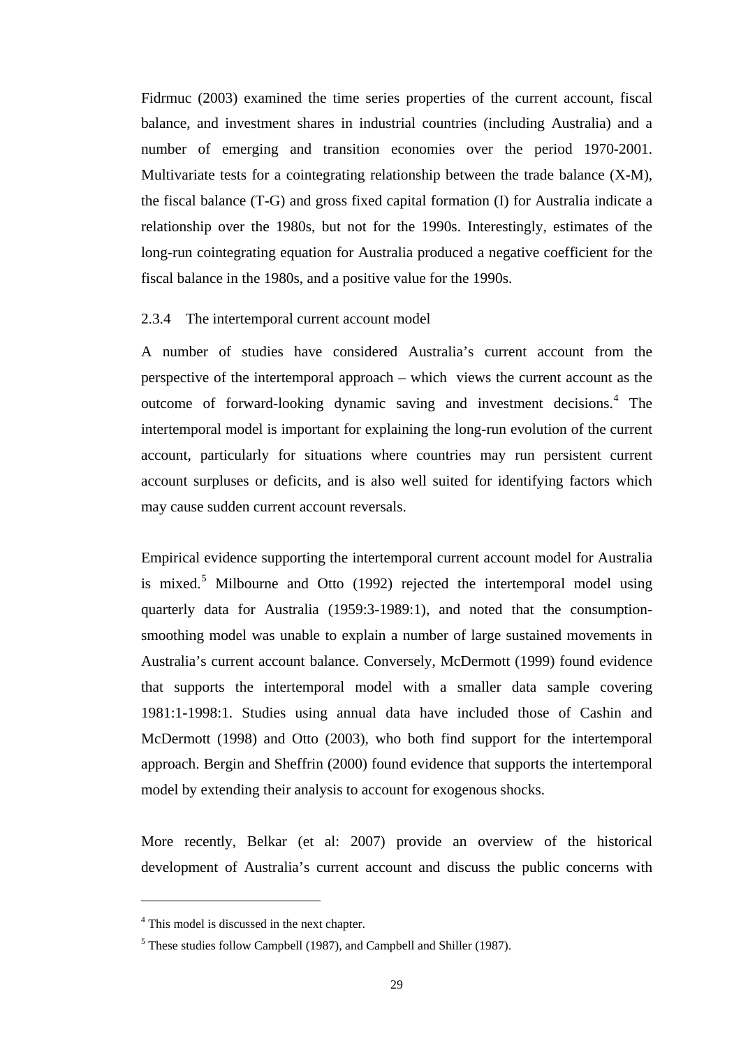Fidrmuc (2003) examined the time series properties of the current account, fiscal balance, and investment shares in industrial countries (including Australia) and a number of emerging and transition economies over the period 1970-2001. Multivariate tests for a cointegrating relationship between the trade balance (X-M), the fiscal balance (T-G) and gross fixed capital formation (I) for Australia indicate a relationship over the 1980s, but not for the 1990s. Interestingly, estimates of the long-run cointegrating equation for Australia produced a negative coefficient for the fiscal balance in the 1980s, and a positive value for the 1990s.

### 2.3.4 The intertemporal current account model

A number of studies have considered Australia's current account from the perspective of the intertemporal approach – which views the current account as the outcome of forward-looking dynamic saving and investment decisions.[4] The intertemporal model is important for explaining the long-run evolution of the current account, particularly for situations where countries may run persistent current account surpluses or deficits, and is also well suited for identifying factors which may cause sudden current account reversals.

Empirical evidence supporting the intertemporal current account model for Australia is mixed.[5] Milbourne and Otto (1992) rejected the intertemporal model using quarterly data for Australia (1959:3-1989:1), and noted that the consumption-smoothing model was unable to explain a number of large sustained movements in Australia's current account balance. Conversely, McDermott (1999) found evidence that supports the intertemporal model with a smaller data sample covering 1981:1-1998:1. Studies using annual data have included those of Cashin and McDermott (1998) and Otto (2003), who both find support for the intertemporal approach. Bergin and Sheffrin (2000) found evidence that supports the intertemporal model by extending their analysis to account for exogenous shocks.

More recently, Belkar (et al: 2007) provide an overview of the historical development of Australia's current account and discuss the public concerns with

---

[4] This model is discussed in the next chapter.

[5] These studies follow Campbell (1987), and Campbell and Shiller (1987).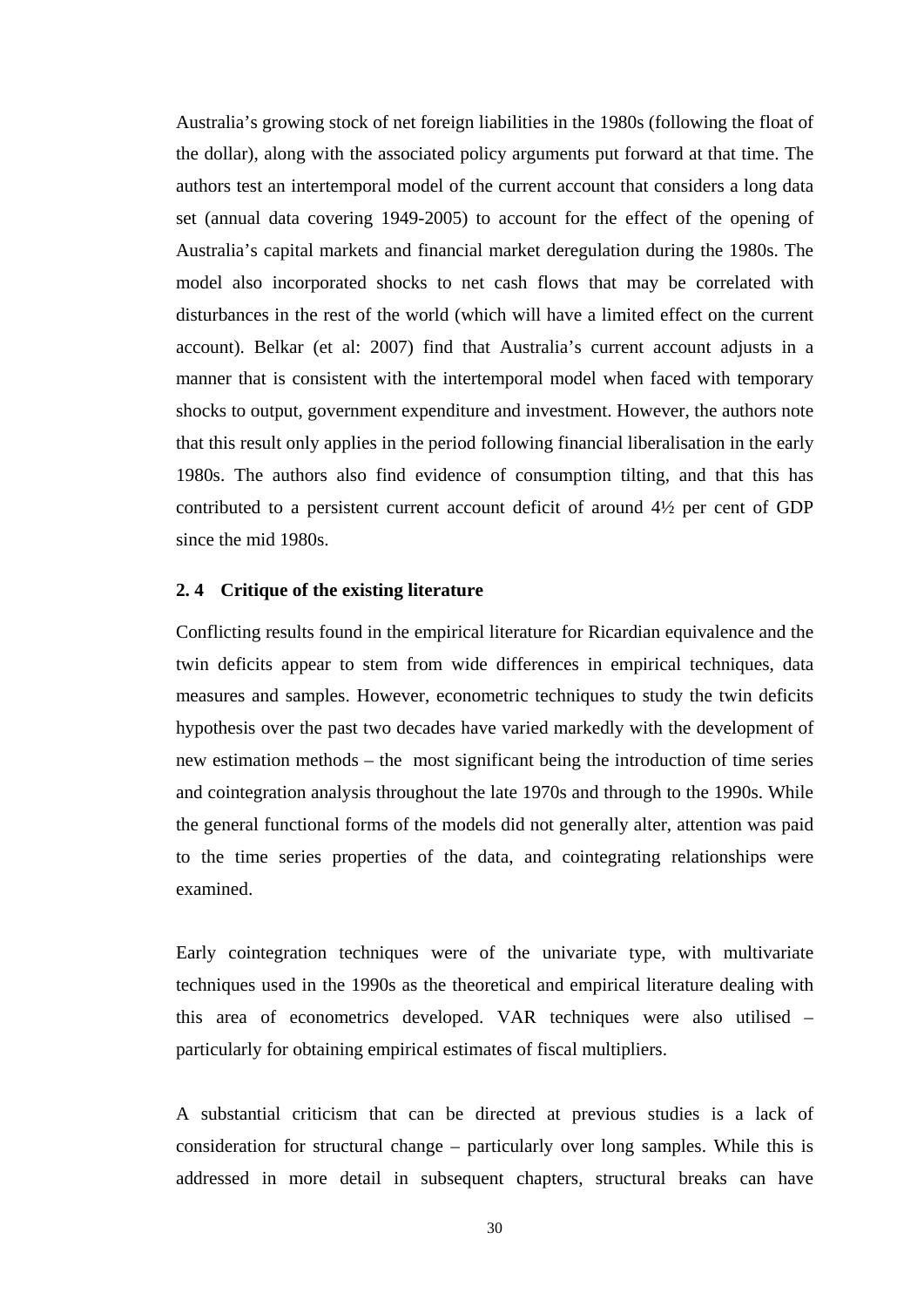Australia's growing stock of net foreign liabilities in the 1980s (following the float of the dollar), along with the associated policy arguments put forward at that time. The authors test an intertemporal model of the current account that considers a long data set (annual data covering 1949-2005) to account for the effect of the opening of Australia's capital markets and financial market deregulation during the 1980s. The model also incorporated shocks to net cash flows that may be correlated with disturbances in the rest of the world (which will have a limited effect on the current account). Belkar (et al: 2007) find that Australia's current account adjusts in a manner that is consistent with the intertemporal model when faced with temporary shocks to output, government expenditure and investment. However, the authors note that this result only applies in the period following financial liberalisation in the early 1980s. The authors also find evidence of consumption tilting, and that this has contributed to a persistent current account deficit of around 4½ per cent of GDP since the mid 1980s.

### 2. 4 Critique of the existing literature

Conflicting results found in the empirical literature for Ricardian equivalence and the twin deficits appear to stem from wide differences in empirical techniques, data measures and samples. However, econometric techniques to study the twin deficits hypothesis over the past two decades have varied markedly with the development of new estimation methods – the most significant being the introduction of time series and cointegration analysis throughout the late 1970s and through to the 1990s. While the general functional forms of the models did not generally alter, attention was paid to the time series properties of the data, and cointegrating relationships were examined.

Early cointegration techniques were of the univariate type, with multivariate techniques used in the 1990s as the theoretical and empirical literature dealing with this area of econometrics developed. VAR techniques were also utilised – particularly for obtaining empirical estimates of fiscal multipliers.

A substantial criticism that can be directed at previous studies is a lack of consideration for structural change – particularly over long samples. While this is addressed in more detail in subsequent chapters, structural breaks can have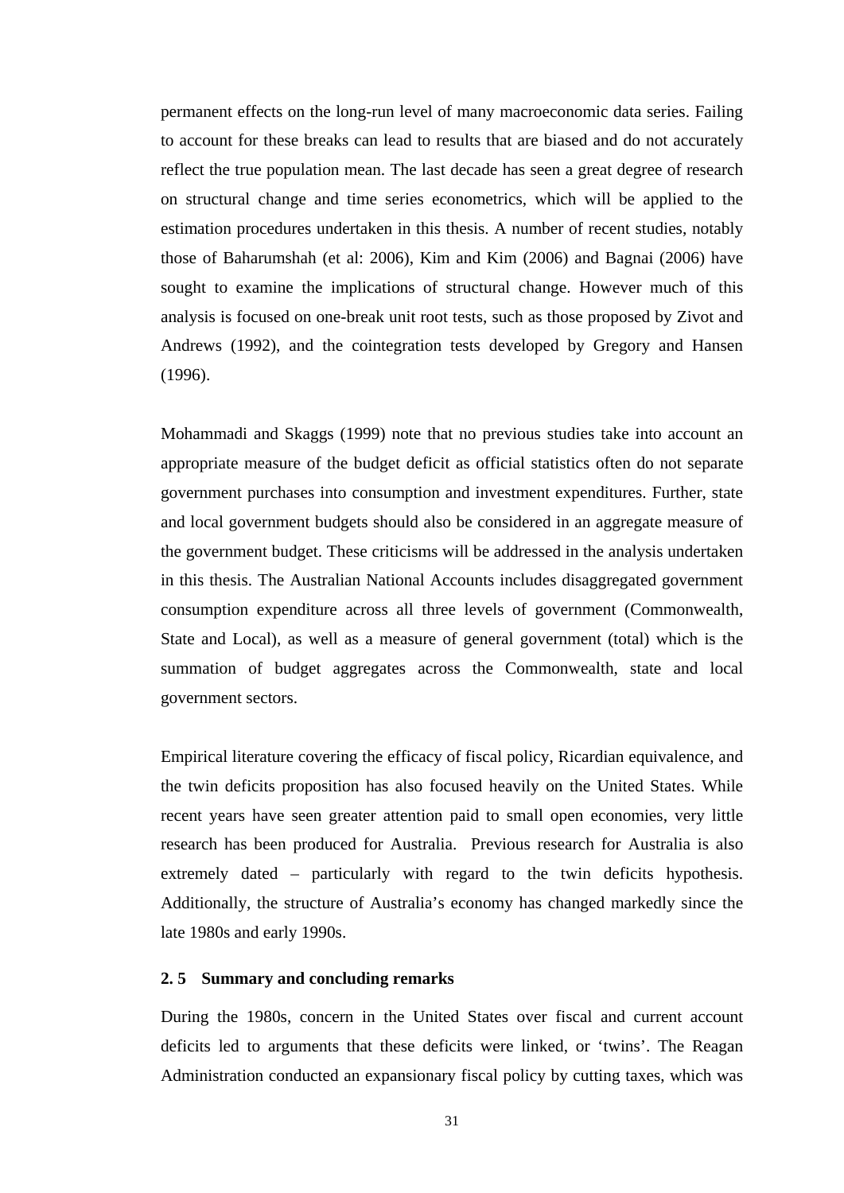permanent effects on the long-run level of many macroeconomic data series. Failing to account for these breaks can lead to results that are biased and do not accurately reflect the true population mean. The last decade has seen a great degree of research on structural change and time series econometrics, which will be applied to the estimation procedures undertaken in this thesis. A number of recent studies, notably those of Baharumshah (et al: 2006), Kim and Kim (2006) and Bagnai (2006) have sought to examine the implications of structural change. However much of this analysis is focused on one-break unit root tests, such as those proposed by Zivot and Andrews (1992), and the cointegration tests developed by Gregory and Hansen (1996).

Mohammadi and Skaggs (1999) note that no previous studies take into account an appropriate measure of the budget deficit as official statistics often do not separate government purchases into consumption and investment expenditures. Further, state and local government budgets should also be considered in an aggregate measure of the government budget. These criticisms will be addressed in the analysis undertaken in this thesis. The Australian National Accounts includes disaggregated government consumption expenditure across all three levels of government (Commonwealth, State and Local), as well as a measure of general government (total) which is the summation of budget aggregates across the Commonwealth, state and local government sectors.

Empirical literature covering the efficacy of fiscal policy, Ricardian equivalence, and the twin deficits proposition has also focused heavily on the United States. While recent years have seen greater attention paid to small open economies, very little research has been produced for Australia. Previous research for Australia is also extremely dated – particularly with regard to the twin deficits hypothesis. Additionally, the structure of Australia's economy has changed markedly since the late 1980s and early 1990s.

### 2. 5 Summary and concluding remarks

During the 1980s, concern in the United States over fiscal and current account deficits led to arguments that these deficits were linked, or 'twins'. The Reagan Administration conducted an expansionary fiscal policy by cutting taxes, which was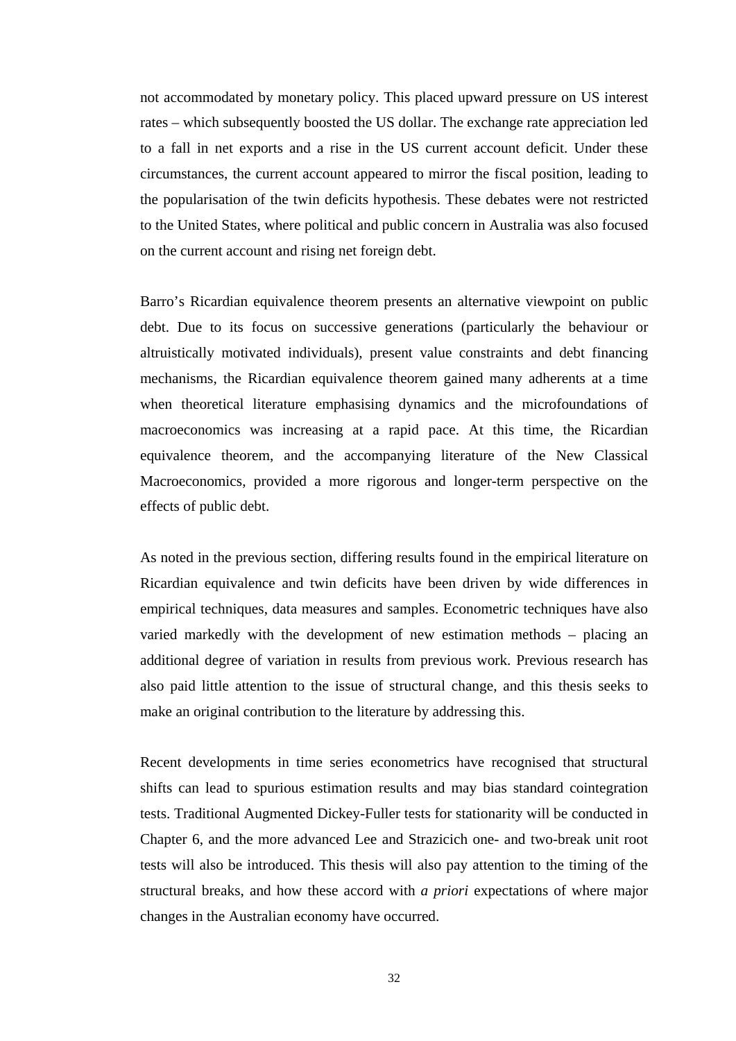not accommodated by monetary policy. This placed upward pressure on US interest rates – which subsequently boosted the US dollar. The exchange rate appreciation led to a fall in net exports and a rise in the US current account deficit. Under these circumstances, the current account appeared to mirror the fiscal position, leading to the popularisation of the twin deficits hypothesis. These debates were not restricted to the United States, where political and public concern in Australia was also focused on the current account and rising net foreign debt.

Barro's Ricardian equivalence theorem presents an alternative viewpoint on public debt. Due to its focus on successive generations (particularly the behaviour or altruistically motivated individuals), present value constraints and debt financing mechanisms, the Ricardian equivalence theorem gained many adherents at a time when theoretical literature emphasising dynamics and the microfoundations of macroeconomics was increasing at a rapid pace. At this time, the Ricardian equivalence theorem, and the accompanying literature of the New Classical Macroeconomics, provided a more rigorous and longer-term perspective on the effects of public debt.

As noted in the previous section, differing results found in the empirical literature on Ricardian equivalence and twin deficits have been driven by wide differences in empirical techniques, data measures and samples. Econometric techniques have also varied markedly with the development of new estimation methods – placing an additional degree of variation in results from previous work. Previous research has also paid little attention to the issue of structural change, and this thesis seeks to make an original contribution to the literature by addressing this.

Recent developments in time series econometrics have recognised that structural shifts can lead to spurious estimation results and may bias standard cointegration tests. Traditional Augmented Dickey-Fuller tests for stationarity will be conducted in Chapter 6, and the more advanced Lee and Strazicich one- and two-break unit root tests will also be introduced. This thesis will also pay attention to the timing of the structural breaks, and how these accord with *a priori* expectations of where major changes in the Australian economy have occurred.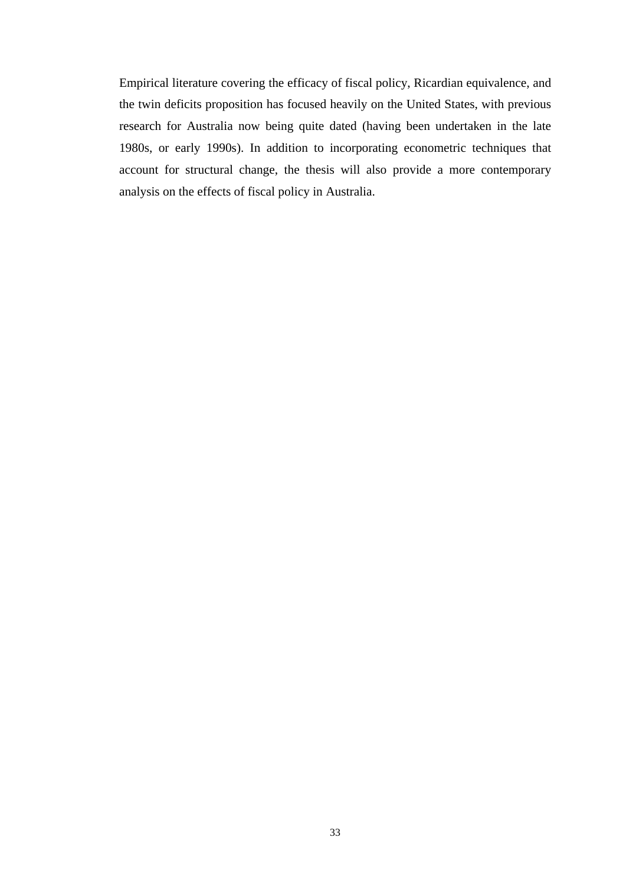Empirical literature covering the efficacy of fiscal policy, Ricardian equivalence, and the twin deficits proposition has focused heavily on the United States, with previous research for Australia now being quite dated (having been undertaken in the late 1980s, or early 1990s). In addition to incorporating econometric techniques that account for structural change, the thesis will also provide a more contemporary analysis on the effects of fiscal policy in Australia.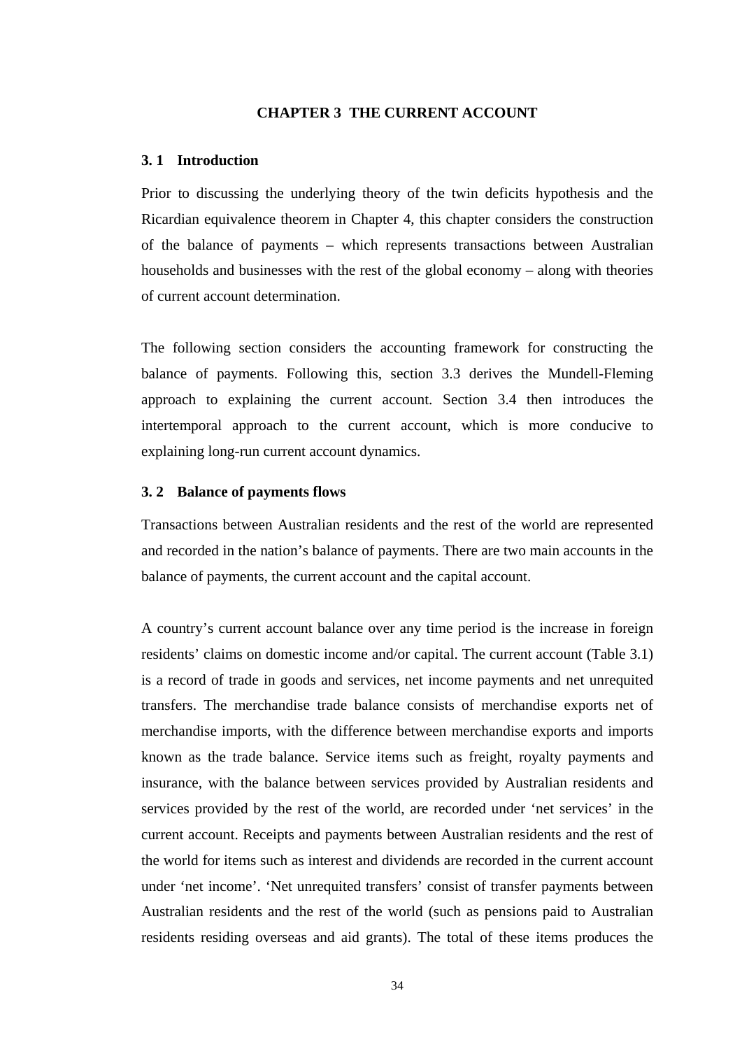# CHAPTER 3 THE CURRENT ACCOUNT

## 3. 1 Introduction

Prior to discussing the underlying theory of the twin deficits hypothesis and the Ricardian equivalence theorem in Chapter 4, this chapter considers the construction of the balance of payments – which represents transactions between Australian households and businesses with the rest of the global economy – along with theories of current account determination.

The following section considers the accounting framework for constructing the balance of payments. Following this, section 3.3 derives the Mundell-Fleming approach to explaining the current account. Section 3.4 then introduces the intertemporal approach to the current account, which is more conducive to explaining long-run current account dynamics.

## 3. 2 Balance of payments flows

Transactions between Australian residents and the rest of the world are represented and recorded in the nation's balance of payments. There are two main accounts in the balance of payments, the current account and the capital account.

A country's current account balance over any time period is the increase in foreign residents' claims on domestic income and/or capital. The current account (Table 3.1) is a record of trade in goods and services, net income payments and net unrequited transfers. The merchandise trade balance consists of merchandise exports net of merchandise imports, with the difference between merchandise exports and imports known as the trade balance. Service items such as freight, royalty payments and insurance, with the balance between services provided by Australian residents and services provided by the rest of the world, are recorded under 'net services' in the current account. Receipts and payments between Australian residents and the rest of the world for items such as interest and dividends are recorded in the current account under 'net income'. 'Net unrequited transfers' consist of transfer payments between Australian residents and the rest of the world (such as pensions paid to Australian residents residing overseas and aid grants). The total of these items produces the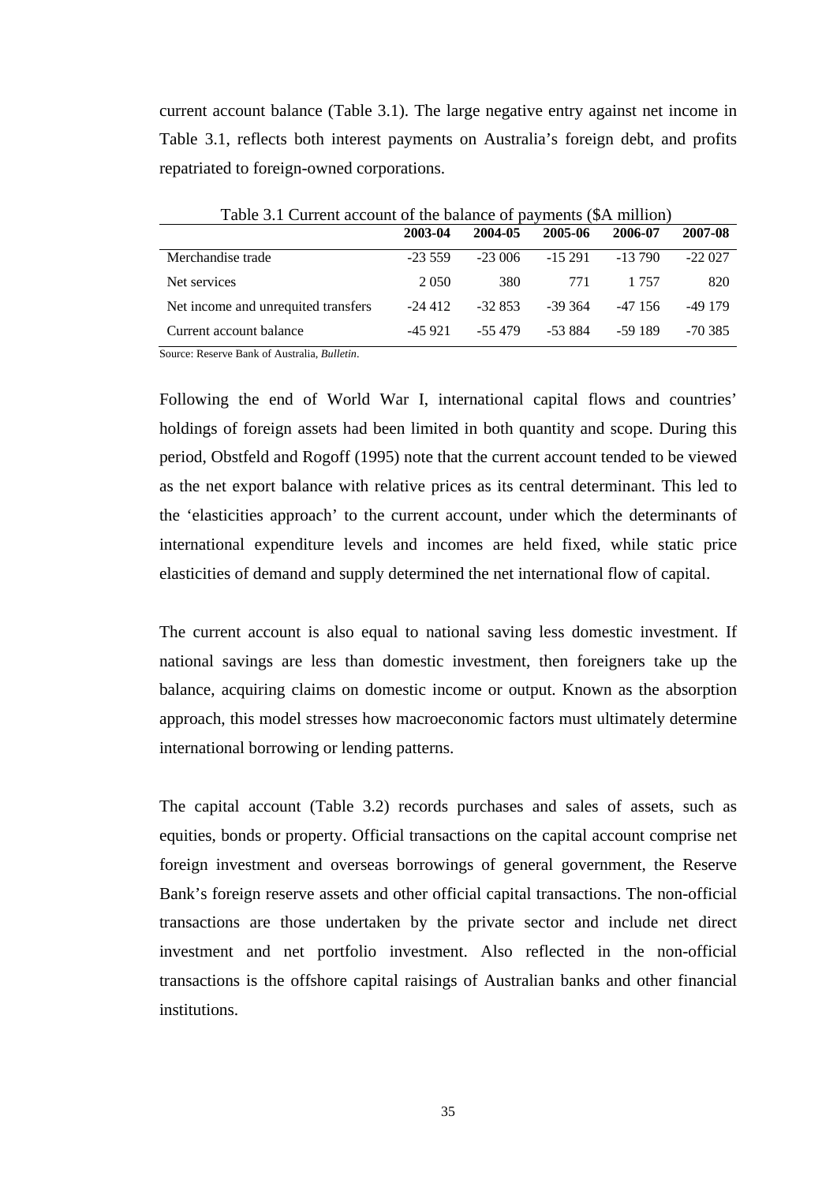current account balance (Table 3.1). The large negative entry against net income in Table 3.1, reflects both interest payments on Australia's foreign debt, and profits repatriated to foreign-owned corporations.

Table 3.1 Current account of the balance of payments ($A million)

| | 2003-04 | 2004-05 | 2005-06 | 2006-07 | 2007-08 |
|---|---|---|---|---|---|
| Merchandise trade | -23 559 | -23 006 | -15 291 | -13 790 | -22 027 |
| Net services | 2 050 | 380 | 771 | 1 757 | 820 |
| Net income and unrequited transfers | -24 412 | -32 853 | -39 364 | -47 156 | -49 179 |
| Current account balance | -45 921 | -55 479 | -53 884 | -59 189 | -70 385 |

Source: Reserve Bank of Australia, *Bulletin*.

Following the end of World War I, international capital flows and countries' holdings of foreign assets had been limited in both quantity and scope. During this period, Obstfeld and Rogoff (1995) note that the current account tended to be viewed as the net export balance with relative prices as its central determinant. This led to the 'elasticities approach' to the current account, under which the determinants of international expenditure levels and incomes are held fixed, while static price elasticities of demand and supply determined the net international flow of capital.

The current account is also equal to national saving less domestic investment. If national savings are less than domestic investment, then foreigners take up the balance, acquiring claims on domestic income or output. Known as the absorption approach, this model stresses how macroeconomic factors must ultimately determine international borrowing or lending patterns.

The capital account (Table 3.2) records purchases and sales of assets, such as equities, bonds or property. Official transactions on the capital account comprise net foreign investment and overseas borrowings of general government, the Reserve Bank's foreign reserve assets and other official capital transactions. The non-official transactions are those undertaken by the private sector and include net direct investment and net portfolio investment. Also reflected in the non-official transactions is the offshore capital raisings of Australian banks and other financial institutions.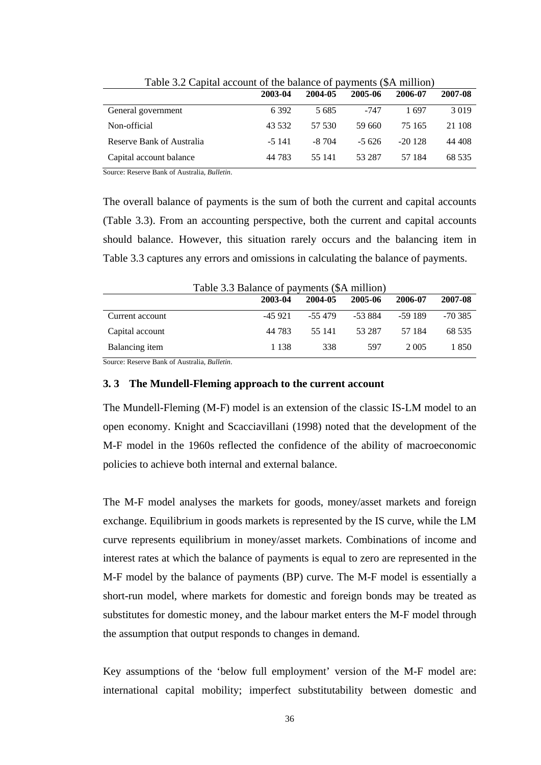Table 3.2 Capital account of the balance of payments ($A million)

| | 2003-04 | 2004-05 | 2005-06 | 2006-07 | 2007-08 |
|---|---|---|---|---|---|
| General government | 6 392 | 5 685 | -747 | 1 697 | 3 019 |
| Non-official | 43 532 | 57 530 | 59 660 | 75 165 | 21 108 |
| Reserve Bank of Australia | -5 141 | -8 704 | -5 626 | -20 128 | 44 408 |
| Capital account balance | 44 783 | 55 141 | 53 287 | 57 184 | 68 535 |

Source: Reserve Bank of Australia, *Bulletin*.

The overall balance of payments is the sum of both the current and capital accounts (Table 3.3). From an accounting perspective, both the current and capital accounts should balance. However, this situation rarely occurs and the balancing item in Table 3.3 captures any errors and omissions in calculating the balance of payments.

Table 3.3 Balance of payments ($A million)

| | 2003-04 | 2004-05 | 2005-06 | 2006-07 | 2007-08 |
|---|---|---|---|---|---|
| Current account | -45 921 | -55 479 | -53 884 | -59 189 | -70 385 |
| Capital account | 44 783 | 55 141 | 53 287 | 57 184 | 68 535 |
| Balancing item | 1 138 | 338 | 597 | 2 005 | 1 850 |

Source: Reserve Bank of Australia, *Bulletin*.

### 3. 3 The Mundell-Fleming approach to the current account

The Mundell-Fleming (M-F) model is an extension of the classic IS-LM model to an open economy. Knight and Scacciavillani (1998) noted that the development of the M-F model in the 1960s reflected the confidence of the ability of macroeconomic policies to achieve both internal and external balance.

The M-F model analyses the markets for goods, money/asset markets and foreign exchange. Equilibrium in goods markets is represented by the IS curve, while the LM curve represents equilibrium in money/asset markets. Combinations of income and interest rates at which the balance of payments is equal to zero are represented in the M-F model by the balance of payments (BP) curve. The M-F model is essentially a short-run model, where markets for domestic and foreign bonds may be treated as substitutes for domestic money, and the labour market enters the M-F model through the assumption that output responds to changes in demand.

Key assumptions of the 'below full employment' version of the M-F model are: international capital mobility; imperfect substitutability between domestic and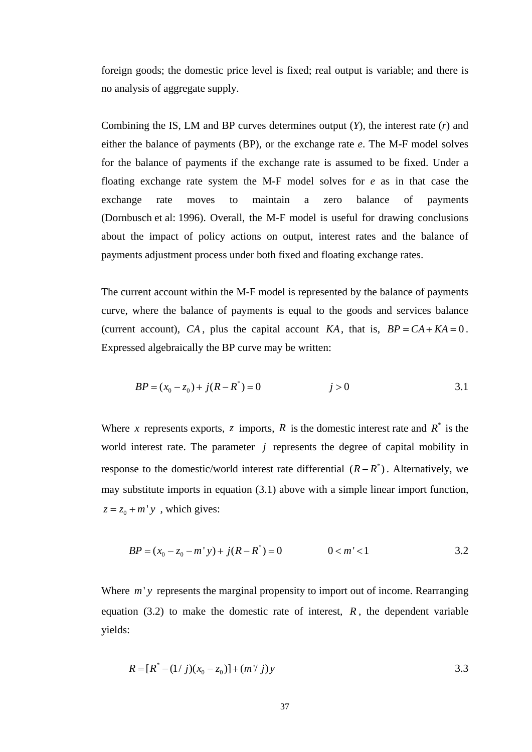foreign goods; the domestic price level is fixed; real output is variable; and there is no analysis of aggregate supply.

Combining the IS, LM and BP curves determines output (*Y*), the interest rate (*r*) and either the balance of payments (BP), or the exchange rate *e*. The M-F model solves for the balance of payments if the exchange rate is assumed to be fixed. Under a floating exchange rate system the M-F model solves for *e* as in that case the exchange rate moves to maintain a zero balance of payments (Dornbusch et al: 1996). Overall, the M-F model is useful for drawing conclusions about the impact of policy actions on output, interest rates and the balance of payments adjustment process under both fixed and floating exchange rates.

The current account within the M-F model is represented by the balance of payments curve, where the balance of payments is equal to the goods and services balance (current account), $CA$, plus the capital account $KA$, that is, $BP = CA + KA = 0$. Expressed algebraically the BP curve may be written:

$$BP = (x_0 - z_0) + j(R - R^*) = 0 \qquad\qquad j > 0 \qquad\qquad 3.1$$

Where $x$ represents exports, $z$ imports, $R$ is the domestic interest rate and $R^*$ is the world interest rate. The parameter $j$ represents the degree of capital mobility in response to the domestic/world interest rate differential $(R - R^*)$. Alternatively, we may substitute imports in equation (3.1) above with a simple linear import function, $z = z_0 + m' y$ , which gives:

$$BP = (x_0 - z_0 - m' y) + j(R - R^*) = 0 \qquad\qquad 0 < m' < 1 \qquad\qquad 3.2$$

Where $m' y$ represents the marginal propensity to import out of income. Rearranging equation (3.2) to make the domestic rate of interest, $R$, the dependent variable yields:

$$R = [R^* - (1/j)(x_0 - z_0)] + (m'/j)y \qquad\qquad 3.3$$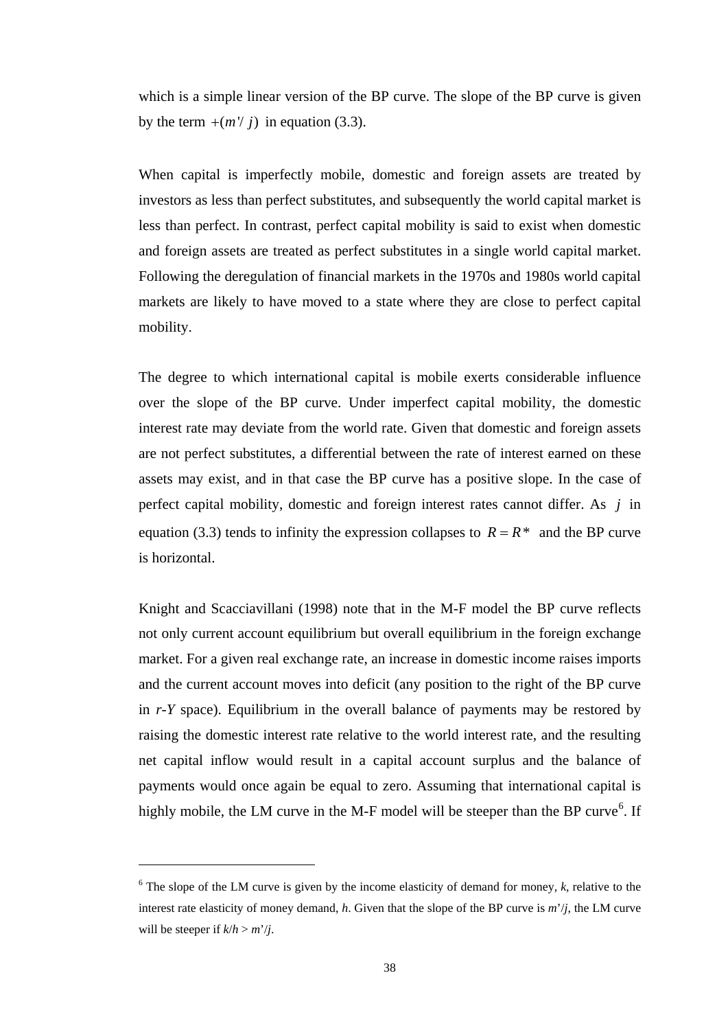which is a simple linear version of the BP curve. The slope of the BP curve is given by the term $+(m'/j)$ in equation (3.3).

When capital is imperfectly mobile, domestic and foreign assets are treated by investors as less than perfect substitutes, and subsequently the world capital market is less than perfect. In contrast, perfect capital mobility is said to exist when domestic and foreign assets are treated as perfect substitutes in a single world capital market. Following the deregulation of financial markets in the 1970s and 1980s world capital markets are likely to have moved to a state where they are close to perfect capital mobility.

The degree to which international capital is mobile exerts considerable influence over the slope of the BP curve. Under imperfect capital mobility, the domestic interest rate may deviate from the world rate. Given that domestic and foreign assets are not perfect substitutes, a differential between the rate of interest earned on these assets may exist, and in that case the BP curve has a positive slope. In the case of perfect capital mobility, domestic and foreign interest rates cannot differ. As $j$ in equation (3.3) tends to infinity the expression collapses to $R = R^*$ and the BP curve is horizontal.

Knight and Scacciavillani (1998) note that in the M-F model the BP curve reflects not only current account equilibrium but overall equilibrium in the foreign exchange market. For a given real exchange rate, an increase in domestic income raises imports and the current account moves into deficit (any position to the right of the BP curve in *r-Y* space). Equilibrium in the overall balance of payments may be restored by raising the domestic interest rate relative to the world interest rate, and the resulting net capital inflow would result in a capital account surplus and the balance of payments would once again be equal to zero. Assuming that international capital is highly mobile, the LM curve in the M-F model will be steeper than the BP curve[6]. If

---

[6] The slope of the LM curve is given by the income elasticity of demand for money, $k$, relative to the interest rate elasticity of money demand, $h$. Given that the slope of the BP curve is $m'/j$, the LM curve will be steeper if $k/h > m'/j$.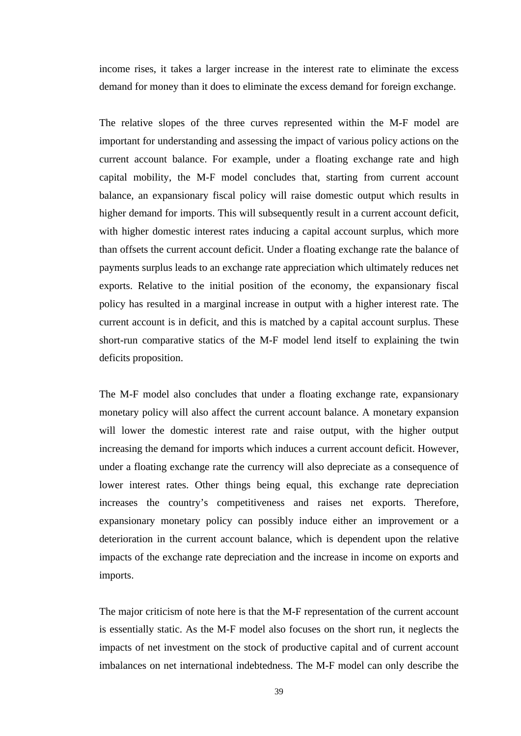income rises, it takes a larger increase in the interest rate to eliminate the excess demand for money than it does to eliminate the excess demand for foreign exchange.

The relative slopes of the three curves represented within the M-F model are important for understanding and assessing the impact of various policy actions on the current account balance. For example, under a floating exchange rate and high capital mobility, the M-F model concludes that, starting from current account balance, an expansionary fiscal policy will raise domestic output which results in higher demand for imports. This will subsequently result in a current account deficit, with higher domestic interest rates inducing a capital account surplus, which more than offsets the current account deficit. Under a floating exchange rate the balance of payments surplus leads to an exchange rate appreciation which ultimately reduces net exports. Relative to the initial position of the economy, the expansionary fiscal policy has resulted in a marginal increase in output with a higher interest rate. The current account is in deficit, and this is matched by a capital account surplus. These short-run comparative statics of the M-F model lend itself to explaining the twin deficits proposition.

The M-F model also concludes that under a floating exchange rate, expansionary monetary policy will also affect the current account balance. A monetary expansion will lower the domestic interest rate and raise output, with the higher output increasing the demand for imports which induces a current account deficit. However, under a floating exchange rate the currency will also depreciate as a consequence of lower interest rates. Other things being equal, this exchange rate depreciation increases the country's competitiveness and raises net exports. Therefore, expansionary monetary policy can possibly induce either an improvement or a deterioration in the current account balance, which is dependent upon the relative impacts of the exchange rate depreciation and the increase in income on exports and imports.

The major criticism of note here is that the M-F representation of the current account is essentially static. As the M-F model also focuses on the short run, it neglects the impacts of net investment on the stock of productive capital and of current account imbalances on net international indebtedness. The M-F model can only describe the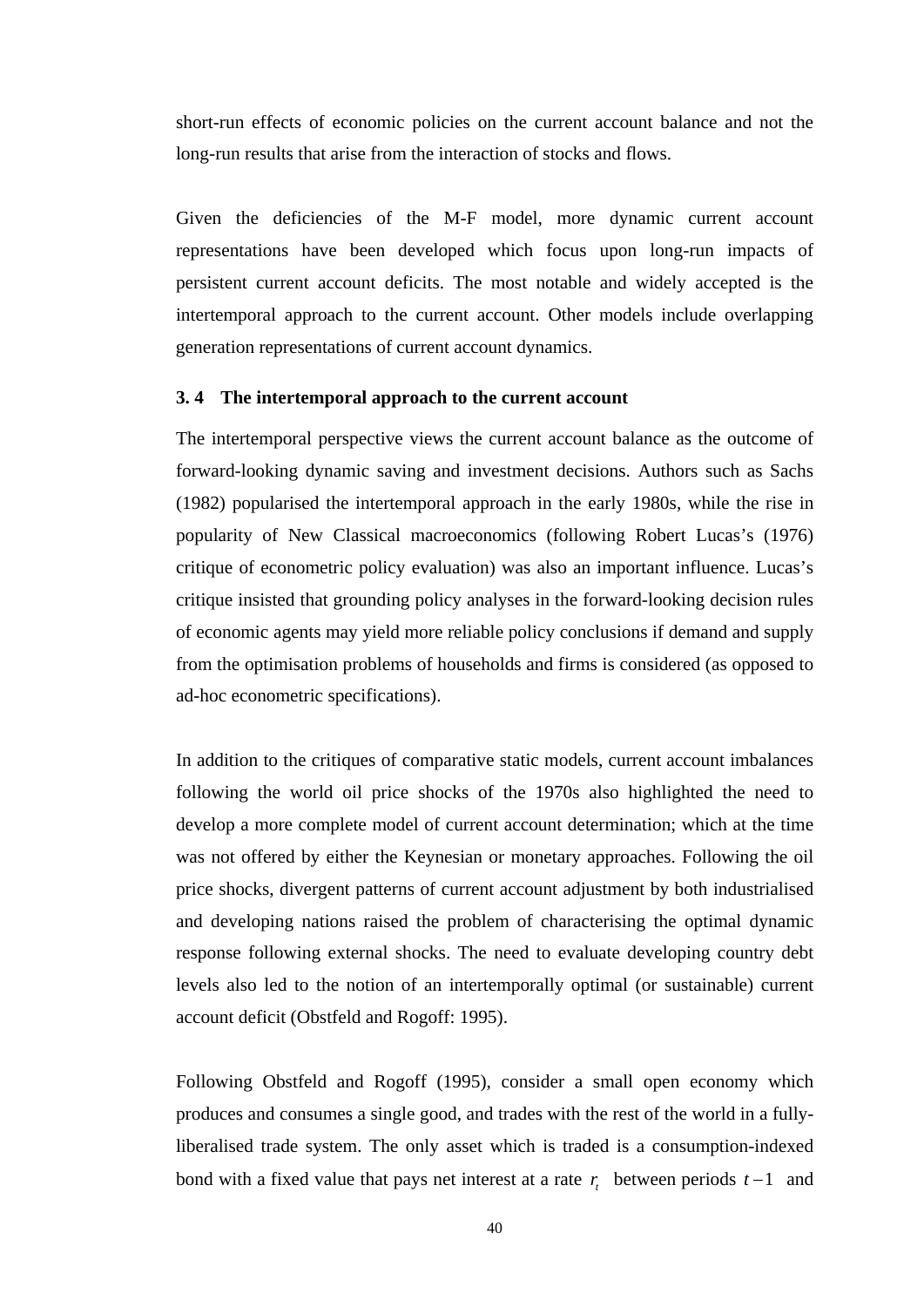short-run effects of economic policies on the current account balance and not the long-run results that arise from the interaction of stocks and flows.

Given the deficiencies of the M-F model, more dynamic current account representations have been developed which focus upon long-run impacts of persistent current account deficits. The most notable and widely accepted is the intertemporal approach to the current account. Other models include overlapping generation representations of current account dynamics.

### 3. 4 The intertemporal approach to the current account

The intertemporal perspective views the current account balance as the outcome of forward-looking dynamic saving and investment decisions. Authors such as Sachs (1982) popularised the intertemporal approach in the early 1980s, while the rise in popularity of New Classical macroeconomics (following Robert Lucas's (1976) critique of econometric policy evaluation) was also an important influence. Lucas's critique insisted that grounding policy analyses in the forward-looking decision rules of economic agents may yield more reliable policy conclusions if demand and supply from the optimisation problems of households and firms is considered (as opposed to ad-hoc econometric specifications).

In addition to the critiques of comparative static models, current account imbalances following the world oil price shocks of the 1970s also highlighted the need to develop a more complete model of current account determination; which at the time was not offered by either the Keynesian or monetary approaches. Following the oil price shocks, divergent patterns of current account adjustment by both industrialised and developing nations raised the problem of characterising the optimal dynamic response following external shocks. The need to evaluate developing country debt levels also led to the notion of an intertemporally optimal (or sustainable) current account deficit (Obstfeld and Rogoff: 1995).

Following Obstfeld and Rogoff (1995), consider a small open economy which produces and consumes a single good, and trades with the rest of the world in a fully-liberalised trade system. The only asset which is traded is a consumption-indexed bond with a fixed value that pays net interest at a rate $r_t$ between periods $t-1$ and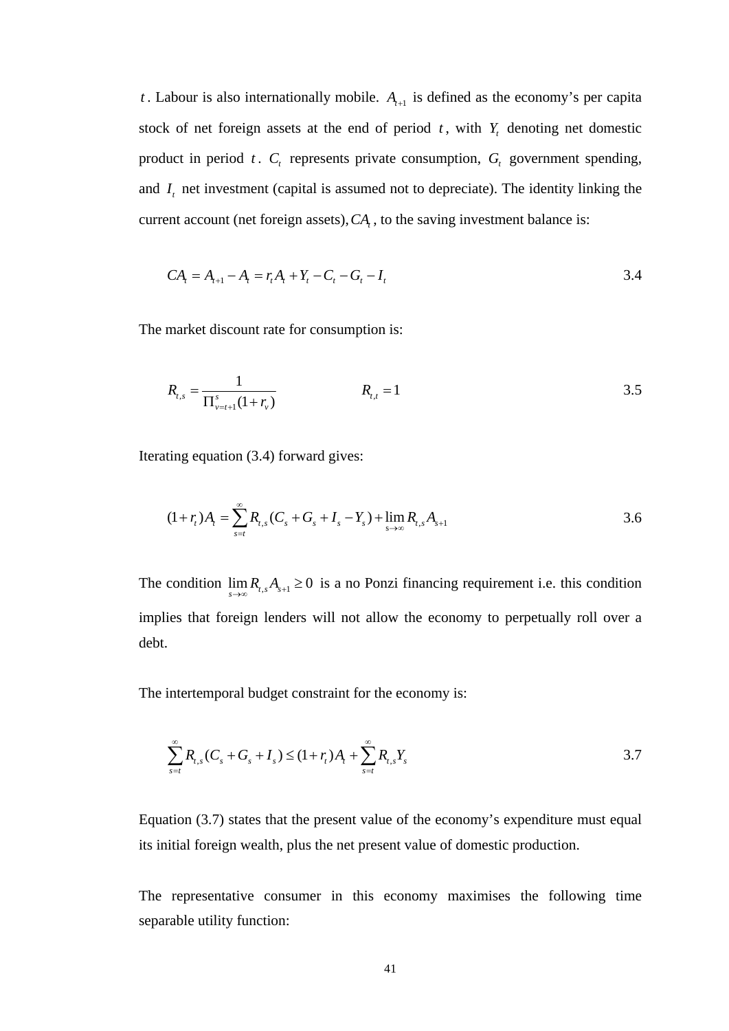$t$. Labour is also internationally mobile. $A_{t+1}$ is defined as the economy's per capita stock of net foreign assets at the end of period $t$, with $Y_t$ denoting net domestic product in period $t$. $C_t$ represents private consumption, $G_t$ government spending, and $I_t$ net investment (capital is assumed not to depreciate). The identity linking the current account (net foreign assets), $CA_t$, to the saving investment balance is:

$$CA_t = A_{t+1} - A_t = r_t A_t + Y_t - C_t - G_t - I_t \tag{3.4}$$

The market discount rate for consumption is:

$$R_{t,s} = \frac{1}{\Pi_{v=t+1}^{s}(1+r_v)} \qquad\qquad R_{t,t} = 1 \tag{3.5}$$

Iterating equation (3.4) forward gives:

$$(1+r_t)A_t = \sum_{s=t}^{\infty} R_{t,s}(C_s + G_s + I_s - Y_s) + \lim_{s\to\infty} R_{t,s}A_{s+1} \tag{3.6}$$

The condition $\lim_{s\to\infty} R_{t,s}A_{s+1} \geq 0$ is a no Ponzi financing requirement i.e. this condition implies that foreign lenders will not allow the economy to perpetually roll over a debt.

The intertemporal budget constraint for the economy is:

$$\sum_{s=t}^{\infty} R_{t,s}(C_s + G_s + I_s) \leq (1+r_t)A_t + \sum_{s=t}^{\infty} R_{t,s}Y_s \tag{3.7}$$

Equation (3.7) states that the present value of the economy's expenditure must equal its initial foreign wealth, plus the net present value of domestic production.

The representative consumer in this economy maximises the following time separable utility function: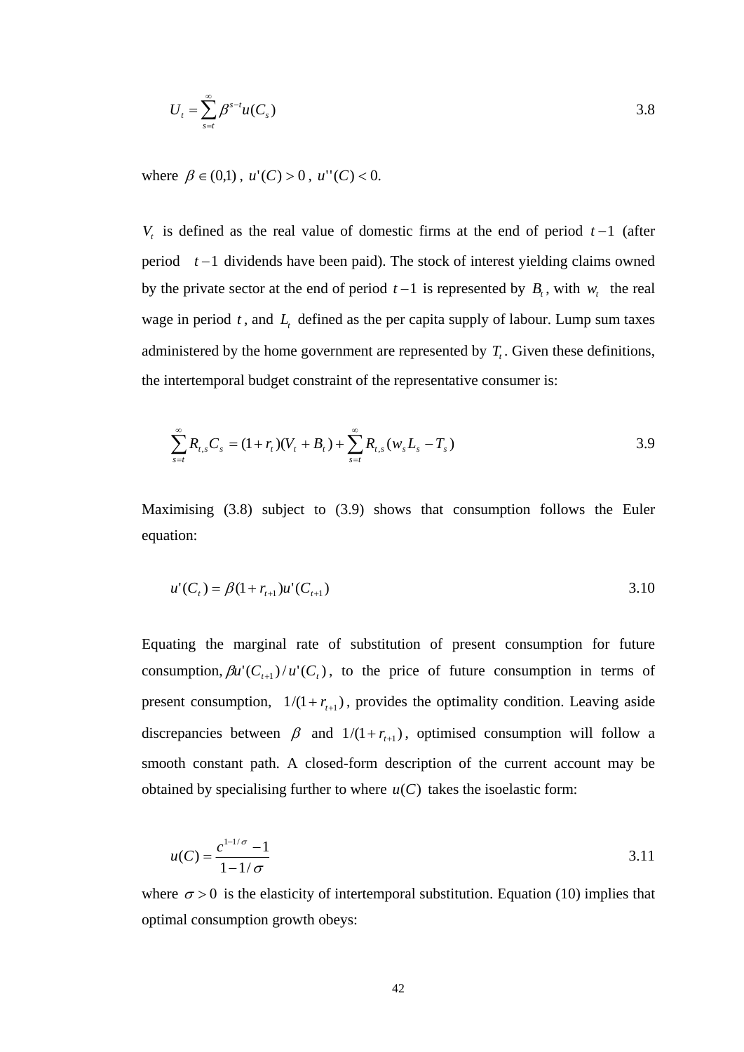$$U_t = \sum_{s=t}^{\infty} \beta^{s-t} u(C_s) \tag{3.8}$$

where $\beta \in (0,1)$, $u'(C) > 0$, $u''(C) < 0$.

$V_t$ is defined as the real value of domestic firms at the end of period $t-1$ (after period $t-1$ dividends have been paid). The stock of interest yielding claims owned by the private sector at the end of period $t-1$ is represented by $B_t$, with $w_t$ the real wage in period $t$, and $L_t$ defined as the per capita supply of labour. Lump sum taxes administered by the home government are represented by $T_t$. Given these definitions, the intertemporal budget constraint of the representative consumer is:

$$\sum_{s=t}^{\infty} R_{t,s} C_s = (1+r_t)(V_t + B_t) + \sum_{s=t}^{\infty} R_{t,s}(w_s L_s - T_s) \tag{3.9}$$

Maximising (3.8) subject to (3.9) shows that consumption follows the Euler equation:

$$u'(C_t) = \beta(1+r_{t+1})u'(C_{t+1}) \tag{3.10}$$

Equating the marginal rate of substitution of present consumption for future consumption, $\beta u'(C_{t+1})/u'(C_t)$, to the price of future consumption in terms of present consumption, $1/(1+r_{t+1})$, provides the optimality condition. Leaving aside discrepancies between $\beta$ and $1/(1+r_{t+1})$, optimised consumption will follow a smooth constant path. A closed-form description of the current account may be obtained by specialising further to where $u(C)$ takes the isoelastic form:

$$u(C) = \frac{c^{1-1/\sigma} - 1}{1 - 1/\sigma} \tag{3.11}$$

where $\sigma > 0$ is the elasticity of intertemporal substitution. Equation (10) implies that optimal consumption growth obeys: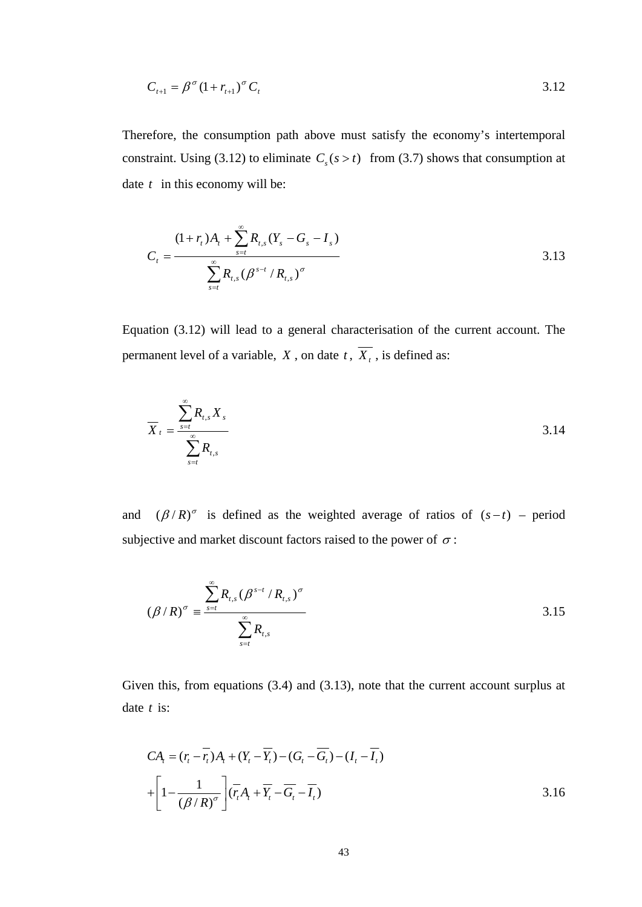$$C_{t+1} = \beta^{\sigma}(1+r_{t+1})^{\sigma} C_t \tag{3.12}$$

Therefore, the consumption path above must satisfy the economy's intertemporal constraint. Using (3.12) to eliminate $C_s (s > t)$ from (3.7) shows that consumption at date $t$ in this economy will be:

$$C_t = \frac{(1+r_t)A_t + \sum_{s=t}^{\infty} R_{t,s}(Y_s - G_s - I_s)}{\sum_{s=t}^{\infty} R_{t,s}(\beta^{s-t} / R_{t,s})^{\sigma}} \tag{3.13}$$

Equation (3.12) will lead to a general characterisation of the current account. The permanent level of a variable, $X$, on date $t$, $\overline{X}_t$, is defined as:

$$\overline{X}_t = \frac{\sum_{s=t}^{\infty} R_{t,s} X_s}{\sum_{s=t}^{\infty} R_{t,s}} \tag{3.14}$$

and $(\beta / R)^{\sigma}$ is defined as the weighted average of ratios of $(s-t)$ – period subjective and market discount factors raised to the power of $\sigma$:

$$(\beta / R)^{\sigma} \equiv \frac{\sum_{s=t}^{\infty} R_{t,s}(\beta^{s-t} / R_{t,s})^{\sigma}}{\sum_{s=t}^{\infty} R_{t,s}} \tag{3.15}$$

Given this, from equations (3.4) and (3.13), note that the current account surplus at date $t$ is:

$$CA_t = (r_t - \overline{r}_t)A_t + (Y_t - \overline{Y}_t) - (G_t - \overline{G}_t) - (I_t - \overline{I}_t)$$
$$+ \left[1 - \frac{1}{(\beta / R)^{\sigma}}\right](\overline{r}_t A_t + \overline{Y}_t - \overline{G}_t - \overline{I}_t) \tag{3.16}$$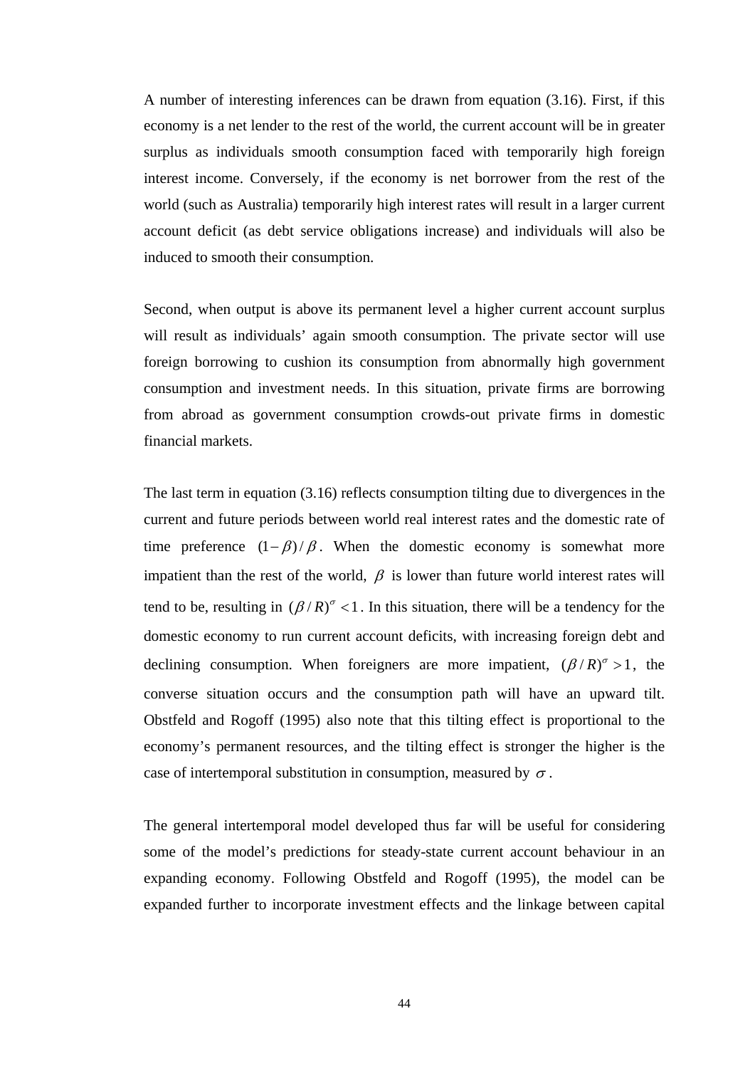A number of interesting inferences can be drawn from equation (3.16). First, if this economy is a net lender to the rest of the world, the current account will be in greater surplus as individuals smooth consumption faced with temporarily high foreign interest income. Conversely, if the economy is net borrower from the rest of the world (such as Australia) temporarily high interest rates will result in a larger current account deficit (as debt service obligations increase) and individuals will also be induced to smooth their consumption.

Second, when output is above its permanent level a higher current account surplus will result as individuals' again smooth consumption. The private sector will use foreign borrowing to cushion its consumption from abnormally high government consumption and investment needs. In this situation, private firms are borrowing from abroad as government consumption crowds-out private firms in domestic financial markets.

The last term in equation (3.16) reflects consumption tilting due to divergences in the current and future periods between world real interest rates and the domestic rate of time preference $(1-\beta)/\beta$. When the domestic economy is somewhat more impatient than the rest of the world, $\beta$ is lower than future world interest rates will tend to be, resulting in $(\beta / R)^{\sigma} < 1$. In this situation, there will be a tendency for the domestic economy to run current account deficits, with increasing foreign debt and declining consumption. When foreigners are more impatient, $(\beta / R)^{\sigma} > 1$, the converse situation occurs and the consumption path will have an upward tilt. Obstfeld and Rogoff (1995) also note that this tilting effect is proportional to the economy's permanent resources, and the tilting effect is stronger the higher is the case of intertemporal substitution in consumption, measured by $\sigma$.

The general intertemporal model developed thus far will be useful for considering some of the model's predictions for steady-state current account behaviour in an expanding economy. Following Obstfeld and Rogoff (1995), the model can be expanded further to incorporate investment effects and the linkage between capital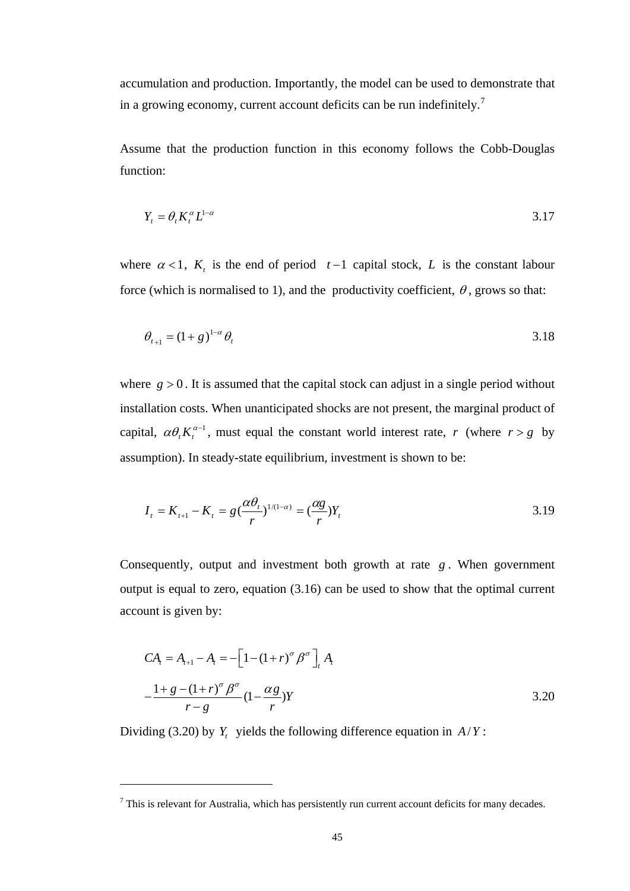accumulation and production. Importantly, the model can be used to demonstrate that in a growing economy, current account deficits can be run indefinitely.[7]

Assume that the production function in this economy follows the Cobb-Douglas function:

$$Y_t = \theta_t K_t^{\alpha} L^{1-\alpha} \tag{3.17}$$

where $\alpha < 1$, $K_t$ is the end of period $t-1$ capital stock, $L$ is the constant labour force (which is normalised to 1), and the productivity coefficient, $\theta$, grows so that:

$$\theta_{t+1} = (1+g)^{1-\alpha}\theta_t \tag{3.18}$$

where $g > 0$. It is assumed that the capital stock can adjust in a single period without installation costs. When unanticipated shocks are not present, the marginal product of capital, $\alpha\theta_t K_t^{\alpha-1}$, must equal the constant world interest rate, $r$ (where $r > g$ by assumption). In steady-state equilibrium, investment is shown to be:

$$I_t = K_{t+1} - K_t = g\left(\frac{\alpha\theta_t}{r}\right)^{1/(1-\alpha)} = \left(\frac{\alpha g}{r}\right)Y_t \tag{3.19}$$

Consequently, output and investment both growth at rate $g$. When government output is equal to zero, equation (3.16) can be used to show that the optimal current account is given by:

$$CA_t = A_{t+1} - A_t = -\left[1-(1+r)^{\sigma}\beta^{\sigma}\right]_t A_t$$

$$-\frac{1+g-(1+r)^{\sigma}\beta^{\sigma}}{r-g}\left(1-\frac{\alpha g}{r}\right)Y \tag{3.20}$$

Dividing (3.20) by $Y_t$ yields the following difference equation in $A/Y$:

---

[7] This is relevant for Australia, which has persistently run current account deficits for many decades.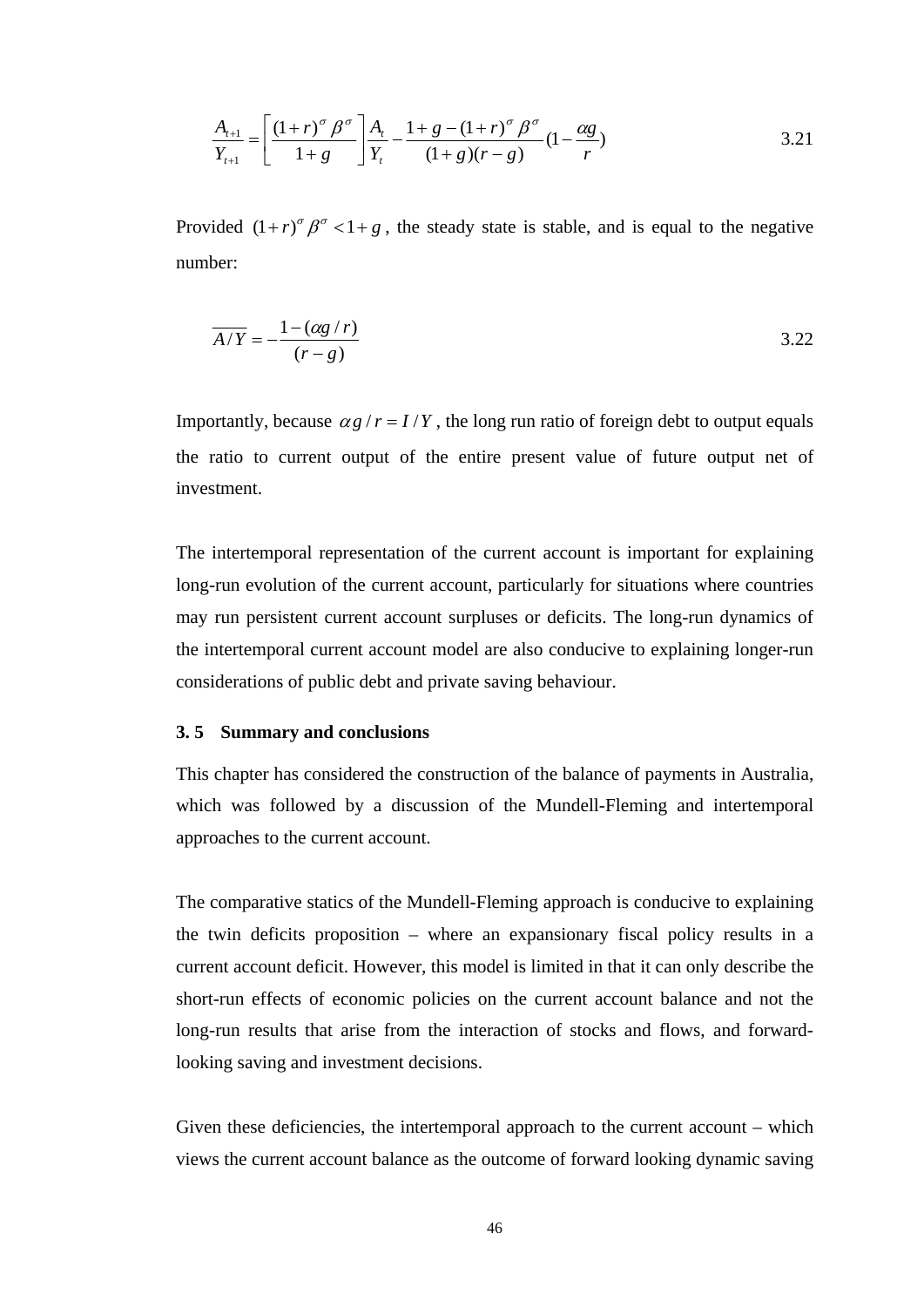$$\frac{A_{t+1}}{Y_{t+1}} = \left[ \frac{(1+r)^{\sigma} \beta^{\sigma}}{1+g} \right] \frac{A_t}{Y_t} - \frac{1+g-(1+r)^{\sigma} \beta^{\sigma}}{(1+g)(r-g)} (1 - \frac{\alpha g}{r}) \tag{3.21}$$

Provided $(1+r)^{\sigma} \beta^{\sigma} < 1+g$, the steady state is stable, and is equal to the negative number:

$$\overline{A/Y} = -\frac{1-(\alpha g / r)}{(r-g)} \tag{3.22}$$

Importantly, because $\alpha g / r = I/Y$, the long run ratio of foreign debt to output equals the ratio to current output of the entire present value of future output net of investment.

The intertemporal representation of the current account is important for explaining long-run evolution of the current account, particularly for situations where countries may run persistent current account surpluses or deficits. The long-run dynamics of the intertemporal current account model are also conducive to explaining longer-run considerations of public debt and private saving behaviour.

### 3. 5 Summary and conclusions

This chapter has considered the construction of the balance of payments in Australia, which was followed by a discussion of the Mundell-Fleming and intertemporal approaches to the current account.

The comparative statics of the Mundell-Fleming approach is conducive to explaining the twin deficits proposition – where an expansionary fiscal policy results in a current account deficit. However, this model is limited in that it can only describe the short-run effects of economic policies on the current account balance and not the long-run results that arise from the interaction of stocks and flows, and forward-looking saving and investment decisions.

Given these deficiencies, the intertemporal approach to the current account – which views the current account balance as the outcome of forward looking dynamic saving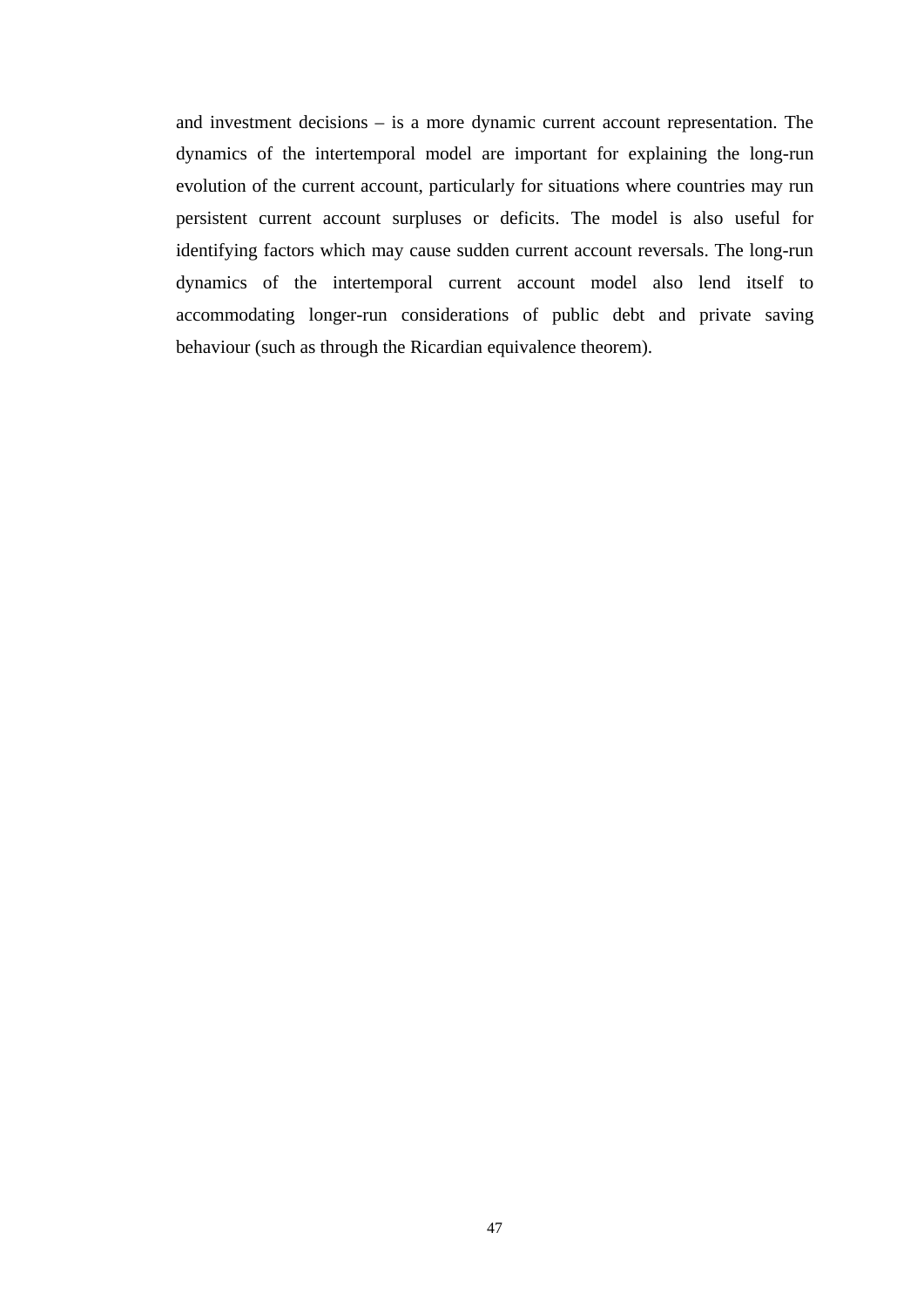and investment decisions – is a more dynamic current account representation. The dynamics of the intertemporal model are important for explaining the long-run evolution of the current account, particularly for situations where countries may run persistent current account surpluses or deficits. The model is also useful for identifying factors which may cause sudden current account reversals. The long-run dynamics of the intertemporal current account model also lend itself to accommodating longer-run considerations of public debt and private saving behaviour (such as through the Ricardian equivalence theorem).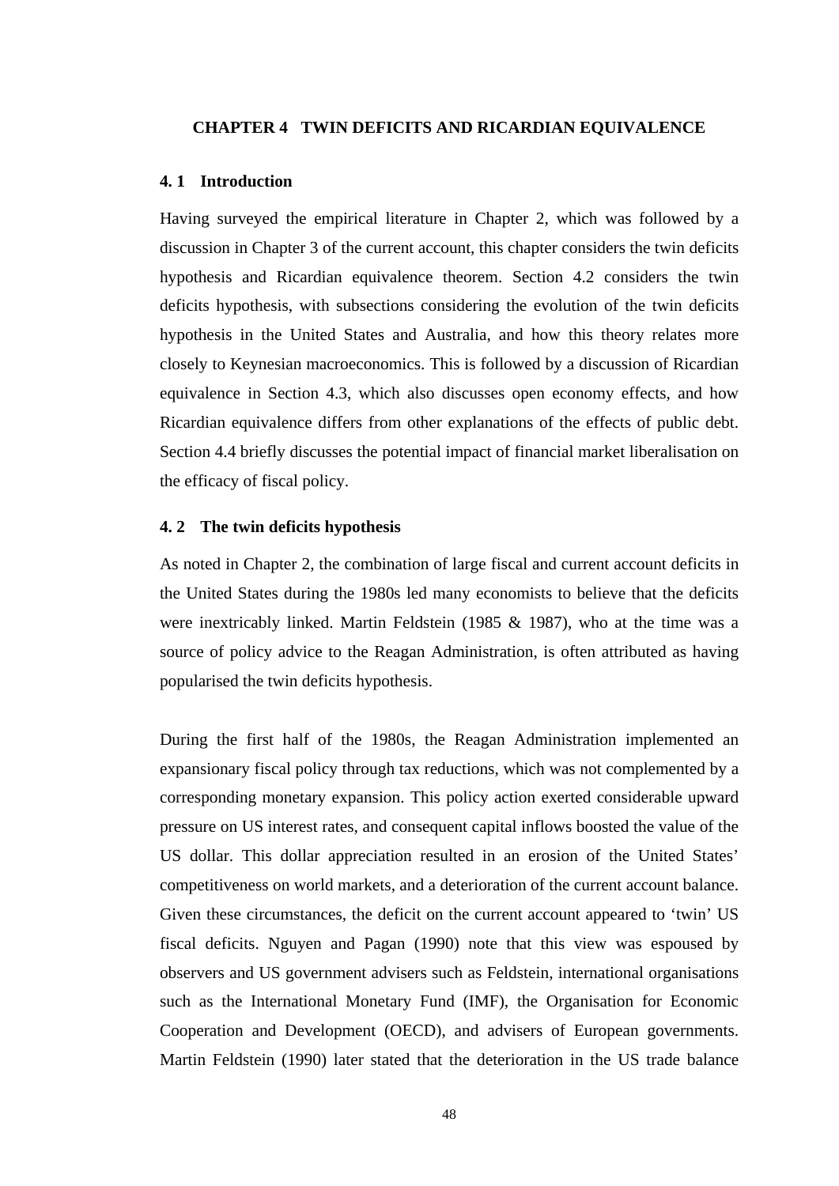# CHAPTER 4 TWIN DEFICITS AND RICARDIAN EQUIVALENCE

## 4. 1 Introduction

Having surveyed the empirical literature in Chapter 2, which was followed by a discussion in Chapter 3 of the current account, this chapter considers the twin deficits hypothesis and Ricardian equivalence theorem. Section 4.2 considers the twin deficits hypothesis, with subsections considering the evolution of the twin deficits hypothesis in the United States and Australia, and how this theory relates more closely to Keynesian macroeconomics. This is followed by a discussion of Ricardian equivalence in Section 4.3, which also discusses open economy effects, and how Ricardian equivalence differs from other explanations of the effects of public debt. Section 4.4 briefly discusses the potential impact of financial market liberalisation on the efficacy of fiscal policy.

## 4. 2 The twin deficits hypothesis

As noted in Chapter 2, the combination of large fiscal and current account deficits in the United States during the 1980s led many economists to believe that the deficits were inextricably linked. Martin Feldstein (1985 & 1987), who at the time was a source of policy advice to the Reagan Administration, is often attributed as having popularised the twin deficits hypothesis.

During the first half of the 1980s, the Reagan Administration implemented an expansionary fiscal policy through tax reductions, which was not complemented by a corresponding monetary expansion. This policy action exerted considerable upward pressure on US interest rates, and consequent capital inflows boosted the value of the US dollar. This dollar appreciation resulted in an erosion of the United States' competitiveness on world markets, and a deterioration of the current account balance. Given these circumstances, the deficit on the current account appeared to 'twin' US fiscal deficits. Nguyen and Pagan (1990) note that this view was espoused by observers and US government advisers such as Feldstein, international organisations such as the International Monetary Fund (IMF), the Organisation for Economic Cooperation and Development (OECD), and advisers of European governments. Martin Feldstein (1990) later stated that the deterioration in the US trade balance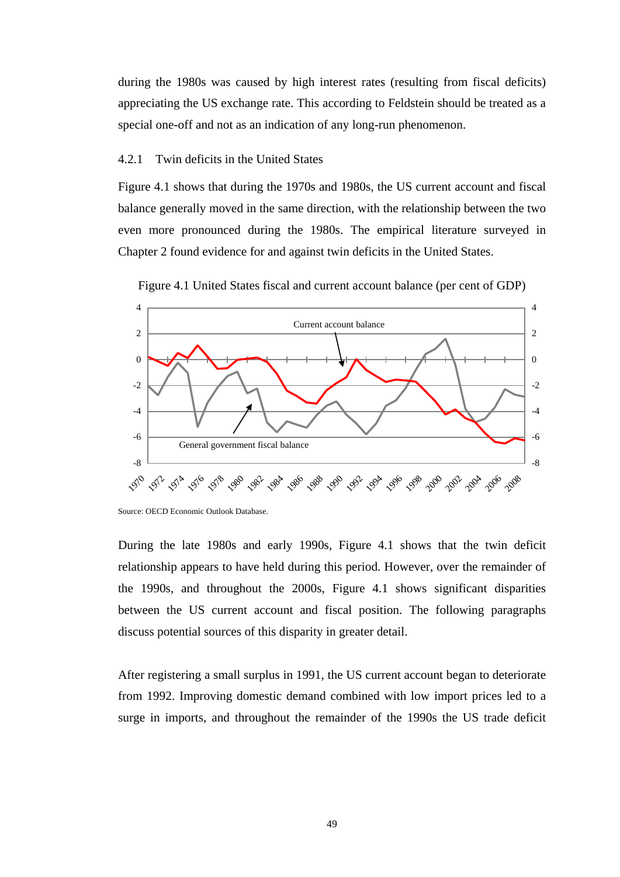during the 1980s was caused by high interest rates (resulting from fiscal deficits) appreciating the US exchange rate. This according to Feldstein should be treated as a special one-off and not as an indication of any long-run phenomenon.

### 4.2.1 Twin deficits in the United States

Figure 4.1 shows that during the 1970s and 1980s, the US current account and fiscal balance generally moved in the same direction, with the relationship between the two even more pronounced during the 1980s. The empirical literature surveyed in Chapter 2 found evidence for and against twin deficits in the United States.

Figure 4.1 United States fiscal and current account balance (per cent of GDP)

Source: OECD Economic Outlook Database.

During the late 1980s and early 1990s, Figure 4.1 shows that the twin deficit relationship appears to have held during this period. However, over the remainder of the 1990s, and throughout the 2000s, Figure 4.1 shows significant disparities between the US current account and fiscal position. The following paragraphs discuss potential sources of this disparity in greater detail.

After registering a small surplus in 1991, the US current account began to deteriorate from 1992. Improving domestic demand combined with low import prices led to a surge in imports, and throughout the remainder of the 1990s the US trade deficit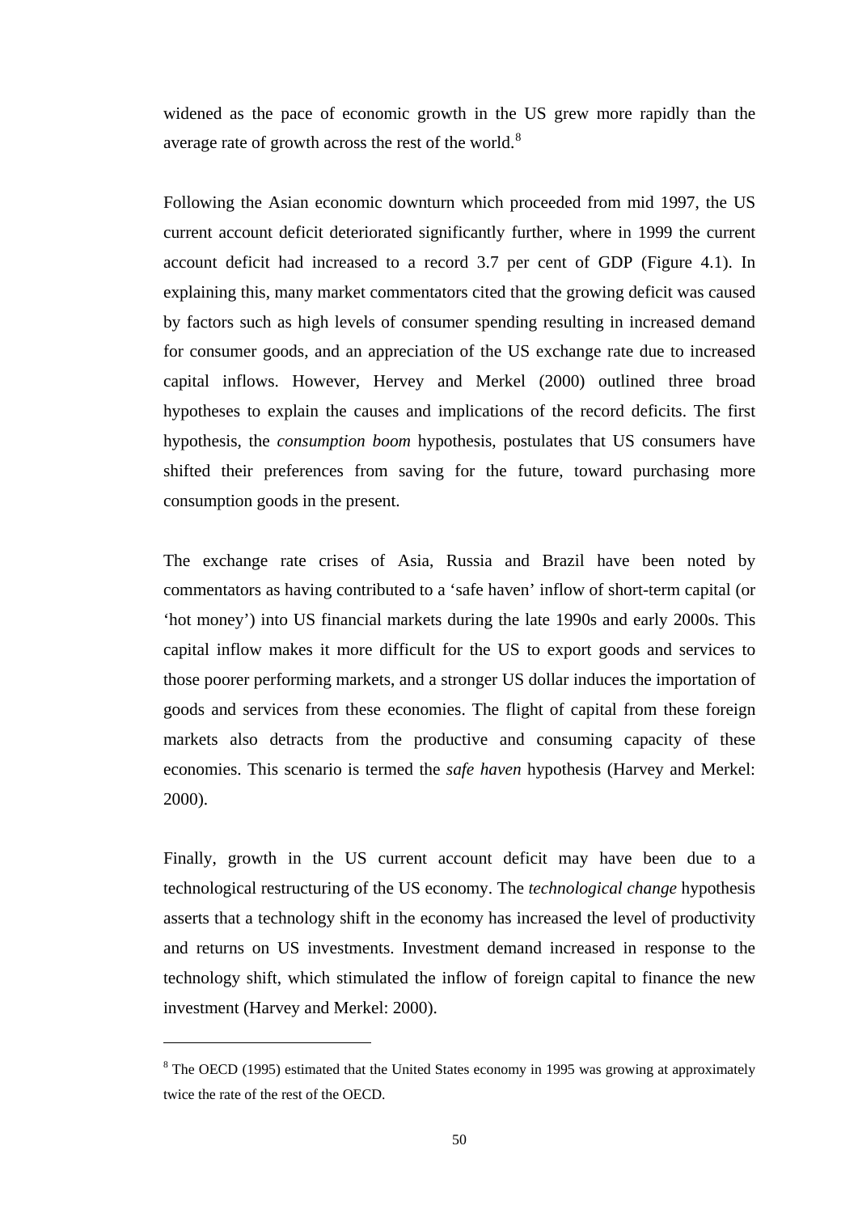widened as the pace of economic growth in the US grew more rapidly than the average rate of growth across the rest of the world.[8]

Following the Asian economic downturn which proceeded from mid 1997, the US current account deficit deteriorated significantly further, where in 1999 the current account deficit had increased to a record 3.7 per cent of GDP (Figure 4.1). In explaining this, many market commentators cited that the growing deficit was caused by factors such as high levels of consumer spending resulting in increased demand for consumer goods, and an appreciation of the US exchange rate due to increased capital inflows. However, Hervey and Merkel (2000) outlined three broad hypotheses to explain the causes and implications of the record deficits. The first hypothesis, the *consumption boom* hypothesis, postulates that US consumers have shifted their preferences from saving for the future, toward purchasing more consumption goods in the present.

The exchange rate crises of Asia, Russia and Brazil have been noted by commentators as having contributed to a 'safe haven' inflow of short-term capital (or 'hot money') into US financial markets during the late 1990s and early 2000s. This capital inflow makes it more difficult for the US to export goods and services to those poorer performing markets, and a stronger US dollar induces the importation of goods and services from these economies. The flight of capital from these foreign markets also detracts from the productive and consuming capacity of these economies. This scenario is termed the *safe haven* hypothesis (Harvey and Merkel: 2000).

Finally, growth in the US current account deficit may have been due to a technological restructuring of the US economy. The *technological change* hypothesis asserts that a technology shift in the economy has increased the level of productivity and returns on US investments. Investment demand increased in response to the technology shift, which stimulated the inflow of foreign capital to finance the new investment (Harvey and Merkel: 2000).

---

[8] The OECD (1995) estimated that the United States economy in 1995 was growing at approximately twice the rate of the rest of the OECD.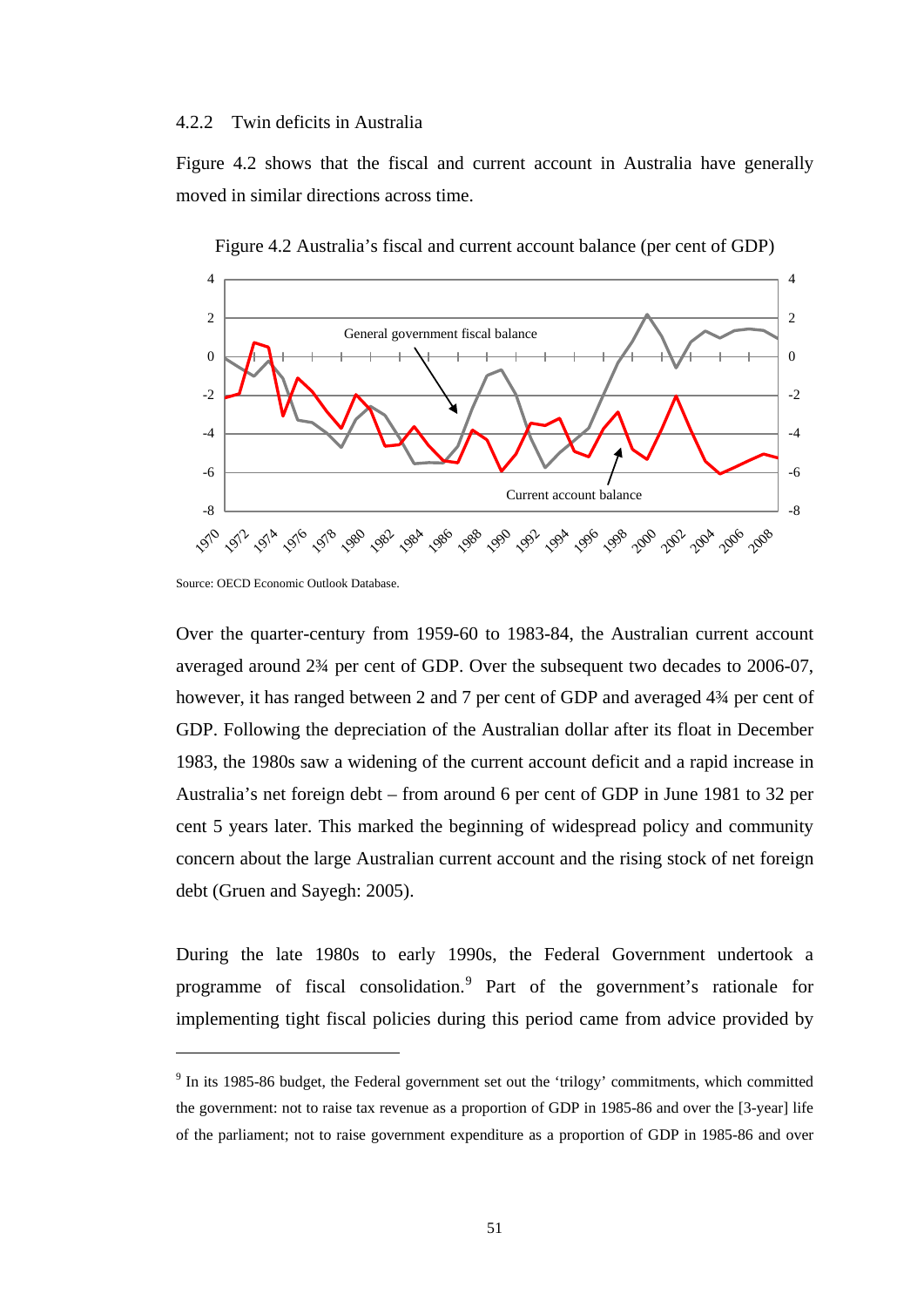#### 4.2.2 Twin deficits in Australia

Figure 4.2 shows that the fiscal and current account in Australia have generally moved in similar directions across time.

Figure 4.2 Australia's fiscal and current account balance (per cent of GDP)

Source: OECD Economic Outlook Database.

Over the quarter-century from 1959-60 to 1983-84, the Australian current account averaged around 2¾ per cent of GDP. Over the subsequent two decades to 2006-07, however, it has ranged between 2 and 7 per cent of GDP and averaged 4¾ per cent of GDP. Following the depreciation of the Australian dollar after its float in December 1983, the 1980s saw a widening of the current account deficit and a rapid increase in Australia's net foreign debt – from around 6 per cent of GDP in June 1981 to 32 per cent 5 years later. This marked the beginning of widespread policy and community concern about the large Australian current account and the rising stock of net foreign debt (Gruen and Sayegh: 2005).

During the late 1980s to early 1990s, the Federal Government undertook a programme of fiscal consolidation.[9] Part of the government's rationale for implementing tight fiscal policies during this period came from advice provided by

[9] In its 1985-86 budget, the Federal government set out the 'trilogy' commitments, which committed the government: not to raise tax revenue as a proportion of GDP in 1985-86 and over the [3-year] life of the parliament; not to raise government expenditure as a proportion of GDP in 1985-86 and over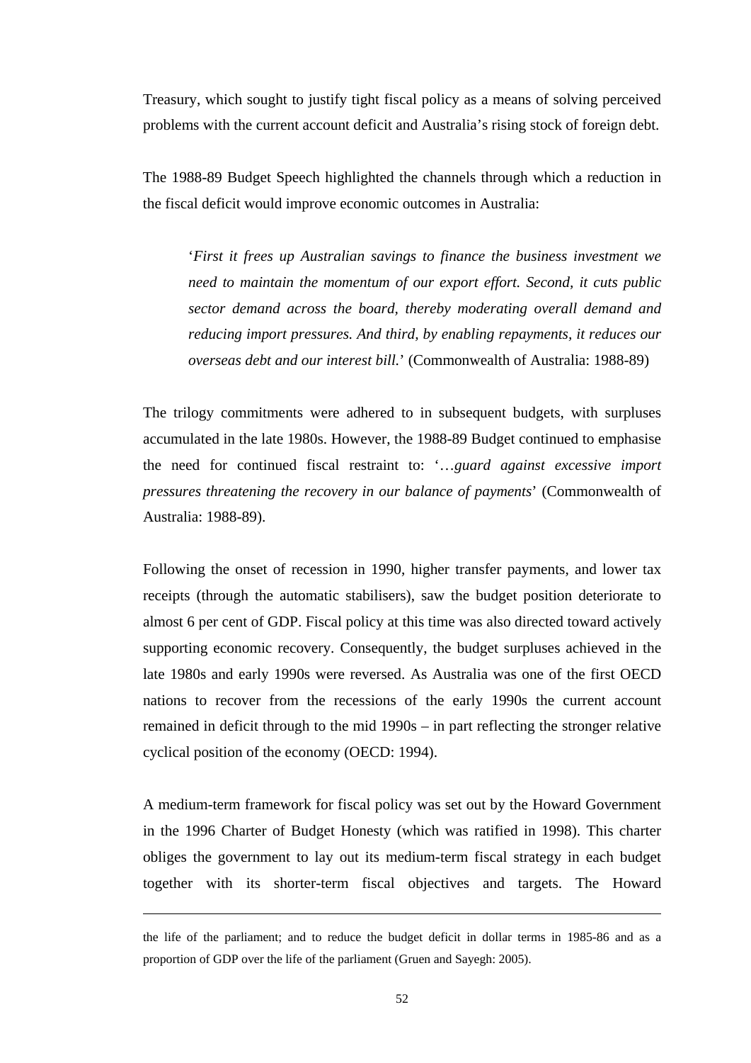Treasury, which sought to justify tight fiscal policy as a means of solving perceived problems with the current account deficit and Australia's rising stock of foreign debt.

The 1988-89 Budget Speech highlighted the channels through which a reduction in the fiscal deficit would improve economic outcomes in Australia:

> '*First it frees up Australian savings to finance the business investment we need to maintain the momentum of our export effort. Second, it cuts public sector demand across the board, thereby moderating overall demand and reducing import pressures. And third, by enabling repayments, it reduces our overseas debt and our interest bill.*' (Commonwealth of Australia: 1988-89)

The trilogy commitments were adhered to in subsequent budgets, with surpluses accumulated in the late 1980s. However, the 1988-89 Budget continued to emphasise the need for continued fiscal restraint to: '*…guard against excessive import pressures threatening the recovery in our balance of payments*' (Commonwealth of Australia: 1988-89).

Following the onset of recession in 1990, higher transfer payments, and lower tax receipts (through the automatic stabilisers), saw the budget position deteriorate to almost 6 per cent of GDP. Fiscal policy at this time was also directed toward actively supporting economic recovery. Consequently, the budget surpluses achieved in the late 1980s and early 1990s were reversed. As Australia was one of the first OECD nations to recover from the recessions of the early 1990s the current account remained in deficit through to the mid 1990s – in part reflecting the stronger relative cyclical position of the economy (OECD: 1994).

A medium-term framework for fiscal policy was set out by the Howard Government in the 1996 Charter of Budget Honesty (which was ratified in 1998). This charter obliges the government to lay out its medium-term fiscal strategy in each budget together with its shorter-term fiscal objectives and targets. The Howard

---

the life of the parliament; and to reduce the budget deficit in dollar terms in 1985-86 and as a proportion of GDP over the life of the parliament (Gruen and Sayegh: 2005).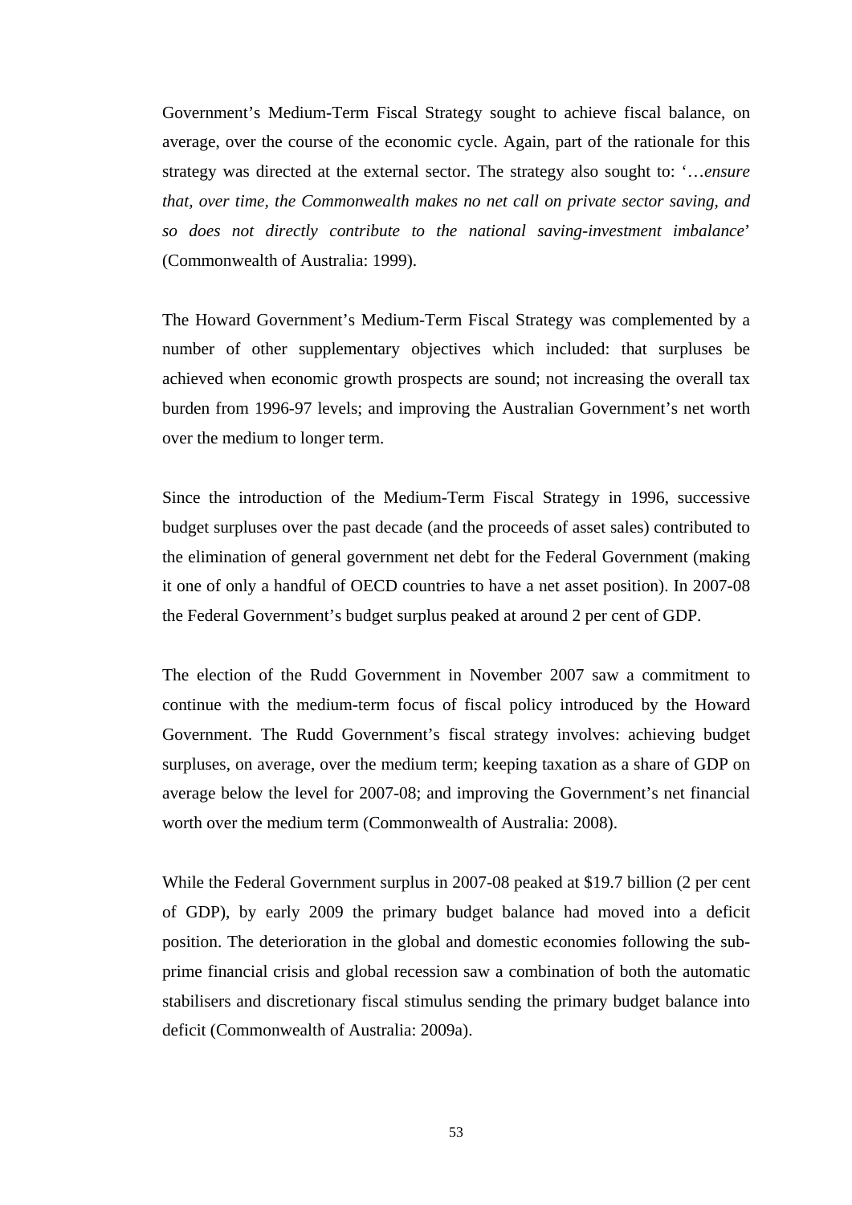Government's Medium-Term Fiscal Strategy sought to achieve fiscal balance, on average, over the course of the economic cycle. Again, part of the rationale for this strategy was directed at the external sector. The strategy also sought to: '…*ensure that, over time, the Commonwealth makes no net call on private sector saving, and so does not directly contribute to the national saving-investment imbalance*' (Commonwealth of Australia: 1999).

The Howard Government's Medium-Term Fiscal Strategy was complemented by a number of other supplementary objectives which included: that surpluses be achieved when economic growth prospects are sound; not increasing the overall tax burden from 1996-97 levels; and improving the Australian Government's net worth over the medium to longer term.

Since the introduction of the Medium-Term Fiscal Strategy in 1996, successive budget surpluses over the past decade (and the proceeds of asset sales) contributed to the elimination of general government net debt for the Federal Government (making it one of only a handful of OECD countries to have a net asset position). In 2007-08 the Federal Government's budget surplus peaked at around 2 per cent of GDP.

The election of the Rudd Government in November 2007 saw a commitment to continue with the medium-term focus of fiscal policy introduced by the Howard Government. The Rudd Government's fiscal strategy involves: achieving budget surpluses, on average, over the medium term; keeping taxation as a share of GDP on average below the level for 2007-08; and improving the Government's net financial worth over the medium term (Commonwealth of Australia: 2008).

While the Federal Government surplus in 2007-08 peaked at $19.7 billion (2 per cent of GDP), by early 2009 the primary budget balance had moved into a deficit position. The deterioration in the global and domestic economies following the sub-prime financial crisis and global recession saw a combination of both the automatic stabilisers and discretionary fiscal stimulus sending the primary budget balance into deficit (Commonwealth of Australia: 2009a).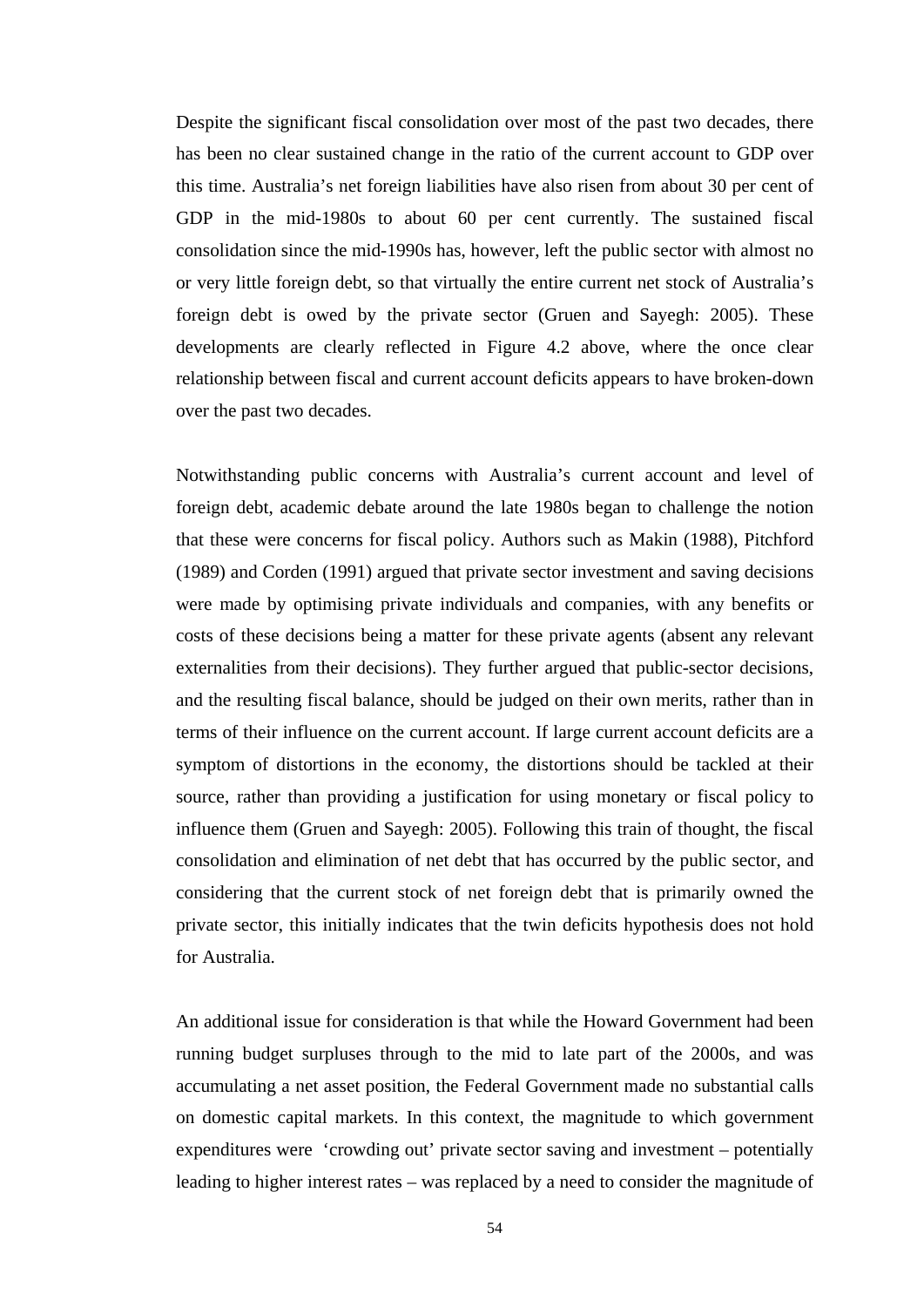Despite the significant fiscal consolidation over most of the past two decades, there has been no clear sustained change in the ratio of the current account to GDP over this time. Australia's net foreign liabilities have also risen from about 30 per cent of GDP in the mid-1980s to about 60 per cent currently. The sustained fiscal consolidation since the mid-1990s has, however, left the public sector with almost no or very little foreign debt, so that virtually the entire current net stock of Australia's foreign debt is owed by the private sector (Gruen and Sayegh: 2005). These developments are clearly reflected in Figure 4.2 above, where the once clear relationship between fiscal and current account deficits appears to have broken-down over the past two decades.

Notwithstanding public concerns with Australia's current account and level of foreign debt, academic debate around the late 1980s began to challenge the notion that these were concerns for fiscal policy. Authors such as Makin (1988), Pitchford (1989) and Corden (1991) argued that private sector investment and saving decisions were made by optimising private individuals and companies, with any benefits or costs of these decisions being a matter for these private agents (absent any relevant externalities from their decisions). They further argued that public-sector decisions, and the resulting fiscal balance, should be judged on their own merits, rather than in terms of their influence on the current account. If large current account deficits are a symptom of distortions in the economy, the distortions should be tackled at their source, rather than providing a justification for using monetary or fiscal policy to influence them (Gruen and Sayegh: 2005). Following this train of thought, the fiscal consolidation and elimination of net debt that has occurred by the public sector, and considering that the current stock of net foreign debt that is primarily owned the private sector, this initially indicates that the twin deficits hypothesis does not hold for Australia.

An additional issue for consideration is that while the Howard Government had been running budget surpluses through to the mid to late part of the 2000s, and was accumulating a net asset position, the Federal Government made no substantial calls on domestic capital markets. In this context, the magnitude to which government expenditures were 'crowding out' private sector saving and investment – potentially leading to higher interest rates – was replaced by a need to consider the magnitude of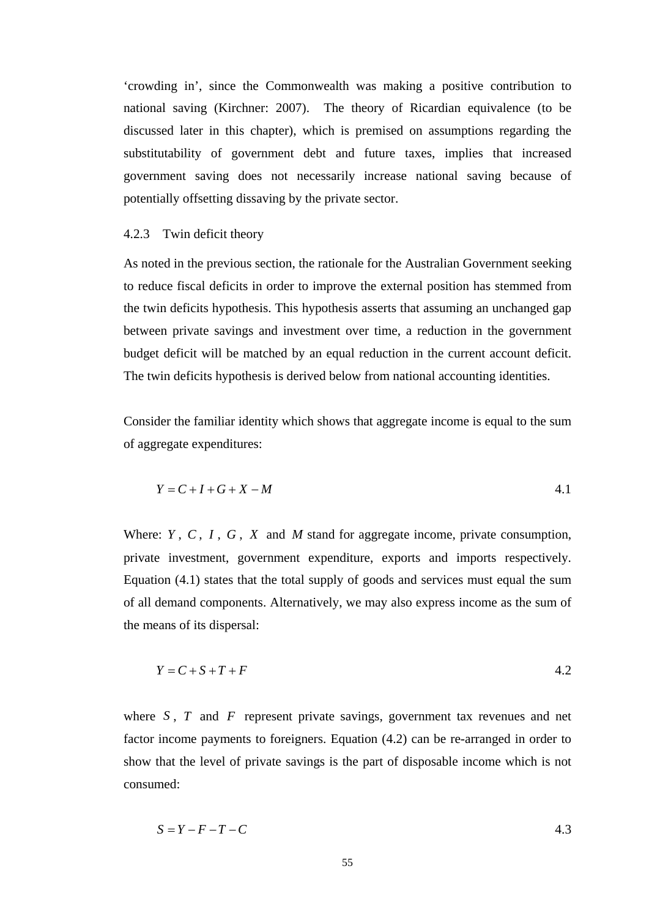'crowding in', since the Commonwealth was making a positive contribution to national saving (Kirchner: 2007). The theory of Ricardian equivalence (to be discussed later in this chapter), which is premised on assumptions regarding the substitutability of government debt and future taxes, implies that increased government saving does not necessarily increase national saving because of potentially offsetting dissaving by the private sector.

### 4.2.3 Twin deficit theory

As noted in the previous section, the rationale for the Australian Government seeking to reduce fiscal deficits in order to improve the external position has stemmed from the twin deficits hypothesis. This hypothesis asserts that assuming an unchanged gap between private savings and investment over time, a reduction in the government budget deficit will be matched by an equal reduction in the current account deficit. The twin deficits hypothesis is derived below from national accounting identities.

Consider the familiar identity which shows that aggregate income is equal to the sum of aggregate expenditures:

$$Y = C + I + G + X - M \qquad 4.1$$

Where: $Y$, $C$, $I$, $G$, $X$ and $M$ stand for aggregate income, private consumption, private investment, government expenditure, exports and imports respectively. Equation (4.1) states that the total supply of goods and services must equal the sum of all demand components. Alternatively, we may also express income as the sum of the means of its dispersal:

$$Y = C + S + T + F \qquad 4.2$$

where $S$, $T$ and $F$ represent private savings, government tax revenues and net factor income payments to foreigners. Equation (4.2) can be re-arranged in order to show that the level of private savings is the part of disposable income which is not consumed:

$$S = Y - F - T - C \qquad 4.3$$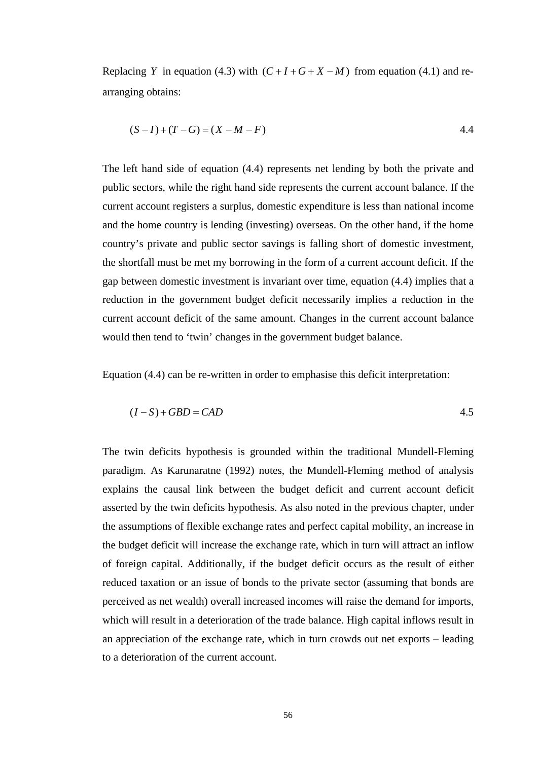Replacing $Y$ in equation (4.3) with $(C + I + G + X - M)$ from equation (4.1) and re-arranging obtains:

$$(S - I) + (T - G) = (X - M - F) \qquad 4.4$$

The left hand side of equation (4.4) represents net lending by both the private and public sectors, while the right hand side represents the current account balance. If the current account registers a surplus, domestic expenditure is less than national income and the home country is lending (investing) overseas. On the other hand, if the home country's private and public sector savings is falling short of domestic investment, the shortfall must be met my borrowing in the form of a current account deficit. If the gap between domestic investment is invariant over time, equation (4.4) implies that a reduction in the government budget deficit necessarily implies a reduction in the current account deficit of the same amount. Changes in the current account balance would then tend to 'twin' changes in the government budget balance.

Equation (4.4) can be re-written in order to emphasise this deficit interpretation:

$$(I - S) + GBD = CAD \qquad 4.5$$

The twin deficits hypothesis is grounded within the traditional Mundell-Fleming paradigm. As Karunaratne (1992) notes, the Mundell-Fleming method of analysis explains the causal link between the budget deficit and current account deficit asserted by the twin deficits hypothesis. As also noted in the previous chapter, under the assumptions of flexible exchange rates and perfect capital mobility, an increase in the budget deficit will increase the exchange rate, which in turn will attract an inflow of foreign capital. Additionally, if the budget deficit occurs as the result of either reduced taxation or an issue of bonds to the private sector (assuming that bonds are perceived as net wealth) overall increased incomes will raise the demand for imports, which will result in a deterioration of the trade balance. High capital inflows result in an appreciation of the exchange rate, which in turn crowds out net exports – leading to a deterioration of the current account.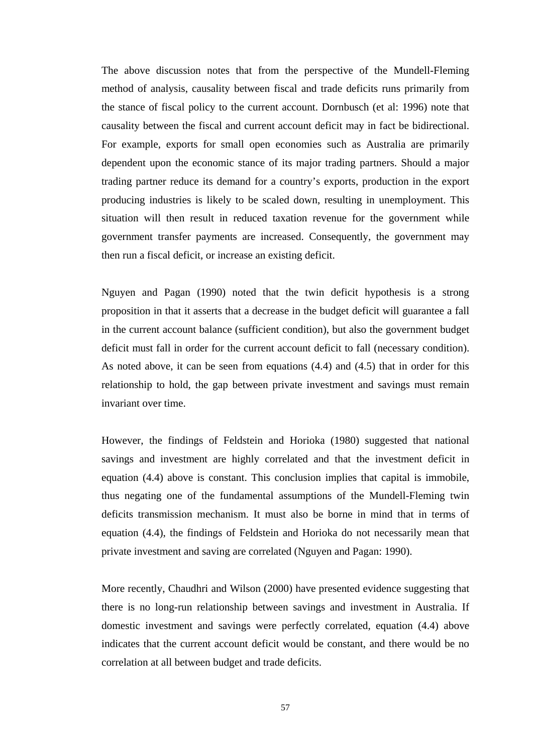The above discussion notes that from the perspective of the Mundell-Fleming method of analysis, causality between fiscal and trade deficits runs primarily from the stance of fiscal policy to the current account. Dornbusch (et al: 1996) note that causality between the fiscal and current account deficit may in fact be bidirectional. For example, exports for small open economies such as Australia are primarily dependent upon the economic stance of its major trading partners. Should a major trading partner reduce its demand for a country's exports, production in the export producing industries is likely to be scaled down, resulting in unemployment. This situation will then result in reduced taxation revenue for the government while government transfer payments are increased. Consequently, the government may then run a fiscal deficit, or increase an existing deficit.

Nguyen and Pagan (1990) noted that the twin deficit hypothesis is a strong proposition in that it asserts that a decrease in the budget deficit will guarantee a fall in the current account balance (sufficient condition), but also the government budget deficit must fall in order for the current account deficit to fall (necessary condition). As noted above, it can be seen from equations (4.4) and (4.5) that in order for this relationship to hold, the gap between private investment and savings must remain invariant over time.

However, the findings of Feldstein and Horioka (1980) suggested that national savings and investment are highly correlated and that the investment deficit in equation (4.4) above is constant. This conclusion implies that capital is immobile, thus negating one of the fundamental assumptions of the Mundell-Fleming twin deficits transmission mechanism. It must also be borne in mind that in terms of equation (4.4), the findings of Feldstein and Horioka do not necessarily mean that private investment and saving are correlated (Nguyen and Pagan: 1990).

More recently, Chaudhri and Wilson (2000) have presented evidence suggesting that there is no long-run relationship between savings and investment in Australia. If domestic investment and savings were perfectly correlated, equation (4.4) above indicates that the current account deficit would be constant, and there would be no correlation at all between budget and trade deficits.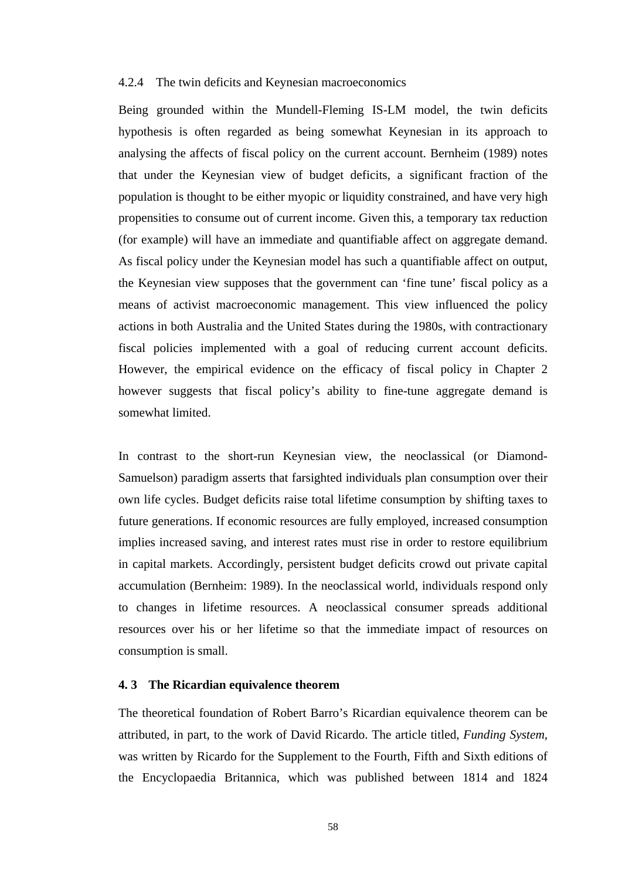### 4.2.4 The twin deficits and Keynesian macroeconomics

Being grounded within the Mundell-Fleming IS-LM model, the twin deficits hypothesis is often regarded as being somewhat Keynesian in its approach to analysing the affects of fiscal policy on the current account. Bernheim (1989) notes that under the Keynesian view of budget deficits, a significant fraction of the population is thought to be either myopic or liquidity constrained, and have very high propensities to consume out of current income. Given this, a temporary tax reduction (for example) will have an immediate and quantifiable affect on aggregate demand. As fiscal policy under the Keynesian model has such a quantifiable affect on output, the Keynesian view supposes that the government can 'fine tune' fiscal policy as a means of activist macroeconomic management. This view influenced the policy actions in both Australia and the United States during the 1980s, with contractionary fiscal policies implemented with a goal of reducing current account deficits. However, the empirical evidence on the efficacy of fiscal policy in Chapter 2 however suggests that fiscal policy's ability to fine-tune aggregate demand is somewhat limited.

In contrast to the short-run Keynesian view, the neoclassical (or Diamond-Samuelson) paradigm asserts that farsighted individuals plan consumption over their own life cycles. Budget deficits raise total lifetime consumption by shifting taxes to future generations. If economic resources are fully employed, increased consumption implies increased saving, and interest rates must rise in order to restore equilibrium in capital markets. Accordingly, persistent budget deficits crowd out private capital accumulation (Bernheim: 1989). In the neoclassical world, individuals respond only to changes in lifetime resources. A neoclassical consumer spreads additional resources over his or her lifetime so that the immediate impact of resources on consumption is small.

## 4. 3 The Ricardian equivalence theorem

The theoretical foundation of Robert Barro's Ricardian equivalence theorem can be attributed, in part, to the work of David Ricardo. The article titled, *Funding System*, was written by Ricardo for the Supplement to the Fourth, Fifth and Sixth editions of the Encyclopaedia Britannica, which was published between 1814 and 1824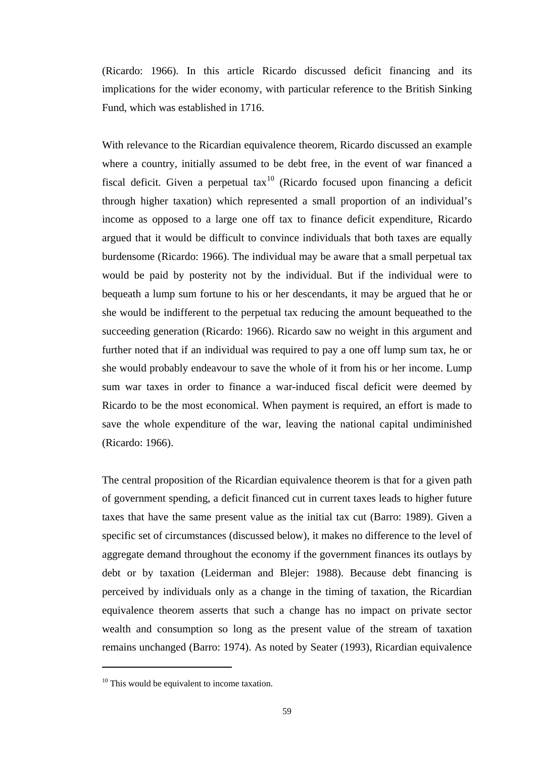(Ricardo: 1966). In this article Ricardo discussed deficit financing and its implications for the wider economy, with particular reference to the British Sinking Fund, which was established in 1716.

With relevance to the Ricardian equivalence theorem, Ricardo discussed an example where a country, initially assumed to be debt free, in the event of war financed a fiscal deficit. Given a perpetual tax[10] (Ricardo focused upon financing a deficit through higher taxation) which represented a small proportion of an individual's income as opposed to a large one off tax to finance deficit expenditure, Ricardo argued that it would be difficult to convince individuals that both taxes are equally burdensome (Ricardo: 1966). The individual may be aware that a small perpetual tax would be paid by posterity not by the individual. But if the individual were to bequeath a lump sum fortune to his or her descendants, it may be argued that he or she would be indifferent to the perpetual tax reducing the amount bequeathed to the succeeding generation (Ricardo: 1966). Ricardo saw no weight in this argument and further noted that if an individual was required to pay a one off lump sum tax, he or she would probably endeavour to save the whole of it from his or her income. Lump sum war taxes in order to finance a war-induced fiscal deficit were deemed by Ricardo to be the most economical. When payment is required, an effort is made to save the whole expenditure of the war, leaving the national capital undiminished (Ricardo: 1966).

The central proposition of the Ricardian equivalence theorem is that for a given path of government spending, a deficit financed cut in current taxes leads to higher future taxes that have the same present value as the initial tax cut (Barro: 1989). Given a specific set of circumstances (discussed below), it makes no difference to the level of aggregate demand throughout the economy if the government finances its outlays by debt or by taxation (Leiderman and Blejer: 1988). Because debt financing is perceived by individuals only as a change in the timing of taxation, the Ricardian equivalence theorem asserts that such a change has no impact on private sector wealth and consumption so long as the present value of the stream of taxation remains unchanged (Barro: 1974). As noted by Seater (1993), Ricardian equivalence

[10] This would be equivalent to income taxation.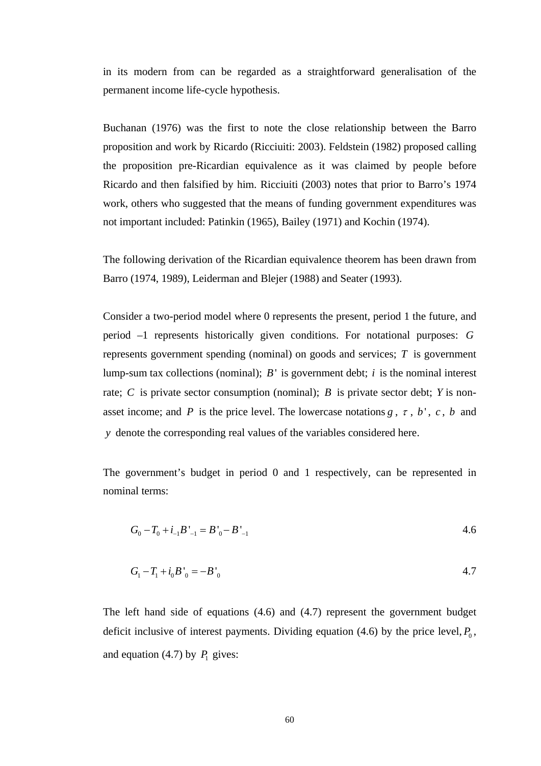in its modern from can be regarded as a straightforward generalisation of the permanent income life-cycle hypothesis.

Buchanan (1976) was the first to note the close relationship between the Barro proposition and work by Ricardo (Ricciuiti: 2003). Feldstein (1982) proposed calling the proposition pre-Ricardian equivalence as it was claimed by people before Ricardo and then falsified by him. Ricciuiti (2003) notes that prior to Barro's 1974 work, others who suggested that the means of funding government expenditures was not important included: Patinkin (1965), Bailey (1971) and Kochin (1974).

The following derivation of the Ricardian equivalence theorem has been drawn from Barro (1974, 1989), Leiderman and Blejer (1988) and Seater (1993).

Consider a two-period model where 0 represents the present, period 1 the future, and period –1 represents historically given conditions. For notational purposes: $G$ represents government spending (nominal) on goods and services; $T$ is government lump-sum tax collections (nominal); $B'$ is government debt; $i$ is the nominal interest rate; $C$ is private sector consumption (nominal); $B$ is private sector debt; $Y$ is non-asset income; and $P$ is the price level. The lowercase notations $g$, $\tau$, $b'$, $c$, $b$ and $y$ denote the corresponding real values of the variables considered here.

The government's budget in period 0 and 1 respectively, can be represented in nominal terms:

$$G_0 - T_0 + i_{-1}B'_{-1} = B'_0 - B'_{-1} \qquad 4.6$$

$$G_1 - T_1 + i_0 B'_0 = -B'_0 \qquad 4.7$$

The left hand side of equations (4.6) and (4.7) represent the government budget deficit inclusive of interest payments. Dividing equation (4.6) by the price level, $P_0$, and equation (4.7) by $P_1$ gives: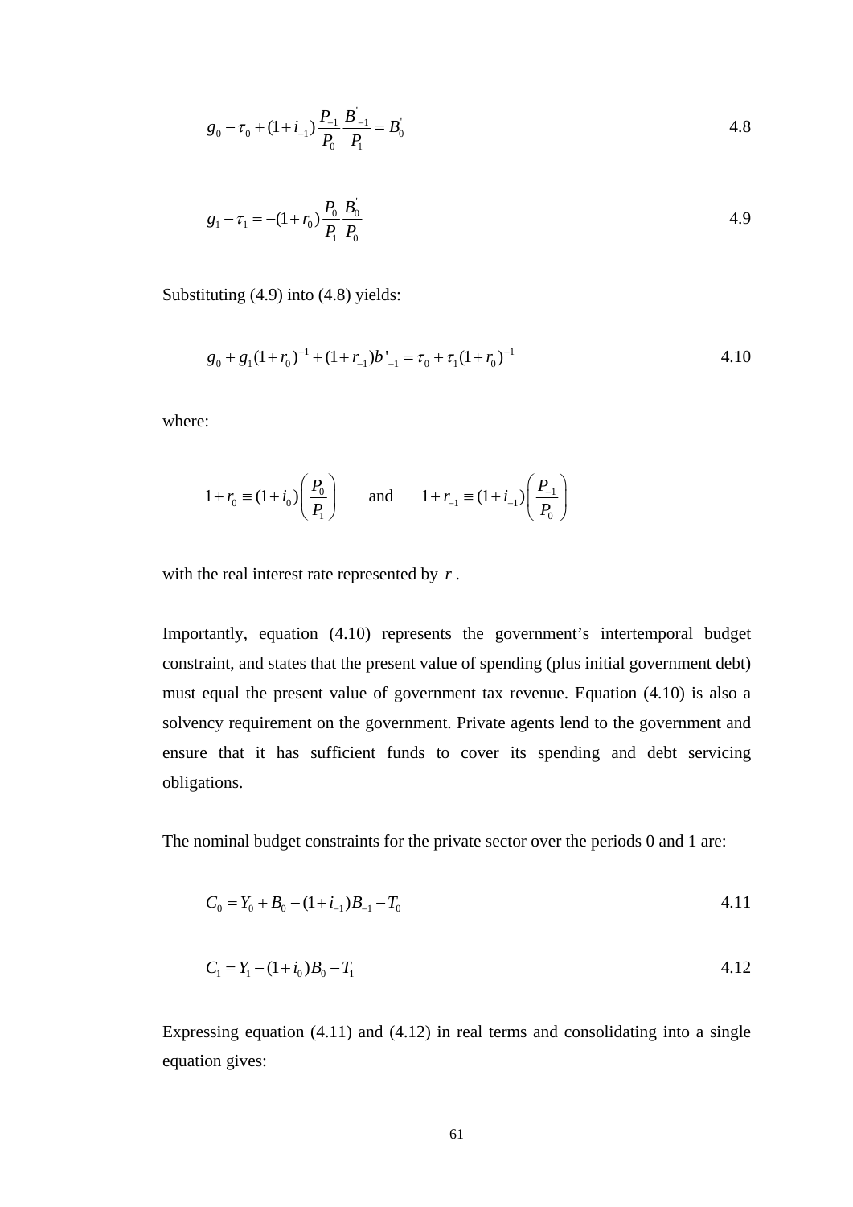$$g_0 - \tau_0 + (1 + i_{-1}) \frac{P_{-1}}{P_0} \frac{B^{'}_{-1}}{P_1} = B^{'}_0 \tag{4.8}$$

$$g_1 - \tau_1 = -(1 + r_0) \frac{P_0}{P_1} \frac{B^{'}_0}{P_0} \tag{4.9}$$

Substituting (4.9) into (4.8) yields:

$$g_0 + g_1 (1 + r_0)^{-1} + (1 + r_{-1}) b'_{-1} = \tau_0 + \tau_1 (1 + r_0)^{-1} \tag{4.10}$$

where:

$$1 + r_0 \equiv (1 + i_0) \left( \frac{P_0}{P_1} \right) \quad \text{and} \quad 1 + r_{-1} \equiv (1 + i_{-1}) \left( \frac{P_{-1}}{P_0} \right)$$

with the real interest rate represented by $r$.

Importantly, equation (4.10) represents the government's intertemporal budget constraint, and states that the present value of spending (plus initial government debt) must equal the present value of government tax revenue. Equation (4.10) is also a solvency requirement on the government. Private agents lend to the government and ensure that it has sufficient funds to cover its spending and debt servicing obligations.

The nominal budget constraints for the private sector over the periods 0 and 1 are:

$$C_0 = Y_0 + B_0 - (1 + i_{-1}) B_{-1} - T_0 \tag{4.11}$$

$$C_1 = Y_1 - (1 + i_0) B_0 - T_1 \tag{4.12}$$

Expressing equation (4.11) and (4.12) in real terms and consolidating into a single equation gives: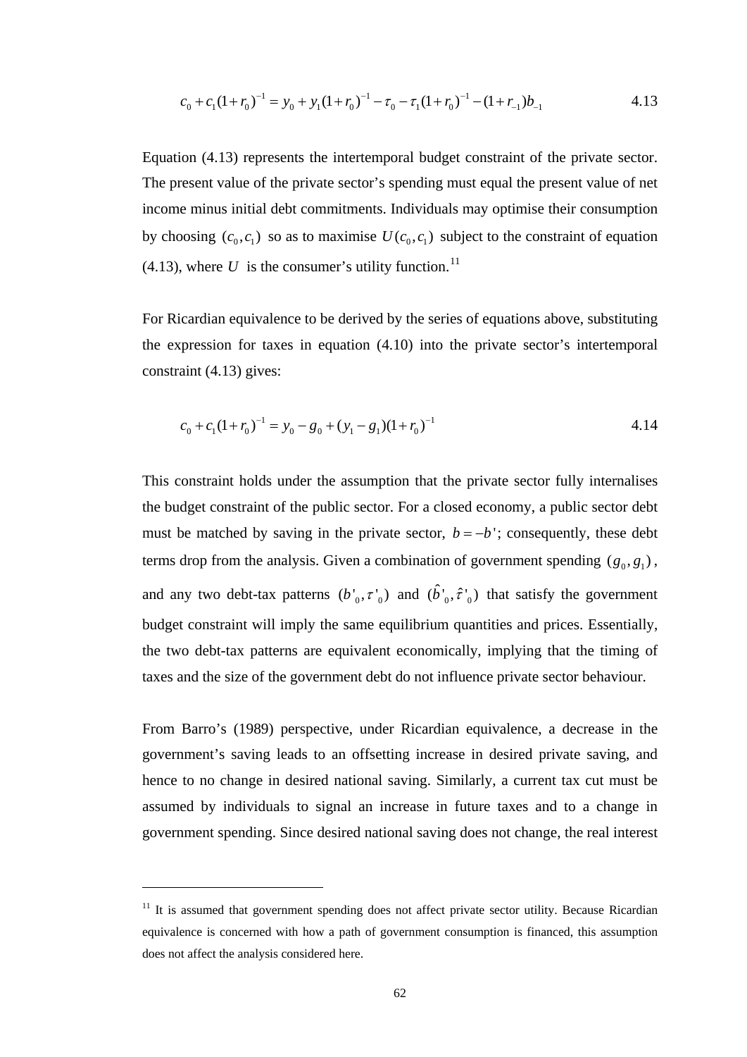$$c_0 + c_1(1+r_0)^{-1} = y_0 + y_1(1+r_0)^{-1} - \tau_0 - \tau_1(1+r_0)^{-1} - (1+r_{-1})b_{-1} \tag{4.13}$$

Equation (4.13) represents the intertemporal budget constraint of the private sector. The present value of the private sector's spending must equal the present value of net income minus initial debt commitments. Individuals may optimise their consumption by choosing $(c_0, c_1)$ so as to maximise $U(c_0, c_1)$ subject to the constraint of equation (4.13), where $U$ is the consumer's utility function.[11]

For Ricardian equivalence to be derived by the series of equations above, substituting the expression for taxes in equation (4.10) into the private sector's intertemporal constraint (4.13) gives:

$$c_0 + c_1(1+r_0)^{-1} = y_0 - g_0 + (y_1 - g_1)(1+r_0)^{-1} \tag{4.14}$$

This constraint holds under the assumption that the private sector fully internalises the budget constraint of the public sector. For a closed economy, a public sector debt must be matched by saving in the private sector, $b = -b'$; consequently, these debt terms drop from the analysis. Given a combination of government spending $(g_0, g_1)$, and any two debt-tax patterns $(b'_0, \tau'_0)$ and $(\hat{b}'_0, \hat{\tau}'_0)$ that satisfy the government budget constraint will imply the same equilibrium quantities and prices. Essentially, the two debt-tax patterns are equivalent economically, implying that the timing of taxes and the size of the government debt do not influence private sector behaviour.

From Barro's (1989) perspective, under Ricardian equivalence, a decrease in the government's saving leads to an offsetting increase in desired private saving, and hence to no change in desired national saving. Similarly, a current tax cut must be assumed by individuals to signal an increase in future taxes and to a change in government spending. Since desired national saving does not change, the real interest

[11] It is assumed that government spending does not affect private sector utility. Because Ricardian equivalence is concerned with how a path of government consumption is financed, this assumption does not affect the analysis considered here.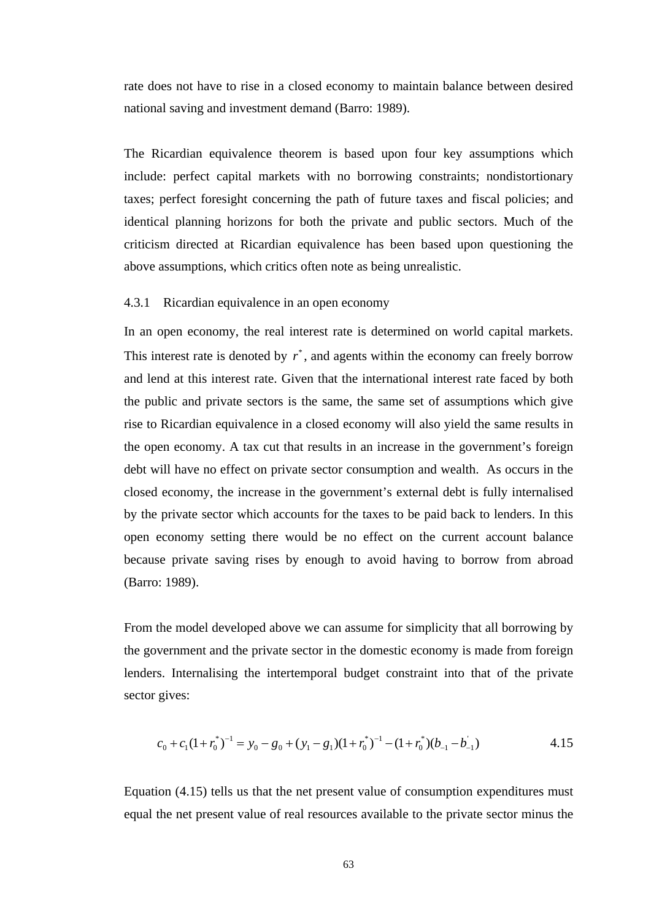rate does not have to rise in a closed economy to maintain balance between desired national saving and investment demand (Barro: 1989).

The Ricardian equivalence theorem is based upon four key assumptions which include: perfect capital markets with no borrowing constraints; nondistortionary taxes; perfect foresight concerning the path of future taxes and fiscal policies; and identical planning horizons for both the private and public sectors. Much of the criticism directed at Ricardian equivalence has been based upon questioning the above assumptions, which critics often note as being unrealistic.

### 4.3.1 Ricardian equivalence in an open economy

In an open economy, the real interest rate is determined on world capital markets. This interest rate is denoted by $r^*$, and agents within the economy can freely borrow and lend at this interest rate. Given that the international interest rate faced by both the public and private sectors is the same, the same set of assumptions which give rise to Ricardian equivalence in a closed economy will also yield the same results in the open economy. A tax cut that results in an increase in the government's foreign debt will have no effect on private sector consumption and wealth. As occurs in the closed economy, the increase in the government's external debt is fully internalised by the private sector which accounts for the taxes to be paid back to lenders. In this open economy setting there would be no effect on the current account balance because private saving rises by enough to avoid having to borrow from abroad (Barro: 1989).

From the model developed above we can assume for simplicity that all borrowing by the government and the private sector in the domestic economy is made from foreign lenders. Internalising the intertemporal budget constraint into that of the private sector gives:

$$c_0 + c_1(1+r_0^*)^{-1} = y_0 - g_0 + (y_1 - g_1)(1+r_0^*)^{-1} - (1+r_0^*)(b_{-1} - b_{-1}^{'}) \qquad 4.15$$

Equation (4.15) tells us that the net present value of consumption expenditures must equal the net present value of real resources available to the private sector minus the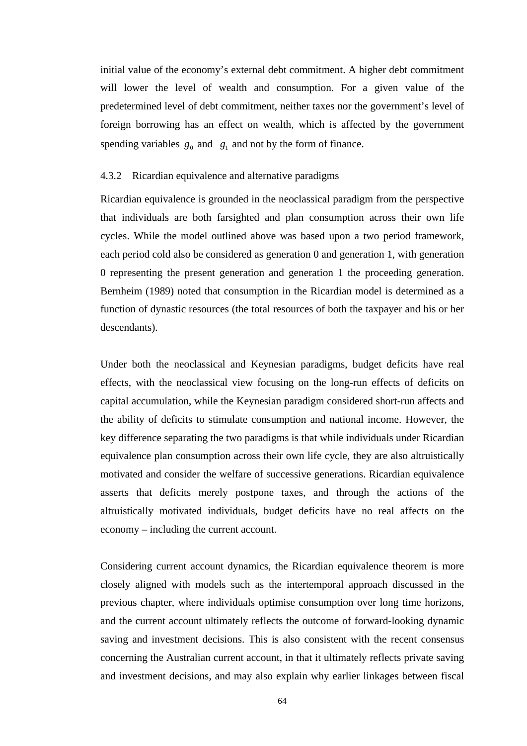initial value of the economy's external debt commitment. A higher debt commitment will lower the level of wealth and consumption. For a given value of the predetermined level of debt commitment, neither taxes nor the government's level of foreign borrowing has an effect on wealth, which is affected by the government spending variables $g_0$ and $g_1$ and not by the form of finance.

### 4.3.2 Ricardian equivalence and alternative paradigms

Ricardian equivalence is grounded in the neoclassical paradigm from the perspective that individuals are both farsighted and plan consumption across their own life cycles. While the model outlined above was based upon a two period framework, each period cold also be considered as generation 0 and generation 1, with generation 0 representing the present generation and generation 1 the proceeding generation. Bernheim (1989) noted that consumption in the Ricardian model is determined as a function of dynastic resources (the total resources of both the taxpayer and his or her descendants).

Under both the neoclassical and Keynesian paradigms, budget deficits have real effects, with the neoclassical view focusing on the long-run effects of deficits on capital accumulation, while the Keynesian paradigm considered short-run affects and the ability of deficits to stimulate consumption and national income. However, the key difference separating the two paradigms is that while individuals under Ricardian equivalence plan consumption across their own life cycle, they are also altruistically motivated and consider the welfare of successive generations. Ricardian equivalence asserts that deficits merely postpone taxes, and through the actions of the altruistically motivated individuals, budget deficits have no real affects on the economy – including the current account.

Considering current account dynamics, the Ricardian equivalence theorem is more closely aligned with models such as the intertemporal approach discussed in the previous chapter, where individuals optimise consumption over long time horizons, and the current account ultimately reflects the outcome of forward-looking dynamic saving and investment decisions. This is also consistent with the recent consensus concerning the Australian current account, in that it ultimately reflects private saving and investment decisions, and may also explain why earlier linkages between fiscal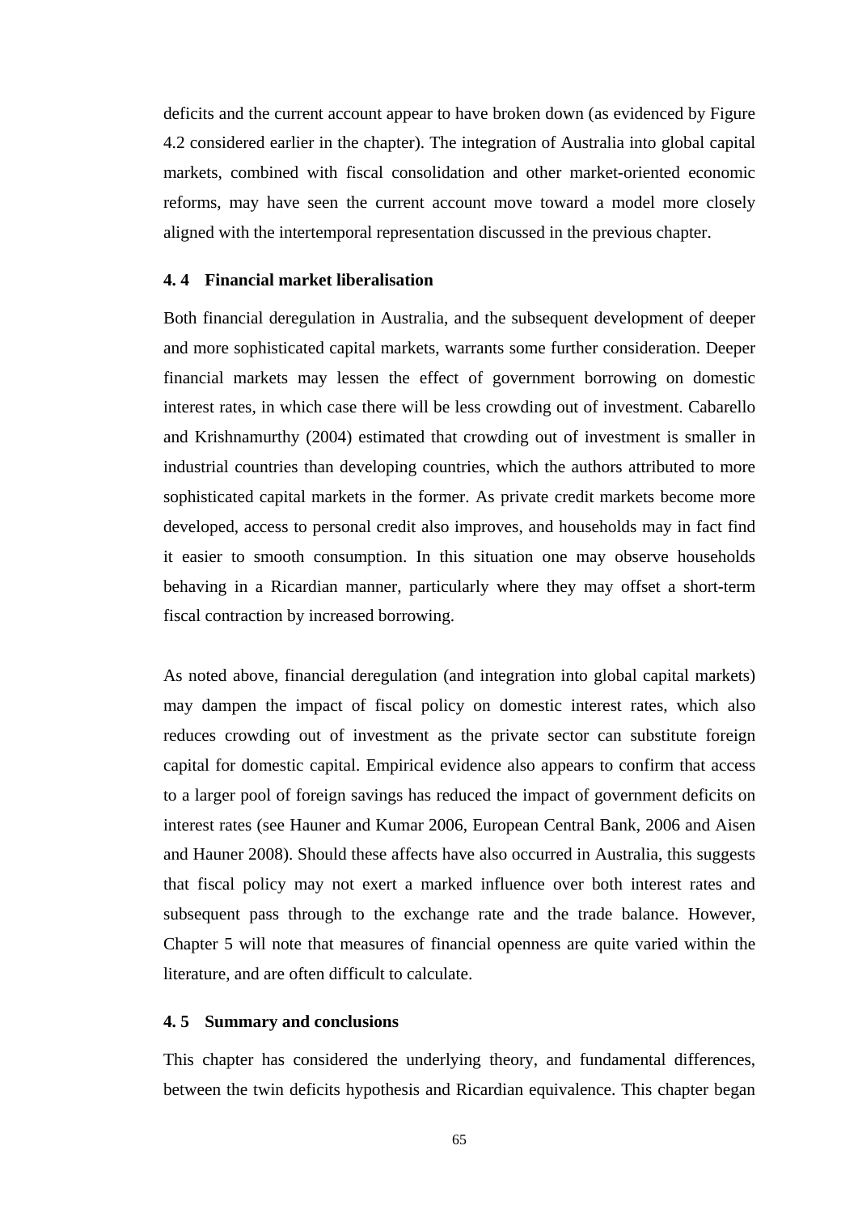deficits and the current account appear to have broken down (as evidenced by Figure 4.2 considered earlier in the chapter). The integration of Australia into global capital markets, combined with fiscal consolidation and other market-oriented economic reforms, may have seen the current account move toward a model more closely aligned with the intertemporal representation discussed in the previous chapter.

### 4. 4 Financial market liberalisation

Both financial deregulation in Australia, and the subsequent development of deeper and more sophisticated capital markets, warrants some further consideration. Deeper financial markets may lessen the effect of government borrowing on domestic interest rates, in which case there will be less crowding out of investment. Cabarello and Krishnamurthy (2004) estimated that crowding out of investment is smaller in industrial countries than developing countries, which the authors attributed to more sophisticated capital markets in the former. As private credit markets become more developed, access to personal credit also improves, and households may in fact find it easier to smooth consumption. In this situation one may observe households behaving in a Ricardian manner, particularly where they may offset a short-term fiscal contraction by increased borrowing.

As noted above, financial deregulation (and integration into global capital markets) may dampen the impact of fiscal policy on domestic interest rates, which also reduces crowding out of investment as the private sector can substitute foreign capital for domestic capital. Empirical evidence also appears to confirm that access to a larger pool of foreign savings has reduced the impact of government deficits on interest rates (see Hauner and Kumar 2006, European Central Bank, 2006 and Aisen and Hauner 2008). Should these affects have also occurred in Australia, this suggests that fiscal policy may not exert a marked influence over both interest rates and subsequent pass through to the exchange rate and the trade balance. However, Chapter 5 will note that measures of financial openness are quite varied within the literature, and are often difficult to calculate.

### 4. 5 Summary and conclusions

This chapter has considered the underlying theory, and fundamental differences, between the twin deficits hypothesis and Ricardian equivalence. This chapter began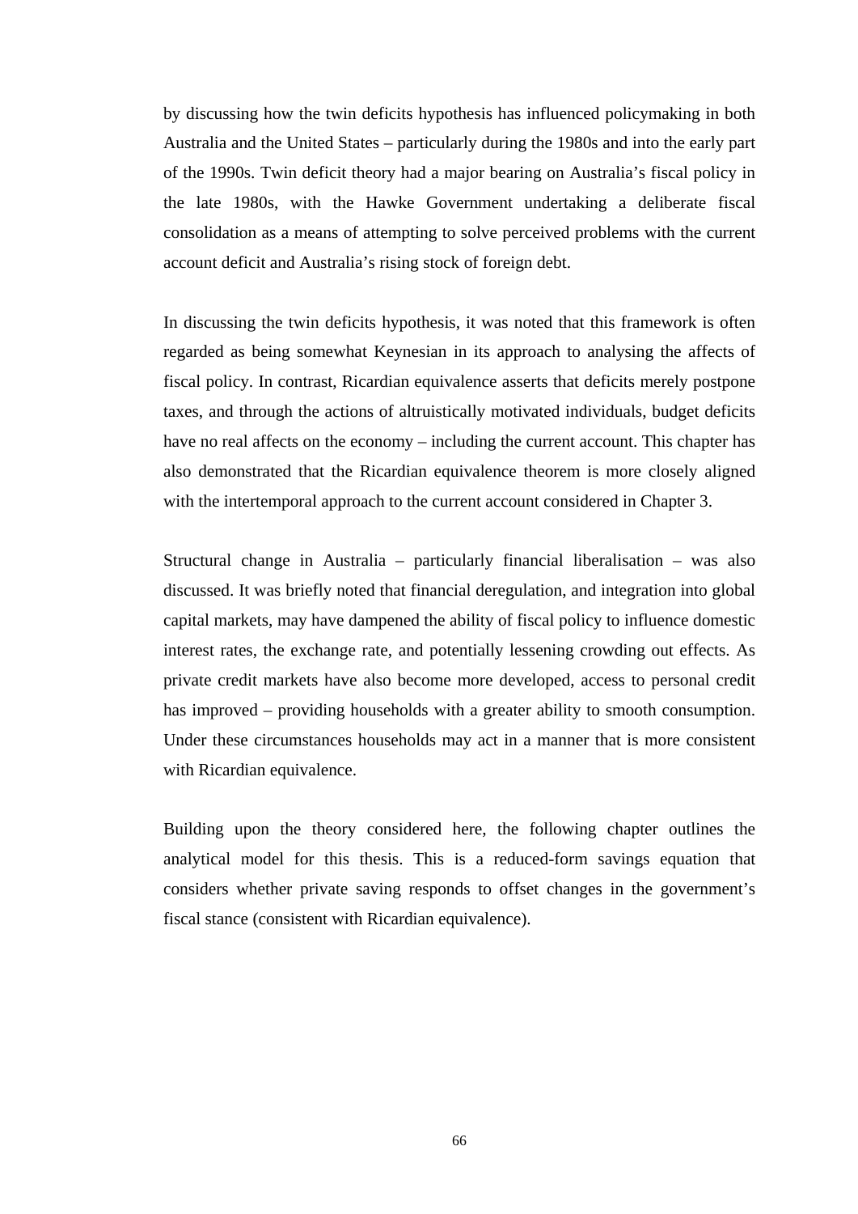by discussing how the twin deficits hypothesis has influenced policymaking in both Australia and the United States – particularly during the 1980s and into the early part of the 1990s. Twin deficit theory had a major bearing on Australia's fiscal policy in the late 1980s, with the Hawke Government undertaking a deliberate fiscal consolidation as a means of attempting to solve perceived problems with the current account deficit and Australia's rising stock of foreign debt.

In discussing the twin deficits hypothesis, it was noted that this framework is often regarded as being somewhat Keynesian in its approach to analysing the affects of fiscal policy. In contrast, Ricardian equivalence asserts that deficits merely postpone taxes, and through the actions of altruistically motivated individuals, budget deficits have no real affects on the economy – including the current account. This chapter has also demonstrated that the Ricardian equivalence theorem is more closely aligned with the intertemporal approach to the current account considered in Chapter 3.

Structural change in Australia – particularly financial liberalisation – was also discussed. It was briefly noted that financial deregulation, and integration into global capital markets, may have dampened the ability of fiscal policy to influence domestic interest rates, the exchange rate, and potentially lessening crowding out effects. As private credit markets have also become more developed, access to personal credit has improved – providing households with a greater ability to smooth consumption. Under these circumstances households may act in a manner that is more consistent with Ricardian equivalence.

Building upon the theory considered here, the following chapter outlines the analytical model for this thesis. This is a reduced-form savings equation that considers whether private saving responds to offset changes in the government's fiscal stance (consistent with Ricardian equivalence).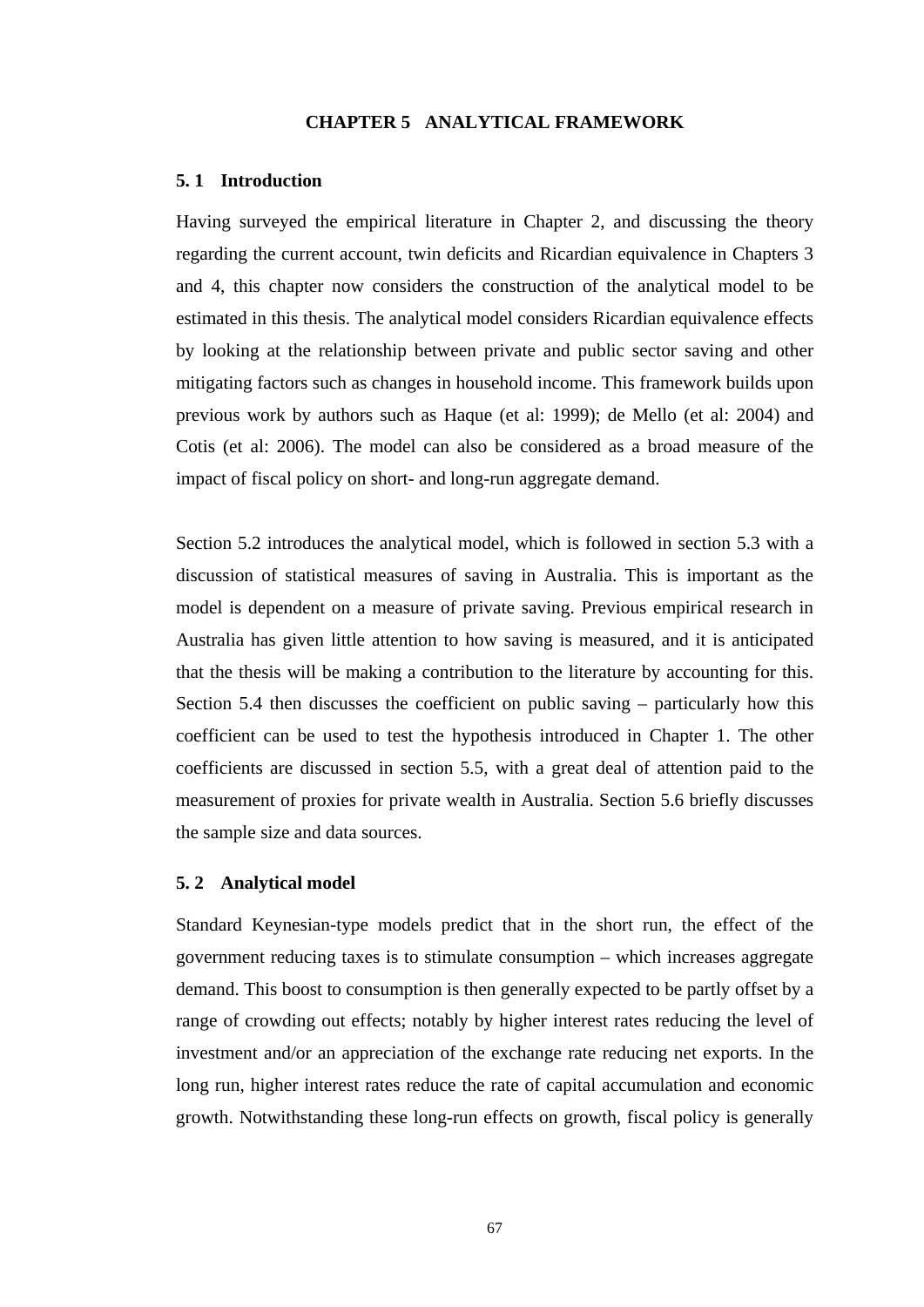# CHAPTER 5 ANALYTICAL FRAMEWORK

## 5. 1 Introduction

Having surveyed the empirical literature in Chapter 2, and discussing the theory regarding the current account, twin deficits and Ricardian equivalence in Chapters 3 and 4, this chapter now considers the construction of the analytical model to be estimated in this thesis. The analytical model considers Ricardian equivalence effects by looking at the relationship between private and public sector saving and other mitigating factors such as changes in household income. This framework builds upon previous work by authors such as Haque (et al: 1999); de Mello (et al: 2004) and Cotis (et al: 2006). The model can also be considered as a broad measure of the impact of fiscal policy on short- and long-run aggregate demand.

Section 5.2 introduces the analytical model, which is followed in section 5.3 with a discussion of statistical measures of saving in Australia. This is important as the model is dependent on a measure of private saving. Previous empirical research in Australia has given little attention to how saving is measured, and it is anticipated that the thesis will be making a contribution to the literature by accounting for this. Section 5.4 then discusses the coefficient on public saving – particularly how this coefficient can be used to test the hypothesis introduced in Chapter 1. The other coefficients are discussed in section 5.5, with a great deal of attention paid to the measurement of proxies for private wealth in Australia. Section 5.6 briefly discusses the sample size and data sources.

## 5. 2 Analytical model

Standard Keynesian-type models predict that in the short run, the effect of the government reducing taxes is to stimulate consumption – which increases aggregate demand. This boost to consumption is then generally expected to be partly offset by a range of crowding out effects; notably by higher interest rates reducing the level of investment and/or an appreciation of the exchange rate reducing net exports. In the long run, higher interest rates reduce the rate of capital accumulation and economic growth. Notwithstanding these long-run effects on growth, fiscal policy is generally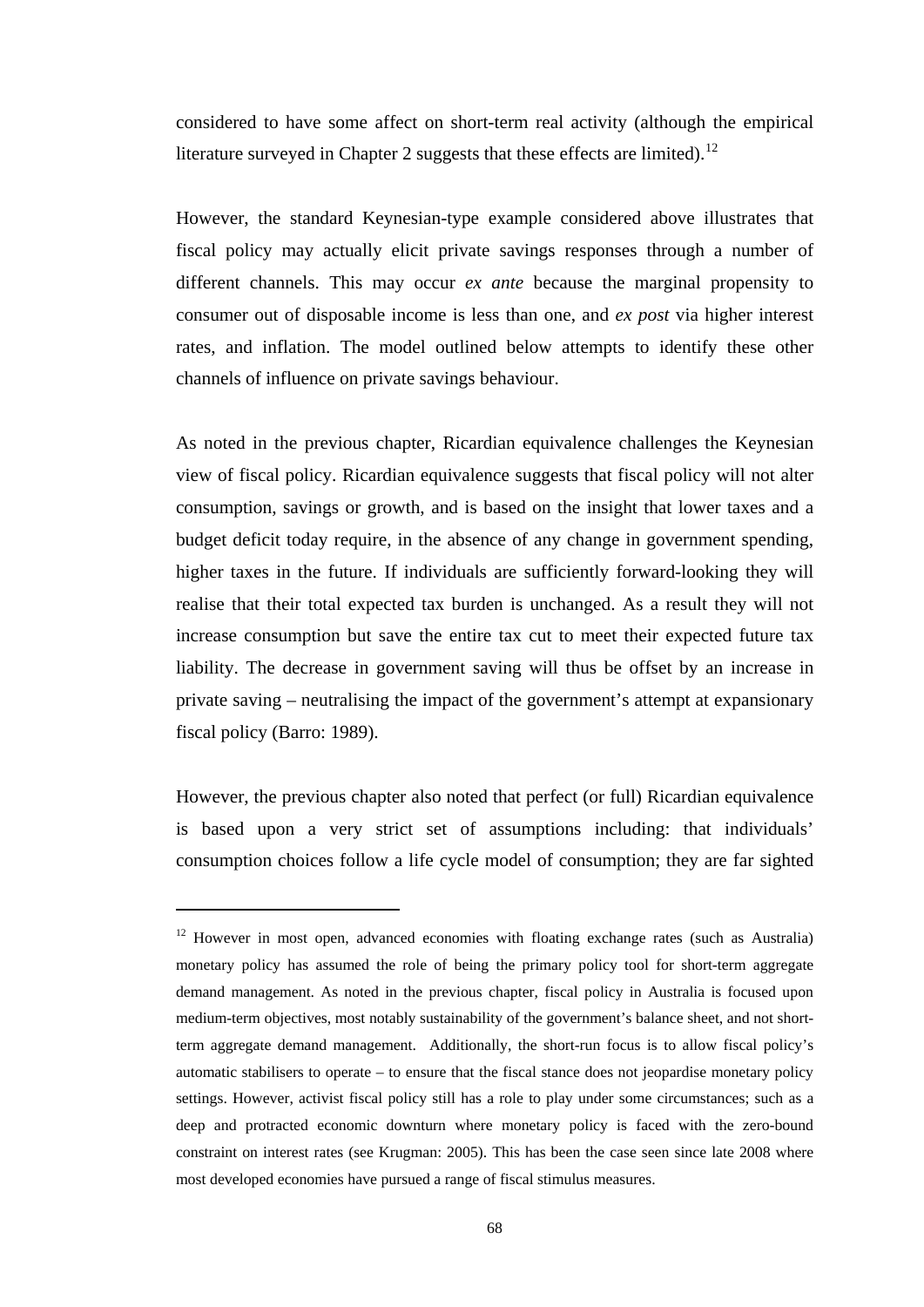considered to have some affect on short-term real activity (although the empirical literature surveyed in Chapter 2 suggests that these effects are limited).[12]

However, the standard Keynesian-type example considered above illustrates that fiscal policy may actually elicit private savings responses through a number of different channels. This may occur *ex ante* because the marginal propensity to consumer out of disposable income is less than one, and *ex post* via higher interest rates, and inflation. The model outlined below attempts to identify these other channels of influence on private savings behaviour.

As noted in the previous chapter, Ricardian equivalence challenges the Keynesian view of fiscal policy. Ricardian equivalence suggests that fiscal policy will not alter consumption, savings or growth, and is based on the insight that lower taxes and a budget deficit today require, in the absence of any change in government spending, higher taxes in the future. If individuals are sufficiently forward-looking they will realise that their total expected tax burden is unchanged. As a result they will not increase consumption but save the entire tax cut to meet their expected future tax liability. The decrease in government saving will thus be offset by an increase in private saving – neutralising the impact of the government's attempt at expansionary fiscal policy (Barro: 1989).

However, the previous chapter also noted that perfect (or full) Ricardian equivalence is based upon a very strict set of assumptions including: that individuals' consumption choices follow a life cycle model of consumption; they are far sighted

---

[12] However in most open, advanced economies with floating exchange rates (such as Australia) monetary policy has assumed the role of being the primary policy tool for short-term aggregate demand management. As noted in the previous chapter, fiscal policy in Australia is focused upon medium-term objectives, most notably sustainability of the government's balance sheet, and not short-term aggregate demand management. Additionally, the short-run focus is to allow fiscal policy's automatic stabilisers to operate – to ensure that the fiscal stance does not jeopardise monetary policy settings. However, activist fiscal policy still has a role to play under some circumstances; such as a deep and protracted economic downturn where monetary policy is faced with the zero-bound constraint on interest rates (see Krugman: 2005). This has been the case seen since late 2008 where most developed economies have pursued a range of fiscal stimulus measures.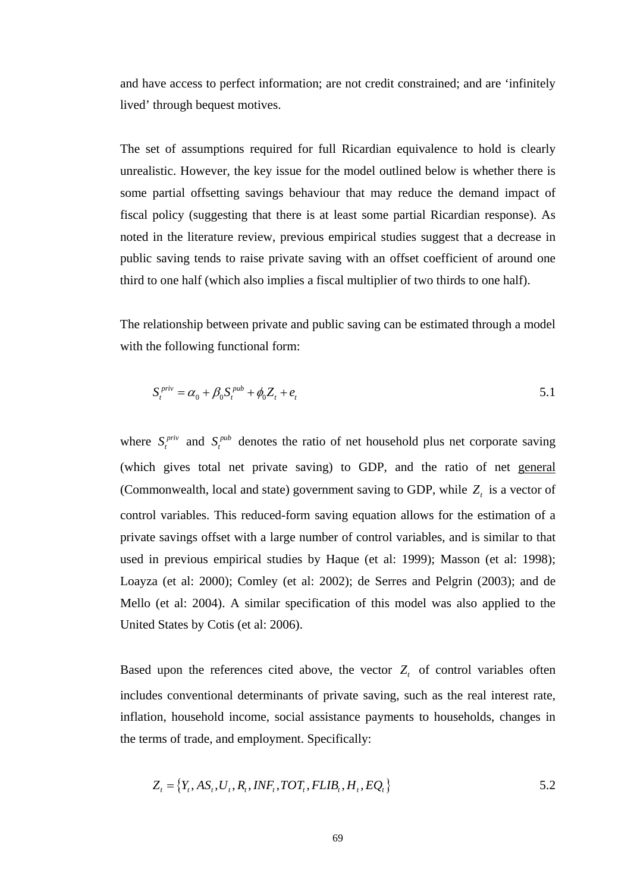and have access to perfect information; are not credit constrained; and are 'infinitely lived' through bequest motives.

The set of assumptions required for full Ricardian equivalence to hold is clearly unrealistic. However, the key issue for the model outlined below is whether there is some partial offsetting savings behaviour that may reduce the demand impact of fiscal policy (suggesting that there is at least some partial Ricardian response). As noted in the literature review, previous empirical studies suggest that a decrease in public saving tends to raise private saving with an offset coefficient of around one third to one half (which also implies a fiscal multiplier of two thirds to one half).

The relationship between private and public saving can be estimated through a model with the following functional form:

$$S_t^{priv} = \alpha_0 + \beta_0 S_t^{pub} + \phi_0 Z_t + e_t \qquad 5.1$$

where $S_t^{priv}$ and $S_t^{pub}$ denotes the ratio of net household plus net corporate saving (which gives total net private saving) to GDP, and the ratio of net <u>general</u> (Commonwealth, local and state) government saving to GDP, while $Z_t$ is a vector of control variables. This reduced-form saving equation allows for the estimation of a private savings offset with a large number of control variables, and is similar to that used in previous empirical studies by Haque (et al: 1999); Masson (et al: 1998); Loayza (et al: 2000); Comley (et al: 2002); de Serres and Pelgrin (2003); and de Mello (et al: 2004). A similar specification of this model was also applied to the United States by Cotis (et al: 2006).

Based upon the references cited above, the vector $Z_t$ of control variables often includes conventional determinants of private saving, such as the real interest rate, inflation, household income, social assistance payments to households, changes in the terms of trade, and employment. Specifically:

$$Z_t = \{Y_t, AS_t, U_t, R_t, INF_t, TOT_t, FLIB_t, H_t, EQ_t\} \qquad 5.2$$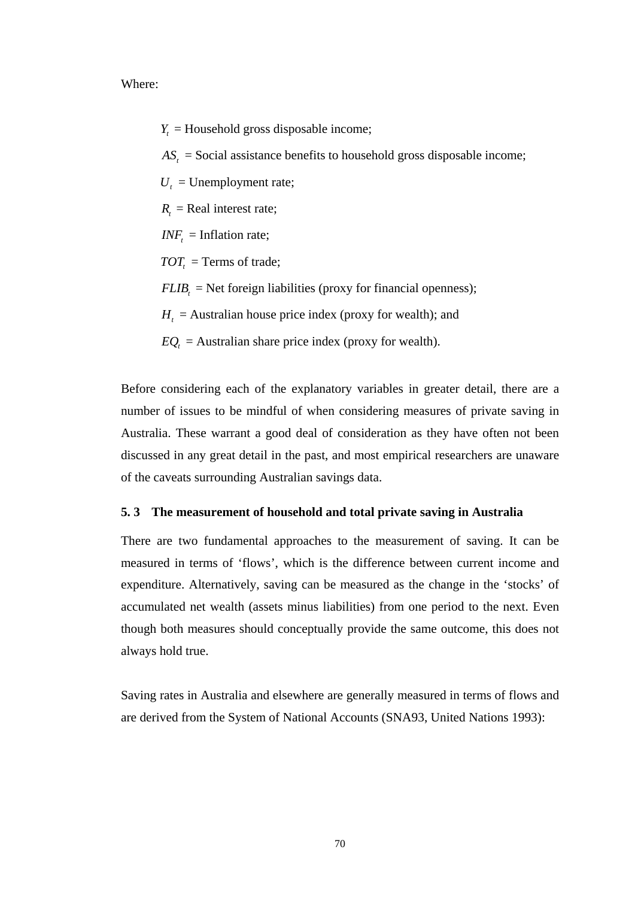Where:

$Y_t$ = Household gross disposable income;

$AS_t$ = Social assistance benefits to household gross disposable income;

$U_t$ = Unemployment rate;

$R_t$ = Real interest rate;

$INF_t$ = Inflation rate;

$TOT_t$ = Terms of trade;

$FLIB_t$ = Net foreign liabilities (proxy for financial openness);

$H_t$ = Australian house price index (proxy for wealth); and

$EQ_t$ = Australian share price index (proxy for wealth).

Before considering each of the explanatory variables in greater detail, there are a number of issues to be mindful of when considering measures of private saving in Australia. These warrant a good deal of consideration as they have often not been discussed in any great detail in the past, and most empirical researchers are unaware of the caveats surrounding Australian savings data.

### 5. 3 The measurement of household and total private saving in Australia

There are two fundamental approaches to the measurement of saving. It can be measured in terms of 'flows', which is the difference between current income and expenditure. Alternatively, saving can be measured as the change in the 'stocks' of accumulated net wealth (assets minus liabilities) from one period to the next. Even though both measures should conceptually provide the same outcome, this does not always hold true.

Saving rates in Australia and elsewhere are generally measured in terms of flows and are derived from the System of National Accounts (SNA93, United Nations 1993):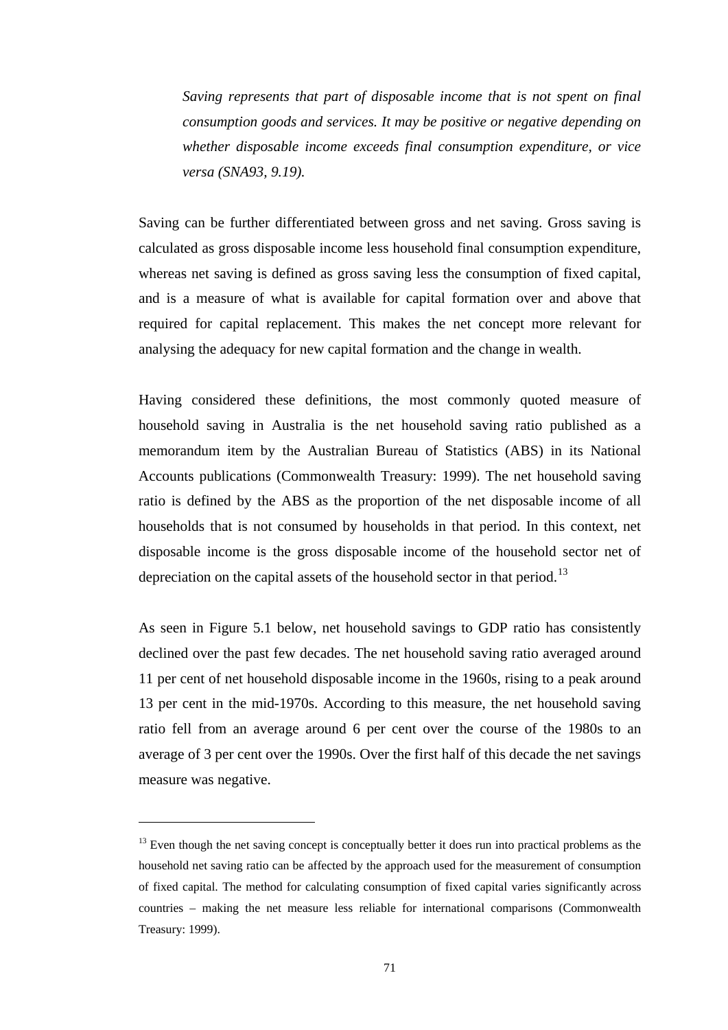> *Saving represents that part of disposable income that is not spent on final consumption goods and services. It may be positive or negative depending on whether disposable income exceeds final consumption expenditure, or vice versa (SNA93, 9.19).*

Saving can be further differentiated between gross and net saving. Gross saving is calculated as gross disposable income less household final consumption expenditure, whereas net saving is defined as gross saving less the consumption of fixed capital, and is a measure of what is available for capital formation over and above that required for capital replacement. This makes the net concept more relevant for analysing the adequacy for new capital formation and the change in wealth.

Having considered these definitions, the most commonly quoted measure of household saving in Australia is the net household saving ratio published as a memorandum item by the Australian Bureau of Statistics (ABS) in its National Accounts publications (Commonwealth Treasury: 1999). The net household saving ratio is defined by the ABS as the proportion of the net disposable income of all households that is not consumed by households in that period. In this context, net disposable income is the gross disposable income of the household sector net of depreciation on the capital assets of the household sector in that period.[13]

As seen in Figure 5.1 below, net household savings to GDP ratio has consistently declined over the past few decades. The net household saving ratio averaged around 11 per cent of net household disposable income in the 1960s, rising to a peak around 13 per cent in the mid-1970s. According to this measure, the net household saving ratio fell from an average around 6 per cent over the course of the 1980s to an average of 3 per cent over the 1990s. Over the first half of this decade the net savings measure was negative.

---

[13] Even though the net saving concept is conceptually better it does run into practical problems as the household net saving ratio can be affected by the approach used for the measurement of consumption of fixed capital. The method for calculating consumption of fixed capital varies significantly across countries – making the net measure less reliable for international comparisons (Commonwealth Treasury: 1999).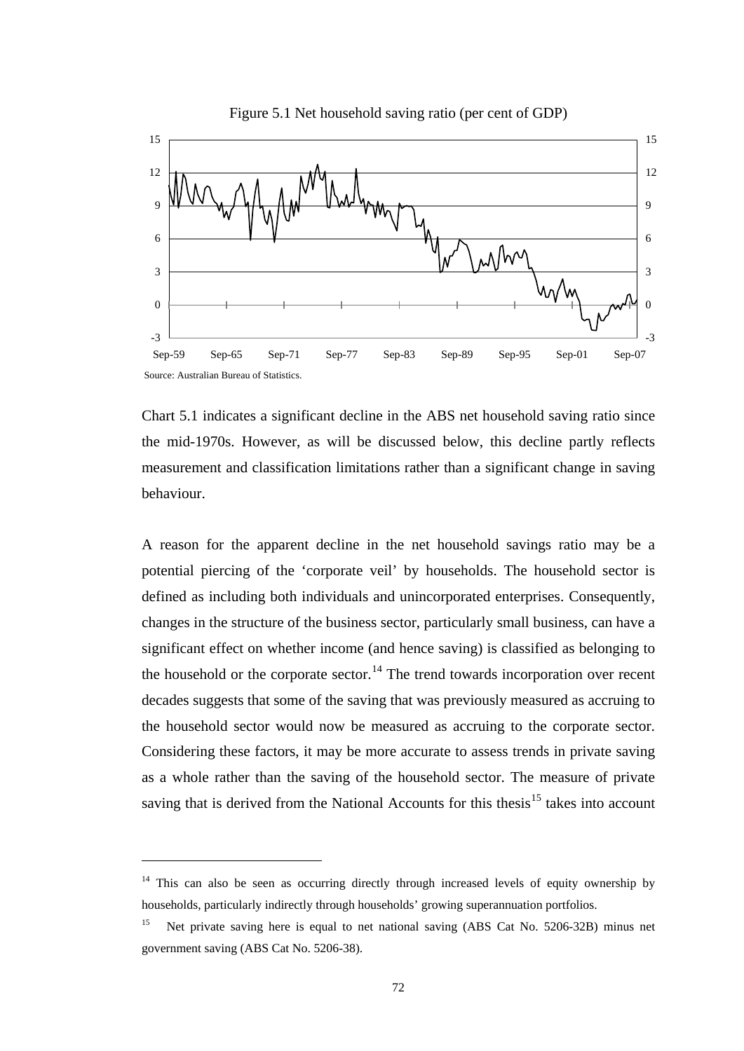Figure 5.1 Net household saving ratio (per cent of GDP)

Source: Australian Bureau of Statistics.

Chart 5.1 indicates a significant decline in the ABS net household saving ratio since the mid-1970s. However, as will be discussed below, this decline partly reflects measurement and classification limitations rather than a significant change in saving behaviour.

A reason for the apparent decline in the net household savings ratio may be a potential piercing of the 'corporate veil' by households. The household sector is defined as including both individuals and unincorporated enterprises. Consequently, changes in the structure of the business sector, particularly small business, can have a significant effect on whether income (and hence saving) is classified as belonging to the household or the corporate sector.[14] The trend towards incorporation over recent decades suggests that some of the saving that was previously measured as accruing to the household sector would now be measured as accruing to the corporate sector. Considering these factors, it may be more accurate to assess trends in private saving as a whole rather than the saving of the household sector. The measure of private saving that is derived from the National Accounts for this thesis[15] takes into account

---

[14] This can also be seen as occurring directly through increased levels of equity ownership by households, particularly indirectly through households' growing superannuation portfolios.

[15] Net private saving here is equal to net national saving (ABS Cat No. 5206-32B) minus net government saving (ABS Cat No. 5206-38).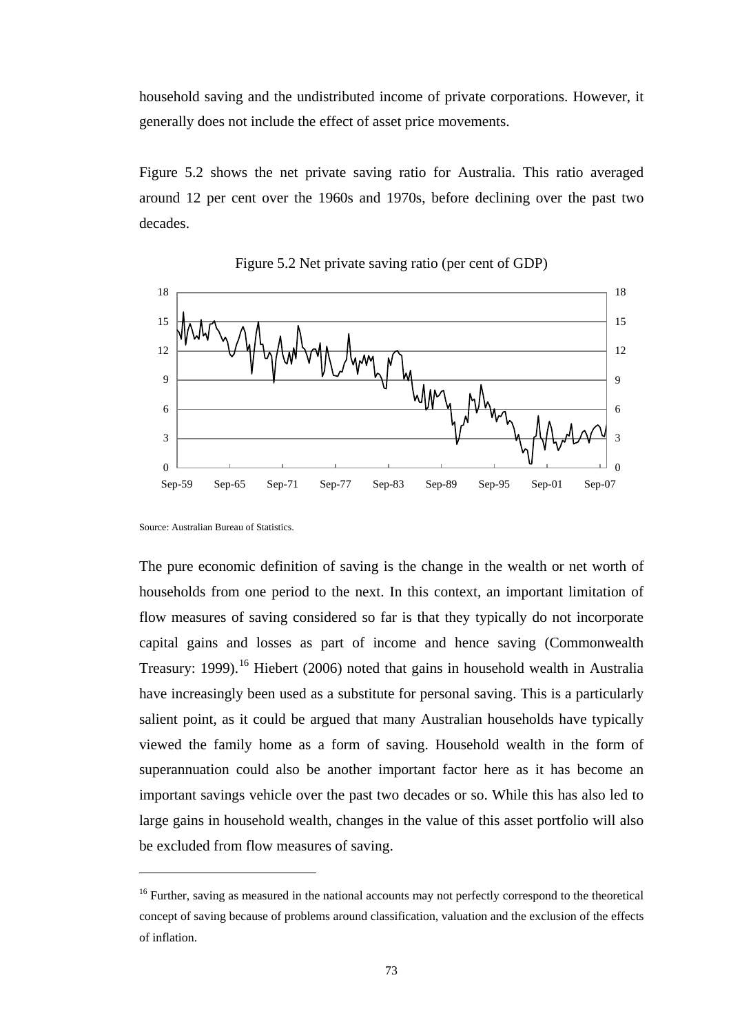household saving and the undistributed income of private corporations. However, it generally does not include the effect of asset price movements.

Figure 5.2 shows the net private saving ratio for Australia. This ratio averaged around 12 per cent over the 1960s and 1970s, before declining over the past two decades.

Figure 5.2 Net private saving ratio (per cent of GDP)

Source: Australian Bureau of Statistics.

The pure economic definition of saving is the change in the wealth or net worth of households from one period to the next. In this context, an important limitation of flow measures of saving considered so far is that they typically do not incorporate capital gains and losses as part of income and hence saving (Commonwealth Treasury: 1999).[16] Hiebert (2006) noted that gains in household wealth in Australia have increasingly been used as a substitute for personal saving. This is a particularly salient point, as it could be argued that many Australian households have typically viewed the family home as a form of saving. Household wealth in the form of superannuation could also be another important factor here as it has become an important savings vehicle over the past two decades or so. While this has also led to large gains in household wealth, changes in the value of this asset portfolio will also be excluded from flow measures of saving.

[16] Further, saving as measured in the national accounts may not perfectly correspond to the theoretical concept of saving because of problems around classification, valuation and the exclusion of the effects of inflation.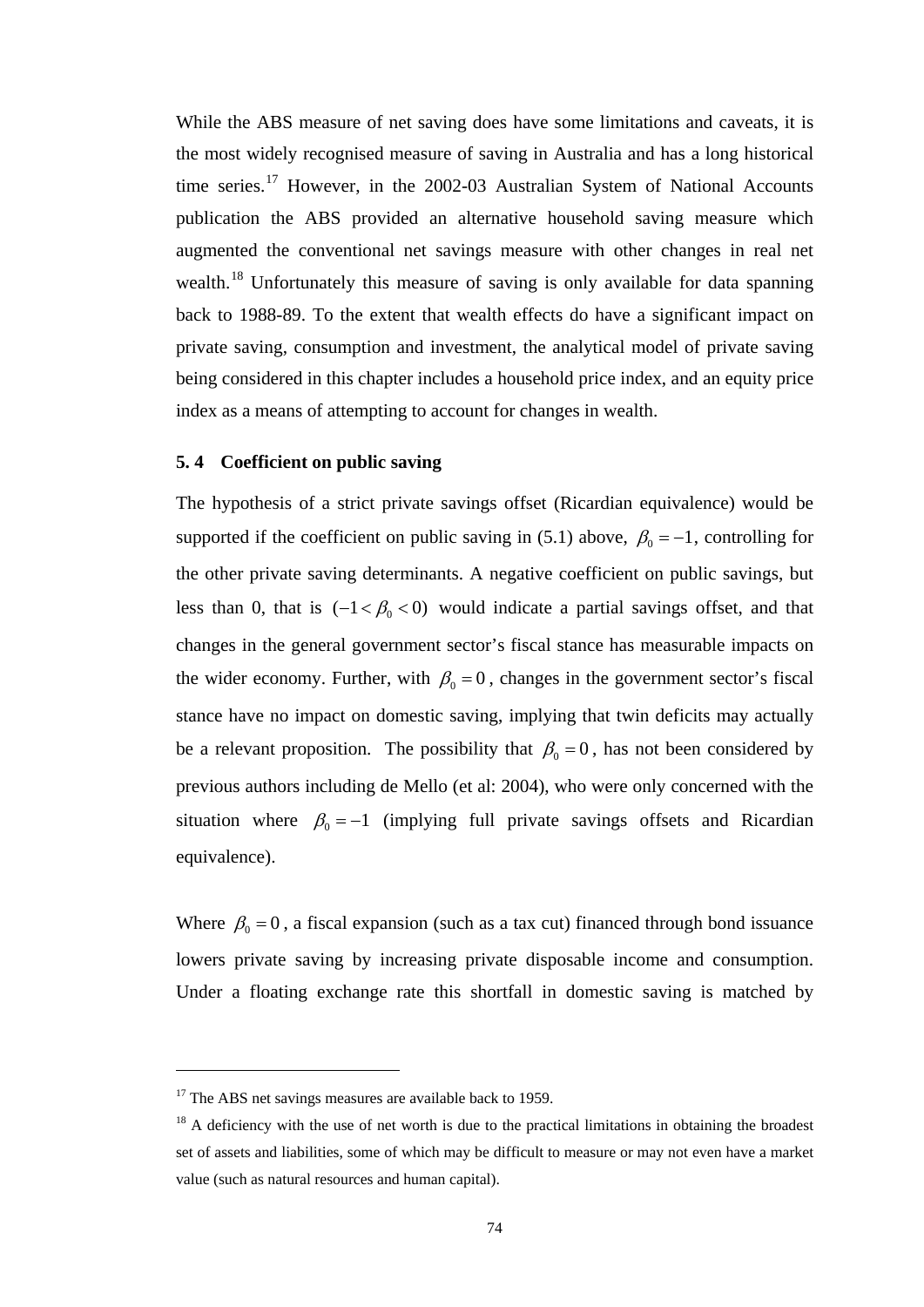While the ABS measure of net saving does have some limitations and caveats, it is the most widely recognised measure of saving in Australia and has a long historical time series.[17] However, in the 2002-03 Australian System of National Accounts publication the ABS provided an alternative household saving measure which augmented the conventional net savings measure with other changes in real net wealth.[18] Unfortunately this measure of saving is only available for data spanning back to 1988-89. To the extent that wealth effects do have a significant impact on private saving, consumption and investment, the analytical model of private saving being considered in this chapter includes a household price index, and an equity price index as a means of attempting to account for changes in wealth.

### 5. 4 Coefficient on public saving

The hypothesis of a strict private savings offset (Ricardian equivalence) would be supported if the coefficient on public saving in (5.1) above, $\beta_0 = -1$, controlling for the other private saving determinants. A negative coefficient on public savings, but less than 0, that is $(-1 < \beta_0 < 0)$ would indicate a partial savings offset, and that changes in the general government sector's fiscal stance has measurable impacts on the wider economy. Further, with $\beta_0 = 0$, changes in the government sector's fiscal stance have no impact on domestic saving, implying that twin deficits may actually be a relevant proposition. The possibility that $\beta_0 = 0$, has not been considered by previous authors including de Mello (et al: 2004), who were only concerned with the situation where $\beta_0 = -1$ (implying full private savings offsets and Ricardian equivalence).

Where $\beta_0 = 0$, a fiscal expansion (such as a tax cut) financed through bond issuance lowers private saving by increasing private disposable income and consumption. Under a floating exchange rate this shortfall in domestic saving is matched by

---

[17] The ABS net savings measures are available back to 1959.

[18] A deficiency with the use of net worth is due to the practical limitations in obtaining the broadest set of assets and liabilities, some of which may be difficult to measure or may not even have a market value (such as natural resources and human capital).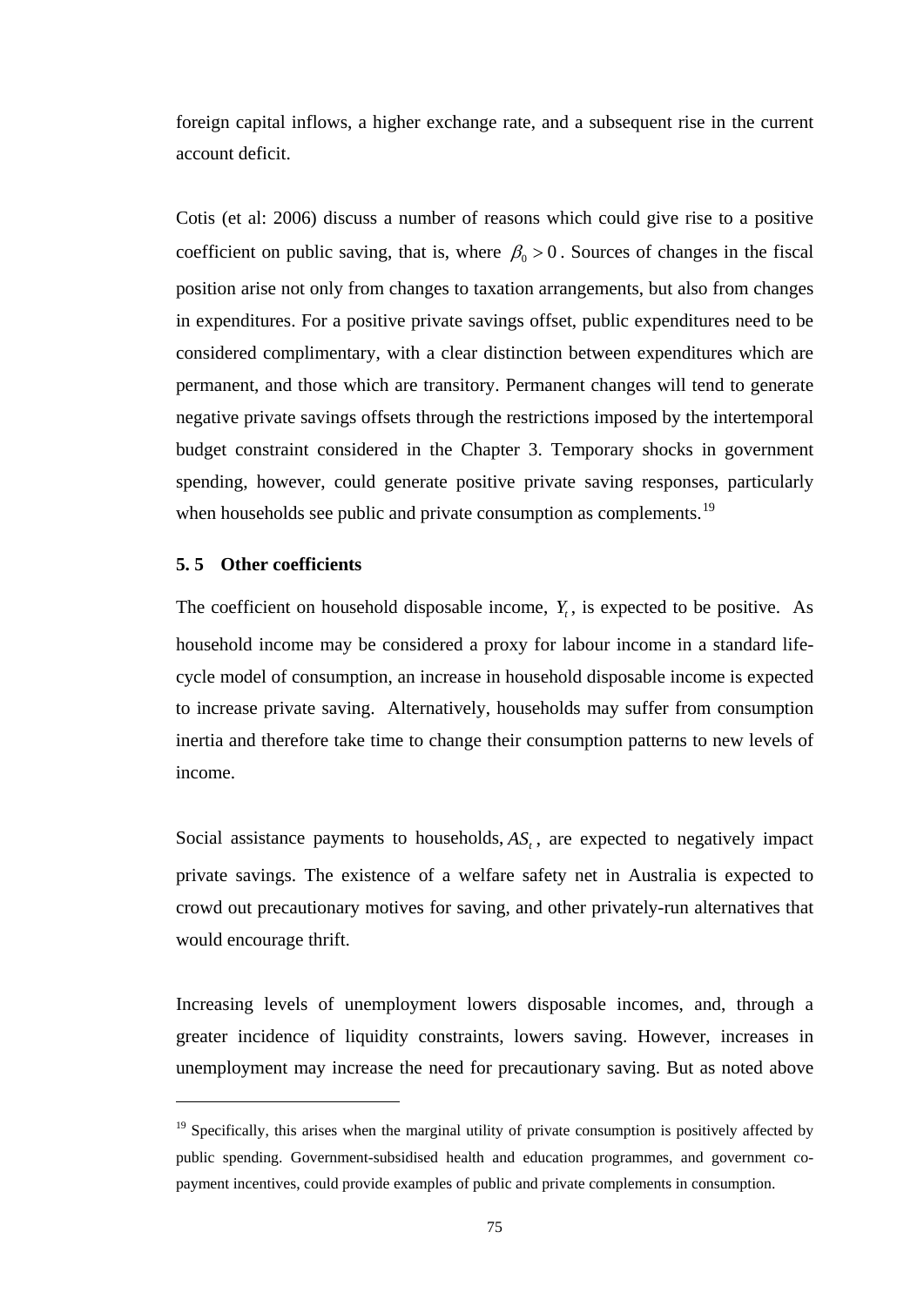foreign capital inflows, a higher exchange rate, and a subsequent rise in the current account deficit.

Cotis (et al: 2006) discuss a number of reasons which could give rise to a positive coefficient on public saving, that is, where $\beta_0 > 0$. Sources of changes in the fiscal position arise not only from changes to taxation arrangements, but also from changes in expenditures. For a positive private savings offset, public expenditures need to be considered complimentary, with a clear distinction between expenditures which are permanent, and those which are transitory. Permanent changes will tend to generate negative private savings offsets through the restrictions imposed by the intertemporal budget constraint considered in the Chapter 3. Temporary shocks in government spending, however, could generate positive private saving responses, particularly when households see public and private consumption as complements.[19]

### 5. 5 Other coefficients

The coefficient on household disposable income, $Y_t$, is expected to be positive. As household income may be considered a proxy for labour income in a standard life-cycle model of consumption, an increase in household disposable income is expected to increase private saving. Alternatively, households may suffer from consumption inertia and therefore take time to change their consumption patterns to new levels of income.

Social assistance payments to households, $AS_t$, are expected to negatively impact private savings. The existence of a welfare safety net in Australia is expected to crowd out precautionary motives for saving, and other privately-run alternatives that would encourage thrift.

Increasing levels of unemployment lowers disposable incomes, and, through a greater incidence of liquidity constraints, lowers saving. However, increases in unemployment may increase the need for precautionary saving. But as noted above

---

[19] Specifically, this arises when the marginal utility of private consumption is positively affected by public spending. Government-subsidised health and education programmes, and government co-payment incentives, could provide examples of public and private complements in consumption.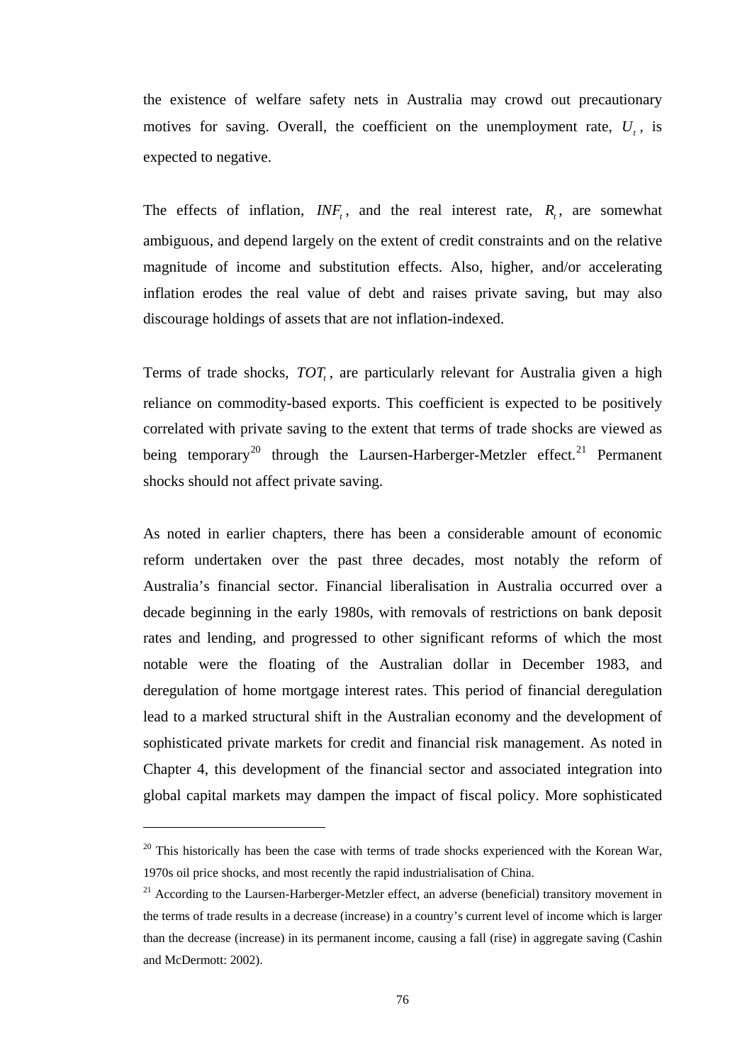the existence of welfare safety nets in Australia may crowd out precautionary motives for saving. Overall, the coefficient on the unemployment rate, $U_t$, is expected to negative.

The effects of inflation, $INF_t$, and the real interest rate, $R_t$, are somewhat ambiguous, and depend largely on the extent of credit constraints and on the relative magnitude of income and substitution effects. Also, higher, and/or accelerating inflation erodes the real value of debt and raises private saving, but may also discourage holdings of assets that are not inflation-indexed.

Terms of trade shocks, $TOT_t$, are particularly relevant for Australia given a high reliance on commodity-based exports. This coefficient is expected to be positively correlated with private saving to the extent that terms of trade shocks are viewed as being temporary[20] through the Laursen-Harberger-Metzler effect.[21] Permanent shocks should not affect private saving.

As noted in earlier chapters, there has been a considerable amount of economic reform undertaken over the past three decades, most notably the reform of Australia's financial sector. Financial liberalisation in Australia occurred over a decade beginning in the early 1980s, with removals of restrictions on bank deposit rates and lending, and progressed to other significant reforms of which the most notable were the floating of the Australian dollar in December 1983, and deregulation of home mortgage interest rates. This period of financial deregulation lead to a marked structural shift in the Australian economy and the development of sophisticated private markets for credit and financial risk management. As noted in Chapter 4, this development of the financial sector and associated integration into global capital markets may dampen the impact of fiscal policy. More sophisticated

---

[20] This historically has been the case with terms of trade shocks experienced with the Korean War, 1970s oil price shocks, and most recently the rapid industrialisation of China.

[21] According to the Laursen-Harberger-Metzler effect, an adverse (beneficial) transitory movement in the terms of trade results in a decrease (increase) in a country's current level of income which is larger than the decrease (increase) in its permanent income, causing a fall (rise) in aggregate saving (Cashin and McDermott: 2002).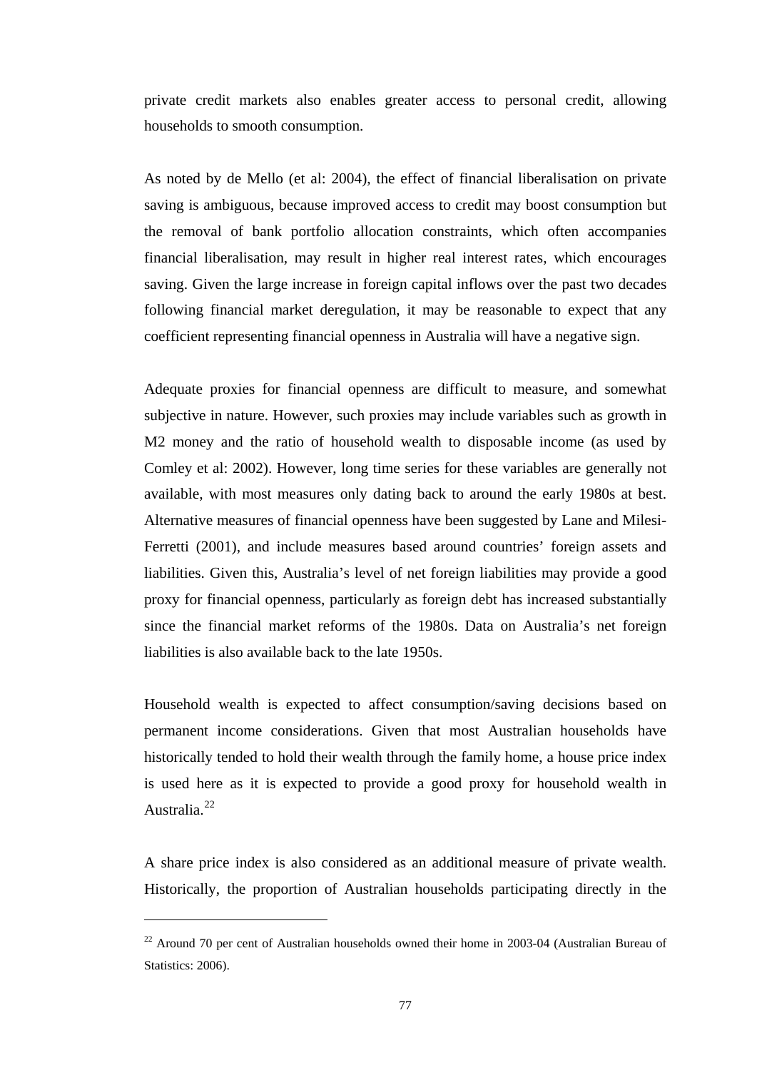private credit markets also enables greater access to personal credit, allowing households to smooth consumption.

As noted by de Mello (et al: 2004), the effect of financial liberalisation on private saving is ambiguous, because improved access to credit may boost consumption but the removal of bank portfolio allocation constraints, which often accompanies financial liberalisation, may result in higher real interest rates, which encourages saving. Given the large increase in foreign capital inflows over the past two decades following financial market deregulation, it may be reasonable to expect that any coefficient representing financial openness in Australia will have a negative sign.

Adequate proxies for financial openness are difficult to measure, and somewhat subjective in nature. However, such proxies may include variables such as growth in M2 money and the ratio of household wealth to disposable income (as used by Comley et al: 2002). However, long time series for these variables are generally not available, with most measures only dating back to around the early 1980s at best. Alternative measures of financial openness have been suggested by Lane and Milesi-Ferretti (2001), and include measures based around countries' foreign assets and liabilities. Given this, Australia's level of net foreign liabilities may provide a good proxy for financial openness, particularly as foreign debt has increased substantially since the financial market reforms of the 1980s. Data on Australia's net foreign liabilities is also available back to the late 1950s.

Household wealth is expected to affect consumption/saving decisions based on permanent income considerations. Given that most Australian households have historically tended to hold their wealth through the family home, a house price index is used here as it is expected to provide a good proxy for household wealth in Australia.[22]

A share price index is also considered as an additional measure of private wealth. Historically, the proportion of Australian households participating directly in the

---

[22] Around 70 per cent of Australian households owned their home in 2003-04 (Australian Bureau of Statistics: 2006).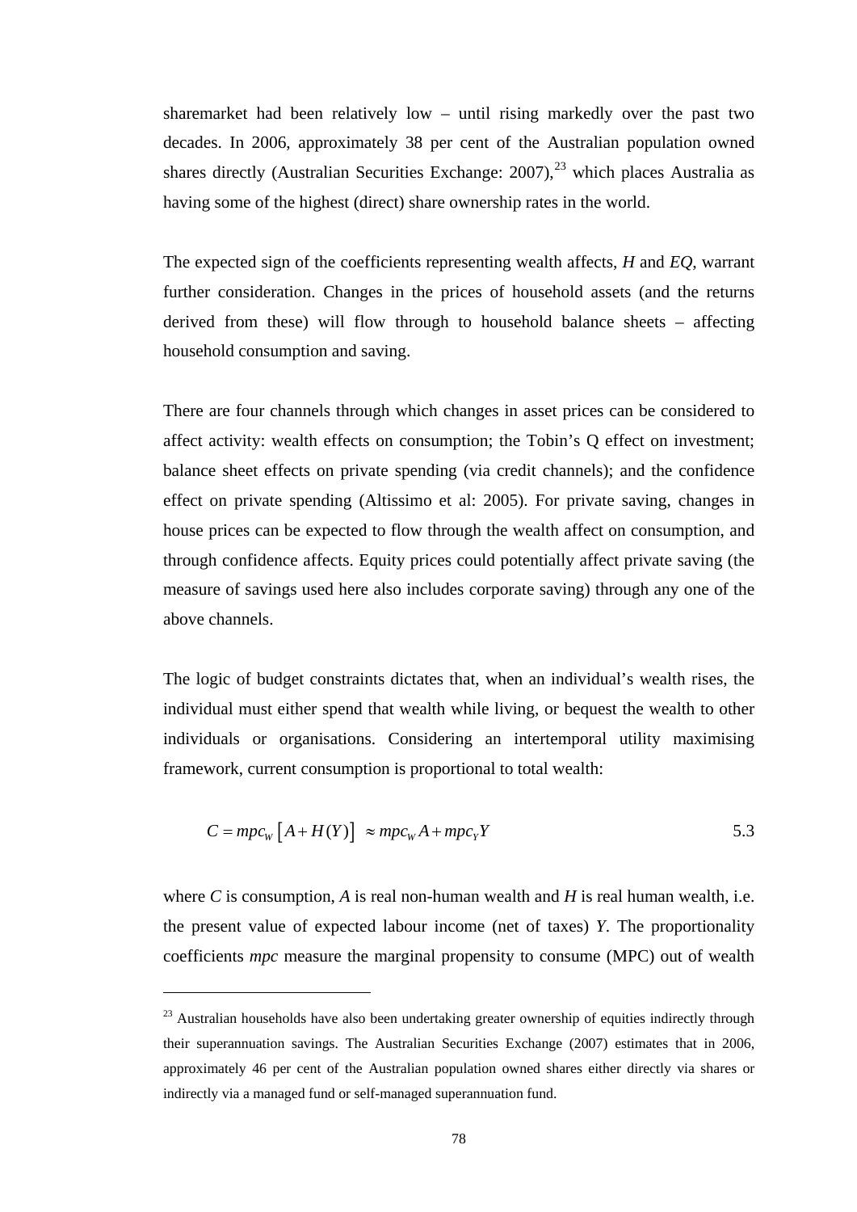sharemarket had been relatively low – until rising markedly over the past two decades. In 2006, approximately 38 per cent of the Australian population owned shares directly (Australian Securities Exchange: 2007),[23] which places Australia as having some of the highest (direct) share ownership rates in the world.

The expected sign of the coefficients representing wealth affects, *H* and *EQ*, warrant further consideration. Changes in the prices of household assets (and the returns derived from these) will flow through to household balance sheets – affecting household consumption and saving.

There are four channels through which changes in asset prices can be considered to affect activity: wealth effects on consumption; the Tobin's Q effect on investment; balance sheet effects on private spending (via credit channels); and the confidence effect on private spending (Altissimo et al: 2005). For private saving, changes in house prices can be expected to flow through the wealth affect on consumption, and through confidence affects. Equity prices could potentially affect private saving (the measure of savings used here also includes corporate saving) through any one of the above channels.

The logic of budget constraints dictates that, when an individual's wealth rises, the individual must either spend that wealth while living, or bequest the wealth to other individuals or organisations. Considering an intertemporal utility maximising framework, current consumption is proportional to total wealth:

$$C = mpc_W \left[ A + H(Y) \right] \approx mpc_W A + mpc_Y Y \qquad 5.3$$

where *C* is consumption, *A* is real non-human wealth and *H* is real human wealth, i.e. the present value of expected labour income (net of taxes) *Y*. The proportionality coefficients *mpc* measure the marginal propensity to consume (MPC) out of wealth

---

[23] Australian households have also been undertaking greater ownership of equities indirectly through their superannuation savings. The Australian Securities Exchange (2007) estimates that in 2006, approximately 46 per cent of the Australian population owned shares either directly via shares or indirectly via a managed fund or self-managed superannuation fund.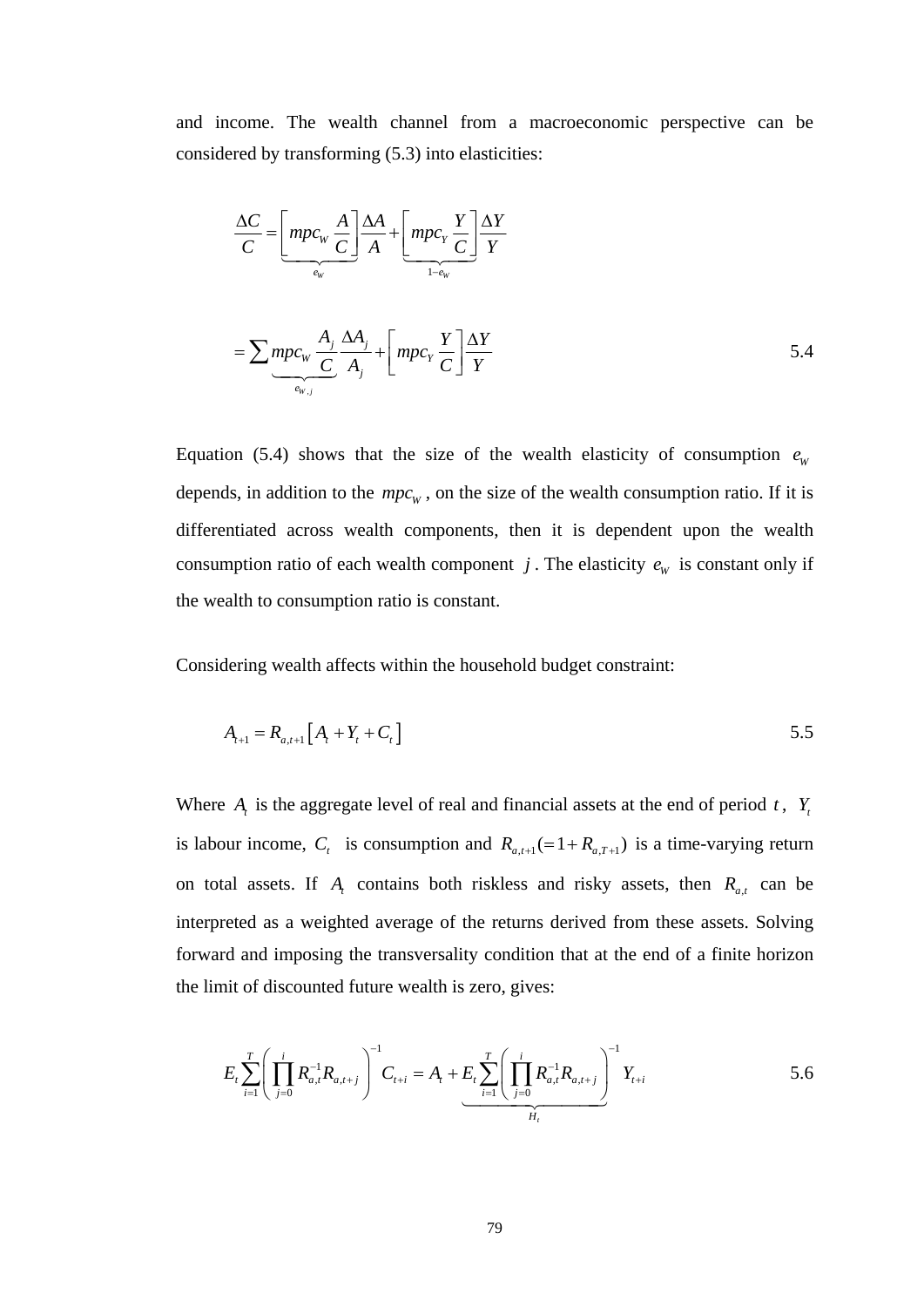and income. The wealth channel from a macroeconomic perspective can be considered by transforming (5.3) into elasticities:

$$\frac{\Delta C}{C} = \underbrace{\left[ mpc_W \frac{A}{C} \right]}_{e_W} \frac{\Delta A}{A} + \underbrace{\left[ mpc_Y \frac{Y}{C} \right]}_{1-e_W} \frac{\Delta Y}{Y}$$

$$= \sum \underbrace{mpc_W \frac{A_j}{C}}_{e_{W,j}} \frac{\Delta A_j}{A_j} + \left[ mpc_Y \frac{Y}{C} \right] \frac{\Delta Y}{Y} \qquad 5.4$$

Equation (5.4) shows that the size of the wealth elasticity of consumption $e_W$ depends, in addition to the $mpc_W$, on the size of the wealth consumption ratio. If it is differentiated across wealth components, then it is dependent upon the wealth consumption ratio of each wealth component $j$. The elasticity $e_W$ is constant only if the wealth to consumption ratio is constant.

Considering wealth affects within the household budget constraint:

$$A_{t+1} = R_{a,t+1} \left[ A_t + Y_t + C_t \right] \qquad 5.5$$

Where $A_t$ is the aggregate level of real and financial assets at the end of period $t$, $Y_t$ is labour income, $C_t$ is consumption and $R_{a,t+1} (= 1 + R_{a,T+1})$ is a time-varying return on total assets. If $A_t$ contains both riskless and risky assets, then $R_{a,t}$ can be interpreted as a weighted average of the returns derived from these assets. Solving forward and imposing the transversality condition that at the end of a finite horizon the limit of discounted future wealth is zero, gives:

$$E_t \sum_{i=1}^{T} \left( \prod_{j=0}^{i} R_{a,t}^{-1} R_{a,t+j} \right)^{-1} C_{t+i} = A_t + \underbrace{E_t \sum_{i=1}^{T} \left( \prod_{j=0}^{i} R_{a,t}^{-1} R_{a,t+j} \right)^{-1} Y_{t+i}}_{H_t} \qquad 5.6$$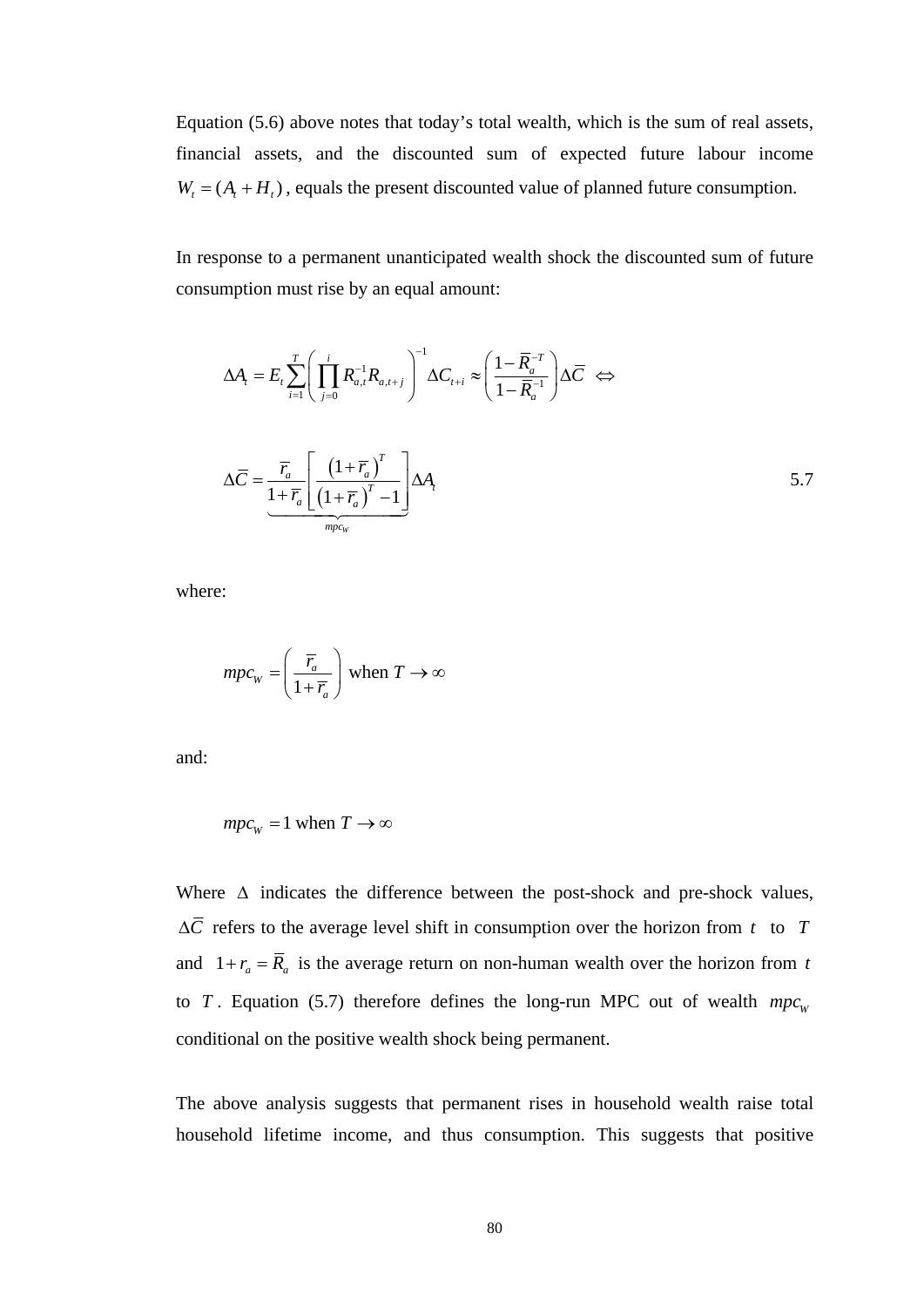Equation (5.6) above notes that today's total wealth, which is the sum of real assets, financial assets, and the discounted sum of expected future labour income $W_t = (A_t + H_t)$, equals the present discounted value of planned future consumption.

In response to a permanent unanticipated wealth shock the discounted sum of future consumption must rise by an equal amount:

$$\Delta A_t = E_t \sum_{i=1}^{T} \left( \prod_{j=0}^{i} R_{a,t}^{-1} R_{a,t+j} \right)^{-1} \Delta C_{t+i} \approx \left( \frac{1-\overline{R}_a^{-T}}{1-\overline{R}_a^{-1}} \right) \Delta \overline{C} \iff$$

$$\Delta \overline{C} = \underbrace{\frac{\overline{r}_a}{1+\overline{r}_a} \left[ \frac{\left(1+\overline{r}_a\right)^T}{\left(1+\overline{r}_a\right)^T - 1} \right]}_{mpc_W} \Delta A_t \tag{5.7}$$

where:

$$mpc_W = \left( \frac{\overline{r}_a}{1+\overline{r}_a} \right) \text{ when } T \to \infty$$

and:

$$mpc_W = 1 \text{ when } T \to \infty$$

Where $\Delta$ indicates the difference between the post-shock and pre-shock values, $\Delta \overline{C}$ refers to the average level shift in consumption over the horizon from $t$ to $T$ and $1 + r_a = \overline{R}_a$ is the average return on non-human wealth over the horizon from $t$ to $T$. Equation (5.7) therefore defines the long-run MPC out of wealth $mpc_W$ conditional on the positive wealth shock being permanent.

The above analysis suggests that permanent rises in household wealth raise total household lifetime income, and thus consumption. This suggests that positive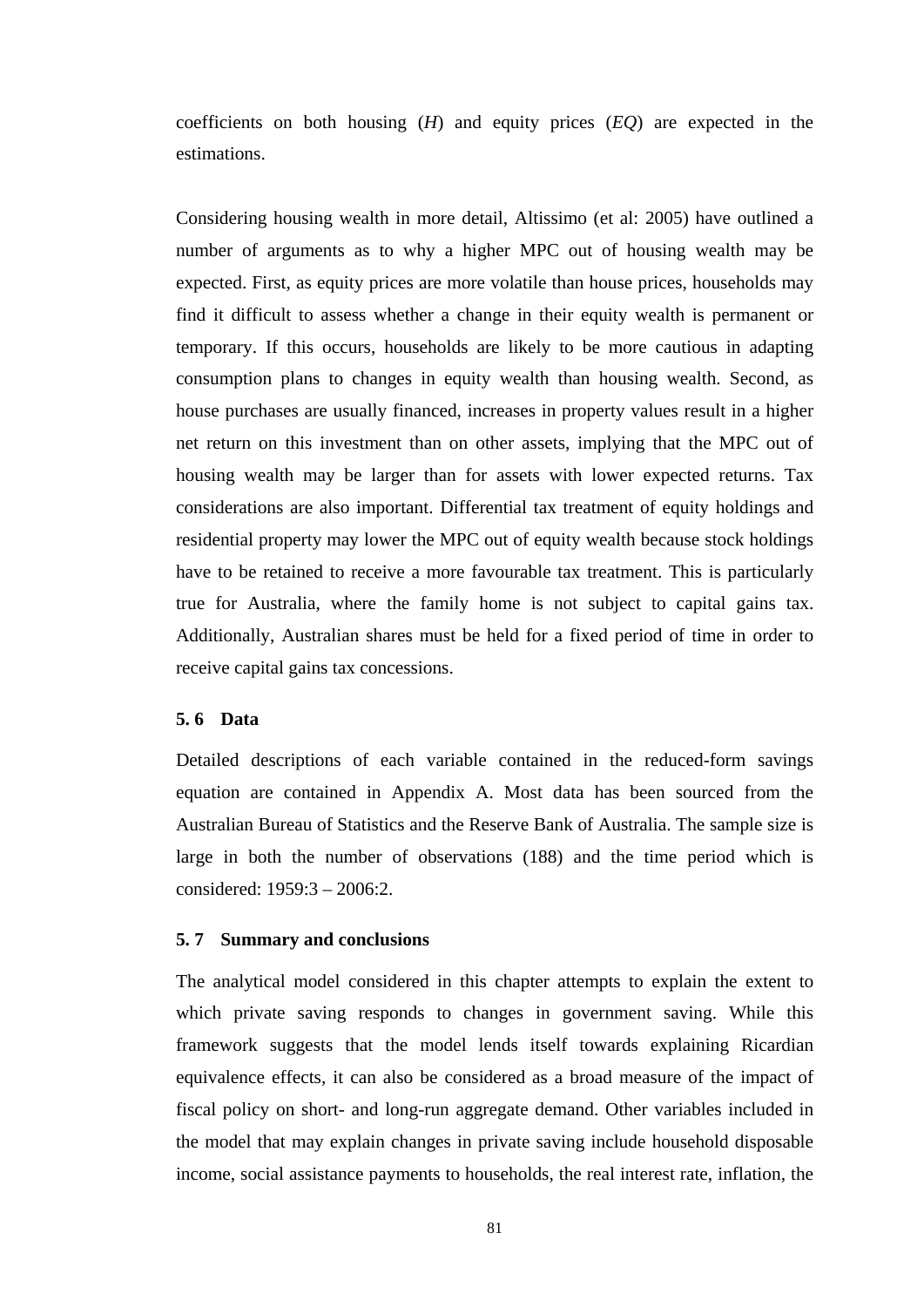coefficients on both housing (*H*) and equity prices (*EQ*) are expected in the estimations.

Considering housing wealth in more detail, Altissimo (et al: 2005) have outlined a number of arguments as to why a higher MPC out of housing wealth may be expected. First, as equity prices are more volatile than house prices, households may find it difficult to assess whether a change in their equity wealth is permanent or temporary. If this occurs, households are likely to be more cautious in adapting consumption plans to changes in equity wealth than housing wealth. Second, as house purchases are usually financed, increases in property values result in a higher net return on this investment than on other assets, implying that the MPC out of housing wealth may be larger than for assets with lower expected returns. Tax considerations are also important. Differential tax treatment of equity holdings and residential property may lower the MPC out of equity wealth because stock holdings have to be retained to receive a more favourable tax treatment. This is particularly true for Australia, where the family home is not subject to capital gains tax. Additionally, Australian shares must be held for a fixed period of time in order to receive capital gains tax concessions.

### 5. 6 Data

Detailed descriptions of each variable contained in the reduced-form savings equation are contained in Appendix A. Most data has been sourced from the Australian Bureau of Statistics and the Reserve Bank of Australia. The sample size is large in both the number of observations (188) and the time period which is considered: 1959:3 – 2006:2.

### 5. 7 Summary and conclusions

The analytical model considered in this chapter attempts to explain the extent to which private saving responds to changes in government saving. While this framework suggests that the model lends itself towards explaining Ricardian equivalence effects, it can also be considered as a broad measure of the impact of fiscal policy on short- and long-run aggregate demand. Other variables included in the model that may explain changes in private saving include household disposable income, social assistance payments to households, the real interest rate, inflation, the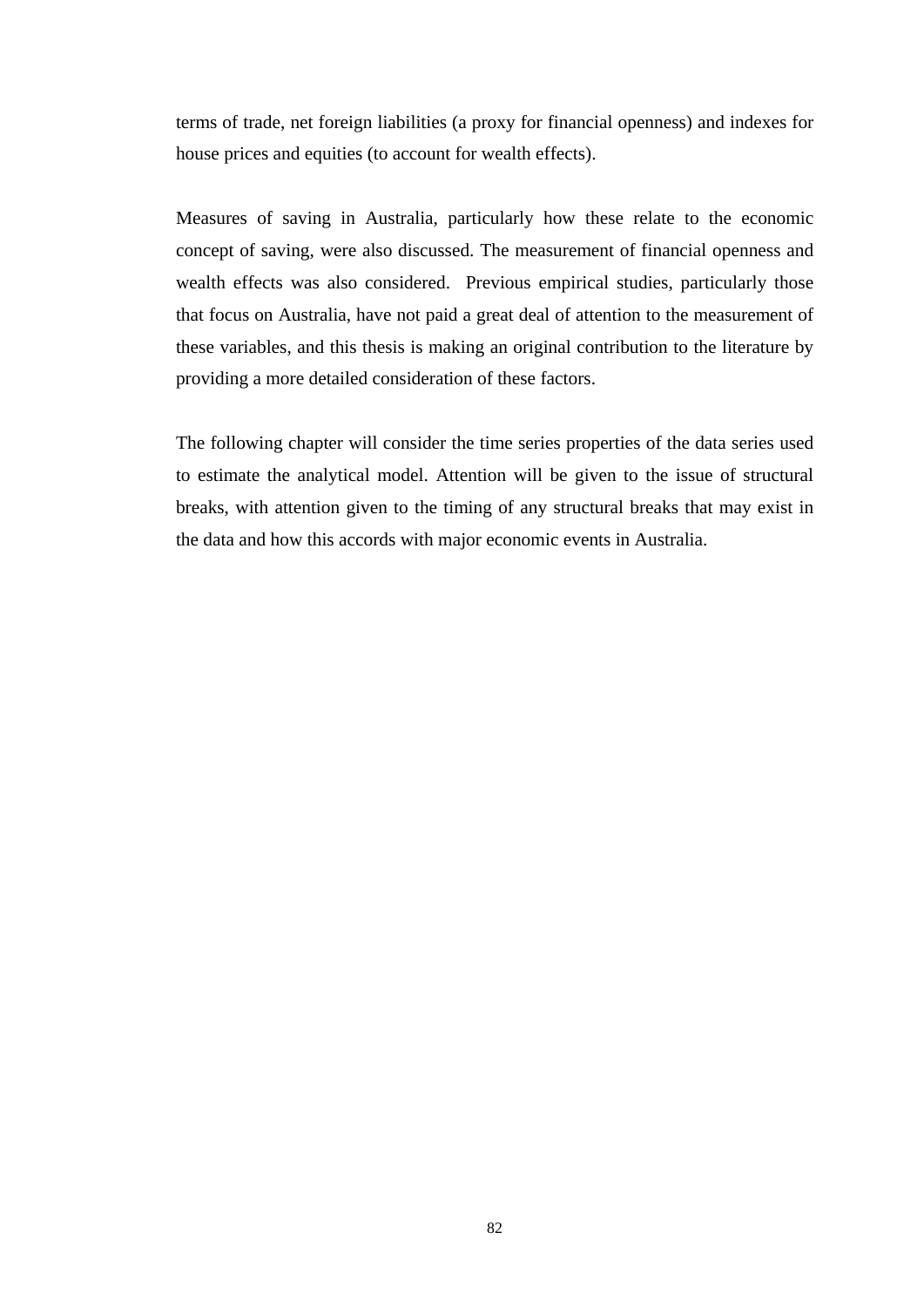terms of trade, net foreign liabilities (a proxy for financial openness) and indexes for house prices and equities (to account for wealth effects).

Measures of saving in Australia, particularly how these relate to the economic concept of saving, were also discussed. The measurement of financial openness and wealth effects was also considered. Previous empirical studies, particularly those that focus on Australia, have not paid a great deal of attention to the measurement of these variables, and this thesis is making an original contribution to the literature by providing a more detailed consideration of these factors.

The following chapter will consider the time series properties of the data series used to estimate the analytical model. Attention will be given to the issue of structural breaks, with attention given to the timing of any structural breaks that may exist in the data and how this accords with major economic events in Australia.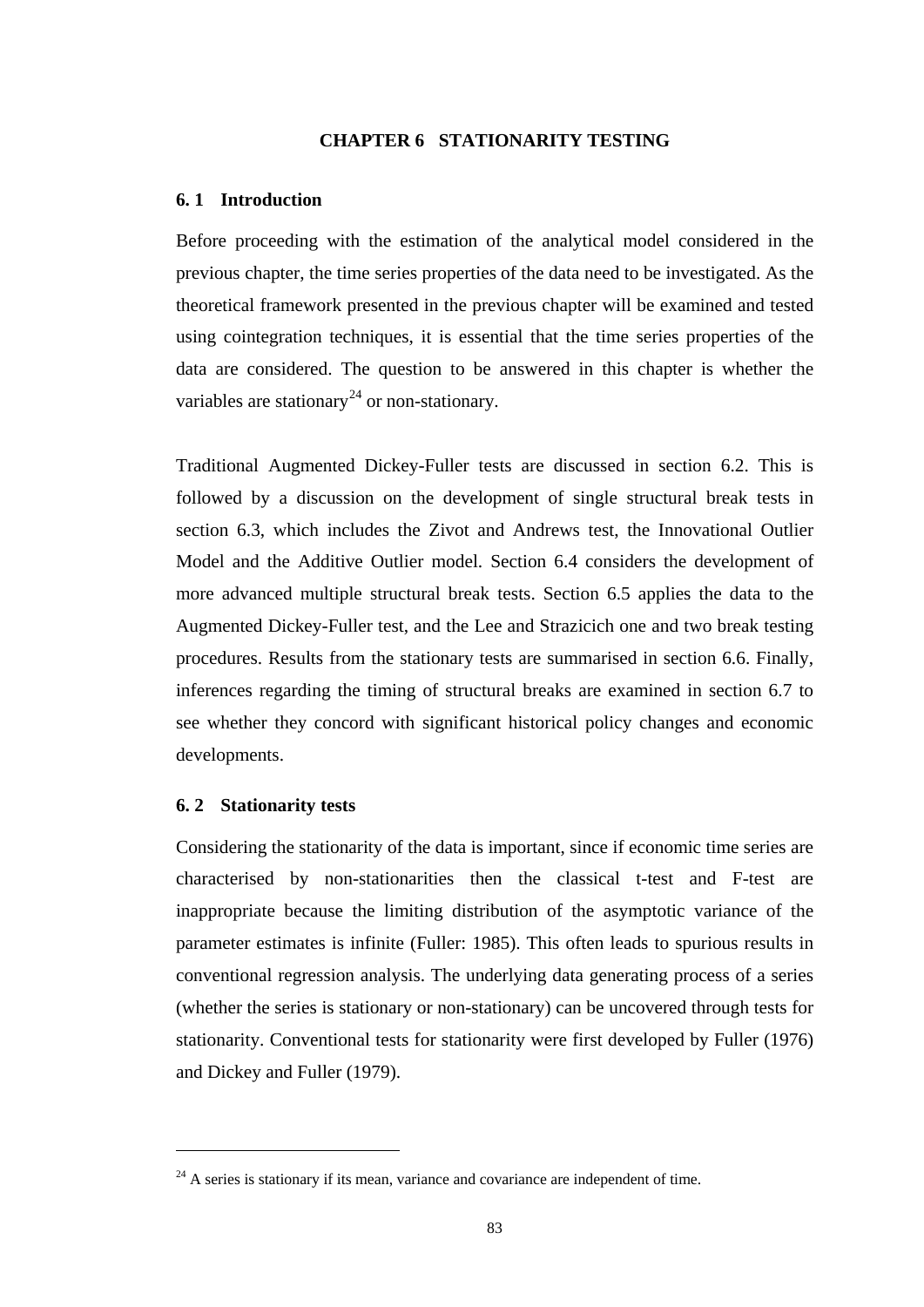# CHAPTER 6 STATIONARITY TESTING

## 6.1 Introduction

Before proceeding with the estimation of the analytical model considered in the previous chapter, the time series properties of the data need to be investigated. As the theoretical framework presented in the previous chapter will be examined and tested using cointegration techniques, it is essential that the time series properties of the data are considered. The question to be answered in this chapter is whether the variables are stationary[24] or non-stationary.

Traditional Augmented Dickey-Fuller tests are discussed in section 6.2. This is followed by a discussion on the development of single structural break tests in section 6.3, which includes the Zivot and Andrews test, the Innovational Outlier Model and the Additive Outlier model. Section 6.4 considers the development of more advanced multiple structural break tests. Section 6.5 applies the data to the Augmented Dickey-Fuller test, and the Lee and Strazicich one and two break testing procedures. Results from the stationary tests are summarised in section 6.6. Finally, inferences regarding the timing of structural breaks are examined in section 6.7 to see whether they concord with significant historical policy changes and economic developments.

## 6.2 Stationarity tests

Considering the stationarity of the data is important, since if economic time series are characterised by non-stationarities then the classical t-test and F-test are inappropriate because the limiting distribution of the asymptotic variance of the parameter estimates is infinite (Fuller: 1985). This often leads to spurious results in conventional regression analysis. The underlying data generating process of a series (whether the series is stationary or non-stationary) can be uncovered through tests for stationarity. Conventional tests for stationarity were first developed by Fuller (1976) and Dickey and Fuller (1979).

---

[24] A series is stationary if its mean, variance and covariance are independent of time.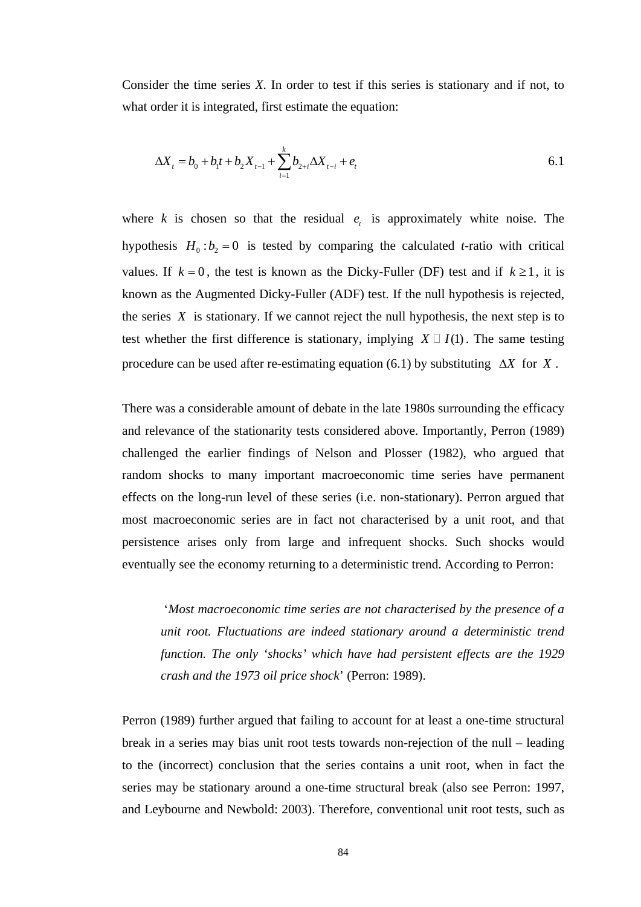Consider the time series *X*. In order to test if this series is stationary and if not, to what order it is integrated, first estimate the equation:

$$\Delta X_t = b_0 + b_1 t + b_2 X_{t-1} + \sum_{i=1}^{k} b_{2+i} \Delta X_{t-i} + e_t \qquad 6.1$$

where $k$ is chosen so that the residual $e_t$ is approximately white noise. The hypothesis $H_0 : b_2 = 0$ is tested by comparing the calculated *t*-ratio with critical values. If $k = 0$, the test is known as the Dicky-Fuller (DF) test and if $k \geq 1$, it is known as the Augmented Dicky-Fuller (ADF) test. If the null hypothesis is rejected, the series $X$ is stationary. If we cannot reject the null hypothesis, the next step is to test whether the first difference is stationary, implying $X \sim I(1)$. The same testing procedure can be used after re-estimating equation (6.1) by substituting $\Delta X$ for $X$.

There was a considerable amount of debate in the late 1980s surrounding the efficacy and relevance of the stationarity tests considered above. Importantly, Perron (1989) challenged the earlier findings of Nelson and Plosser (1982), who argued that random shocks to many important macroeconomic time series have permanent effects on the long-run level of these series (i.e. non-stationary). Perron argued that most macroeconomic series are in fact not characterised by a unit root, and that persistence arises only from large and infrequent shocks. Such shocks would eventually see the economy returning to a deterministic trend. According to Perron:

> '*Most macroeconomic time series are not characterised by the presence of a unit root. Fluctuations are indeed stationary around a deterministic trend function. The only 'shocks' which have had persistent effects are the 1929 crash and the 1973 oil price shock*' (Perron: 1989).

Perron (1989) further argued that failing to account for at least a one-time structural break in a series may bias unit root tests towards non-rejection of the null – leading to the (incorrect) conclusion that the series contains a unit root, when in fact the series may be stationary around a one-time structural break (also see Perron: 1997, and Leybourne and Newbold: 2003). Therefore, conventional unit root tests, such as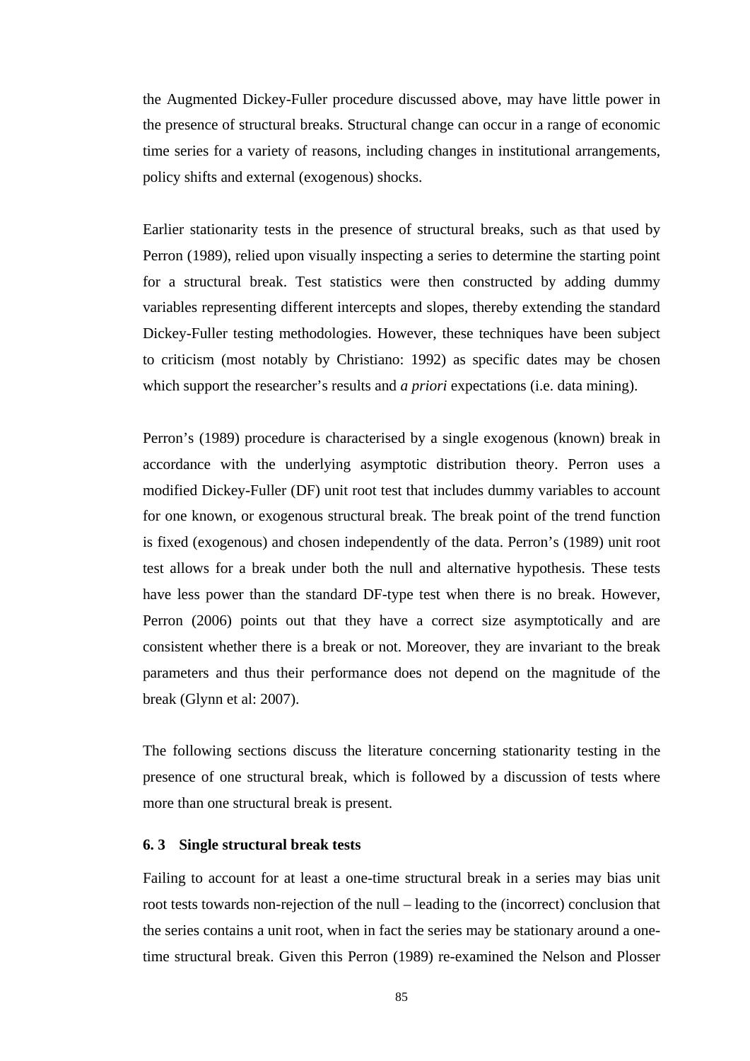the Augmented Dickey-Fuller procedure discussed above, may have little power in the presence of structural breaks. Structural change can occur in a range of economic time series for a variety of reasons, including changes in institutional arrangements, policy shifts and external (exogenous) shocks.

Earlier stationarity tests in the presence of structural breaks, such as that used by Perron (1989), relied upon visually inspecting a series to determine the starting point for a structural break. Test statistics were then constructed by adding dummy variables representing different intercepts and slopes, thereby extending the standard Dickey-Fuller testing methodologies. However, these techniques have been subject to criticism (most notably by Christiano: 1992) as specific dates may be chosen which support the researcher's results and *a priori* expectations (i.e. data mining).

Perron's (1989) procedure is characterised by a single exogenous (known) break in accordance with the underlying asymptotic distribution theory. Perron uses a modified Dickey-Fuller (DF) unit root test that includes dummy variables to account for one known, or exogenous structural break. The break point of the trend function is fixed (exogenous) and chosen independently of the data. Perron's (1989) unit root test allows for a break under both the null and alternative hypothesis. These tests have less power than the standard DF-type test when there is no break. However, Perron (2006) points out that they have a correct size asymptotically and are consistent whether there is a break or not. Moreover, they are invariant to the break parameters and thus their performance does not depend on the magnitude of the break (Glynn et al: 2007).

The following sections discuss the literature concerning stationarity testing in the presence of one structural break, which is followed by a discussion of tests where more than one structural break is present.

### 6. 3 Single structural break tests

Failing to account for at least a one-time structural break in a series may bias unit root tests towards non-rejection of the null – leading to the (incorrect) conclusion that the series contains a unit root, when in fact the series may be stationary around a one-time structural break. Given this Perron (1989) re-examined the Nelson and Plosser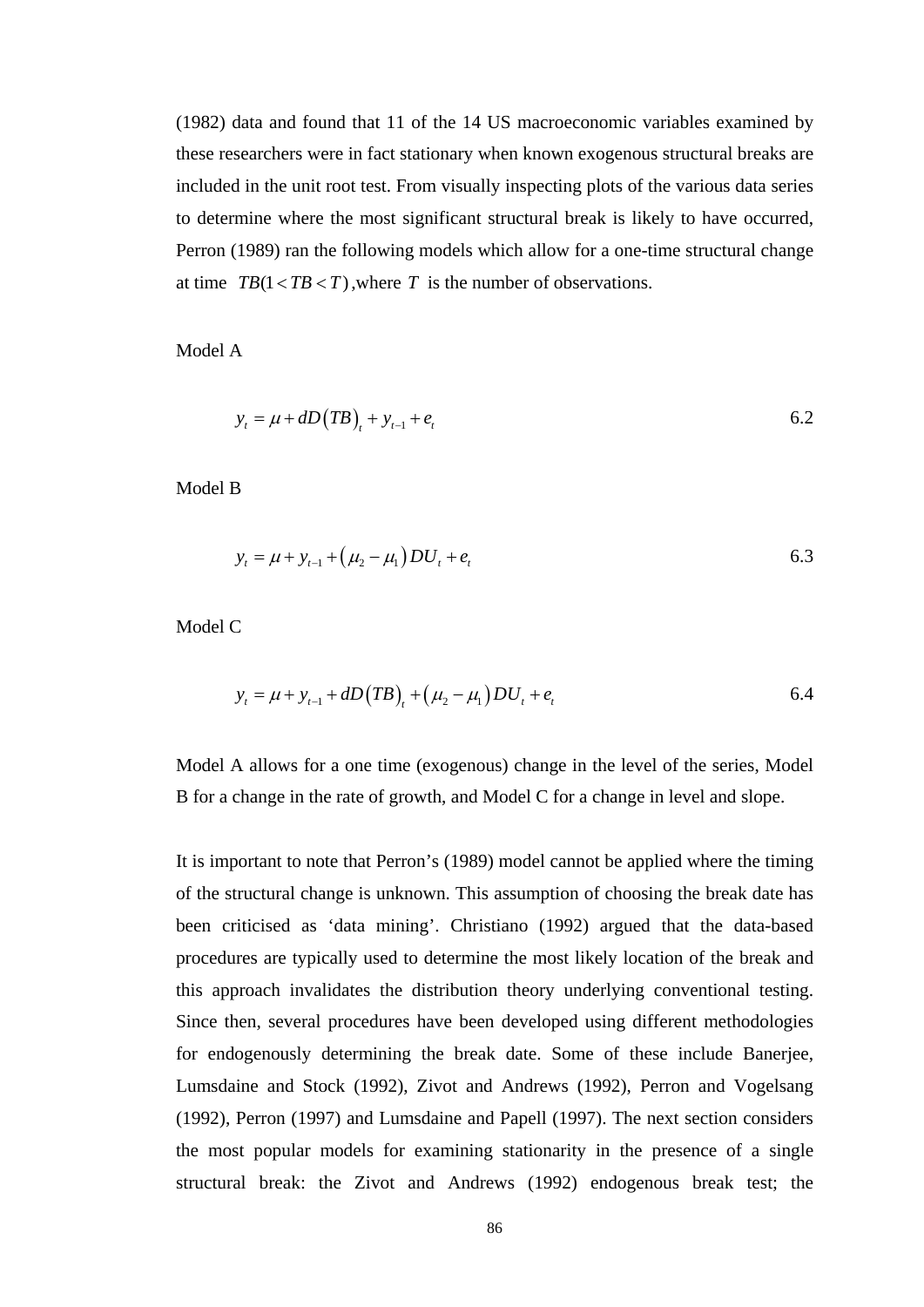(1982) data and found that 11 of the 14 US macroeconomic variables examined by these researchers were in fact stationary when known exogenous structural breaks are included in the unit root test. From visually inspecting plots of the various data series to determine where the most significant structural break is likely to have occurred, Perron (1989) ran the following models which allow for a one-time structural change at time $TB(1 < TB < T)$ ,where $T$ is the number of observations.

Model A

$$y_t = \mu + dD(TB)_t + y_{t-1} + e_t \qquad 6.2$$

Model B

$$y_t = \mu + y_{t-1} + (\mu_2 - \mu_1) DU_t + e_t \qquad 6.3$$

Model C

$$y_t = \mu + y_{t-1} + dD(TB)_t + (\mu_2 - \mu_1) DU_t + e_t \qquad 6.4$$

Model A allows for a one time (exogenous) change in the level of the series, Model B for a change in the rate of growth, and Model C for a change in level and slope.

It is important to note that Perron's (1989) model cannot be applied where the timing of the structural change is unknown. This assumption of choosing the break date has been criticised as 'data mining'. Christiano (1992) argued that the data-based procedures are typically used to determine the most likely location of the break and this approach invalidates the distribution theory underlying conventional testing. Since then, several procedures have been developed using different methodologies for endogenously determining the break date. Some of these include Banerjee, Lumsdaine and Stock (1992), Zivot and Andrews (1992), Perron and Vogelsang (1992), Perron (1997) and Lumsdaine and Papell (1997). The next section considers the most popular models for examining stationarity in the presence of a single structural break: the Zivot and Andrews (1992) endogenous break test; the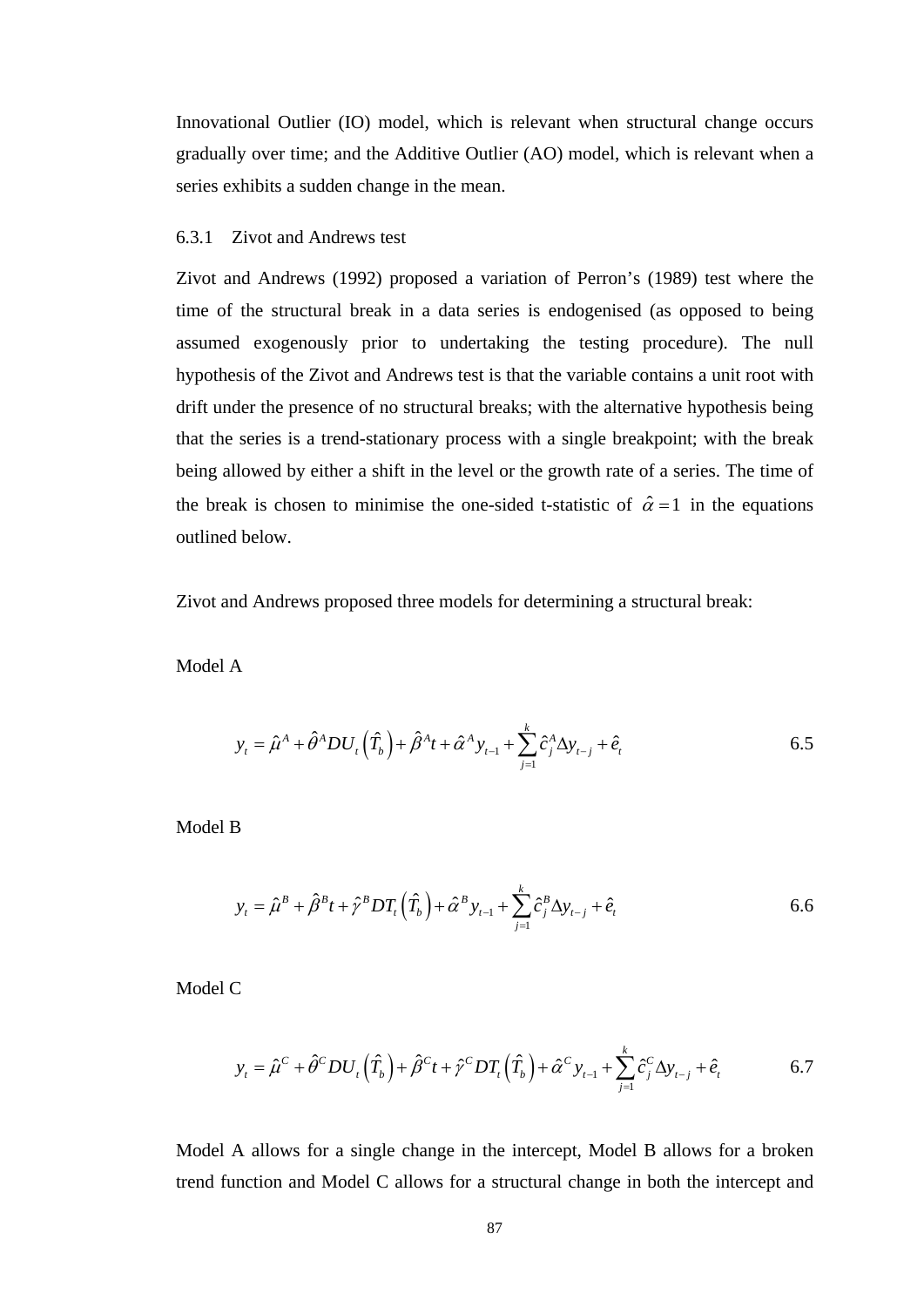Innovational Outlier (IO) model, which is relevant when structural change occurs gradually over time; and the Additive Outlier (AO) model, which is relevant when a series exhibits a sudden change in the mean.

### 6.3.1 Zivot and Andrews test

Zivot and Andrews (1992) proposed a variation of Perron's (1989) test where the time of the structural break in a data series is endogenised (as opposed to being assumed exogenously prior to undertaking the testing procedure). The null hypothesis of the Zivot and Andrews test is that the variable contains a unit root with drift under the presence of no structural breaks; with the alternative hypothesis being that the series is a trend-stationary process with a single breakpoint; with the break being allowed by either a shift in the level or the growth rate of a series. The time of the break is chosen to minimise the one-sided t-statistic of $\hat{\alpha} = 1$ in the equations outlined below.

Zivot and Andrews proposed three models for determining a structural break:

Model A

$$y_t = \hat{\mu}^A + \hat{\theta}^A DU_t\left(\hat{T}_b\right) + \hat{\beta}^A t + \hat{\alpha}^A y_{t-1} + \sum_{j=1}^{k} \hat{c}_j^A \Delta y_{t-j} + \hat{e}_t \qquad 6.5$$

Model B

$$y_t = \hat{\mu}^B + \hat{\beta}^B t + \hat{\gamma}^B DT_t\left(\hat{T}_b\right) + \hat{\alpha}^B y_{t-1} + \sum_{j=1}^{k} \hat{c}_j^B \Delta y_{t-j} + \hat{e}_t \qquad 6.6$$

Model C

$$y_t = \hat{\mu}^C + \hat{\theta}^C DU_t\left(\hat{T}_b\right) + \hat{\beta}^C t + \hat{\gamma}^C DT_t\left(\hat{T}_b\right) + \hat{\alpha}^C y_{t-1} + \sum_{j=1}^{k} \hat{c}_j^C \Delta y_{t-j} + \hat{e}_t \qquad 6.7$$

Model A allows for a single change in the intercept, Model B allows for a broken trend function and Model C allows for a structural change in both the intercept and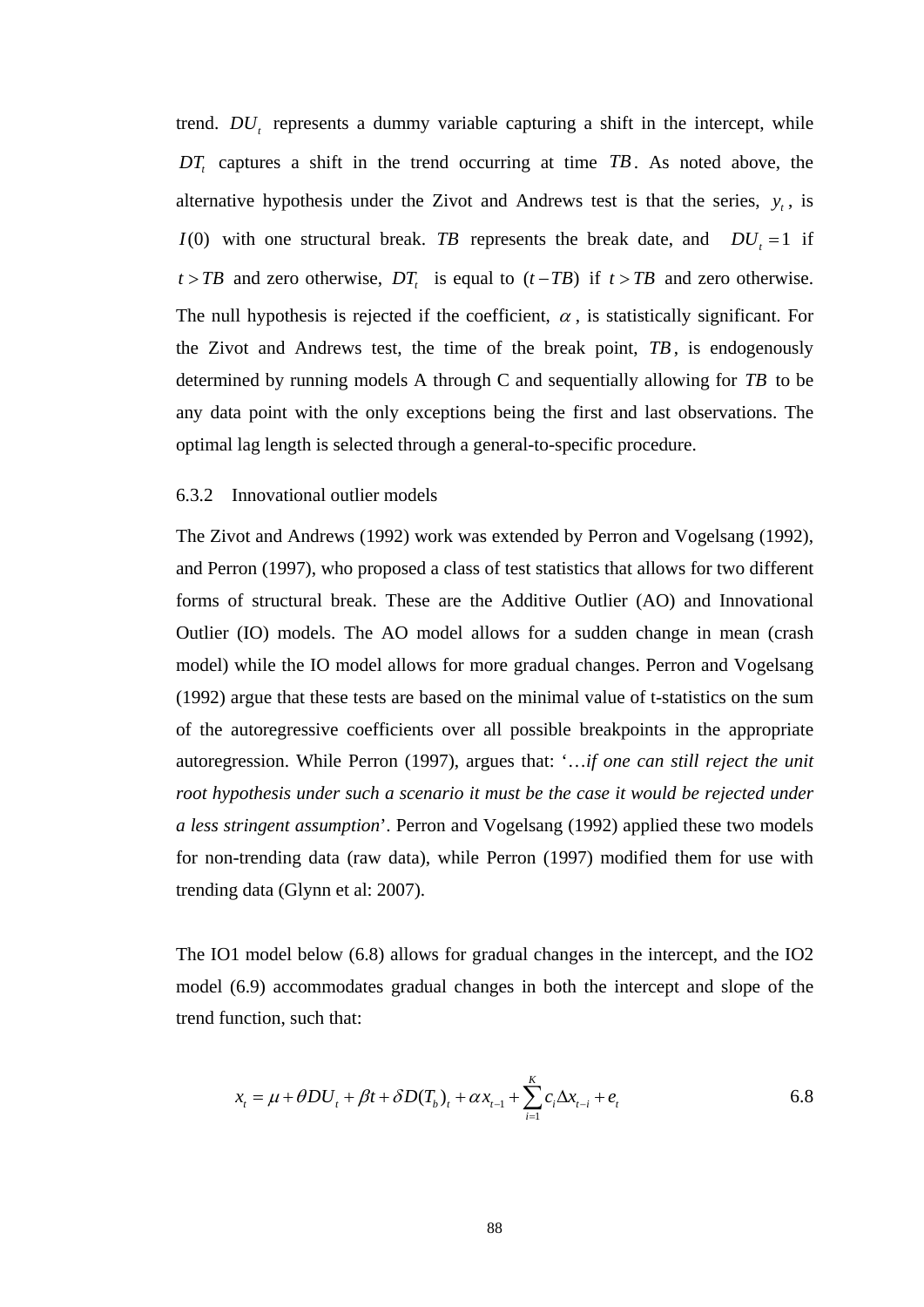trend. $DU_t$ represents a dummy variable capturing a shift in the intercept, while $DT_t$ captures a shift in the trend occurring at time $TB$. As noted above, the alternative hypothesis under the Zivot and Andrews test is that the series, $y_t$, is $I(0)$ with one structural break. $TB$ represents the break date, and $DU_t = 1$ if $t > TB$ and zero otherwise, $DT_t$ is equal to $(t - TB)$ if $t > TB$ and zero otherwise. The null hypothesis is rejected if the coefficient, $\alpha$, is statistically significant. For the Zivot and Andrews test, the time of the break point, $TB$, is endogenously determined by running models A through C and sequentially allowing for $TB$ to be any data point with the only exceptions being the first and last observations. The optimal lag length is selected through a general-to-specific procedure.

### 6.3.2 Innovational outlier models

The Zivot and Andrews (1992) work was extended by Perron and Vogelsang (1992), and Perron (1997), who proposed a class of test statistics that allows for two different forms of structural break. These are the Additive Outlier (AO) and Innovational Outlier (IO) models. The AO model allows for a sudden change in mean (crash model) while the IO model allows for more gradual changes. Perron and Vogelsang (1992) argue that these tests are based on the minimal value of t-statistics on the sum of the autoregressive coefficients over all possible breakpoints in the appropriate autoregression. While Perron (1997), argues that: '…*if one can still reject the unit root hypothesis under such a scenario it must be the case it would be rejected under a less stringent assumption*'. Perron and Vogelsang (1992) applied these two models for non-trending data (raw data), while Perron (1997) modified them for use with trending data (Glynn et al: 2007).

The IO1 model below (6.8) allows for gradual changes in the intercept, and the IO2 model (6.9) accommodates gradual changes in both the intercept and slope of the trend function, such that:

$$x_t = \mu + \theta DU_t + \beta t + \delta D(T_b)_t + \alpha x_{t-1} + \sum_{i=1}^{K} c_i \Delta x_{t-i} + e_t \qquad 6.8$$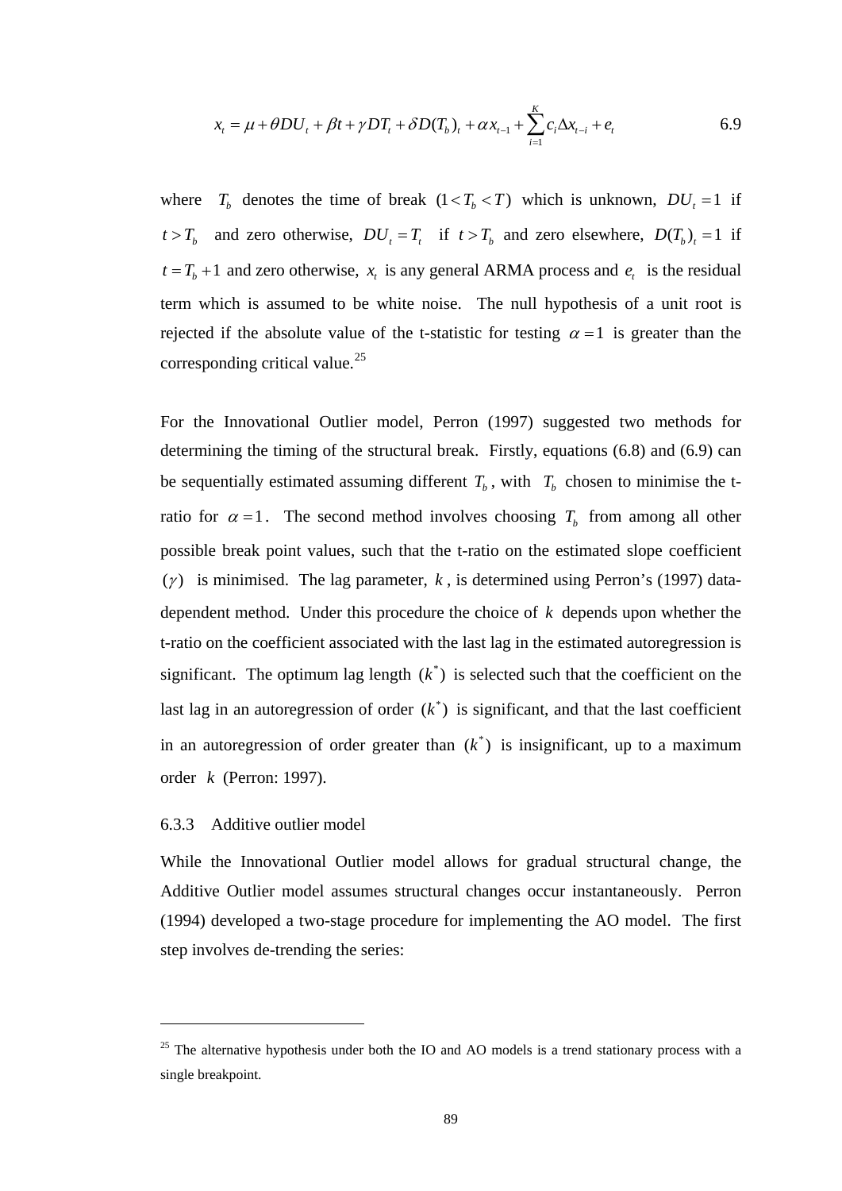$$x_t = \mu + \theta DU_t + \beta t + \gamma DT_t + \delta D(T_b)_t + \alpha x_{t-1} + \sum_{i=1}^{K} c_i \Delta x_{t-i} + e_t \qquad 6.9$$

where $T_b$ denotes the time of break $(1 < T_b < T)$ which is unknown, $DU_t = 1$ if $t > T_b$ and zero otherwise, $DU_t = T_t$ if $t > T_b$ and zero elsewhere, $D(T_b)_t = 1$ if $t = T_b + 1$ and zero otherwise, $x_t$ is any general ARMA process and $e_t$ is the residual term which is assumed to be white noise. The null hypothesis of a unit root is rejected if the absolute value of the t-statistic for testing $\alpha = 1$ is greater than the corresponding critical value.[25]

For the Innovational Outlier model, Perron (1997) suggested two methods for determining the timing of the structural break. Firstly, equations (6.8) and (6.9) can be sequentially estimated assuming different $T_b$, with $T_b$ chosen to minimise the t-ratio for $\alpha = 1$. The second method involves choosing $T_b$ from among all other possible break point values, such that the t-ratio on the estimated slope coefficient $(\gamma)$ is minimised. The lag parameter, $k$, is determined using Perron's (1997) data-dependent method. Under this procedure the choice of $k$ depends upon whether the t-ratio on the coefficient associated with the last lag in the estimated autoregression is significant. The optimum lag length $(k^*)$ is selected such that the coefficient on the last lag in an autoregression of order $(k^*)$ is significant, and that the last coefficient in an autoregression of order greater than $(k^*)$ is insignificant, up to a maximum order $k$ (Perron: 1997).

### 6.3.3 Additive outlier model

While the Innovational Outlier model allows for gradual structural change, the Additive Outlier model assumes structural changes occur instantaneously. Perron (1994) developed a two-stage procedure for implementing the AO model. The first step involves de-trending the series:

[25] The alternative hypothesis under both the IO and AO models is a trend stationary process with a single breakpoint.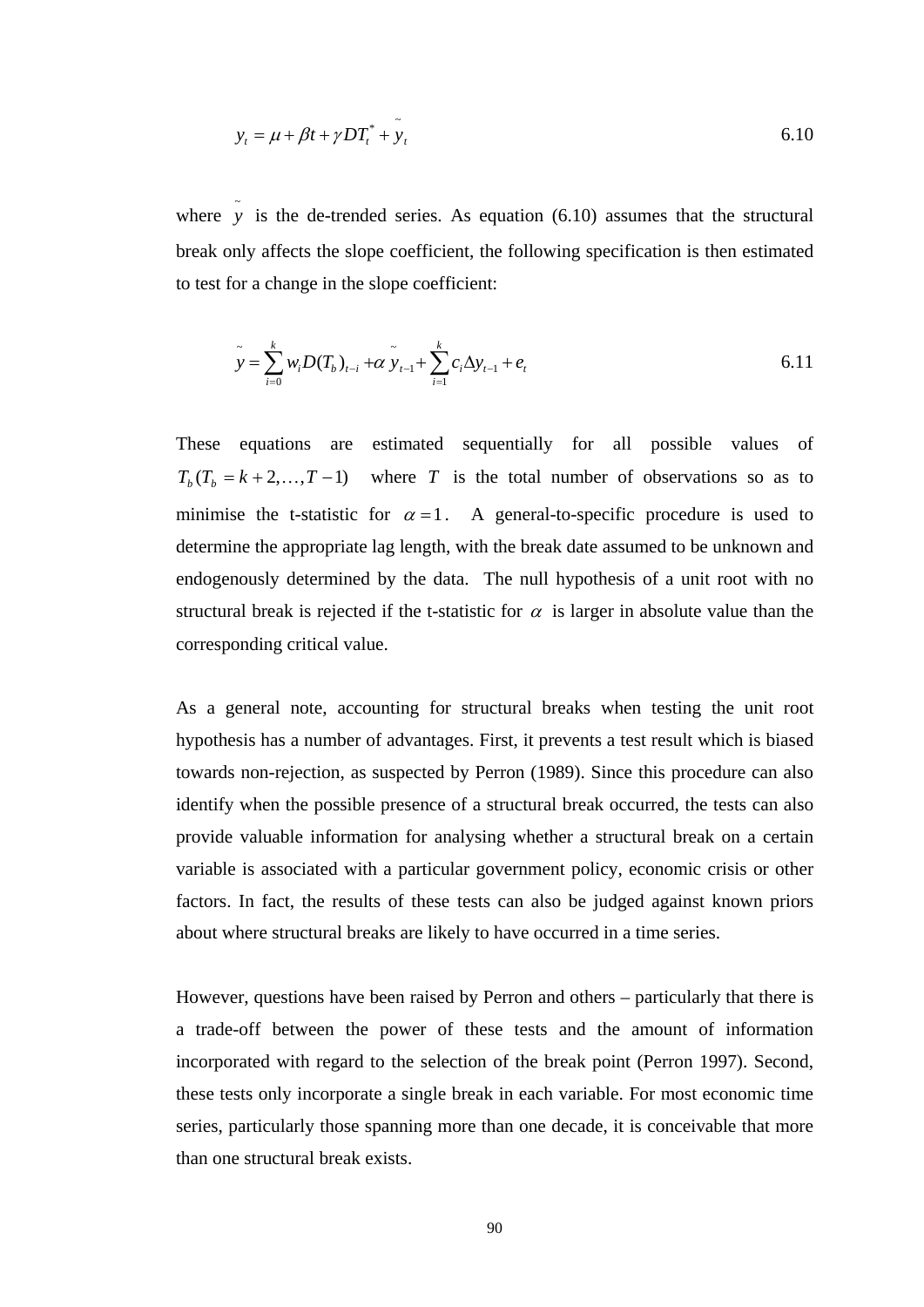$$y_t = \mu + \beta t + \gamma DT_t^* + \tilde{y}_t \tag{6.10}$$

where $\tilde{y}$ is the de-trended series. As equation (6.10) assumes that the structural break only affects the slope coefficient, the following specification is then estimated to test for a change in the slope coefficient:

$$\tilde{y} = \sum_{i=0}^{k} w_i D(T_b)_{t-i} + \alpha \tilde{y}_{t-1} + \sum_{i=1}^{k} c_i \Delta y_{t-1} + e_t \tag{6.11}$$

These equations are estimated sequentially for all possible values of $T_b (T_b = k+2, \ldots, T-1)$ where $T$ is the total number of observations so as to minimise the t-statistic for $\alpha = 1$. A general-to-specific procedure is used to determine the appropriate lag length, with the break date assumed to be unknown and endogenously determined by the data. The null hypothesis of a unit root with no structural break is rejected if the t-statistic for $\alpha$ is larger in absolute value than the corresponding critical value.

As a general note, accounting for structural breaks when testing the unit root hypothesis has a number of advantages. First, it prevents a test result which is biased towards non-rejection, as suspected by Perron (1989). Since this procedure can also identify when the possible presence of a structural break occurred, the tests can also provide valuable information for analysing whether a structural break on a certain variable is associated with a particular government policy, economic crisis or other factors. In fact, the results of these tests can also be judged against known priors about where structural breaks are likely to have occurred in a time series.

However, questions have been raised by Perron and others – particularly that there is a trade-off between the power of these tests and the amount of information incorporated with regard to the selection of the break point (Perron 1997). Second, these tests only incorporate a single break in each variable. For most economic time series, particularly those spanning more than one decade, it is conceivable that more than one structural break exists.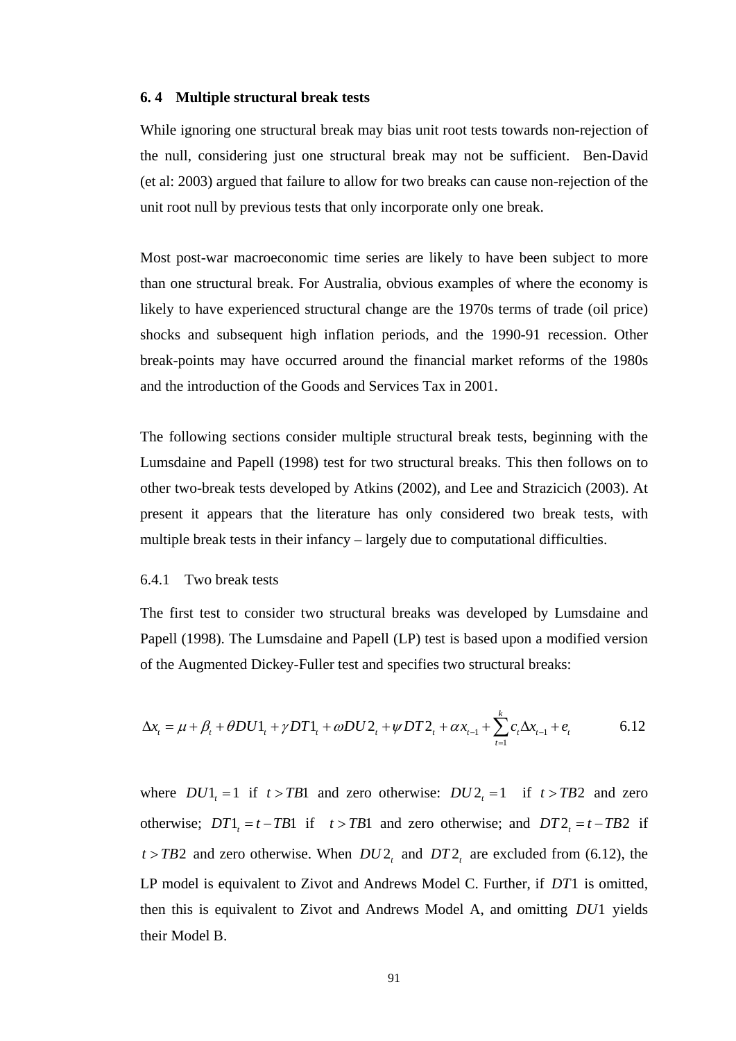## 6. 4 Multiple structural break tests

While ignoring one structural break may bias unit root tests towards non-rejection of the null, considering just one structural break may not be sufficient. Ben-David (et al: 2003) argued that failure to allow for two breaks can cause non-rejection of the unit root null by previous tests that only incorporate only one break.

Most post-war macroeconomic time series are likely to have been subject to more than one structural break. For Australia, obvious examples of where the economy is likely to have experienced structural change are the 1970s terms of trade (oil price) shocks and subsequent high inflation periods, and the 1990-91 recession. Other break-points may have occurred around the financial market reforms of the 1980s and the introduction of the Goods and Services Tax in 2001.

The following sections consider multiple structural break tests, beginning with the Lumsdaine and Papell (1998) test for two structural breaks. This then follows on to other two-break tests developed by Atkins (2002), and Lee and Strazicich (2003). At present it appears that the literature has only considered two break tests, with multiple break tests in their infancy – largely due to computational difficulties.

### 6.4.1 Two break tests

The first test to consider two structural breaks was developed by Lumsdaine and Papell (1998). The Lumsdaine and Papell (LP) test is based upon a modified version of the Augmented Dickey-Fuller test and specifies two structural breaks:

$$\Delta x_t = \mu + \beta_t + \theta DU1_t + \gamma DT1_t + \omega DU2_t + \psi DT2_t + \alpha x_{t-1} + \sum_{t=1}^{k} c_t \Delta x_{t-1} + e_t \qquad 6.12$$

where $DU1_t = 1$ if $t > TB1$ and zero otherwise: $DU2_t = 1$ if $t > TB2$ and zero otherwise; $DT1_t = t - TB1$ if $t > TB1$ and zero otherwise; and $DT2_t = t - TB2$ if $t > TB2$ and zero otherwise. When $DU2_t$ and $DT2_t$ are excluded from (6.12), the LP model is equivalent to Zivot and Andrews Model C. Further, if $DT1$ is omitted, then this is equivalent to Zivot and Andrews Model A, and omitting $DU1$ yields their Model B.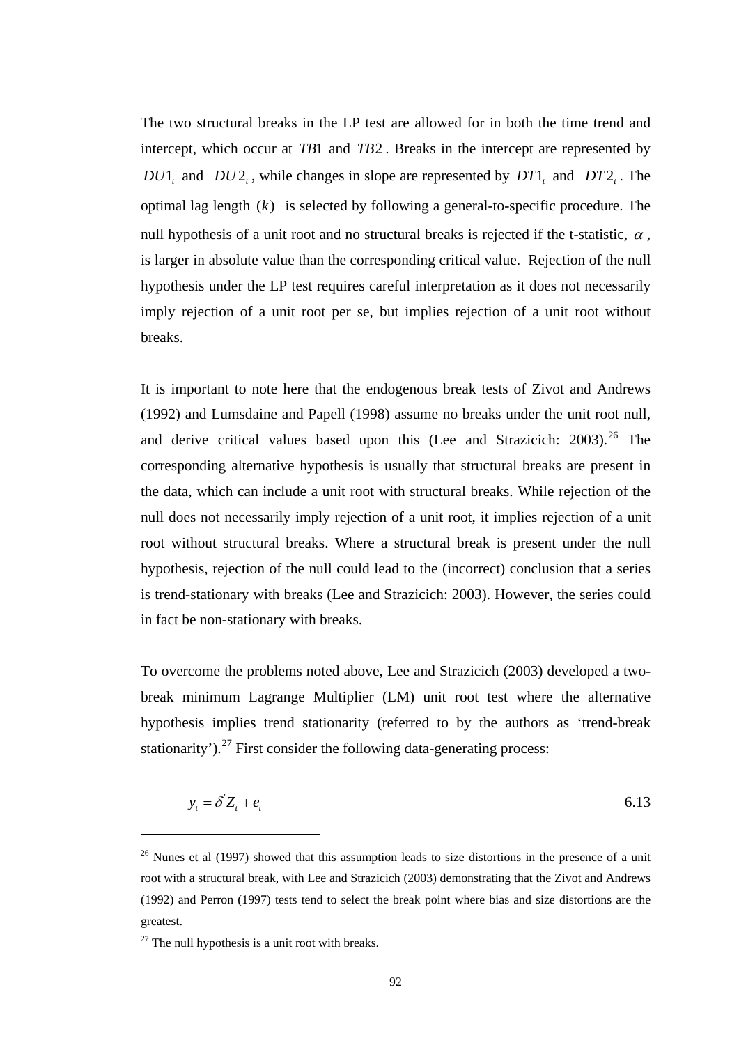The two structural breaks in the LP test are allowed for in both the time trend and intercept, which occur at $TB1$ and $TB2$. Breaks in the intercept are represented by $DU1_t$ and $DU2_t$, while changes in slope are represented by $DT1_t$ and $DT2_t$. The optimal lag length $(k)$ is selected by following a general-to-specific procedure. The null hypothesis of a unit root and no structural breaks is rejected if the t-statistic, $\alpha$, is larger in absolute value than the corresponding critical value. Rejection of the null hypothesis under the LP test requires careful interpretation as it does not necessarily imply rejection of a unit root per se, but implies rejection of a unit root without breaks.

It is important to note here that the endogenous break tests of Zivot and Andrews (1992) and Lumsdaine and Papell (1998) assume no breaks under the unit root null, and derive critical values based upon this (Lee and Strazicich: 2003).[26] The corresponding alternative hypothesis is usually that structural breaks are present in the data, which can include a unit root with structural breaks. While rejection of the null does not necessarily imply rejection of a unit root, it implies rejection of a unit root <u>without</u> structural breaks. Where a structural break is present under the null hypothesis, rejection of the null could lead to the (incorrect) conclusion that a series is trend-stationary with breaks (Lee and Strazicich: 2003). However, the series could in fact be non-stationary with breaks.

To overcome the problems noted above, Lee and Strazicich (2003) developed a two-break minimum Lagrange Multiplier (LM) unit root test where the alternative hypothesis implies trend stationarity (referred to by the authors as 'trend-break stationarity').[27] First consider the following data-generating process:

$$y_t = \delta' Z_t + e_t \qquad 6.13$$

---

[26] Nunes et al (1997) showed that this assumption leads to size distortions in the presence of a unit root with a structural break, with Lee and Strazicich (2003) demonstrating that the Zivot and Andrews (1992) and Perron (1997) tests tend to select the break point where bias and size distortions are the greatest.

[27] The null hypothesis is a unit root with breaks.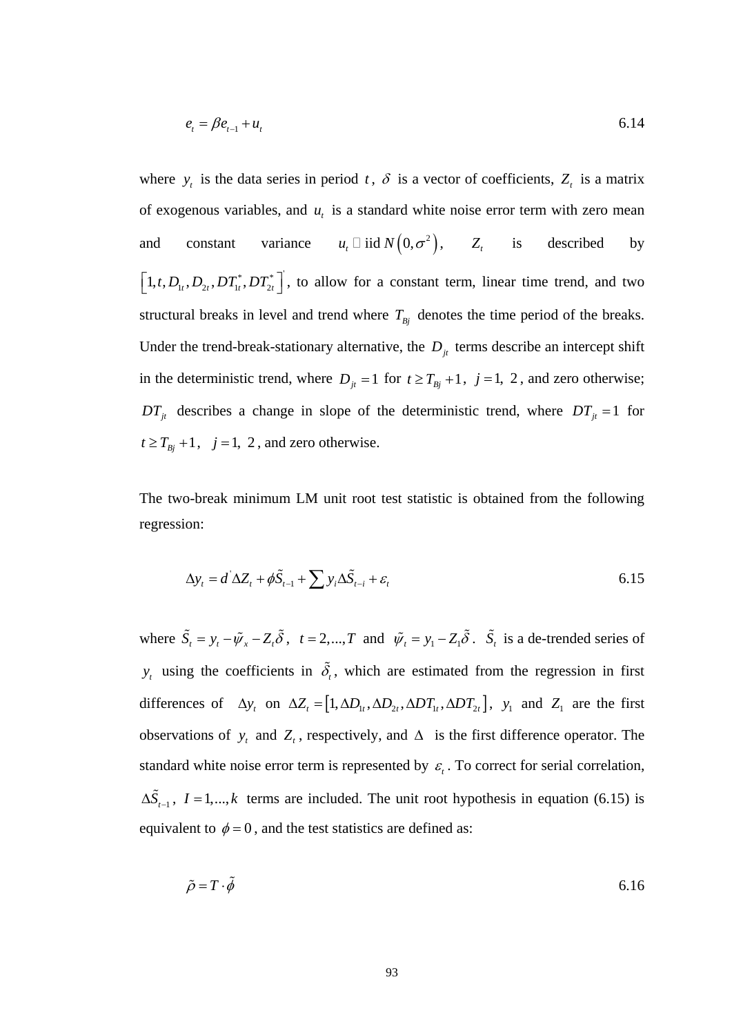$$e_t = \beta e_{t-1} + u_t \tag{6.14}$$

where $y_t$ is the data series in period $t$, $\delta$ is a vector of coefficients, $Z_t$ is a matrix of exogenous variables, and $u_t$ is a standard white noise error term with zero mean and constant variance $u_t \sim \text{iid}\, N\left(0, \sigma^2\right)$, $Z_t$ is described by $\left[1, t, D_{1t}, D_{2t}, DT_{1t}^*, DT_{2t}^*\right]'$, to allow for a constant term, linear time trend, and two structural breaks in level and trend where $T_{Bj}$ denotes the time period of the breaks. Under the trend-break-stationary alternative, the $D_{jt}$ terms describe an intercept shift in the deterministic trend, where $D_{jt} = 1$ for $t \geq T_{Bj} + 1$, $j = 1, 2$, and zero otherwise; $DT_{jt}$ describes a change in slope of the deterministic trend, where $DT_{jt} = 1$ for $t \geq T_{Bj} + 1$, $j = 1, 2$, and zero otherwise.

The two-break minimum LM unit root test statistic is obtained from the following regression:

$$\Delta y_t = d'\Delta Z_t + \phi \tilde{S}_{t-1} + \sum y_i \Delta \tilde{S}_{t-i} + \varepsilon_t \tag{6.15}$$

where $\tilde{S}_t = y_t - \tilde{\psi}_x - Z_t \tilde{\delta}$, $t = 2, ..., T$ and $\tilde{\psi}_t = y_1 - Z_1 \tilde{\delta}$. $\tilde{S}_t$ is a de-trended series of $y_t$ using the coefficients in $\tilde{\delta}_t$, which are estimated from the regression in first differences of $\Delta y_t$ on $\Delta Z_t = \left[1, \Delta D_{1t}, \Delta D_{2t}, \Delta DT_{1t}, \Delta DT_{2t}\right]$, $y_1$ and $Z_1$ are the first observations of $y_t$ and $Z_t$, respectively, and $\Delta$ is the first difference operator. The standard white noise error term is represented by $\varepsilon_t$. To correct for serial correlation, $\Delta \tilde{S}_{t-1}$, $I = 1, ..., k$ terms are included. The unit root hypothesis in equation (6.15) is equivalent to $\phi = 0$, and the test statistics are defined as:

$$\tilde{\rho} = T \cdot \tilde{\phi} \tag{6.16}$$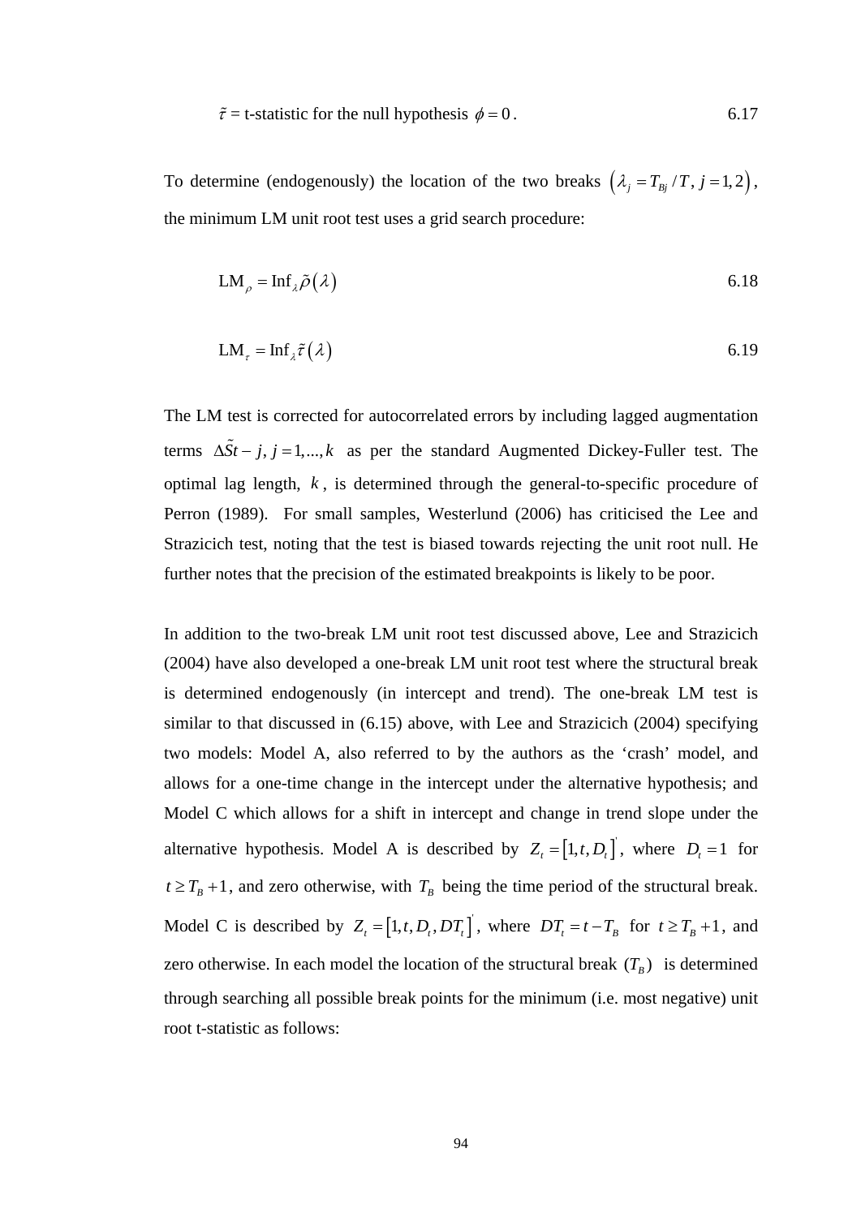$\tilde{\tau}$ = t-statistic for the null hypothesis $\phi = 0$. 6.17

To determine (endogenously) the location of the two breaks $\left(\lambda_j = T_{Bj}/T,\ j = 1, 2\right)$, the minimum LM unit root test uses a grid search procedure:

$$\text{LM}_{\rho} = \text{Inf}_{\lambda}\tilde{\rho}\left(\lambda\right) \qquad 6.18$$

$$\text{LM}_{\tau} = \text{Inf}_{\lambda}\tilde{\tau}\left(\lambda\right) \qquad 6.19$$

The LM test is corrected for autocorrelated errors by including lagged augmentation terms $\Delta\tilde{S}t - j,\ j = 1,...,k$ as per the standard Augmented Dickey-Fuller test. The optimal lag length, $k$, is determined through the general-to-specific procedure of Perron (1989). For small samples, Westerlund (2006) has criticised the Lee and Strazicich test, noting that the test is biased towards rejecting the unit root null. He further notes that the precision of the estimated breakpoints is likely to be poor.

In addition to the two-break LM unit root test discussed above, Lee and Strazicich (2004) have also developed a one-break LM unit root test where the structural break is determined endogenously (in intercept and trend). The one-break LM test is similar to that discussed in (6.15) above, with Lee and Strazicich (2004) specifying two models: Model A, also referred to by the authors as the 'crash' model, and allows for a one-time change in the intercept under the alternative hypothesis; and Model C which allows for a shift in intercept and change in trend slope under the alternative hypothesis. Model A is described by $Z_t = \left[1, t, D_t\right]'$, where $D_t = 1$ for $t \geq T_B + 1$, and zero otherwise, with $T_B$ being the time period of the structural break. Model C is described by $Z_t = \left[1, t, D_t, DT_t\right]'$, where $DT_t = t - T_B$ for $t \geq T_B + 1$, and zero otherwise. In each model the location of the structural break $(T_B)$ is determined through searching all possible break points for the minimum (i.e. most negative) unit root t-statistic as follows: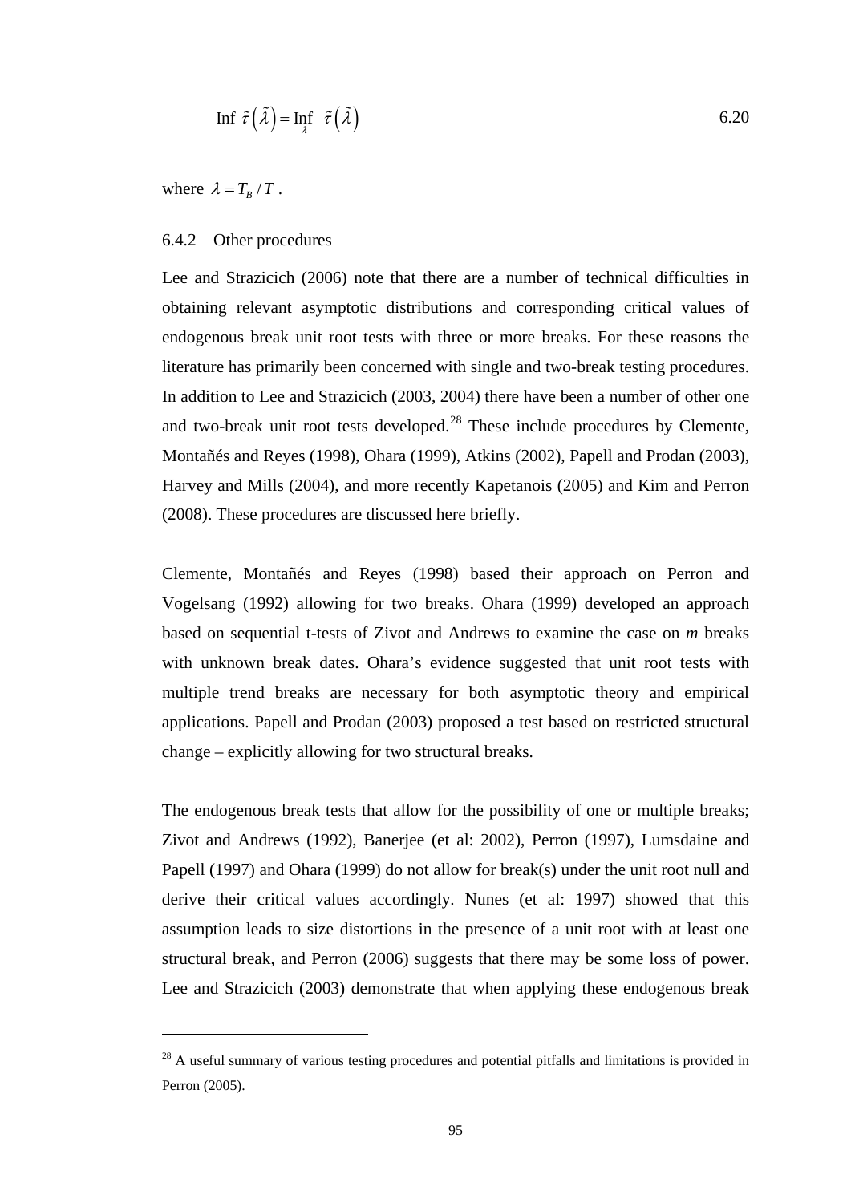$$\text{Inf } \tilde{\tau}\left(\tilde{\lambda}\right) = \underset{\lambda}{\text{Inf}} \quad \tilde{\tau}\left(\tilde{\lambda}\right) \qquad 6.20$$

where $\lambda = T_B / T$ .

### 6.4.2 Other procedures

Lee and Strazicich (2006) note that there are a number of technical difficulties in obtaining relevant asymptotic distributions and corresponding critical values of endogenous break unit root tests with three or more breaks. For these reasons the literature has primarily been concerned with single and two-break testing procedures. In addition to Lee and Strazicich (2003, 2004) there have been a number of other one and two-break unit root tests developed.[28] These include procedures by Clemente, Montañés and Reyes (1998), Ohara (1999), Atkins (2002), Papell and Prodan (2003), Harvey and Mills (2004), and more recently Kapetanois (2005) and Kim and Perron (2008). These procedures are discussed here briefly.

Clemente, Montañés and Reyes (1998) based their approach on Perron and Vogelsang (1992) allowing for two breaks. Ohara (1999) developed an approach based on sequential t-tests of Zivot and Andrews to examine the case on *m* breaks with unknown break dates. Ohara's evidence suggested that unit root tests with multiple trend breaks are necessary for both asymptotic theory and empirical applications. Papell and Prodan (2003) proposed a test based on restricted structural change – explicitly allowing for two structural breaks.

The endogenous break tests that allow for the possibility of one or multiple breaks; Zivot and Andrews (1992), Banerjee (et al: 2002), Perron (1997), Lumsdaine and Papell (1997) and Ohara (1999) do not allow for break(s) under the unit root null and derive their critical values accordingly. Nunes (et al: 1997) showed that this assumption leads to size distortions in the presence of a unit root with at least one structural break, and Perron (2006) suggests that there may be some loss of power. Lee and Strazicich (2003) demonstrate that when applying these endogenous break

---

[28] A useful summary of various testing procedures and potential pitfalls and limitations is provided in Perron (2005).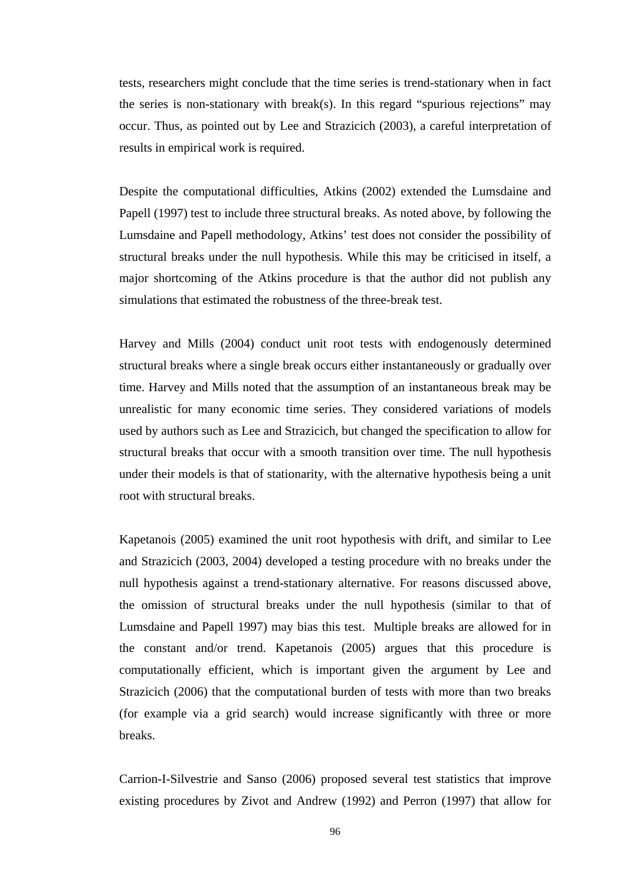tests, researchers might conclude that the time series is trend-stationary when in fact the series is non-stationary with break(s). In this regard “spurious rejections” may occur. Thus, as pointed out by Lee and Strazicich (2003), a careful interpretation of results in empirical work is required.

Despite the computational difficulties, Atkins (2002) extended the Lumsdaine and Papell (1997) test to include three structural breaks. As noted above, by following the Lumsdaine and Papell methodology, Atkins’ test does not consider the possibility of structural breaks under the null hypothesis. While this may be criticised in itself, a major shortcoming of the Atkins procedure is that the author did not publish any simulations that estimated the robustness of the three-break test.

Harvey and Mills (2004) conduct unit root tests with endogenously determined structural breaks where a single break occurs either instantaneously or gradually over time. Harvey and Mills noted that the assumption of an instantaneous break may be unrealistic for many economic time series. They considered variations of models used by authors such as Lee and Strazicich, but changed the specification to allow for structural breaks that occur with a smooth transition over time. The null hypothesis under their models is that of stationarity, with the alternative hypothesis being a unit root with structural breaks.

Kapetanois (2005) examined the unit root hypothesis with drift, and similar to Lee and Strazicich (2003, 2004) developed a testing procedure with no breaks under the null hypothesis against a trend-stationary alternative. For reasons discussed above, the omission of structural breaks under the null hypothesis (similar to that of Lumsdaine and Papell 1997) may bias this test. Multiple breaks are allowed for in the constant and/or trend. Kapetanois (2005) argues that this procedure is computationally efficient, which is important given the argument by Lee and Strazicich (2006) that the computational burden of tests with more than two breaks (for example via a grid search) would increase significantly with three or more breaks.

Carrion-I-Silvestrie and Sanso (2006) proposed several test statistics that improve existing procedures by Zivot and Andrew (1992) and Perron (1997) that allow for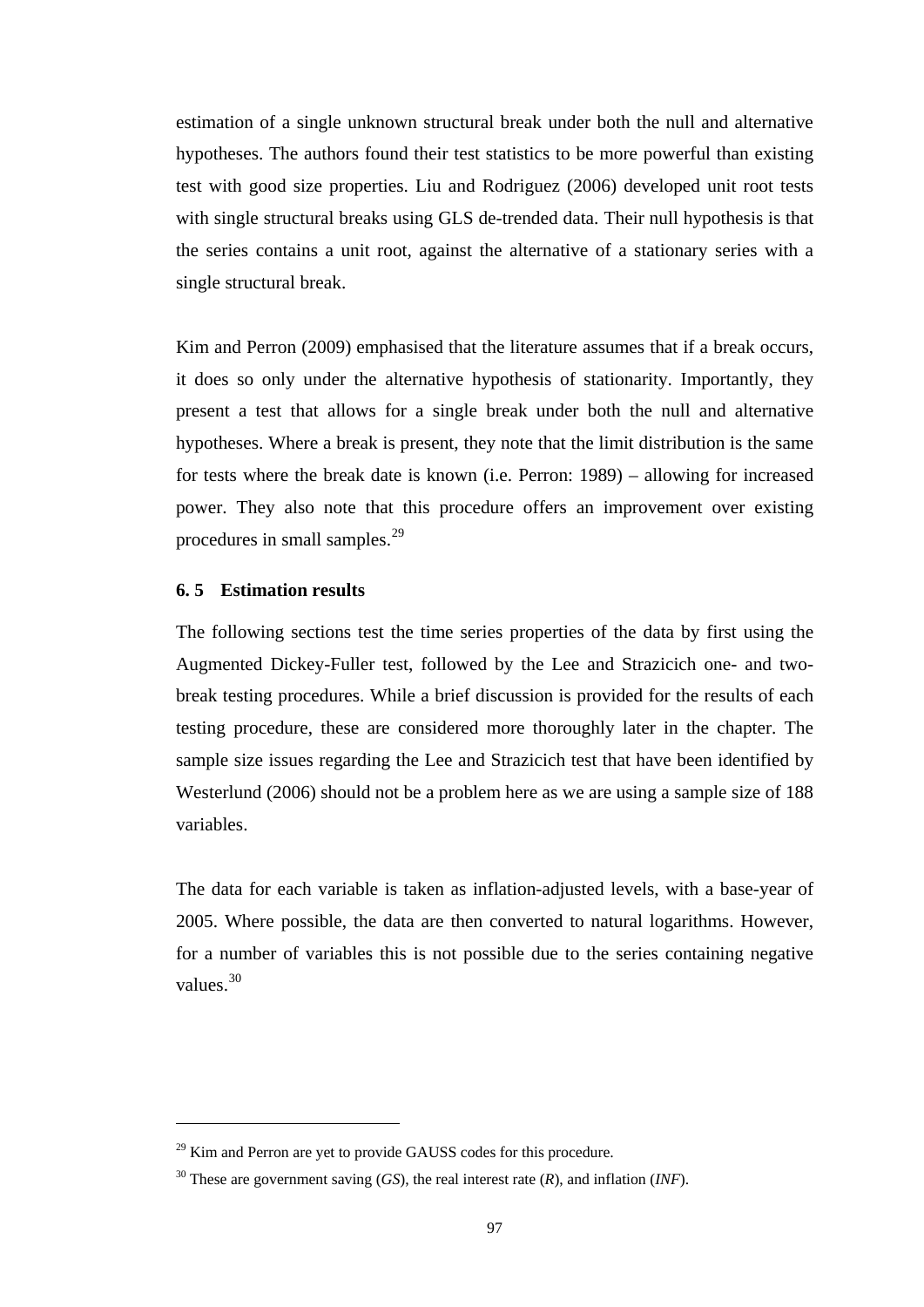estimation of a single unknown structural break under both the null and alternative hypotheses. The authors found their test statistics to be more powerful than existing test with good size properties. Liu and Rodriguez (2006) developed unit root tests with single structural breaks using GLS de-trended data. Their null hypothesis is that the series contains a unit root, against the alternative of a stationary series with a single structural break.

Kim and Perron (2009) emphasised that the literature assumes that if a break occurs, it does so only under the alternative hypothesis of stationarity. Importantly, they present a test that allows for a single break under both the null and alternative hypotheses. Where a break is present, they note that the limit distribution is the same for tests where the break date is known (i.e. Perron: 1989) – allowing for increased power. They also note that this procedure offers an improvement over existing procedures in small samples.[29]

### 6. 5 Estimation results

The following sections test the time series properties of the data by first using the Augmented Dickey-Fuller test, followed by the Lee and Strazicich one- and two-break testing procedures. While a brief discussion is provided for the results of each testing procedure, these are considered more thoroughly later in the chapter. The sample size issues regarding the Lee and Strazicich test that have been identified by Westerlund (2006) should not be a problem here as we are using a sample size of 188 variables.

The data for each variable is taken as inflation-adjusted levels, with a base-year of 2005. Where possible, the data are then converted to natural logarithms. However, for a number of variables this is not possible due to the series containing negative values.[30]

---

[29] Kim and Perron are yet to provide GAUSS codes for this procedure.

[30] These are government saving (*GS*), the real interest rate (*R*), and inflation (*INF*).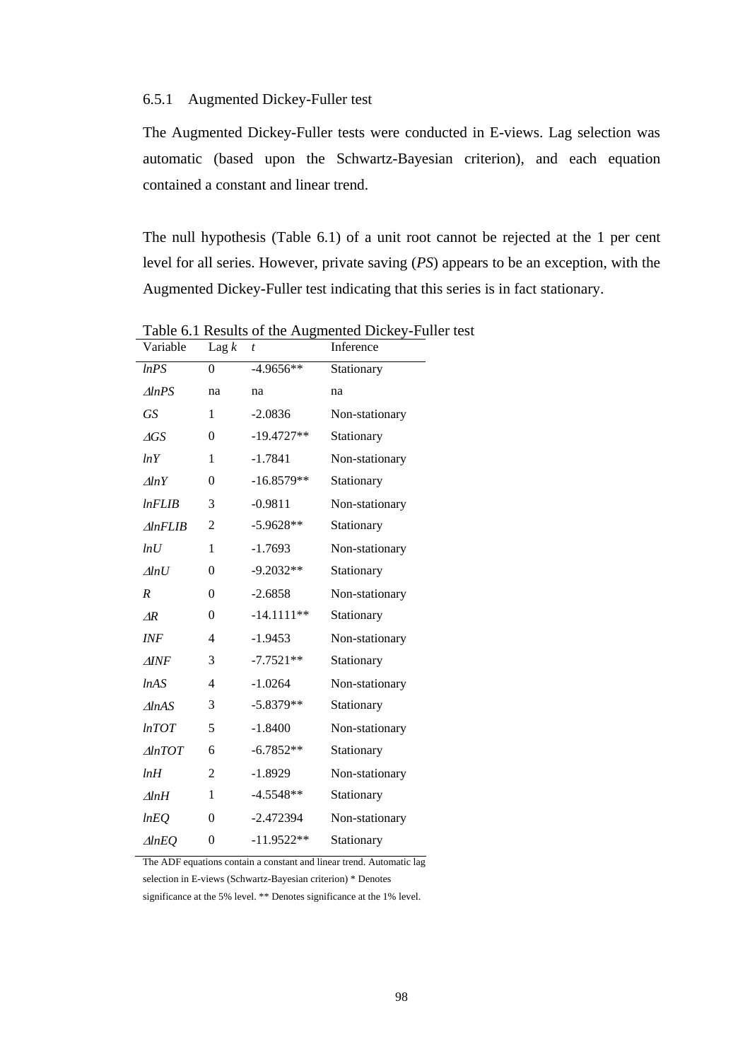### 6.5.1 Augmented Dickey-Fuller test

The Augmented Dickey-Fuller tests were conducted in E-views. Lag selection was automatic (based upon the Schwartz-Bayesian criterion), and each equation contained a constant and linear trend.

The null hypothesis (Table 6.1) of a unit root cannot be rejected at the 1 per cent level for all series. However, private saving (*PS*) appears to be an exception, with the Augmented Dickey-Fuller test indicating that this series is in fact stationary.

Table 6.1 Results of the Augmented Dickey-Fuller test

| Variable | Lag $k$ | $t$ | Inference |
|---|---|---|---|
| $lnPS$ | 0 | -4.9656** | Stationary |
| $\Delta lnPS$ | na | na | na |
| $GS$ | 1 | -2.0836 | Non-stationary |
| $\Delta GS$ | 0 | -19.4727** | Stationary |
| $lnY$ | 1 | -1.7841 | Non-stationary |
| $\Delta lnY$ | 0 | -16.8579** | Stationary |
| $lnFLIB$ | 3 | -0.9811 | Non-stationary |
| $\Delta lnFLIB$ | 2 | -5.9628** | Stationary |
| $lnU$ | 1 | -1.7693 | Non-stationary |
| $\Delta lnU$ | 0 | -9.2032** | Stationary |
| $R$ | 0 | -2.6858 | Non-stationary |
| $\Delta R$ | 0 | -14.1111** | Stationary |
| $INF$ | 4 | -1.9453 | Non-stationary |
| $\Delta INF$ | 3 | -7.7521** | Stationary |
| $lnAS$ | 4 | -1.0264 | Non-stationary |
| $\Delta lnAS$ | 3 | -5.8379** | Stationary |
| $lnTOT$ | 5 | -1.8400 | Non-stationary |
| $\Delta lnTOT$ | 6 | -6.7852** | Stationary |
| $lnH$ | 2 | -1.8929 | Non-stationary |
| $\Delta lnH$ | 1 | -4.5548** | Stationary |
| $lnEQ$ | 0 | -2.472394 | Non-stationary |
| $\Delta lnEQ$ | 0 | -11.9522** | Stationary |

The ADF equations contain a constant and linear trend. Automatic lag selection in E-views (Schwartz-Bayesian criterion) * Denotes significance at the 5% level. ** Denotes significance at the 1% level.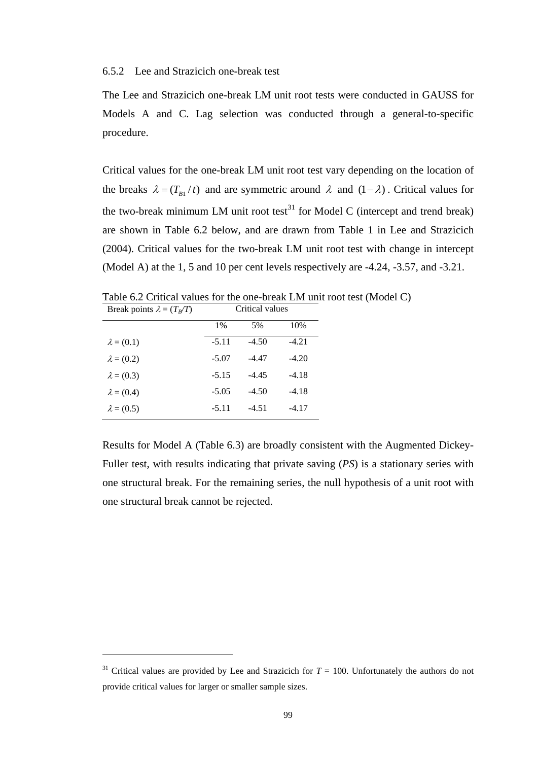### 6.5.2 Lee and Strazicich one-break test

The Lee and Strazicich one-break LM unit root tests were conducted in GAUSS for Models A and C. Lag selection was conducted through a general-to-specific procedure.

Critical values for the one-break LM unit root test vary depending on the location of the breaks $\lambda = (T_{B1}/t)$ and are symmetric around $\lambda$ and $(1-\lambda)$. Critical values for the two-break minimum LM unit root test[31] for Model C (intercept and trend break) are shown in Table 6.2 below, and are drawn from Table 1 in Lee and Strazicich (2004). Critical values for the two-break LM unit root test with change in intercept (Model A) at the 1, 5 and 10 per cent levels respectively are -4.24, -3.57, and -3.21.

Table 6.2 Critical values for the one-break LM unit root test (Model C)

| Break points $\lambda = (T_B/T)$ | Critical values | | |
|---|---|---|---|
| | 1% | 5% | 10% |
| $\lambda = (0.1)$ | -5.11 | -4.50 | -4.21 |
| $\lambda = (0.2)$ | -5.07 | -4.47 | -4.20 |
| $\lambda = (0.3)$ | -5.15 | -4.45 | -4.18 |
| $\lambda = (0.4)$ | -5.05 | -4.50 | -4.18 |
| $\lambda = (0.5)$ | -5.11 | -4.51 | -4.17 |

Results for Model A (Table 6.3) are broadly consistent with the Augmented Dickey-Fuller test, with results indicating that private saving (*PS*) is a stationary series with one structural break. For the remaining series, the null hypothesis of a unit root with one structural break cannot be rejected.

[31] Critical values are provided by Lee and Strazicich for $T$ = 100. Unfortunately the authors do not provide critical values for larger or smaller sample sizes.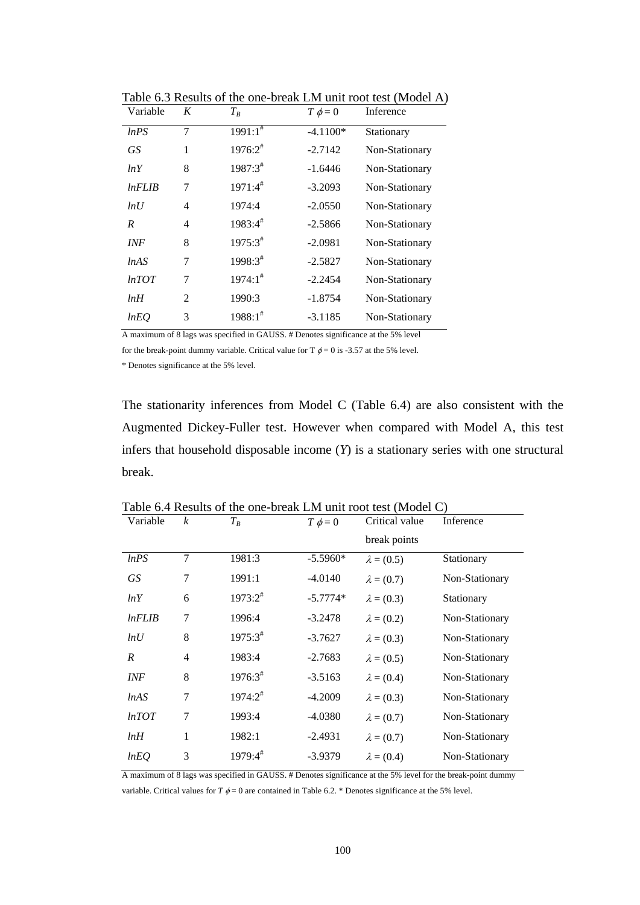Table 6.3 Results of the one-break LM unit root test (Model A)

| Variable | $K$ | $T_B$ | $T\ \phi = 0$ | Inference |
|---|---|---|---|---|
| *lnPS* | 7 | 1991:1[#] | -4.1100* | Stationary |
| *GS* | 1 | 1976:2[#] | -2.7142 | Non-Stationary |
| *lnY* | 8 | 1987:3[#] | -1.6446 | Non-Stationary |
| *lnFLIB* | 7 | 1971:4[#] | -3.2093 | Non-Stationary |
| *lnU* | 4 | 1974:4 | -2.0550 | Non-Stationary |
| *R* | 4 | 1983:4[#] | -2.5866 | Non-Stationary |
| *INF* | 8 | 1975:3[#] | -2.0981 | Non-Stationary |
| *lnAS* | 7 | 1998:3[#] | -2.5827 | Non-Stationary |
| *lnTOT* | 7 | 1974:1[#] | -2.2454 | Non-Stationary |
| *lnH* | 2 | 1990:3 | -1.8754 | Non-Stationary |
| *lnEQ* | 3 | 1988:1[#] | -3.1185 | Non-Stationary |

A maximum of 8 lags was specified in GAUSS. # Denotes significance at the 5% level for the break-point dummy variable. Critical value for T $\phi = 0$ is -3.57 at the 5% level.

* Denotes significance at the 5% level.

The stationarity inferences from Model C (Table 6.4) are also consistent with the Augmented Dickey-Fuller test. However when compared with Model A, this test infers that household disposable income (*Y*) is a stationary series with one structural break.

Table 6.4 Results of the one-break LM unit root test (Model C)

| Variable | $k$ | $T_B$ | $T\ \phi = 0$ | Critical value break points | Inference |
|---|---|---|---|---|---|
| *lnPS* | 7 | 1981:3 | -5.5960* | $\lambda = (0.5)$ | Stationary |
| *GS* | 7 | 1991:1 | -4.0140 | $\lambda = (0.7)$ | Non-Stationary |
| *lnY* | 6 | 1973:2[#] | -5.7774* | $\lambda = (0.3)$ | Stationary |
| *lnFLIB* | 7 | 1996:4 | -3.2478 | $\lambda = (0.2)$ | Non-Stationary |
| *lnU* | 8 | 1975:3[#] | -3.7627 | $\lambda = (0.3)$ | Non-Stationary |
| *R* | 4 | 1983:4 | -2.7683 | $\lambda = (0.5)$ | Non-Stationary |
| *INF* | 8 | 1976:3[#] | -3.5163 | $\lambda = (0.4)$ | Non-Stationary |
| *lnAS* | 7 | 1974:2[#] | -4.2009 | $\lambda = (0.3)$ | Non-Stationary |
| *lnTOT* | 7 | 1993:4 | -4.0380 | $\lambda = (0.7)$ | Non-Stationary |
| *lnH* | 1 | 1982:1 | -2.4931 | $\lambda = (0.7)$ | Non-Stationary |
| *lnEQ* | 3 | 1979:4[#] | -3.9379 | $\lambda = (0.4)$ | Non-Stationary |

A maximum of 8 lags was specified in GAUSS. # Denotes significance at the 5% level for the break-point dummy variable. Critical values for $T\ \phi = 0$ are contained in Table 6.2. * Denotes significance at the 5% level.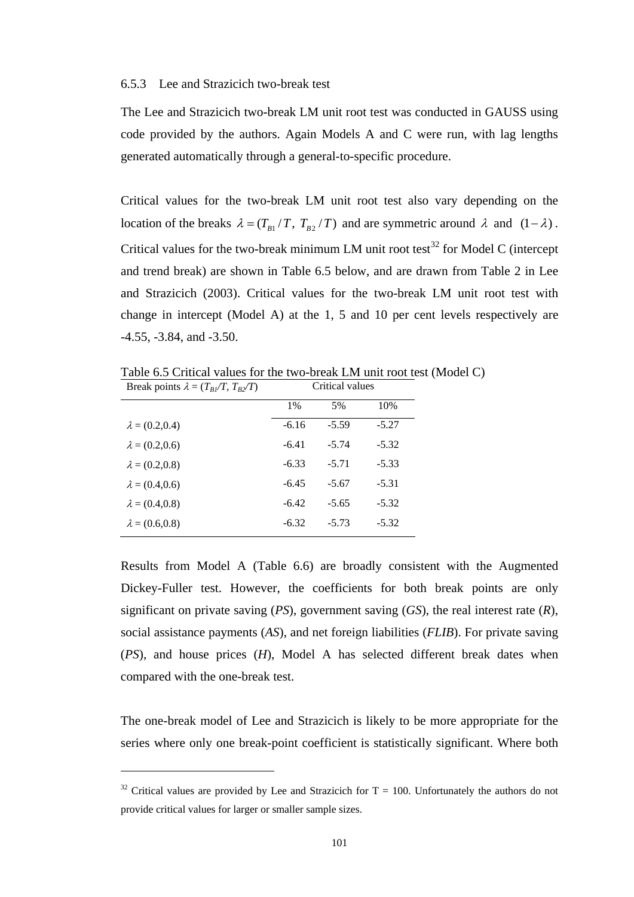### 6.5.3 Lee and Strazicich two-break test

The Lee and Strazicich two-break LM unit root test was conducted in GAUSS using code provided by the authors. Again Models A and C were run, with lag lengths generated automatically through a general-to-specific procedure.

Critical values for the two-break LM unit root test also vary depending on the location of the breaks $\lambda = (T_{B1}/T,\ T_{B2}/T)$ and are symmetric around $\lambda$ and $(1-\lambda)$. Critical values for the two-break minimum LM unit root test[32] for Model C (intercept and trend break) are shown in Table 6.5 below, and are drawn from Table 2 in Lee and Strazicich (2003). Critical values for the two-break LM unit root test with change in intercept (Model A) at the 1, 5 and 10 per cent levels respectively are -4.55, -3.84, and -3.50.

Table 6.5 Critical values for the two-break LM unit root test (Model C)

| Break points $\lambda = (T_{B1}/T, T_{B2}/T)$ | Critical values | | |
|---|---|---|---|
| | 1% | 5% | 10% |
| $\lambda$ = (0.2,0.4) | -6.16 | -5.59 | -5.27 |
| $\lambda$ = (0.2,0.6) | -6.41 | -5.74 | -5.32 |
| $\lambda$ = (0.2,0.8) | -6.33 | -5.71 | -5.33 |
| $\lambda$ = (0.4,0.6) | -6.45 | -5.67 | -5.31 |
| $\lambda$ = (0.4,0.8) | -6.42 | -5.65 | -5.32 |
| $\lambda$ = (0.6,0.8) | -6.32 | -5.73 | -5.32 |

Results from Model A (Table 6.6) are broadly consistent with the Augmented Dickey-Fuller test. However, the coefficients for both break points are only significant on private saving (*PS*), government saving (*GS*), the real interest rate (*R*), social assistance payments (*AS*), and net foreign liabilities (*FLIB*). For private saving (*PS*), and house prices (*H*), Model A has selected different break dates when compared with the one-break test.

The one-break model of Lee and Strazicich is likely to be more appropriate for the series where only one break-point coefficient is statistically significant. Where both

[32] Critical values are provided by Lee and Strazicich for T = 100. Unfortunately the authors do not provide critical values for larger or smaller sample sizes.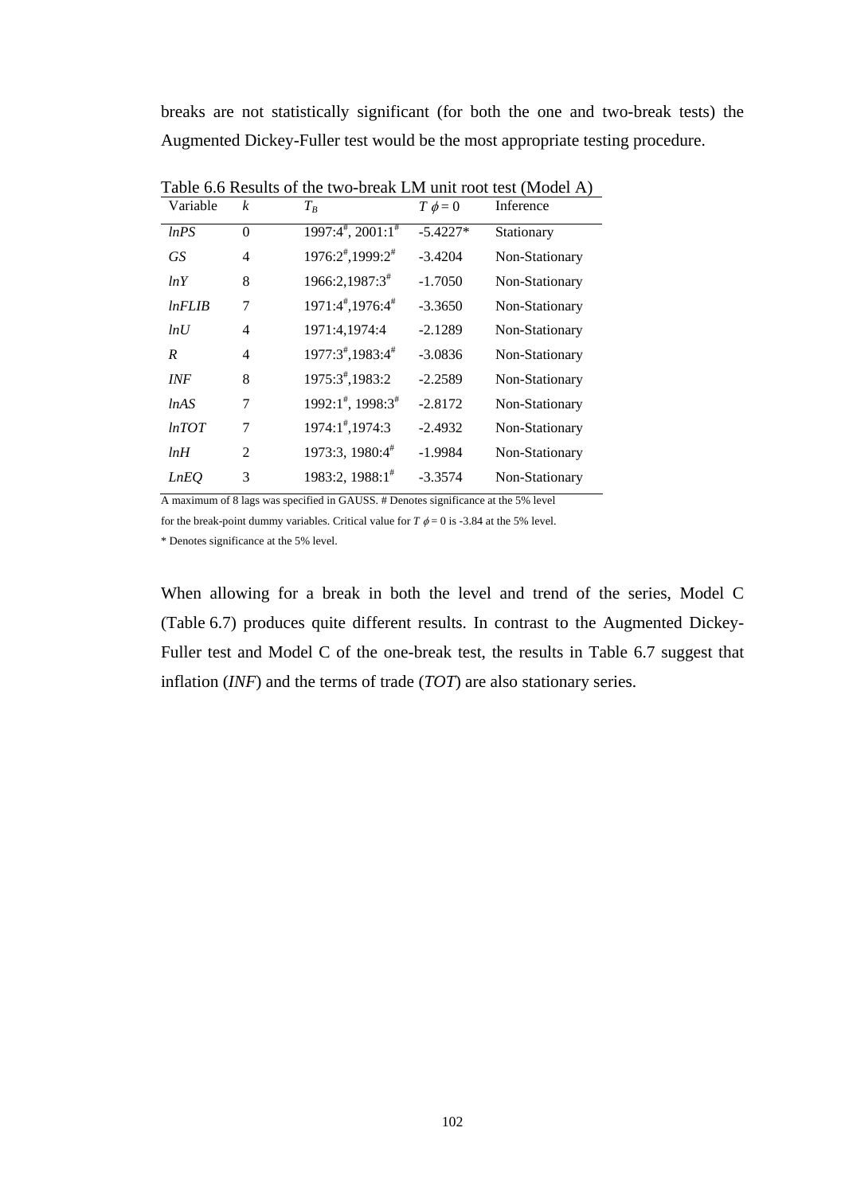breaks are not statistically significant (for both the one and two-break tests) the Augmented Dickey-Fuller test would be the most appropriate testing procedure.

Table 6.6 Results of the two-break LM unit root test (Model A)

| Variable | $k$ | $T_B$ | $T\ \phi = 0$ | Inference |
|---|---|---|---|---|
| *lnPS* | 0 | 1997:4#, 2001:1# | -5.4227* | Stationary |
| *GS* | 4 | 1976:2#,1999:2# | -3.4204 | Non-Stationary |
| *lnY* | 8 | 1966:2,1987:3# | -1.7050 | Non-Stationary |
| *lnFLIB* | 7 | 1971:4#,1976:4# | -3.3650 | Non-Stationary |
| *lnU* | 4 | 1971:4,1974:4 | -2.1289 | Non-Stationary |
| *R* | 4 | 1977:3#,1983:4# | -3.0836 | Non-Stationary |
| *INF* | 8 | 1975:3#,1983:2 | -2.2589 | Non-Stationary |
| *lnAS* | 7 | 1992:1#, 1998:3# | -2.8172 | Non-Stationary |
| *lnTOT* | 7 | 1974:1#,1974:3 | -2.4932 | Non-Stationary |
| *lnH* | 2 | 1973:3, 1980:4# | -1.9984 | Non-Stationary |
| *LnEQ* | 3 | 1983:2, 1988:1# | -3.3574 | Non-Stationary |

A maximum of 8 lags was specified in GAUSS. # Denotes significance at the 5% level for the break-point dummy variables. Critical value for $T\ \phi = 0$ is -3.84 at the 5% level.

* Denotes significance at the 5% level.

When allowing for a break in both the level and trend of the series, Model C (Table 6.7) produces quite different results. In contrast to the Augmented Dickey-Fuller test and Model C of the one-break test, the results in Table 6.7 suggest that inflation (*INF*) and the terms of trade (*TOT*) are also stationary series.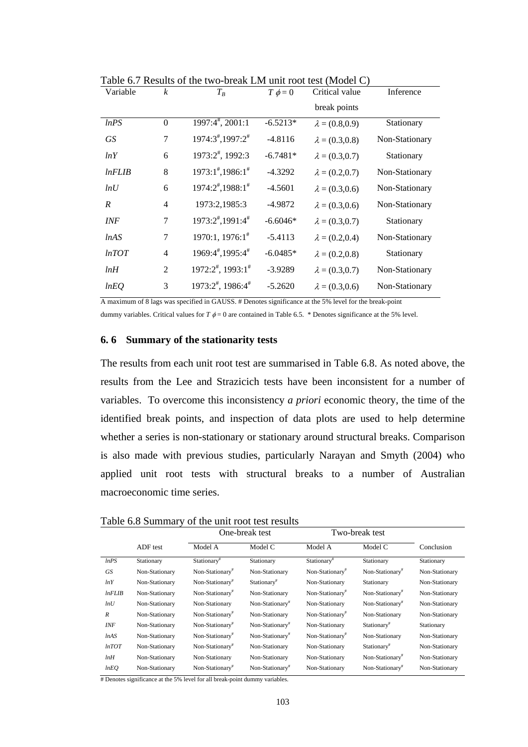Table 6.7 Results of the two-break LM unit root test (Model C)

| Variable | $k$ | $T_B$ | $T\ \phi = 0$ | Critical value break points | Inference |
|---|---|---|---|---|---|
| *lnPS* | 0 | 1997:4#, 2001:1 | -6.5213* | $\lambda = (0.8,0.9)$ | Stationary |
| *GS* | 7 | 1974:3#,1997:2# | -4.8116 | $\lambda = (0.3,0.8)$ | Non-Stationary |
| *lnY* | 6 | 1973:2#, 1992:3 | -6.7481* | $\lambda = (0.3,0.7)$ | Stationary |
| *lnFLIB* | 8 | 1973:1#,1986:1# | -4.3292 | $\lambda = (0.2,0.7)$ | Non-Stationary |
| *lnU* | 6 | 1974:2#,1988:1# | -4.5601 | $\lambda = (0.3,0.6)$ | Non-Stationary |
| *R* | 4 | 1973:2,1985:3 | -4.9872 | $\lambda = (0.3,0.6)$ | Non-Stationary |
| *INF* | 7 | 1973:2#,1991:4# | -6.6046* | $\lambda = (0.3,0.7)$ | Stationary |
| *lnAS* | 7 | 1970:1, 1976:1# | -5.4113 | $\lambda = (0.2,0.4)$ | Non-Stationary |
| *lnTOT* | 4 | 1969:4#,1995:4# | -6.0485* | $\lambda = (0.2,0.8)$ | Stationary |
| *lnH* | 2 | 1972:2#, 1993:1# | -3.9289 | $\lambda = (0.3,0.7)$ | Non-Stationary |
| *lnEQ* | 3 | 1973:2#, 1986:4# | -5.2620 | $\lambda = (0.3,0.6)$ | Non-Stationary |

A maximum of 8 lags was specified in GAUSS. # Denotes significance at the 5% level for the break-point dummy variables. Critical values for $T\ \phi = 0$ are contained in Table 6.5. * Denotes significance at the 5% level.

## 6. 6 Summary of the stationarity tests

The results from each unit root test are summarised in Table 6.8. As noted above, the results from the Lee and Strazicich tests have been inconsistent for a number of variables. To overcome this inconsistency *a priori* economic theory, the time of the identified break points, and inspection of data plots are used to help determine whether a series is non-stationary or stationary around structural breaks. Comparison is also made with previous studies, particularly Narayan and Smyth (2004) who applied unit root tests with structural breaks to a number of Australian macroeconomic time series.

Table 6.8 Summary of the unit root test results

| | | One-break test | | Two-break test | | |
|---|---|---|---|---|---|---|
| | ADF test | Model A | Model C | Model A | Model C | Conclusion |
| *lnPS* | Stationary | Stationary# | Stationary | Stationary# | Stationary | Stationary |
| *GS* | Non-Stationary | Non-Stationary# | Non-Stationary | Non-Stationary# | Non-Stationary# | Non-Stationary |
| *lnY* | Non-Stationary | Non-Stationary# | Stationary# | Non-Stationary | Stationary | Non-Stationary |
| *lnFLIB* | Non-Stationary | Non-Stationary# | Non-Stationary | Non-Stationary# | Non-Stationary# | Non-Stationary |
| *lnU* | Non-Stationary | Non-Stationary | Non-Stationary# | Non-Stationary | Non-Stationary# | Non-Stationary |
| *R* | Non-Stationary | Non-Stationary# | Non-Stationary | Non-Stationary# | Non-Stationary | Non-Stationary |
| *INF* | Non-Stationary | Non-Stationary# | Non-Stationary# | Non-Stationary | Stationary# | Stationary |
| *lnAS* | Non-Stationary | Non-Stationary# | Non-Stationary# | Non-Stationary# | Non-Stationary | Non-Stationary |
| *lnTOT* | Non-Stationary | Non-Stationary# | Non-Stationary | Non-Stationary | Stationary# | Non-Stationary |
| *lnH* | Non-Stationary | Non-Stationary | Non-Stationary | Non-Stationary | Non-Stationary# | Non-Stationary |
| *lnEQ* | Non-Stationary | Non-Stationary# | Non-Stationary# | Non-Stationary | Non-Stationary# | Non-Stationary |

# Denotes significance at the 5% level for all break-point dummy variables.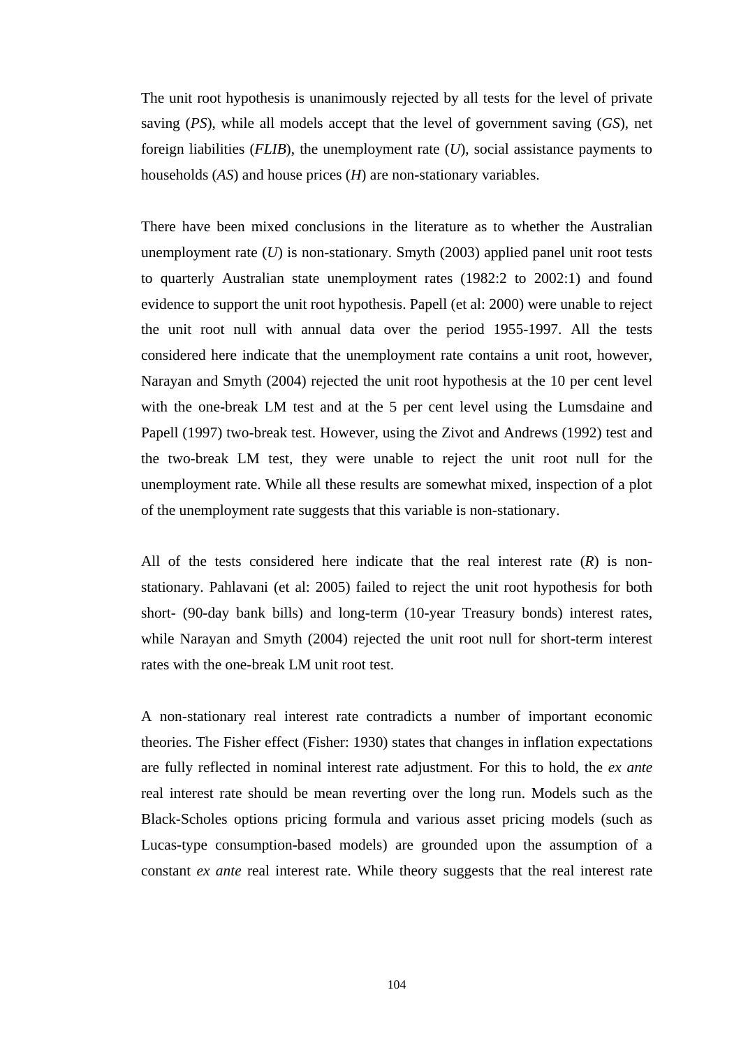The unit root hypothesis is unanimously rejected by all tests for the level of private saving (*PS*), while all models accept that the level of government saving (*GS*), net foreign liabilities (*FLIB*), the unemployment rate (*U*), social assistance payments to households (*AS*) and house prices (*H*) are non-stationary variables.

There have been mixed conclusions in the literature as to whether the Australian unemployment rate (*U*) is non-stationary. Smyth (2003) applied panel unit root tests to quarterly Australian state unemployment rates (1982:2 to 2002:1) and found evidence to support the unit root hypothesis. Papell (et al: 2000) were unable to reject the unit root null with annual data over the period 1955-1997. All the tests considered here indicate that the unemployment rate contains a unit root, however, Narayan and Smyth (2004) rejected the unit root hypothesis at the 10 per cent level with the one-break LM test and at the 5 per cent level using the Lumsdaine and Papell (1997) two-break test. However, using the Zivot and Andrews (1992) test and the two-break LM test, they were unable to reject the unit root null for the unemployment rate. While all these results are somewhat mixed, inspection of a plot of the unemployment rate suggests that this variable is non-stationary.

All of the tests considered here indicate that the real interest rate (*R*) is non-stationary. Pahlavani (et al: 2005) failed to reject the unit root hypothesis for both short- (90-day bank bills) and long-term (10-year Treasury bonds) interest rates, while Narayan and Smyth (2004) rejected the unit root null for short-term interest rates with the one-break LM unit root test.

A non-stationary real interest rate contradicts a number of important economic theories. The Fisher effect (Fisher: 1930) states that changes in inflation expectations are fully reflected in nominal interest rate adjustment. For this to hold, the *ex ante* real interest rate should be mean reverting over the long run. Models such as the Black-Scholes options pricing formula and various asset pricing models (such as Lucas-type consumption-based models) are grounded upon the assumption of a constant *ex ante* real interest rate. While theory suggests that the real interest rate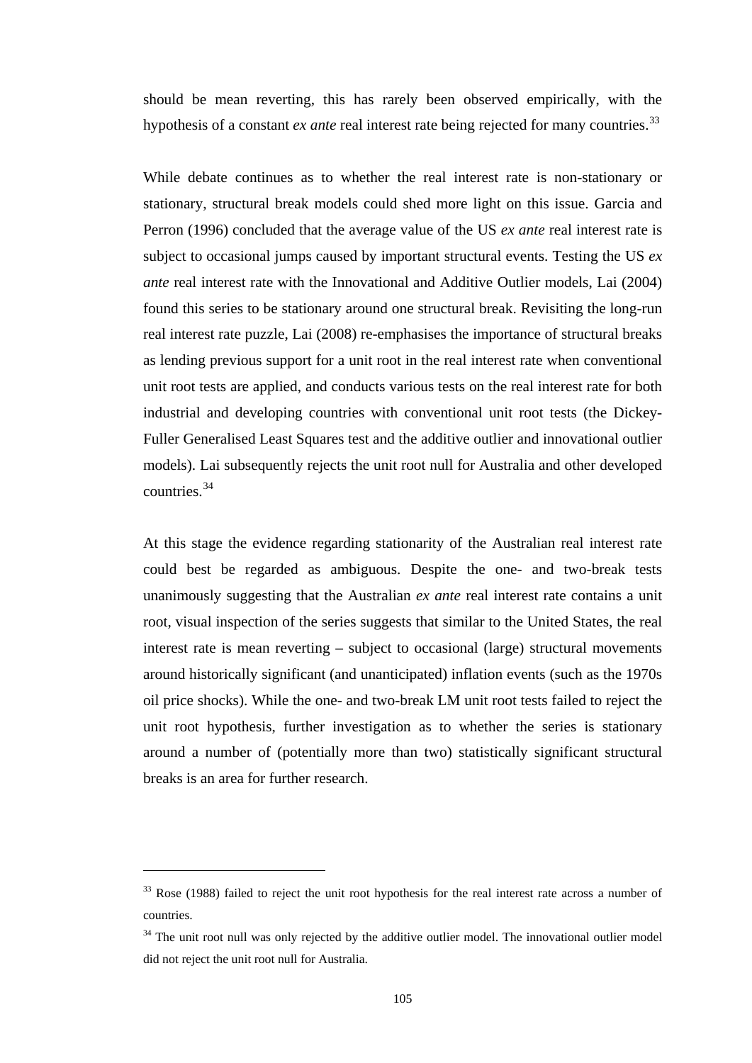should be mean reverting, this has rarely been observed empirically, with the hypothesis of a constant *ex ante* real interest rate being rejected for many countries.[33]

While debate continues as to whether the real interest rate is non-stationary or stationary, structural break models could shed more light on this issue. Garcia and Perron (1996) concluded that the average value of the US *ex ante* real interest rate is subject to occasional jumps caused by important structural events. Testing the US *ex ante* real interest rate with the Innovational and Additive Outlier models, Lai (2004) found this series to be stationary around one structural break. Revisiting the long-run real interest rate puzzle, Lai (2008) re-emphasises the importance of structural breaks as lending previous support for a unit root in the real interest rate when conventional unit root tests are applied, and conducts various tests on the real interest rate for both industrial and developing countries with conventional unit root tests (the Dickey-Fuller Generalised Least Squares test and the additive outlier and innovational outlier models). Lai subsequently rejects the unit root null for Australia and other developed countries.[34]

At this stage the evidence regarding stationarity of the Australian real interest rate could best be regarded as ambiguous. Despite the one- and two-break tests unanimously suggesting that the Australian *ex ante* real interest rate contains a unit root, visual inspection of the series suggests that similar to the United States, the real interest rate is mean reverting – subject to occasional (large) structural movements around historically significant (and unanticipated) inflation events (such as the 1970s oil price shocks). While the one- and two-break LM unit root tests failed to reject the unit root hypothesis, further investigation as to whether the series is stationary around a number of (potentially more than two) statistically significant structural breaks is an area for further research.

---

[33] Rose (1988) failed to reject the unit root hypothesis for the real interest rate across a number of countries.

[34] The unit root null was only rejected by the additive outlier model. The innovational outlier model did not reject the unit root null for Australia.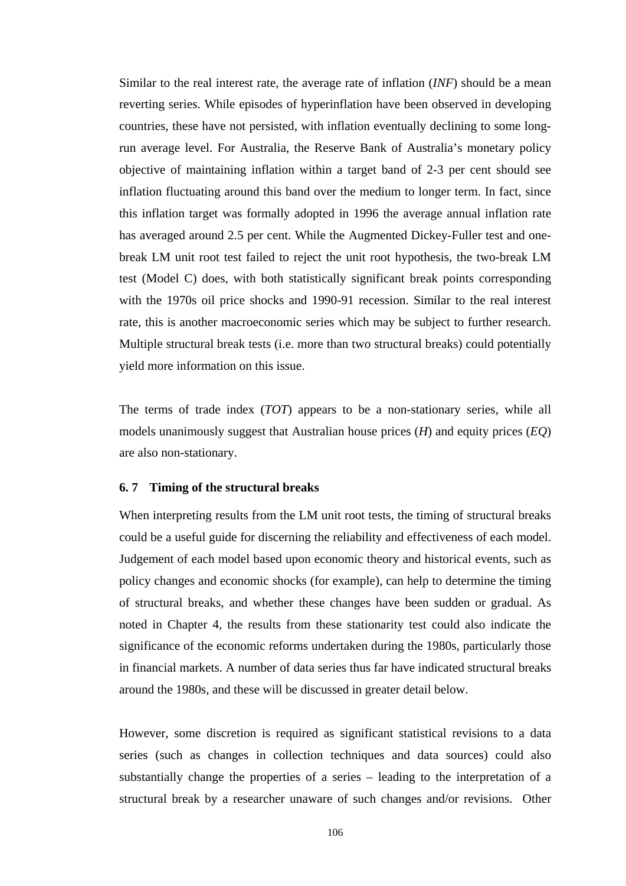Similar to the real interest rate, the average rate of inflation (*INF*) should be a mean reverting series. While episodes of hyperinflation have been observed in developing countries, these have not persisted, with inflation eventually declining to some long-run average level. For Australia, the Reserve Bank of Australia's monetary policy objective of maintaining inflation within a target band of 2-3 per cent should see inflation fluctuating around this band over the medium to longer term. In fact, since this inflation target was formally adopted in 1996 the average annual inflation rate has averaged around 2.5 per cent. While the Augmented Dickey-Fuller test and one-break LM unit root test failed to reject the unit root hypothesis, the two-break LM test (Model C) does, with both statistically significant break points corresponding with the 1970s oil price shocks and 1990-91 recession. Similar to the real interest rate, this is another macroeconomic series which may be subject to further research. Multiple structural break tests (i.e. more than two structural breaks) could potentially yield more information on this issue.

The terms of trade index (*TOT*) appears to be a non-stationary series, while all models unanimously suggest that Australian house prices (*H*) and equity prices (*EQ*) are also non-stationary.

### 6. 7 Timing of the structural breaks

When interpreting results from the LM unit root tests, the timing of structural breaks could be a useful guide for discerning the reliability and effectiveness of each model. Judgement of each model based upon economic theory and historical events, such as policy changes and economic shocks (for example), can help to determine the timing of structural breaks, and whether these changes have been sudden or gradual. As noted in Chapter 4, the results from these stationarity test could also indicate the significance of the economic reforms undertaken during the 1980s, particularly those in financial markets. A number of data series thus far have indicated structural breaks around the 1980s, and these will be discussed in greater detail below.

However, some discretion is required as significant statistical revisions to a data series (such as changes in collection techniques and data sources) could also substantially change the properties of a series – leading to the interpretation of a structural break by a researcher unaware of such changes and/or revisions. Other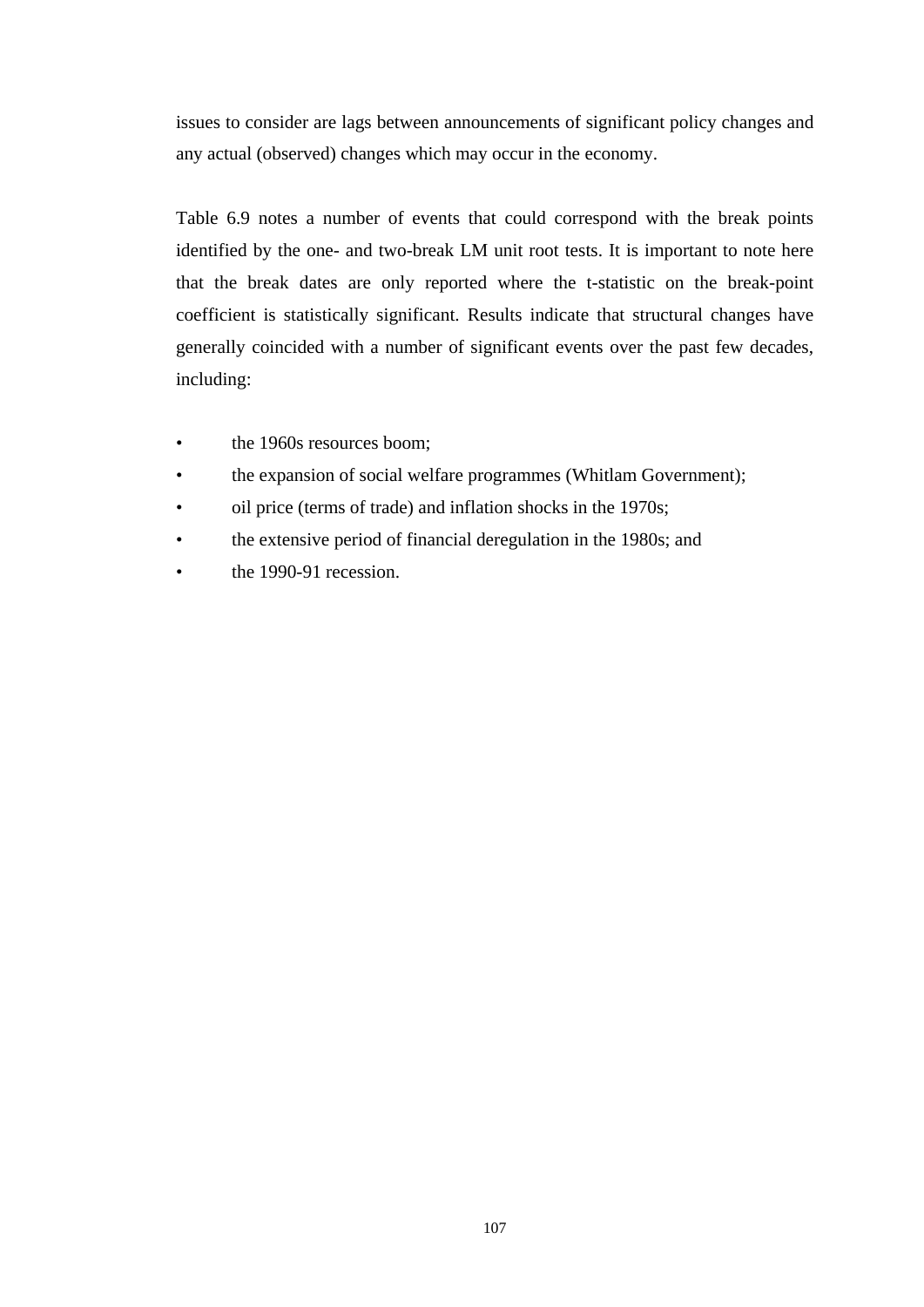issues to consider are lags between announcements of significant policy changes and any actual (observed) changes which may occur in the economy.

Table 6.9 notes a number of events that could correspond with the break points identified by the one- and two-break LM unit root tests. It is important to note here that the break dates are only reported where the t-statistic on the break-point coefficient is statistically significant. Results indicate that structural changes have generally coincided with a number of significant events over the past few decades, including:

- the 1960s resources boom;
- the expansion of social welfare programmes (Whitlam Government);
- oil price (terms of trade) and inflation shocks in the 1970s;
- the extensive period of financial deregulation in the 1980s; and
- the 1990-91 recession.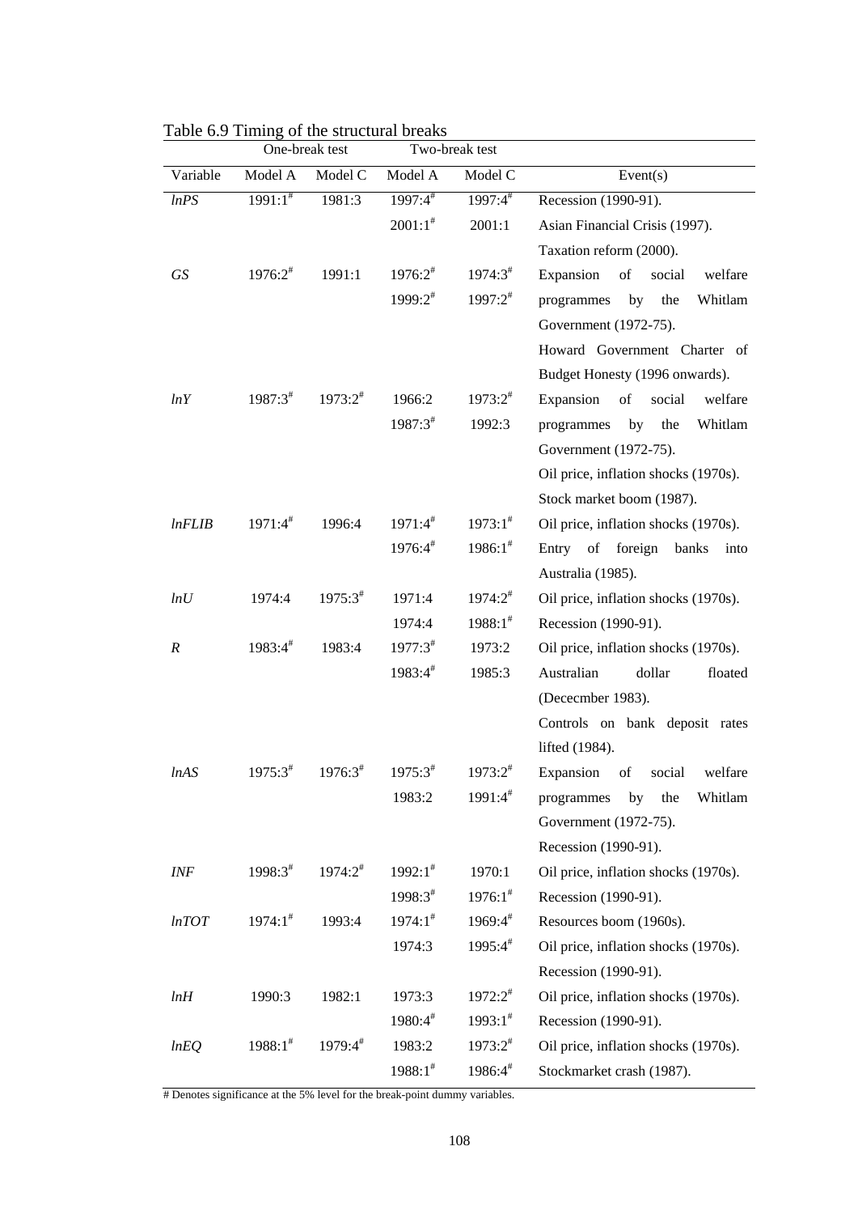Table 6.9 Timing of the structural breaks

| | One-break test | | Two-break test | | |
|---|---|---|---|---|---|
| Variable | Model A | Model C | Model A | Model C | Event(s) |
| *lnPS* | 1991:1# | 1981:3 | 1997:4# | 1997:4# | Recession (1990-91). |
| | | | 2001:1# | 2001:1 | Asian Financial Crisis (1997). |
| | | | | | Taxation reform (2000). |
| *GS* | 1976:2# | 1991:1 | 1976:2# | 1974:3# | Expansion of social welfare programmes by the Whitlam Government (1972-75). |
| | | | 1999:2# | 1997:2# | Howard Government Charter of Budget Honesty (1996 onwards). |
| *lnY* | 1987:3# | 1973:2# | 1966:2 | 1973:2# | Expansion of social welfare programmes by the Whitlam Government (1972-75). |
| | | | 1987:3# | 1992:3 | Oil price, inflation shocks (1970s). |
| | | | | | Stock market boom (1987). |
| *lnFLIB* | 1971:4# | 1996:4 | 1971:4# | 1973:1# | Oil price, inflation shocks (1970s). |
| | | | 1976:4# | 1986:1# | Entry of foreign banks into Australia (1985). |
| *lnU* | 1974:4 | 1975:3# | 1971:4 | 1974:2# | Oil price, inflation shocks (1970s). |
| | | | 1974:4 | 1988:1# | Recession (1990-91). |
| *R* | 1983:4# | 1983:4 | 1977:3# | 1973:2 | Oil price, inflation shocks (1970s). |
| | | | 1983:4# | 1985:3 | Australian dollar floated (Dececmber 1983). |
| | | | | | Controls on bank deposit rates lifted (1984). |
| *lnAS* | 1975:3# | 1976:3# | 1975:3# | 1973:2# | Expansion of social welfare programmes by the Whitlam Government (1972-75). |
| | | | 1983:2 | 1991:4# | Recession (1990-91). |
| *INF* | 1998:3# | 1974:2# | 1992:1# | 1970:1 | Oil price, inflation shocks (1970s). |
| | | | 1998:3# | 1976:1# | Recession (1990-91). |
| *lnTOT* | 1974:1# | 1993:4 | 1974:1# | 1969:4# | Resources boom (1960s). |
| | | | 1974:3 | 1995:4# | Oil price, inflation shocks (1970s). |
| | | | | | Recession (1990-91). |
| *lnH* | 1990:3 | 1982:1 | 1973:3 | 1972:2# | Oil price, inflation shocks (1970s). |
| | | | 1980:4# | 1993:1# | Recession (1990-91). |
| *lnEQ* | 1988:1# | 1979:4# | 1983:2 | 1973:2# | Oil price, inflation shocks (1970s). |
| | | | 1988:1# | 1986:4# | Stockmarket crash (1987). |

# Denotes significance at the 5% level for the break-point dummy variables.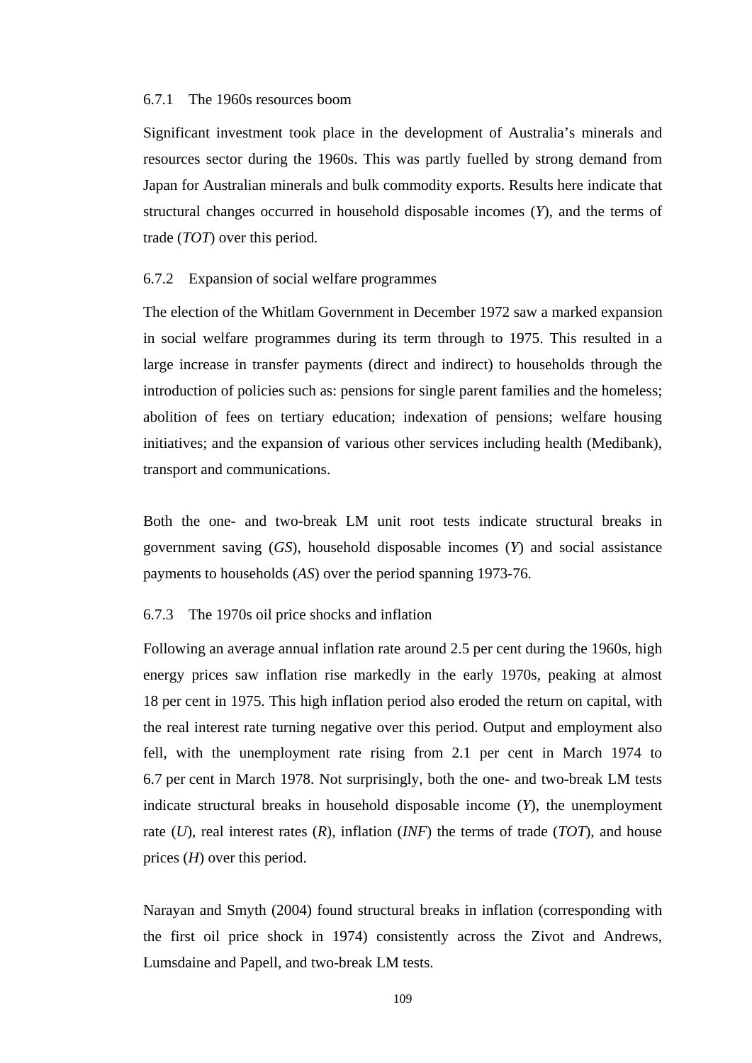### 6.7.1 The 1960s resources boom

Significant investment took place in the development of Australia's minerals and resources sector during the 1960s. This was partly fuelled by strong demand from Japan for Australian minerals and bulk commodity exports. Results here indicate that structural changes occurred in household disposable incomes (*Y*), and the terms of trade (*TOT*) over this period.

### 6.7.2 Expansion of social welfare programmes

The election of the Whitlam Government in December 1972 saw a marked expansion in social welfare programmes during its term through to 1975. This resulted in a large increase in transfer payments (direct and indirect) to households through the introduction of policies such as: pensions for single parent families and the homeless; abolition of fees on tertiary education; indexation of pensions; welfare housing initiatives; and the expansion of various other services including health (Medibank), transport and communications.

Both the one- and two-break LM unit root tests indicate structural breaks in government saving (*GS*), household disposable incomes (*Y*) and social assistance payments to households (*AS*) over the period spanning 1973-76.

### 6.7.3 The 1970s oil price shocks and inflation

Following an average annual inflation rate around 2.5 per cent during the 1960s, high energy prices saw inflation rise markedly in the early 1970s, peaking at almost 18 per cent in 1975. This high inflation period also eroded the return on capital, with the real interest rate turning negative over this period. Output and employment also fell, with the unemployment rate rising from 2.1 per cent in March 1974 to 6.7 per cent in March 1978. Not surprisingly, both the one- and two-break LM tests indicate structural breaks in household disposable income (*Y*), the unemployment rate (*U*), real interest rates (*R*), inflation (*INF*) the terms of trade (*TOT*), and house prices (*H*) over this period.

Narayan and Smyth (2004) found structural breaks in inflation (corresponding with the first oil price shock in 1974) consistently across the Zivot and Andrews, Lumsdaine and Papell, and two-break LM tests.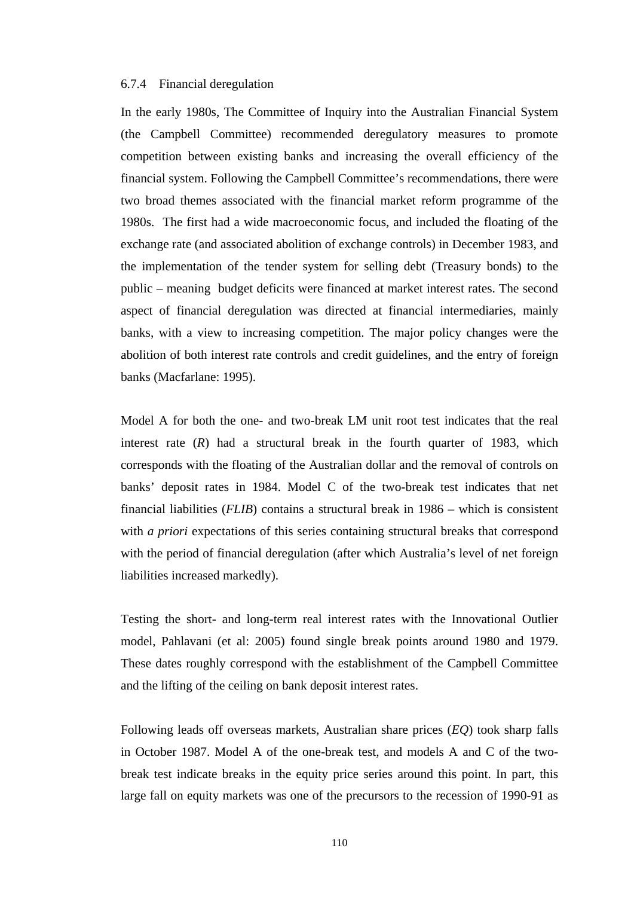### 6.7.4 Financial deregulation

In the early 1980s, The Committee of Inquiry into the Australian Financial System (the Campbell Committee) recommended deregulatory measures to promote competition between existing banks and increasing the overall efficiency of the financial system. Following the Campbell Committee's recommendations, there were two broad themes associated with the financial market reform programme of the 1980s. The first had a wide macroeconomic focus, and included the floating of the exchange rate (and associated abolition of exchange controls) in December 1983, and the implementation of the tender system for selling debt (Treasury bonds) to the public – meaning budget deficits were financed at market interest rates. The second aspect of financial deregulation was directed at financial intermediaries, mainly banks, with a view to increasing competition. The major policy changes were the abolition of both interest rate controls and credit guidelines, and the entry of foreign banks (Macfarlane: 1995).

Model A for both the one- and two-break LM unit root test indicates that the real interest rate (*R*) had a structural break in the fourth quarter of 1983, which corresponds with the floating of the Australian dollar and the removal of controls on banks' deposit rates in 1984. Model C of the two-break test indicates that net financial liabilities (*FLIB*) contains a structural break in 1986 – which is consistent with *a priori* expectations of this series containing structural breaks that correspond with the period of financial deregulation (after which Australia's level of net foreign liabilities increased markedly).

Testing the short- and long-term real interest rates with the Innovational Outlier model, Pahlavani (et al: 2005) found single break points around 1980 and 1979. These dates roughly correspond with the establishment of the Campbell Committee and the lifting of the ceiling on bank deposit interest rates.

Following leads off overseas markets, Australian share prices (*EQ*) took sharp falls in October 1987. Model A of the one-break test, and models A and C of the two-break test indicate breaks in the equity price series around this point. In part, this large fall on equity markets was one of the precursors to the recession of 1990-91 as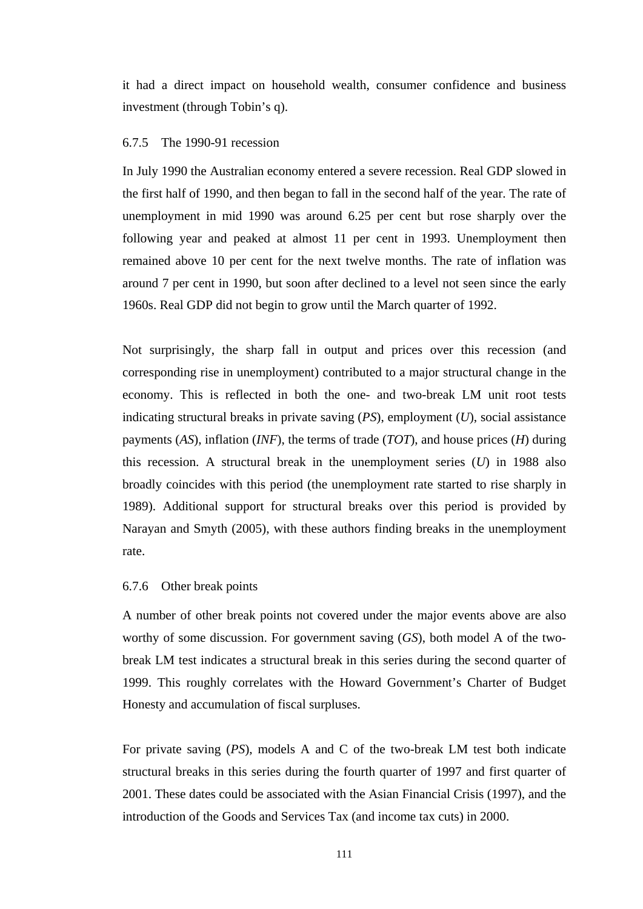it had a direct impact on household wealth, consumer confidence and business investment (through Tobin's q).

### 6.7.5 The 1990-91 recession

In July 1990 the Australian economy entered a severe recession. Real GDP slowed in the first half of 1990, and then began to fall in the second half of the year. The rate of unemployment in mid 1990 was around 6.25 per cent but rose sharply over the following year and peaked at almost 11 per cent in 1993. Unemployment then remained above 10 per cent for the next twelve months. The rate of inflation was around 7 per cent in 1990, but soon after declined to a level not seen since the early 1960s. Real GDP did not begin to grow until the March quarter of 1992.

Not surprisingly, the sharp fall in output and prices over this recession (and corresponding rise in unemployment) contributed to a major structural change in the economy. This is reflected in both the one- and two-break LM unit root tests indicating structural breaks in private saving (*PS*), employment (*U*), social assistance payments (*AS*), inflation (*INF*), the terms of trade (*TOT*), and house prices (*H*) during this recession. A structural break in the unemployment series (*U*) in 1988 also broadly coincides with this period (the unemployment rate started to rise sharply in 1989). Additional support for structural breaks over this period is provided by Narayan and Smyth (2005), with these authors finding breaks in the unemployment rate.

### 6.7.6 Other break points

A number of other break points not covered under the major events above are also worthy of some discussion. For government saving (*GS*), both model A of the two-break LM test indicates a structural break in this series during the second quarter of 1999. This roughly correlates with the Howard Government's Charter of Budget Honesty and accumulation of fiscal surpluses.

For private saving (*PS*), models A and C of the two-break LM test both indicate structural breaks in this series during the fourth quarter of 1997 and first quarter of 2001. These dates could be associated with the Asian Financial Crisis (1997), and the introduction of the Goods and Services Tax (and income tax cuts) in 2000.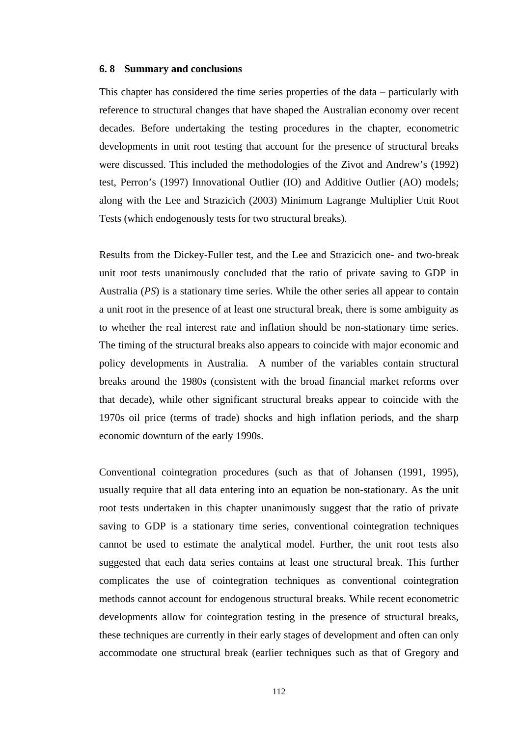### 6. 8 Summary and conclusions

This chapter has considered the time series properties of the data – particularly with reference to structural changes that have shaped the Australian economy over recent decades. Before undertaking the testing procedures in the chapter, econometric developments in unit root testing that account for the presence of structural breaks were discussed. This included the methodologies of the Zivot and Andrew's (1992) test, Perron's (1997) Innovational Outlier (IO) and Additive Outlier (AO) models; along with the Lee and Strazicich (2003) Minimum Lagrange Multiplier Unit Root Tests (which endogenously tests for two structural breaks).

Results from the Dickey-Fuller test, and the Lee and Strazicich one- and two-break unit root tests unanimously concluded that the ratio of private saving to GDP in Australia (*PS*) is a stationary time series. While the other series all appear to contain a unit root in the presence of at least one structural break, there is some ambiguity as to whether the real interest rate and inflation should be non-stationary time series. The timing of the structural breaks also appears to coincide with major economic and policy developments in Australia. A number of the variables contain structural breaks around the 1980s (consistent with the broad financial market reforms over that decade), while other significant structural breaks appear to coincide with the 1970s oil price (terms of trade) shocks and high inflation periods, and the sharp economic downturn of the early 1990s.

Conventional cointegration procedures (such as that of Johansen (1991, 1995), usually require that all data entering into an equation be non-stationary. As the unit root tests undertaken in this chapter unanimously suggest that the ratio of private saving to GDP is a stationary time series, conventional cointegration techniques cannot be used to estimate the analytical model. Further, the unit root tests also suggested that each data series contains at least one structural break. This further complicates the use of cointegration techniques as conventional cointegration methods cannot account for endogenous structural breaks. While recent econometric developments allow for cointegration testing in the presence of structural breaks, these techniques are currently in their early stages of development and often can only accommodate one structural break (earlier techniques such as that of Gregory and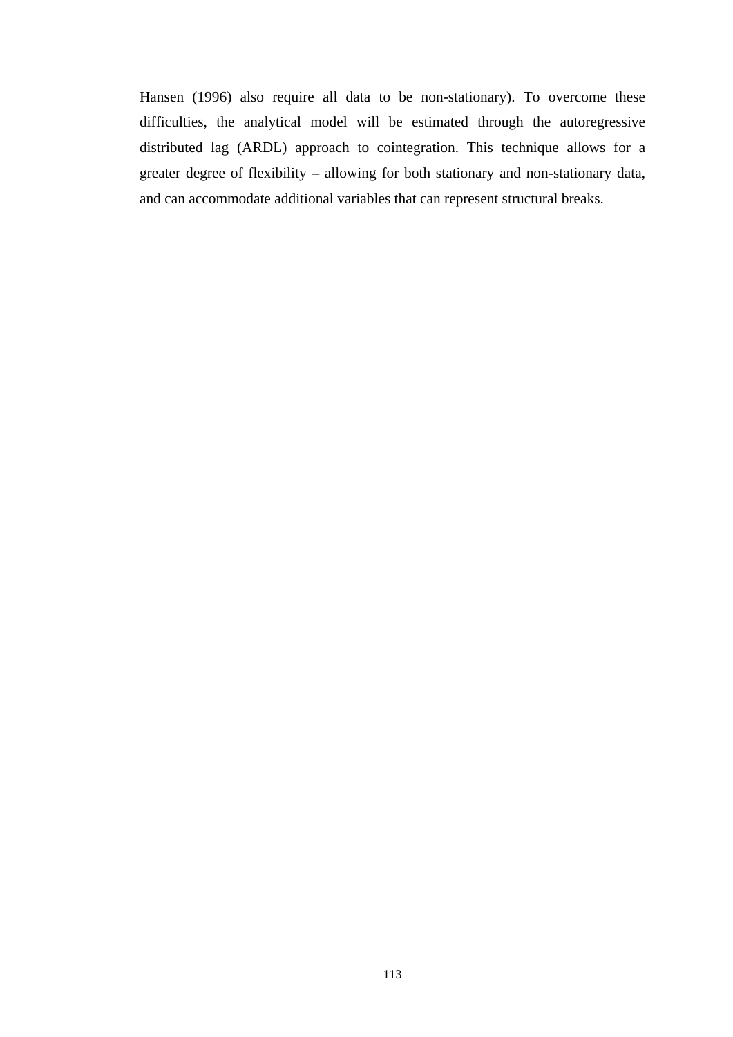Hansen (1996) also require all data to be non-stationary). To overcome these difficulties, the analytical model will be estimated through the autoregressive distributed lag (ARDL) approach to cointegration. This technique allows for a greater degree of flexibility – allowing for both stationary and non-stationary data, and can accommodate additional variables that can represent structural breaks.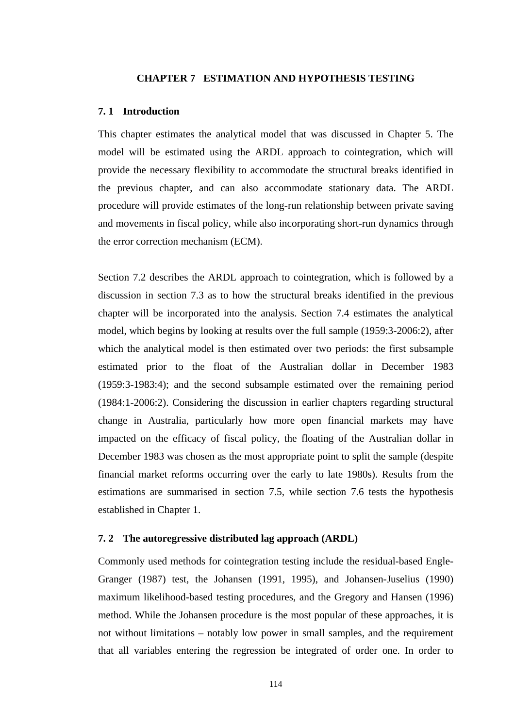# CHAPTER 7 ESTIMATION AND HYPOTHESIS TESTING

## 7. 1 Introduction

This chapter estimates the analytical model that was discussed in Chapter 5. The model will be estimated using the ARDL approach to cointegration, which will provide the necessary flexibility to accommodate the structural breaks identified in the previous chapter, and can also accommodate stationary data. The ARDL procedure will provide estimates of the long-run relationship between private saving and movements in fiscal policy, while also incorporating short-run dynamics through the error correction mechanism (ECM).

Section 7.2 describes the ARDL approach to cointegration, which is followed by a discussion in section 7.3 as to how the structural breaks identified in the previous chapter will be incorporated into the analysis. Section 7.4 estimates the analytical model, which begins by looking at results over the full sample (1959:3-2006:2), after which the analytical model is then estimated over two periods: the first subsample estimated prior to the float of the Australian dollar in December 1983 (1959:3-1983:4); and the second subsample estimated over the remaining period (1984:1-2006:2). Considering the discussion in earlier chapters regarding structural change in Australia, particularly how more open financial markets may have impacted on the efficacy of fiscal policy, the floating of the Australian dollar in December 1983 was chosen as the most appropriate point to split the sample (despite financial market reforms occurring over the early to late 1980s). Results from the estimations are summarised in section 7.5, while section 7.6 tests the hypothesis established in Chapter 1.

## 7. 2 The autoregressive distributed lag approach (ARDL)

Commonly used methods for cointegration testing include the residual-based Engle-Granger (1987) test, the Johansen (1991, 1995), and Johansen-Juselius (1990) maximum likelihood-based testing procedures, and the Gregory and Hansen (1996) method. While the Johansen procedure is the most popular of these approaches, it is not without limitations – notably low power in small samples, and the requirement that all variables entering the regression be integrated of order one. In order to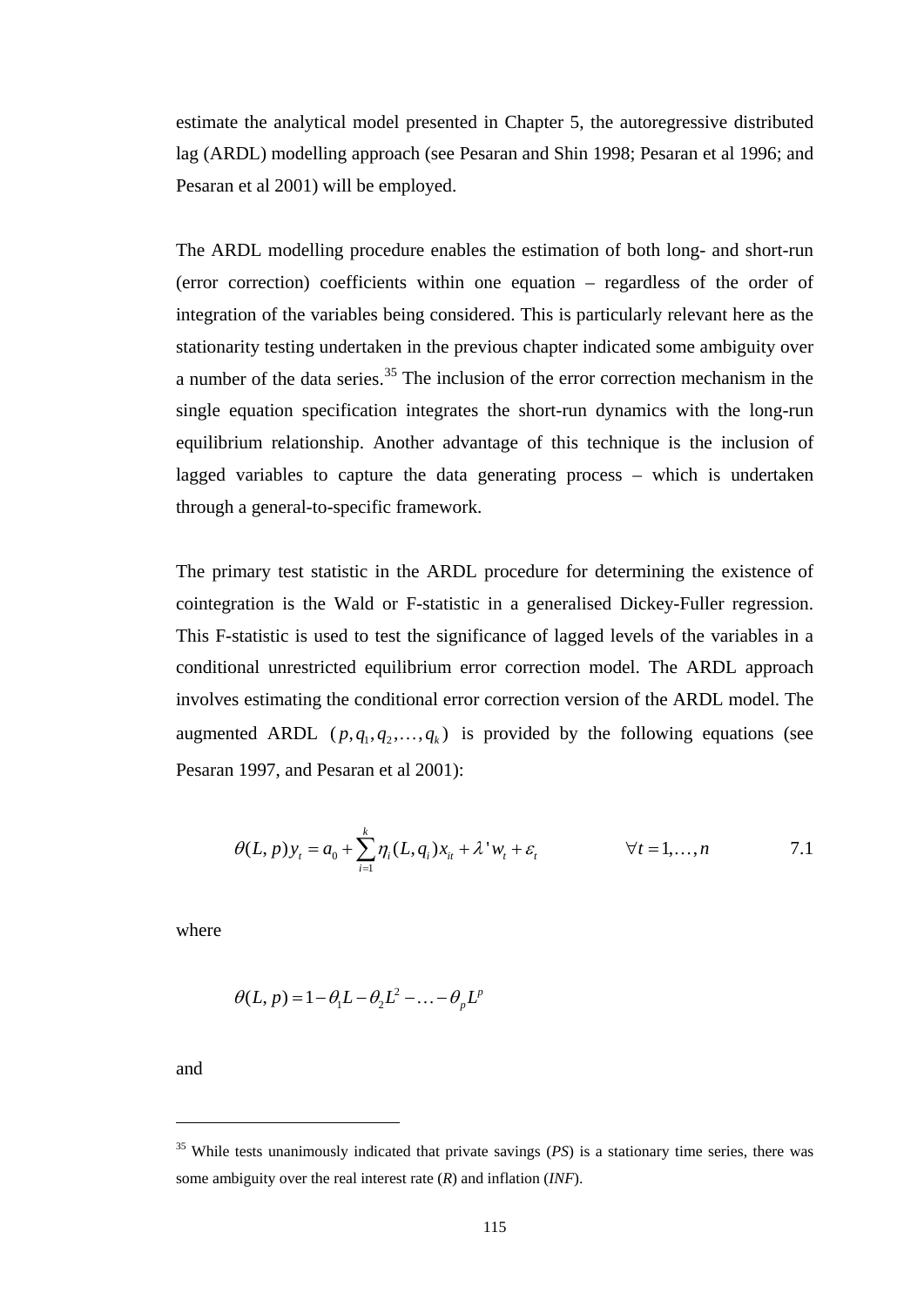estimate the analytical model presented in Chapter 5, the autoregressive distributed lag (ARDL) modelling approach (see Pesaran and Shin 1998; Pesaran et al 1996; and Pesaran et al 2001) will be employed.

The ARDL modelling procedure enables the estimation of both long- and short-run (error correction) coefficients within one equation – regardless of the order of integration of the variables being considered. This is particularly relevant here as the stationarity testing undertaken in the previous chapter indicated some ambiguity over a number of the data series.[35] The inclusion of the error correction mechanism in the single equation specification integrates the short-run dynamics with the long-run equilibrium relationship. Another advantage of this technique is the inclusion of lagged variables to capture the data generating process – which is undertaken through a general-to-specific framework.

The primary test statistic in the ARDL procedure for determining the existence of cointegration is the Wald or F-statistic in a generalised Dickey-Fuller regression. This F-statistic is used to test the significance of lagged levels of the variables in a conditional unrestricted equilibrium error correction model. The ARDL approach involves estimating the conditional error correction version of the ARDL model. The augmented ARDL $(p, q_1, q_2, \ldots, q_k)$ is provided by the following equations (see Pesaran 1997, and Pesaran et al 2001):

$$\theta(L, p) y_t = a_0 + \sum_{i=1}^{k} \eta_i (L, q_i) x_{it} + \lambda' w_t + \varepsilon_t \qquad \forall t = 1, \ldots, n \qquad 7.1$$

where

$$\theta(L, p) = 1 - \theta_1 L - \theta_2 L^2 - \ldots - \theta_p L^p$$

and

---

[35] While tests unanimously indicated that private savings (*PS*) is a stationary time series, there was some ambiguity over the real interest rate (*R*) and inflation (*INF*).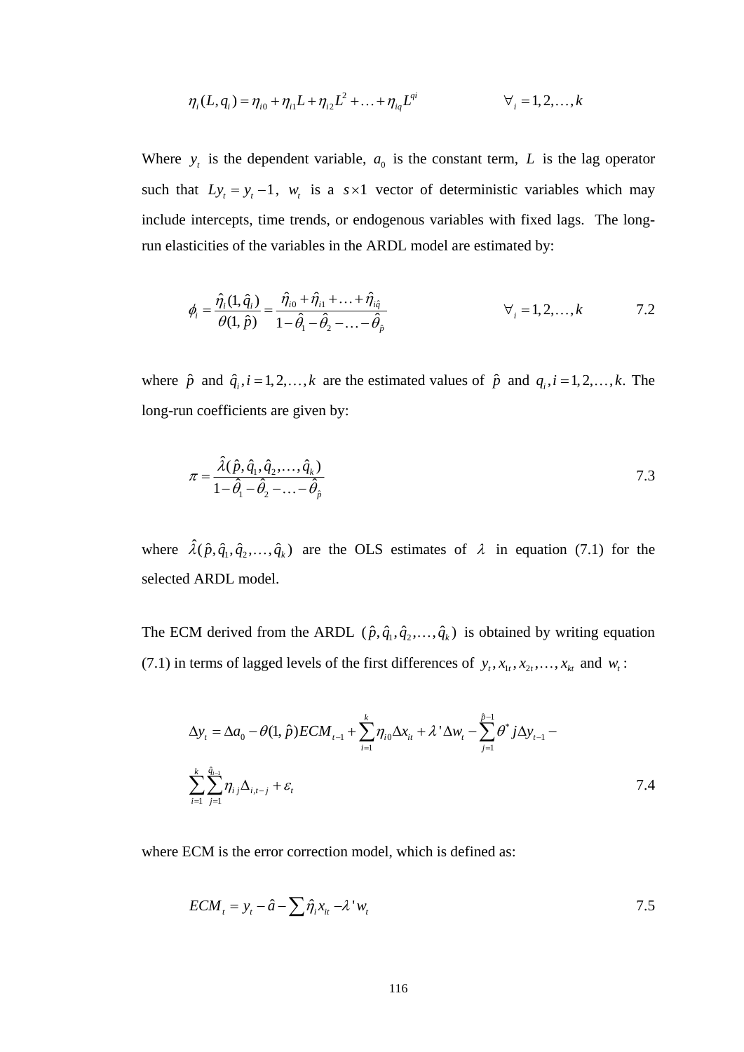$$\eta_i(L, q_i) = \eta_{i0} + \eta_{i1}L + \eta_{i2}L^2 + \ldots + \eta_{iq}L^{qi} \qquad \forall_i = 1, 2, \ldots, k$$

Where $y_t$ is the dependent variable, $a_0$ is the constant term, $L$ is the lag operator such that $Ly_t = y_t - 1$, $w_t$ is a $s \times 1$ vector of deterministic variables which may include intercepts, time trends, or endogenous variables with fixed lags. The long-run elasticities of the variables in the ARDL model are estimated by:

$$\phi_i = \frac{\hat{\eta}_i(1, \hat{q}_i)}{\theta(1, \hat{p})} = \frac{\hat{\eta}_{i0} + \hat{\eta}_{i1} + \ldots + \hat{\eta}_{i\hat{q}}}{1 - \hat{\theta}_1 - \hat{\theta}_2 - \ldots - \hat{\theta}_{\hat{p}}} \qquad \forall_i = 1, 2, \ldots, k \qquad 7.2$$

where $\hat{p}$ and $\hat{q}_i, i = 1, 2, \ldots, k$ are the estimated values of $\hat{p}$ and $q_i, i = 1, 2, \ldots, k$. The long-run coefficients are given by:

$$\pi = \frac{\hat{\lambda}(\hat{p}, \hat{q}_1, \hat{q}_2, \ldots, \hat{q}_k)}{1 - \hat{\theta}_1 - \hat{\theta}_2 - \ldots - \hat{\theta}_{\hat{p}}} \qquad 7.3$$

where $\hat{\lambda}(\hat{p}, \hat{q}_1, \hat{q}_2, \ldots, \hat{q}_k)$ are the OLS estimates of $\lambda$ in equation (7.1) for the selected ARDL model.

The ECM derived from the ARDL $(\hat{p}, \hat{q}_1, \hat{q}_2, \ldots, \hat{q}_k)$ is obtained by writing equation (7.1) in terms of lagged levels of the first differences of $y_t, x_{1t}, x_{2t}, \ldots, x_{kt}$ and $w_t$:

$$\Delta y_t = \Delta a_0 - \theta(1, \hat{p})ECM_{t-1} + \sum_{i=1}^{k} \eta_{i0}\Delta x_{it} + \lambda'\Delta w_t - \sum_{j=1}^{\hat{p}-1} \theta^* j \Delta y_{t-1} - \sum_{i=1}^{k}\sum_{j=1}^{\hat{q}_{i-1}} \eta_{ij}\Delta_{i,t-j} + \varepsilon_t \qquad 7.4$$

where ECM is the error correction model, which is defined as:

$$ECM_t = y_t - \hat{a} - \sum \hat{\eta}_i x_{it} - \lambda' w_t \qquad 7.5$$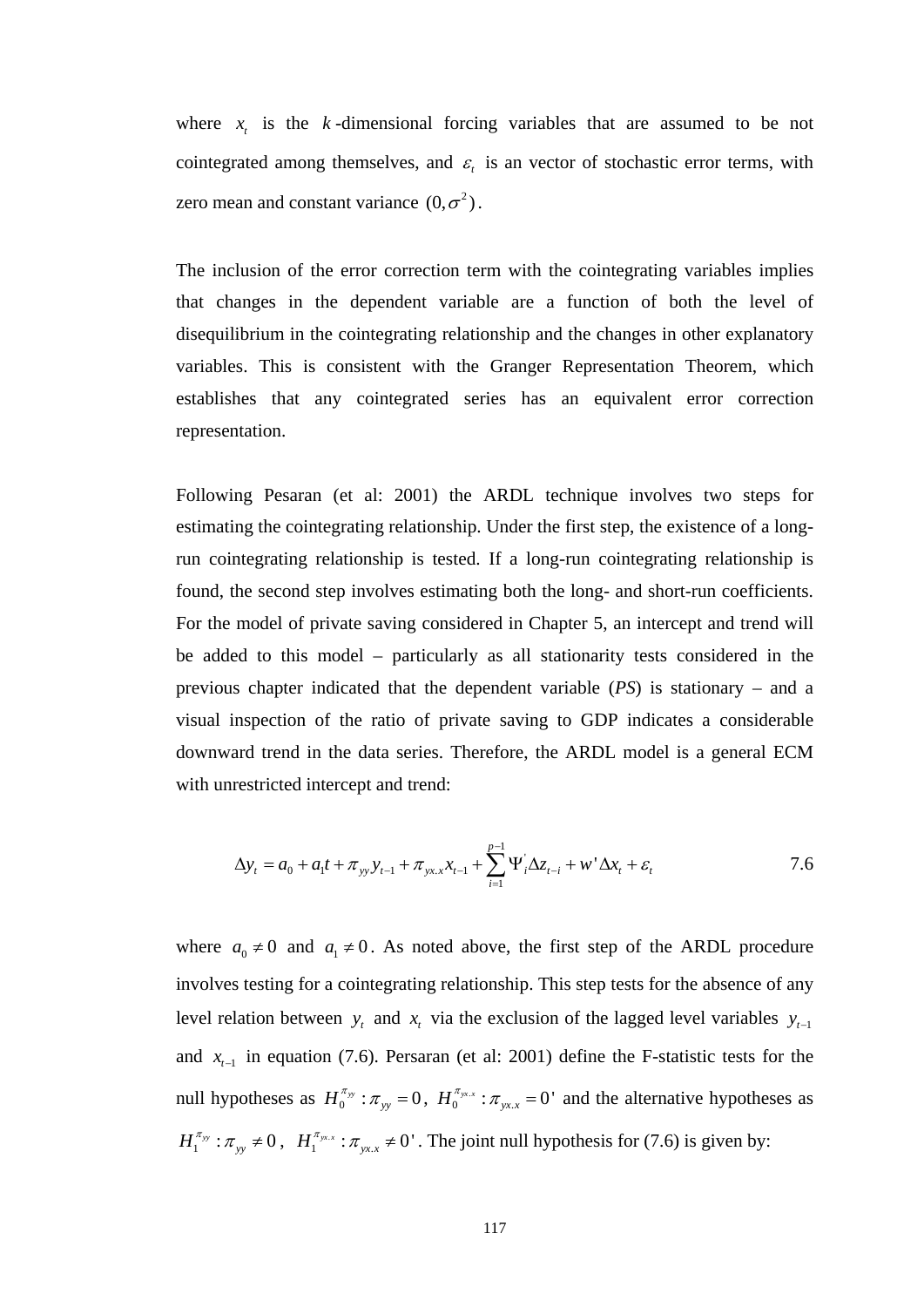where $x_t$ is the $k$-dimensional forcing variables that are assumed to be not cointegrated among themselves, and $\varepsilon_t$ is an vector of stochastic error terms, with zero mean and constant variance $(0, \sigma^2)$.

The inclusion of the error correction term with the cointegrating variables implies that changes in the dependent variable are a function of both the level of disequilibrium in the cointegrating relationship and the changes in other explanatory variables. This is consistent with the Granger Representation Theorem, which establishes that any cointegrated series has an equivalent error correction representation.

Following Pesaran (et al: 2001) the ARDL technique involves two steps for estimating the cointegrating relationship. Under the first step, the existence of a long-run cointegrating relationship is tested. If a long-run cointegrating relationship is found, the second step involves estimating both the long- and short-run coefficients. For the model of private saving considered in Chapter 5, an intercept and trend will be added to this model – particularly as all stationarity tests considered in the previous chapter indicated that the dependent variable (*PS*) is stationary – and a visual inspection of the ratio of private saving to GDP indicates a considerable downward trend in the data series. Therefore, the ARDL model is a general ECM with unrestricted intercept and trend:

$$\Delta y_t = a_0 + a_1 t + \pi_{yy} y_{t-1} + \pi_{yx.x} x_{t-1} + \sum_{i=1}^{p-1} \Psi'_i \Delta z_{t-i} + w' \Delta x_t + \varepsilon_t \tag{7.6}$$

where $a_0 \neq 0$ and $a_1 \neq 0$. As noted above, the first step of the ARDL procedure involves testing for a cointegrating relationship. This step tests for the absence of any level relation between $y_t$ and $x_t$ via the exclusion of the lagged level variables $y_{t-1}$ and $x_{t-1}$ in equation (7.6). Persaran (et al: 2001) define the F-statistic tests for the null hypotheses as $H_0^{\pi_{yy}} : \pi_{yy} = 0$, $H_0^{\pi_{yx.x}} : \pi_{yx.x} = 0'$ and the alternative hypotheses as $H_1^{\pi_{yy}} : \pi_{yy} \neq 0$, $H_1^{\pi_{yx.x}} : \pi_{yx.x} \neq 0'$. The joint null hypothesis for (7.6) is given by: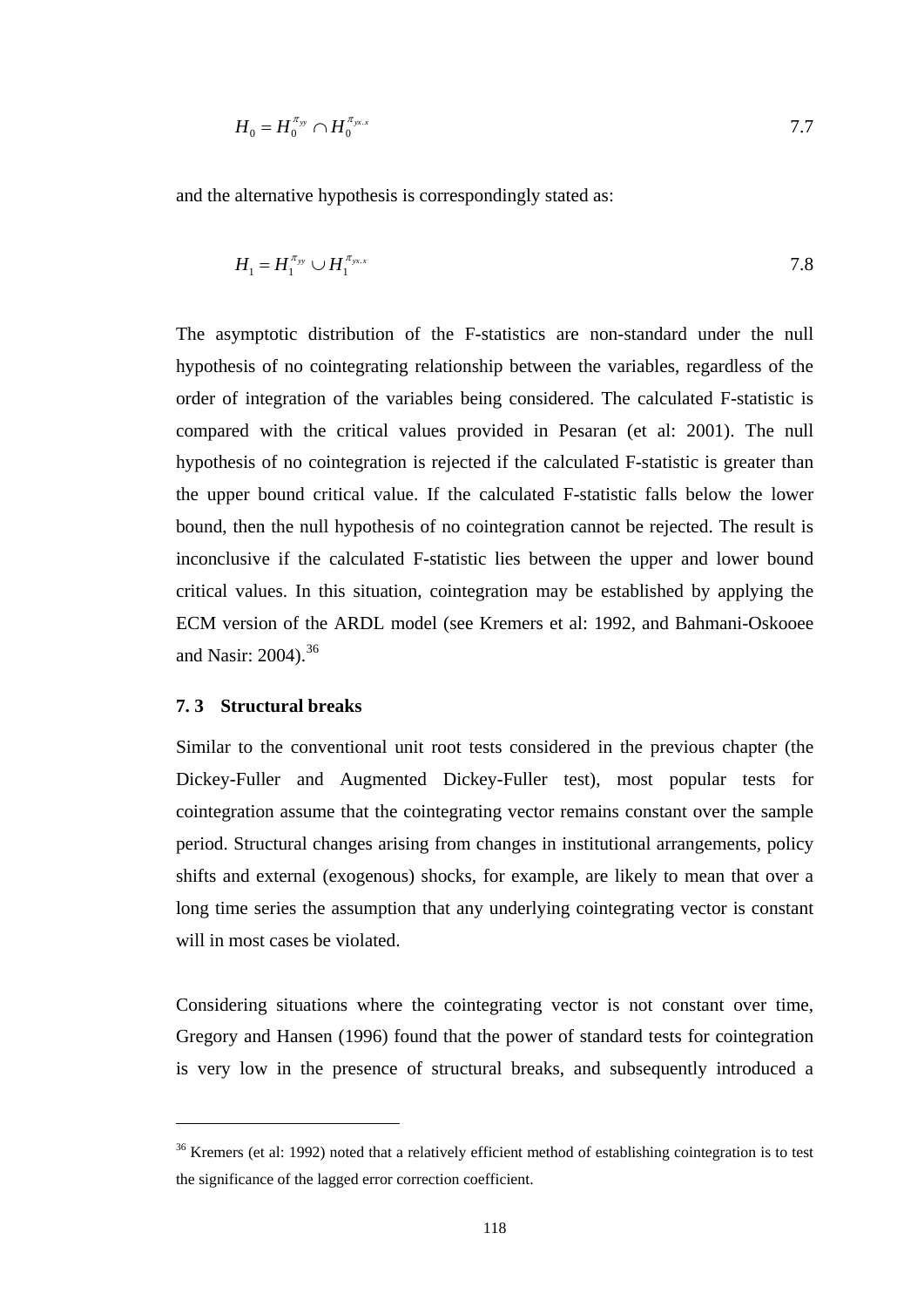$$H_0 = H_0^{\pi_{yy}} \cap H_0^{\pi_{yx.x}} \tag{7.7}$$

and the alternative hypothesis is correspondingly stated as:

$$H_1 = H_1^{\pi_{yy}} \cup H_1^{\pi_{yx.x}} \tag{7.8}$$

The asymptotic distribution of the F-statistics are non-standard under the null hypothesis of no cointegrating relationship between the variables, regardless of the order of integration of the variables being considered. The calculated F-statistic is compared with the critical values provided in Pesaran (et al: 2001). The null hypothesis of no cointegration is rejected if the calculated F-statistic is greater than the upper bound critical value. If the calculated F-statistic falls below the lower bound, then the null hypothesis of no cointegration cannot be rejected. The result is inconclusive if the calculated F-statistic lies between the upper and lower bound critical values. In this situation, cointegration may be established by applying the ECM version of the ARDL model (see Kremers et al: 1992, and Bahmani-Oskooee and Nasir: 2004).[36]

### 7. 3 Structural breaks

Similar to the conventional unit root tests considered in the previous chapter (the Dickey-Fuller and Augmented Dickey-Fuller test), most popular tests for cointegration assume that the cointegrating vector remains constant over the sample period. Structural changes arising from changes in institutional arrangements, policy shifts and external (exogenous) shocks, for example, are likely to mean that over a long time series the assumption that any underlying cointegrating vector is constant will in most cases be violated.

Considering situations where the cointegrating vector is not constant over time, Gregory and Hansen (1996) found that the power of standard tests for cointegration is very low in the presence of structural breaks, and subsequently introduced a

---

[36] Kremers (et al: 1992) noted that a relatively efficient method of establishing cointegration is to test the significance of the lagged error correction coefficient.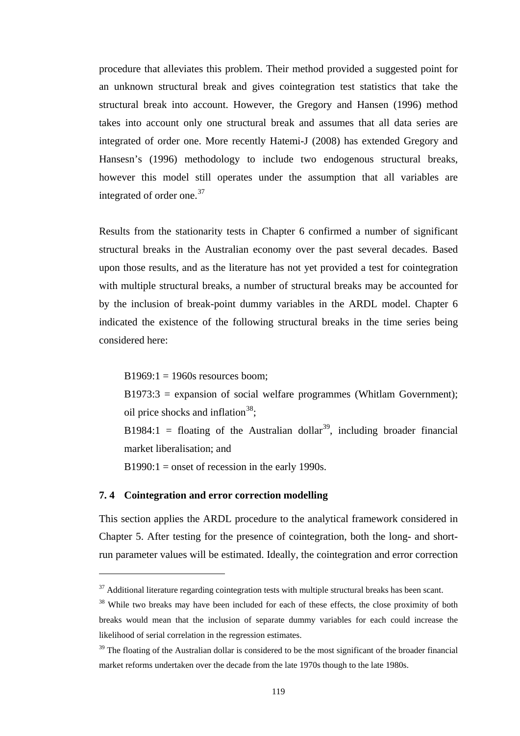procedure that alleviates this problem. Their method provided a suggested point for an unknown structural break and gives cointegration test statistics that take the structural break into account. However, the Gregory and Hansen (1996) method takes into account only one structural break and assumes that all data series are integrated of order one. More recently Hatemi-J (2008) has extended Gregory and Hansesn's (1996) methodology to include two endogenous structural breaks, however this model still operates under the assumption that all variables are integrated of order one.[37]

Results from the stationarity tests in Chapter 6 confirmed a number of significant structural breaks in the Australian economy over the past several decades. Based upon those results, and as the literature has not yet provided a test for cointegration with multiple structural breaks, a number of structural breaks may be accounted for by the inclusion of break-point dummy variables in the ARDL model. Chapter 6 indicated the existence of the following structural breaks in the time series being considered here:

> B1969:1 = 1960s resources boom;
>
> B1973:3 = expansion of social welfare programmes (Whitlam Government); oil price shocks and inflation[38];
>
> B1984:1 = floating of the Australian dollar[39], including broader financial market liberalisation; and
>
> B1990:1 = onset of recession in the early 1990s.

## 7. 4 Cointegration and error correction modelling

This section applies the ARDL procedure to the analytical framework considered in Chapter 5. After testing for the presence of cointegration, both the long- and short-run parameter values will be estimated. Ideally, the cointegration and error correction

---

[37] Additional literature regarding cointegration tests with multiple structural breaks has been scant.

[38] While two breaks may have been included for each of these effects, the close proximity of both breaks would mean that the inclusion of separate dummy variables for each could increase the likelihood of serial correlation in the regression estimates.

[39] The floating of the Australian dollar is considered to be the most significant of the broader financial market reforms undertaken over the decade from the late 1970s though to the late 1980s.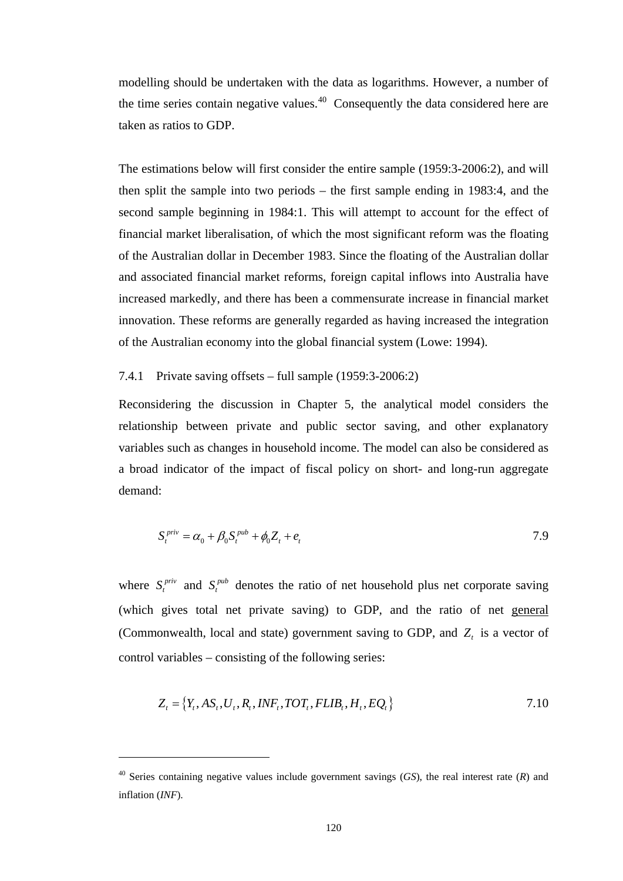modelling should be undertaken with the data as logarithms. However, a number of the time series contain negative values.[40] Consequently the data considered here are taken as ratios to GDP.

The estimations below will first consider the entire sample (1959:3-2006:2), and will then split the sample into two periods – the first sample ending in 1983:4, and the second sample beginning in 1984:1. This will attempt to account for the effect of financial market liberalisation, of which the most significant reform was the floating of the Australian dollar in December 1983. Since the floating of the Australian dollar and associated financial market reforms, foreign capital inflows into Australia have increased markedly, and there has been a commensurate increase in financial market innovation. These reforms are generally regarded as having increased the integration of the Australian economy into the global financial system (Lowe: 1994).

### 7.4.1 Private saving offsets – full sample (1959:3-2006:2)

Reconsidering the discussion in Chapter 5, the analytical model considers the relationship between private and public sector saving, and other explanatory variables such as changes in household income. The model can also be considered as a broad indicator of the impact of fiscal policy on short- and long-run aggregate demand:

$$S_t^{priv} = \alpha_0 + \beta_0 S_t^{pub} + \phi_0 Z_t + e_t \qquad 7.9$$

where $S_t^{priv}$ and $S_t^{pub}$ denotes the ratio of net household plus net corporate saving (which gives total net private saving) to GDP, and the ratio of net general (Commonwealth, local and state) government saving to GDP, and $Z_t$ is a vector of control variables – consisting of the following series:

$$Z_t = \{Y_t, AS_t, U_t, R_t, INF_t, TOT_t, FLIB_t, H_t, EQ_t\} \qquad 7.10$$

---

[40] Series containing negative values include government savings (*GS*), the real interest rate (*R*) and inflation (*INF*).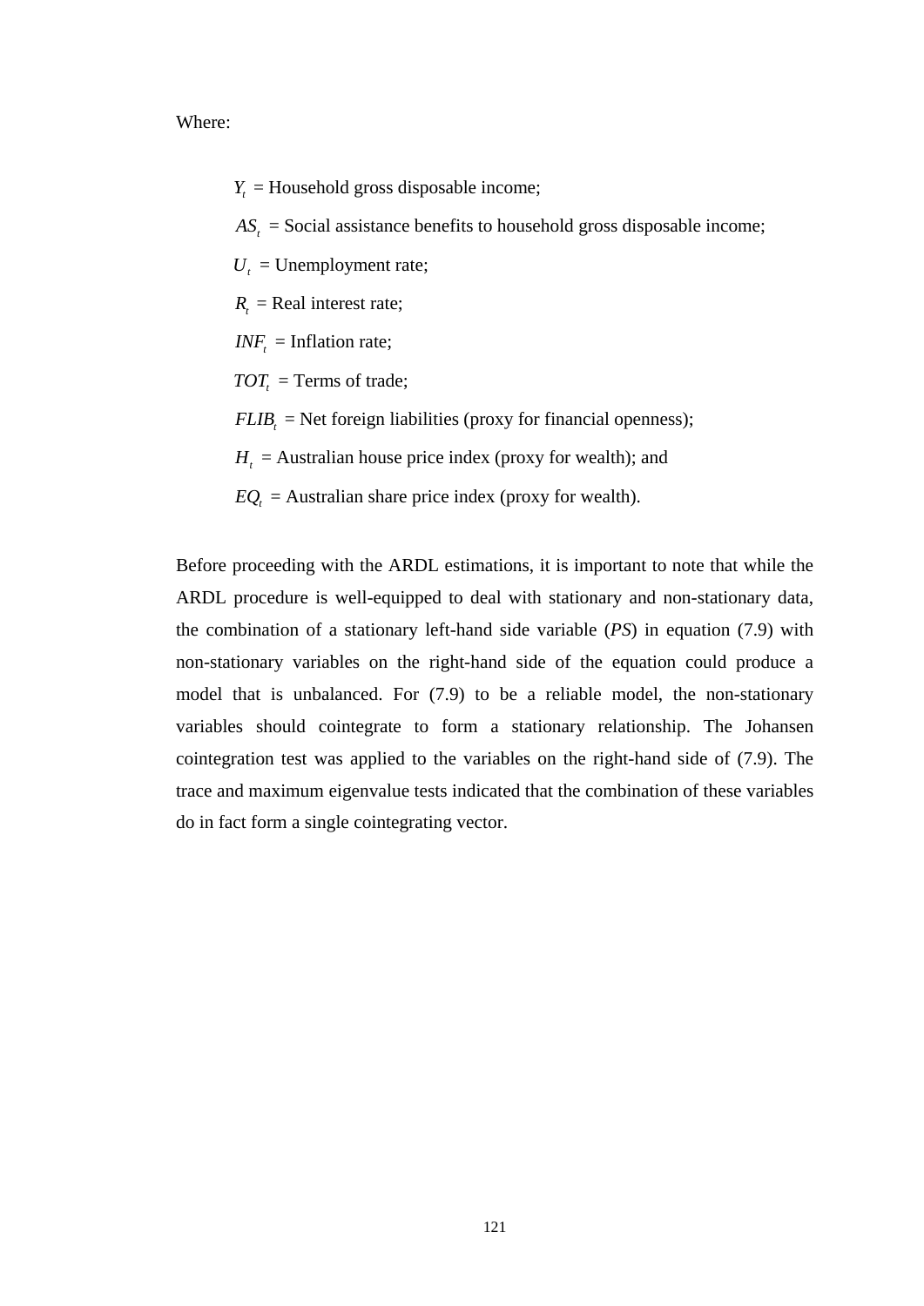Where:

$Y_t$ = Household gross disposable income;

$AS_t$ = Social assistance benefits to household gross disposable income;

$U_t$ = Unemployment rate;

$R_t$ = Real interest rate;

$INF_t$ = Inflation rate;

$TOT_t$ = Terms of trade;

$FLIB_t$ = Net foreign liabilities (proxy for financial openness);

$H_t$ = Australian house price index (proxy for wealth); and

$EQ_t$ = Australian share price index (proxy for wealth).

Before proceeding with the ARDL estimations, it is important to note that while the ARDL procedure is well-equipped to deal with stationary and non-stationary data, the combination of a stationary left-hand side variable (*PS*) in equation (7.9) with non-stationary variables on the right-hand side of the equation could produce a model that is unbalanced. For (7.9) to be a reliable model, the non-stationary variables should cointegrate to form a stationary relationship. The Johansen cointegration test was applied to the variables on the right-hand side of (7.9). The trace and maximum eigenvalue tests indicated that the combination of these variables do in fact form a single cointegrating vector.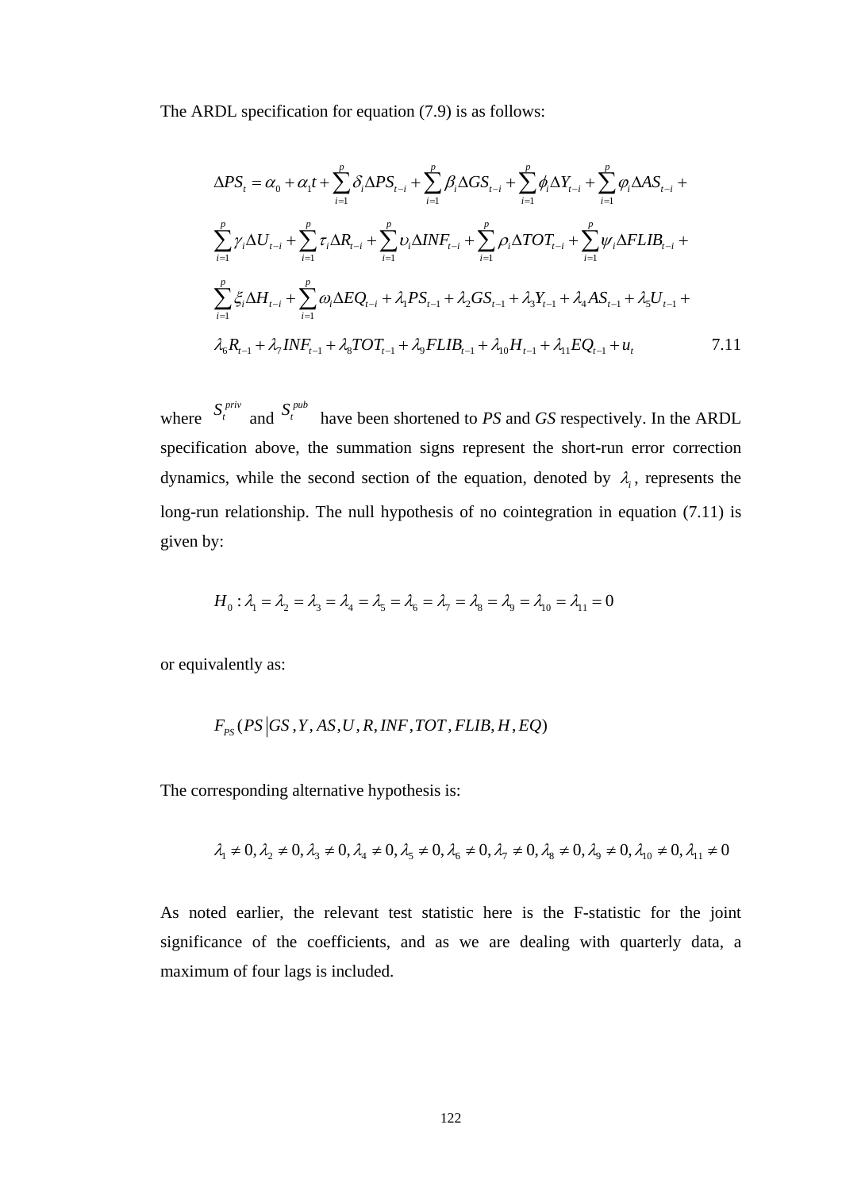The ARDL specification for equation (7.9) is as follows:

$$
\begin{aligned}
\Delta PS_t = {} & \alpha_0 + \alpha_1 t + \sum_{i=1}^{p} \delta_i \Delta PS_{t-i} + \sum_{i=1}^{p} \beta_i \Delta GS_{t-i} + \sum_{i=1}^{p} \phi_i \Delta Y_{t-i} + \sum_{i=1}^{p} \varphi_i \Delta AS_{t-i} + \\
& \sum_{i=1}^{p} \gamma_i \Delta U_{t-i} + \sum_{i=1}^{p} \tau_i \Delta R_{t-i} + \sum_{i=1}^{p} \upsilon_i \Delta INF_{t-i} + \sum_{i=1}^{p} \rho_i \Delta TOT_{t-i} + \sum_{i=1}^{p} \psi_i \Delta FLIB_{t-i} + \\
& \sum_{i=1}^{p} \xi_i \Delta H_{t-i} + \sum_{i=1}^{p} \omega_i \Delta EQ_{t-i} + \lambda_1 PS_{t-1} + \lambda_2 GS_{t-1} + \lambda_3 Y_{t-1} + \lambda_4 AS_{t-1} + \lambda_5 U_{t-1} + \\
& \lambda_6 R_{t-1} + \lambda_7 INF_{t-1} + \lambda_8 TOT_{t-1} + \lambda_9 FLIB_{t-1} + \lambda_{10} H_{t-1} + \lambda_{11} EQ_{t-1} + u_t
\end{aligned}
\qquad 7.11
$$

where $S_t^{priv}$ and $S_t^{pub}$ have been shortened to *PS* and *GS* respectively. In the ARDL specification above, the summation signs represent the short-run error correction dynamics, while the second section of the equation, denoted by $\lambda_i$, represents the long-run relationship. The null hypothesis of no cointegration in equation (7.11) is given by:

$$H_0 : \lambda_1 = \lambda_2 = \lambda_3 = \lambda_4 = \lambda_5 = \lambda_6 = \lambda_7 = \lambda_8 = \lambda_9 = \lambda_{10} = \lambda_{11} = 0$$

or equivalently as:

$$F_{PS}(PS \mid GS, Y, AS, U, R, INF, TOT, FLIB, H, EQ)$$

The corresponding alternative hypothesis is:

$$\lambda_1 \neq 0, \lambda_2 \neq 0, \lambda_3 \neq 0, \lambda_4 \neq 0, \lambda_5 \neq 0, \lambda_6 \neq 0, \lambda_7 \neq 0, \lambda_8 \neq 0, \lambda_9 \neq 0, \lambda_{10} \neq 0, \lambda_{11} \neq 0$$

As noted earlier, the relevant test statistic here is the F-statistic for the joint significance of the coefficients, and as we are dealing with quarterly data, a maximum of four lags is included.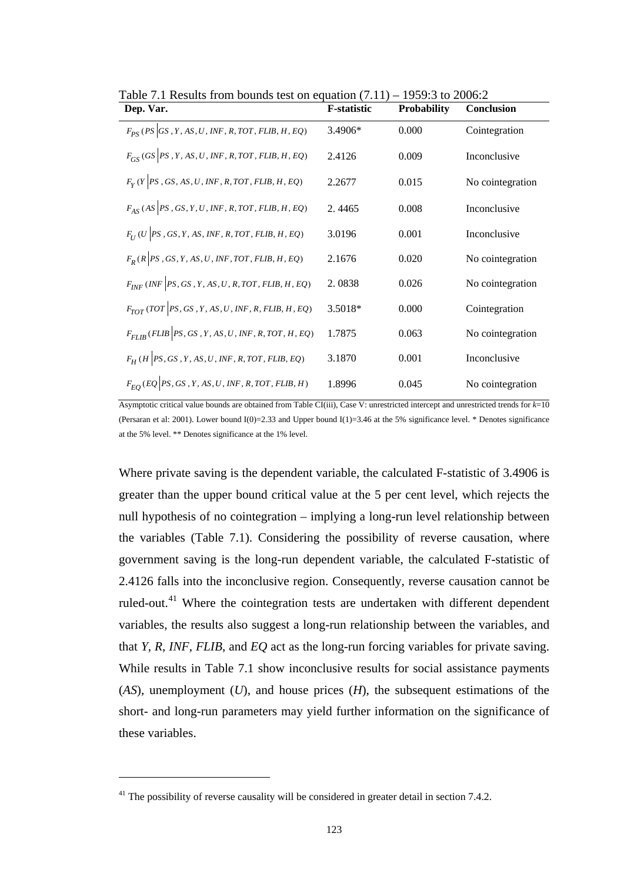Table 7.1 Results from bounds test on equation (7.11) – 1959:3 to 2006:2

| Dep. Var. | F-statistic | Probability | Conclusion |
|---|---|---|---|
| $F_{PS}(PS \mid GS, Y, AS, U, INF, R, TOT, FLIB, H, EQ)$ | 3.4906* | 0.000 | Cointegration |
| $F_{GS}(GS \mid PS, Y, AS, U, INF, R, TOT, FLIB, H, EQ)$ | 2.4126 | 0.009 | Inconclusive |
| $F_{Y}(Y \mid PS, GS, AS, U, INF, R, TOT, FLIB, H, EQ)$ | 2.2677 | 0.015 | No cointegration |
| $F_{AS}(AS \mid PS, GS, Y, U, INF, R, TOT, FLIB, H, EQ)$ | 2. 4465 | 0.008 | Inconclusive |
| $F_{U}(U \mid PS, GS, Y, AS, INF, R, TOT, FLIB, H, EQ)$ | 3.0196 | 0.001 | Inconclusive |
| $F_{R}(R \mid PS, GS, Y, AS, U, INF, TOT, FLIB, H, EQ)$ | 2.1676 | 0.020 | No cointegration |
| $F_{INF}(INF \mid PS, GS, Y, AS, U, R, TOT, FLIB, H, EQ)$ | 2. 0838 | 0.026 | No cointegration |
| $F_{TOT}(TOT \mid PS, GS, Y, AS, U, INF, R, FLIB, H, EQ)$ | 3.5018* | 0.000 | Cointegration |
| $F_{FLIB}(FLIB \mid PS, GS, Y, AS, U, INF, R, TOT, H, EQ)$ | 1.7875 | 0.063 | No cointegration |
| $F_{H}(H \mid PS, GS, Y, AS, U, INF, R, TOT, FLIB, EQ)$ | 3.1870 | 0.001 | Inconclusive |
| $F_{EQ}(EQ \mid PS, GS, Y, AS, U, INF, R, TOT, FLIB, H)$ | 1.8996 | 0.045 | No cointegration |

Asymptotic critical value bounds are obtained from Table CI(iii), Case V: unrestricted intercept and unrestricted trends for $k$=10 (Persaran et al: 2001). Lower bound I(0)=2.33 and Upper bound I(1)=3.46 at the 5% significance level. * Denotes significance at the 5% level. ** Denotes significance at the 1% level.

Where private saving is the dependent variable, the calculated F-statistic of 3.4906 is greater than the upper bound critical value at the 5 per cent level, which rejects the null hypothesis of no cointegration – implying a long-run level relationship between the variables (Table 7.1). Considering the possibility of reverse causation, where government saving is the long-run dependent variable, the calculated F-statistic of 2.4126 falls into the inconclusive region. Consequently, reverse causation cannot be ruled-out.[41] Where the cointegration tests are undertaken with different dependent variables, the results also suggest a long-run relationship between the variables, and that *Y*, *R*, *INF*, *FLIB*, and *EQ* act as the long-run forcing variables for private saving. While results in Table 7.1 show inconclusive results for social assistance payments (*AS*), unemployment (*U*), and house prices (*H*), the subsequent estimations of the short- and long-run parameters may yield further information on the significance of these variables.

[41] The possibility of reverse causality will be considered in greater detail in section 7.4.2.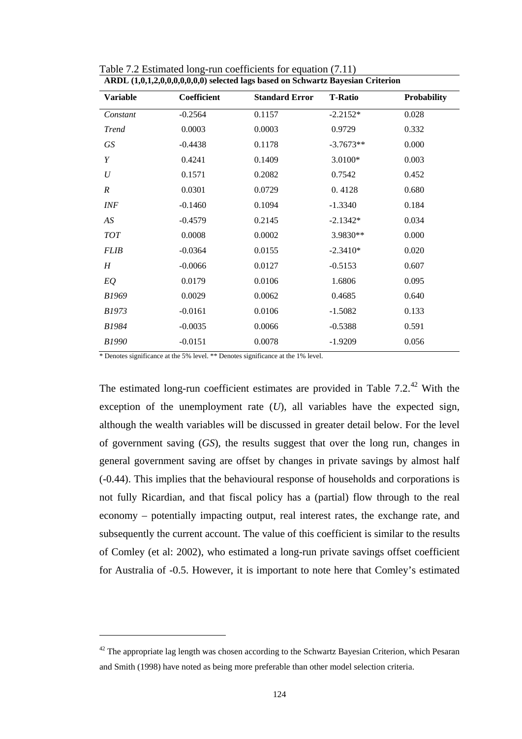Table 7.2 Estimated long-run coefficients for equation (7.11)

**ARDL (1,0,1,2,0,0,0,0,0,0,0) selected lags based on Schwartz Bayesian Criterion**

| Variable | Coefficient | Standard Error | T-Ratio | Probability |
|---|---|---|---|---|
| *Constant* | -0.2564 | 0.1157 | -2.2152* | 0.028 |
| *Trend* | 0.0003 | 0.0003 | 0.9729 | 0.332 |
| *GS* | -0.4438 | 0.1178 | -3.7673** | 0.000 |
| *Y* | 0.4241 | 0.1409 | 3.0100* | 0.003 |
| *U* | 0.1571 | 0.2082 | 0.7542 | 0.452 |
| *R* | 0.0301 | 0.0729 | 0. 4128 | 0.680 |
| *INF* | -0.1460 | 0.1094 | -1.3340 | 0.184 |
| *AS* | -0.4579 | 0.2145 | -2.1342* | 0.034 |
| *TOT* | 0.0008 | 0.0002 | 3.9830** | 0.000 |
| *FLIB* | -0.0364 | 0.0155 | -2.3410* | 0.020 |
| *H* | -0.0066 | 0.0127 | -0.5153 | 0.607 |
| *EQ* | 0.0179 | 0.0106 | 1.6806 | 0.095 |
| *B1969* | 0.0029 | 0.0062 | 0.4685 | 0.640 |
| *B1973* | -0.0161 | 0.0106 | -1.5082 | 0.133 |
| *B1984* | -0.0035 | 0.0066 | -0.5388 | 0.591 |
| *B1990* | -0.0151 | 0.0078 | -1.9209 | 0.056 |

* Denotes significance at the 5% level. ** Denotes significance at the 1% level.

The estimated long-run coefficient estimates are provided in Table 7.2.[42] With the exception of the unemployment rate (*U*), all variables have the expected sign, although the wealth variables will be discussed in greater detail below. For the level of government saving (*GS*), the results suggest that over the long run, changes in general government saving are offset by changes in private savings by almost half (-0.44). This implies that the behavioural response of households and corporations is not fully Ricardian, and that fiscal policy has a (partial) flow through to the real economy – potentially impacting output, real interest rates, the exchange rate, and subsequently the current account. The value of this coefficient is similar to the results of Comley (et al: 2002), who estimated a long-run private savings offset coefficient for Australia of -0.5. However, it is important to note here that Comley's estimated

[42] The appropriate lag length was chosen according to the Schwartz Bayesian Criterion, which Pesaran and Smith (1998) have noted as being more preferable than other model selection criteria.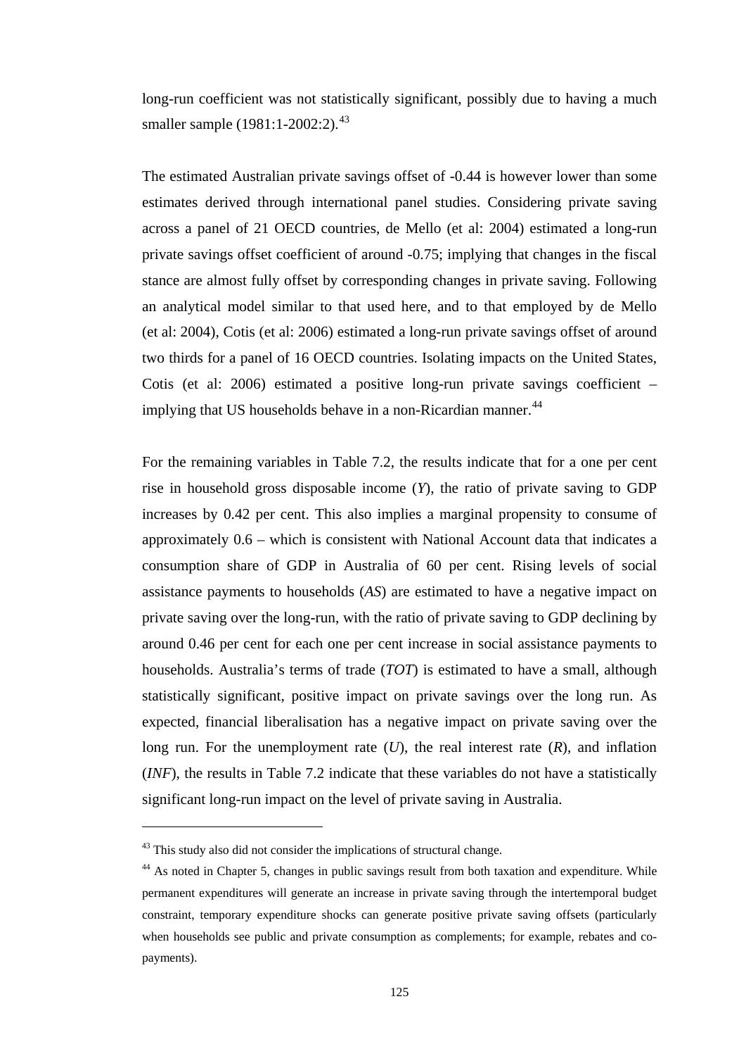long-run coefficient was not statistically significant, possibly due to having a much smaller sample (1981:1-2002:2).[43]

The estimated Australian private savings offset of -0.44 is however lower than some estimates derived through international panel studies. Considering private saving across a panel of 21 OECD countries, de Mello (et al: 2004) estimated a long-run private savings offset coefficient of around -0.75; implying that changes in the fiscal stance are almost fully offset by corresponding changes in private saving. Following an analytical model similar to that used here, and to that employed by de Mello (et al: 2004), Cotis (et al: 2006) estimated a long-run private savings offset of around two thirds for a panel of 16 OECD countries. Isolating impacts on the United States, Cotis (et al: 2006) estimated a positive long-run private savings coefficient – implying that US households behave in a non-Ricardian manner.[44]

For the remaining variables in Table 7.2, the results indicate that for a one per cent rise in household gross disposable income (*Y*), the ratio of private saving to GDP increases by 0.42 per cent. This also implies a marginal propensity to consume of approximately 0.6 – which is consistent with National Account data that indicates a consumption share of GDP in Australia of 60 per cent. Rising levels of social assistance payments to households (*AS*) are estimated to have a negative impact on private saving over the long-run, with the ratio of private saving to GDP declining by around 0.46 per cent for each one per cent increase in social assistance payments to households. Australia's terms of trade (*TOT*) is estimated to have a small, although statistically significant, positive impact on private savings over the long run. As expected, financial liberalisation has a negative impact on private saving over the long run. For the unemployment rate (*U*), the real interest rate (*R*), and inflation (*INF*), the results in Table 7.2 indicate that these variables do not have a statistically significant long-run impact on the level of private saving in Australia.

---

[43] This study also did not consider the implications of structural change.

[44] As noted in Chapter 5, changes in public savings result from both taxation and expenditure. While permanent expenditures will generate an increase in private saving through the intertemporal budget constraint, temporary expenditure shocks can generate positive private saving offsets (particularly when households see public and private consumption as complements; for example, rebates and co-payments).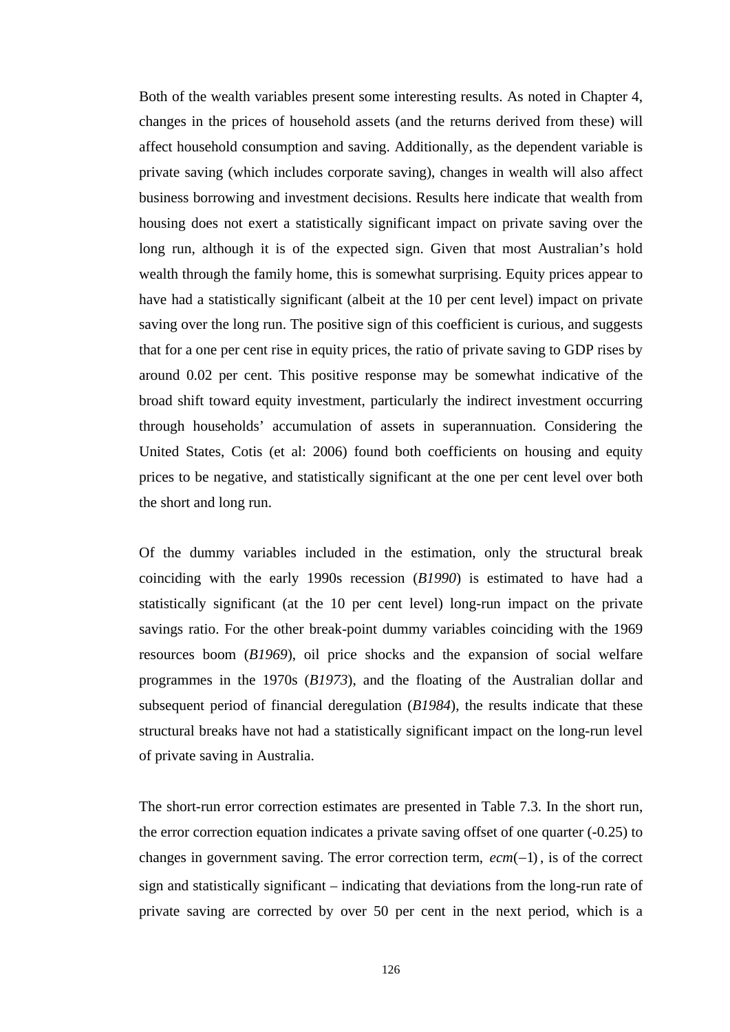Both of the wealth variables present some interesting results. As noted in Chapter 4, changes in the prices of household assets (and the returns derived from these) will affect household consumption and saving. Additionally, as the dependent variable is private saving (which includes corporate saving), changes in wealth will also affect business borrowing and investment decisions. Results here indicate that wealth from housing does not exert a statistically significant impact on private saving over the long run, although it is of the expected sign. Given that most Australian's hold wealth through the family home, this is somewhat surprising. Equity prices appear to have had a statistically significant (albeit at the 10 per cent level) impact on private saving over the long run. The positive sign of this coefficient is curious, and suggests that for a one per cent rise in equity prices, the ratio of private saving to GDP rises by around 0.02 per cent. This positive response may be somewhat indicative of the broad shift toward equity investment, particularly the indirect investment occurring through households' accumulation of assets in superannuation. Considering the United States, Cotis (et al: 2006) found both coefficients on housing and equity prices to be negative, and statistically significant at the one per cent level over both the short and long run.

Of the dummy variables included in the estimation, only the structural break coinciding with the early 1990s recession (*B1990*) is estimated to have had a statistically significant (at the 10 per cent level) long-run impact on the private savings ratio. For the other break-point dummy variables coinciding with the 1969 resources boom (*B1969*), oil price shocks and the expansion of social welfare programmes in the 1970s (*B1973*), and the floating of the Australian dollar and subsequent period of financial deregulation (*B1984*), the results indicate that these structural breaks have not had a statistically significant impact on the long-run level of private saving in Australia.

The short-run error correction estimates are presented in Table 7.3. In the short run, the error correction equation indicates a private saving offset of one quarter (-0.25) to changes in government saving. The error correction term, $ecm(-1)$, is of the correct sign and statistically significant – indicating that deviations from the long-run rate of private saving are corrected by over 50 per cent in the next period, which is a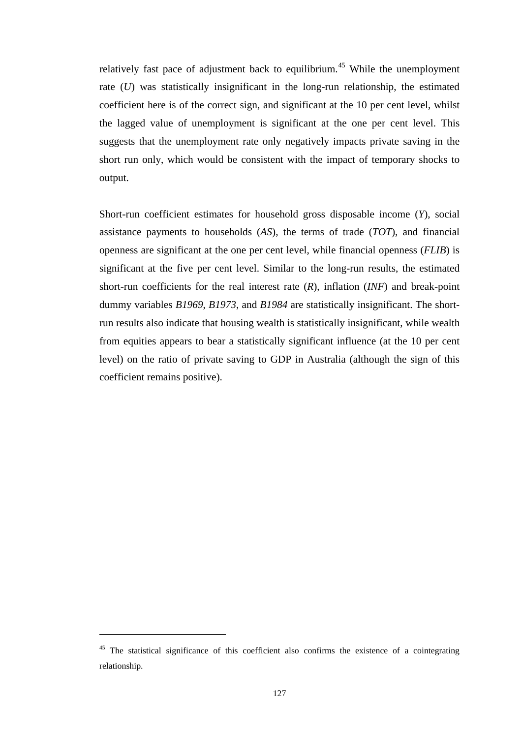relatively fast pace of adjustment back to equilibrium.[45] While the unemployment rate (*U*) was statistically insignificant in the long-run relationship, the estimated coefficient here is of the correct sign, and significant at the 10 per cent level, whilst the lagged value of unemployment is significant at the one per cent level. This suggests that the unemployment rate only negatively impacts private saving in the short run only, which would be consistent with the impact of temporary shocks to output.

Short-run coefficient estimates for household gross disposable income (*Y*), social assistance payments to households (*AS*), the terms of trade (*TOT*), and financial openness are significant at the one per cent level, while financial openness (*FLIB*) is significant at the five per cent level. Similar to the long-run results, the estimated short-run coefficients for the real interest rate (*R*), inflation (*INF*) and break-point dummy variables *B1969*, *B1973*, and *B1984* are statistically insignificant. The short-run results also indicate that housing wealth is statistically insignificant, while wealth from equities appears to bear a statistically significant influence (at the 10 per cent level) on the ratio of private saving to GDP in Australia (although the sign of this coefficient remains positive).

---

[45] The statistical significance of this coefficient also confirms the existence of a cointegrating relationship.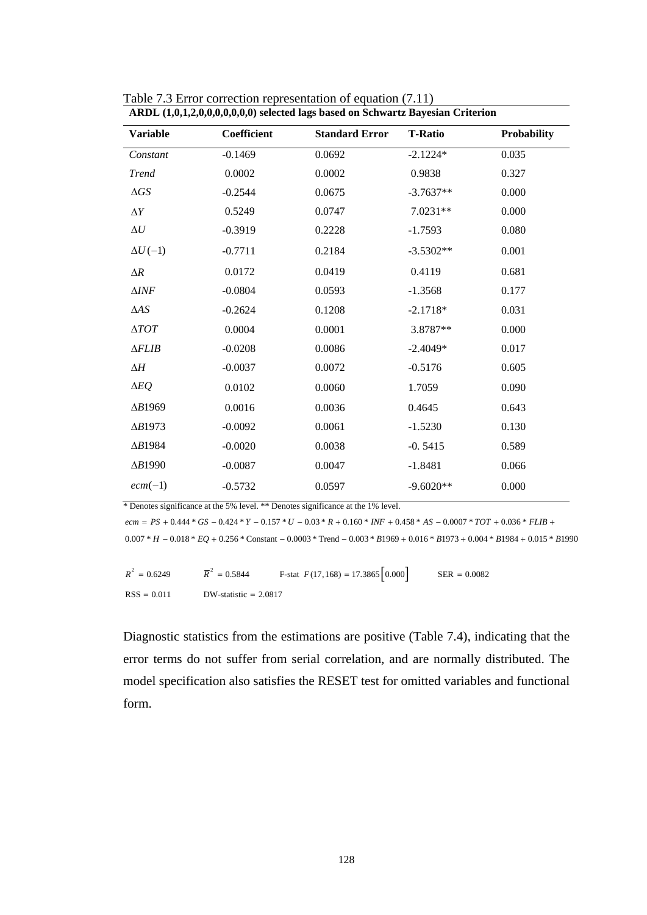Table 7.3 Error correction representation of equation (7.11)

**ARDL (1,0,1,2,0,0,0,0,0,0,0) selected lags based on Schwartz Bayesian Criterion**

| Variable | Coefficient | Standard Error | T-Ratio | Probability |
|---|---|---|---|---|
| *Constant* | -0.1469 | 0.0692 | -2.1224* | 0.035 |
| *Trend* | 0.0002 | 0.0002 | 0.9838 | 0.327 |
| $\Delta GS$ | -0.2544 | 0.0675 | -3.7637** | 0.000 |
| $\Delta Y$ | 0.5249 | 0.0747 | 7.0231** | 0.000 |
| $\Delta U$ | -0.3919 | 0.2228 | -1.7593 | 0.080 |
| $\Delta U(-1)$ | -0.7711 | 0.2184 | -3.5302** | 0.001 |
| $\Delta R$ | 0.0172 | 0.0419 | 0.4119 | 0.681 |
| $\Delta INF$ | -0.0804 | 0.0593 | -1.3568 | 0.177 |
| $\Delta AS$ | -0.2624 | 0.1208 | -2.1718* | 0.031 |
| $\Delta TOT$ | 0.0004 | 0.0001 | 3.8787** | 0.000 |
| $\Delta FLIB$ | -0.0208 | 0.0086 | -2.4049* | 0.017 |
| $\Delta H$ | -0.0037 | 0.0072 | -0.5176 | 0.605 |
| $\Delta EQ$ | 0.0102 | 0.0060 | 1.7059 | 0.090 |
| $\Delta B1969$ | 0.0016 | 0.0036 | 0.4645 | 0.643 |
| $\Delta B1973$ | -0.0092 | 0.0061 | -1.5230 | 0.130 |
| $\Delta B1984$ | -0.0020 | 0.0038 | -0. 5415 | 0.589 |
| $\Delta B1990$ | -0.0087 | 0.0047 | -1.8481 | 0.066 |
| $ecm(-1)$ | -0.5732 | 0.0597 | -9.6020** | 0.000 |

\* Denotes significance at the 5% level. ** Denotes significance at the 1% level.

$ecm = PS + 0.444 * GS - 0.424 * Y - 0.157 * U - 0.03 * R + 0.160 * INF + 0.458 * AS - 0.0007 * TOT + 0.036 * FLIB +$
$0.007 * H - 0.018 * EQ + 0.256 * \text{Constant} - 0.0003 * \text{Trend} - 0.003 * B1969 + 0.016 * B1973 + 0.004 * B1984 + 0.015 * B1990$

$R^2 = 0.6249$ $\quad \overline{R}^2 = 0.5844$ $\quad$ F-stat $F(17,168) = 17.3865\,[0.000]$ $\quad$ SER $= 0.0082$

RSS $= 0.011$ $\quad$ DW-statistic $= 2.0817$

Diagnostic statistics from the estimations are positive (Table 7.4), indicating that the error terms do not suffer from serial correlation, and are normally distributed. The model specification also satisfies the RESET test for omitted variables and functional form.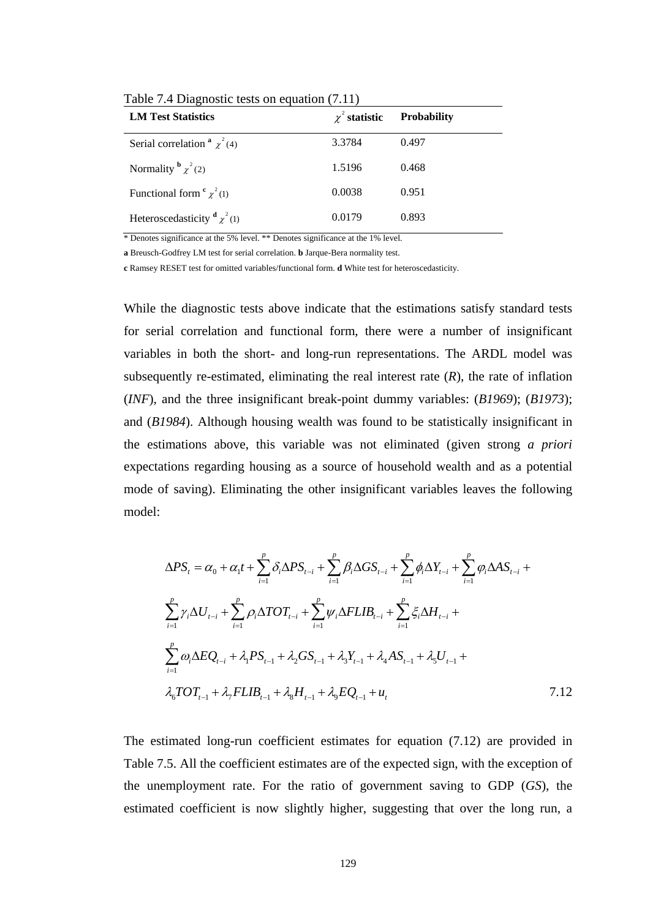Table 7.4 Diagnostic tests on equation (7.11)

| LM Test Statistics | $\chi^2$ statistic | Probability |
|---|---|---|
| Serial correlation [a] $\chi^2(4)$ | 3.3784 | 0.497 |
| Normality [b] $\chi^2(2)$ | 1.5196 | 0.468 |
| Functional form [c] $\chi^2(1)$ | 0.0038 | 0.951 |
| Heteroscedasticity [d] $\chi^2(1)$ | 0.0179 | 0.893 |

\* Denotes significance at the 5% level. \*\* Denotes significance at the 1% level.

**a** Breusch-Godfrey LM test for serial correlation. **b** Jarque-Bera normality test.

**c** Ramsey RESET test for omitted variables/functional form. **d** White test for heteroscedasticity.

While the diagnostic tests above indicate that the estimations satisfy standard tests for serial correlation and functional form, there were a number of insignificant variables in both the short- and long-run representations. The ARDL model was subsequently re-estimated, eliminating the real interest rate (*R*), the rate of inflation (*INF*), and the three insignificant break-point dummy variables: (*B1969*); (*B1973*); and (*B1984*). Although housing wealth was found to be statistically insignificant in the estimations above, this variable was not eliminated (given strong *a priori* expectations regarding housing as a source of household wealth and as a potential mode of saving). Eliminating the other insignificant variables leaves the following model:

$$\Delta PS_t = \alpha_0 + \alpha_1 t + \sum_{i=1}^{p} \delta_i \Delta PS_{t-i} + \sum_{i=1}^{p} \beta_i \Delta GS_{t-i} + \sum_{i=1}^{p} \phi_i \Delta Y_{t-i} + \sum_{i=1}^{p} \varphi_i \Delta AS_{t-i} + \sum_{i=1}^{p} \gamma_i \Delta U_{t-i} + \sum_{i=1}^{p} \rho_i \Delta TOT_{t-i} + \sum_{i=1}^{p} \psi_i \Delta FLIB_{t-i} + \sum_{i=1}^{p} \xi_i \Delta H_{t-i} + \sum_{i=1}^{p} \omega_i \Delta EQ_{t-i} + \lambda_1 PS_{t-1} + \lambda_2 GS_{t-1} + \lambda_3 Y_{t-1} + \lambda_4 AS_{t-1} + \lambda_5 U_{t-1} + \lambda_6 TOT_{t-1} + \lambda_7 FLIB_{t-1} + \lambda_8 H_{t-1} + \lambda_9 EQ_{t-1} + u_t \qquad 7.12$$

The estimated long-run coefficient estimates for equation (7.12) are provided in Table 7.5. All the coefficient estimates are of the expected sign, with the exception of the unemployment rate. For the ratio of government saving to GDP (*GS*), the estimated coefficient is now slightly higher, suggesting that over the long run, a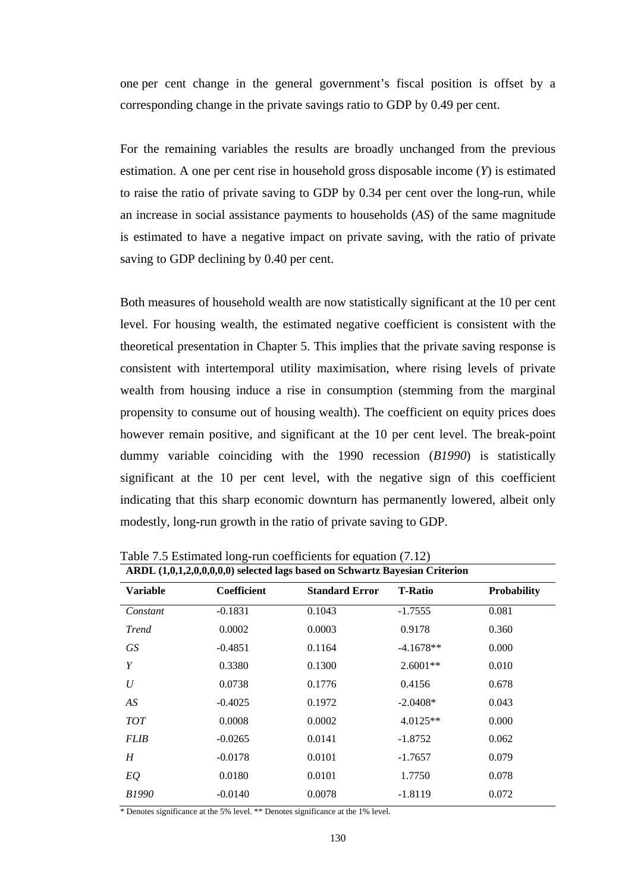one per cent change in the general government's fiscal position is offset by a corresponding change in the private savings ratio to GDP by 0.49 per cent.

For the remaining variables the results are broadly unchanged from the previous estimation. A one per cent rise in household gross disposable income (*Y*) is estimated to raise the ratio of private saving to GDP by 0.34 per cent over the long-run, while an increase in social assistance payments to households (*AS*) of the same magnitude is estimated to have a negative impact on private saving, with the ratio of private saving to GDP declining by 0.40 per cent.

Both measures of household wealth are now statistically significant at the 10 per cent level. For housing wealth, the estimated negative coefficient is consistent with the theoretical presentation in Chapter 5. This implies that the private saving response is consistent with intertemporal utility maximisation, where rising levels of private wealth from housing induce a rise in consumption (stemming from the marginal propensity to consume out of housing wealth). The coefficient on equity prices does however remain positive, and significant at the 10 per cent level. The break-point dummy variable coinciding with the 1990 recession (*B1990*) is statistically significant at the 10 per cent level, with the negative sign of this coefficient indicating that this sharp economic downturn has permanently lowered, albeit only modestly, long-run growth in the ratio of private saving to GDP.

Table 7.5 Estimated long-run coefficients for equation (7.12)

**ARDL (1,0,1,2,0,0,0,0,0) selected lags based on Schwartz Bayesian Criterion**

| Variable | Coefficient | Standard Error | T-Ratio | Probability |
|---|---|---|---|---|
| *Constant* | -0.1831 | 0.1043 | -1.7555 | 0.081 |
| *Trend* | 0.0002 | 0.0003 | 0.9178 | 0.360 |
| *GS* | -0.4851 | 0.1164 | -4.1678** | 0.000 |
| *Y* | 0.3380 | 0.1300 | 2.6001** | 0.010 |
| *U* | 0.0738 | 0.1776 | 0.4156 | 0.678 |
| *AS* | -0.4025 | 0.1972 | -2.0408* | 0.043 |
| *TOT* | 0.0008 | 0.0002 | 4.0125** | 0.000 |
| *FLIB* | -0.0265 | 0.0141 | -1.8752 | 0.062 |
| *H* | -0.0178 | 0.0101 | -1.7657 | 0.079 |
| *EQ* | 0.0180 | 0.0101 | 1.7750 | 0.078 |
| *B1990* | -0.0140 | 0.0078 | -1.8119 | 0.072 |

\* Denotes significance at the 5% level. ** Denotes significance at the 1% level.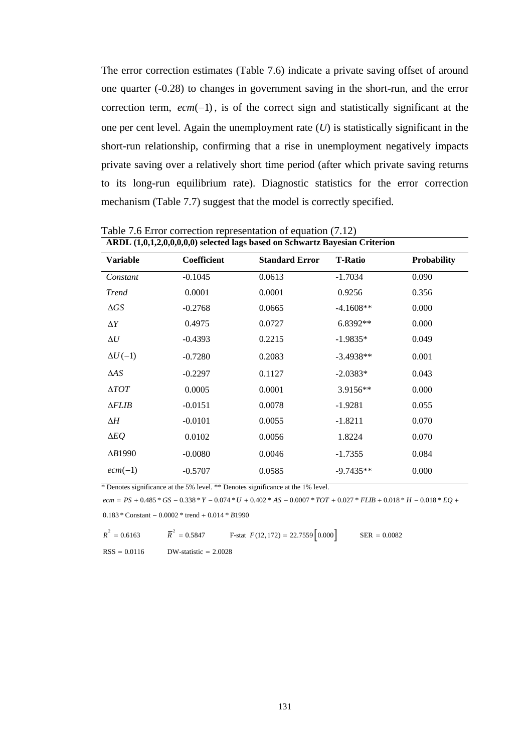The error correction estimates (Table 7.6) indicate a private saving offset of around one quarter (-0.28) to changes in government saving in the short-run, and the error correction term, $ecm(-1)$, is of the correct sign and statistically significant at the one per cent level. Again the unemployment rate ($U$) is statistically significant in the short-run relationship, confirming that a rise in unemployment negatively impacts private saving over a relatively short time period (after which private saving returns to its long-run equilibrium rate). Diagnostic statistics for the error correction mechanism (Table 7.7) suggest that the model is correctly specified.

Table 7.6 Error correction representation of equation (7.12)

**ARDL (1,0,1,2,0,0,0,0,0) selected lags based on Schwartz Bayesian Criterion**

| Variable | Coefficient | Standard Error | T-Ratio | Probability |
|---|---|---|---|---|
| *Constant* | -0.1045 | 0.0613 | -1.7034 | 0.090 |
| *Trend* | 0.0001 | 0.0001 | 0.9256 | 0.356 |
| $\Delta GS$ | -0.2768 | 0.0665 | -4.1608** | 0.000 |
| $\Delta Y$ | 0.4975 | 0.0727 | 6.8392** | 0.000 |
| $\Delta U$ | -0.4393 | 0.2215 | -1.9835* | 0.049 |
| $\Delta U(-1)$ | -0.7280 | 0.2083 | -3.4938** | 0.001 |
| $\Delta AS$ | -0.2297 | 0.1127 | -2.0383* | 0.043 |
| $\Delta TOT$ | 0.0005 | 0.0001 | 3.9156** | 0.000 |
| $\Delta FLIB$ | -0.0151 | 0.0078 | -1.9281 | 0.055 |
| $\Delta H$ | -0.0101 | 0.0055 | -1.8211 | 0.070 |
| $\Delta EQ$ | 0.0102 | 0.0056 | 1.8224 | 0.070 |
| $\Delta B1990$ | -0.0080 | 0.0046 | -1.7355 | 0.084 |
| $ecm(-1)$ | -0.5707 | 0.0585 | -9.7435** | 0.000 |

\* Denotes significance at the 5% level. ** Denotes significance at the 1% level.

$ecm = PS + 0.485 * GS - 0.338 * Y - 0.074 * U + 0.402 * AS - 0.0007 * TOT + 0.027 * FLIB + 0.018 * H - 0.018 * EQ +$
$0.183 * \text{Constant} - 0.0002 * \text{trend} + 0.014 * B1990$

$R^2 = 0.6163$  $\overline{R}^2 = 0.5847$  F-stat $F(12,172) = 22.7559\,[0.000]$  SER $= 0.0082$

RSS $= 0.0116$  DW-statistic $= 2.0028$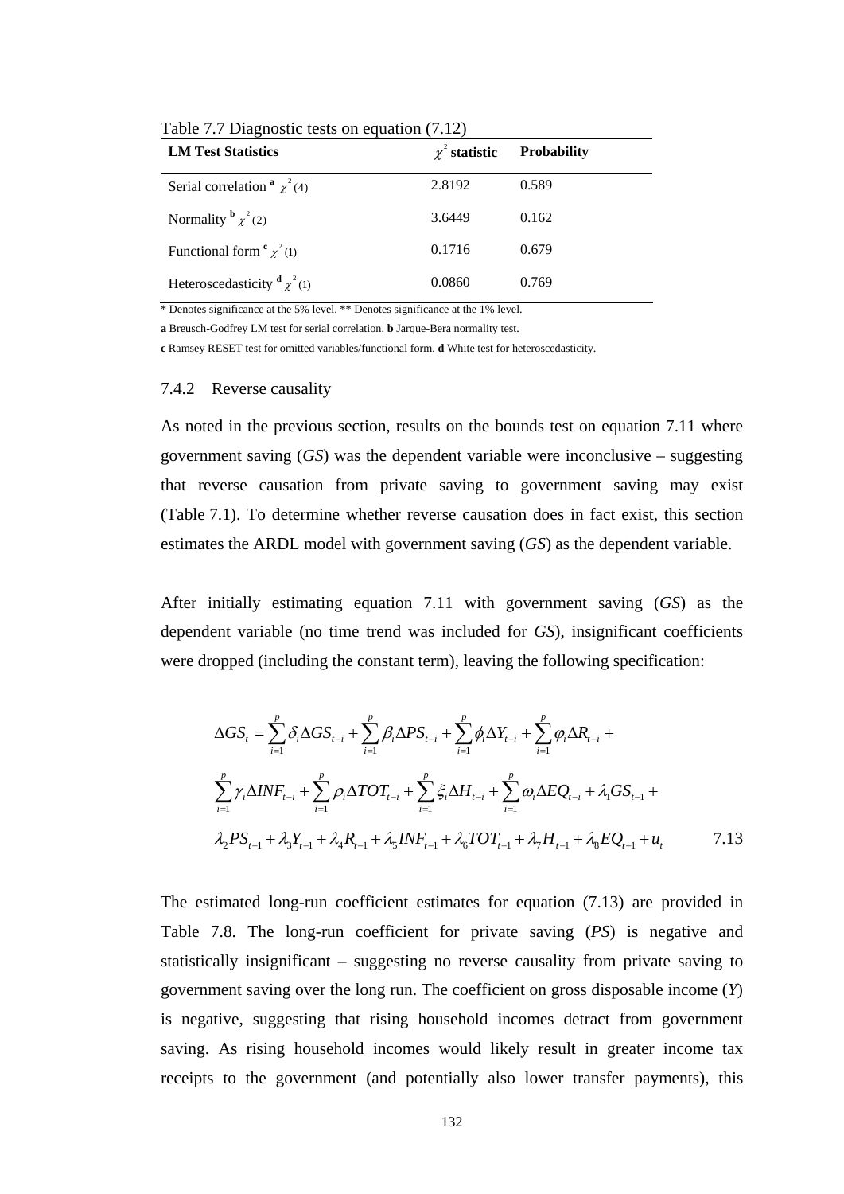Table 7.7 Diagnostic tests on equation (7.12)

| **LM Test Statistics** | $\chi^2$ **statistic** | **Probability** |
|---|---|---|
| Serial correlation [a] $\chi^2(4)$ | 2.8192 | 0.589 |
| Normality [b] $\chi^2(2)$ | 3.6449 | 0.162 |
| Functional form [c] $\chi^2(1)$ | 0.1716 | 0.679 |
| Heteroscedasticity [d] $\chi^2(1)$ | 0.0860 | 0.769 |

\* Denotes significance at the 5% level. \*\* Denotes significance at the 1% level.

**a** Breusch-Godfrey LM test for serial correlation. **b** Jarque-Bera normality test.

**c** Ramsey RESET test for omitted variables/functional form. **d** White test for heteroscedasticity.

### 7.4.2 Reverse causality

As noted in the previous section, results on the bounds test on equation 7.11 where government saving (*GS*) was the dependent variable were inconclusive – suggesting that reverse causation from private saving to government saving may exist (Table 7.1). To determine whether reverse causation does in fact exist, this section estimates the ARDL model with government saving (*GS*) as the dependent variable.

After initially estimating equation 7.11 with government saving (*GS*) as the dependent variable (no time trend was included for *GS*), insignificant coefficients were dropped (including the constant term), leaving the following specification:

$$\Delta GS_t = \sum_{i=1}^{p} \delta_i \Delta GS_{t-i} + \sum_{i=1}^{p} \beta_i \Delta PS_{t-i} + \sum_{i=1}^{p} \phi_i \Delta Y_{t-i} + \sum_{i=1}^{p} \varphi_i \Delta R_{t-i} + \sum_{i=1}^{p} \gamma_i \Delta INF_{t-i} + \sum_{i=1}^{p} \rho_i \Delta TOT_{t-i} + \sum_{i=1}^{p} \xi_i \Delta H_{t-i} + \sum_{i=1}^{p} \omega_i \Delta EQ_{t-i} + \lambda_1 GS_{t-1} + \lambda_2 PS_{t-1} + \lambda_3 Y_{t-1} + \lambda_4 R_{t-1} + \lambda_5 INF_{t-1} + \lambda_6 TOT_{t-1} + \lambda_7 H_{t-1} + \lambda_8 EQ_{t-1} + u_t \qquad 7.13$$

The estimated long-run coefficient estimates for equation (7.13) are provided in Table 7.8. The long-run coefficient for private saving (*PS*) is negative and statistically insignificant – suggesting no reverse causality from private saving to government saving over the long run. The coefficient on gross disposable income (*Y*) is negative, suggesting that rising household incomes detract from government saving. As rising household incomes would likely result in greater income tax receipts to the government (and potentially also lower transfer payments), this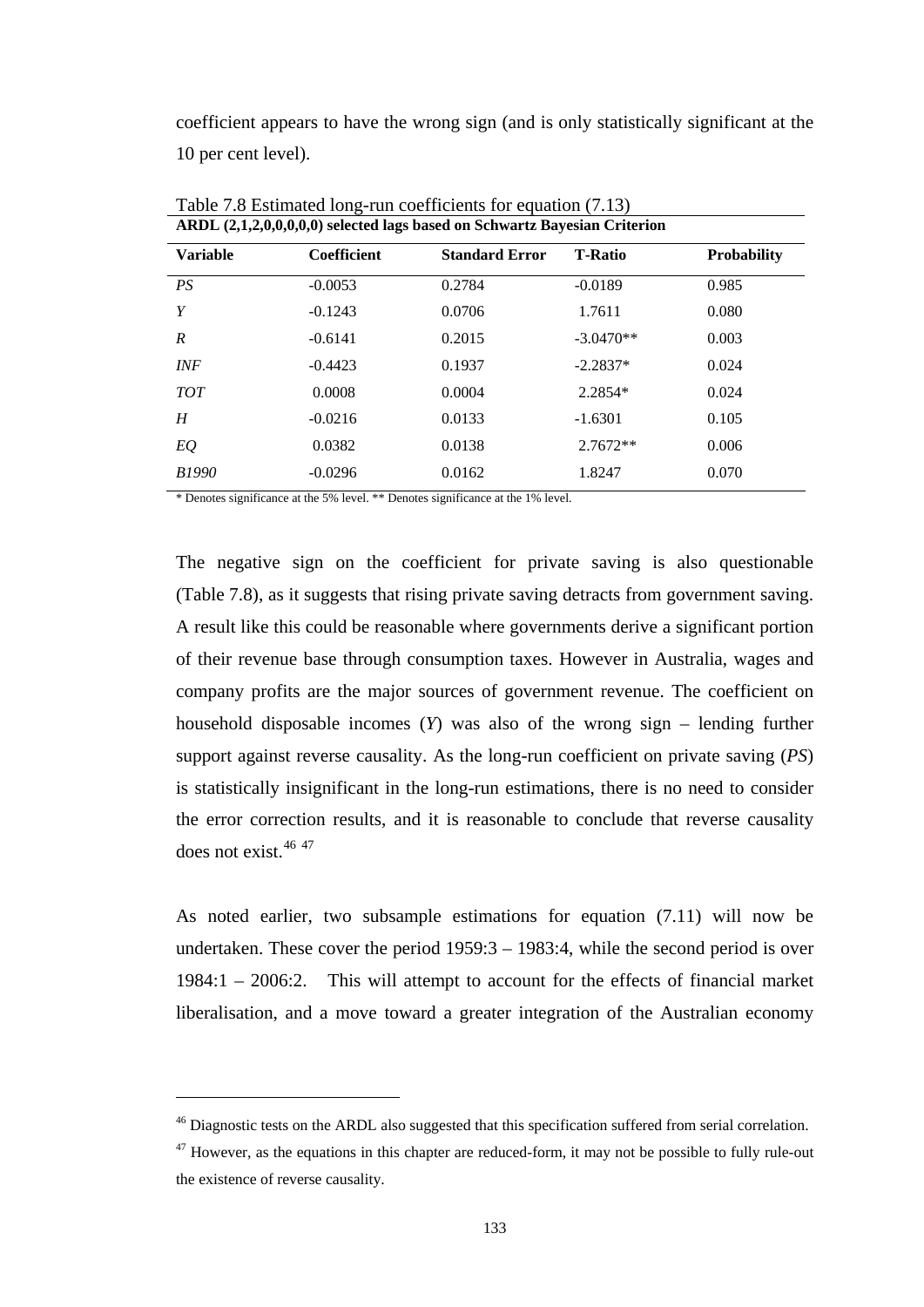coefficient appears to have the wrong sign (and is only statistically significant at the 10 per cent level).

Table 7.8 Estimated long-run coefficients for equation (7.13)

**ARDL (2,1,2,0,0,0,0,0) selected lags based on Schwartz Bayesian Criterion**

| Variable | Coefficient | Standard Error | T-Ratio | Probability |
|---|---|---|---|---|
| *PS* | -0.0053 | 0.2784 | -0.0189 | 0.985 |
| *Y* | -0.1243 | 0.0706 | 1.7611 | 0.080 |
| *R* | -0.6141 | 0.2015 | -3.0470** | 0.003 |
| *INF* | -0.4423 | 0.1937 | -2.2837* | 0.024 |
| *TOT* | 0.0008 | 0.0004 | 2.2854* | 0.024 |
| *H* | -0.0216 | 0.0133 | -1.6301 | 0.105 |
| *EQ* | 0.0382 | 0.0138 | 2.7672** | 0.006 |
| *B1990* | -0.0296 | 0.0162 | 1.8247 | 0.070 |

\* Denotes significance at the 5% level. ** Denotes significance at the 1% level.

The negative sign on the coefficient for private saving is also questionable (Table 7.8), as it suggests that rising private saving detracts from government saving. A result like this could be reasonable where governments derive a significant portion of their revenue base through consumption taxes. However in Australia, wages and company profits are the major sources of government revenue. The coefficient on household disposable incomes (*Y*) was also of the wrong sign – lending further support against reverse causality. As the long-run coefficient on private saving (*PS*) is statistically insignificant in the long-run estimations, there is no need to consider the error correction results, and it is reasonable to conclude that reverse causality does not exist.[46] [47]

As noted earlier, two subsample estimations for equation (7.11) will now be undertaken. These cover the period 1959:3 – 1983:4, while the second period is over 1984:1 – 2006:2. This will attempt to account for the effects of financial market liberalisation, and a move toward a greater integration of the Australian economy

---

[46] Diagnostic tests on the ARDL also suggested that this specification suffered from serial correlation.

[47] However, as the equations in this chapter are reduced-form, it may not be possible to fully rule-out the existence of reverse causality.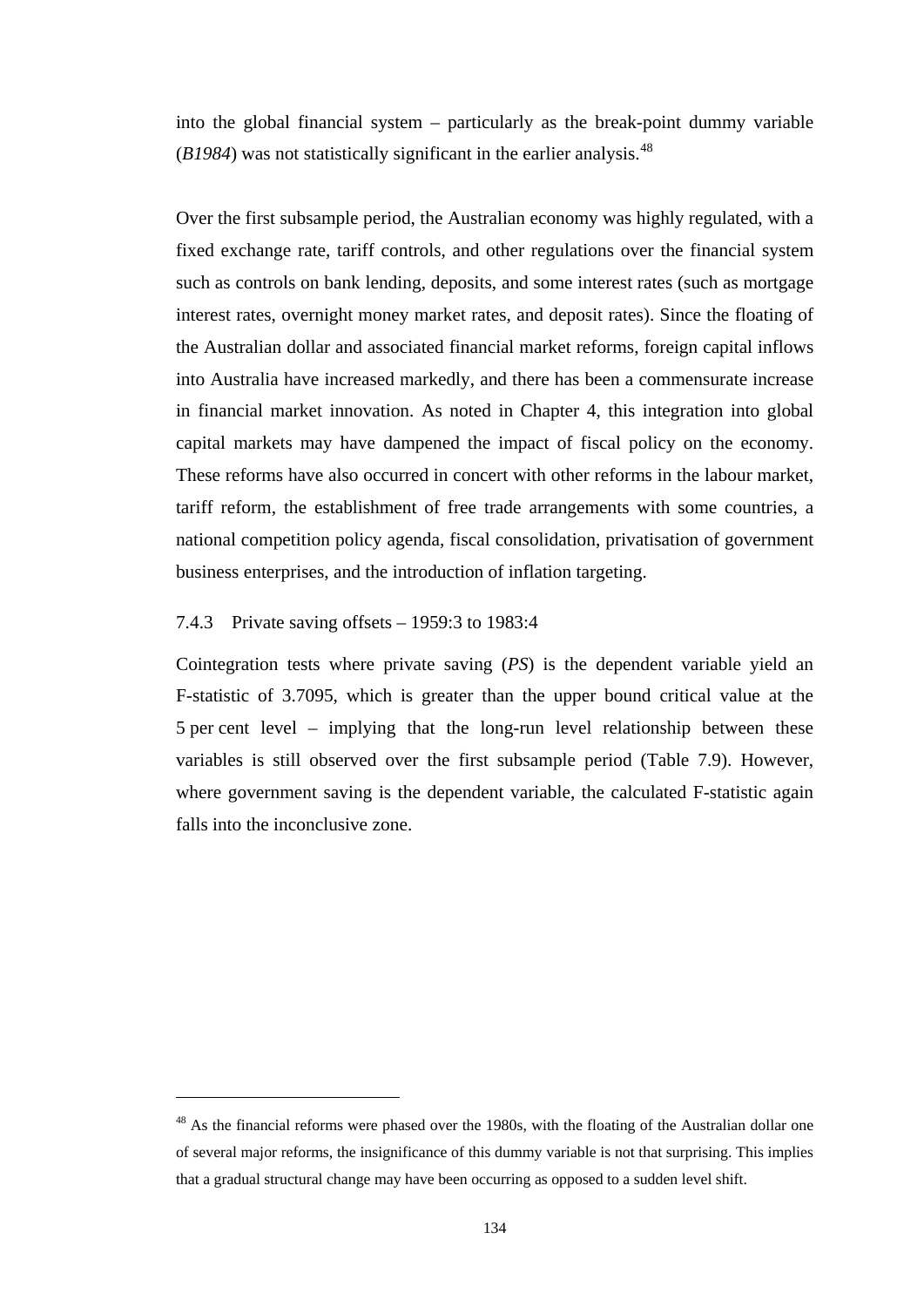into the global financial system – particularly as the break-point dummy variable (*B1984*) was not statistically significant in the earlier analysis.[48]

Over the first subsample period, the Australian economy was highly regulated, with a fixed exchange rate, tariff controls, and other regulations over the financial system such as controls on bank lending, deposits, and some interest rates (such as mortgage interest rates, overnight money market rates, and deposit rates). Since the floating of the Australian dollar and associated financial market reforms, foreign capital inflows into Australia have increased markedly, and there has been a commensurate increase in financial market innovation. As noted in Chapter 4, this integration into global capital markets may have dampened the impact of fiscal policy on the economy. These reforms have also occurred in concert with other reforms in the labour market, tariff reform, the establishment of free trade arrangements with some countries, a national competition policy agenda, fiscal consolidation, privatisation of government business enterprises, and the introduction of inflation targeting.

### 7.4.3 Private saving offsets – 1959:3 to 1983:4

Cointegration tests where private saving (*PS*) is the dependent variable yield an F-statistic of 3.7095, which is greater than the upper bound critical value at the 5 per cent level – implying that the long-run level relationship between these variables is still observed over the first subsample period (Table 7.9). However, where government saving is the dependent variable, the calculated F-statistic again falls into the inconclusive zone.

---

[48] As the financial reforms were phased over the 1980s, with the floating of the Australian dollar one of several major reforms, the insignificance of this dummy variable is not that surprising. This implies that a gradual structural change may have been occurring as opposed to a sudden level shift.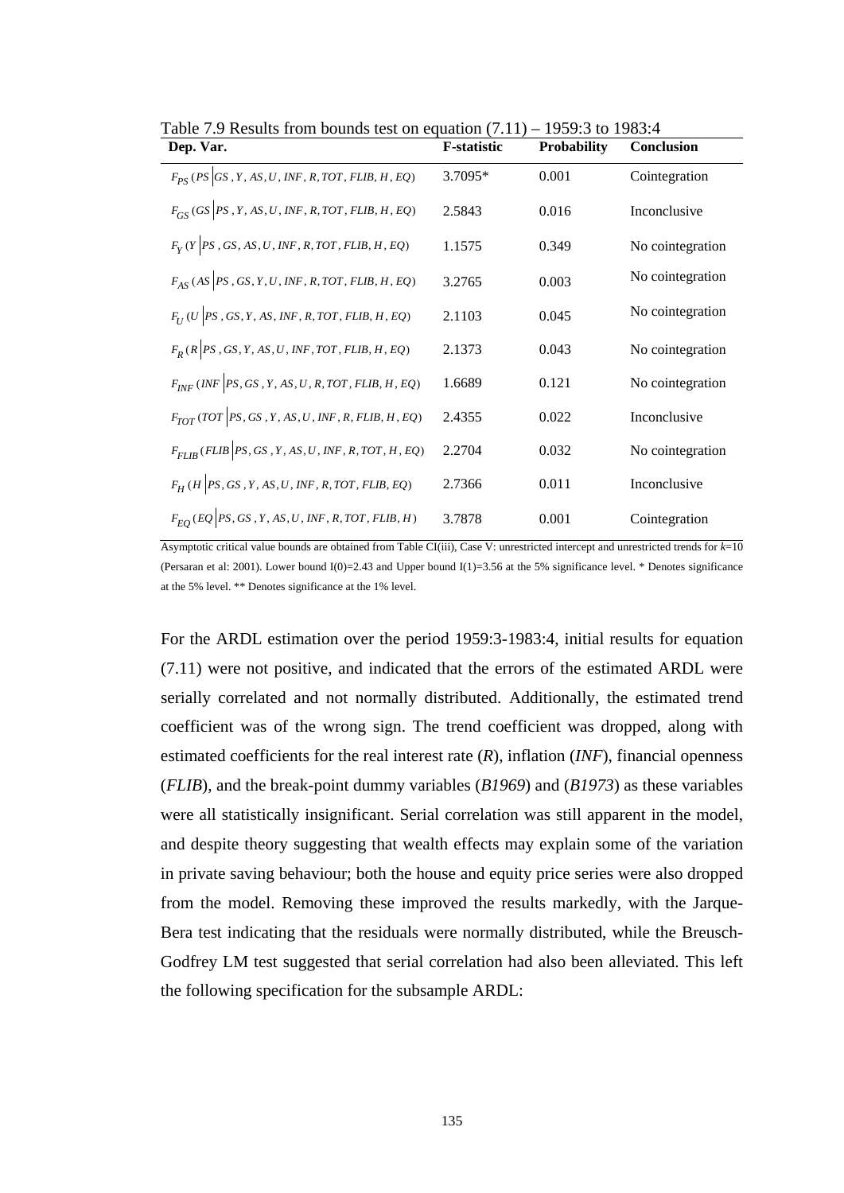Table 7.9 Results from bounds test on equation (7.11) – 1959:3 to 1983:4

| Dep. Var. | F-statistic | Probability | Conclusion |
|---|---|---|---|
| $F_{PS}(PS \mid GS, Y, AS, U, INF, R, TOT, FLIB, H, EQ)$ | 3.7095* | 0.001 | Cointegration |
| $F_{GS}(GS \mid PS, Y, AS, U, INF, R, TOT, FLIB, H, EQ)$ | 2.5843 | 0.016 | Inconclusive |
| $F_{Y}(Y \mid PS, GS, AS, U, INF, R, TOT, FLIB, H, EQ)$ | 1.1575 | 0.349 | No cointegration |
| $F_{AS}(AS \mid PS, GS, Y, U, INF, R, TOT, FLIB, H, EQ)$ | 3.2765 | 0.003 | No cointegration |
| $F_{U}(U \mid PS, GS, Y, AS, INF, R, TOT, FLIB, H, EQ)$ | 2.1103 | 0.045 | No cointegration |
| $F_{R}(R \mid PS, GS, Y, AS, U, INF, TOT, FLIB, H, EQ)$ | 2.1373 | 0.043 | No cointegration |
| $F_{INF}(INF \mid PS, GS, Y, AS, U, R, TOT, FLIB, H, EQ)$ | 1.6689 | 0.121 | No cointegration |
| $F_{TOT}(TOT \mid PS, GS, Y, AS, U, INF, R, FLIB, H, EQ)$ | 2.4355 | 0.022 | Inconclusive |
| $F_{FLIB}(FLIB \mid PS, GS, Y, AS, U, INF, R, TOT, H, EQ)$ | 2.2704 | 0.032 | No cointegration |
| $F_{H}(H \mid PS, GS, Y, AS, U, INF, R, TOT, FLIB, EQ)$ | 2.7366 | 0.011 | Inconclusive |
| $F_{EQ}(EQ \mid PS, GS, Y, AS, U, INF, R, TOT, FLIB, H)$ | 3.7878 | 0.001 | Cointegration |

Asymptotic critical value bounds are obtained from Table CI(iii), Case V: unrestricted intercept and unrestricted trends for $k$=10 (Persaran et al: 2001). Lower bound I(0)=2.43 and Upper bound I(1)=3.56 at the 5% significance level. * Denotes significance at the 5% level. ** Denotes significance at the 1% level.

For the ARDL estimation over the period 1959:3-1983:4, initial results for equation (7.11) were not positive, and indicated that the errors of the estimated ARDL were serially correlated and not normally distributed. Additionally, the estimated trend coefficient was of the wrong sign. The trend coefficient was dropped, along with estimated coefficients for the real interest rate ($R$), inflation ($INF$), financial openness ($FLIB$), and the break-point dummy variables ($B1969$) and ($B1973$) as these variables were all statistically insignificant. Serial correlation was still apparent in the model, and despite theory suggesting that wealth effects may explain some of the variation in private saving behaviour; both the house and equity price series were also dropped from the model. Removing these improved the results markedly, with the Jarque-Bera test indicating that the residuals were normally distributed, while the Breusch-Godfrey LM test suggested that serial correlation had also been alleviated. This left the following specification for the subsample ARDL: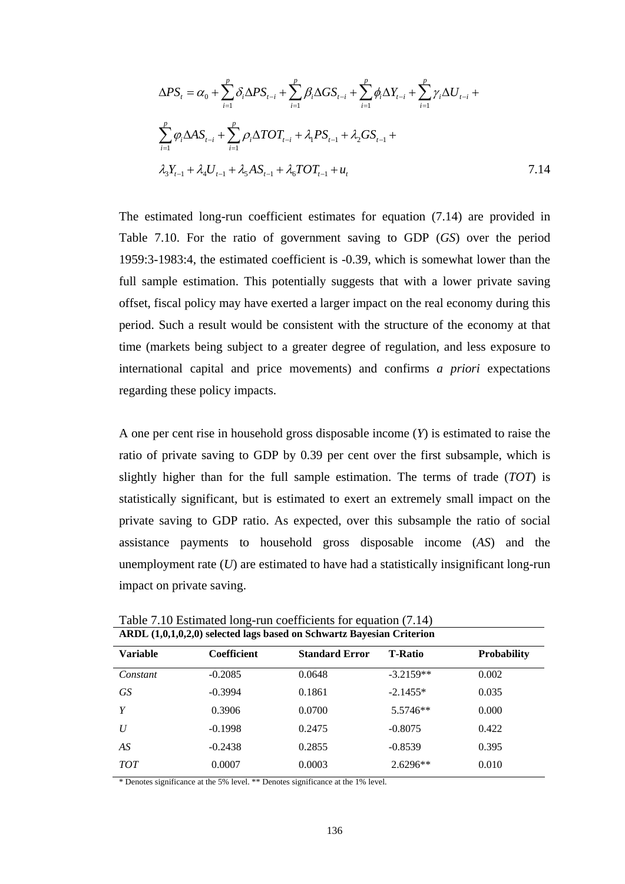$$\Delta PS_t = \alpha_0 + \sum_{i=1}^{p} \delta_i \Delta PS_{t-i} + \sum_{i=1}^{p} \beta_i \Delta GS_{t-i} + \sum_{i=1}^{p} \phi_i \Delta Y_{t-i} + \sum_{i=1}^{p} \gamma_i \Delta U_{t-i} +$$

$$\sum_{i=1}^{p} \varphi_i \Delta AS_{t-i} + \sum_{i=1}^{p} \rho_i \Delta TOT_{t-i} + \lambda_1 PS_{t-1} + \lambda_2 GS_{t-1} +$$

$$\lambda_3 Y_{t-1} + \lambda_4 U_{t-1} + \lambda_5 AS_{t-1} + \lambda_6 TOT_{t-1} + u_t \qquad 7.14$$

The estimated long-run coefficient estimates for equation (7.14) are provided in Table 7.10. For the ratio of government saving to GDP (*GS*) over the period 1959:3-1983:4, the estimated coefficient is -0.39, which is somewhat lower than the full sample estimation. This potentially suggests that with a lower private saving offset, fiscal policy may have exerted a larger impact on the real economy during this period. Such a result would be consistent with the structure of the economy at that time (markets being subject to a greater degree of regulation, and less exposure to international capital and price movements) and confirms *a priori* expectations regarding these policy impacts.

A one per cent rise in household gross disposable income (*Y*) is estimated to raise the ratio of private saving to GDP by 0.39 per cent over the first subsample, which is slightly higher than for the full sample estimation. The terms of trade (*TOT*) is statistically significant, but is estimated to exert an extremely small impact on the private saving to GDP ratio. As expected, over this subsample the ratio of social assistance payments to household gross disposable income (*AS*) and the unemployment rate (*U*) are estimated to have had a statistically insignificant long-run impact on private saving.

Table 7.10 Estimated long-run coefficients for equation (7.14)

**ARDL (1,0,1,0,2,0) selected lags based on Schwartz Bayesian Criterion**

| **Variable** | **Coefficient** | **Standard Error** | **T-Ratio** | **Probability** |
|---|---|---|---|---|
| *Constant* | -0.2085 | 0.0648 | -3.2159** | 0.002 |
| *GS* | -0.3994 | 0.1861 | -2.1455* | 0.035 |
| *Y* | 0.3906 | 0.0700 | 5.5746** | 0.000 |
| *U* | -0.1998 | 0.2475 | -0.8075 | 0.422 |
| *AS* | -0.2438 | 0.2855 | -0.8539 | 0.395 |
| *TOT* | 0.0007 | 0.0003 | 2.6296** | 0.010 |

* Denotes significance at the 5% level. ** Denotes significance at the 1% level.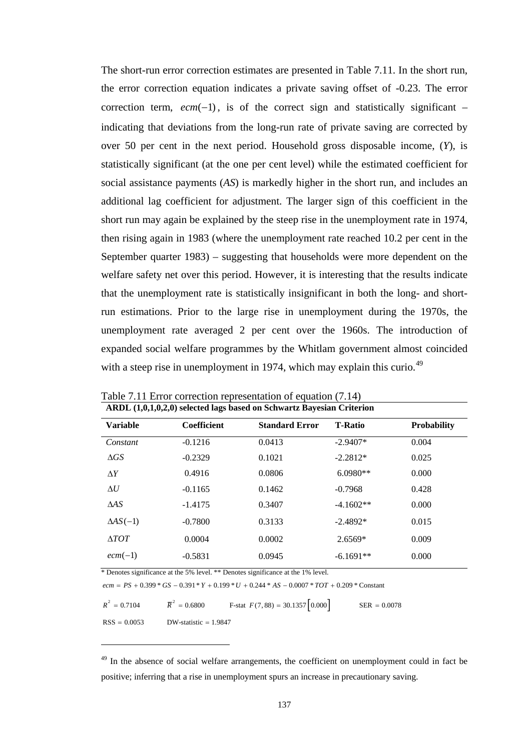The short-run error correction estimates are presented in Table 7.11. In the short run, the error correction equation indicates a private saving offset of -0.23. The error correction term, $ecm(-1)$, is of the correct sign and statistically significant – indicating that deviations from the long-run rate of private saving are corrected by over 50 per cent in the next period. Household gross disposable income, ($Y$), is statistically significant (at the one per cent level) while the estimated coefficient for social assistance payments ($AS$) is markedly higher in the short run, and includes an additional lag coefficient for adjustment. The larger sign of this coefficient in the short run may again be explained by the steep rise in the unemployment rate in 1974, then rising again in 1983 (where the unemployment rate reached 10.2 per cent in the September quarter 1983) – suggesting that households were more dependent on the welfare safety net over this period. However, it is interesting that the results indicate that the unemployment rate is statistically insignificant in both the long- and short-run estimations. Prior to the large rise in unemployment during the 1970s, the unemployment rate averaged 2 per cent over the 1960s. The introduction of expanded social welfare programmes by the Whitlam government almost coincided with a steep rise in unemployment in 1974, which may explain this curio.[49]

Table 7.11 Error correction representation of equation (7.14)

**ARDL (1,0,1,0,2,0) selected lags based on Schwartz Bayesian Criterion**

| Variable | Coefficient | Standard Error | T-Ratio | Probability |
|---|---|---|---|---|
| *Constant* | -0.1216 | 0.0413 | -2.9407* | 0.004 |
| $\Delta GS$ | -0.2329 | 0.1021 | -2.2812* | 0.025 |
| $\Delta Y$ | 0.4916 | 0.0806 | 6.0980** | 0.000 |
| $\Delta U$ | -0.1165 | 0.1462 | -0.7968 | 0.428 |
| $\Delta AS$ | -1.4175 | 0.3407 | -4.1602** | 0.000 |
| $\Delta AS(-1)$ | -0.7800 | 0.3133 | -2.4892* | 0.015 |
| $\Delta TOT$ | 0.0004 | 0.0002 | 2.6569* | 0.009 |
| $ecm(-1)$ | -0.5831 | 0.0945 | -6.1691** | 0.000 |

\* Denotes significance at the 5% level. ** Denotes significance at the 1% level.

$ecm = PS + 0.399 * GS - 0.391 * Y + 0.199 * U + 0.244 * AS - 0.0007 * TOT + 0.209 * \text{Constant}$

$R^2 = 0.7104$ $\quad \overline{R}^2 = 0.6800$ $\quad$ F-stat $F(7,88) = 30.1357\,[0.000]$ $\quad$ SER $= 0.0078$

RSS $= 0.0053$ $\quad$ DW-statistic $= 1.9847$

[49] In the absence of social welfare arrangements, the coefficient on unemployment could in fact be positive; inferring that a rise in unemployment spurs an increase in precautionary saving.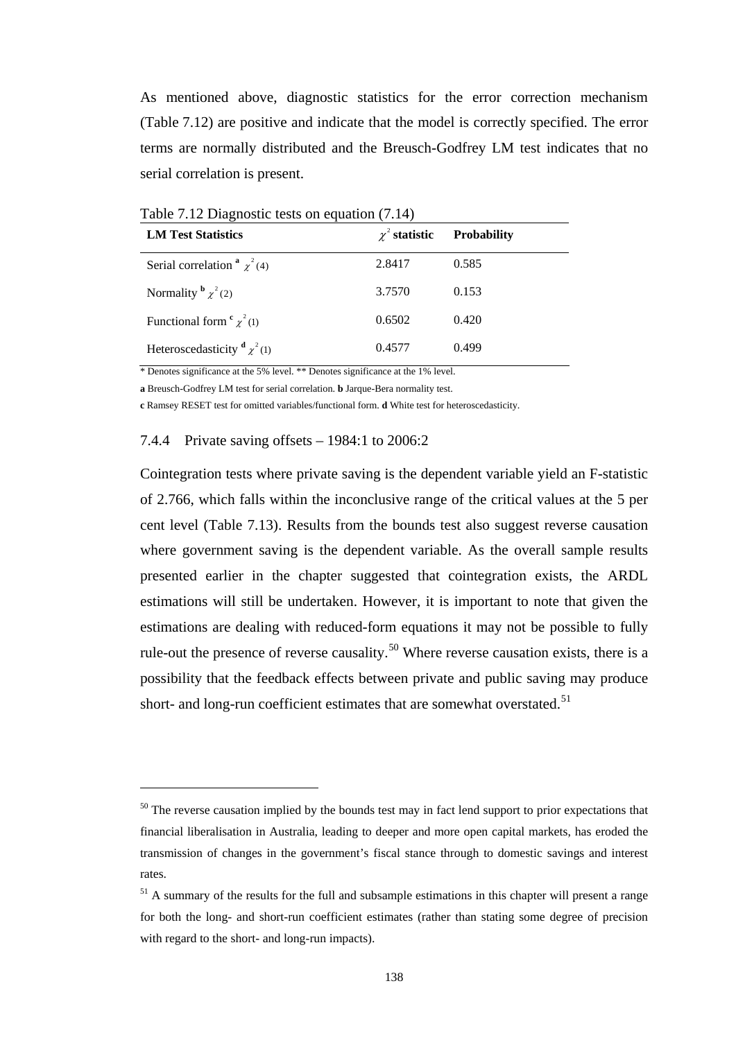As mentioned above, diagnostic statistics for the error correction mechanism (Table 7.12) are positive and indicate that the model is correctly specified. The error terms are normally distributed and the Breusch-Godfrey LM test indicates that no serial correlation is present.

Table 7.12 Diagnostic tests on equation (7.14)

| **LM Test Statistics** | $\chi^2$ **statistic** | **Probability** |
|---|---|---|
| Serial correlation **a** $\chi^2(4)$ | 2.8417 | 0.585 |
| Normality **b** $\chi^2(2)$ | 3.7570 | 0.153 |
| Functional form **c** $\chi^2(1)$ | 0.6502 | 0.420 |
| Heteroscedasticity **d** $\chi^2(1)$ | 0.4577 | 0.499 |

* Denotes significance at the 5% level. ** Denotes significance at the 1% level.

**a** Breusch-Godfrey LM test for serial correlation. **b** Jarque-Bera normality test.

**c** Ramsey RESET test for omitted variables/functional form. **d** White test for heteroscedasticity.

### 7.4.4 Private saving offsets – 1984:1 to 2006:2

Cointegration tests where private saving is the dependent variable yield an F-statistic of 2.766, which falls within the inconclusive range of the critical values at the 5 per cent level (Table 7.13). Results from the bounds test also suggest reverse causation where government saving is the dependent variable. As the overall sample results presented earlier in the chapter suggested that cointegration exists, the ARDL estimations will still be undertaken. However, it is important to note that given the estimations are dealing with reduced-form equations it may not be possible to fully rule-out the presence of reverse causality.[50] Where reverse causation exists, there is a possibility that the feedback effects between private and public saving may produce short- and long-run coefficient estimates that are somewhat overstated.[51]

---

[50] The reverse causation implied by the bounds test may in fact lend support to prior expectations that financial liberalisation in Australia, leading to deeper and more open capital markets, has eroded the transmission of changes in the government's fiscal stance through to domestic savings and interest rates.

[51] A summary of the results for the full and subsample estimations in this chapter will present a range for both the long- and short-run coefficient estimates (rather than stating some degree of precision with regard to the short- and long-run impacts).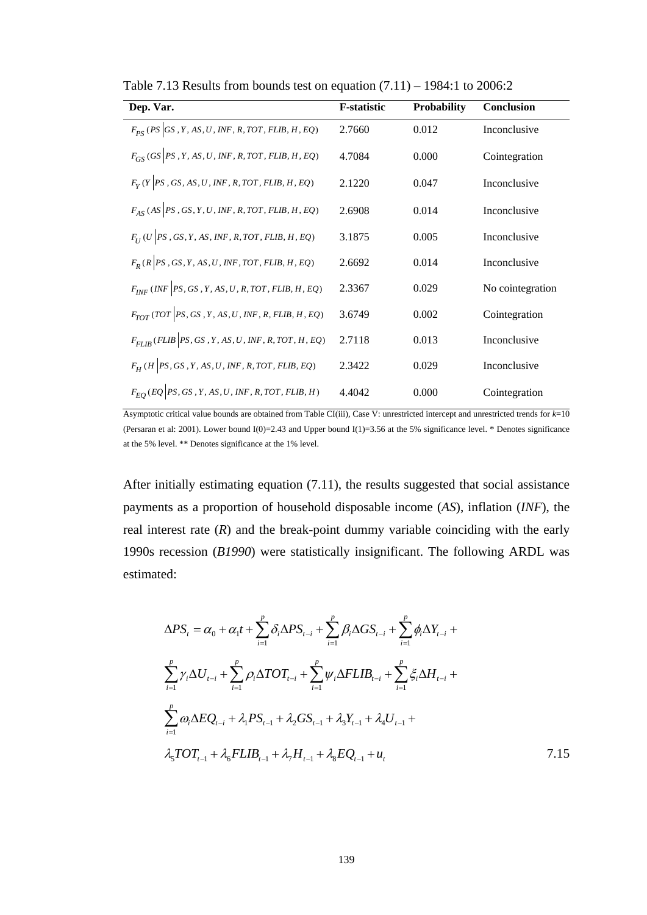Table 7.13 Results from bounds test on equation (7.11) – 1984:1 to 2006:2

| Dep. Var. | F-statistic | Probability | Conclusion |
|---|---|---|---|
| $F_{PS}(PS \mid GS, Y, AS, U, INF, R, TOT, FLIB, H, EQ)$ | 2.7660 | 0.012 | Inconclusive |
| $F_{GS}(GS \mid PS, Y, AS, U, INF, R, TOT, FLIB, H, EQ)$ | 4.7084 | 0.000 | Cointegration |
| $F_{Y}(Y \mid PS, GS, AS, U, INF, R, TOT, FLIB, H, EQ)$ | 2.1220 | 0.047 | Inconclusive |
| $F_{AS}(AS \mid PS, GS, Y, U, INF, R, TOT, FLIB, H, EQ)$ | 2.6908 | 0.014 | Inconclusive |
| $F_{U}(U \mid PS, GS, Y, AS, INF, R, TOT, FLIB, H, EQ)$ | 3.1875 | 0.005 | Inconclusive |
| $F_{R}(R \mid PS, GS, Y, AS, U, INF, TOT, FLIB, H, EQ)$ | 2.6692 | 0.014 | Inconclusive |
| $F_{INF}(INF \mid PS, GS, Y, AS, U, R, TOT, FLIB, H, EQ)$ | 2.3367 | 0.029 | No cointegration |
| $F_{TOT}(TOT \mid PS, GS, Y, AS, U, INF, R, FLIB, H, EQ)$ | 3.6749 | 0.002 | Cointegration |
| $F_{FLIB}(FLIB \mid PS, GS, Y, AS, U, INF, R, TOT, H, EQ)$ | 2.7118 | 0.013 | Inconclusive |
| $F_{H}(H \mid PS, GS, Y, AS, U, INF, R, TOT, FLIB, EQ)$ | 2.3422 | 0.029 | Inconclusive |
| $F_{EQ}(EQ \mid PS, GS, Y, AS, U, INF, R, TOT, FLIB, H)$ | 4.4042 | 0.000 | Cointegration |

Asymptotic critical value bounds are obtained from Table CI(iii), Case V: unrestricted intercept and unrestricted trends for $k$=10 (Persaran et al: 2001). Lower bound I(0)=2.43 and Upper bound I(1)=3.56 at the 5% significance level. * Denotes significance at the 5% level. ** Denotes significance at the 1% level.

After initially estimating equation (7.11), the results suggested that social assistance payments as a proportion of household disposable income (*AS*), inflation (*INF*), the real interest rate (*R*) and the break-point dummy variable coinciding with the early 1990s recession (*B1990*) were statistically insignificant. The following ARDL was estimated:

$$
\begin{aligned}
\Delta PS_t = {} & \alpha_0 + \alpha_1 t + \sum_{i=1}^{p} \delta_i \Delta PS_{t-i} + \sum_{i=1}^{p} \beta_i \Delta GS_{t-i} + \sum_{i=1}^{p} \phi_i \Delta Y_{t-i} + \\
& \sum_{i=1}^{p} \gamma_i \Delta U_{t-i} + \sum_{i=1}^{p} \rho_i \Delta TOT_{t-i} + \sum_{i=1}^{p} \psi_i \Delta FLIB_{t-i} + \sum_{i=1}^{p} \xi_i \Delta H_{t-i} + \\
& \sum_{i=1}^{p} \omega_i \Delta EQ_{t-i} + \lambda_1 PS_{t-1} + \lambda_2 GS_{t-1} + \lambda_3 Y_{t-1} + \lambda_4 U_{t-1} + \\
& \lambda_5 TOT_{t-1} + \lambda_6 FLIB_{t-1} + \lambda_7 H_{t-1} + \lambda_8 EQ_{t-1} + u_t
\end{aligned}
\tag{7.15}
$$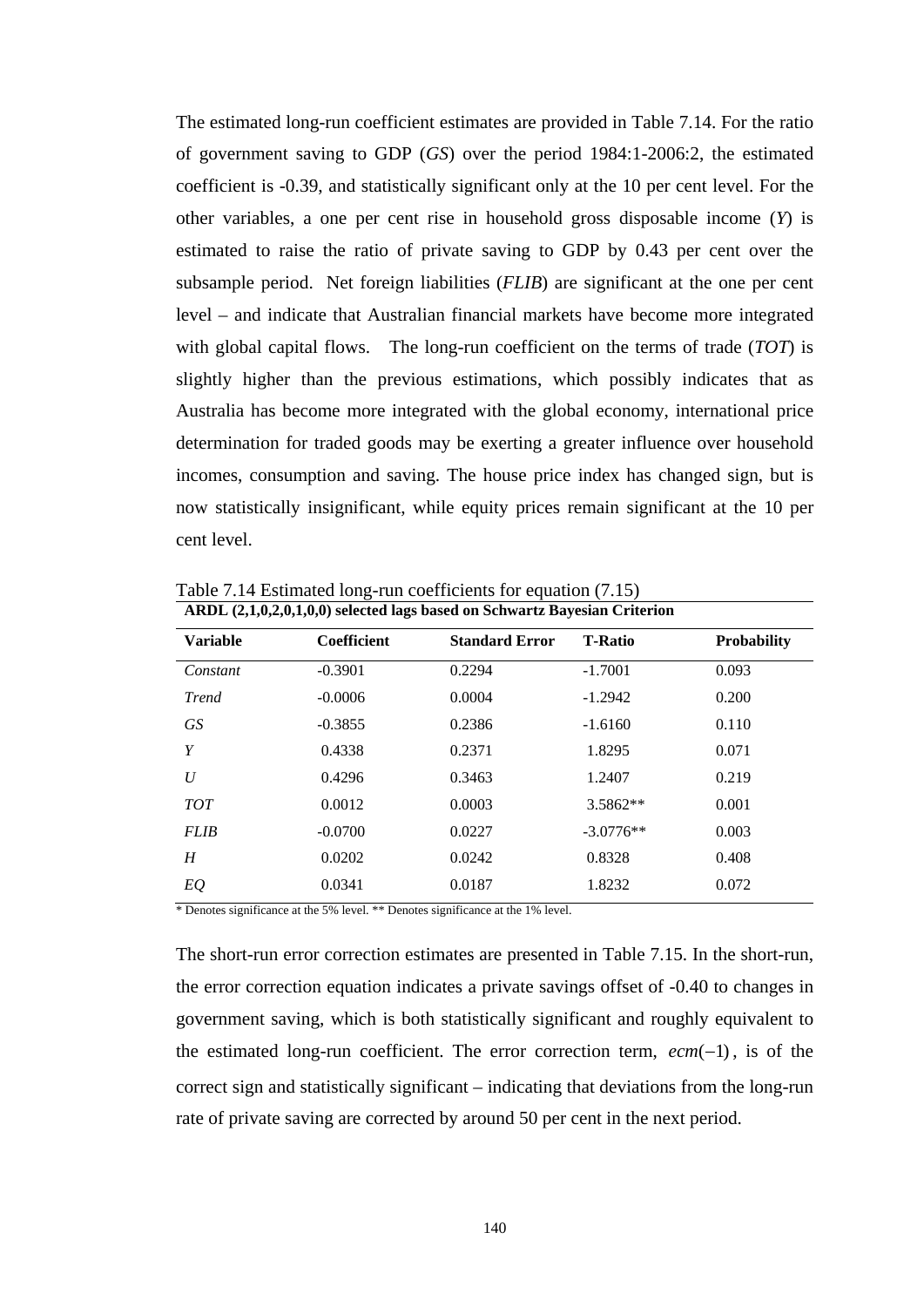The estimated long-run coefficient estimates are provided in Table 7.14. For the ratio of government saving to GDP (*GS*) over the period 1984:1-2006:2, the estimated coefficient is -0.39, and statistically significant only at the 10 per cent level. For the other variables, a one per cent rise in household gross disposable income (*Y*) is estimated to raise the ratio of private saving to GDP by 0.43 per cent over the subsample period. Net foreign liabilities (*FLIB*) are significant at the one per cent level – and indicate that Australian financial markets have become more integrated with global capital flows. The long-run coefficient on the terms of trade (*TOT*) is slightly higher than the previous estimations, which possibly indicates that as Australia has become more integrated with the global economy, international price determination for traded goods may be exerting a greater influence over household incomes, consumption and saving. The house price index has changed sign, but is now statistically insignificant, while equity prices remain significant at the 10 per cent level.

Table 7.14 Estimated long-run coefficients for equation (7.15)

**ARDL (2,1,0,2,0,1,0,0) selected lags based on Schwartz Bayesian Criterion**

| Variable | Coefficient | Standard Error | T-Ratio | Probability |
|---|---|---|---|---|
| *Constant* | -0.3901 | 0.2294 | -1.7001 | 0.093 |
| *Trend* | -0.0006 | 0.0004 | -1.2942 | 0.200 |
| *GS* | -0.3855 | 0.2386 | -1.6160 | 0.110 |
| *Y* | 0.4338 | 0.2371 | 1.8295 | 0.071 |
| *U* | 0.4296 | 0.3463 | 1.2407 | 0.219 |
| *TOT* | 0.0012 | 0.0003 | 3.5862** | 0.001 |
| *FLIB* | -0.0700 | 0.0227 | -3.0776** | 0.003 |
| *H* | 0.0202 | 0.0242 | 0.8328 | 0.408 |
| *EQ* | 0.0341 | 0.0187 | 1.8232 | 0.072 |

* Denotes significance at the 5% level. ** Denotes significance at the 1% level.

The short-run error correction estimates are presented in Table 7.15. In the short-run, the error correction equation indicates a private savings offset of -0.40 to changes in government saving, which is both statistically significant and roughly equivalent to the estimated long-run coefficient. The error correction term, $ecm(-1)$, is of the correct sign and statistically significant – indicating that deviations from the long-run rate of private saving are corrected by around 50 per cent in the next period.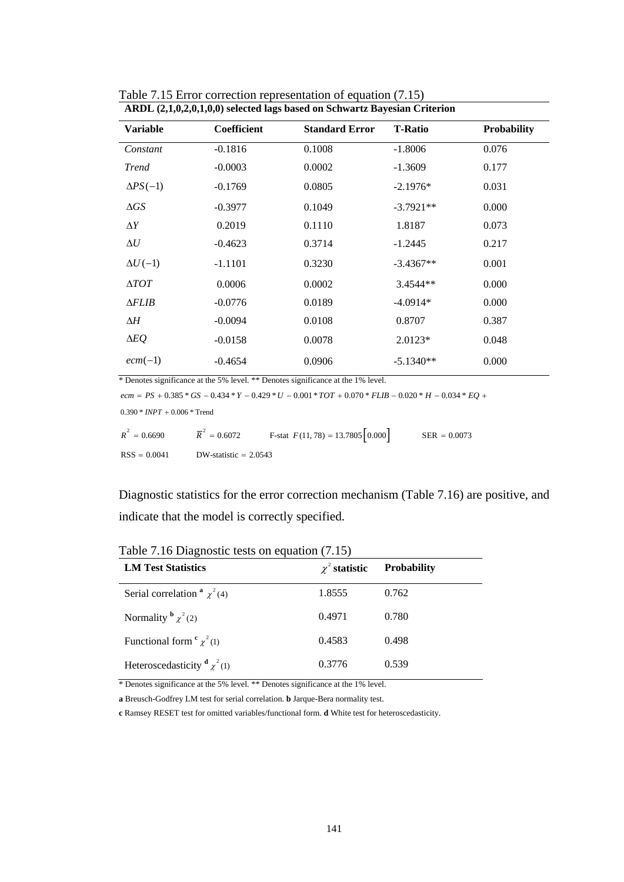Table 7.15 Error correction representation of equation (7.15)

**ARDL (2,1,0,2,0,1,0,0) selected lags based on Schwartz Bayesian Criterion**

| Variable | Coefficient | Standard Error | T-Ratio | Probability |
|---|---|---|---|---|
| *Constant* | -0.1816 | 0.1008 | -1.8006 | 0.076 |
| *Trend* | -0.0003 | 0.0002 | -1.3609 | 0.177 |
| $\Delta PS(-1)$ | -0.1769 | 0.0805 | -2.1976* | 0.031 |
| $\Delta GS$ | -0.3977 | 0.1049 | -3.7921** | 0.000 |
| $\Delta Y$ | 0.2019 | 0.1110 | 1.8187 | 0.073 |
| $\Delta U$ | -0.4623 | 0.3714 | -1.2445 | 0.217 |
| $\Delta U(-1)$ | -1.1101 | 0.3230 | -3.4367** | 0.001 |
| $\Delta TOT$ | 0.0006 | 0.0002 | 3.4544** | 0.000 |
| $\Delta FLIB$ | -0.0776 | 0.0189 | -4.0914* | 0.000 |
| $\Delta H$ | -0.0094 | 0.0108 | 0.8707 | 0.387 |
| $\Delta EQ$ | -0.0158 | 0.0078 | 2.0123* | 0.048 |
| $ecm(-1)$ | -0.4654 | 0.0906 | -5.1340** | 0.000 |

\* Denotes significance at the 5% level. ** Denotes significance at the 1% level.

$ecm = PS + 0.385 * GS - 0.434 * Y - 0.429 * U - 0.001 * TOT + 0.070 * FLIB - 0.020 * H - 0.034 * EQ +$
$0.390 * INPT + 0.006 * \text{Trend}$

$R^2 = 0.6690$ $\quad \overline{R}^2 = 0.6072$ $\quad$ F-stat $F(11, 78) = 13.7805\left[0.000\right]$ $\quad$ SER $= 0.0073$

RSS $= 0.0041$ $\quad$ DW-statistic $= 2.0543$

Diagnostic statistics for the error correction mechanism (Table 7.16) are positive, and indicate that the model is correctly specified.

Table 7.16 Diagnostic tests on equation (7.15)

| LM Test Statistics | $\chi^2$ statistic | Probability |
|---|---|---|
| Serial correlation [a] $\chi^2(4)$ | 1.8555 | 0.762 |
| Normality [b] $\chi^2(2)$ | 0.4971 | 0.780 |
| Functional form [c] $\chi^2(1)$ | 0.4583 | 0.498 |
| Heteroscedasticity [d] $\chi^2(1)$ | 0.3776 | 0.539 |

\* Denotes significance at the 5% level. ** Denotes significance at the 1% level.

**a** Breusch-Godfrey LM test for serial correlation. **b** Jarque-Bera normality test.

**c** Ramsey RESET test for omitted variables/functional form. **d** White test for heteroscedasticity.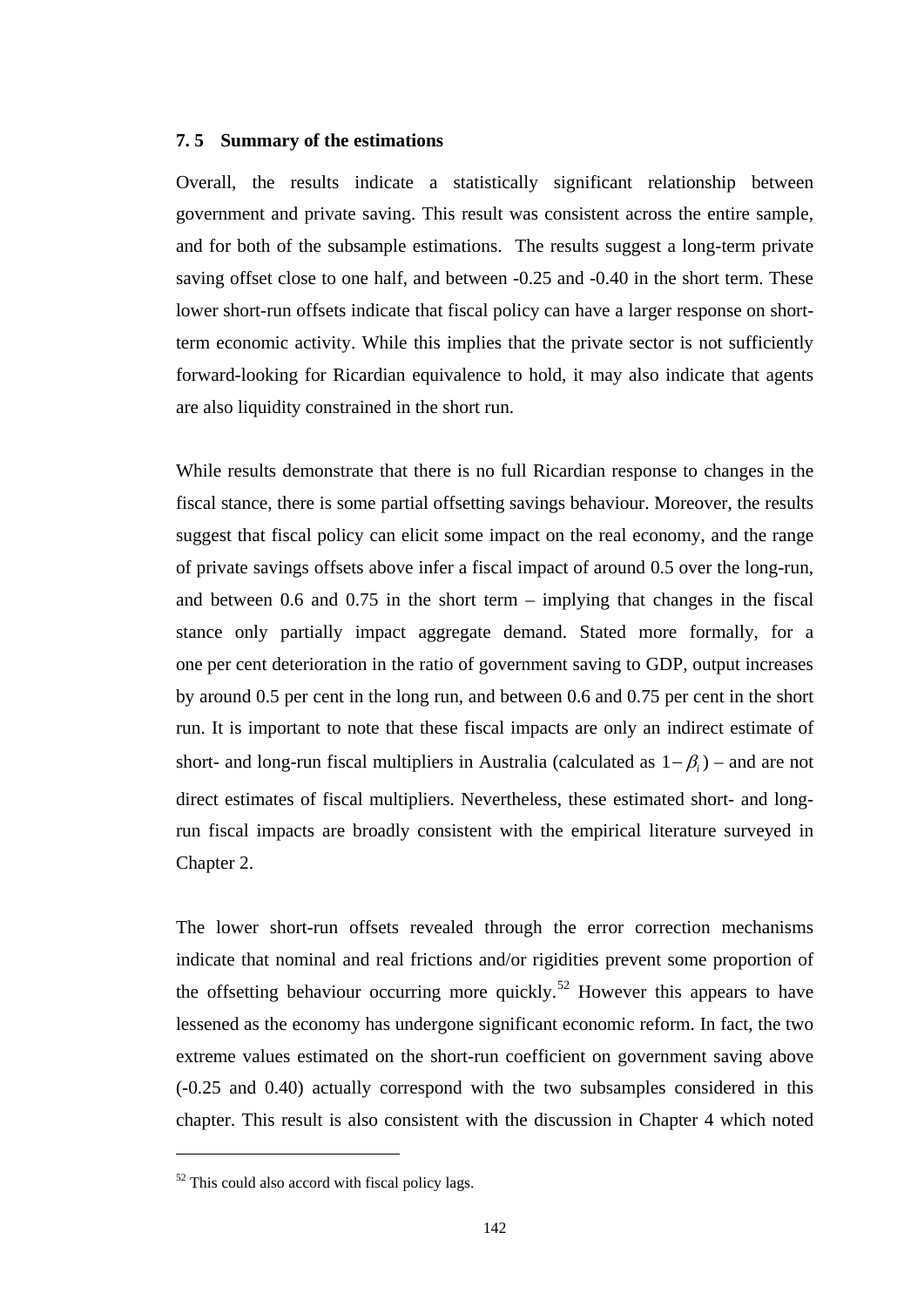### 7. 5 Summary of the estimations

Overall, the results indicate a statistically significant relationship between government and private saving. This result was consistent across the entire sample, and for both of the subsample estimations. The results suggest a long-term private saving offset close to one half, and between -0.25 and -0.40 in the short term. These lower short-run offsets indicate that fiscal policy can have a larger response on short-term economic activity. While this implies that the private sector is not sufficiently forward-looking for Ricardian equivalence to hold, it may also indicate that agents are also liquidity constrained in the short run.

While results demonstrate that there is no full Ricardian response to changes in the fiscal stance, there is some partial offsetting savings behaviour. Moreover, the results suggest that fiscal policy can elicit some impact on the real economy, and the range of private savings offsets above infer a fiscal impact of around 0.5 over the long-run, and between 0.6 and 0.75 in the short term – implying that changes in the fiscal stance only partially impact aggregate demand. Stated more formally, for a one per cent deterioration in the ratio of government saving to GDP, output increases by around 0.5 per cent in the long run, and between 0.6 and 0.75 per cent in the short run. It is important to note that these fiscal impacts are only an indirect estimate of short- and long-run fiscal multipliers in Australia (calculated as $1-\beta_i$) – and are not direct estimates of fiscal multipliers. Nevertheless, these estimated short- and long-run fiscal impacts are broadly consistent with the empirical literature surveyed in Chapter 2.

The lower short-run offsets revealed through the error correction mechanisms indicate that nominal and real frictions and/or rigidities prevent some proportion of the offsetting behaviour occurring more quickly.[52] However this appears to have lessened as the economy has undergone significant economic reform. In fact, the two extreme values estimated on the short-run coefficient on government saving above (-0.25 and 0.40) actually correspond with the two subsamples considered in this chapter. This result is also consistent with the discussion in Chapter 4 which noted

[52] This could also accord with fiscal policy lags.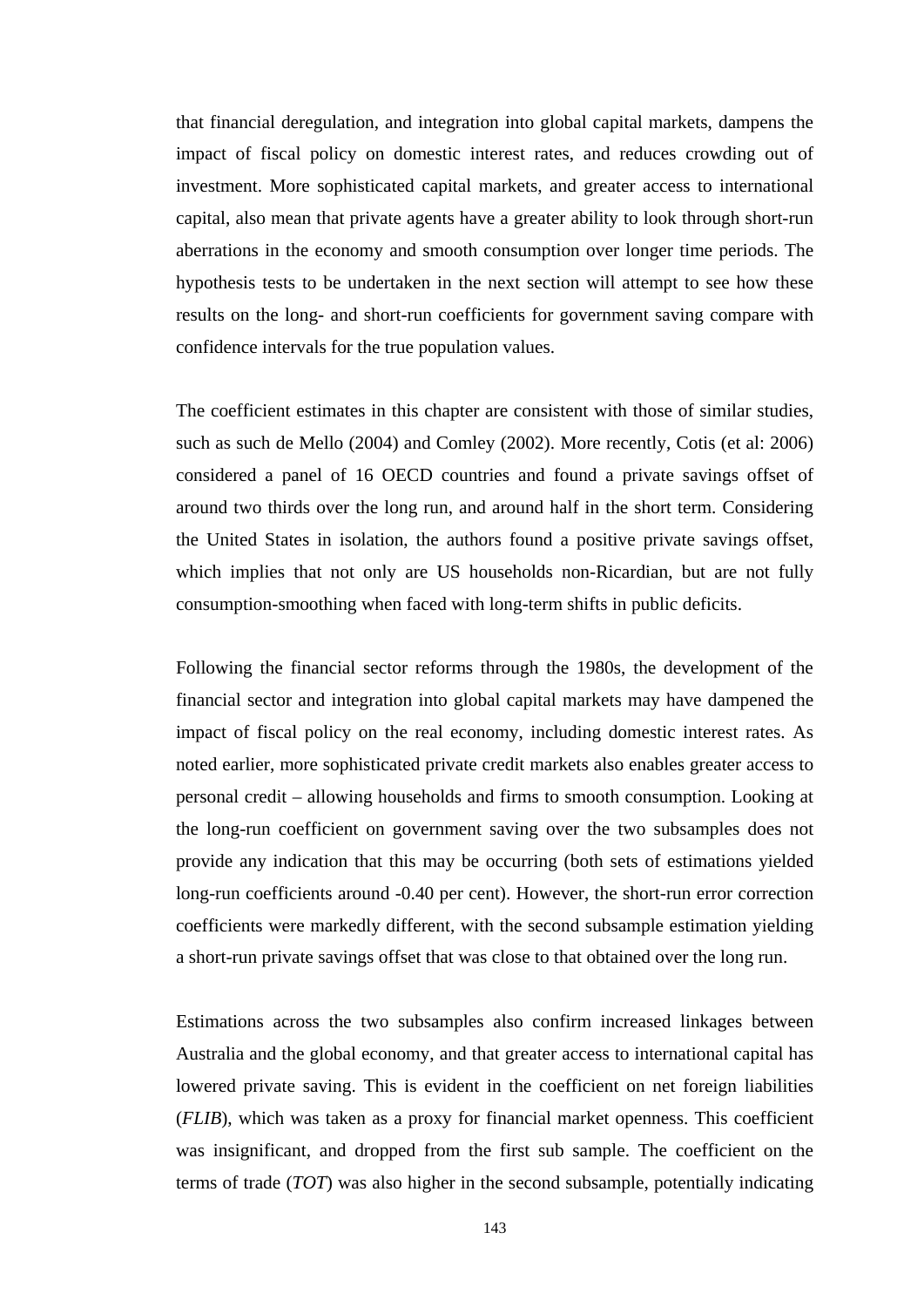that financial deregulation, and integration into global capital markets, dampens the impact of fiscal policy on domestic interest rates, and reduces crowding out of investment. More sophisticated capital markets, and greater access to international capital, also mean that private agents have a greater ability to look through short-run aberrations in the economy and smooth consumption over longer time periods. The hypothesis tests to be undertaken in the next section will attempt to see how these results on the long- and short-run coefficients for government saving compare with confidence intervals for the true population values.

The coefficient estimates in this chapter are consistent with those of similar studies, such as such de Mello (2004) and Comley (2002). More recently, Cotis (et al: 2006) considered a panel of 16 OECD countries and found a private savings offset of around two thirds over the long run, and around half in the short term. Considering the United States in isolation, the authors found a positive private savings offset, which implies that not only are US households non-Ricardian, but are not fully consumption-smoothing when faced with long-term shifts in public deficits.

Following the financial sector reforms through the 1980s, the development of the financial sector and integration into global capital markets may have dampened the impact of fiscal policy on the real economy, including domestic interest rates. As noted earlier, more sophisticated private credit markets also enables greater access to personal credit – allowing households and firms to smooth consumption. Looking at the long-run coefficient on government saving over the two subsamples does not provide any indication that this may be occurring (both sets of estimations yielded long-run coefficients around -0.40 per cent). However, the short-run error correction coefficients were markedly different, with the second subsample estimation yielding a short-run private savings offset that was close to that obtained over the long run.

Estimations across the two subsamples also confirm increased linkages between Australia and the global economy, and that greater access to international capital has lowered private saving. This is evident in the coefficient on net foreign liabilities (*FLIB*), which was taken as a proxy for financial market openness. This coefficient was insignificant, and dropped from the first sub sample. The coefficient on the terms of trade (*TOT*) was also higher in the second subsample, potentially indicating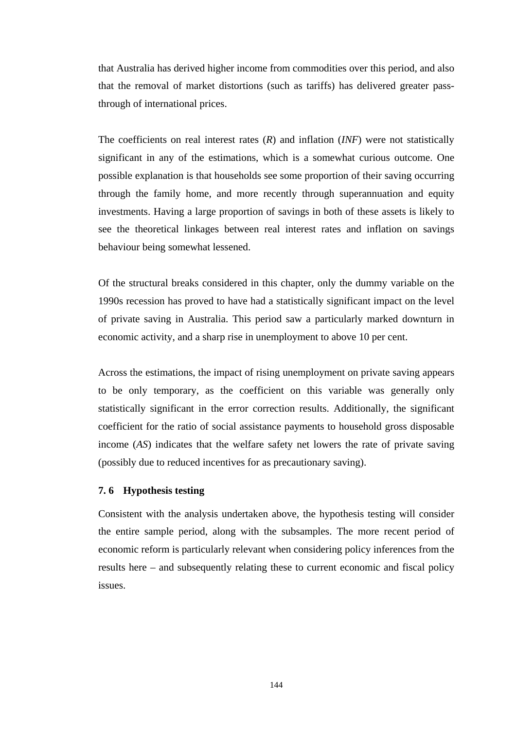that Australia has derived higher income from commodities over this period, and also that the removal of market distortions (such as tariffs) has delivered greater pass-through of international prices.

The coefficients on real interest rates (*R*) and inflation (*INF*) were not statistically significant in any of the estimations, which is a somewhat curious outcome. One possible explanation is that households see some proportion of their saving occurring through the family home, and more recently through superannuation and equity investments. Having a large proportion of savings in both of these assets is likely to see the theoretical linkages between real interest rates and inflation on savings behaviour being somewhat lessened.

Of the structural breaks considered in this chapter, only the dummy variable on the 1990s recession has proved to have had a statistically significant impact on the level of private saving in Australia. This period saw a particularly marked downturn in economic activity, and a sharp rise in unemployment to above 10 per cent.

Across the estimations, the impact of rising unemployment on private saving appears to be only temporary, as the coefficient on this variable was generally only statistically significant in the error correction results. Additionally, the significant coefficient for the ratio of social assistance payments to household gross disposable income (*AS*) indicates that the welfare safety net lowers the rate of private saving (possibly due to reduced incentives for as precautionary saving).

### 7. 6 Hypothesis testing

Consistent with the analysis undertaken above, the hypothesis testing will consider the entire sample period, along with the subsamples. The more recent period of economic reform is particularly relevant when considering policy inferences from the results here – and subsequently relating these to current economic and fiscal policy issues.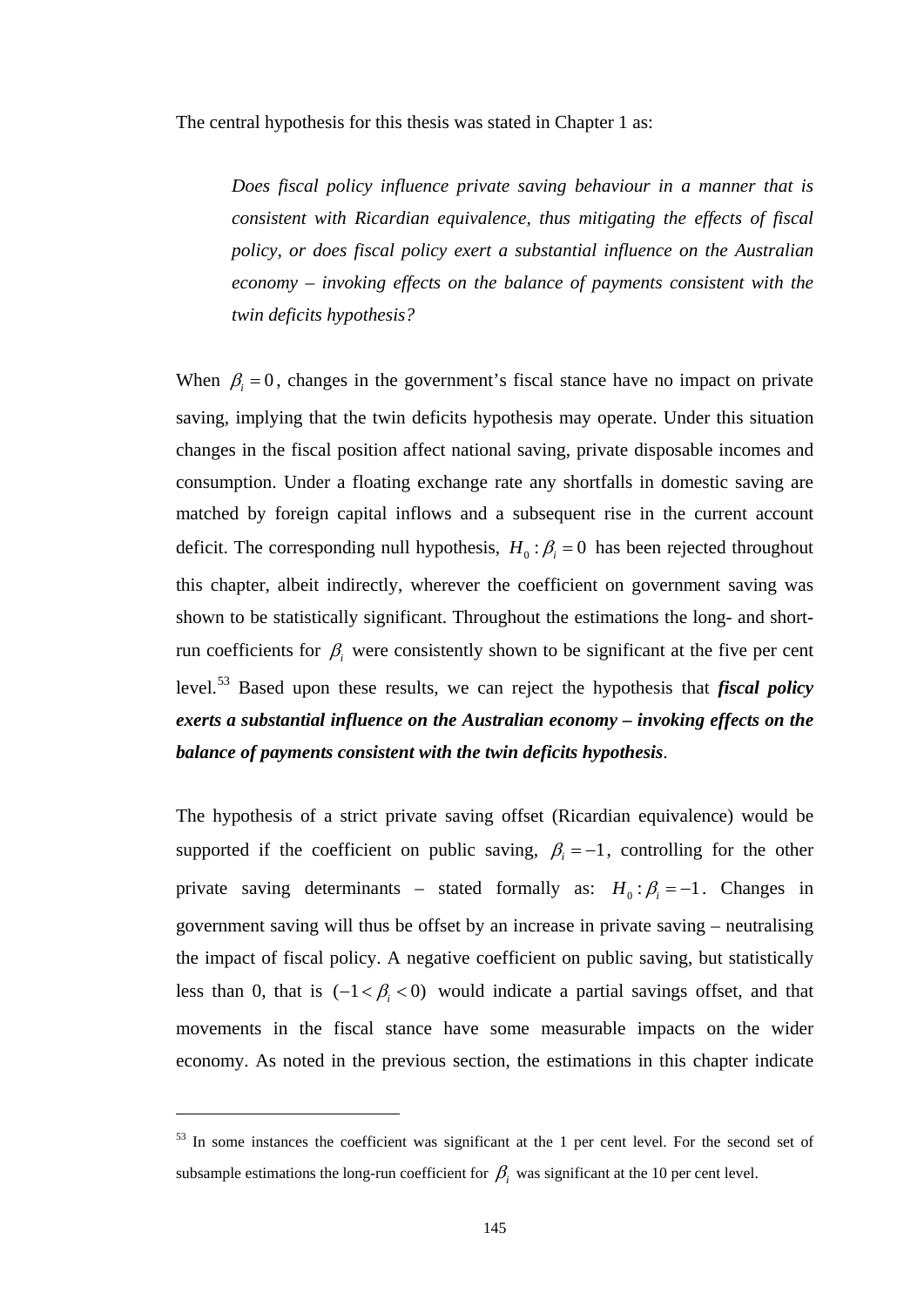The central hypothesis for this thesis was stated in Chapter 1 as:

> *Does fiscal policy influence private saving behaviour in a manner that is consistent with Ricardian equivalence, thus mitigating the effects of fiscal policy, or does fiscal policy exert a substantial influence on the Australian economy – invoking effects on the balance of payments consistent with the twin deficits hypothesis?*

When $\beta_i = 0$, changes in the government's fiscal stance have no impact on private saving, implying that the twin deficits hypothesis may operate. Under this situation changes in the fiscal position affect national saving, private disposable incomes and consumption. Under a floating exchange rate any shortfalls in domestic saving are matched by foreign capital inflows and a subsequent rise in the current account deficit. The corresponding null hypothesis, $H_0 : \beta_i = 0$ has been rejected throughout this chapter, albeit indirectly, wherever the coefficient on government saving was shown to be statistically significant. Throughout the estimations the long- and short-run coefficients for $\beta_i$ were consistently shown to be significant at the five per cent level.[53] Based upon these results, we can reject the hypothesis that ***fiscal policy exerts a substantial influence on the Australian economy – invoking effects on the balance of payments consistent with the twin deficits hypothesis***.

The hypothesis of a strict private saving offset (Ricardian equivalence) would be supported if the coefficient on public saving, $\beta_i = -1$, controlling for the other private saving determinants – stated formally as: $H_0 : \beta_i = -1$. Changes in government saving will thus be offset by an increase in private saving – neutralising the impact of fiscal policy. A negative coefficient on public saving, but statistically less than 0, that is $(-1 < \beta_i < 0)$ would indicate a partial savings offset, and that movements in the fiscal stance have some measurable impacts on the wider economy. As noted in the previous section, the estimations in this chapter indicate

---

[53] In some instances the coefficient was significant at the 1 per cent level. For the second set of subsample estimations the long-run coefficient for $\beta_i$ was significant at the 10 per cent level.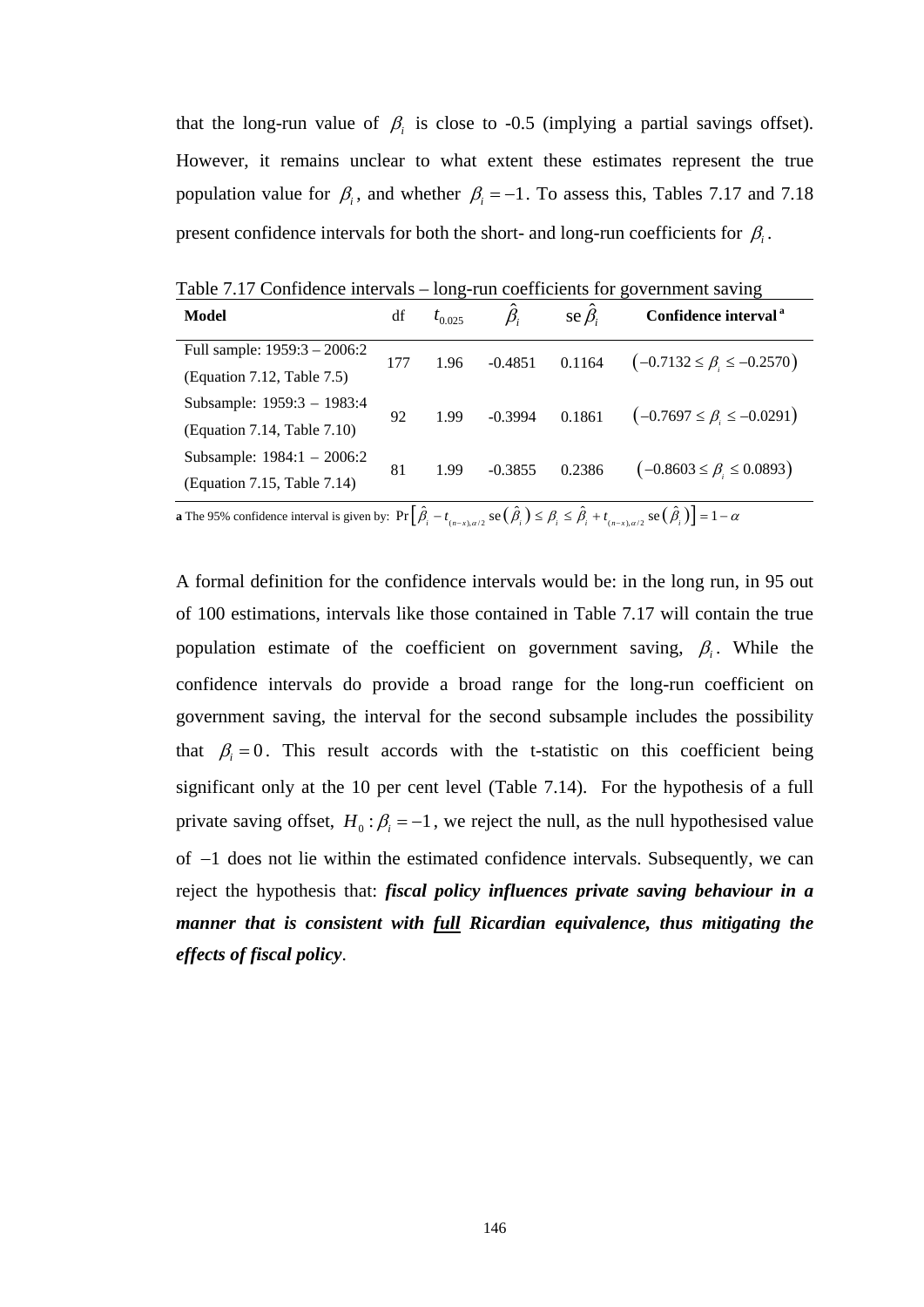that the long-run value of $\beta_i$ is close to -0.5 (implying a partial savings offset). However, it remains unclear to what extent these estimates represent the true population value for $\beta_i$, and whether $\beta_i = -1$. To assess this, Tables 7.17 and 7.18 present confidence intervals for both the short- and long-run coefficients for $\beta_i$.

Table 7.17 Confidence intervals – long-run coefficients for government saving

| Model | df | $t_{0.025}$ | $\hat{\beta}_i$ | se $\hat{\beta}_i$ | Confidence interval [a] |
|---|---|---|---|---|---|
| Full sample: 1959:3 – 2006:2 (Equation 7.12, Table 7.5) | 177 | 1.96 | -0.4851 | 0.1164 | $(-0.7132 \le \beta_i \le -0.2570)$ |
| Subsample: 1959:3 – 1983:4 (Equation 7.14, Table 7.10) | 92 | 1.99 | -0.3994 | 0.1861 | $(-0.7697 \le \beta_i \le -0.0291)$ |
| Subsample: 1984:1 – 2006:2 (Equation 7.15, Table 7.14) | 81 | 1.99 | -0.3855 | 0.2386 | $(-0.8603 \le \beta_i \le 0.0893)$ |

**a** The 95% confidence interval is given by: $\Pr\left[\hat{\beta}_i - t_{(n-x),\alpha/2}\,\mathrm{se}(\hat{\beta}_i) \le \beta_i \le \hat{\beta}_i + t_{(n-x),\alpha/2}\,\mathrm{se}(\hat{\beta}_i)\right] = 1-\alpha$

A formal definition for the confidence intervals would be: in the long run, in 95 out of 100 estimations, intervals like those contained in Table 7.17 will contain the true population estimate of the coefficient on government saving, $\beta_i$. While the confidence intervals do provide a broad range for the long-run coefficient on government saving, the interval for the second subsample includes the possibility that $\beta_i = 0$. This result accords with the t-statistic on this coefficient being significant only at the 10 per cent level (Table 7.14). For the hypothesis of a full private saving offset, $H_0 : \beta_i = -1$, we reject the null, as the null hypothesised value of $-1$ does not lie within the estimated confidence intervals. Subsequently, we can reject the hypothesis that: ***fiscal policy influences private saving behaviour in a manner that is consistent with full Ricardian equivalence, thus mitigating the effects of fiscal policy***.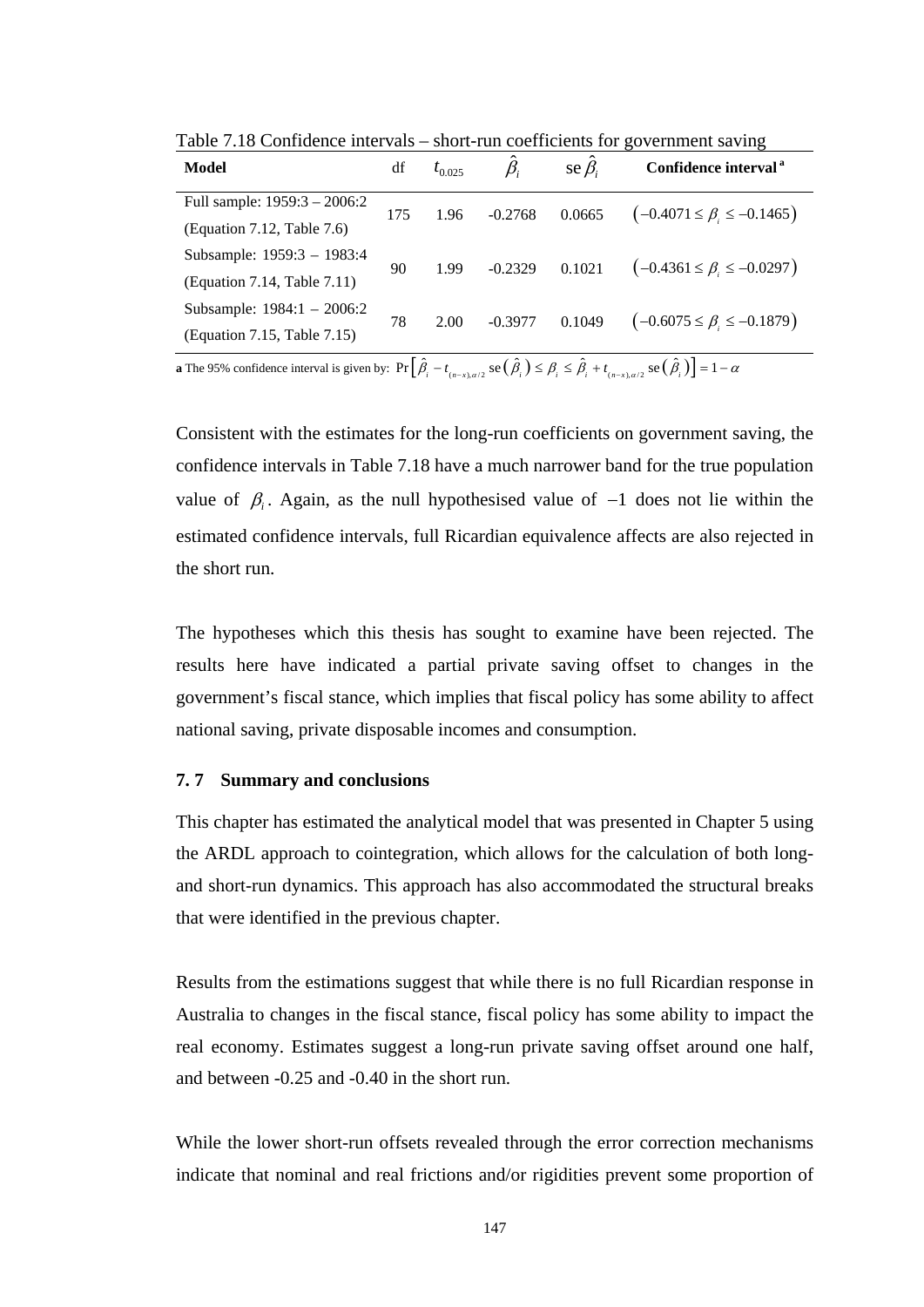Table 7.18 Confidence intervals – short-run coefficients for government saving

| Model | df | $t_{0.025}$ | $\hat{\beta}_i$ | se $\hat{\beta}_i$ | Confidence interval [a] |
|---|---|---|---|---|---|
| Full sample: 1959:3 – 2006:2 (Equation 7.12, Table 7.6) | 175 | 1.96 | -0.2768 | 0.0665 | $\left(-0.4071 \le \beta_i \le -0.1465\right)$ |
| Subsample: 1959:3 – 1983:4 (Equation 7.14, Table 7.11) | 90 | 1.99 | -0.2329 | 0.1021 | $\left(-0.4361 \le \beta_i \le -0.0297\right)$ |
| Subsample: 1984:1 – 2006:2 (Equation 7.15, Table 7.15) | 78 | 2.00 | -0.3977 | 0.1049 | $\left(-0.6075 \le \beta_i \le -0.1879\right)$ |

**a** The 95% confidence interval is given by: $\Pr\left[\hat{\beta}_i - t_{(n-x),\alpha/2}\,\mathrm{se}\left(\hat{\beta}_i\right) \le \beta_i \le \hat{\beta}_i + t_{(n-x),\alpha/2}\,\mathrm{se}\left(\hat{\beta}_i\right)\right] = 1-\alpha$

Consistent with the estimates for the long-run coefficients on government saving, the confidence intervals in Table 7.18 have a much narrower band for the true population value of $\beta_i$. Again, as the null hypothesised value of $-1$ does not lie within the estimated confidence intervals, full Ricardian equivalence affects are also rejected in the short run.

The hypotheses which this thesis has sought to examine have been rejected. The results here have indicated a partial private saving offset to changes in the government's fiscal stance, which implies that fiscal policy has some ability to affect national saving, private disposable incomes and consumption.

### 7. 7 Summary and conclusions

This chapter has estimated the analytical model that was presented in Chapter 5 using the ARDL approach to cointegration, which allows for the calculation of both long- and short-run dynamics. This approach has also accommodated the structural breaks that were identified in the previous chapter.

Results from the estimations suggest that while there is no full Ricardian response in Australia to changes in the fiscal stance, fiscal policy has some ability to impact the real economy. Estimates suggest a long-run private saving offset around one half, and between -0.25 and -0.40 in the short run.

While the lower short-run offsets revealed through the error correction mechanisms indicate that nominal and real frictions and/or rigidities prevent some proportion of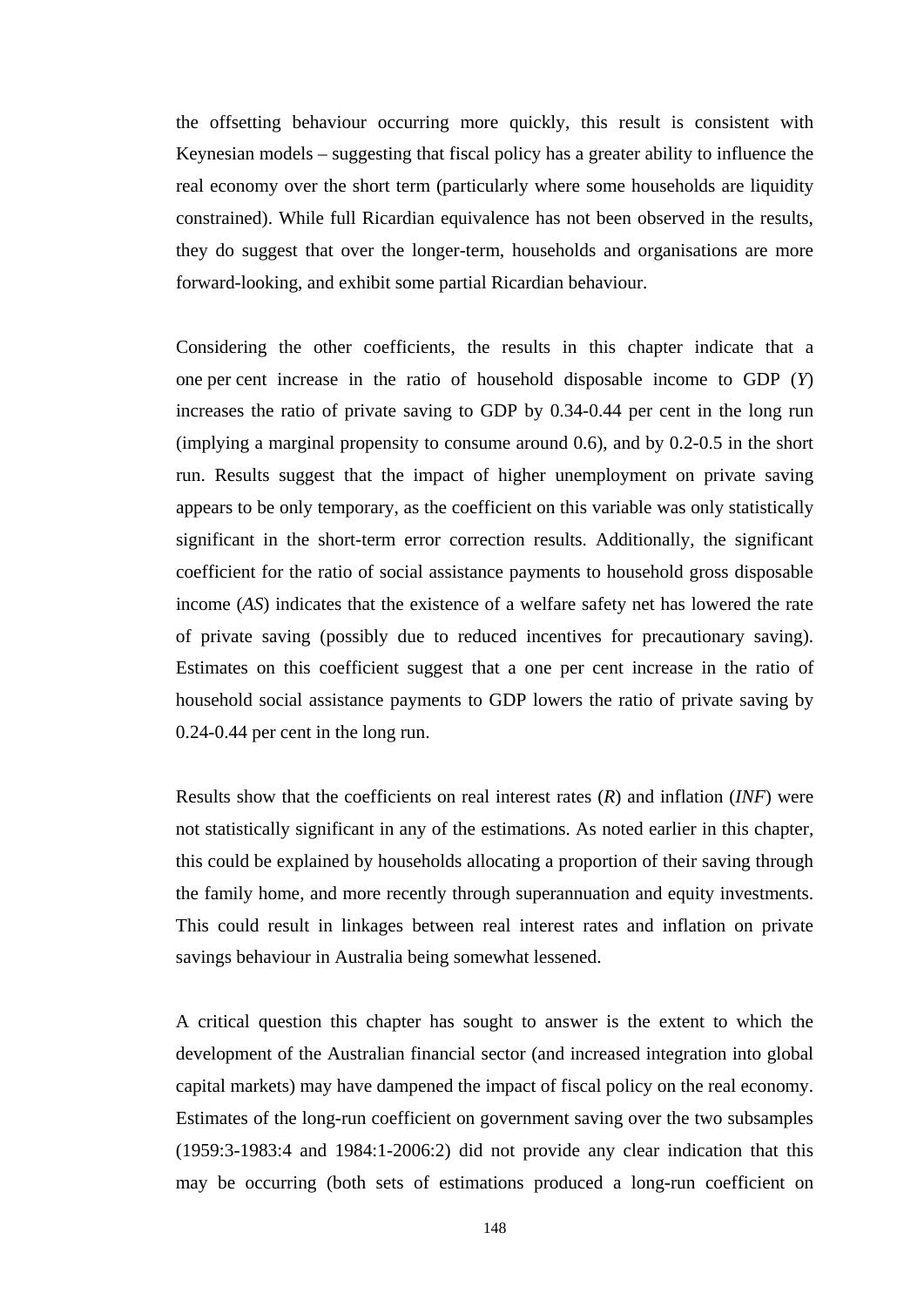the offsetting behaviour occurring more quickly, this result is consistent with Keynesian models – suggesting that fiscal policy has a greater ability to influence the real economy over the short term (particularly where some households are liquidity constrained). While full Ricardian equivalence has not been observed in the results, they do suggest that over the longer-term, households and organisations are more forward-looking, and exhibit some partial Ricardian behaviour.

Considering the other coefficients, the results in this chapter indicate that a one per cent increase in the ratio of household disposable income to GDP (*Y*) increases the ratio of private saving to GDP by 0.34-0.44 per cent in the long run (implying a marginal propensity to consume around 0.6), and by 0.2-0.5 in the short run. Results suggest that the impact of higher unemployment on private saving appears to be only temporary, as the coefficient on this variable was only statistically significant in the short-term error correction results. Additionally, the significant coefficient for the ratio of social assistance payments to household gross disposable income (*AS*) indicates that the existence of a welfare safety net has lowered the rate of private saving (possibly due to reduced incentives for precautionary saving). Estimates on this coefficient suggest that a one per cent increase in the ratio of household social assistance payments to GDP lowers the ratio of private saving by 0.24-0.44 per cent in the long run.

Results show that the coefficients on real interest rates (*R*) and inflation (*INF*) were not statistically significant in any of the estimations. As noted earlier in this chapter, this could be explained by households allocating a proportion of their saving through the family home, and more recently through superannuation and equity investments. This could result in linkages between real interest rates and inflation on private savings behaviour in Australia being somewhat lessened.

A critical question this chapter has sought to answer is the extent to which the development of the Australian financial sector (and increased integration into global capital markets) may have dampened the impact of fiscal policy on the real economy. Estimates of the long-run coefficient on government saving over the two subsamples (1959:3-1983:4 and 1984:1-2006:2) did not provide any clear indication that this may be occurring (both sets of estimations produced a long-run coefficient on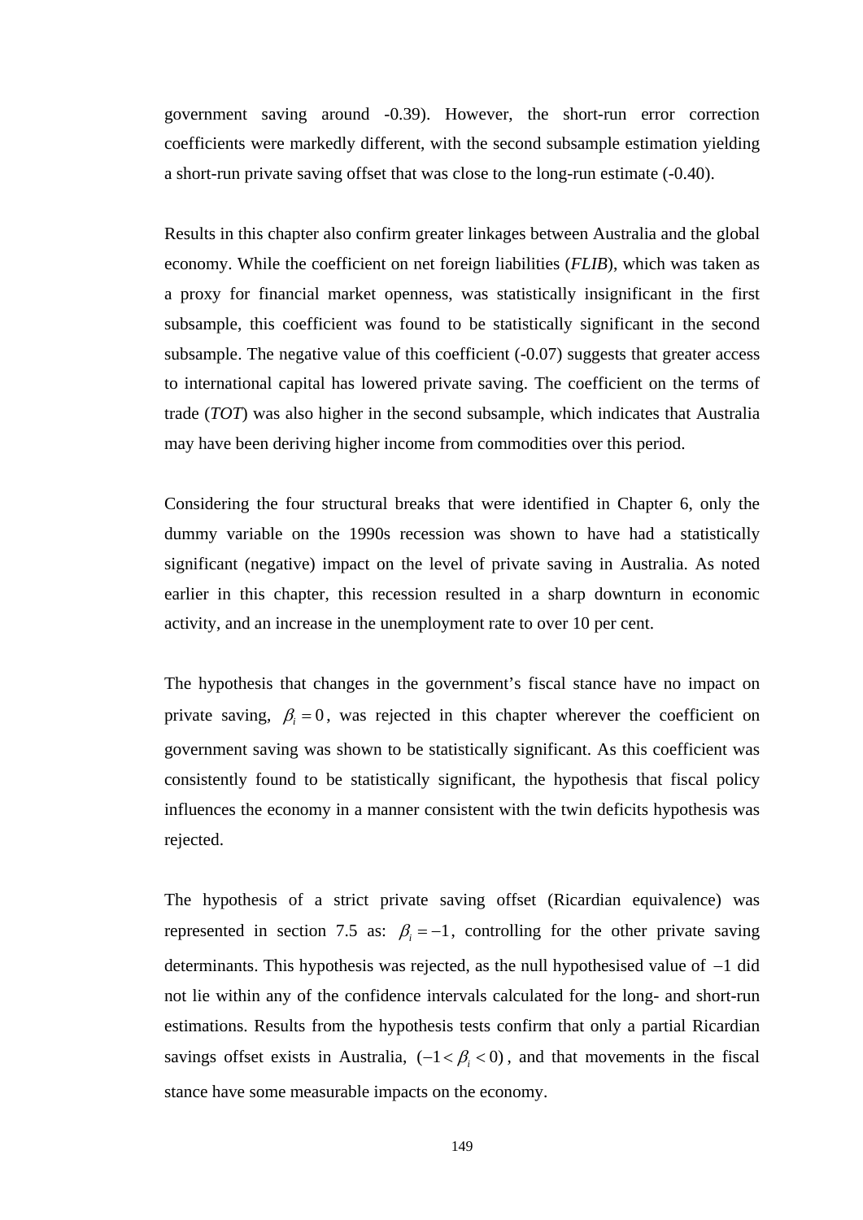government saving around -0.39). However, the short-run error correction coefficients were markedly different, with the second subsample estimation yielding a short-run private saving offset that was close to the long-run estimate (-0.40).

Results in this chapter also confirm greater linkages between Australia and the global economy. While the coefficient on net foreign liabilities (*FLIB*), which was taken as a proxy for financial market openness, was statistically insignificant in the first subsample, this coefficient was found to be statistically significant in the second subsample. The negative value of this coefficient (-0.07) suggests that greater access to international capital has lowered private saving. The coefficient on the terms of trade (*TOT*) was also higher in the second subsample, which indicates that Australia may have been deriving higher income from commodities over this period.

Considering the four structural breaks that were identified in Chapter 6, only the dummy variable on the 1990s recession was shown to have had a statistically significant (negative) impact on the level of private saving in Australia. As noted earlier in this chapter, this recession resulted in a sharp downturn in economic activity, and an increase in the unemployment rate to over 10 per cent.

The hypothesis that changes in the government's fiscal stance have no impact on private saving, $\beta_i = 0$, was rejected in this chapter wherever the coefficient on government saving was shown to be statistically significant. As this coefficient was consistently found to be statistically significant, the hypothesis that fiscal policy influences the economy in a manner consistent with the twin deficits hypothesis was rejected.

The hypothesis of a strict private saving offset (Ricardian equivalence) was represented in section 7.5 as: $\beta_i = -1$, controlling for the other private saving determinants. This hypothesis was rejected, as the null hypothesised value of $-1$ did not lie within any of the confidence intervals calculated for the long- and short-run estimations. Results from the hypothesis tests confirm that only a partial Ricardian savings offset exists in Australia, $(-1 < \beta_i < 0)$, and that movements in the fiscal stance have some measurable impacts on the economy.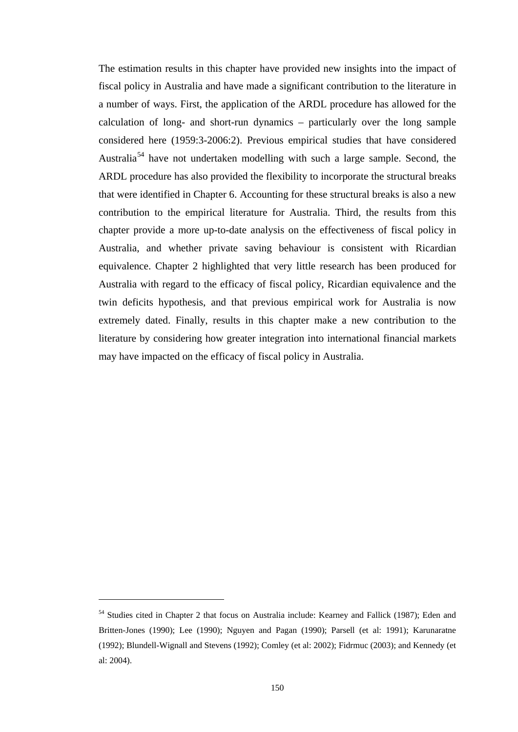The estimation results in this chapter have provided new insights into the impact of fiscal policy in Australia and have made a significant contribution to the literature in a number of ways. First, the application of the ARDL procedure has allowed for the calculation of long- and short-run dynamics – particularly over the long sample considered here (1959:3-2006:2). Previous empirical studies that have considered Australia[54] have not undertaken modelling with such a large sample. Second, the ARDL procedure has also provided the flexibility to incorporate the structural breaks that were identified in Chapter 6. Accounting for these structural breaks is also a new contribution to the empirical literature for Australia. Third, the results from this chapter provide a more up-to-date analysis on the effectiveness of fiscal policy in Australia, and whether private saving behaviour is consistent with Ricardian equivalence. Chapter 2 highlighted that very little research has been produced for Australia with regard to the efficacy of fiscal policy, Ricardian equivalence and the twin deficits hypothesis, and that previous empirical work for Australia is now extremely dated. Finally, results in this chapter make a new contribution to the literature by considering how greater integration into international financial markets may have impacted on the efficacy of fiscal policy in Australia.

[54] Studies cited in Chapter 2 that focus on Australia include: Kearney and Fallick (1987); Eden and Britten-Jones (1990); Lee (1990); Nguyen and Pagan (1990); Parsell (et al: 1991); Karunaratne (1992); Blundell-Wignall and Stevens (1992); Comley (et al: 2002); Fidrmuc (2003); and Kennedy (et al: 2004).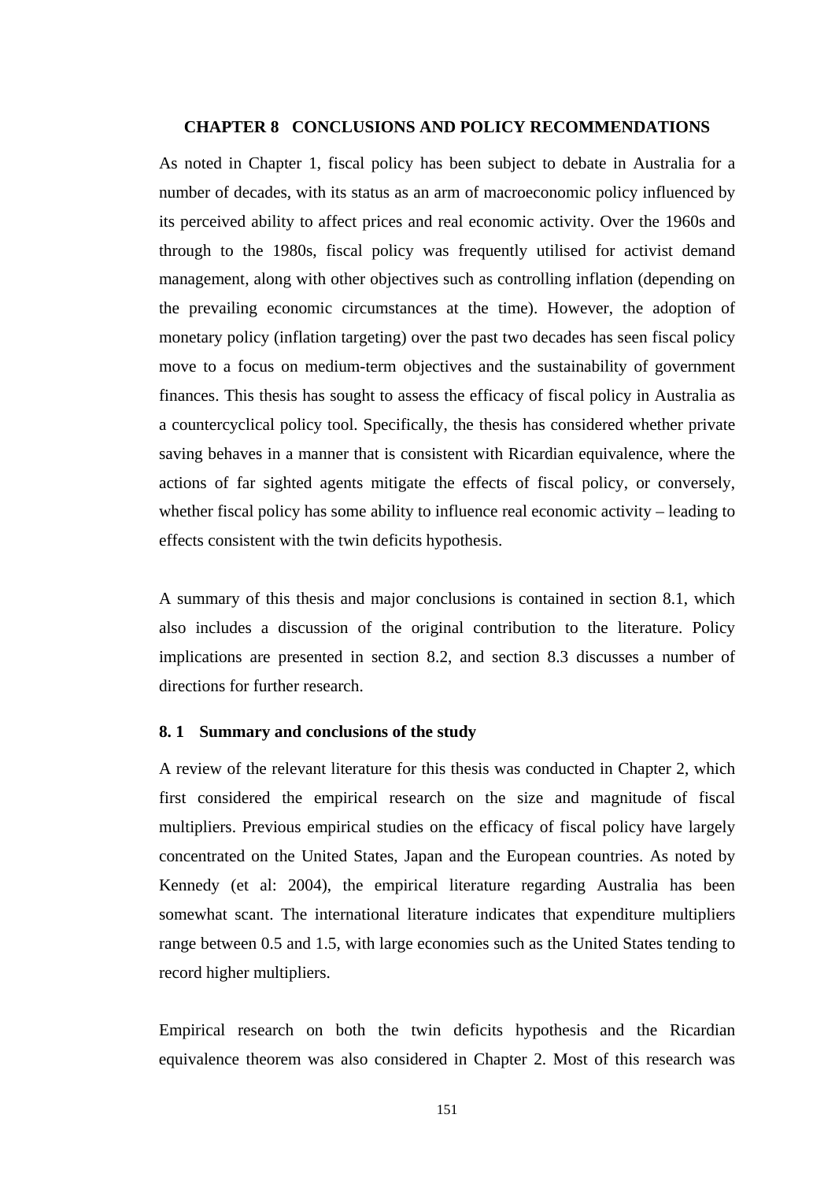# CHAPTER 8 CONCLUSIONS AND POLICY RECOMMENDATIONS

As noted in Chapter 1, fiscal policy has been subject to debate in Australia for a number of decades, with its status as an arm of macroeconomic policy influenced by its perceived ability to affect prices and real economic activity. Over the 1960s and through to the 1980s, fiscal policy was frequently utilised for activist demand management, along with other objectives such as controlling inflation (depending on the prevailing economic circumstances at the time). However, the adoption of monetary policy (inflation targeting) over the past two decades has seen fiscal policy move to a focus on medium-term objectives and the sustainability of government finances. This thesis has sought to assess the efficacy of fiscal policy in Australia as a countercyclical policy tool. Specifically, the thesis has considered whether private saving behaves in a manner that is consistent with Ricardian equivalence, where the actions of far sighted agents mitigate the effects of fiscal policy, or conversely, whether fiscal policy has some ability to influence real economic activity – leading to effects consistent with the twin deficits hypothesis.

A summary of this thesis and major conclusions is contained in section 8.1, which also includes a discussion of the original contribution to the literature. Policy implications are presented in section 8.2, and section 8.3 discusses a number of directions for further research.

## 8. 1 Summary and conclusions of the study

A review of the relevant literature for this thesis was conducted in Chapter 2, which first considered the empirical research on the size and magnitude of fiscal multipliers. Previous empirical studies on the efficacy of fiscal policy have largely concentrated on the United States, Japan and the European countries. As noted by Kennedy (et al: 2004), the empirical literature regarding Australia has been somewhat scant. The international literature indicates that expenditure multipliers range between 0.5 and 1.5, with large economies such as the United States tending to record higher multipliers.

Empirical research on both the twin deficits hypothesis and the Ricardian equivalence theorem was also considered in Chapter 2. Most of this research was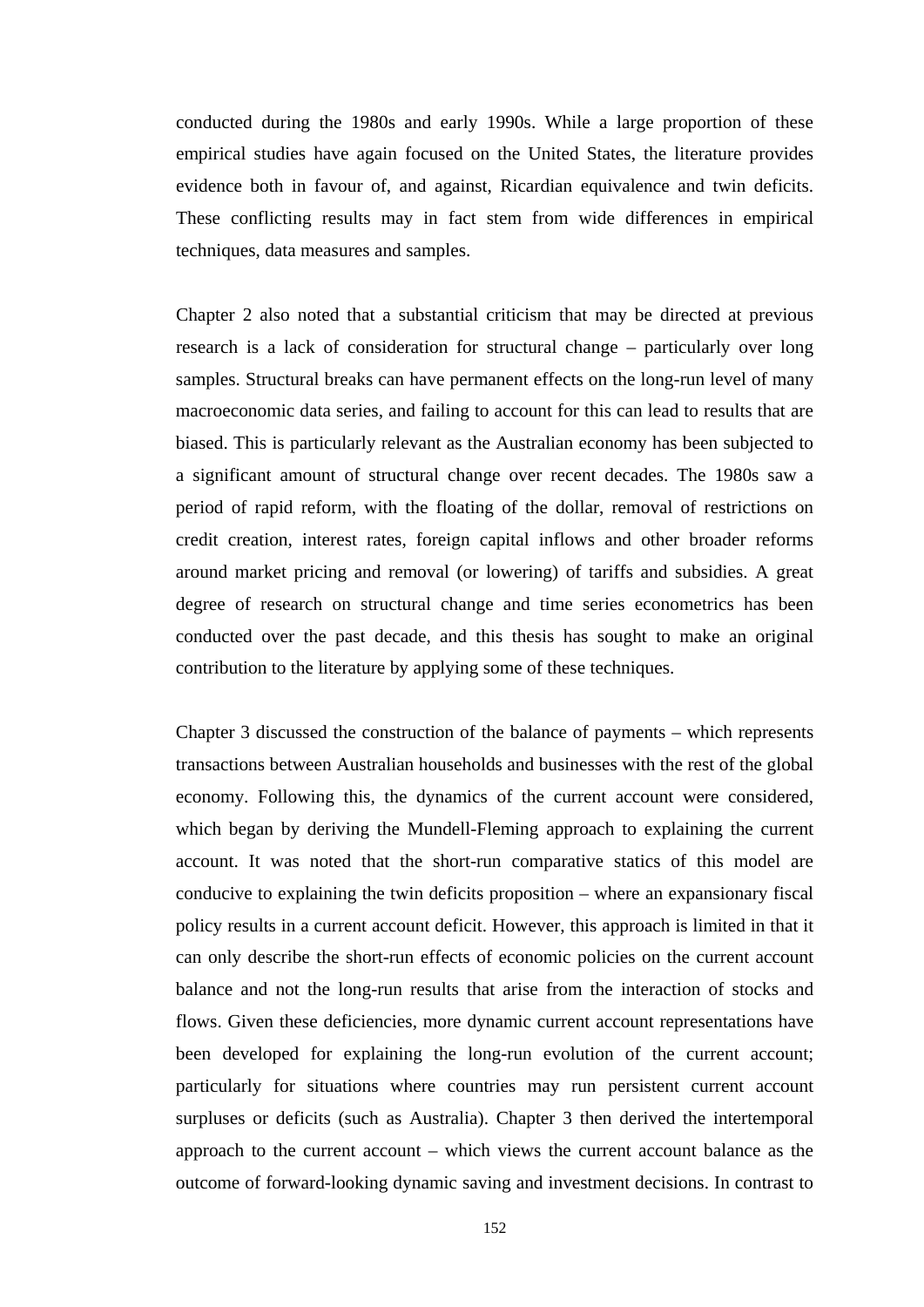conducted during the 1980s and early 1990s. While a large proportion of these empirical studies have again focused on the United States, the literature provides evidence both in favour of, and against, Ricardian equivalence and twin deficits. These conflicting results may in fact stem from wide differences in empirical techniques, data measures and samples.

Chapter 2 also noted that a substantial criticism that may be directed at previous research is a lack of consideration for structural change – particularly over long samples. Structural breaks can have permanent effects on the long-run level of many macroeconomic data series, and failing to account for this can lead to results that are biased. This is particularly relevant as the Australian economy has been subjected to a significant amount of structural change over recent decades. The 1980s saw a period of rapid reform, with the floating of the dollar, removal of restrictions on credit creation, interest rates, foreign capital inflows and other broader reforms around market pricing and removal (or lowering) of tariffs and subsidies. A great degree of research on structural change and time series econometrics has been conducted over the past decade, and this thesis has sought to make an original contribution to the literature by applying some of these techniques.

Chapter 3 discussed the construction of the balance of payments – which represents transactions between Australian households and businesses with the rest of the global economy. Following this, the dynamics of the current account were considered, which began by deriving the Mundell-Fleming approach to explaining the current account. It was noted that the short-run comparative statics of this model are conducive to explaining the twin deficits proposition – where an expansionary fiscal policy results in a current account deficit. However, this approach is limited in that it can only describe the short-run effects of economic policies on the current account balance and not the long-run results that arise from the interaction of stocks and flows. Given these deficiencies, more dynamic current account representations have been developed for explaining the long-run evolution of the current account; particularly for situations where countries may run persistent current account surpluses or deficits (such as Australia). Chapter 3 then derived the intertemporal approach to the current account – which views the current account balance as the outcome of forward-looking dynamic saving and investment decisions. In contrast to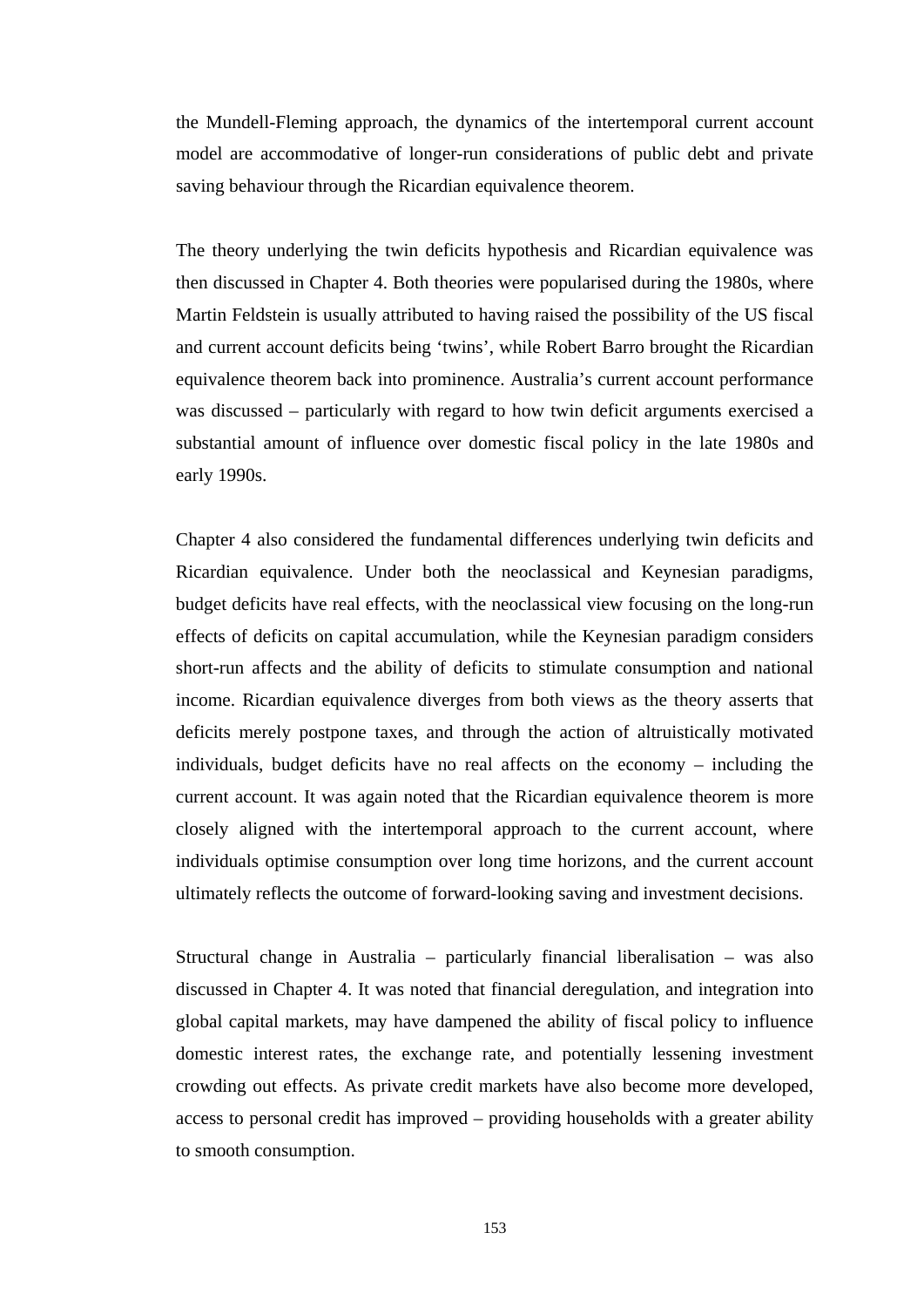the Mundell-Fleming approach, the dynamics of the intertemporal current account model are accommodative of longer-run considerations of public debt and private saving behaviour through the Ricardian equivalence theorem.

The theory underlying the twin deficits hypothesis and Ricardian equivalence was then discussed in Chapter 4. Both theories were popularised during the 1980s, where Martin Feldstein is usually attributed to having raised the possibility of the US fiscal and current account deficits being 'twins', while Robert Barro brought the Ricardian equivalence theorem back into prominence. Australia's current account performance was discussed – particularly with regard to how twin deficit arguments exercised a substantial amount of influence over domestic fiscal policy in the late 1980s and early 1990s.

Chapter 4 also considered the fundamental differences underlying twin deficits and Ricardian equivalence. Under both the neoclassical and Keynesian paradigms, budget deficits have real effects, with the neoclassical view focusing on the long-run effects of deficits on capital accumulation, while the Keynesian paradigm considers short-run affects and the ability of deficits to stimulate consumption and national income. Ricardian equivalence diverges from both views as the theory asserts that deficits merely postpone taxes, and through the action of altruistically motivated individuals, budget deficits have no real affects on the economy – including the current account. It was again noted that the Ricardian equivalence theorem is more closely aligned with the intertemporal approach to the current account, where individuals optimise consumption over long time horizons, and the current account ultimately reflects the outcome of forward-looking saving and investment decisions.

Structural change in Australia – particularly financial liberalisation – was also discussed in Chapter 4. It was noted that financial deregulation, and integration into global capital markets, may have dampened the ability of fiscal policy to influence domestic interest rates, the exchange rate, and potentially lessening investment crowding out effects. As private credit markets have also become more developed, access to personal credit has improved – providing households with a greater ability to smooth consumption.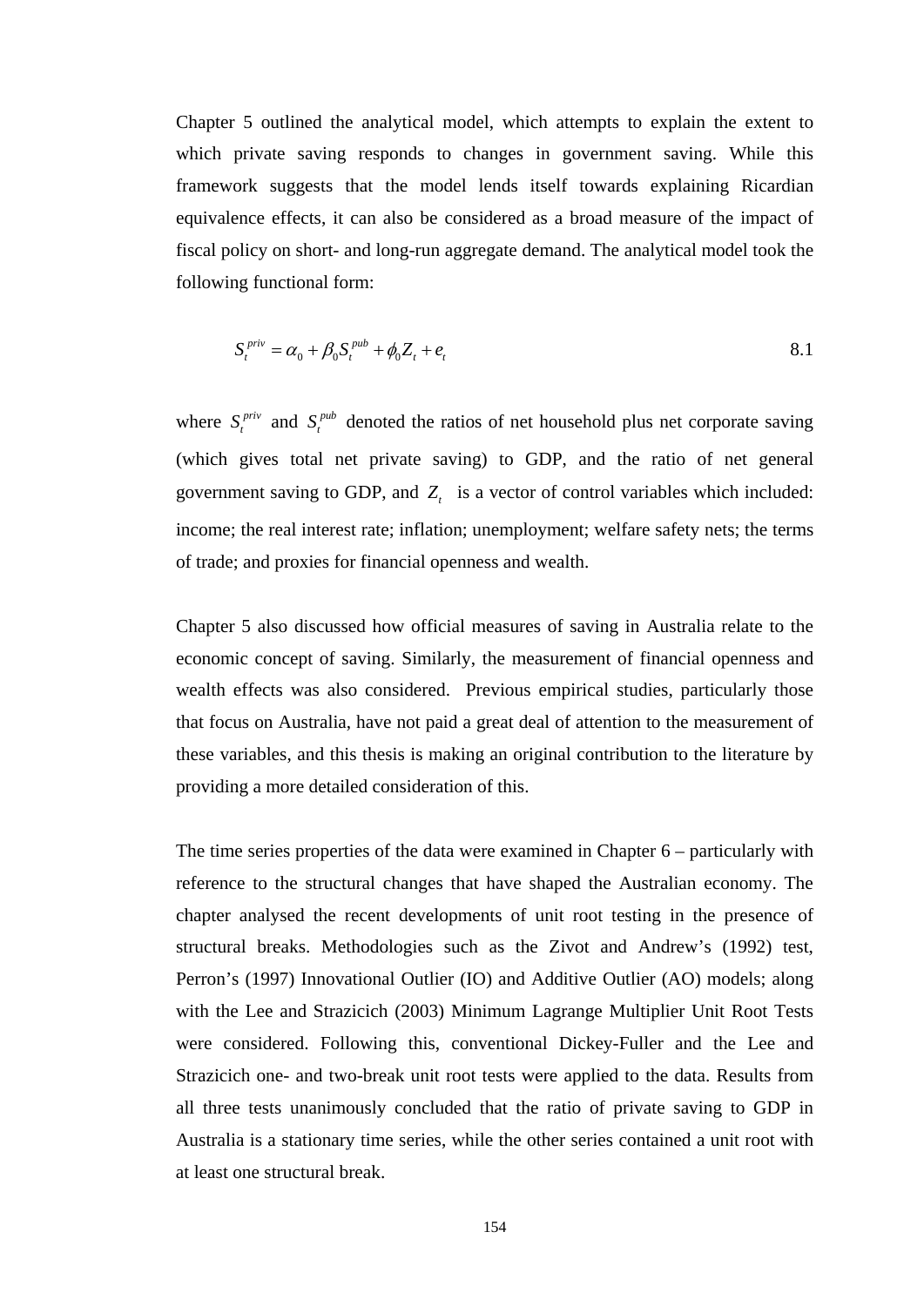Chapter 5 outlined the analytical model, which attempts to explain the extent to which private saving responds to changes in government saving. While this framework suggests that the model lends itself towards explaining Ricardian equivalence effects, it can also be considered as a broad measure of the impact of fiscal policy on short- and long-run aggregate demand. The analytical model took the following functional form:

$$S_t^{priv} = \alpha_0 + \beta_0 S_t^{pub} + \phi_0 Z_t + e_t \tag{8.1}$$

where $S_t^{priv}$ and $S_t^{pub}$ denoted the ratios of net household plus net corporate saving (which gives total net private saving) to GDP, and the ratio of net general government saving to GDP, and $Z_t$ is a vector of control variables which included: income; the real interest rate; inflation; unemployment; welfare safety nets; the terms of trade; and proxies for financial openness and wealth.

Chapter 5 also discussed how official measures of saving in Australia relate to the economic concept of saving. Similarly, the measurement of financial openness and wealth effects was also considered. Previous empirical studies, particularly those that focus on Australia, have not paid a great deal of attention to the measurement of these variables, and this thesis is making an original contribution to the literature by providing a more detailed consideration of this.

The time series properties of the data were examined in Chapter 6 – particularly with reference to the structural changes that have shaped the Australian economy. The chapter analysed the recent developments of unit root testing in the presence of structural breaks. Methodologies such as the Zivot and Andrew's (1992) test, Perron's (1997) Innovational Outlier (IO) and Additive Outlier (AO) models; along with the Lee and Strazicich (2003) Minimum Lagrange Multiplier Unit Root Tests were considered. Following this, conventional Dickey-Fuller and the Lee and Strazicich one- and two-break unit root tests were applied to the data. Results from all three tests unanimously concluded that the ratio of private saving to GDP in Australia is a stationary time series, while the other series contained a unit root with at least one structural break.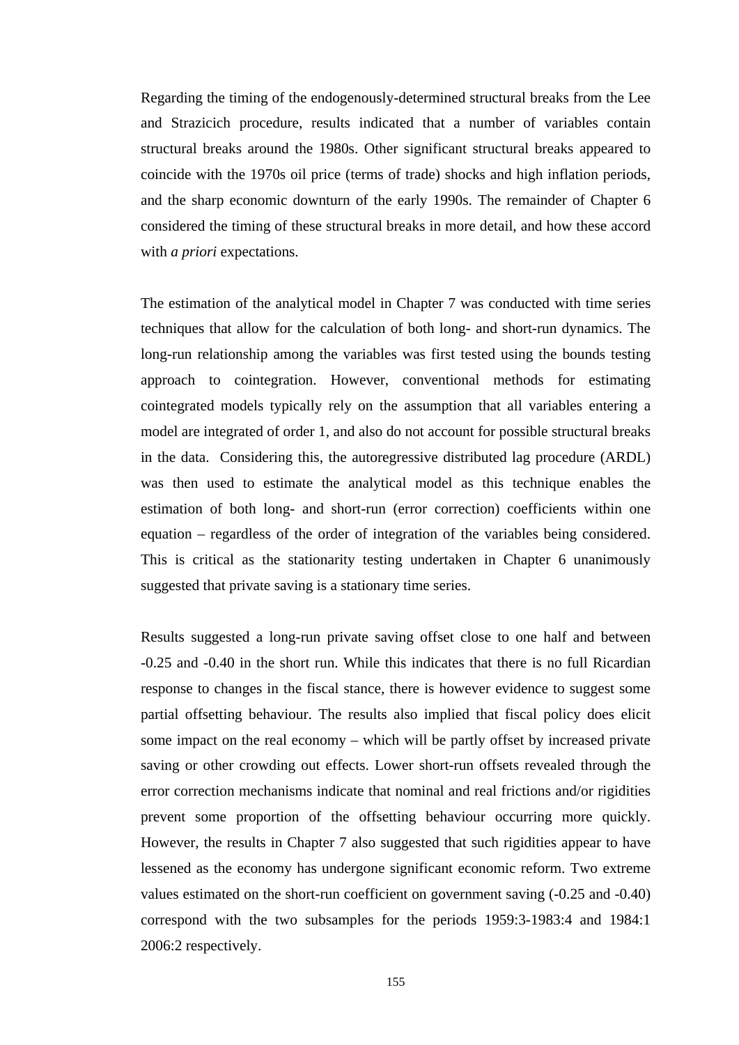Regarding the timing of the endogenously-determined structural breaks from the Lee and Strazicich procedure, results indicated that a number of variables contain structural breaks around the 1980s. Other significant structural breaks appeared to coincide with the 1970s oil price (terms of trade) shocks and high inflation periods, and the sharp economic downturn of the early 1990s. The remainder of Chapter 6 considered the timing of these structural breaks in more detail, and how these accord with *a priori* expectations.

The estimation of the analytical model in Chapter 7 was conducted with time series techniques that allow for the calculation of both long- and short-run dynamics. The long-run relationship among the variables was first tested using the bounds testing approach to cointegration. However, conventional methods for estimating cointegrated models typically rely on the assumption that all variables entering a model are integrated of order 1, and also do not account for possible structural breaks in the data. Considering this, the autoregressive distributed lag procedure (ARDL) was then used to estimate the analytical model as this technique enables the estimation of both long- and short-run (error correction) coefficients within one equation – regardless of the order of integration of the variables being considered. This is critical as the stationarity testing undertaken in Chapter 6 unanimously suggested that private saving is a stationary time series.

Results suggested a long-run private saving offset close to one half and between -0.25 and -0.40 in the short run. While this indicates that there is no full Ricardian response to changes in the fiscal stance, there is however evidence to suggest some partial offsetting behaviour. The results also implied that fiscal policy does elicit some impact on the real economy – which will be partly offset by increased private saving or other crowding out effects. Lower short-run offsets revealed through the error correction mechanisms indicate that nominal and real frictions and/or rigidities prevent some proportion of the offsetting behaviour occurring more quickly. However, the results in Chapter 7 also suggested that such rigidities appear to have lessened as the economy has undergone significant economic reform. Two extreme values estimated on the short-run coefficient on government saving (-0.25 and -0.40) correspond with the two subsamples for the periods 1959:3-1983:4 and 1984:1 2006:2 respectively.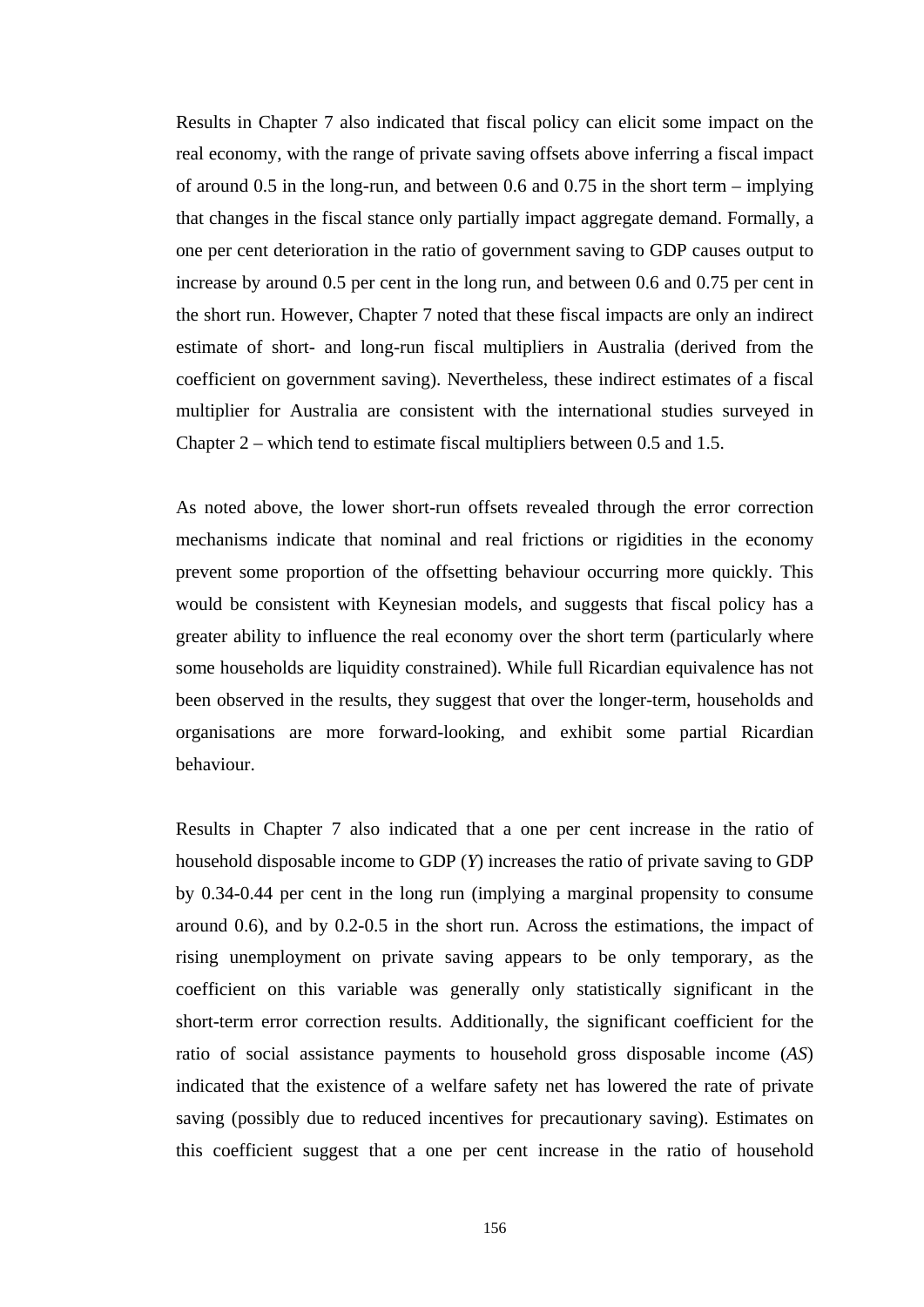Results in Chapter 7 also indicated that fiscal policy can elicit some impact on the real economy, with the range of private saving offsets above inferring a fiscal impact of around 0.5 in the long-run, and between 0.6 and 0.75 in the short term – implying that changes in the fiscal stance only partially impact aggregate demand. Formally, a one per cent deterioration in the ratio of government saving to GDP causes output to increase by around 0.5 per cent in the long run, and between 0.6 and 0.75 per cent in the short run. However, Chapter 7 noted that these fiscal impacts are only an indirect estimate of short- and long-run fiscal multipliers in Australia (derived from the coefficient on government saving). Nevertheless, these indirect estimates of a fiscal multiplier for Australia are consistent with the international studies surveyed in Chapter 2 – which tend to estimate fiscal multipliers between 0.5 and 1.5.

As noted above, the lower short-run offsets revealed through the error correction mechanisms indicate that nominal and real frictions or rigidities in the economy prevent some proportion of the offsetting behaviour occurring more quickly. This would be consistent with Keynesian models, and suggests that fiscal policy has a greater ability to influence the real economy over the short term (particularly where some households are liquidity constrained). While full Ricardian equivalence has not been observed in the results, they suggest that over the longer-term, households and organisations are more forward-looking, and exhibit some partial Ricardian behaviour.

Results in Chapter 7 also indicated that a one per cent increase in the ratio of household disposable income to GDP (*Y*) increases the ratio of private saving to GDP by 0.34-0.44 per cent in the long run (implying a marginal propensity to consume around 0.6), and by 0.2-0.5 in the short run. Across the estimations, the impact of rising unemployment on private saving appears to be only temporary, as the coefficient on this variable was generally only statistically significant in the short-term error correction results. Additionally, the significant coefficient for the ratio of social assistance payments to household gross disposable income (*AS*) indicated that the existence of a welfare safety net has lowered the rate of private saving (possibly due to reduced incentives for precautionary saving). Estimates on this coefficient suggest that a one per cent increase in the ratio of household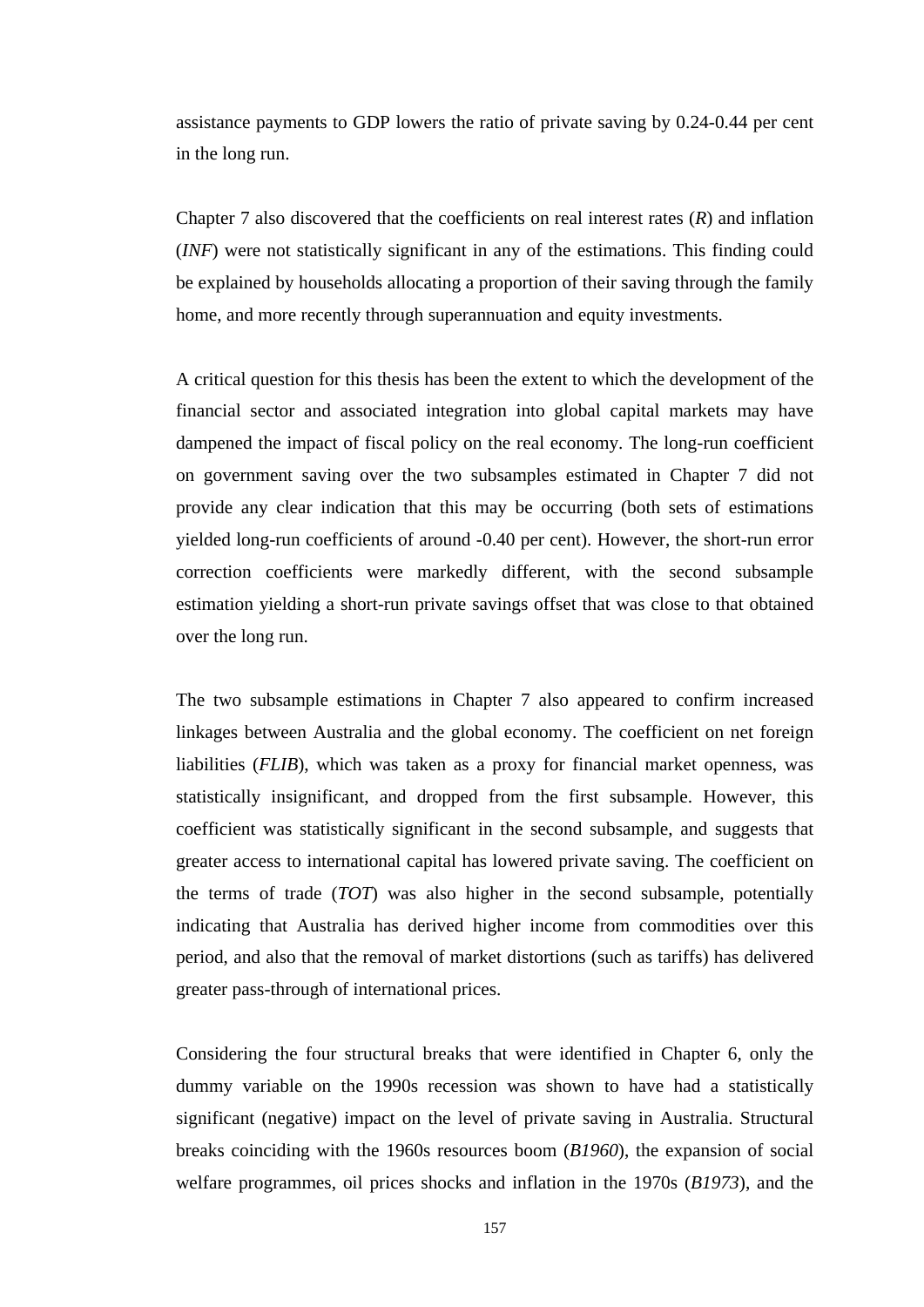assistance payments to GDP lowers the ratio of private saving by 0.24-0.44 per cent in the long run.

Chapter 7 also discovered that the coefficients on real interest rates (*R*) and inflation (*INF*) were not statistically significant in any of the estimations. This finding could be explained by households allocating a proportion of their saving through the family home, and more recently through superannuation and equity investments.

A critical question for this thesis has been the extent to which the development of the financial sector and associated integration into global capital markets may have dampened the impact of fiscal policy on the real economy. The long-run coefficient on government saving over the two subsamples estimated in Chapter 7 did not provide any clear indication that this may be occurring (both sets of estimations yielded long-run coefficients of around -0.40 per cent). However, the short-run error correction coefficients were markedly different, with the second subsample estimation yielding a short-run private savings offset that was close to that obtained over the long run.

The two subsample estimations in Chapter 7 also appeared to confirm increased linkages between Australia and the global economy. The coefficient on net foreign liabilities (*FLIB*), which was taken as a proxy for financial market openness, was statistically insignificant, and dropped from the first subsample. However, this coefficient was statistically significant in the second subsample, and suggests that greater access to international capital has lowered private saving. The coefficient on the terms of trade (*TOT*) was also higher in the second subsample, potentially indicating that Australia has derived higher income from commodities over this period, and also that the removal of market distortions (such as tariffs) has delivered greater pass-through of international prices.

Considering the four structural breaks that were identified in Chapter 6, only the dummy variable on the 1990s recession was shown to have had a statistically significant (negative) impact on the level of private saving in Australia. Structural breaks coinciding with the 1960s resources boom (*B1960*), the expansion of social welfare programmes, oil prices shocks and inflation in the 1970s (*B1973*), and the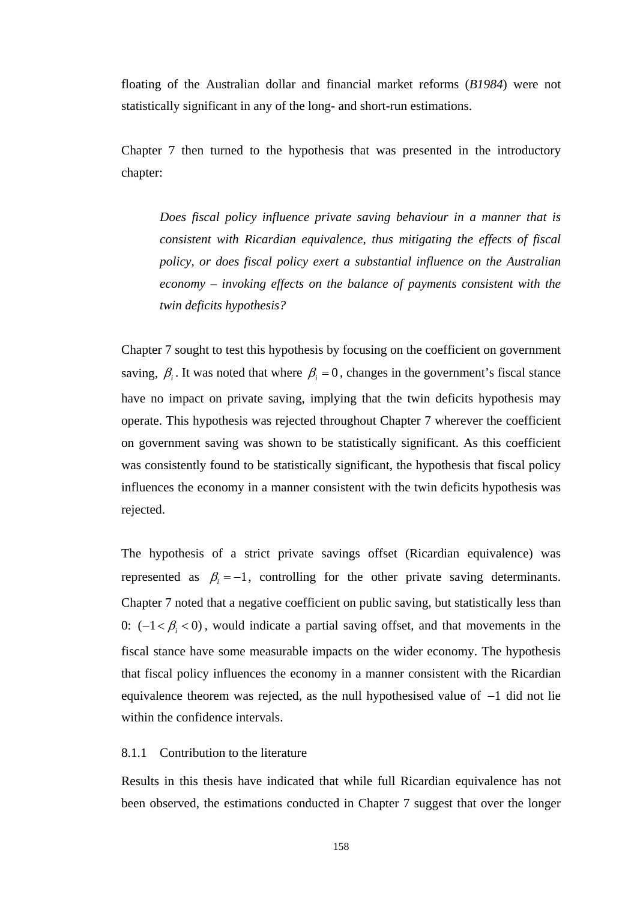floating of the Australian dollar and financial market reforms (*B1984*) were not statistically significant in any of the long- and short-run estimations.

Chapter 7 then turned to the hypothesis that was presented in the introductory chapter:

> *Does fiscal policy influence private saving behaviour in a manner that is consistent with Ricardian equivalence, thus mitigating the effects of fiscal policy, or does fiscal policy exert a substantial influence on the Australian economy – invoking effects on the balance of payments consistent with the twin deficits hypothesis?*

Chapter 7 sought to test this hypothesis by focusing on the coefficient on government saving, $\beta_i$. It was noted that where $\beta_i = 0$, changes in the government's fiscal stance have no impact on private saving, implying that the twin deficits hypothesis may operate. This hypothesis was rejected throughout Chapter 7 wherever the coefficient on government saving was shown to be statistically significant. As this coefficient was consistently found to be statistically significant, the hypothesis that fiscal policy influences the economy in a manner consistent with the twin deficits hypothesis was rejected.

The hypothesis of a strict private savings offset (Ricardian equivalence) was represented as $\beta_i = -1$, controlling for the other private saving determinants. Chapter 7 noted that a negative coefficient on public saving, but statistically less than 0: $(-1 < \beta_i < 0)$, would indicate a partial saving offset, and that movements in the fiscal stance have some measurable impacts on the wider economy. The hypothesis that fiscal policy influences the economy in a manner consistent with the Ricardian equivalence theorem was rejected, as the null hypothesised value of $-1$ did not lie within the confidence intervals.

### 8.1.1 Contribution to the literature

Results in this thesis have indicated that while full Ricardian equivalence has not been observed, the estimations conducted in Chapter 7 suggest that over the longer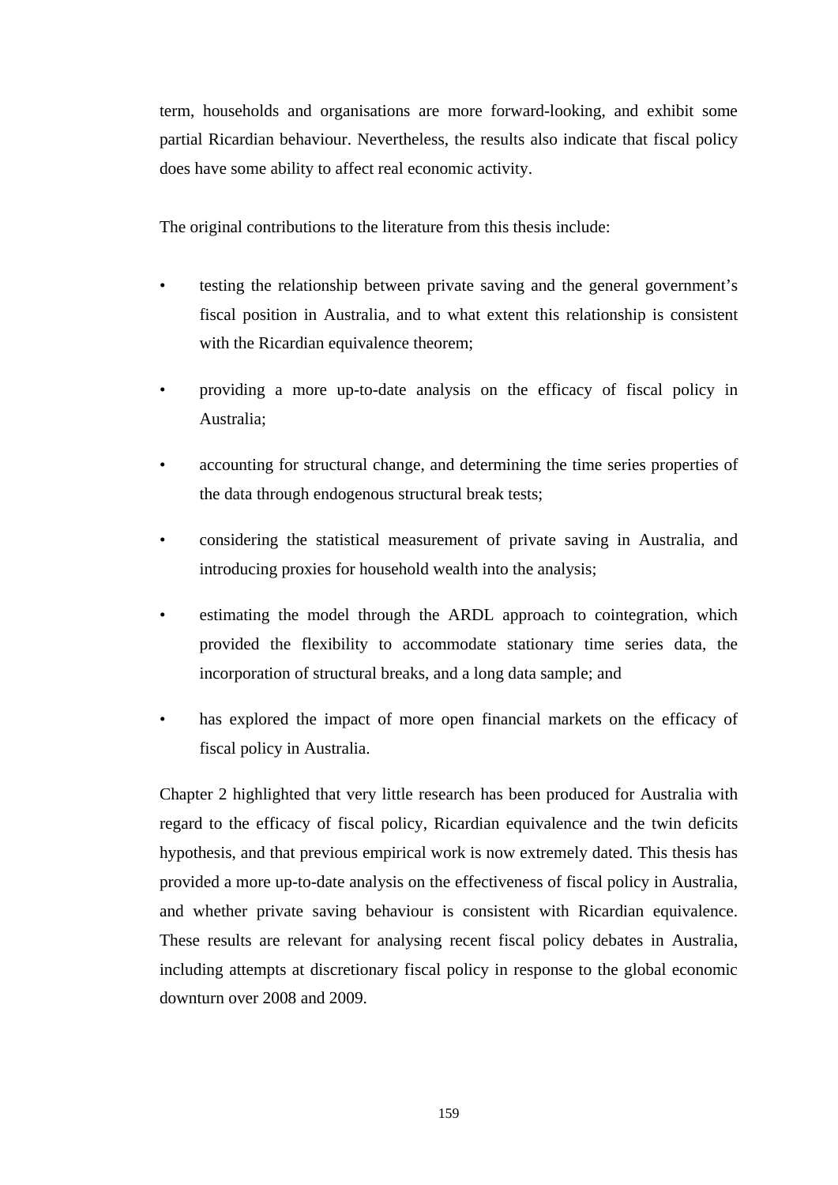term, households and organisations are more forward-looking, and exhibit some partial Ricardian behaviour. Nevertheless, the results also indicate that fiscal policy does have some ability to affect real economic activity.

The original contributions to the literature from this thesis include:

- testing the relationship between private saving and the general government's fiscal position in Australia, and to what extent this relationship is consistent with the Ricardian equivalence theorem;
- providing a more up-to-date analysis on the efficacy of fiscal policy in Australia;
- accounting for structural change, and determining the time series properties of the data through endogenous structural break tests;
- considering the statistical measurement of private saving in Australia, and introducing proxies for household wealth into the analysis;
- estimating the model through the ARDL approach to cointegration, which provided the flexibility to accommodate stationary time series data, the incorporation of structural breaks, and a long data sample; and
- has explored the impact of more open financial markets on the efficacy of fiscal policy in Australia.

Chapter 2 highlighted that very little research has been produced for Australia with regard to the efficacy of fiscal policy, Ricardian equivalence and the twin deficits hypothesis, and that previous empirical work is now extremely dated. This thesis has provided a more up-to-date analysis on the effectiveness of fiscal policy in Australia, and whether private saving behaviour is consistent with Ricardian equivalence. These results are relevant for analysing recent fiscal policy debates in Australia, including attempts at discretionary fiscal policy in response to the global economic downturn over 2008 and 2009.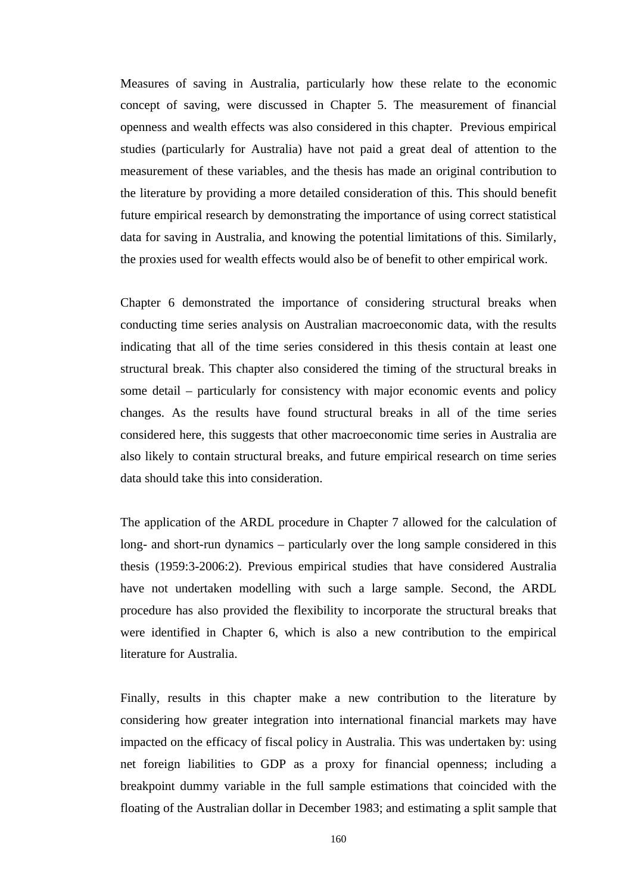Measures of saving in Australia, particularly how these relate to the economic concept of saving, were discussed in Chapter 5. The measurement of financial openness and wealth effects was also considered in this chapter. Previous empirical studies (particularly for Australia) have not paid a great deal of attention to the measurement of these variables, and the thesis has made an original contribution to the literature by providing a more detailed consideration of this. This should benefit future empirical research by demonstrating the importance of using correct statistical data for saving in Australia, and knowing the potential limitations of this. Similarly, the proxies used for wealth effects would also be of benefit to other empirical work.

Chapter 6 demonstrated the importance of considering structural breaks when conducting time series analysis on Australian macroeconomic data, with the results indicating that all of the time series considered in this thesis contain at least one structural break. This chapter also considered the timing of the structural breaks in some detail – particularly for consistency with major economic events and policy changes. As the results have found structural breaks in all of the time series considered here, this suggests that other macroeconomic time series in Australia are also likely to contain structural breaks, and future empirical research on time series data should take this into consideration.

The application of the ARDL procedure in Chapter 7 allowed for the calculation of long- and short-run dynamics – particularly over the long sample considered in this thesis (1959:3-2006:2). Previous empirical studies that have considered Australia have not undertaken modelling with such a large sample. Second, the ARDL procedure has also provided the flexibility to incorporate the structural breaks that were identified in Chapter 6, which is also a new contribution to the empirical literature for Australia.

Finally, results in this chapter make a new contribution to the literature by considering how greater integration into international financial markets may have impacted on the efficacy of fiscal policy in Australia. This was undertaken by: using net foreign liabilities to GDP as a proxy for financial openness; including a breakpoint dummy variable in the full sample estimations that coincided with the floating of the Australian dollar in December 1983; and estimating a split sample that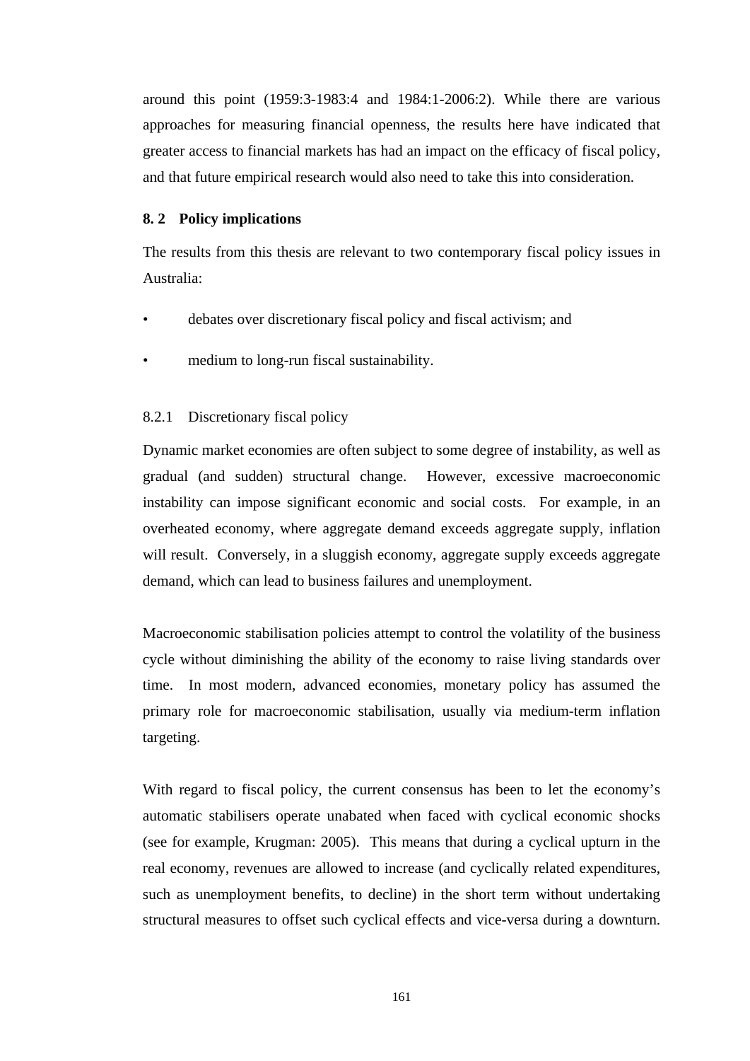around this point (1959:3-1983:4 and 1984:1-2006:2). While there are various approaches for measuring financial openness, the results here have indicated that greater access to financial markets has had an impact on the efficacy of fiscal policy, and that future empirical research would also need to take this into consideration.

## 8. 2 Policy implications

The results from this thesis are relevant to two contemporary fiscal policy issues in Australia:

- debates over discretionary fiscal policy and fiscal activism; and
- medium to long-run fiscal sustainability.

### 8.2.1 Discretionary fiscal policy

Dynamic market economies are often subject to some degree of instability, as well as gradual (and sudden) structural change. However, excessive macroeconomic instability can impose significant economic and social costs. For example, in an overheated economy, where aggregate demand exceeds aggregate supply, inflation will result. Conversely, in a sluggish economy, aggregate supply exceeds aggregate demand, which can lead to business failures and unemployment.

Macroeconomic stabilisation policies attempt to control the volatility of the business cycle without diminishing the ability of the economy to raise living standards over time. In most modern, advanced economies, monetary policy has assumed the primary role for macroeconomic stabilisation, usually via medium-term inflation targeting.

With regard to fiscal policy, the current consensus has been to let the economy's automatic stabilisers operate unabated when faced with cyclical economic shocks (see for example, Krugman: 2005). This means that during a cyclical upturn in the real economy, revenues are allowed to increase (and cyclically related expenditures, such as unemployment benefits, to decline) in the short term without undertaking structural measures to offset such cyclical effects and vice-versa during a downturn.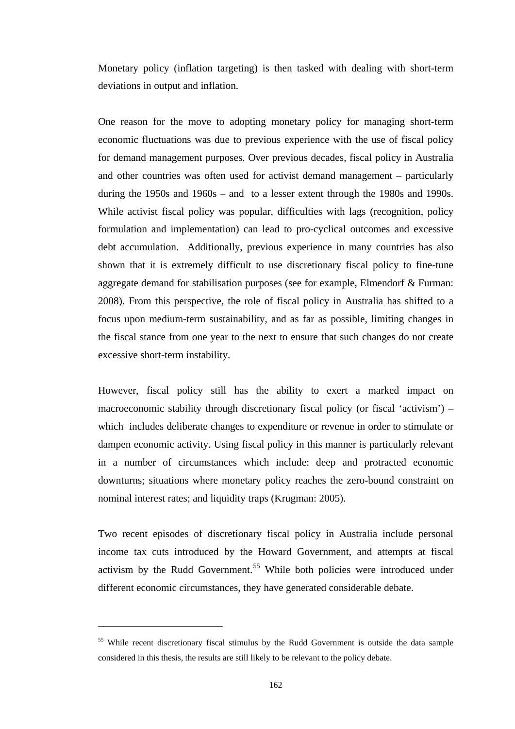Monetary policy (inflation targeting) is then tasked with dealing with short-term deviations in output and inflation.

One reason for the move to adopting monetary policy for managing short-term economic fluctuations was due to previous experience with the use of fiscal policy for demand management purposes. Over previous decades, fiscal policy in Australia and other countries was often used for activist demand management – particularly during the 1950s and 1960s – and to a lesser extent through the 1980s and 1990s. While activist fiscal policy was popular, difficulties with lags (recognition, policy formulation and implementation) can lead to pro-cyclical outcomes and excessive debt accumulation. Additionally, previous experience in many countries has also shown that it is extremely difficult to use discretionary fiscal policy to fine-tune aggregate demand for stabilisation purposes (see for example, Elmendorf & Furman: 2008). From this perspective, the role of fiscal policy in Australia has shifted to a focus upon medium-term sustainability, and as far as possible, limiting changes in the fiscal stance from one year to the next to ensure that such changes do not create excessive short-term instability.

However, fiscal policy still has the ability to exert a marked impact on macroeconomic stability through discretionary fiscal policy (or fiscal 'activism') – which includes deliberate changes to expenditure or revenue in order to stimulate or dampen economic activity. Using fiscal policy in this manner is particularly relevant in a number of circumstances which include: deep and protracted economic downturns; situations where monetary policy reaches the zero-bound constraint on nominal interest rates; and liquidity traps (Krugman: 2005).

Two recent episodes of discretionary fiscal policy in Australia include personal income tax cuts introduced by the Howard Government, and attempts at fiscal activism by the Rudd Government.[55] While both policies were introduced under different economic circumstances, they have generated considerable debate.

---

[55] While recent discretionary fiscal stimulus by the Rudd Government is outside the data sample considered in this thesis, the results are still likely to be relevant to the policy debate.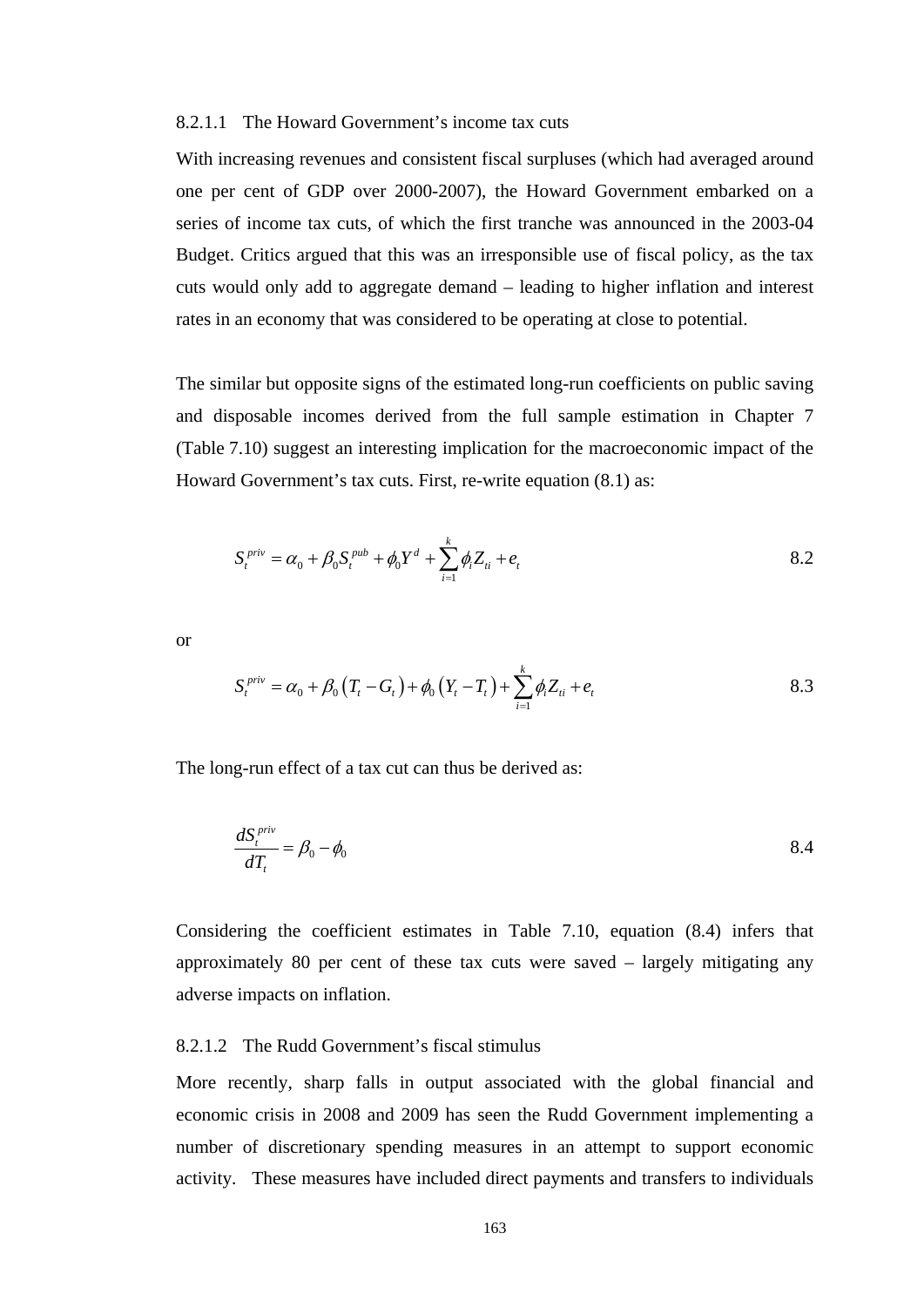#### 8.2.1.1 The Howard Government's income tax cuts

With increasing revenues and consistent fiscal surpluses (which had averaged around one per cent of GDP over 2000-2007), the Howard Government embarked on a series of income tax cuts, of which the first tranche was announced in the 2003-04 Budget. Critics argued that this was an irresponsible use of fiscal policy, as the tax cuts would only add to aggregate demand – leading to higher inflation and interest rates in an economy that was considered to be operating at close to potential.

The similar but opposite signs of the estimated long-run coefficients on public saving and disposable incomes derived from the full sample estimation in Chapter 7 (Table 7.10) suggest an interesting implication for the macroeconomic impact of the Howard Government's tax cuts. First, re-write equation (8.1) as:

$$S_t^{priv} = \alpha_0 + \beta_0 S_t^{pub} + \phi_0 Y^d + \sum_{i=1}^{k} \phi_i Z_{ti} + e_t \tag{8.2}$$

or

$$S_t^{priv} = \alpha_0 + \beta_0 \left(T_t - G_t\right) + \phi_0 \left(Y_t - T_t\right) + \sum_{i=1}^{k} \phi_i Z_{ti} + e_t \tag{8.3}$$

The long-run effect of a tax cut can thus be derived as:

$$\frac{dS_t^{priv}}{dT_t} = \beta_0 - \phi_0 \tag{8.4}$$

Considering the coefficient estimates in Table 7.10, equation (8.4) infers that approximately 80 per cent of these tax cuts were saved – largely mitigating any adverse impacts on inflation.

#### 8.2.1.2 The Rudd Government's fiscal stimulus

More recently, sharp falls in output associated with the global financial and economic crisis in 2008 and 2009 has seen the Rudd Government implementing a number of discretionary spending measures in an attempt to support economic activity. These measures have included direct payments and transfers to individuals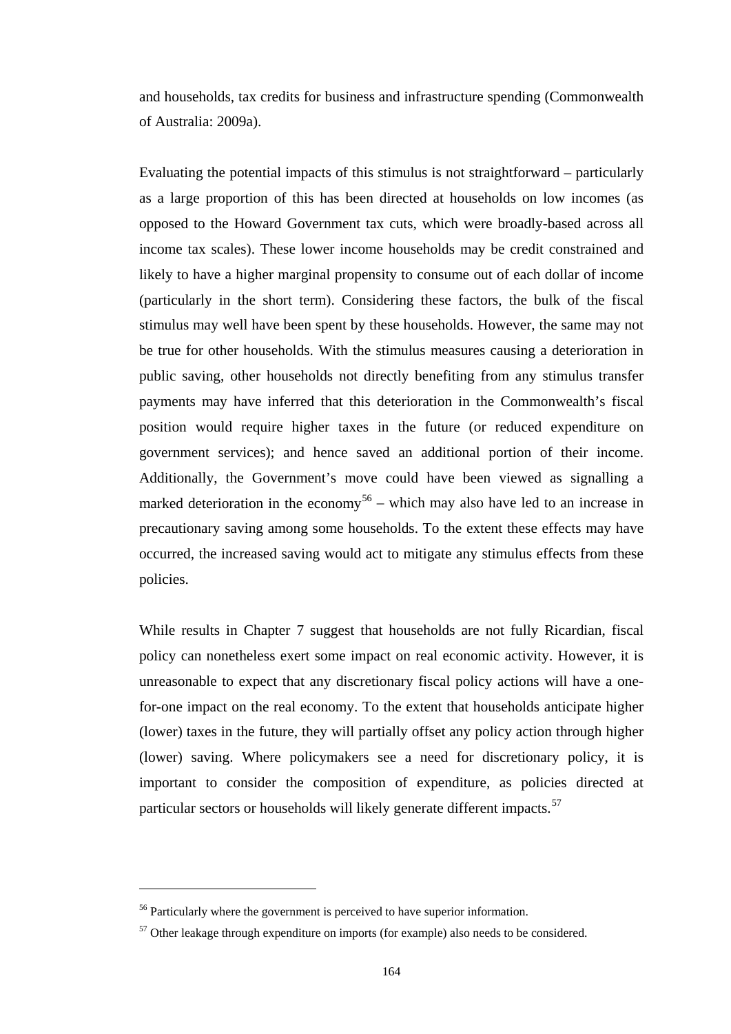and households, tax credits for business and infrastructure spending (Commonwealth of Australia: 2009a).

Evaluating the potential impacts of this stimulus is not straightforward – particularly as a large proportion of this has been directed at households on low incomes (as opposed to the Howard Government tax cuts, which were broadly-based across all income tax scales). These lower income households may be credit constrained and likely to have a higher marginal propensity to consume out of each dollar of income (particularly in the short term). Considering these factors, the bulk of the fiscal stimulus may well have been spent by these households. However, the same may not be true for other households. With the stimulus measures causing a deterioration in public saving, other households not directly benefiting from any stimulus transfer payments may have inferred that this deterioration in the Commonwealth's fiscal position would require higher taxes in the future (or reduced expenditure on government services); and hence saved an additional portion of their income. Additionally, the Government's move could have been viewed as signalling a marked deterioration in the economy[56] – which may also have led to an increase in precautionary saving among some households. To the extent these effects may have occurred, the increased saving would act to mitigate any stimulus effects from these policies.

While results in Chapter 7 suggest that households are not fully Ricardian, fiscal policy can nonetheless exert some impact on real economic activity. However, it is unreasonable to expect that any discretionary fiscal policy actions will have a one-for-one impact on the real economy. To the extent that households anticipate higher (lower) taxes in the future, they will partially offset any policy action through higher (lower) saving. Where policymakers see a need for discretionary policy, it is important to consider the composition of expenditure, as policies directed at particular sectors or households will likely generate different impacts.[57]

---

[56] Particularly where the government is perceived to have superior information.

[57] Other leakage through expenditure on imports (for example) also needs to be considered.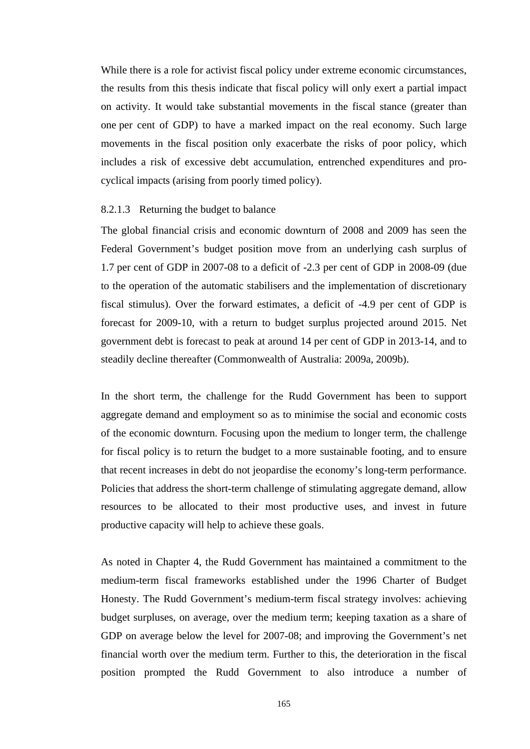While there is a role for activist fiscal policy under extreme economic circumstances, the results from this thesis indicate that fiscal policy will only exert a partial impact on activity. It would take substantial movements in the fiscal stance (greater than one per cent of GDP) to have a marked impact on the real economy. Such large movements in the fiscal position only exacerbate the risks of poor policy, which includes a risk of excessive debt accumulation, entrenched expenditures and pro-cyclical impacts (arising from poorly timed policy).

#### 8.2.1.3 Returning the budget to balance

The global financial crisis and economic downturn of 2008 and 2009 has seen the Federal Government's budget position move from an underlying cash surplus of 1.7 per cent of GDP in 2007-08 to a deficit of -2.3 per cent of GDP in 2008-09 (due to the operation of the automatic stabilisers and the implementation of discretionary fiscal stimulus). Over the forward estimates, a deficit of -4.9 per cent of GDP is forecast for 2009-10, with a return to budget surplus projected around 2015. Net government debt is forecast to peak at around 14 per cent of GDP in 2013-14, and to steadily decline thereafter (Commonwealth of Australia: 2009a, 2009b).

In the short term, the challenge for the Rudd Government has been to support aggregate demand and employment so as to minimise the social and economic costs of the economic downturn. Focusing upon the medium to longer term, the challenge for fiscal policy is to return the budget to a more sustainable footing, and to ensure that recent increases in debt do not jeopardise the economy's long-term performance. Policies that address the short-term challenge of stimulating aggregate demand, allow resources to be allocated to their most productive uses, and invest in future productive capacity will help to achieve these goals.

As noted in Chapter 4, the Rudd Government has maintained a commitment to the medium-term fiscal frameworks established under the 1996 Charter of Budget Honesty. The Rudd Government's medium-term fiscal strategy involves: achieving budget surpluses, on average, over the medium term; keeping taxation as a share of GDP on average below the level for 2007-08; and improving the Government's net financial worth over the medium term. Further to this, the deterioration in the fiscal position prompted the Rudd Government to also introduce a number of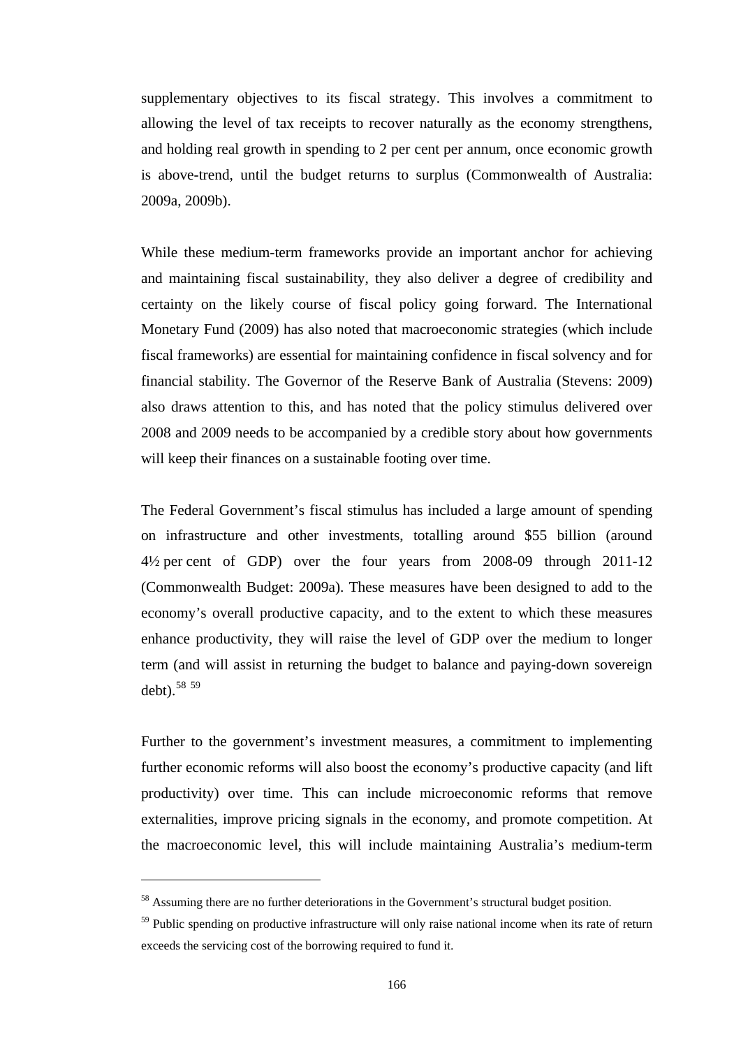supplementary objectives to its fiscal strategy. This involves a commitment to allowing the level of tax receipts to recover naturally as the economy strengthens, and holding real growth in spending to 2 per cent per annum, once economic growth is above-trend, until the budget returns to surplus (Commonwealth of Australia: 2009a, 2009b).

While these medium-term frameworks provide an important anchor for achieving and maintaining fiscal sustainability, they also deliver a degree of credibility and certainty on the likely course of fiscal policy going forward. The International Monetary Fund (2009) has also noted that macroeconomic strategies (which include fiscal frameworks) are essential for maintaining confidence in fiscal solvency and for financial stability. The Governor of the Reserve Bank of Australia (Stevens: 2009) also draws attention to this, and has noted that the policy stimulus delivered over 2008 and 2009 needs to be accompanied by a credible story about how governments will keep their finances on a sustainable footing over time.

The Federal Government's fiscal stimulus has included a large amount of spending on infrastructure and other investments, totalling around $55 billion (around 4½ per cent of GDP) over the four years from 2008-09 through 2011-12 (Commonwealth Budget: 2009a). These measures have been designed to add to the economy's overall productive capacity, and to the extent to which these measures enhance productivity, they will raise the level of GDP over the medium to longer term (and will assist in returning the budget to balance and paying-down sovereign debt).[58] [59]

Further to the government's investment measures, a commitment to implementing further economic reforms will also boost the economy's productive capacity (and lift productivity) over time. This can include microeconomic reforms that remove externalities, improve pricing signals in the economy, and promote competition. At the macroeconomic level, this will include maintaining Australia's medium-term

---

[58] Assuming there are no further deteriorations in the Government's structural budget position.

[59] Public spending on productive infrastructure will only raise national income when its rate of return exceeds the servicing cost of the borrowing required to fund it.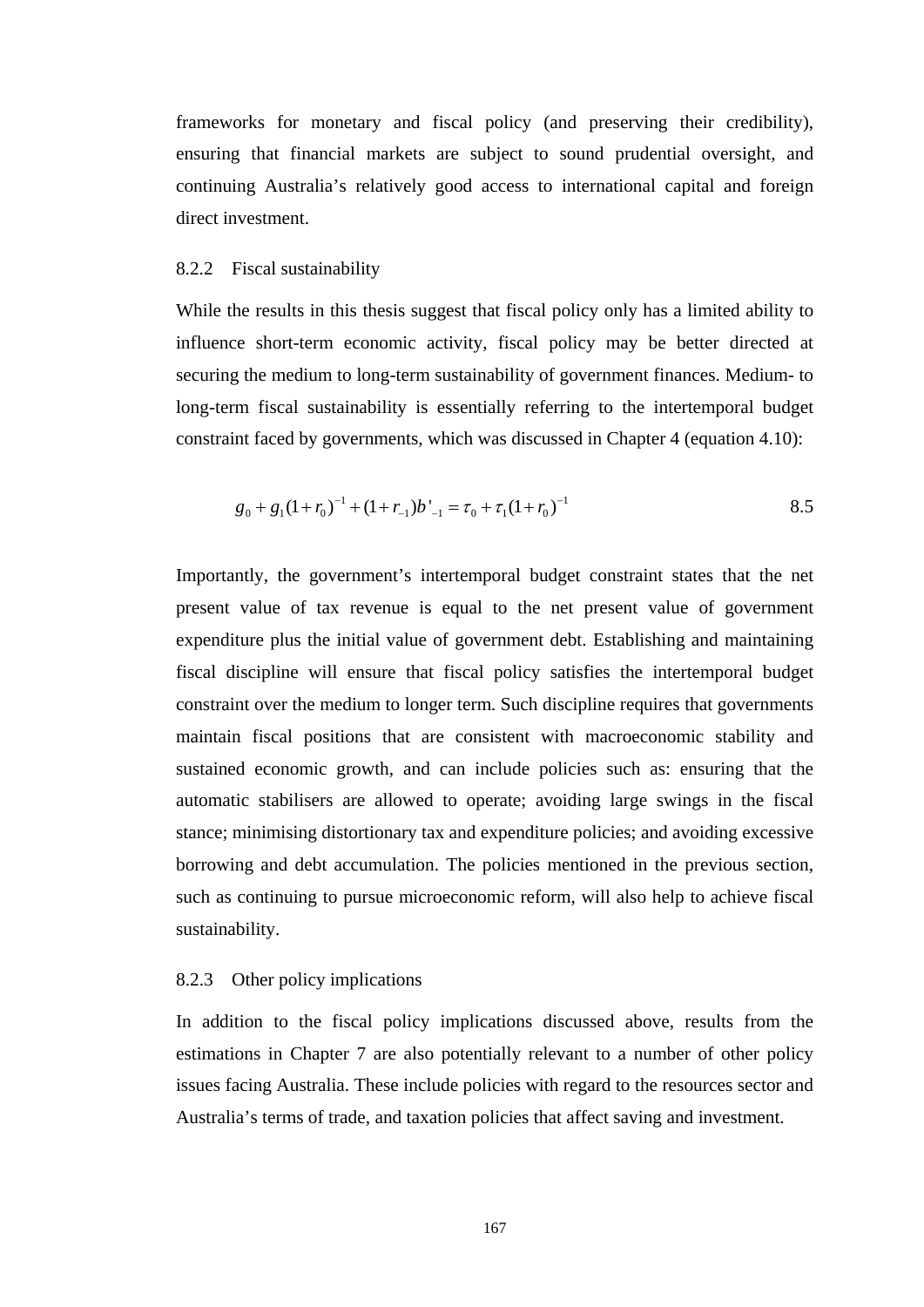frameworks for monetary and fiscal policy (and preserving their credibility), ensuring that financial markets are subject to sound prudential oversight, and continuing Australia's relatively good access to international capital and foreign direct investment.

### 8.2.2 Fiscal sustainability

While the results in this thesis suggest that fiscal policy only has a limited ability to influence short-term economic activity, fiscal policy may be better directed at securing the medium to long-term sustainability of government finances. Medium- to long-term fiscal sustainability is essentially referring to the intertemporal budget constraint faced by governments, which was discussed in Chapter 4 (equation 4.10):

$$g_0 + g_1(1+r_0)^{-1} + (1+r_{-1})b'_{-1} = \tau_0 + \tau_1(1+r_0)^{-1} \tag{8.5}$$

Importantly, the government's intertemporal budget constraint states that the net present value of tax revenue is equal to the net present value of government expenditure plus the initial value of government debt. Establishing and maintaining fiscal discipline will ensure that fiscal policy satisfies the intertemporal budget constraint over the medium to longer term. Such discipline requires that governments maintain fiscal positions that are consistent with macroeconomic stability and sustained economic growth, and can include policies such as: ensuring that the automatic stabilisers are allowed to operate; avoiding large swings in the fiscal stance; minimising distortionary tax and expenditure policies; and avoiding excessive borrowing and debt accumulation. The policies mentioned in the previous section, such as continuing to pursue microeconomic reform, will also help to achieve fiscal sustainability.

### 8.2.3 Other policy implications

In addition to the fiscal policy implications discussed above, results from the estimations in Chapter 7 are also potentially relevant to a number of other policy issues facing Australia. These include policies with regard to the resources sector and Australia's terms of trade, and taxation policies that affect saving and investment.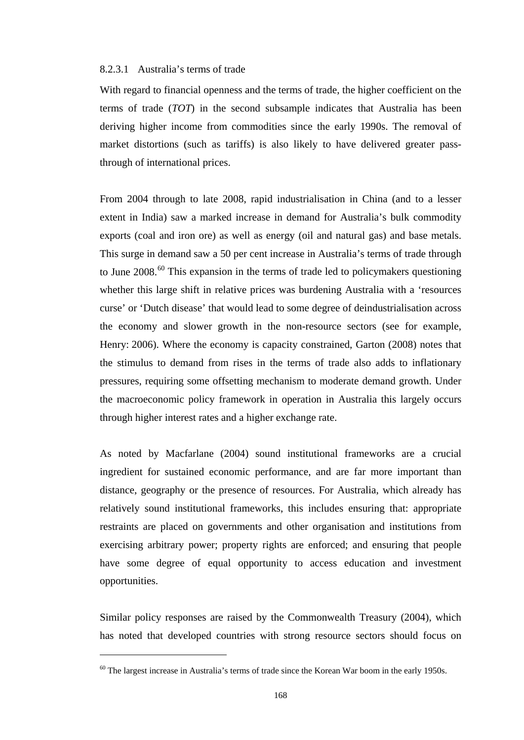#### 8.2.3.1 Australia's terms of trade

With regard to financial openness and the terms of trade, the higher coefficient on the terms of trade (*TOT*) in the second subsample indicates that Australia has been deriving higher income from commodities since the early 1990s. The removal of market distortions (such as tariffs) is also likely to have delivered greater pass-through of international prices.

From 2004 through to late 2008, rapid industrialisation in China (and to a lesser extent in India) saw a marked increase in demand for Australia's bulk commodity exports (coal and iron ore) as well as energy (oil and natural gas) and base metals. This surge in demand saw a 50 per cent increase in Australia's terms of trade through to June 2008.[60] This expansion in the terms of trade led to policymakers questioning whether this large shift in relative prices was burdening Australia with a 'resources curse' or 'Dutch disease' that would lead to some degree of deindustrialisation across the economy and slower growth in the non-resource sectors (see for example, Henry: 2006). Where the economy is capacity constrained, Garton (2008) notes that the stimulus to demand from rises in the terms of trade also adds to inflationary pressures, requiring some offsetting mechanism to moderate demand growth. Under the macroeconomic policy framework in operation in Australia this largely occurs through higher interest rates and a higher exchange rate.

As noted by Macfarlane (2004) sound institutional frameworks are a crucial ingredient for sustained economic performance, and are far more important than distance, geography or the presence of resources. For Australia, which already has relatively sound institutional frameworks, this includes ensuring that: appropriate restraints are placed on governments and other organisation and institutions from exercising arbitrary power; property rights are enforced; and ensuring that people have some degree of equal opportunity to access education and investment opportunities.

Similar policy responses are raised by the Commonwealth Treasury (2004), which has noted that developed countries with strong resource sectors should focus on

---

[60] The largest increase in Australia's terms of trade since the Korean War boom in the early 1950s.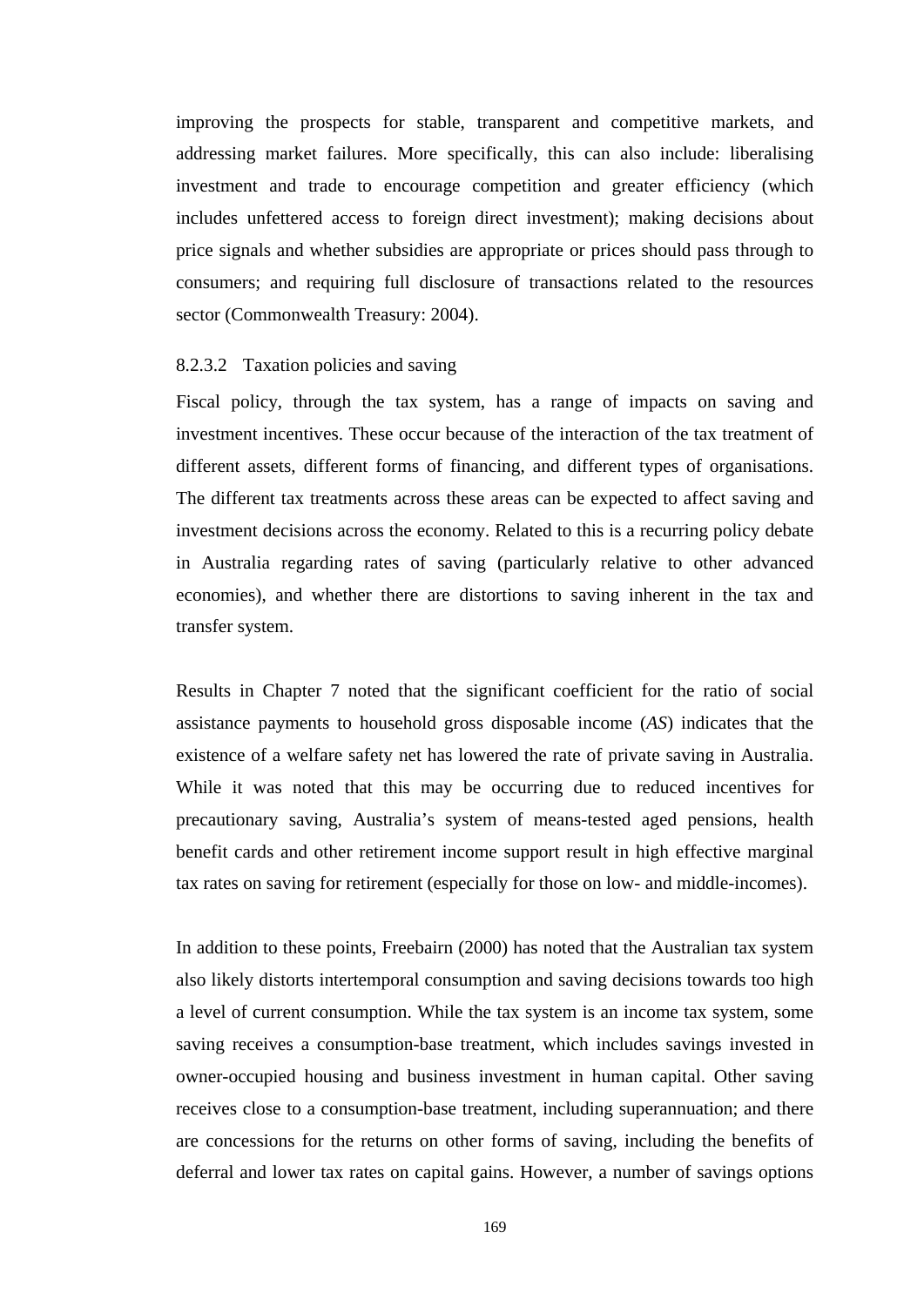improving the prospects for stable, transparent and competitive markets, and addressing market failures. More specifically, this can also include: liberalising investment and trade to encourage competition and greater efficiency (which includes unfettered access to foreign direct investment); making decisions about price signals and whether subsidies are appropriate or prices should pass through to consumers; and requiring full disclosure of transactions related to the resources sector (Commonwealth Treasury: 2004).

#### 8.2.3.2 Taxation policies and saving

Fiscal policy, through the tax system, has a range of impacts on saving and investment incentives. These occur because of the interaction of the tax treatment of different assets, different forms of financing, and different types of organisations. The different tax treatments across these areas can be expected to affect saving and investment decisions across the economy. Related to this is a recurring policy debate in Australia regarding rates of saving (particularly relative to other advanced economies), and whether there are distortions to saving inherent in the tax and transfer system.

Results in Chapter 7 noted that the significant coefficient for the ratio of social assistance payments to household gross disposable income (*AS*) indicates that the existence of a welfare safety net has lowered the rate of private saving in Australia. While it was noted that this may be occurring due to reduced incentives for precautionary saving, Australia's system of means-tested aged pensions, health benefit cards and other retirement income support result in high effective marginal tax rates on saving for retirement (especially for those on low- and middle-incomes).

In addition to these points, Freebairn (2000) has noted that the Australian tax system also likely distorts intertemporal consumption and saving decisions towards too high a level of current consumption. While the tax system is an income tax system, some saving receives a consumption-base treatment, which includes savings invested in owner-occupied housing and business investment in human capital. Other saving receives close to a consumption-base treatment, including superannuation; and there are concessions for the returns on other forms of saving, including the benefits of deferral and lower tax rates on capital gains. However, a number of savings options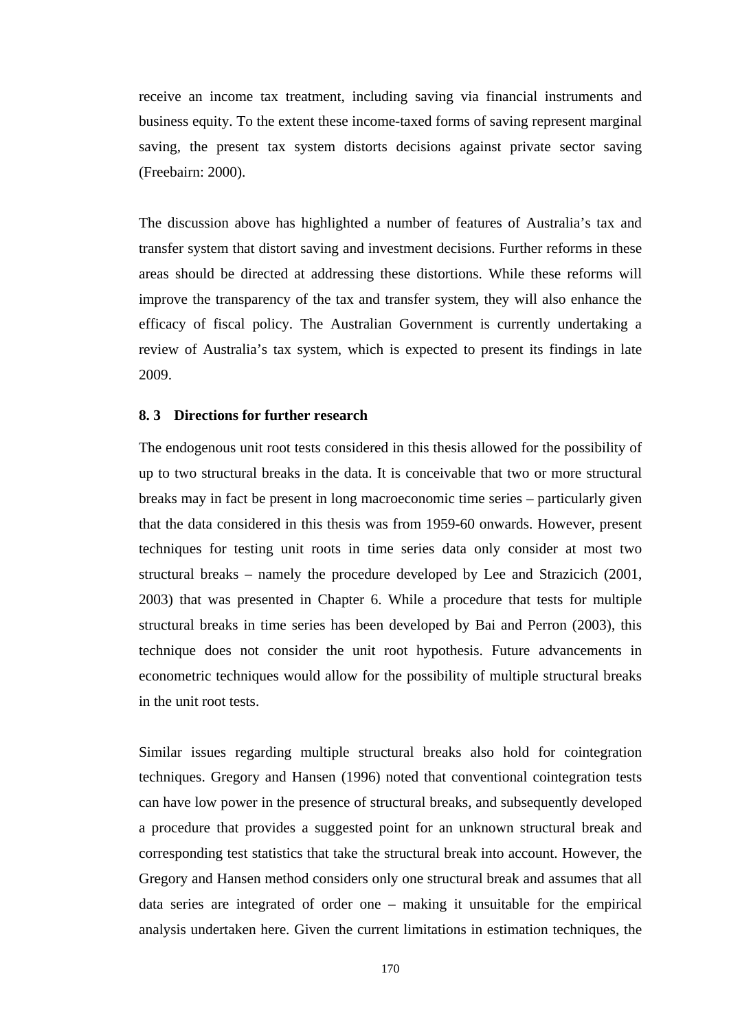receive an income tax treatment, including saving via financial instruments and business equity. To the extent these income-taxed forms of saving represent marginal saving, the present tax system distorts decisions against private sector saving (Freebairn: 2000).

The discussion above has highlighted a number of features of Australia's tax and transfer system that distort saving and investment decisions. Further reforms in these areas should be directed at addressing these distortions. While these reforms will improve the transparency of the tax and transfer system, they will also enhance the efficacy of fiscal policy. The Australian Government is currently undertaking a review of Australia's tax system, which is expected to present its findings in late 2009.

### 8. 3 Directions for further research

The endogenous unit root tests considered in this thesis allowed for the possibility of up to two structural breaks in the data. It is conceivable that two or more structural breaks may in fact be present in long macroeconomic time series – particularly given that the data considered in this thesis was from 1959-60 onwards. However, present techniques for testing unit roots in time series data only consider at most two structural breaks – namely the procedure developed by Lee and Strazicich (2001, 2003) that was presented in Chapter 6. While a procedure that tests for multiple structural breaks in time series has been developed by Bai and Perron (2003), this technique does not consider the unit root hypothesis. Future advancements in econometric techniques would allow for the possibility of multiple structural breaks in the unit root tests.

Similar issues regarding multiple structural breaks also hold for cointegration techniques. Gregory and Hansen (1996) noted that conventional cointegration tests can have low power in the presence of structural breaks, and subsequently developed a procedure that provides a suggested point for an unknown structural break and corresponding test statistics that take the structural break into account. However, the Gregory and Hansen method considers only one structural break and assumes that all data series are integrated of order one – making it unsuitable for the empirical analysis undertaken here. Given the current limitations in estimation techniques, the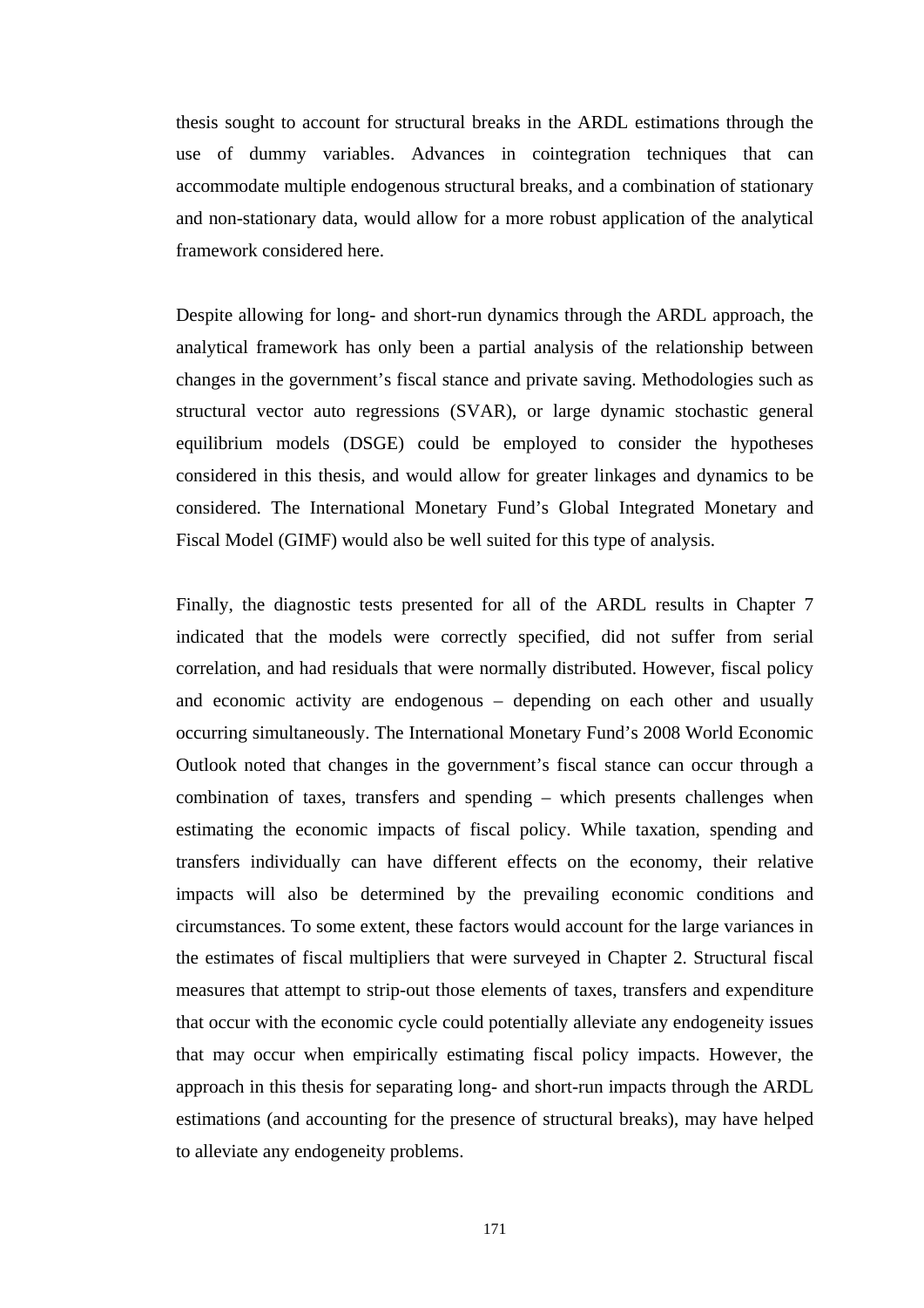thesis sought to account for structural breaks in the ARDL estimations through the use of dummy variables. Advances in cointegration techniques that can accommodate multiple endogenous structural breaks, and a combination of stationary and non-stationary data, would allow for a more robust application of the analytical framework considered here.

Despite allowing for long- and short-run dynamics through the ARDL approach, the analytical framework has only been a partial analysis of the relationship between changes in the government's fiscal stance and private saving. Methodologies such as structural vector auto regressions (SVAR), or large dynamic stochastic general equilibrium models (DSGE) could be employed to consider the hypotheses considered in this thesis, and would allow for greater linkages and dynamics to be considered. The International Monetary Fund's Global Integrated Monetary and Fiscal Model (GIMF) would also be well suited for this type of analysis.

Finally, the diagnostic tests presented for all of the ARDL results in Chapter 7 indicated that the models were correctly specified, did not suffer from serial correlation, and had residuals that were normally distributed. However, fiscal policy and economic activity are endogenous – depending on each other and usually occurring simultaneously. The International Monetary Fund's 2008 World Economic Outlook noted that changes in the government's fiscal stance can occur through a combination of taxes, transfers and spending – which presents challenges when estimating the economic impacts of fiscal policy. While taxation, spending and transfers individually can have different effects on the economy, their relative impacts will also be determined by the prevailing economic conditions and circumstances. To some extent, these factors would account for the large variances in the estimates of fiscal multipliers that were surveyed in Chapter 2. Structural fiscal measures that attempt to strip-out those elements of taxes, transfers and expenditure that occur with the economic cycle could potentially alleviate any endogeneity issues that may occur when empirically estimating fiscal policy impacts. However, the approach in this thesis for separating long- and short-run impacts through the ARDL estimations (and accounting for the presence of structural breaks), may have helped to alleviate any endogeneity problems.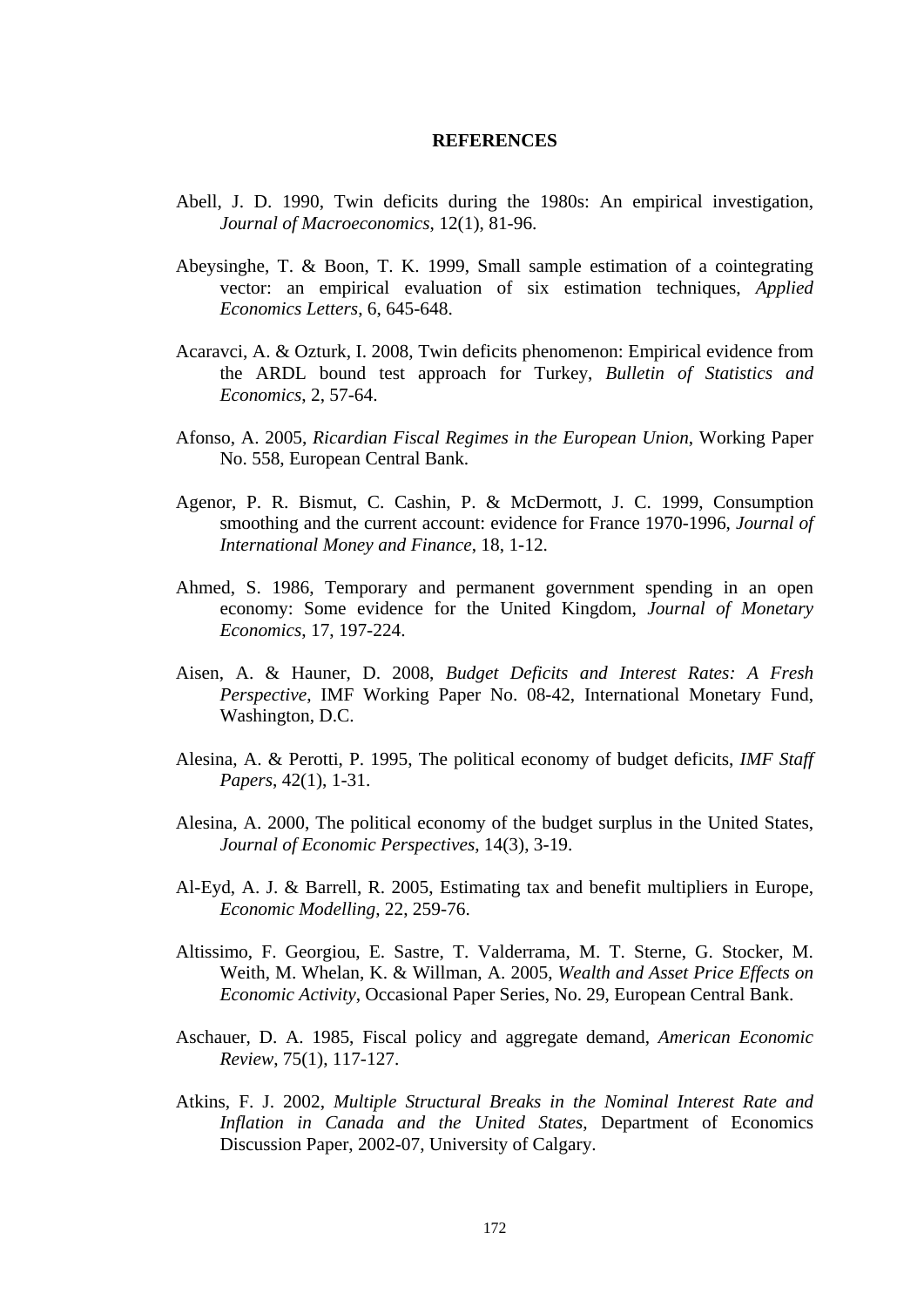# REFERENCES

Abell, J. D. 1990, Twin deficits during the 1980s: An empirical investigation, *Journal of Macroeconomics*, 12(1), 81-96.

Abeysinghe, T. & Boon, T. K. 1999, Small sample estimation of a cointegrating vector: an empirical evaluation of six estimation techniques, *Applied Economics Letters*, 6, 645-648.

Acaravci, A. & Ozturk, I. 2008, Twin deficits phenomenon: Empirical evidence from the ARDL bound test approach for Turkey, *Bulletin of Statistics and Economics*, 2, 57-64.

Afonso, A. 2005, *Ricardian Fiscal Regimes in the European Union*, Working Paper No. 558, European Central Bank.

Agenor, P. R. Bismut, C. Cashin, P. & McDermott, J. C. 1999, Consumption smoothing and the current account: evidence for France 1970-1996, *Journal of International Money and Finance*, 18, 1-12.

Ahmed, S. 1986, Temporary and permanent government spending in an open economy: Some evidence for the United Kingdom, *Journal of Monetary Economics*, 17, 197-224.

Aisen, A. & Hauner, D. 2008, *Budget Deficits and Interest Rates: A Fresh Perspective*, IMF Working Paper No. 08-42, International Monetary Fund, Washington, D.C.

Alesina, A. & Perotti, P. 1995, The political economy of budget deficits, *IMF Staff Papers*, 42(1), 1-31.

Alesina, A. 2000, The political economy of the budget surplus in the United States, *Journal of Economic Perspectives*, 14(3), 3-19.

Al-Eyd, A. J. & Barrell, R. 2005, Estimating tax and benefit multipliers in Europe, *Economic Modelling*, 22, 259-76.

Altissimo, F. Georgiou, E. Sastre, T. Valderrama, M. T. Sterne, G. Stocker, M. Weith, M. Whelan, K. & Willman, A. 2005, *Wealth and Asset Price Effects on Economic Activity*, Occasional Paper Series, No. 29, European Central Bank.

Aschauer, D. A. 1985, Fiscal policy and aggregate demand, *American Economic Review*, 75(1), 117-127.

Atkins, F. J. 2002, *Multiple Structural Breaks in the Nominal Interest Rate and Inflation in Canada and the United States*, Department of Economics Discussion Paper, 2002-07, University of Calgary.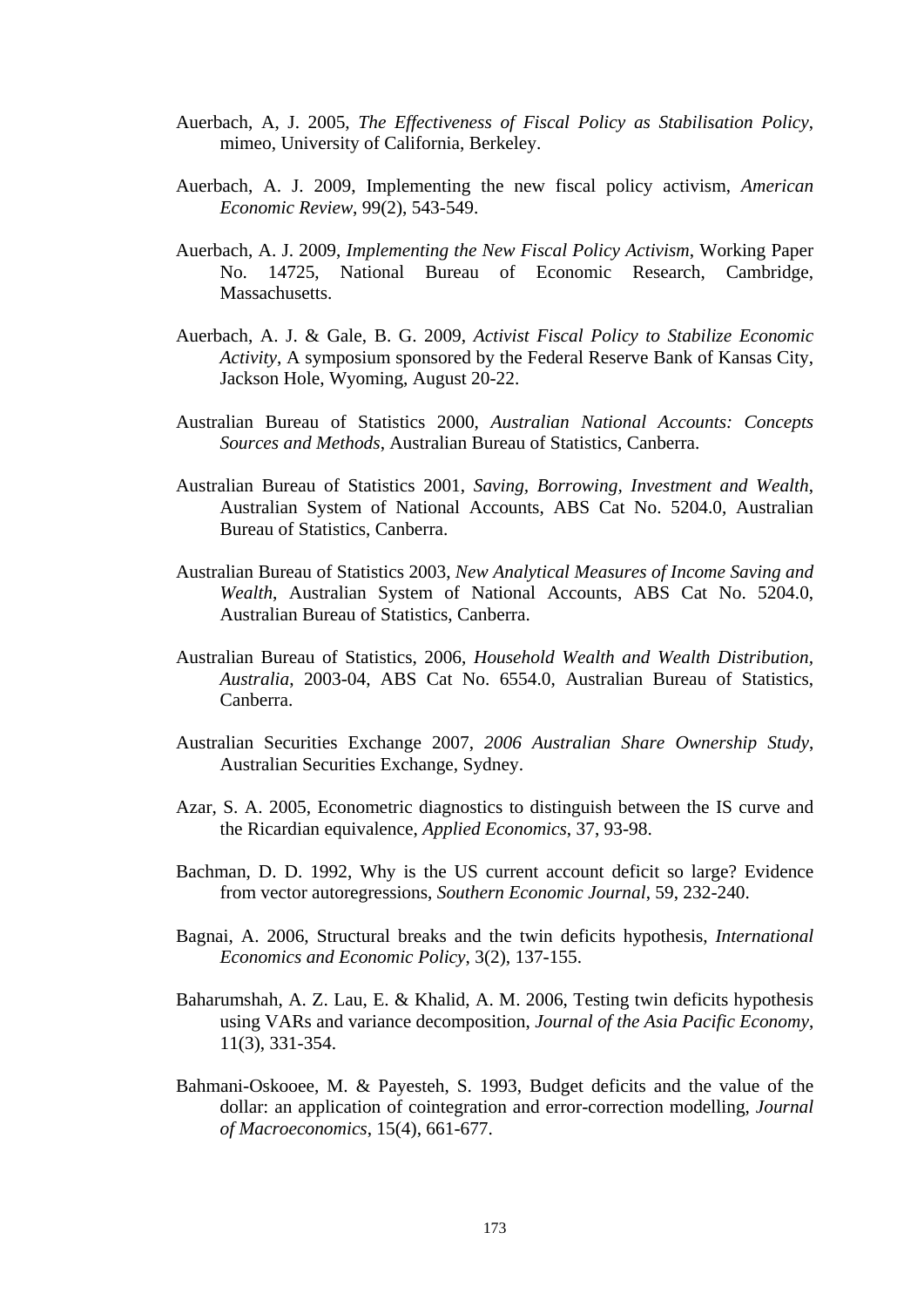Auerbach, A, J. 2005, *The Effectiveness of Fiscal Policy as Stabilisation Policy*, mimeo, University of California, Berkeley.

Auerbach, A. J. 2009, Implementing the new fiscal policy activism, *American Economic Review*, 99(2), 543-549.

Auerbach, A. J. 2009, *Implementing the New Fiscal Policy Activism*, Working Paper No. 14725, National Bureau of Economic Research, Cambridge, Massachusetts.

Auerbach, A. J. & Gale, B. G. 2009, *Activist Fiscal Policy to Stabilize Economic Activity*, A symposium sponsored by the Federal Reserve Bank of Kansas City, Jackson Hole, Wyoming, August 20-22.

Australian Bureau of Statistics 2000, *Australian National Accounts: Concepts Sources and Methods*, Australian Bureau of Statistics, Canberra.

Australian Bureau of Statistics 2001, *Saving, Borrowing, Investment and Wealth*, Australian System of National Accounts, ABS Cat No. 5204.0, Australian Bureau of Statistics, Canberra.

Australian Bureau of Statistics 2003, *New Analytical Measures of Income Saving and Wealth*, Australian System of National Accounts, ABS Cat No. 5204.0, Australian Bureau of Statistics, Canberra.

Australian Bureau of Statistics, 2006, *Household Wealth and Wealth Distribution, Australia*, 2003-04, ABS Cat No. 6554.0, Australian Bureau of Statistics, Canberra.

Australian Securities Exchange 2007, *2006 Australian Share Ownership Study*, Australian Securities Exchange, Sydney.

Azar, S. A. 2005, Econometric diagnostics to distinguish between the IS curve and the Ricardian equivalence, *Applied Economics*, 37, 93-98.

Bachman, D. D. 1992, Why is the US current account deficit so large? Evidence from vector autoregressions, *Southern Economic Journal*, 59, 232-240.

Bagnai, A. 2006, Structural breaks and the twin deficits hypothesis, *International Economics and Economic Policy*, 3(2), 137-155.

Baharumshah, A. Z. Lau, E. & Khalid, A. M. 2006, Testing twin deficits hypothesis using VARs and variance decomposition, *Journal of the Asia Pacific Economy*, 11(3), 331-354.

Bahmani-Oskooee, M. & Payesteh, S. 1993, Budget deficits and the value of the dollar: an application of cointegration and error-correction modelling, *Journal of Macroeconomics*, 15(4), 661-677.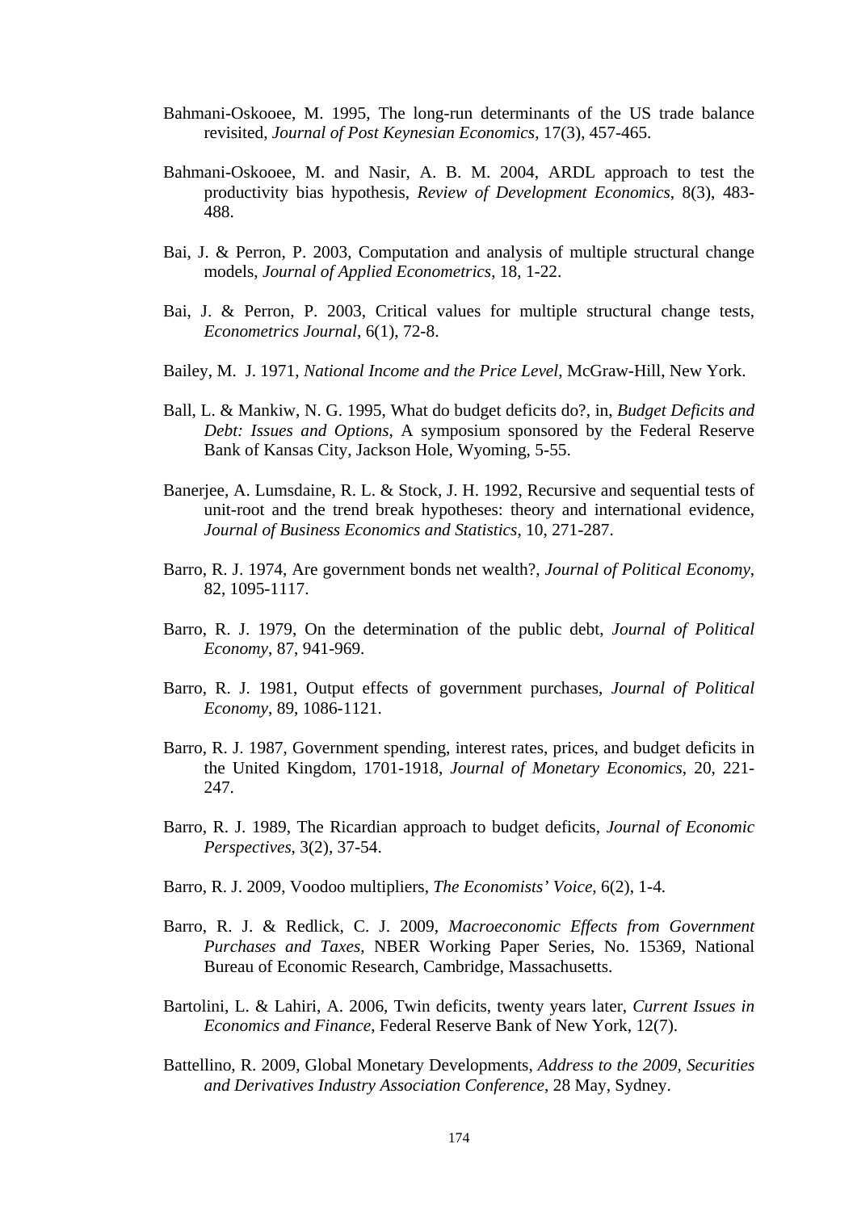Bahmani-Oskooee, M. 1995, The long-run determinants of the US trade balance revisited, *Journal of Post Keynesian Economics*, 17(3), 457-465.

Bahmani-Oskooee, M. and Nasir, A. B. M. 2004, ARDL approach to test the productivity bias hypothesis, *Review of Development Economics*, 8(3), 483-488.

Bai, J. & Perron, P. 2003, Computation and analysis of multiple structural change models, *Journal of Applied Econometrics*, 18, 1-22.

Bai, J. & Perron, P. 2003, Critical values for multiple structural change tests, *Econometrics Journal*, 6(1), 72-8.

Bailey, M. J. 1971, *National Income and the Price Level*, McGraw-Hill, New York.

Ball, L. & Mankiw, N. G. 1995, What do budget deficits do?, in, *Budget Deficits and Debt: Issues and Options*, A symposium sponsored by the Federal Reserve Bank of Kansas City, Jackson Hole, Wyoming, 5-55.

Banerjee, A. Lumsdaine, R. L. & Stock, J. H. 1992, Recursive and sequential tests of unit-root and the trend break hypotheses: theory and international evidence, *Journal of Business Economics and Statistics*, 10, 271-287.

Barro, R. J. 1974, Are government bonds net wealth?, *Journal of Political Economy*, 82, 1095-1117.

Barro, R. J. 1979, On the determination of the public debt, *Journal of Political Economy*, 87, 941-969.

Barro, R. J. 1981, Output effects of government purchases, *Journal of Political Economy*, 89, 1086-1121.

Barro, R. J. 1987, Government spending, interest rates, prices, and budget deficits in the United Kingdom, 1701-1918, *Journal of Monetary Economics*, 20, 221-247.

Barro, R. J. 1989, The Ricardian approach to budget deficits, *Journal of Economic Perspectives*, 3(2), 37-54.

Barro, R. J. 2009, Voodoo multipliers, *The Economists' Voice*, 6(2), 1-4.

Barro, R. J. & Redlick, C. J. 2009, *Macroeconomic Effects from Government Purchases and Taxes*, NBER Working Paper Series, No. 15369, National Bureau of Economic Research, Cambridge, Massachusetts.

Bartolini, L. & Lahiri, A. 2006, Twin deficits, twenty years later, *Current Issues in Economics and Finance*, Federal Reserve Bank of New York, 12(7).

Battellino, R. 2009, Global Monetary Developments, *Address to the 2009, Securities and Derivatives Industry Association Conference*, 28 May, Sydney.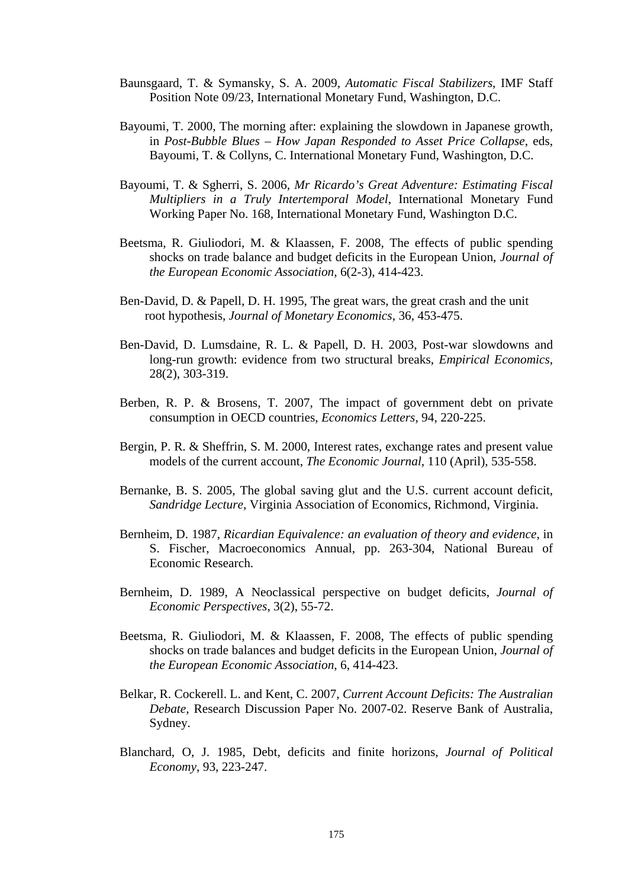Baunsgaard, T. & Symansky, S. A. 2009, *Automatic Fiscal Stabilizers*, IMF Staff Position Note 09/23, International Monetary Fund, Washington, D.C.

Bayoumi, T. 2000, The morning after: explaining the slowdown in Japanese growth, in *Post-Bubble Blues – How Japan Responded to Asset Price Collapse*, eds, Bayoumi, T. & Collyns, C. International Monetary Fund, Washington, D.C.

Bayoumi, T. & Sgherri, S. 2006, *Mr Ricardo's Great Adventure: Estimating Fiscal Multipliers in a Truly Intertemporal Model*, International Monetary Fund Working Paper No. 168, International Monetary Fund, Washington D.C.

Beetsma, R. Giuliodori, M. & Klaassen, F. 2008, The effects of public spending shocks on trade balance and budget deficits in the European Union, *Journal of the European Economic Association*, 6(2-3), 414-423.

Ben-David, D. & Papell, D. H. 1995, The great wars, the great crash and the unit root hypothesis, *Journal of Monetary Economics*, 36, 453-475.

Ben-David, D. Lumsdaine, R. L. & Papell, D. H. 2003, Post-war slowdowns and long-run growth: evidence from two structural breaks, *Empirical Economics*, 28(2), 303-319.

Berben, R. P. & Brosens, T. 2007, The impact of government debt on private consumption in OECD countries, *Economics Letters*, 94, 220-225.

Bergin, P. R. & Sheffrin, S. M. 2000, Interest rates, exchange rates and present value models of the current account, *The Economic Journal*, 110 (April), 535-558.

Bernanke, B. S. 2005, The global saving glut and the U.S. current account deficit, *Sandridge Lecture*, Virginia Association of Economics, Richmond, Virginia.

Bernheim, D. 1987, *Ricardian Equivalence: an evaluation of theory and evidence*, in S. Fischer, Macroeconomics Annual, pp. 263-304, National Bureau of Economic Research.

Bernheim, D. 1989, A Neoclassical perspective on budget deficits, *Journal of Economic Perspectives*, 3(2), 55-72.

Beetsma, R. Giuliodori, M. & Klaassen, F. 2008, The effects of public spending shocks on trade balances and budget deficits in the European Union, *Journal of the European Economic Association*, 6, 414-423.

Belkar, R. Cockerell. L. and Kent, C. 2007, *Current Account Deficits: The Australian Debate*, Research Discussion Paper No. 2007-02. Reserve Bank of Australia, Sydney.

Blanchard, O, J. 1985, Debt, deficits and finite horizons, *Journal of Political Economy*, 93, 223-247.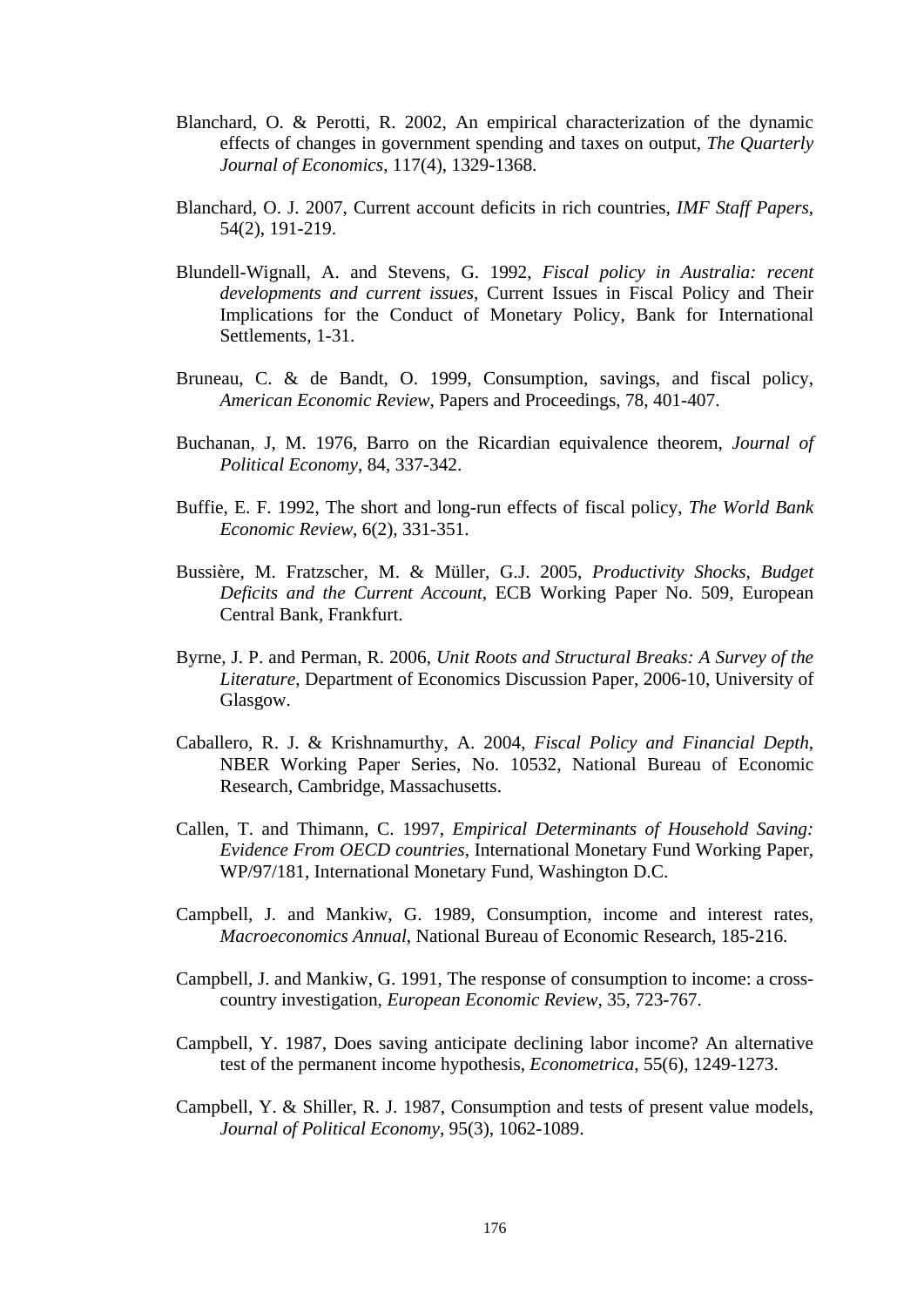Blanchard, O. & Perotti, R. 2002, An empirical characterization of the dynamic effects of changes in government spending and taxes on output, *The Quarterly Journal of Economics*, 117(4), 1329-1368.

Blanchard, O. J. 2007, Current account deficits in rich countries, *IMF Staff Papers*, 54(2), 191-219.

Blundell-Wignall, A. and Stevens, G. 1992, *Fiscal policy in Australia: recent developments and current issues*, Current Issues in Fiscal Policy and Their Implications for the Conduct of Monetary Policy, Bank for International Settlements, 1-31.

Bruneau, C. & de Bandt, O. 1999, Consumption, savings, and fiscal policy, *American Economic Review*, Papers and Proceedings, 78, 401-407.

Buchanan, J, M. 1976, Barro on the Ricardian equivalence theorem, *Journal of Political Economy*, 84, 337-342.

Buffie, E. F. 1992, The short and long-run effects of fiscal policy, *The World Bank Economic Review*, 6(2), 331-351.

Bussière, M. Fratzscher, M. & Müller, G.J. 2005, *Productivity Shocks, Budget Deficits and the Current Account*, ECB Working Paper No. 509, European Central Bank, Frankfurt.

Byrne, J. P. and Perman, R. 2006, *Unit Roots and Structural Breaks: A Survey of the Literature*, Department of Economics Discussion Paper, 2006-10, University of Glasgow.

Caballero, R. J. & Krishnamurthy, A. 2004, *Fiscal Policy and Financial Depth*, NBER Working Paper Series, No. 10532, National Bureau of Economic Research, Cambridge, Massachusetts.

Callen, T. and Thimann, C. 1997, *Empirical Determinants of Household Saving: Evidence From OECD countries*, International Monetary Fund Working Paper, WP/97/181, International Monetary Fund, Washington D.C.

Campbell, J. and Mankiw, G. 1989, Consumption, income and interest rates, *Macroeconomics Annual*, National Bureau of Economic Research, 185-216.

Campbell, J. and Mankiw, G. 1991, The response of consumption to income: a cross-country investigation, *European Economic Review*, 35, 723-767.

Campbell, Y. 1987, Does saving anticipate declining labor income? An alternative test of the permanent income hypothesis, *Econometrica*, 55(6), 1249-1273.

Campbell, Y. & Shiller, R. J. 1987, Consumption and tests of present value models, *Journal of Political Economy*, 95(3), 1062-1089.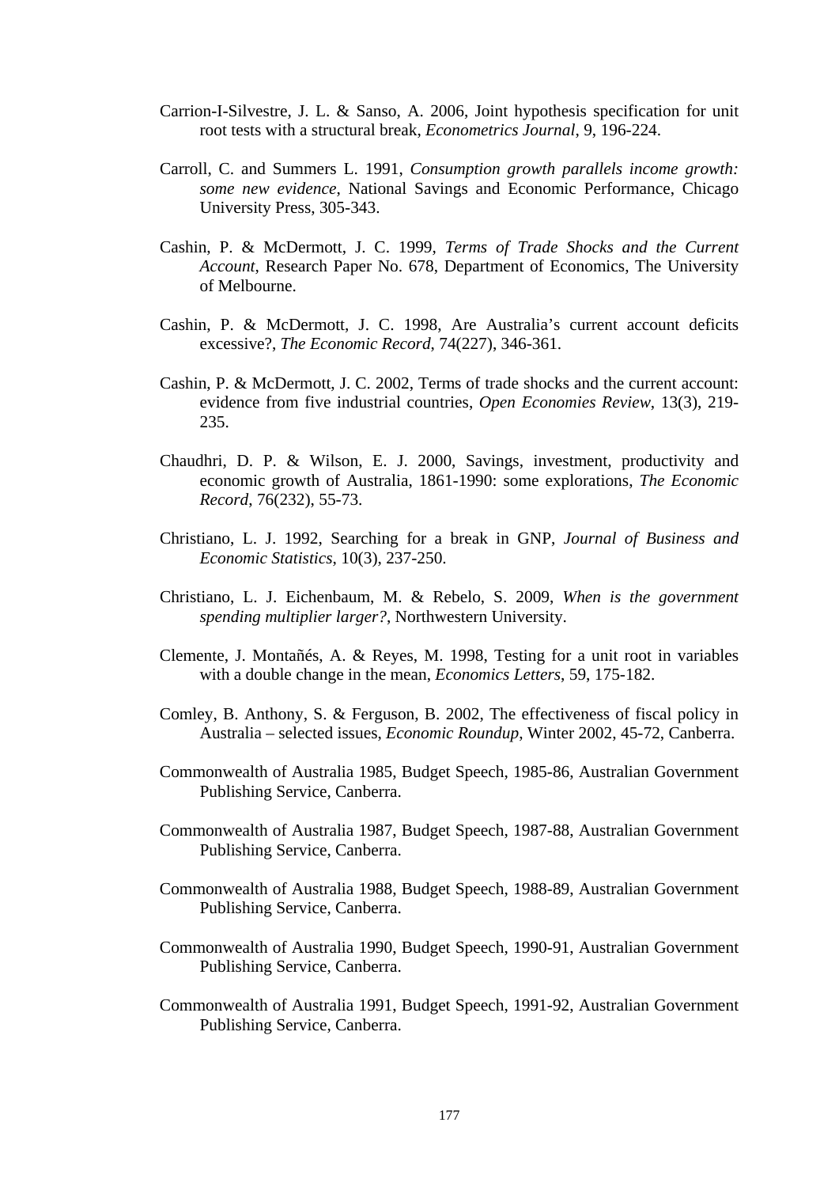Carrion-I-Silvestre, J. L. & Sanso, A. 2006, Joint hypothesis specification for unit root tests with a structural break, *Econometrics Journal*, 9, 196-224.

Carroll, C. and Summers L. 1991, *Consumption growth parallels income growth: some new evidence*, National Savings and Economic Performance, Chicago University Press, 305-343.

Cashin, P. & McDermott, J. C. 1999, *Terms of Trade Shocks and the Current Account*, Research Paper No. 678, Department of Economics, The University of Melbourne.

Cashin, P. & McDermott, J. C. 1998, Are Australia's current account deficits excessive?, *The Economic Record*, 74(227), 346-361.

Cashin, P. & McDermott, J. C. 2002, Terms of trade shocks and the current account: evidence from five industrial countries, *Open Economies Review*, 13(3), 219-235.

Chaudhri, D. P. & Wilson, E. J. 2000, Savings, investment, productivity and economic growth of Australia, 1861-1990: some explorations, *The Economic Record*, 76(232), 55-73.

Christiano, L. J. 1992, Searching for a break in GNP, *Journal of Business and Economic Statistics*, 10(3), 237-250.

Christiano, L. J. Eichenbaum, M. & Rebelo, S. 2009, *When is the government spending multiplier larger?*, Northwestern University.

Clemente, J. Montañés, A. & Reyes, M. 1998, Testing for a unit root in variables with a double change in the mean, *Economics Letters*, 59, 175-182.

Comley, B. Anthony, S. & Ferguson, B. 2002, The effectiveness of fiscal policy in Australia – selected issues, *Economic Roundup*, Winter 2002, 45-72, Canberra.

Commonwealth of Australia 1985, Budget Speech, 1985-86, Australian Government Publishing Service, Canberra.

Commonwealth of Australia 1987, Budget Speech, 1987-88, Australian Government Publishing Service, Canberra.

Commonwealth of Australia 1988, Budget Speech, 1988-89, Australian Government Publishing Service, Canberra.

Commonwealth of Australia 1990, Budget Speech, 1990-91, Australian Government Publishing Service, Canberra.

Commonwealth of Australia 1991, Budget Speech, 1991-92, Australian Government Publishing Service, Canberra.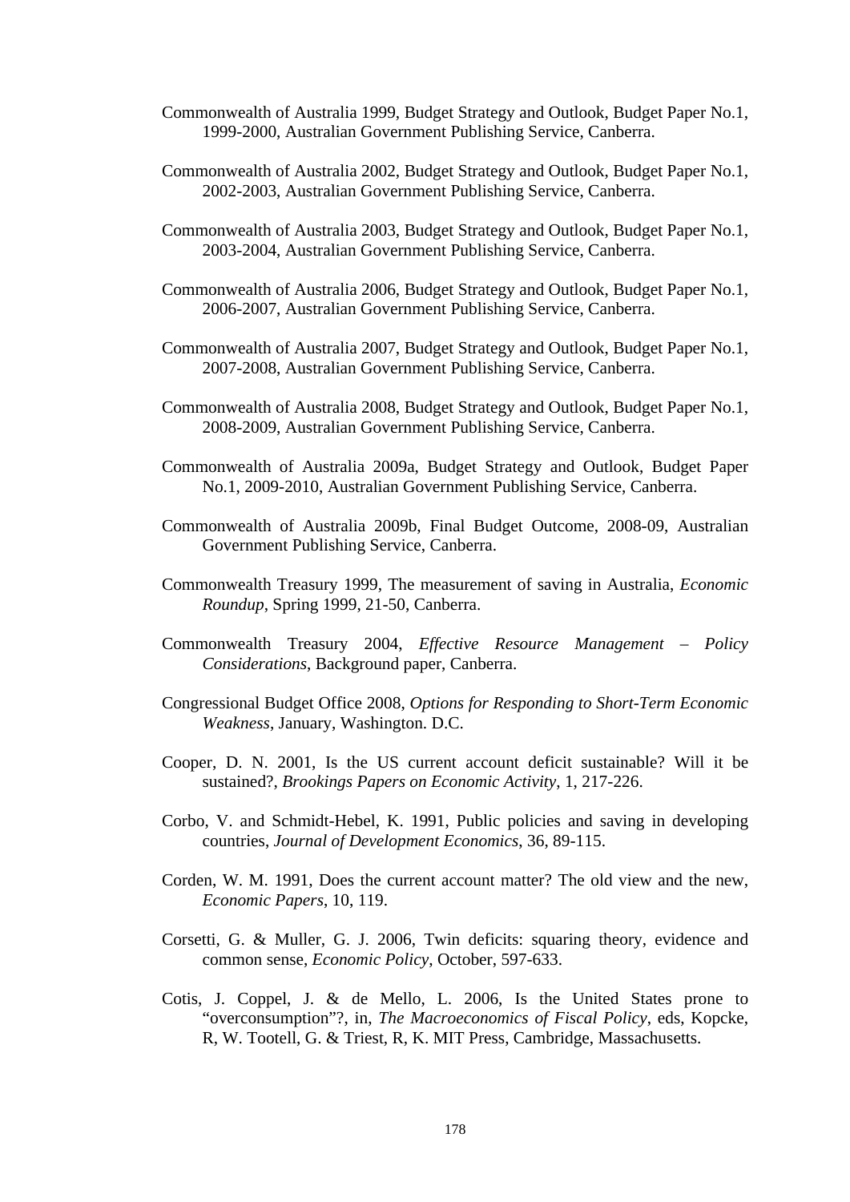Commonwealth of Australia 1999, Budget Strategy and Outlook, Budget Paper No.1, 1999-2000, Australian Government Publishing Service, Canberra.

Commonwealth of Australia 2002, Budget Strategy and Outlook, Budget Paper No.1, 2002-2003, Australian Government Publishing Service, Canberra.

Commonwealth of Australia 2003, Budget Strategy and Outlook, Budget Paper No.1, 2003-2004, Australian Government Publishing Service, Canberra.

Commonwealth of Australia 2006, Budget Strategy and Outlook, Budget Paper No.1, 2006-2007, Australian Government Publishing Service, Canberra.

Commonwealth of Australia 2007, Budget Strategy and Outlook, Budget Paper No.1, 2007-2008, Australian Government Publishing Service, Canberra.

Commonwealth of Australia 2008, Budget Strategy and Outlook, Budget Paper No.1, 2008-2009, Australian Government Publishing Service, Canberra.

Commonwealth of Australia 2009a, Budget Strategy and Outlook, Budget Paper No.1, 2009-2010, Australian Government Publishing Service, Canberra.

Commonwealth of Australia 2009b, Final Budget Outcome, 2008-09, Australian Government Publishing Service, Canberra.

Commonwealth Treasury 1999, The measurement of saving in Australia, *Economic Roundup*, Spring 1999, 21-50, Canberra.

Commonwealth Treasury 2004, *Effective Resource Management – Policy Considerations*, Background paper, Canberra.

Congressional Budget Office 2008, *Options for Responding to Short-Term Economic Weakness*, January, Washington. D.C.

Cooper, D. N. 2001, Is the US current account deficit sustainable? Will it be sustained?, *Brookings Papers on Economic Activity*, 1, 217-226.

Corbo, V. and Schmidt-Hebel, K. 1991, Public policies and saving in developing countries, *Journal of Development Economics*, 36, 89-115.

Corden, W. M. 1991, Does the current account matter? The old view and the new, *Economic Papers*, 10, 119.

Corsetti, G. & Muller, G. J. 2006, Twin deficits: squaring theory, evidence and common sense, *Economic Policy*, October, 597-633.

Cotis, J. Coppel, J. & de Mello, L. 2006, Is the United States prone to "overconsumption"?, in, *The Macroeconomics of Fiscal Policy*, eds, Kopcke, R, W. Tootell, G. & Triest, R, K. MIT Press, Cambridge, Massachusetts.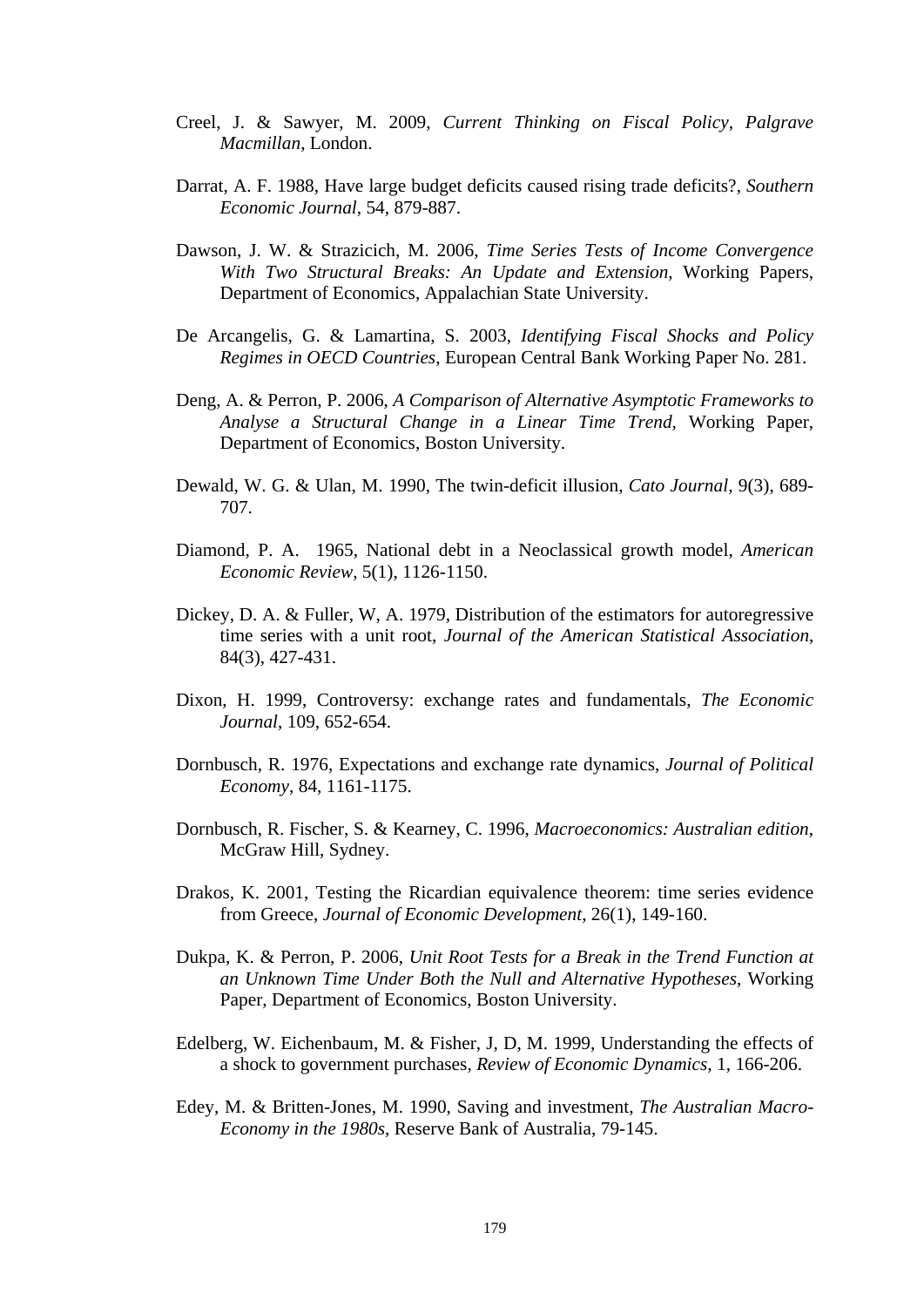Creel, J. & Sawyer, M. 2009, *Current Thinking on Fiscal Policy, Palgrave Macmillan*, London.

Darrat, A. F. 1988, Have large budget deficits caused rising trade deficits?, *Southern Economic Journal*, 54, 879-887.

Dawson, J. W. & Strazicich, M. 2006, *Time Series Tests of Income Convergence With Two Structural Breaks: An Update and Extension*, Working Papers, Department of Economics, Appalachian State University.

De Arcangelis, G. & Lamartina, S. 2003, *Identifying Fiscal Shocks and Policy Regimes in OECD Countries*, European Central Bank Working Paper No. 281.

Deng, A. & Perron, P. 2006, *A Comparison of Alternative Asymptotic Frameworks to Analyse a Structural Change in a Linear Time Trend*, Working Paper, Department of Economics, Boston University.

Dewald, W. G. & Ulan, M. 1990, The twin-deficit illusion, *Cato Journal*, 9(3), 689-707.

Diamond, P. A. 1965, National debt in a Neoclassical growth model, *American Economic Review*, 5(1), 1126-1150.

Dickey, D. A. & Fuller, W, A. 1979, Distribution of the estimators for autoregressive time series with a unit root, *Journal of the American Statistical Association*, 84(3), 427-431.

Dixon, H. 1999, Controversy: exchange rates and fundamentals, *The Economic Journal*, 109, 652-654.

Dornbusch, R. 1976, Expectations and exchange rate dynamics, *Journal of Political Economy*, 84, 1161-1175.

Dornbusch, R. Fischer, S. & Kearney, C. 1996, *Macroeconomics: Australian edition*, McGraw Hill, Sydney.

Drakos, K. 2001, Testing the Ricardian equivalence theorem: time series evidence from Greece, *Journal of Economic Development*, 26(1), 149-160.

Dukpa, K. & Perron, P. 2006, *Unit Root Tests for a Break in the Trend Function at an Unknown Time Under Both the Null and Alternative Hypotheses*, Working Paper, Department of Economics, Boston University.

Edelberg, W. Eichenbaum, M. & Fisher, J, D, M. 1999, Understanding the effects of a shock to government purchases, *Review of Economic Dynamics*, 1, 166-206.

Edey, M. & Britten-Jones, M. 1990, Saving and investment, *The Australian Macro-Economy in the 1980s*, Reserve Bank of Australia, 79-145.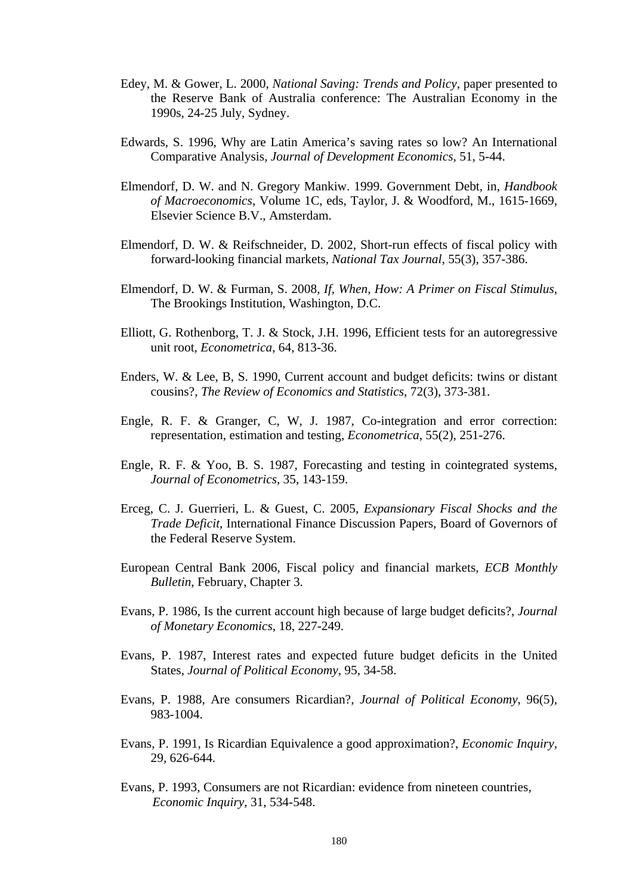Edey, M. & Gower, L. 2000, *National Saving: Trends and Policy*, paper presented to the Reserve Bank of Australia conference: The Australian Economy in the 1990s, 24-25 July, Sydney.

Edwards, S. 1996, Why are Latin America's saving rates so low? An International Comparative Analysis, *Journal of Development Economics*, 51, 5-44.

Elmendorf, D. W. and N. Gregory Mankiw. 1999. Government Debt, in, *Handbook of Macroeconomics*, Volume 1C, eds, Taylor, J. & Woodford, M., 1615-1669, Elsevier Science B.V., Amsterdam.

Elmendorf, D. W. & Reifschneider, D. 2002, Short-run effects of fiscal policy with forward-looking financial markets, *National Tax Journal*, 55(3), 357-386.

Elmendorf, D. W. & Furman, S. 2008, *If, When, How: A Primer on Fiscal Stimulus*, The Brookings Institution, Washington, D.C.

Elliott, G. Rothenborg, T. J. & Stock, J.H. 1996, Efficient tests for an autoregressive unit root, *Econometrica*, 64, 813-36.

Enders, W. & Lee, B, S. 1990, Current account and budget deficits: twins or distant cousins?, *The Review of Economics and Statistics*, 72(3), 373-381.

Engle, R. F. & Granger, C, W, J. 1987, Co-integration and error correction: representation, estimation and testing, *Econometrica*, 55(2), 251-276.

Engle, R. F. & Yoo, B. S. 1987, Forecasting and testing in cointegrated systems, *Journal of Econometrics*, 35, 143-159.

Erceg, C. J. Guerrieri, L. & Guest, C. 2005, *Expansionary Fiscal Shocks and the Trade Deficit*, International Finance Discussion Papers, Board of Governors of the Federal Reserve System.

European Central Bank 2006, Fiscal policy and financial markets, *ECB Monthly Bulletin*, February, Chapter 3.

Evans, P. 1986, Is the current account high because of large budget deficits?, *Journal of Monetary Economics*, 18, 227-249.

Evans, P. 1987, Interest rates and expected future budget deficits in the United States, *Journal of Political Economy*, 95, 34-58.

Evans, P. 1988, Are consumers Ricardian?, *Journal of Political Economy*, 96(5), 983-1004.

Evans, P. 1991, Is Ricardian Equivalence a good approximation?, *Economic Inquiry*, 29, 626-644.

Evans, P. 1993, Consumers are not Ricardian: evidence from nineteen countries, *Economic Inquiry*, 31, 534-548.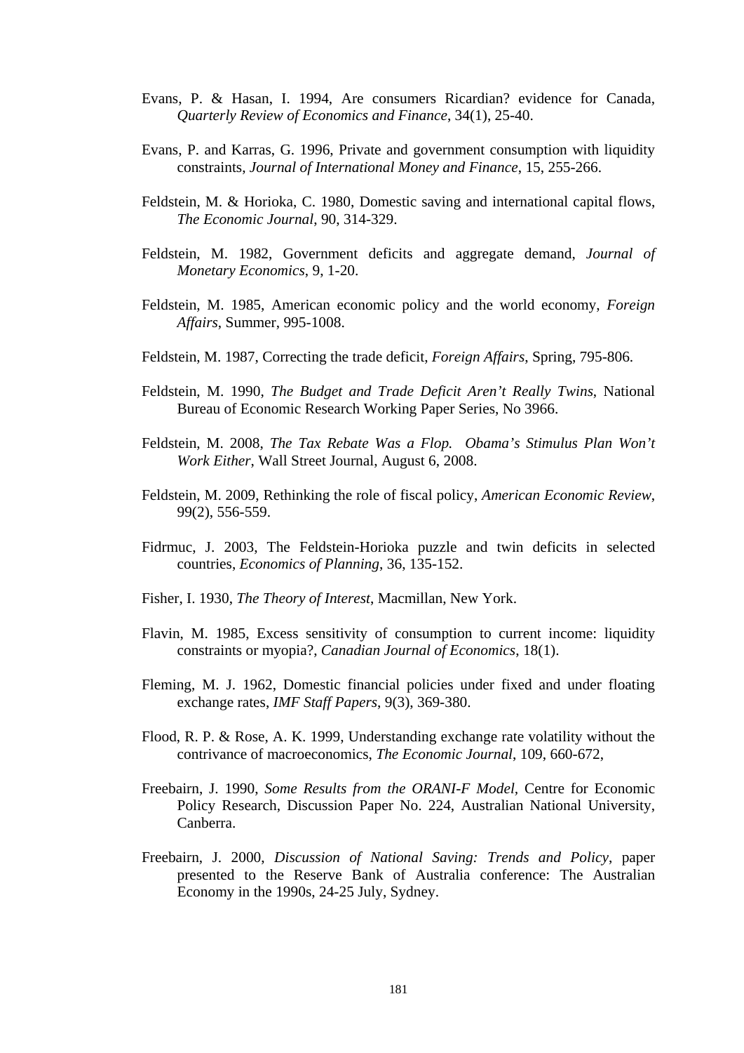Evans, P. & Hasan, I. 1994, Are consumers Ricardian? evidence for Canada, *Quarterly Review of Economics and Finance*, 34(1), 25-40.

Evans, P. and Karras, G. 1996, Private and government consumption with liquidity constraints, *Journal of International Money and Finance*, 15, 255-266.

Feldstein, M. & Horioka, C. 1980, Domestic saving and international capital flows, *The Economic Journal*, 90, 314-329.

Feldstein, M. 1982, Government deficits and aggregate demand, *Journal of Monetary Economics*, 9, 1-20.

Feldstein, M. 1985, American economic policy and the world economy, *Foreign Affairs*, Summer, 995-1008.

Feldstein, M. 1987, Correcting the trade deficit, *Foreign Affairs*, Spring, 795-806.

Feldstein, M. 1990, *The Budget and Trade Deficit Aren't Really Twins*, National Bureau of Economic Research Working Paper Series, No 3966.

Feldstein, M. 2008, *The Tax Rebate Was a Flop. Obama's Stimulus Plan Won't Work Either*, Wall Street Journal, August 6, 2008.

Feldstein, M. 2009, Rethinking the role of fiscal policy, *American Economic Review*, 99(2), 556-559.

Fidrmuc, J. 2003, The Feldstein-Horioka puzzle and twin deficits in selected countries, *Economics of Planning*, 36, 135-152.

Fisher, I. 1930, *The Theory of Interest*, Macmillan, New York.

Flavin, M. 1985, Excess sensitivity of consumption to current income: liquidity constraints or myopia?, *Canadian Journal of Economics*, 18(1).

Fleming, M. J. 1962, Domestic financial policies under fixed and under floating exchange rates, *IMF Staff Papers*, 9(3), 369-380.

Flood, R. P. & Rose, A. K. 1999, Understanding exchange rate volatility without the contrivance of macroeconomics, *The Economic Journal*, 109, 660-672,

Freebairn, J. 1990, *Some Results from the ORANI-F Model*, Centre for Economic Policy Research, Discussion Paper No. 224, Australian National University, Canberra.

Freebairn, J. 2000, *Discussion of National Saving: Trends and Policy*, paper presented to the Reserve Bank of Australia conference: The Australian Economy in the 1990s, 24-25 July, Sydney.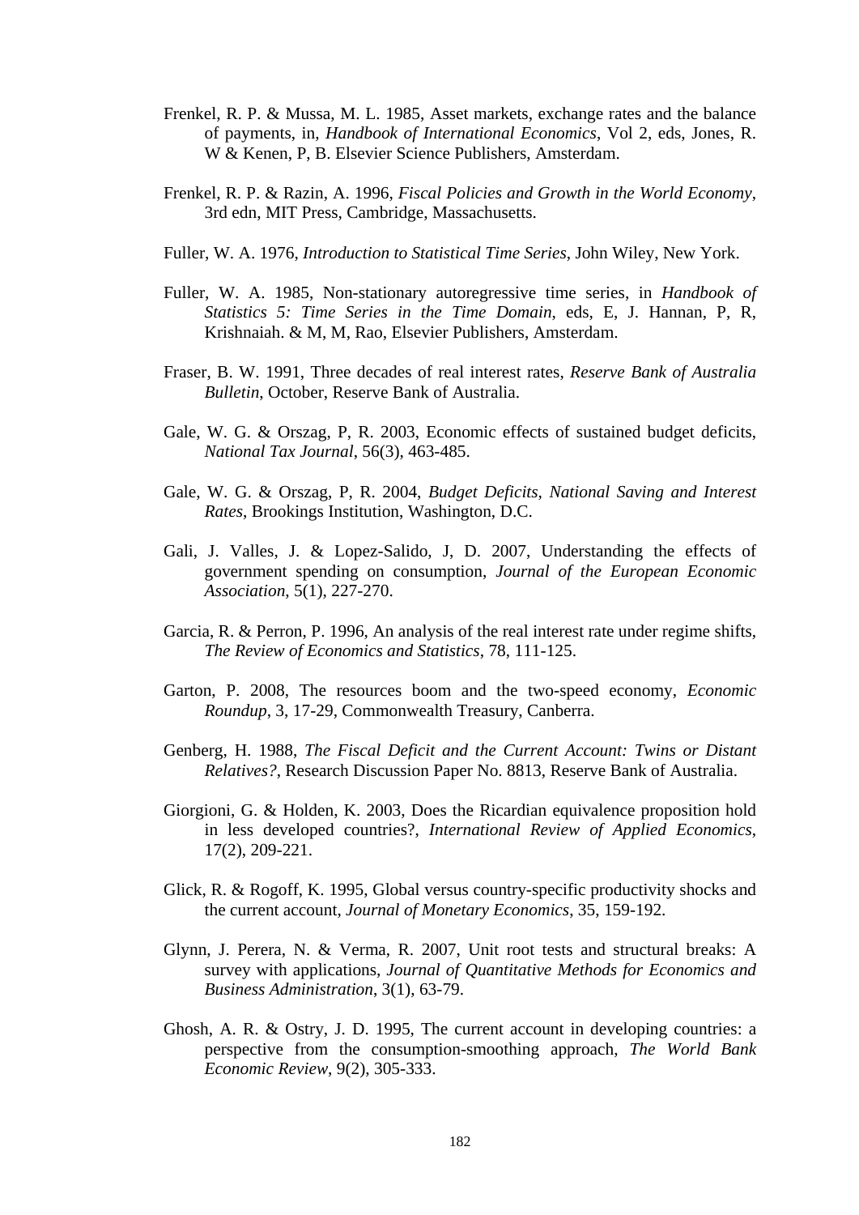Frenkel, R. P. & Mussa, M. L. 1985, Asset markets, exchange rates and the balance of payments, in, *Handbook of International Economics*, Vol 2, eds, Jones, R. W & Kenen, P, B. Elsevier Science Publishers, Amsterdam.

Frenkel, R. P. & Razin, A. 1996, *Fiscal Policies and Growth in the World Economy*, 3rd edn, MIT Press, Cambridge, Massachusetts.

Fuller, W. A. 1976, *Introduction to Statistical Time Series*, John Wiley, New York.

Fuller, W. A. 1985, Non-stationary autoregressive time series, in *Handbook of Statistics 5: Time Series in the Time Domain*, eds, E, J. Hannan, P, R, Krishnaiah. & M, M, Rao, Elsevier Publishers, Amsterdam.

Fraser, B. W. 1991, Three decades of real interest rates, *Reserve Bank of Australia Bulletin*, October, Reserve Bank of Australia.

Gale, W. G. & Orszag, P, R. 2003, Economic effects of sustained budget deficits, *National Tax Journal*, 56(3), 463-485.

Gale, W. G. & Orszag, P, R. 2004, *Budget Deficits, National Saving and Interest Rates*, Brookings Institution, Washington, D.C.

Gali, J. Valles, J. & Lopez-Salido, J, D. 2007, Understanding the effects of government spending on consumption, *Journal of the European Economic Association*, 5(1), 227-270.

Garcia, R. & Perron, P. 1996, An analysis of the real interest rate under regime shifts, *The Review of Economics and Statistics*, 78, 111-125.

Garton, P. 2008, The resources boom and the two-speed economy, *Economic Roundup*, 3, 17-29, Commonwealth Treasury, Canberra.

Genberg, H. 1988, *The Fiscal Deficit and the Current Account: Twins or Distant Relatives?*, Research Discussion Paper No. 8813, Reserve Bank of Australia.

Giorgioni, G. & Holden, K. 2003, Does the Ricardian equivalence proposition hold in less developed countries?, *International Review of Applied Economics*, 17(2), 209-221.

Glick, R. & Rogoff, K. 1995, Global versus country-specific productivity shocks and the current account, *Journal of Monetary Economics*, 35, 159-192.

Glynn, J. Perera, N. & Verma, R. 2007, Unit root tests and structural breaks: A survey with applications, *Journal of Quantitative Methods for Economics and Business Administration*, 3(1), 63-79.

Ghosh, A. R. & Ostry, J. D. 1995, The current account in developing countries: a perspective from the consumption-smoothing approach, *The World Bank Economic Review*, 9(2), 305-333.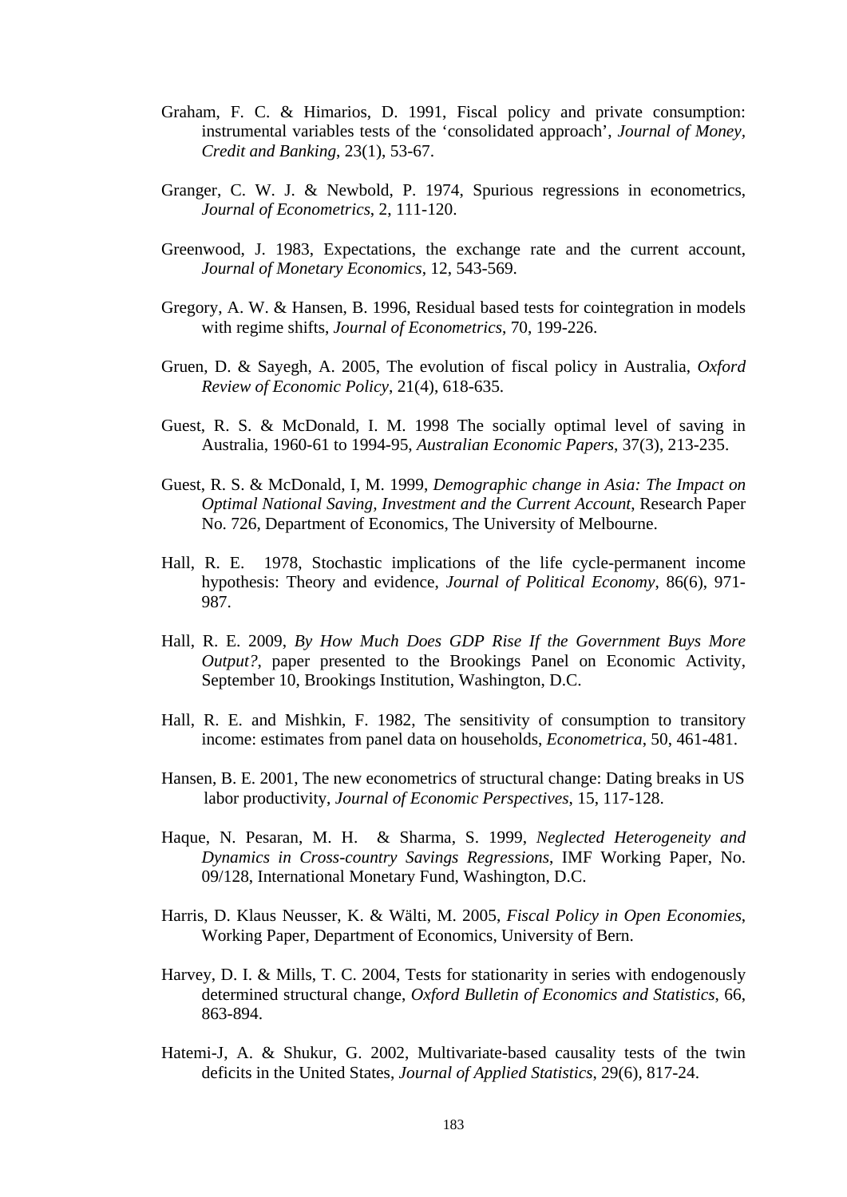Graham, F. C. & Himarios, D. 1991, Fiscal policy and private consumption: instrumental variables tests of the 'consolidated approach', *Journal of Money, Credit and Banking*, 23(1), 53-67.

Granger, C. W. J. & Newbold, P. 1974, Spurious regressions in econometrics, *Journal of Econometrics*, 2, 111-120.

Greenwood, J. 1983, Expectations, the exchange rate and the current account, *Journal of Monetary Economics*, 12, 543-569.

Gregory, A. W. & Hansen, B. 1996, Residual based tests for cointegration in models with regime shifts, *Journal of Econometrics*, 70, 199-226.

Gruen, D. & Sayegh, A. 2005, The evolution of fiscal policy in Australia, *Oxford Review of Economic Policy*, 21(4), 618-635.

Guest, R. S. & McDonald, I. M. 1998 The socially optimal level of saving in Australia, 1960-61 to 1994-95, *Australian Economic Papers*, 37(3), 213-235.

Guest, R. S. & McDonald, I, M. 1999, *Demographic change in Asia: The Impact on Optimal National Saving, Investment and the Current Account*, Research Paper No. 726, Department of Economics, The University of Melbourne.

Hall, R. E. 1978, Stochastic implications of the life cycle-permanent income hypothesis: Theory and evidence, *Journal of Political Economy*, 86(6), 971-987.

Hall, R. E. 2009, *By How Much Does GDP Rise If the Government Buys More Output?*, paper presented to the Brookings Panel on Economic Activity, September 10, Brookings Institution, Washington, D.C.

Hall, R. E. and Mishkin, F. 1982, The sensitivity of consumption to transitory income: estimates from panel data on households, *Econometrica*, 50, 461-481.

Hansen, B. E. 2001, The new econometrics of structural change: Dating breaks in US labor productivity, *Journal of Economic Perspectives*, 15, 117-128.

Haque, N. Pesaran, M. H. & Sharma, S. 1999, *Neglected Heterogeneity and Dynamics in Cross-country Savings Regressions*, IMF Working Paper, No. 09/128, International Monetary Fund, Washington, D.C.

Harris, D. Klaus Neusser, K. & Wälti, M. 2005, *Fiscal Policy in Open Economies*, Working Paper, Department of Economics, University of Bern.

Harvey, D. I. & Mills, T. C. 2004, Tests for stationarity in series with endogenously determined structural change, *Oxford Bulletin of Economics and Statistics*, 66, 863-894.

Hatemi-J, A. & Shukur, G. 2002, Multivariate-based causality tests of the twin deficits in the United States, *Journal of Applied Statistics*, 29(6), 817-24.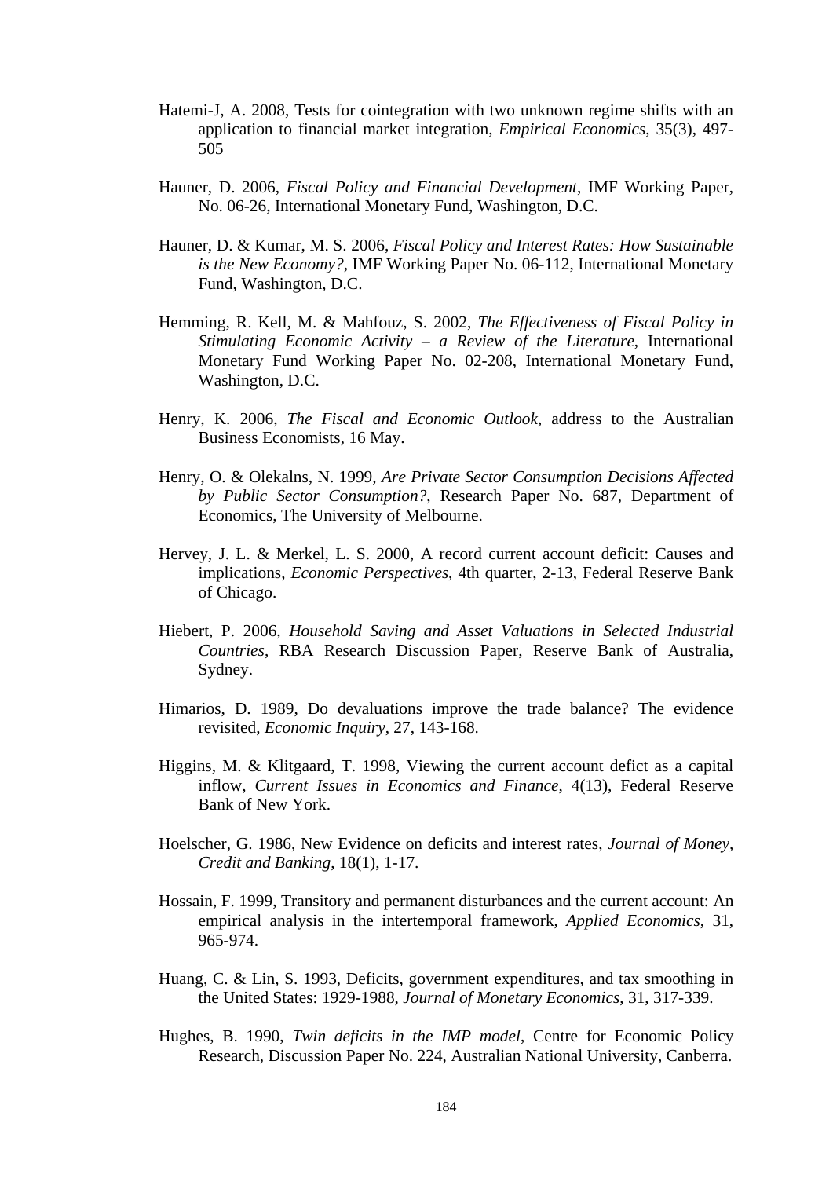Hatemi-J, A. 2008, Tests for cointegration with two unknown regime shifts with an application to financial market integration, *Empirical Economics*, 35(3), 497-505

Hauner, D. 2006, *Fiscal Policy and Financial Development*, IMF Working Paper, No. 06-26, International Monetary Fund, Washington, D.C.

Hauner, D. & Kumar, M. S. 2006, *Fiscal Policy and Interest Rates: How Sustainable is the New Economy?*, IMF Working Paper No. 06-112, International Monetary Fund, Washington, D.C.

Hemming, R. Kell, M. & Mahfouz, S. 2002, *The Effectiveness of Fiscal Policy in Stimulating Economic Activity – a Review of the Literature*, International Monetary Fund Working Paper No. 02-208, International Monetary Fund, Washington, D.C.

Henry, K. 2006, *The Fiscal and Economic Outlook*, address to the Australian Business Economists, 16 May.

Henry, O. & Olekalns, N. 1999, *Are Private Sector Consumption Decisions Affected by Public Sector Consumption?*, Research Paper No. 687, Department of Economics, The University of Melbourne.

Hervey, J. L. & Merkel, L. S. 2000, A record current account deficit: Causes and implications, *Economic Perspectives*, 4th quarter, 2-13, Federal Reserve Bank of Chicago.

Hiebert, P. 2006, *Household Saving and Asset Valuations in Selected Industrial Countries*, RBA Research Discussion Paper, Reserve Bank of Australia, Sydney.

Himarios, D. 1989, Do devaluations improve the trade balance? The evidence revisited, *Economic Inquiry*, 27, 143-168.

Higgins, M. & Klitgaard, T. 1998, Viewing the current account defict as a capital inflow, *Current Issues in Economics and Finance*, 4(13), Federal Reserve Bank of New York.

Hoelscher, G. 1986, New Evidence on deficits and interest rates, *Journal of Money, Credit and Banking*, 18(1), 1-17.

Hossain, F. 1999, Transitory and permanent disturbances and the current account: An empirical analysis in the intertemporal framework, *Applied Economics*, 31, 965-974.

Huang, C. & Lin, S. 1993, Deficits, government expenditures, and tax smoothing in the United States: 1929-1988, *Journal of Monetary Economics*, 31, 317-339.

Hughes, B. 1990, *Twin deficits in the IMP model*, Centre for Economic Policy Research, Discussion Paper No. 224, Australian National University, Canberra.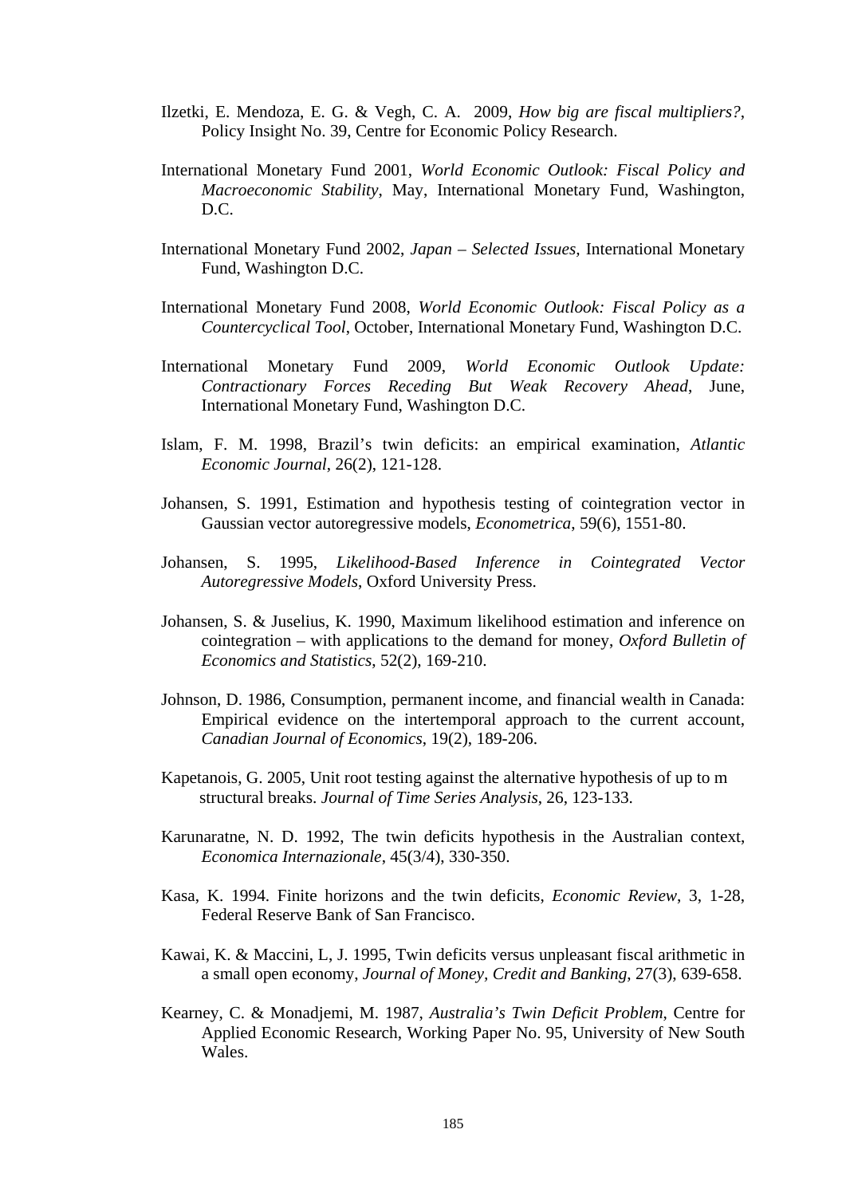Ilzetki, E. Mendoza, E. G. & Vegh, C. A. 2009, *How big are fiscal multipliers?*, Policy Insight No. 39, Centre for Economic Policy Research.

International Monetary Fund 2001, *World Economic Outlook: Fiscal Policy and Macroeconomic Stability*, May, International Monetary Fund, Washington, D.C.

International Monetary Fund 2002, *Japan – Selected Issues,* International Monetary Fund, Washington D.C.

International Monetary Fund 2008, *World Economic Outlook: Fiscal Policy as a Countercyclical Tool*, October, International Monetary Fund, Washington D.C.

International Monetary Fund 2009, *World Economic Outlook Update: Contractionary Forces Receding But Weak Recovery Ahead*, June, International Monetary Fund, Washington D.C.

Islam, F. M. 1998, Brazil's twin deficits: an empirical examination, *Atlantic Economic Journal*, 26(2), 121-128.

Johansen, S. 1991, Estimation and hypothesis testing of cointegration vector in Gaussian vector autoregressive models, *Econometrica*, 59(6), 1551-80.

Johansen, S. 1995, *Likelihood-Based Inference in Cointegrated Vector Autoregressive Models*, Oxford University Press.

Johansen, S. & Juselius, K. 1990, Maximum likelihood estimation and inference on cointegration – with applications to the demand for money, *Oxford Bulletin of Economics and Statistics*, 52(2), 169-210.

Johnson, D. 1986, Consumption, permanent income, and financial wealth in Canada: Empirical evidence on the intertemporal approach to the current account, *Canadian Journal of Economics*, 19(2), 189-206.

Kapetanois, G. 2005, Unit root testing against the alternative hypothesis of up to m structural breaks. *Journal of Time Series Analysis*, 26, 123-133.

Karunaratne, N. D. 1992, The twin deficits hypothesis in the Australian context, *Economica Internazionale*, 45(3/4), 330-350.

Kasa, K. 1994. Finite horizons and the twin deficits, *Economic Review*, 3, 1-28, Federal Reserve Bank of San Francisco.

Kawai, K. & Maccini, L, J. 1995, Twin deficits versus unpleasant fiscal arithmetic in a small open economy, *Journal of Money, Credit and Banking*, 27(3), 639-658.

Kearney, C. & Monadjemi, M. 1987, *Australia's Twin Deficit Problem*, Centre for Applied Economic Research, Working Paper No. 95, University of New South Wales.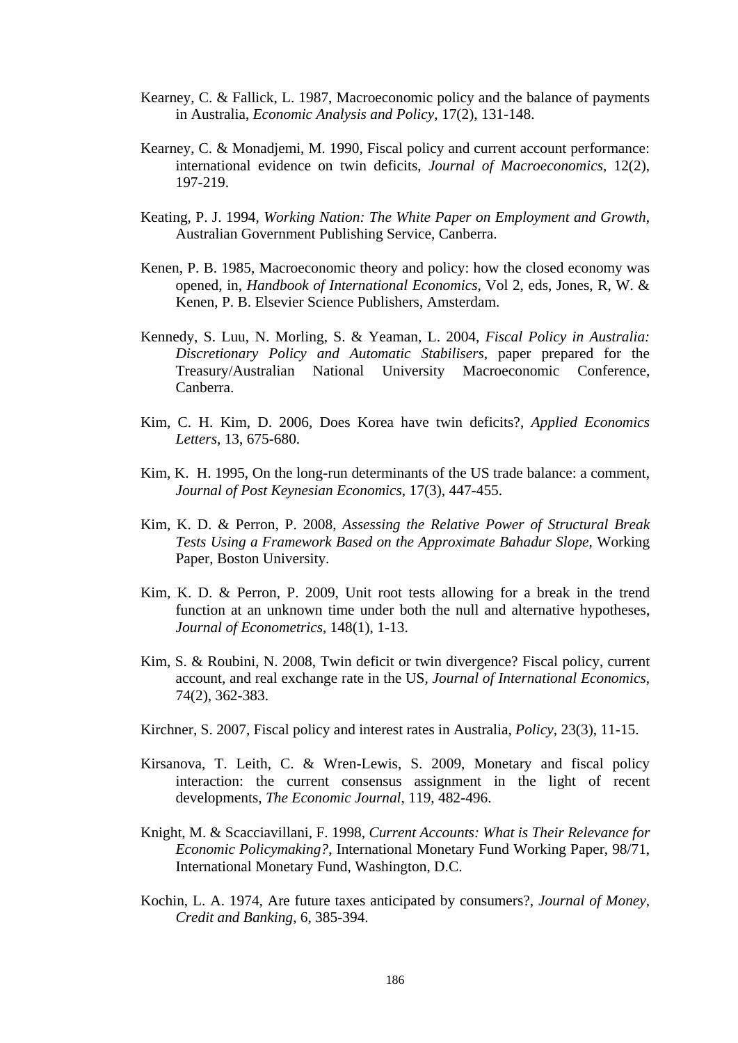Kearney, C. & Fallick, L. 1987, Macroeconomic policy and the balance of payments in Australia, *Economic Analysis and Policy*, 17(2), 131-148.

Kearney, C. & Monadjemi, M. 1990, Fiscal policy and current account performance: international evidence on twin deficits, *Journal of Macroeconomics*, 12(2), 197-219.

Keating, P. J. 1994, *Working Nation: The White Paper on Employment and Growth*, Australian Government Publishing Service, Canberra.

Kenen, P. B. 1985, Macroeconomic theory and policy: how the closed economy was opened, in, *Handbook of International Economics*, Vol 2, eds, Jones, R, W. & Kenen, P. B. Elsevier Science Publishers, Amsterdam.

Kennedy, S. Luu, N. Morling, S. & Yeaman, L. 2004, *Fiscal Policy in Australia: Discretionary Policy and Automatic Stabilisers*, paper prepared for the Treasury/Australian National University Macroeconomic Conference, Canberra.

Kim, C. H. Kim, D. 2006, Does Korea have twin deficits?, *Applied Economics Letters*, 13, 675-680.

Kim, K. H. 1995, On the long-run determinants of the US trade balance: a comment, *Journal of Post Keynesian Economics*, 17(3), 447-455.

Kim, K. D. & Perron, P. 2008, *Assessing the Relative Power of Structural Break Tests Using a Framework Based on the Approximate Bahadur Slope*, Working Paper, Boston University.

Kim, K. D. & Perron, P. 2009, Unit root tests allowing for a break in the trend function at an unknown time under both the null and alternative hypotheses, *Journal of Econometrics*, 148(1), 1-13.

Kim, S. & Roubini, N. 2008, Twin deficit or twin divergence? Fiscal policy, current account, and real exchange rate in the US, *Journal of International Economics*, 74(2), 362-383.

Kirchner, S. 2007, Fiscal policy and interest rates in Australia, *Policy*, 23(3), 11-15.

Kirsanova, T. Leith, C. & Wren-Lewis, S. 2009, Monetary and fiscal policy interaction: the current consensus assignment in the light of recent developments, *The Economic Journal*, 119, 482-496.

Knight, M. & Scacciavillani, F. 1998, *Current Accounts: What is Their Relevance for Economic Policymaking?*, International Monetary Fund Working Paper, 98/71, International Monetary Fund, Washington, D.C.

Kochin, L. A. 1974, Are future taxes anticipated by consumers?, *Journal of Money, Credit and Banking*, 6, 385-394.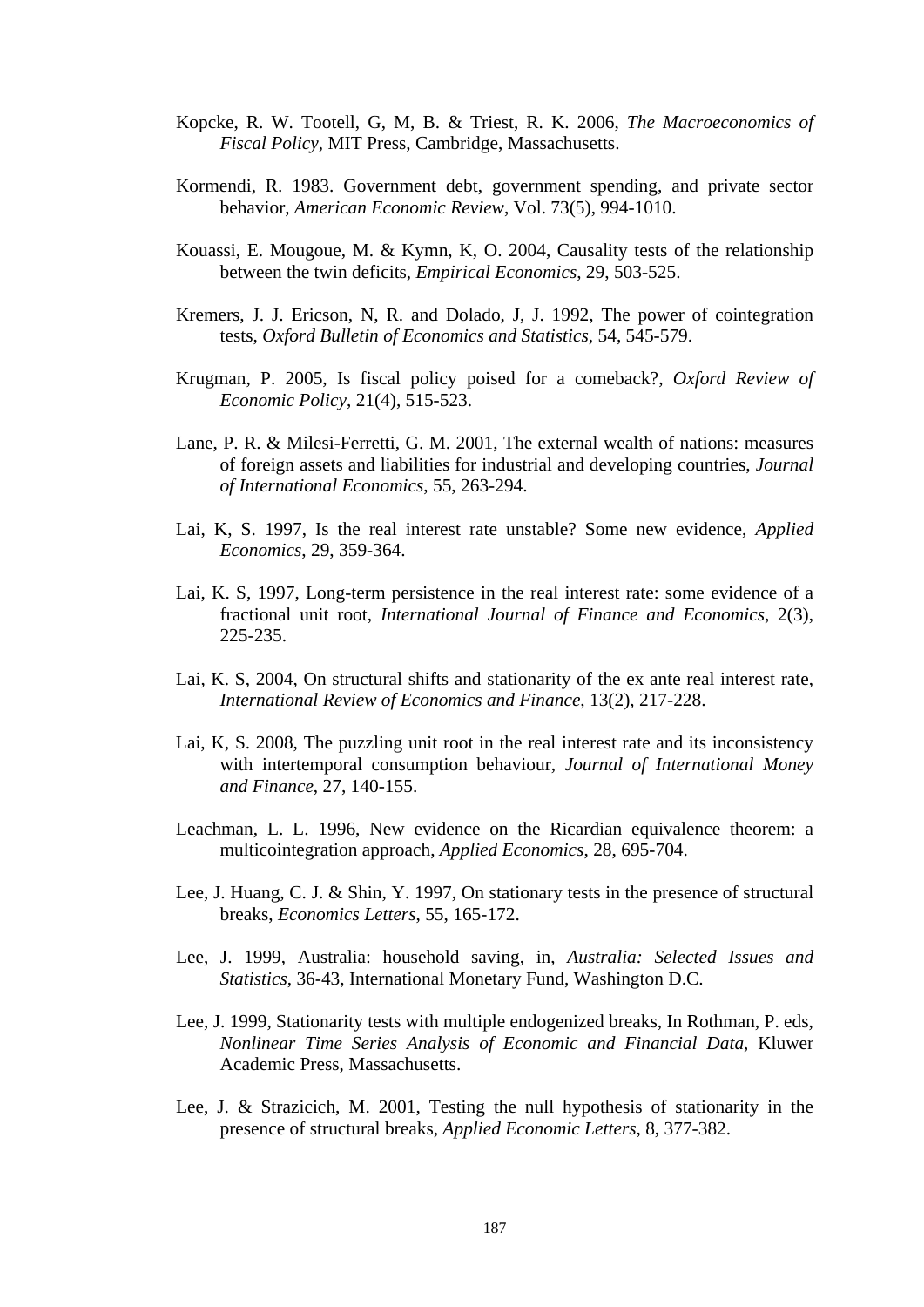Kopcke, R. W. Tootell, G, M, B. & Triest, R. K. 2006, *The Macroeconomics of Fiscal Policy*, MIT Press, Cambridge, Massachusetts.

Kormendi, R. 1983. Government debt, government spending, and private sector behavior, *American Economic Review*, Vol. 73(5), 994-1010.

Kouassi, E. Mougoue, M. & Kymn, K, O. 2004, Causality tests of the relationship between the twin deficits, *Empirical Economics*, 29, 503-525.

Kremers, J. J. Ericson, N, R. and Dolado, J, J. 1992, The power of cointegration tests, *Oxford Bulletin of Economics and Statistics*, 54, 545-579.

Krugman, P. 2005, Is fiscal policy poised for a comeback?, *Oxford Review of Economic Policy*, 21(4), 515-523.

Lane, P. R. & Milesi-Ferretti, G. M. 2001, The external wealth of nations: measures of foreign assets and liabilities for industrial and developing countries, *Journal of International Economics*, 55, 263-294.

Lai, K, S. 1997, Is the real interest rate unstable? Some new evidence, *Applied Economics*, 29, 359-364.

Lai, K. S, 1997, Long-term persistence in the real interest rate: some evidence of a fractional unit root, *International Journal of Finance and Economics*, 2(3), 225-235.

Lai, K. S, 2004, On structural shifts and stationarity of the ex ante real interest rate, *International Review of Economics and Finance*, 13(2), 217-228.

Lai, K, S. 2008, The puzzling unit root in the real interest rate and its inconsistency with intertemporal consumption behaviour, *Journal of International Money and Finance*, 27, 140-155.

Leachman, L. L. 1996, New evidence on the Ricardian equivalence theorem: a multicointegration approach, *Applied Economics*, 28, 695-704.

Lee, J. Huang, C. J. & Shin, Y. 1997, On stationary tests in the presence of structural breaks, *Economics Letters*, 55, 165-172.

Lee, J. 1999, Australia: household saving, in, *Australia: Selected Issues and Statistics*, 36-43, International Monetary Fund, Washington D.C.

Lee, J. 1999, Stationarity tests with multiple endogenized breaks, In Rothman, P. eds, *Nonlinear Time Series Analysis of Economic and Financial Data*, Kluwer Academic Press, Massachusetts.

Lee, J. & Strazicich, M. 2001, Testing the null hypothesis of stationarity in the presence of structural breaks, *Applied Economic Letters*, 8, 377-382.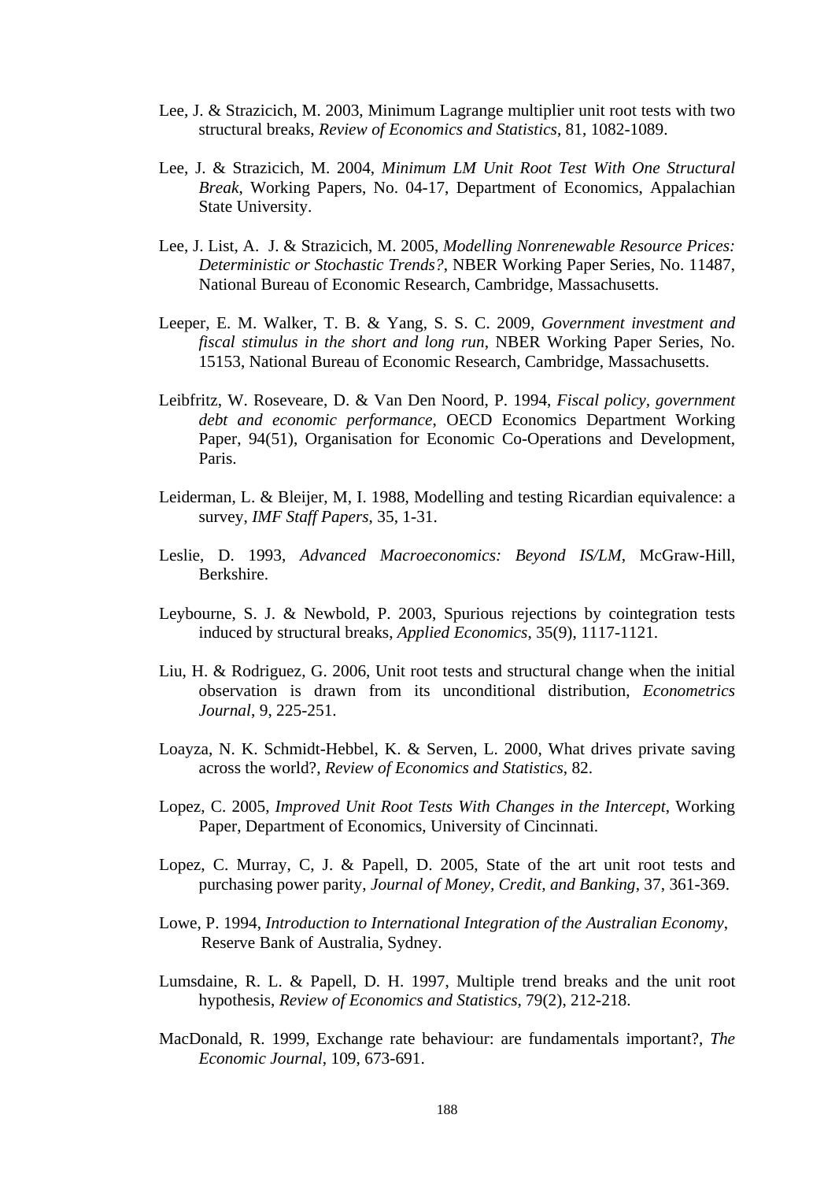Lee, J. & Strazicich, M. 2003, Minimum Lagrange multiplier unit root tests with two structural breaks, *Review of Economics and Statistics*, 81, 1082-1089.

Lee, J. & Strazicich, M. 2004, *Minimum LM Unit Root Test With One Structural Break*, Working Papers, No. 04-17, Department of Economics, Appalachian State University.

Lee, J. List, A. J. & Strazicich, M. 2005, *Modelling Nonrenewable Resource Prices: Deterministic or Stochastic Trends?*, NBER Working Paper Series, No. 11487, National Bureau of Economic Research, Cambridge, Massachusetts.

Leeper, E. M. Walker, T. B. & Yang, S. S. C. 2009, *Government investment and fiscal stimulus in the short and long run*, NBER Working Paper Series, No. 15153, National Bureau of Economic Research, Cambridge, Massachusetts.

Leibfritz, W. Roseveare, D. & Van Den Noord, P. 1994, *Fiscal policy, government debt and economic performance*, OECD Economics Department Working Paper, 94(51), Organisation for Economic Co-Operations and Development, Paris.

Leiderman, L. & Bleijer, M, I. 1988, Modelling and testing Ricardian equivalence: a survey, *IMF Staff Papers*, 35, 1-31.

Leslie, D. 1993, *Advanced Macroeconomics: Beyond IS/LM*, McGraw-Hill, Berkshire.

Leybourne, S. J. & Newbold, P. 2003, Spurious rejections by cointegration tests induced by structural breaks, *Applied Economics*, 35(9), 1117-1121.

Liu, H. & Rodriguez, G. 2006, Unit root tests and structural change when the initial observation is drawn from its unconditional distribution, *Econometrics Journal*, 9, 225-251.

Loayza, N. K. Schmidt-Hebbel, K. & Serven, L. 2000, What drives private saving across the world?, *Review of Economics and Statistics*, 82.

Lopez, C. 2005, *Improved Unit Root Tests With Changes in the Intercept*, Working Paper, Department of Economics, University of Cincinnati.

Lopez, C. Murray, C, J. & Papell, D. 2005, State of the art unit root tests and purchasing power parity, *Journal of Money, Credit, and Banking*, 37, 361-369.

Lowe, P. 1994, *Introduction to International Integration of the Australian Economy*, Reserve Bank of Australia, Sydney.

Lumsdaine, R. L. & Papell, D. H. 1997, Multiple trend breaks and the unit root hypothesis, *Review of Economics and Statistics*, 79(2), 212-218.

MacDonald, R. 1999, Exchange rate behaviour: are fundamentals important?, *The Economic Journal*, 109, 673-691.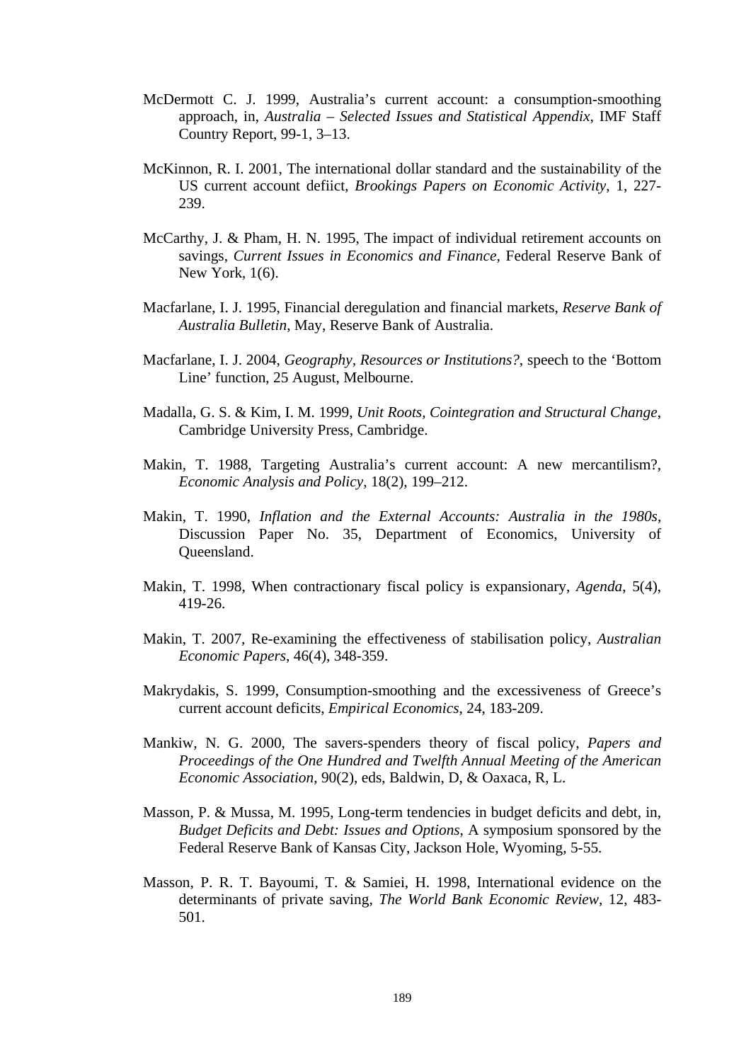McDermott C. J. 1999, Australia's current account: a consumption-smoothing approach, in, *Australia – Selected Issues and Statistical Appendix*, IMF Staff Country Report, 99-1, 3–13.

McKinnon, R. I. 2001, The international dollar standard and the sustainability of the US current account defiict, *Brookings Papers on Economic Activity*, 1, 227-239.

McCarthy, J. & Pham, H. N. 1995, The impact of individual retirement accounts on savings, *Current Issues in Economics and Finance*, Federal Reserve Bank of New York, 1(6).

Macfarlane, I. J. 1995, Financial deregulation and financial markets, *Reserve Bank of Australia Bulletin*, May, Reserve Bank of Australia.

Macfarlane, I. J. 2004, *Geography, Resources or Institutions?*, speech to the 'Bottom Line' function, 25 August, Melbourne.

Madalla, G. S. & Kim, I. M. 1999, *Unit Roots, Cointegration and Structural Change*, Cambridge University Press, Cambridge.

Makin, T. 1988, Targeting Australia's current account: A new mercantilism?, *Economic Analysis and Policy*, 18(2), 199–212.

Makin, T. 1990, *Inflation and the External Accounts: Australia in the 1980s*, Discussion Paper No. 35, Department of Economics, University of Queensland.

Makin, T. 1998, When contractionary fiscal policy is expansionary, *Agenda*, 5(4), 419-26.

Makin, T. 2007, Re-examining the effectiveness of stabilisation policy, *Australian Economic Papers*, 46(4), 348-359.

Makrydakis, S. 1999, Consumption-smoothing and the excessiveness of Greece's current account deficits, *Empirical Economics*, 24, 183-209.

Mankiw, N. G. 2000, The savers-spenders theory of fiscal policy, *Papers and Proceedings of the One Hundred and Twelfth Annual Meeting of the American Economic Association*, 90(2), eds, Baldwin, D, & Oaxaca, R, L.

Masson, P. & Mussa, M. 1995, Long-term tendencies in budget deficits and debt, in, *Budget Deficits and Debt: Issues and Options*, A symposium sponsored by the Federal Reserve Bank of Kansas City, Jackson Hole, Wyoming, 5-55.

Masson, P. R. T. Bayoumi, T. & Samiei, H. 1998, International evidence on the determinants of private saving, *The World Bank Economic Review*, 12, 483-501.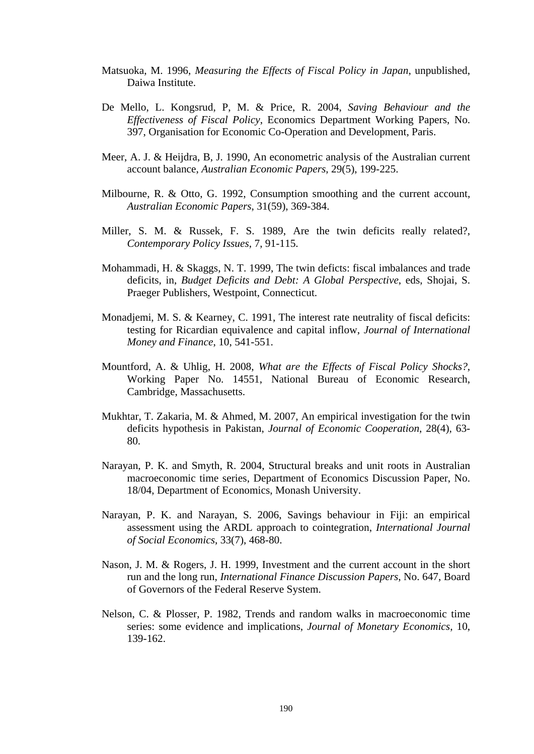Matsuoka, M. 1996, *Measuring the Effects of Fiscal Policy in Japan*, unpublished, Daiwa Institute.

De Mello, L. Kongsrud, P, M. & Price, R. 2004, *Saving Behaviour and the Effectiveness of Fiscal Policy*, Economics Department Working Papers, No. 397, Organisation for Economic Co-Operation and Development, Paris.

Meer, A. J. & Heijdra, B, J. 1990, An econometric analysis of the Australian current account balance, *Australian Economic Papers*, 29(5), 199-225.

Milbourne, R. & Otto, G. 1992, Consumption smoothing and the current account, *Australian Economic Papers*, 31(59), 369-384.

Miller, S. M. & Russek, F. S. 1989, Are the twin deficits really related?, *Contemporary Policy Issues*, 7, 91-115.

Mohammadi, H. & Skaggs, N. T. 1999, The twin defícts: fiscal imbalances and trade deficits, in, *Budget Deficits and Debt: A Global Perspective*, eds, Shojai, S. Praeger Publishers, Westpoint, Connecticut.

Monadjemi, M. S. & Kearney, C. 1991, The interest rate neutrality of fiscal deficits: testing for Ricardian equivalence and capital inflow, *Journal of International Money and Finance*, 10, 541-551.

Mountford, A. & Uhlig, H. 2008, *What are the Effects of Fiscal Policy Shocks?*, Working Paper No. 14551, National Bureau of Economic Research, Cambridge, Massachusetts.

Mukhtar, T. Zakaria, M. & Ahmed, M. 2007, An empirical investigation for the twin deficits hypothesis in Pakistan, *Journal of Economic Cooperation*, 28(4), 63-80.

Narayan, P. K. and Smyth, R. 2004, Structural breaks and unit roots in Australian macroeconomic time series, Department of Economics Discussion Paper, No. 18/04, Department of Economics, Monash University.

Narayan, P. K. and Narayan, S. 2006, Savings behaviour in Fiji: an empirical assessment using the ARDL approach to cointegration, *International Journal of Social Economics*, 33(7), 468-80.

Nason, J. M. & Rogers, J. H. 1999, Investment and the current account in the short run and the long run, *International Finance Discussion Papers*, No. 647, Board of Governors of the Federal Reserve System.

Nelson, C. & Plosser, P. 1982, Trends and random walks in macroeconomic time series: some evidence and implications, *Journal of Monetary Economics*, 10, 139-162.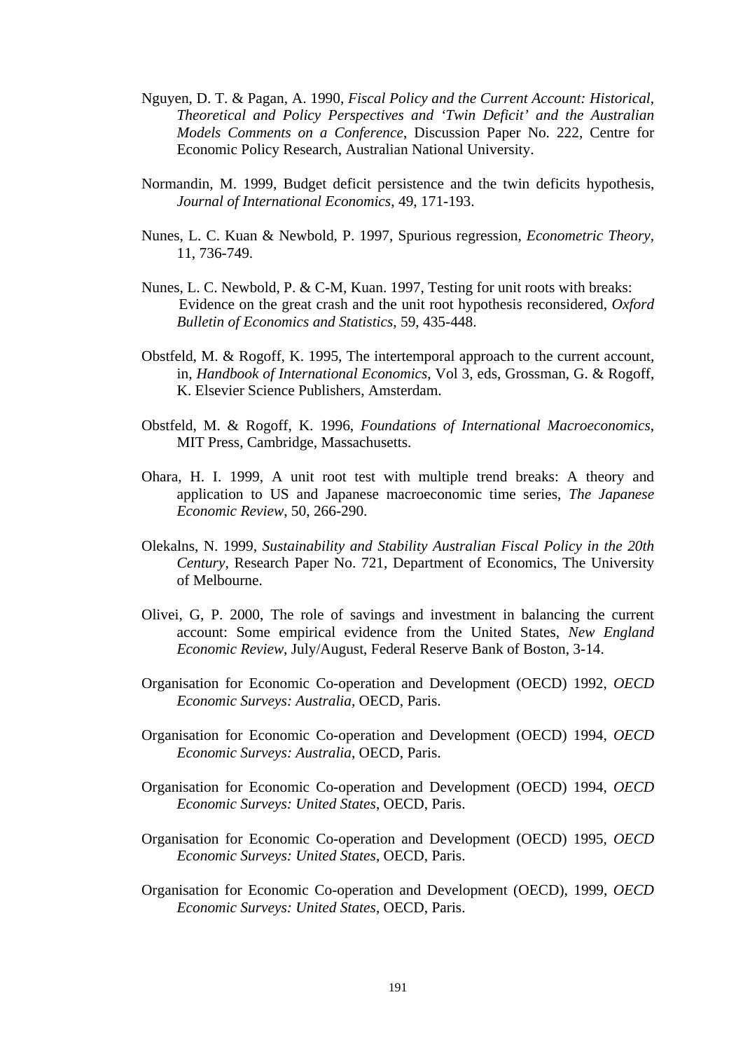Nguyen, D. T. & Pagan, A. 1990, *Fiscal Policy and the Current Account: Historical, Theoretical and Policy Perspectives and 'Twin Deficit' and the Australian Models Comments on a Conference*, Discussion Paper No. 222, Centre for Economic Policy Research, Australian National University.

Normandin, M. 1999, Budget deficit persistence and the twin deficits hypothesis, *Journal of International Economics*, 49, 171-193.

Nunes, L. C. Kuan & Newbold, P. 1997, Spurious regression, *Econometric Theory*, 11, 736-749.

Nunes, L. C. Newbold, P. & C-M, Kuan. 1997, Testing for unit roots with breaks: Evidence on the great crash and the unit root hypothesis reconsidered, *Oxford Bulletin of Economics and Statistics*, 59, 435-448.

Obstfeld, M. & Rogoff, K. 1995, The intertemporal approach to the current account, in, *Handbook of International Economics*, Vol 3, eds, Grossman, G. & Rogoff, K. Elsevier Science Publishers, Amsterdam.

Obstfeld, M. & Rogoff, K. 1996, *Foundations of International Macroeconomics*, MIT Press, Cambridge, Massachusetts.

Ohara, H. I. 1999, A unit root test with multiple trend breaks: A theory and application to US and Japanese macroeconomic time series, *The Japanese Economic Review*, 50, 266-290.

Olekalns, N. 1999, *Sustainability and Stability Australian Fiscal Policy in the 20th Century*, Research Paper No. 721, Department of Economics, The University of Melbourne.

Olivei, G, P. 2000, The role of savings and investment in balancing the current account: Some empirical evidence from the United States, *New England Economic Review*, July/August, Federal Reserve Bank of Boston, 3-14.

Organisation for Economic Co-operation and Development (OECD) 1992, *OECD Economic Surveys: Australia*, OECD, Paris.

Organisation for Economic Co-operation and Development (OECD) 1994, *OECD Economic Surveys: Australia*, OECD, Paris.

Organisation for Economic Co-operation and Development (OECD) 1994, *OECD Economic Surveys: United States*, OECD, Paris.

Organisation for Economic Co-operation and Development (OECD) 1995, *OECD Economic Surveys: United States*, OECD, Paris.

Organisation for Economic Co-operation and Development (OECD), 1999, *OECD Economic Surveys: United States*, OECD, Paris.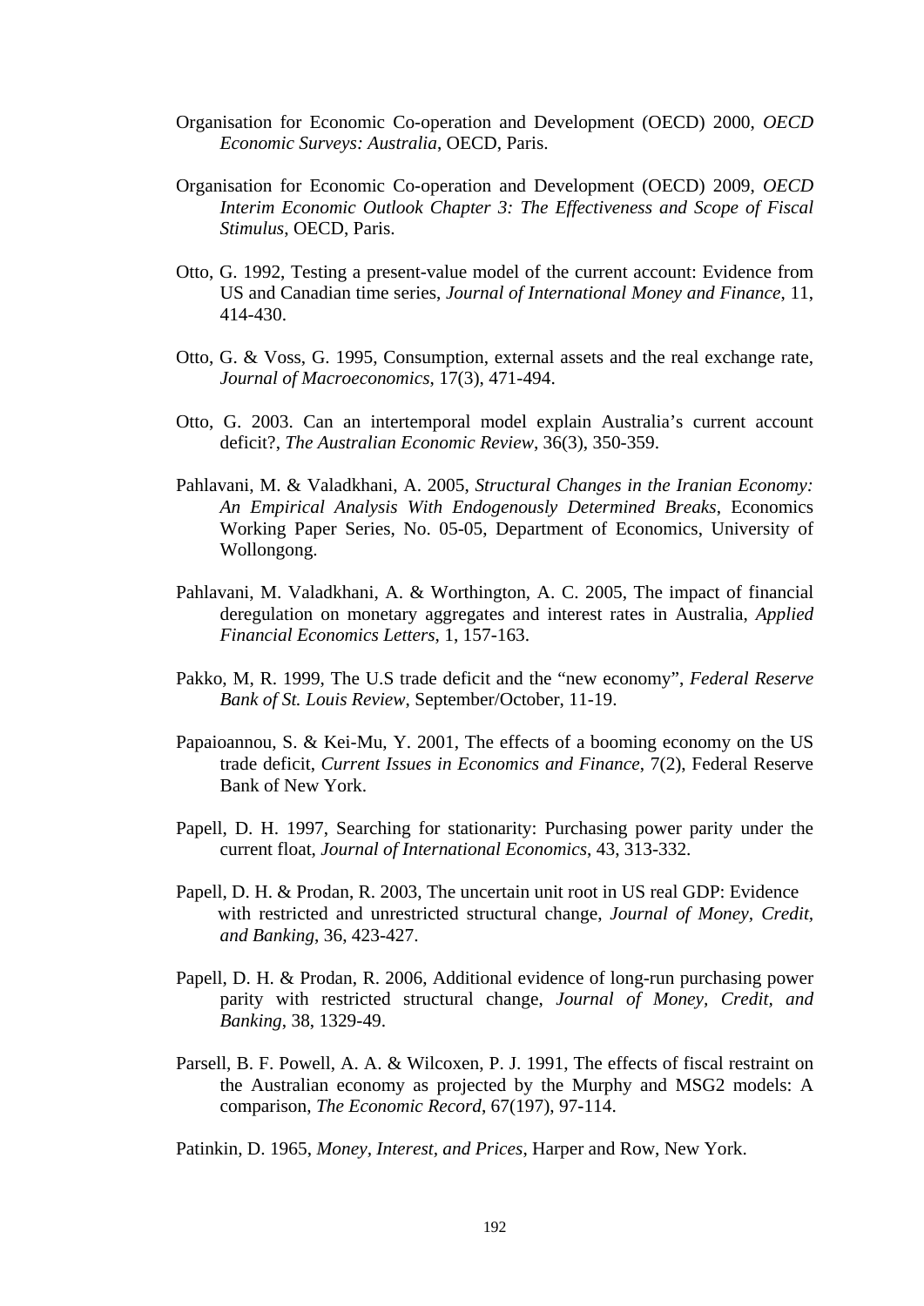Organisation for Economic Co-operation and Development (OECD) 2000, *OECD Economic Surveys: Australia*, OECD, Paris.

Organisation for Economic Co-operation and Development (OECD) 2009, *OECD Interim Economic Outlook Chapter 3: The Effectiveness and Scope of Fiscal Stimulus*, OECD, Paris.

Otto, G. 1992, Testing a present-value model of the current account: Evidence from US and Canadian time series, *Journal of International Money and Finance*, 11, 414-430.

Otto, G. & Voss, G. 1995, Consumption, external assets and the real exchange rate, *Journal of Macroeconomics*, 17(3), 471-494.

Otto, G. 2003. Can an intertemporal model explain Australia's current account deficit?, *The Australian Economic Review*, 36(3), 350-359.

Pahlavani, M. & Valadkhani, A. 2005, *Structural Changes in the Iranian Economy: An Empirical Analysis With Endogenously Determined Breaks*, Economics Working Paper Series, No. 05-05, Department of Economics, University of Wollongong.

Pahlavani, M. Valadkhani, A. & Worthington, A. C. 2005, The impact of financial deregulation on monetary aggregates and interest rates in Australia, *Applied Financial Economics Letters*, 1, 157-163.

Pakko, M, R. 1999, The U.S trade deficit and the "new economy", *Federal Reserve Bank of St. Louis Review*, September/October, 11-19.

Papaioannou, S. & Kei-Mu, Y. 2001, The effects of a booming economy on the US trade deficit, *Current Issues in Economics and Finance*, 7(2), Federal Reserve Bank of New York.

Papell, D. H. 1997, Searching for stationarity: Purchasing power parity under the current float, *Journal of International Economics*, 43, 313-332.

Papell, D. H. & Prodan, R. 2003, The uncertain unit root in US real GDP: Evidence with restricted and unrestricted structural change, *Journal of Money, Credit, and Banking*, 36, 423-427.

Papell, D. H. & Prodan, R. 2006, Additional evidence of long-run purchasing power parity with restricted structural change, *Journal of Money, Credit, and Banking*, 38, 1329-49.

Parsell, B. F. Powell, A. A. & Wilcoxen, P. J. 1991, The effects of fiscal restraint on the Australian economy as projected by the Murphy and MSG2 models: A comparison, *The Economic Record*, 67(197), 97-114.

Patinkin, D. 1965, *Money, Interest, and Prices*, Harper and Row, New York.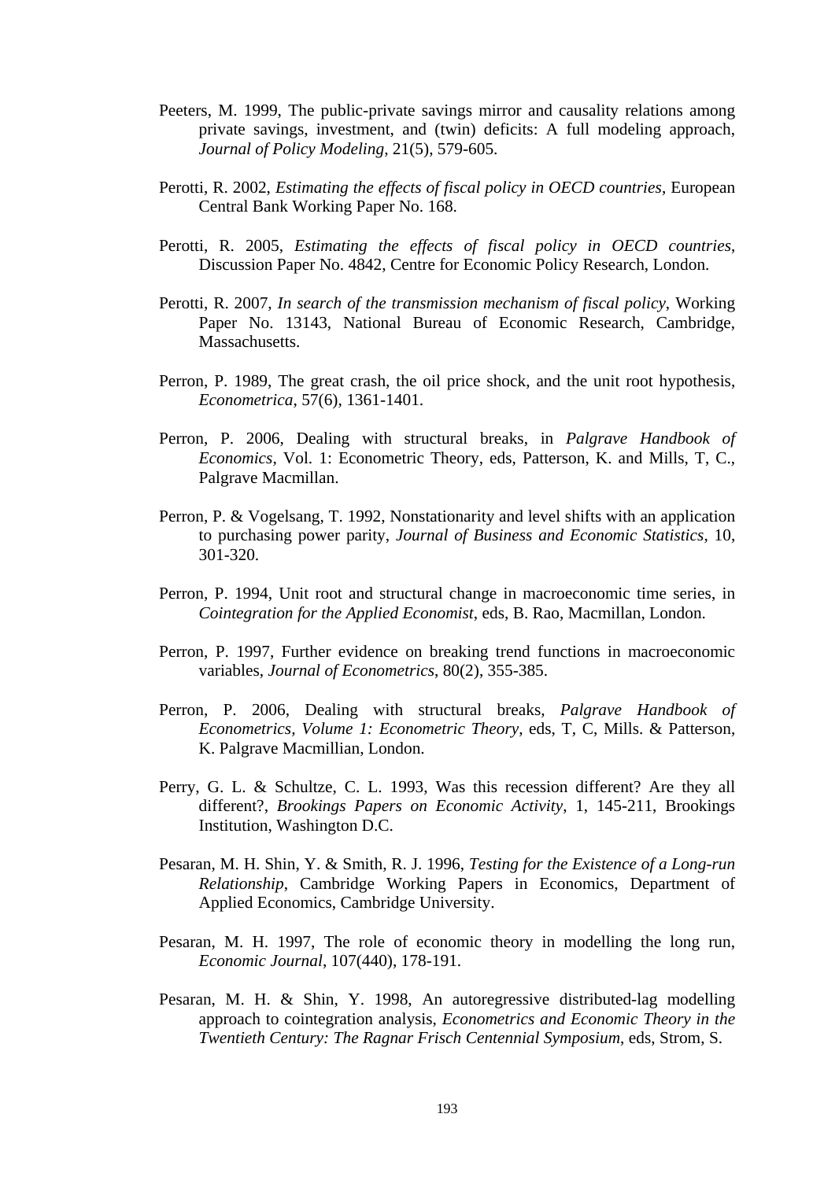Peeters, M. 1999, The public-private savings mirror and causality relations among private savings, investment, and (twin) deficits: A full modeling approach, *Journal of Policy Modeling*, 21(5), 579-605.

Perotti, R. 2002, *Estimating the effects of fiscal policy in OECD countries*, European Central Bank Working Paper No. 168.

Perotti, R. 2005, *Estimating the effects of fiscal policy in OECD countries*, Discussion Paper No. 4842, Centre for Economic Policy Research, London.

Perotti, R. 2007, *In search of the transmission mechanism of fiscal policy*, Working Paper No. 13143, National Bureau of Economic Research, Cambridge, Massachusetts.

Perron, P. 1989, The great crash, the oil price shock, and the unit root hypothesis, *Econometrica*, 57(6), 1361-1401.

Perron, P. 2006, Dealing with structural breaks, in *Palgrave Handbook of Economics*, Vol. 1: Econometric Theory, eds, Patterson, K. and Mills, T, C., Palgrave Macmillan.

Perron, P. & Vogelsang, T. 1992, Nonstationarity and level shifts with an application to purchasing power parity, *Journal of Business and Economic Statistics*, 10, 301-320.

Perron, P. 1994, Unit root and structural change in macroeconomic time series, in *Cointegration for the Applied Economist*, eds, B. Rao, Macmillan, London.

Perron, P. 1997, Further evidence on breaking trend functions in macroeconomic variables, *Journal of Econometrics*, 80(2), 355-385.

Perron, P. 2006, Dealing with structural breaks, *Palgrave Handbook of Econometrics, Volume 1: Econometric Theory*, eds, T, C, Mills. & Patterson, K. Palgrave Macmillian, London.

Perry, G. L. & Schultze, C. L. 1993, Was this recession different? Are they all different?, *Brookings Papers on Economic Activity*, 1, 145-211, Brookings Institution, Washington D.C.

Pesaran, M. H. Shin, Y. & Smith, R. J. 1996, *Testing for the Existence of a Long-run Relationship*, Cambridge Working Papers in Economics, Department of Applied Economics, Cambridge University.

Pesaran, M. H. 1997, The role of economic theory in modelling the long run, *Economic Journal*, 107(440), 178-191.

Pesaran, M. H. & Shin, Y. 1998, An autoregressive distributed-lag modelling approach to cointegration analysis, *Econometrics and Economic Theory in the Twentieth Century: The Ragnar Frisch Centennial Symposium*, eds, Strom, S.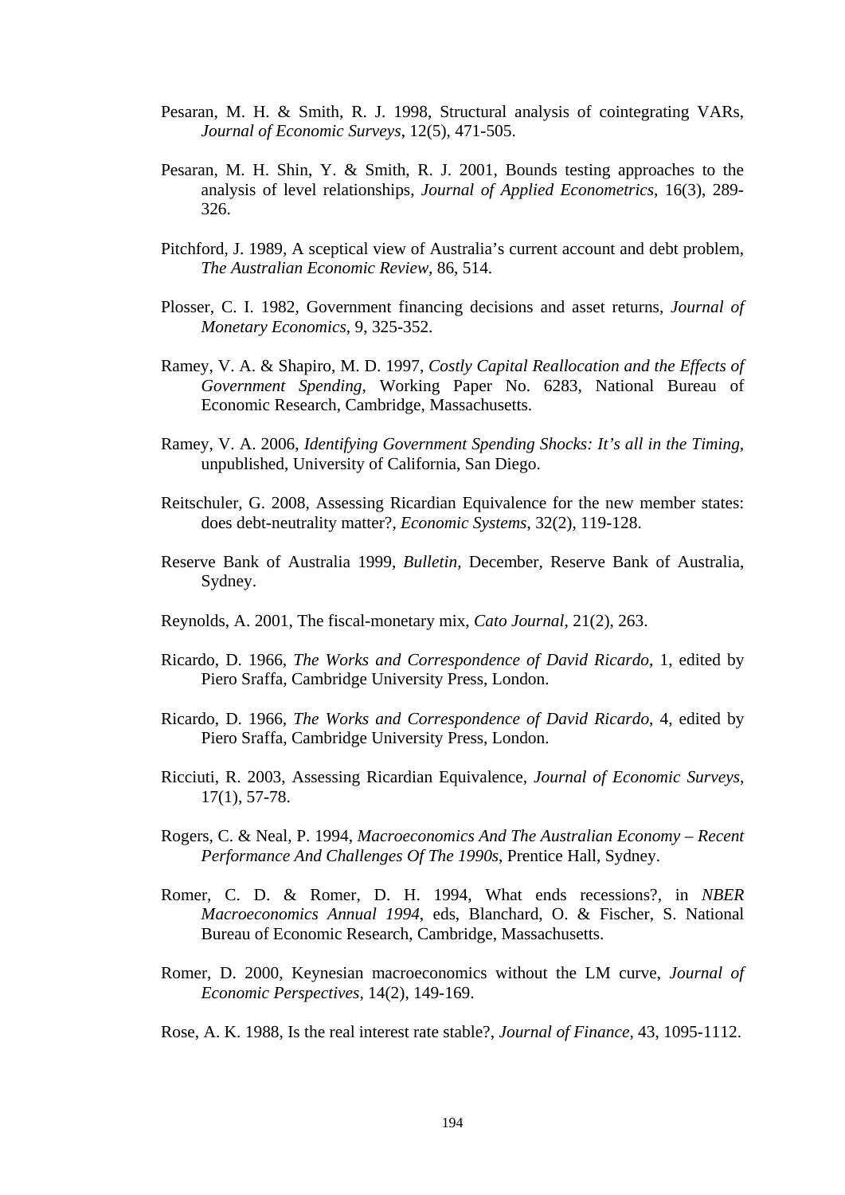Pesaran, M. H. & Smith, R. J. 1998, Structural analysis of cointegrating VARs, *Journal of Economic Surveys*, 12(5), 471-505.

Pesaran, M. H. Shin, Y. & Smith, R. J. 2001, Bounds testing approaches to the analysis of level relationships, *Journal of Applied Econometrics*, 16(3), 289-326.

Pitchford, J. 1989, A sceptical view of Australia's current account and debt problem, *The Australian Economic Review*, 86, 514.

Plosser, C. I. 1982, Government financing decisions and asset returns, *Journal of Monetary Economics*, 9, 325-352.

Ramey, V. A. & Shapiro, M. D. 1997, *Costly Capital Reallocation and the Effects of Government Spending*, Working Paper No. 6283, National Bureau of Economic Research, Cambridge, Massachusetts.

Ramey, V. A. 2006, *Identifying Government Spending Shocks: It's all in the Timing*, unpublished, University of California, San Diego.

Reitschuler, G. 2008, Assessing Ricardian Equivalence for the new member states: does debt-neutrality matter?, *Economic Systems*, 32(2), 119-128.

Reserve Bank of Australia 1999, *Bulletin*, December, Reserve Bank of Australia, Sydney.

Reynolds, A. 2001, The fiscal-monetary mix, *Cato Journal*, 21(2), 263.

Ricardo, D. 1966, *The Works and Correspondence of David Ricardo*, 1, edited by Piero Sraffa, Cambridge University Press, London.

Ricardo, D. 1966, *The Works and Correspondence of David Ricardo*, 4, edited by Piero Sraffa, Cambridge University Press, London.

Ricciuti, R. 2003, Assessing Ricardian Equivalence, *Journal of Economic Surveys*, 17(1), 57-78.

Rogers, C. & Neal, P. 1994, *Macroeconomics And The Australian Economy – Recent Performance And Challenges Of The 1990s*, Prentice Hall, Sydney.

Romer, C. D. & Romer, D. H. 1994, What ends recessions?, in *NBER Macroeconomics Annual 1994*, eds, Blanchard, O. & Fischer, S. National Bureau of Economic Research, Cambridge, Massachusetts.

Romer, D. 2000, Keynesian macroeconomics without the LM curve, *Journal of Economic Perspectives*, 14(2), 149-169.

Rose, A. K. 1988, Is the real interest rate stable?, *Journal of Finance*, 43, 1095-1112.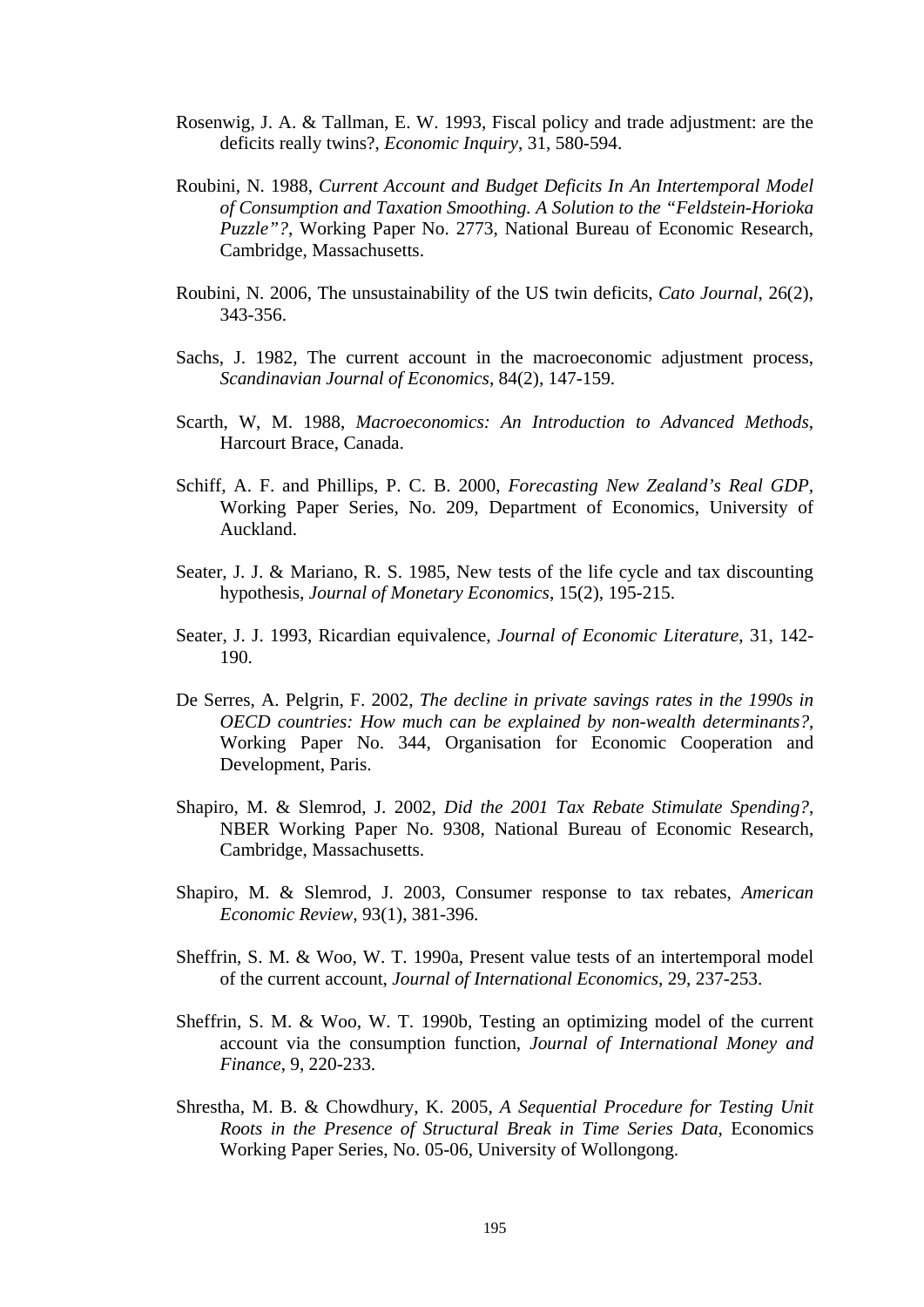Rosenwig, J. A. & Tallman, E. W. 1993, Fiscal policy and trade adjustment: are the deficits really twins?, *Economic Inquiry*, 31, 580-594.

Roubini, N. 1988, *Current Account and Budget Deficits In An Intertemporal Model of Consumption and Taxation Smoothing. A Solution to the "Feldstein-Horioka Puzzle"?*, Working Paper No. 2773, National Bureau of Economic Research, Cambridge, Massachusetts.

Roubini, N. 2006, The unsustainability of the US twin deficits, *Cato Journal*, 26(2), 343-356.

Sachs, J. 1982, The current account in the macroeconomic adjustment process, *Scandinavian Journal of Economics*, 84(2), 147-159.

Scarth, W, M. 1988, *Macroeconomics: An Introduction to Advanced Methods*, Harcourt Brace, Canada.

Schiff, A. F. and Phillips, P. C. B. 2000, *Forecasting New Zealand's Real GDP*, Working Paper Series, No. 209, Department of Economics, University of Auckland.

Seater, J. J. & Mariano, R. S. 1985, New tests of the life cycle and tax discounting hypothesis, *Journal of Monetary Economics*, 15(2), 195-215.

Seater, J. J. 1993, Ricardian equivalence, *Journal of Economic Literature*, 31, 142-190.

De Serres, A. Pelgrin, F. 2002, *The decline in private savings rates in the 1990s in OECD countries: How much can be explained by non-wealth determinants?*, Working Paper No. 344, Organisation for Economic Cooperation and Development, Paris.

Shapiro, M. & Slemrod, J. 2002, *Did the 2001 Tax Rebate Stimulate Spending?*, NBER Working Paper No. 9308, National Bureau of Economic Research, Cambridge, Massachusetts.

Shapiro, M. & Slemrod, J. 2003, Consumer response to tax rebates, *American Economic Review*, 93(1), 381-396.

Sheffrin, S. M. & Woo, W. T. 1990a, Present value tests of an intertemporal model of the current account, *Journal of International Economics*, 29, 237-253.

Sheffrin, S. M. & Woo, W. T. 1990b, Testing an optimizing model of the current account via the consumption function, *Journal of International Money and Finance*, 9, 220-233.

Shrestha, M. B. & Chowdhury, K. 2005, *A Sequential Procedure for Testing Unit Roots in the Presence of Structural Break in Time Series Data*, Economics Working Paper Series, No. 05-06, University of Wollongong.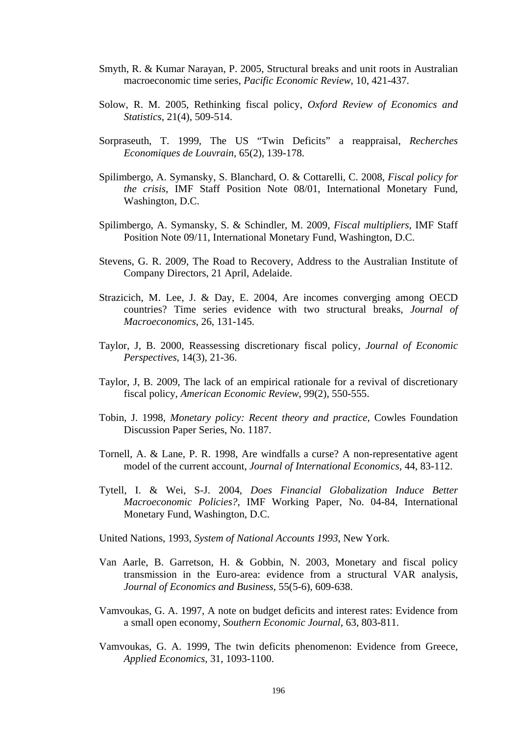Smyth, R. & Kumar Narayan, P. 2005, Structural breaks and unit roots in Australian macroeconomic time series, *Pacific Economic Review*, 10, 421-437.

Solow, R. M. 2005, Rethinking fiscal policy, *Oxford Review of Economics and Statistics*, 21(4), 509-514.

Sorpraseuth, T. 1999, The US "Twin Deficits" a reappraisal, *Recherches Economiques de Louvrain*, 65(2), 139-178.

Spilimbergo, A. Symansky, S. Blanchard, O. & Cottarelli, C. 2008, *Fiscal policy for the crisis*, IMF Staff Position Note 08/01, International Monetary Fund, Washington, D.C.

Spilimbergo, A. Symansky, S. & Schindler, M. 2009, *Fiscal multipliers*, IMF Staff Position Note 09/11, International Monetary Fund, Washington, D.C.

Stevens, G. R. 2009, The Road to Recovery, Address to the Australian Institute of Company Directors, 21 April, Adelaide.

Strazicich, M. Lee, J. & Day, E. 2004, Are incomes converging among OECD countries? Time series evidence with two structural breaks, *Journal of Macroeconomics*, 26, 131-145.

Taylor, J, B. 2000, Reassessing discretionary fiscal policy, *Journal of Economic Perspectives*, 14(3), 21-36.

Taylor, J, B. 2009, The lack of an empirical rationale for a revival of discretionary fiscal policy, *American Economic Review*, 99(2), 550-555.

Tobin, J. 1998, *Monetary policy: Recent theory and practice*, Cowles Foundation Discussion Paper Series, No. 1187.

Tornell, A. & Lane, P. R. 1998, Are windfalls a curse? A non-representative agent model of the current account, *Journal of International Economics*, 44, 83-112.

Tytell, I. & Wei, S-J. 2004, *Does Financial Globalization Induce Better Macroeconomic Policies?*, IMF Working Paper, No. 04-84, International Monetary Fund, Washington, D.C.

United Nations, 1993, *System of National Accounts 1993*, New York.

Van Aarle, B. Garretson, H. & Gobbin, N. 2003, Monetary and fiscal policy transmission in the Euro-area: evidence from a structural VAR analysis, *Journal of Economics and Business*, 55(5-6), 609-638.

Vamvoukas, G. A. 1997, A note on budget deficits and interest rates: Evidence from a small open economy, *Southern Economic Journal*, 63, 803-811.

Vamvoukas, G. A. 1999, The twin deficits phenomenon: Evidence from Greece, *Applied Economics*, 31, 1093-1100.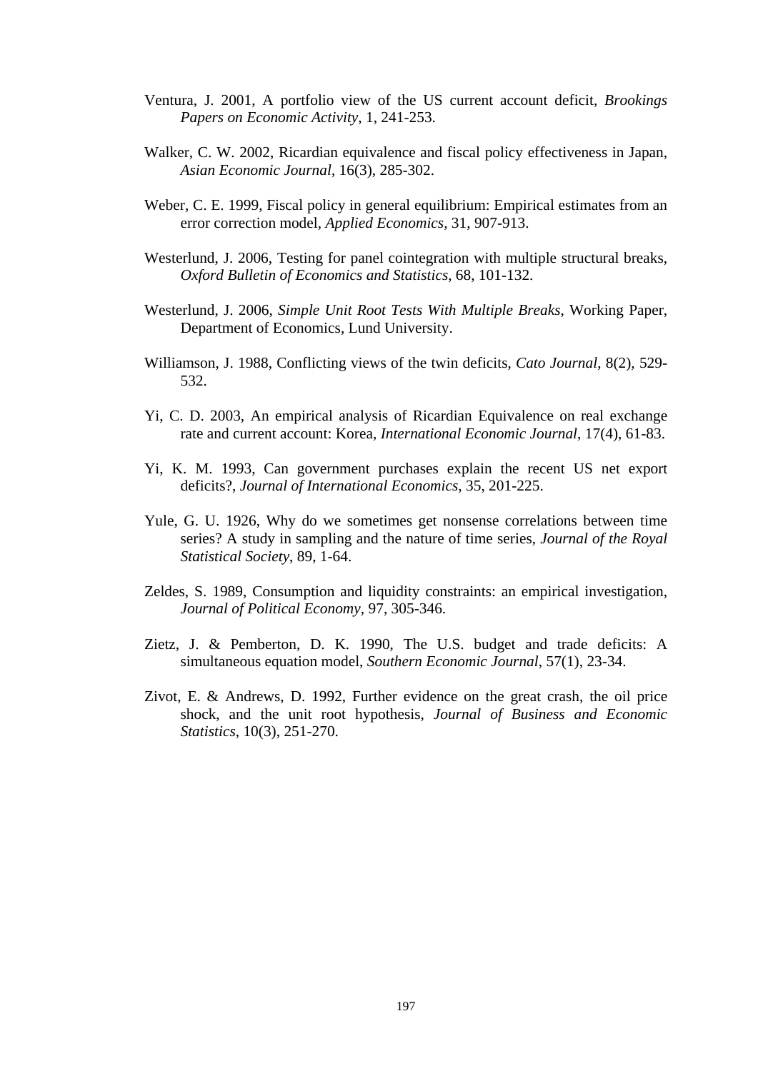Ventura, J. 2001, A portfolio view of the US current account deficit, *Brookings Papers on Economic Activity*, 1, 241-253.

Walker, C. W. 2002, Ricardian equivalence and fiscal policy effectiveness in Japan, *Asian Economic Journal*, 16(3), 285-302.

Weber, C. E. 1999, Fiscal policy in general equilibrium: Empirical estimates from an error correction model, *Applied Economics*, 31, 907-913.

Westerlund, J. 2006, Testing for panel cointegration with multiple structural breaks, *Oxford Bulletin of Economics and Statistics*, 68, 101-132.

Westerlund, J. 2006, *Simple Unit Root Tests With Multiple Breaks*, Working Paper, Department of Economics, Lund University.

Williamson, J. 1988, Conflicting views of the twin deficits, *Cato Journal*, 8(2), 529-532.

Yi, C. D. 2003, An empirical analysis of Ricardian Equivalence on real exchange rate and current account: Korea, *International Economic Journal*, 17(4), 61-83.

Yi, K. M. 1993, Can government purchases explain the recent US net export deficits?, *Journal of International Economics*, 35, 201-225.

Yule, G. U. 1926, Why do we sometimes get nonsense correlations between time series? A study in sampling and the nature of time series, *Journal of the Royal Statistical Society*, 89, 1-64.

Zeldes, S. 1989, Consumption and liquidity constraints: an empirical investigation, *Journal of Political Economy*, 97, 305-346.

Zietz, J. & Pemberton, D. K. 1990, The U.S. budget and trade deficits: A simultaneous equation model, *Southern Economic Journal*, 57(1), 23-34.

Zivot, E. & Andrews, D. 1992, Further evidence on the great crash, the oil price shock, and the unit root hypothesis, *Journal of Business and Economic Statistics*, 10(3), 251-270.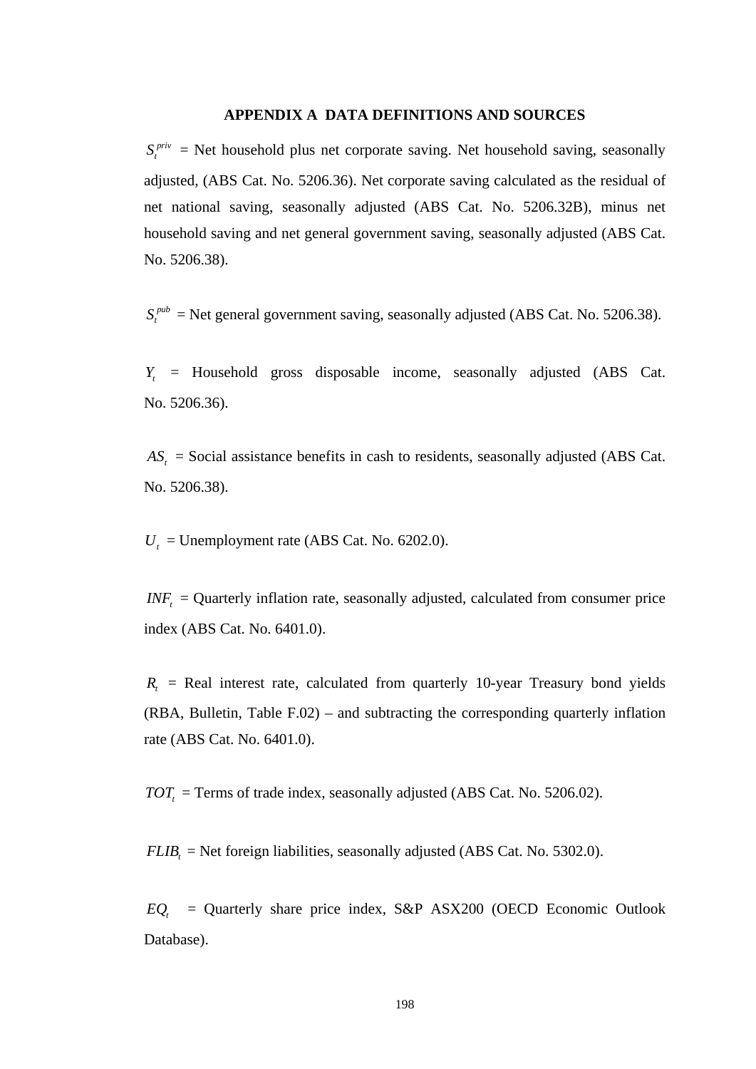# APPENDIX A DATA DEFINITIONS AND SOURCES

$S_t^{priv}$ = Net household plus net corporate saving. Net household saving, seasonally adjusted, (ABS Cat. No. 5206.36). Net corporate saving calculated as the residual of net national saving, seasonally adjusted (ABS Cat. No. 5206.32B), minus net household saving and net general government saving, seasonally adjusted (ABS Cat. No. 5206.38).

$S_t^{pub}$ = Net general government saving, seasonally adjusted (ABS Cat. No. 5206.38).

$Y_t$ = Household gross disposable income, seasonally adjusted (ABS Cat. No. 5206.36).

$AS_t$ = Social assistance benefits in cash to residents, seasonally adjusted (ABS Cat. No. 5206.38).

$U_t$ = Unemployment rate (ABS Cat. No. 6202.0).

$INF_t$ = Quarterly inflation rate, seasonally adjusted, calculated from consumer price index (ABS Cat. No. 6401.0).

$R_t$ = Real interest rate, calculated from quarterly 10-year Treasury bond yields (RBA, Bulletin, Table F.02) – and subtracting the corresponding quarterly inflation rate (ABS Cat. No. 6401.0).

$TOT_t$ = Terms of trade index, seasonally adjusted (ABS Cat. No. 5206.02).

$FLIB_t$ = Net foreign liabilities, seasonally adjusted (ABS Cat. No. 5302.0).

$EQ_t$ = Quarterly share price index, S&P ASX200 (OECD Economic Outlook Database).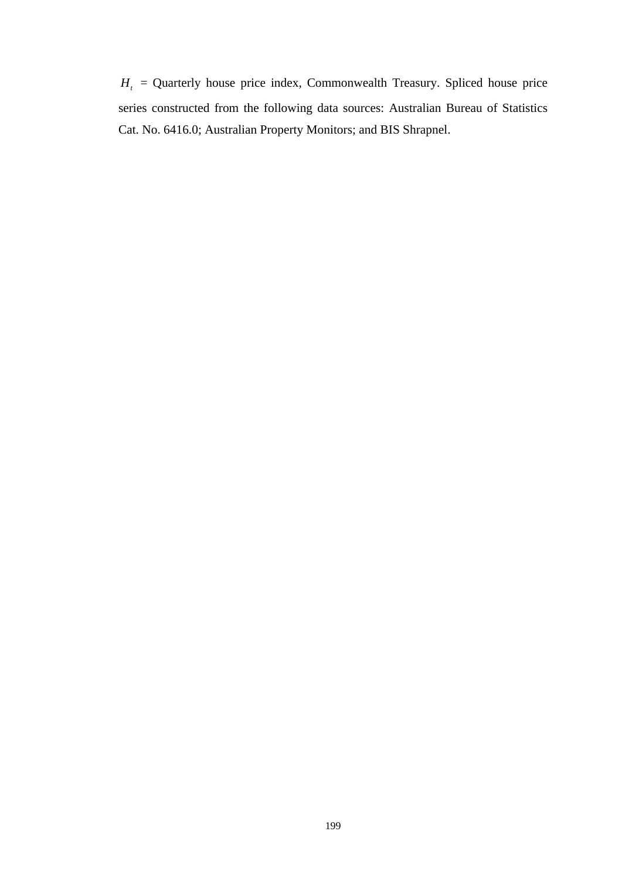$H_t$ = Quarterly house price index, Commonwealth Treasury. Spliced house price series constructed from the following data sources: Australian Bureau of Statistics Cat. No. 6416.0; Australian Property Monitors; and BIS Shrapnel.